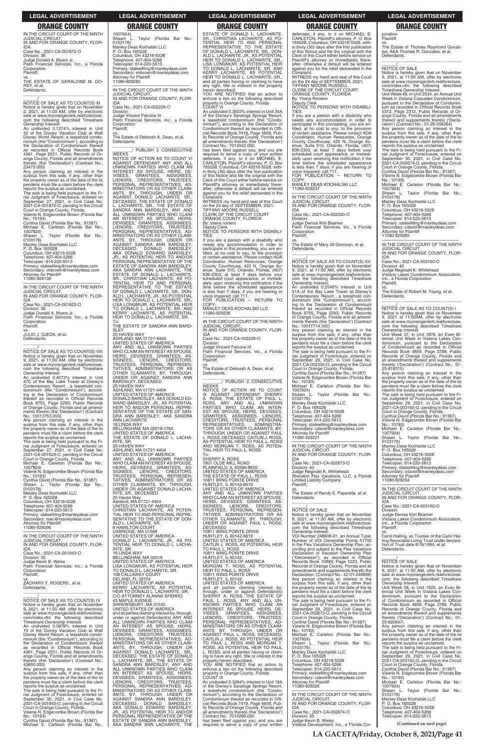## ORANGE COUNTY

IN THE CIRCUIT COURT OF THE NINTH JUDICIAL CIRCUIT, IN AND FOR ORANGE COUNTY, FLORIDA
Case No.: 2021-CA-001872-O
Division: 36
Judge Donald A. Myers Jr.
Palm Financial Services, Inc., a Florida Corporation
Plaintiff,
vs.
THE ESTATE OF GERALDINE M. DOREY, et al.
Defendants.
______________/

NOTICE OF SALE AS TO COUNT(S) XI

Notice is hereby given that on November 2, 2021, at 11:00 AM, offer by electronic sale at www.myorangeclerk.realforeclose.com the following described Timeshare Ownership Interest:

An undivided 0.1374% interest in Unit 42 of the Disney Vacation Club at Walt Disney World Resort, a leasehold condominium (the "Condominium"), according to the Declaration of Condominium thereof as recorded in Official Records Book 4361, Page 2551, Public Records of Orange County, Florida and all amendments thereto (the 'Declaration') (Contract No.: 23473.000)

Any person claiming an interest in the surplus from this sale, if any, other than the property owner as of the date of the lis pendens must file a claim before the clerk reports the surplus as unclaimed.

The sale is being held pursuant to the Final Judgment of Foreclosure, entered on September 27, 2021, in Civil Case No. 2021-CA-001872-O, pending in the Circuit Court in Orange County, Florida.

Valerie N. Edgecombe Brown (Florida Bar No.: 10193)
Cynthia David (Florida Bar No.: 91387)
Michael E. Carleton (Florida Bar No.: 1007924)
Shawn L. Taylor (Florida Bar No.: 0103176)
Manley Deas Kochalski LLC
P. O. Box 165028
Columbus, OH 43216-5028
Telephone: 407-404-5266
Telecopier: 614-220-5613
Primary: stateefiling@manleydeas.com
Secondary: vnbrown@manleydeas.com
Attorney for Plaintiff
11080-929139

---

IN THE CIRCUIT COURT OF THE NINTH JUDICIAL CIRCUIT, IN AND FOR ORANGE COUNTY, FLORIDA
Case No.: 2021-CA-001923-O
Division: 36
Judge Donald A. Myers Jr.
Palm Financial Services, Inc., a Florida Corporation
Plaintiff,
vs.
JULIO J. OJEDA, et al.
Defendants.
______________/

NOTICE OF SALE AS TO COUNT(S) VIII

Notice is hereby given that on November 9, 2021, at 11:00 AM, offer by electronic sale at www.myorangeclerk.realforeclose.com the following described Timeshare Ownership Interest:

An undivided 0.4073% interest in Unit 47C of the Bay Lake Tower at Disney's Contemporary Resort, a leasehold condominium (the "Condominium"), according to the Declaration of Condominium thereof as recorded in Official Records Book 9755, Page 2293, Public Records of Orange County, Florida and all amendments thereto (the 'Declaration') (Contract No.: 10013763.000)

Any person claiming an interest in the surplus from this sale, if any, other than the property owner as of the date of the lis pendens must file a claim before the clerk reports the surplus as unclaimed.

The sale is being held pursuant to the Final Judgment of Foreclosure, entered on September 27, 2021, in Civil Case No. 2021-CA-001923-O, pending in the Circuit Court in Orange County, Florida.

Michael E. Carleton (Florida Bar No.: 1007924)
Valerie N. Edgecombe Brown (Florida Bar No.: 10193)
Cynthia David (Florida Bar No.: 91387)
Shawn L. Taylor (Florida Bar No.: 0103176)
Manley Deas Kochalski LLC
P. O. Box 165028
Columbus, OH 43216-5028
Telephone: 407-404-5266
Telecopier: 614-220-5613
Primary: stateefiling@manleydeas.com
Secondary: mec@manleydeas.com
Attorney for Plaintiff
11080-929096

---

IN THE CIRCUIT COURT OF THE NINTH JUDICIAL CIRCUIT, IN AND FOR ORANGE COUNTY, FLORIDA
Case No.: 2021-CA-001943-O
Division: 35
Judge Kevin B. Weiss
Palm Financial Services, Inc., a Florida Corporation
Plaintiff,
vs.
ZACHARY T. ROGERS, et al.
Defendants.
______________/

NOTICE OF SALE AS TO COUNT(S) IV

Notice is hereby given that on November 9, 2021, at 11:00 AM, offer by electronic sale at www.myorangeclerk.realforeclose.com/index.cfm the following described Timeshare Ownership Interest:

An undivided 0.0879% interest in Unit 13 of the Disney Vacation Club at Walt Disney World Resort, a leasehold condominium (the "Condominium"), according to the Declaration of Condominium thereof as recorded in Official Records Book 4361, Page 2551, Public Records of Orange County, Florida and all amendments thereto (the 'Declaration') (Contract No.: 43850.000)

Any person claiming an interest in the surplus from this sale, if any, other than the property owner as of the date of the lis pendens must file a claim before the clerk reports the surplus as unclaimed.

The sale is being held pursuant to the Final Judgment of Foreclosure, entered on September 30, 2021, in Civil Case No. 2021-CA-001943-O, pending in the Circuit Court in Orange County, Florida.

Valerie N. Edgecombe Brown (Florida Bar No.: 10193)
Cynthia David (Florida Bar No.: 91387)
Michael E. Carleton (Florida Bar No.: 1007924)
Shawn L. Taylor (Florida Bar No.: 0103176)
Manley Deas Kochalski LLC
P. O. Box 165028
Columbus, OH 43216-5028
Telephone: 407-404-5266
Telecopier: 614-220-5613
Primary: stateefiling@manleydeas.com
Secondary: vnbrown@manleydeas.com
Attorney for Plaintiff
11080-929283

---

IN THE CIRCUIT COURT OF THE NINTH JUDICIAL CIRCUIT, IN AND FOR ORANGE COUNTY, FLORIDA
Case No.: 2021-CA-002226-O
Division:
Judge Vincent Falcone III
Palm Financial Services, Inc., a Florida Corporation
Plaintiff,
vs.
The Estate of Deborah A. Dean, et al.
Defendants.
______________/ PUBLISH 2 CONSECUTIVE WEEKS

NOTICE OF ACTION AS TO COUNT VI AGAINST DEFENDANT ANY AND ALL UNKNOWN PARTIES WHO CLAIM AN INTEREST AS SPOUSE, HEIRS, DEVISEES, GRANTEES, ASSIGNEES, LIENORS, CREDITORS, TRUSTEES, PERSONAL REPRESENTATIVES, ADMINISTRATORS OR AS OTHER CLAIMANTS, BY, THROUGH, UNDER OR AGAINST DONALD LACHARITE, SR., DECEASED, THE ESTATE OF DONALD L. LACHARITE, SR., THE ESTATE OF SANDRA ANN BARDSLEY, ANY AND ALL UNKNOWN PARTIES WHO CLAIM AN INTEREST AS SPOUSE, HEIRS, DEVISEES, GRANTEES, ASSIGNEES, LIENORS, CREDITORS, TRUSTEES, PERSONAL REPRESENTATIVES, ADMINISTRATORS OR AS OTHER CLAIMANTS, BY, THROUGH, UNDER OR AGAINST SANDRA ANN BARDSLEY, DECEASED, DONALD BARDSLEY, AKA DONALD EDWARD BARDSLEY, JR., AS POTENTIAL HEIR TO AND/OR PERSONAL REPRESENTATIVE OF THE ESTATE OF SANDRA ANN BARDSLEY, AKA SANDRA ANN LACHARITE, THE ESTATE OF DONALD L. LACHARITE, SR., CHRISTIAN LACHARITE, AS POTENTIAL HEIR TO AND PERSONAL REPRESENTATIVE TO THE ESTATE OF DONALD L. LACHARITE, SR., DONALD L. LACHARITE, JR., AS POTENTIAL HEIR TO DONALD L. LACHARITE, SR., LISA LONGMUIR, AS POTENTIAL HEIR TO DONALD L. LACHARITE, SR. AND KERRY LACHARITE, AS POTENTIAL HEIR TO DONALD L. LACHARITE, SR.

To:
THE ESTATE OF SANDRA ANN BARDSLEY
25 HAVEN WAY
ASHLAND, MA 01721-4404
UNITED STATES OF AMERICA
ANY AND ALL UNKNOWN PARTIES WHO CLAIM AN INTEREST AS SPOUSE, HEIRS, DEVISEES, GRANTEES, ASSIGNEES, LIENORS, CREDITORS, TRUSTEES, PERSONAL REPRESENTATIVES, ADMINISTRATORS OR AS OTHER CLAIMANTS, BY, THROUGH, UNDER OR AGAINST SANDRA ANN BARDSLEY, DECEASED
25 HAVEN WAY
ASHLAND, MA 01721-4404
UNITED STATES OF AMERICA
DONALD BARDSLEY, AKA DONALD EDWARD BARDSLEY, JR., AS POTENTIAL HEIR TO AND/OR PERSONAL REPRESENTATIVE OF THE ESTATE OF SANDRA ANN BARDSLEY, AKA SANDRA ANN LACHARITE
18 LINDA WAY
BELLINGHAM, MA 02019-1764
UNITED STATES OF AMERICA
THE ESTATE OF DONALD L. LACHARITE, SR.
25 HAVEN WAY
ASHLAND, MA 01721-4404
UNITED STATES OF AMERICA
ANY AND ALL UNKNOWN PARTIES WHO CLAIM AN INTEREST AS SPOUSE, HEIRS, DEVISEES, GRANTEES, ASSIGNEES, LIENORS, CREDITORS, TRUSTEES, PERSONAL REPRESENTATIVES, ADMINISTRATORS OR AS OTHER CLAIMANTS, BY, THROUGH, UNDER OR AGAINST DONALD LACHARITE, SR., DECEASED
25 Haven Way
Ashland, MA 01721-4404
UNITED STATES OF AMERICA
CHRISTIAN LACHARITE, AS POTENTIAL HEIR TO AND PERSONAL REPRESENTATIVE TO THE ESTATE OF DONALD L. LACHARITE, SR.
6 HAMILTON COURT
UXBRIDGE, MA 01569
UNITED STATES OF AMERICA
DONALD L. LACHARITE, JR., AS POTENTIAL HEIR TO DONALD L. LACHARITE, SR.
18 LINDA WAY
BELLINGHAM, MA 02019
UNITED STATES OF AMERICA
LISA LONGMUIR, AS POTENTIAL HEIR TO DONALD L. LACHARITE, SR.
108 CALLAWAY COURT
DELAND, FL 32724
UNITED STATES OF AMERICA
KERRY LACHARITE, AS POTENTIAL HEIR TO DONALD L. LACHARITE, SR.
C/O ATTORNEY ALANNA SPERRO
43 MAPLE AVENUE
SHREWSBURY, MA 01545
UNITED STATES OF AMERICA
and all parties claiming interest by, through, under or against Defendant(s) ANY AND ALL UNKNOWN PARTIES WHO CLAIM AN INTEREST AS SPOUSE, HEIRS, DEVISEES, GRANTEES, ASSIGNEES, LIENORS, CREDITORS, TRUSTEES, PERSONAL REPRESENTATIVES, ADMINISTRATORS OR AS OTHER CLAIMANTS, BY, THROUGH, UNDER OR AGAINST DONALD LACHARITE, SR., DECEASED, THE ESTATE OF DONALD L. LACHARITE, SR., THE ESTATE OF SANDRA ANN BARDSLEY, ANY AND ALL UNKNOWN PARTIES WHO CLAIM AN INTEREST AS SPOUSE, HEIRS, DEVISEES, GRANTEES, ASSIGNEES, LIENORS, CREDITORS, TRUSTEES, PERSONAL REPRESENTATIVES, ADMINISTRATORS OR AS OTHER CLAIMANTS, BY, THROUGH, UNDER OR AGAINST SANDRA ANN BARDSLEY, DECEASED, DONALD BARDSLEY, AKA DONALD EDWARD BARDSLEY, JR., AS POTENTIAL HEIR TO AND/OR PERSONAL REPRESENTATIVE OF THE ESTATE OF SANDRA ANN BARDSLEY, AKA SANDRA ANN LACHARITE, THE ESTATE OF DONALD L. LACHARITE, SR., CHRISTIAN LACHARITE, AS POTENTIAL HEIR TO AND PERSONAL REPRESENTATIVE TO THE ESTATE OF DONALD L. LACHARITE, SR., DONALD L. LACHARITE, JR., AS POTENTIAL HEIR TO DONALD L. LACHARITE, SR., LISA LONGMUIR, AS POTENTIAL HEIR TO DONALD L. LACHARITE, SR. AND KERRY LACHARITE, AS POTENTIAL HEIR TO DONALD L. LACHARITE, SR., and all parties having or claiming to have any right, title or interest in the property herein described;

YOU ARE NOTIFIED that an action to enforce a lien on the following described property in Orange County, Florida:

COUNT VI

An undivided 0.3503% interest in Unit 34A of the Disney's Saratoga Springs Resort, a leasehold condominium (the "Condominium"), according to the Declaration of Condominium thereof as recorded in Official Records Book 7419, Page 4659, Public Records of Orange County, Florida and all amendments thereto (the 'Declaration') Contract No.: 7014542.000

has been filed against you; and you are required to serve a copy of your written defenses, if any, to it on MICHAEL E. CARLETON, Plaintiff's attorney, P. O. Box 165028, Columbus, OH 43216-5028, within thirty (30) days after the first publication of this Notice and file the original with the Clerk of this Court either before service on Plaintiff's attorney or immediately thereafter; otherwise a default will be entered against you for the relief demanded in the Complaint.

WITNESS my hand and seal of this Court on the 24 day of SEPTEMBER, 2021.
TIFFANY MOORE RUSSELL
CLERK OF THE CIRCUIT COURT
ORANGE COUNTY, FLORIDA
By: yliana romero
Deputy Clerk

NOTICE TO PERSONS WITH DISABILITIES

If you are a person with a disability who needs any accommodation in order to participate in this proceeding, you are entitled, at no cost to you, to the provision of certain assistance. Please contact ADA Coordinator, Human Resources, Orange County Courthouse, 425 N. Orange Avenue, Suite 510, Orlando, Florida, (407) 836-2303, at least 7 days before your scheduled court appearance, or immediately upon receiving this notification if the time before the scheduled appearance is less than 7 days; if you are hearing or voice impaired, call 711.

FOR PUBLICATION – RETURN TO COPY:
MANLEY DEAS KOCHALSKI LLC
11080-929236

---

IN THE CIRCUIT COURT OF THE NINTH JUDICIAL CIRCUIT, IN AND FOR ORANGE COUNTY, FLORIDA
Case No.: 2021-CA-002226-O
Division:
Judge Vincent Falcone III
Palm Financial Services, Inc., a Florida Corporation
Plaintiff,
vs.
The Estate of Deborah A. Dean, et al.
Defendants.
______________/ PUBLISH 2 CONSECUTIVE WEEKS

NOTICE OF ACTION AS TO COUNT IX AGAINST DEFENDANT SHERRY A. ROSS, THE ESTATE OF PAUL L. ROSS, ANY AND ALL UNKNOWN PARTIES WHO CLAIM AN INTEREST AS SPOUSE, HEIRS, DEVISEES, GRANTEES, ASSIGNEES, LIENORS, CREDITORS, TRUSTEES, PERSONAL REPRESENTATIVES, ADMINISTRATORS OR AS OTHER CLAIMANTS, BY, THROUGH, UNDER OR AGAINST PAUL L. ROSS, DECEASED, CAITLIN J. ROSS, AS POTENTIAL HEIR TO PAUL L. ROSS AND MORGAN T. ROSS, AS POTENTIAL HEIR TO PAUL L. ROSS

To:
SHERRY A. ROSS
1801 OLDE MILL ROAD
PLAINFIELD, IL 60586-8650
UNITED STATES OF AMERICA
THE ESTATE OF PAUL L. ROSS
10811 WING POINTE DRIVE
HUNTLEY, IL 60142-6619
UNITED STATES OF AMERICA
ANY AND ALL UNKNOWN PARTIES WHO CLAIM AN INTEREST AS SPOUSE, HEIRS, DEVISEES, GRANTEES, ASSIGNEES, LIENORS, CREDITORS, TRUSTEES, PERSONAL REPRESENTATIVES, ADMINISTRATORS OR AS OTHER CLAIMANTS, BY, THROUGH, UNDER OR AGAINST PAUL L. ROSS, DECEASED
10811 WING POINTE DRIVE
HUNTLEY, IL 60142-6619
UNITED STATES OF AMERICA
CAITLIN J. ROSS, AS POTENTIAL HEIR TO PAUL L. ROSS
10811 WING POINTE DRIVE
HUNTLEY, IL 60142
UNITED STATES OF AMERICA
MORGAN T. ROSS, AS POTENTIAL HEIR TO PAUL L. ROSS
10811 WING POINTE DRIVE
HUNTLEY, IL 60142
UNITED STATES OF AMERICA
and all parties claiming interest by, through, under or against Defendant(s) SHERRY A. ROSS, THE ESTATE OF PAUL L. ROSS, ANY AND ALL UNKNOWN PARTIES WHO CLAIM AN INTEREST AS SPOUSE, HEIRS, DEVISEES, GRANTEES, ASSIGNEES, LIENORS, CREDITORS, TRUSTEES, PERSONAL REPRESENTATIVES, ADMINISTRATORS OR AS OTHER CLAIMANTS, BY, THROUGH, UNDER OR AGAINST PAUL L. ROSS, DECEASED, CAITLIN J. ROSS, AS POTENTIAL HEIR TO PAUL L. ROSS AND MORGAN T. ROSS, AS POTENTIAL HEIR TO PAUL L. ROSS, and all parties having or claiming to have any right, title or interest in the property herein described;

YOU ARE NOTIFIED that an action to enforce a lien on the following described property in Orange County, Florida:

COUNT IX

An undivided 0.3284% interest in Unit 18A of the Disney's Saratoga Springs Resort, a leasehold condominium (the "Condominium"), according to the Declaration of Condominium thereof as recorded in Official Records Book 7419, Page 4659, Public Records of Orange County, Florida and all amendments thereto (the 'Declaration') Contract No.: 7010269.000

has been filed against you; and you are required to serve a copy of your written defenses, if any, to it on MICHAEL E. CARLETON, Plaintiff's attorney, P. O. Box 165028, Columbus, OH 43216-5028, within thirty (30) days after the first publication of this Notice and file the original with the Clerk of this Court either before service on Plaintiff's attorney or immediately thereafter; otherwise a default will be entered against you for the relief demanded in the Complaint.

WITNESS my hand and seal of this Court on the 24 day of SEPTEMBER, 2021.
TIFFANY MOORE RUSSELL
CLERK OF THE CIRCUIT COURT
ORANGE COUNTY, FLORIDA
By: Yliana Romero
Deputy Clerk

NOTICE TO PERSONS WITH DISABILITIES

If you are a person with a disability who needs any accommodation in order to participate in this proceeding, you are entitled, at no cost to you, to the provision of certain assistance. Please contact ADA Coordinator, Human Resources, Orange County Courthouse, 425 N. Orange Avenue, Suite 510, Orlando, Florida, (407) 836-2303, at least 7 days before your scheduled court appearance, or immediately upon receiving this notification if the time before the scheduled appearance is less than 7 days; if you are hearing or voice impaired, call 711.

FOR PUBLICATION – RETURN TO COPY:
MANLEY DEAS KOCHALSKI LLC
11080-929237

---

IN THE CIRCUIT COURT OF THE NINTH JUDICIAL CIRCUIT, IN AND FOR ORANGE COUNTY, FLORIDA
Case No.: 2021-CA-002330-O
Division:
Judge Denise Kim Beamer
Palm Financial Services, Inc., a Florida Corporation
Plaintiff,
vs.
The Estate of Mary Jill Donovan, et al.
Defendants.
______________/

NOTICE OF SALE AS TO COUNT(S) XV

Notice is hereby given that on November 9, 2021, at 11:00 AM, offer by electronic sale at www.myorangeclerk.realforeclose.com the following described Timeshare Ownership Interest:

An undivided 0.2546% interest in Unit 51A of the Bay Lake Tower at Disney's Contemporary Resort, a leasehold condominium (the "Condominium"), according to the Declaration of Condominium thereof as recorded in Official Records Book 9755, Page 2293, Public Records of Orange County, Florida and all amendments thereto (the 'Declaration') (Contract No.: 10017714.000)

Any person claiming an interest in the surplus from this sale, if any, other than the property owner as of the date of the lis pendens must file a claim before the clerk reports the surplus as unclaimed.

The sale is being held pursuant to the Final Judgment of Foreclosure, entered on September 29, 2021, in Civil Case No. 2021-CA-002330-O, pending in the Circuit Court in Orange County, Florida.

Cynthia David (Florida Bar No.: 91387)
Valerie N. Edgecombe Brown (Florida Bar No.: 10193)
Michael E. Carleton (Florida Bar No.: 1007924)
Shawn L. Taylor (Florida Bar No.: 0103176)
Manley Deas Kochalski LLC
P. O. Box 165028
Columbus, OH 43216-5028
Telephone: 407-404-5266
Telecopier: 614-220-5613
Primary: stateefiling@manleydeas.com
Secondary: cdavid@manleydeas.com
Attorney for Plaintiff
11080-929221

---

IN THE CIRCUIT COURT OF THE NINTH JUDICIAL CIRCUIT, IN AND FOR ORANGE COUNTY, FLORIDA
Case No.: 2021-CA-002673-O
Division: 40
Judge Reginald K. Whitehead
Sheraton Flex Vacations, LLC, a Florida Limited Liability Company
Plaintiff,
vs.
The Estate of Randy S. Paparella, et al.
Defendants.
______________/

NOTICE OF SALE

Notice is hereby given that on November 9, 2021, at 11:00 AM, offer by electronic sale at www.myorangeclerk.realforeclose.com the following described Timeshare Ownership Interest:

VOI Number 248606-01, an Annual Type, Number of VOI Ownership Points 51700 in the Flex Vacations Ownership Plan, according and subject to the Flex Vacations Declaration of Vacation Ownership Plan ("Declaration"), as recorded in Official Records Book 10893, Page 1223, Public Records of Orange County, Florida and all amendments and supplements thereto the Declaration. (Contract No.: 42-01-248606)

Any person claiming an interest in the surplus from this sale, if any, other than the property owner as of the date of the lis pendens must file a claim before the clerk reports the surplus as unclaimed.

The sale is being held pursuant to the Final Judgment of Foreclosure, entered on September 29, 2021, in Civil Case No. 2021-CA-002673-O, pending in the Circuit Court in Orange County, Florida.

Cynthia David (Florida Bar No.: 91387)
Valerie N. Edgecombe Brown (Florida Bar No.: 10193)
Michael E. Carleton (Florida Bar No.: 1007924)
Shawn L. Taylor (Florida Bar No.: 0103176)
Manley Deas Kochalski LLC
P. O. Box 165028
Columbus, OH 43216-5028
Telephone: 407-404-5266
Telecopier: 614-220-5613
Primary: stateefiling@manleydeas.com
Secondary: cdavid@manleydeas.com
Attorney for Plaintiff
11080-929226

---

IN THE CIRCUIT COURT OF THE NINTH JUDICIAL CIRCUIT, IN AND FOR ORANGE COUNTY, FLORIDA
Case No.: 2021-CA-002674-O
Division: 35
Judge Kevin B. Weiss
Vistana Development, Inc., a Florida Corporation
Plaintiff,
vs.
The Estate of Thomas Raymond Gonzales, AKA Thomas R. Gonzales, et al.
Defendants.
______________/

NOTICE OF SALE

Notice is hereby given that on November 9, 2021, at 11:00 AM, offer by electronic sale at www.myorangeclerk.realforeclose.com/index.cfm the following described Timeshare Ownership Interest:

Unit Week 48, in Unit 2534, an Annual Unit Week in Vistana Cascades Condominium, pursuant to the Declaration of Condominium as recorded in Official Records Book 5312, Page 2312, Public Records of Orange County, Florida and all amendments thereof and supplements thereto ('Declaration') (Contract No.: 01-26-056264)

Any person claiming an interest in the surplus from this sale, if any, other than the property owner as of the date of the lis pendens must file a claim before the clerk reports the surplus as unclaimed.

The sale is being held pursuant to the Final Judgment of Foreclosure, entered on September 30, 2021, in Civil Case No. 2021-CA-002674-O, pending in the Circuit Court in Orange County, Florida.

Cynthia David (Florida Bar No.: 91387)
Valerie N. Edgecombe Brown (Florida Bar No.: 10193)
Michael E. Carleton (Florida Bar No.: 1007924)
Shawn L. Taylor (Florida Bar No.: 0103176)
Manley Deas Kochalski LLC
P. O. Box 165028
Columbus, OH 43216-5028
Telephone: 407-404-5266
Telecopier: 614-220-5613
Primary: stateefiling@manleydeas.com
Secondary: cdavid@manleydeas.com
Attorney for Plaintiff
11080-929285

---

IN THE CIRCUIT COURT OF THE NINTH JUDICIAL CIRCUIT, IN AND FOR ORANGE COUNTY, FLORIDA
Case No.: 2021-CA-003160-O
Division: 40
Judge Reginald K. Whitehead
Vistana Lakes Condominium Association, Inc., a Florida Corporation
Plaintiff,
vs.
The Estate of Robert M. Young, et al.
Defendants.
______________/

NOTICE OF SALE AS TO COUNT(S) I

Notice is hereby given that on November 9, 2021 at 11:00AM, offer by electronic sale at www.myorangeclerk.realforeclose.com the following described Timeshare Ownership Interest:

Unit Week 37, in Unit 1876, an Even Biennial Unit Week in Vistana Lakes Condominium, pursuant to the Declaration of Condominium as recorded in Official Records Book 4859, Page 3789, Public Records of Orange County, Florida and all amendments thereof and supplements thereto ('Declaration') (Contract No.: 01-25-818315)

Any person claiming an interest in the surplus from this sale, if any, other than the property owner as of the date of the lis pendens must file a claim before the clerk reports the surplus as unclaimed.

The sale is being held pursuant to the Final Judgment of Foreclosure, entered on September 29, 2021, in Civil Case No. 2021-CA-003160-O, pending in the Circuit Court in Orange County, Florida.

Cynthia David (Florida Bar No.: 91387)
Valerie N. Edgecombe Brown (Florida Bar No.: 10193)
Michael E. Carleton (Florida Bar No.: 1007924)
Shawn L. Taylor (Florida Bar No.: 0103176)
Manley Deas Kochalski LLC
P. O. Box 165028
Columbus, OH 43216-5028
Telephone: 407-404-5266
Telecopier: 614-220-5613
Primary: stateefiling@manleydeas.com
Secondary: cdavid@manleydeas.com
Attorney for Plaintiff
11080-929234

---

IN THE CIRCUIT COURT OF THE NINTH JUDICIAL CIRCUIT, IN AND FOR ORANGE COUNTY, FLORIDA
Case No.: 2021-CA-003162-O
Division:
Judge Denise Kim Beamer
Vistana Lakes Condominium Association, Inc., a Florida Corporation
Plaintiff,
vs.
Carol Halling, as Trustee of the Carol Halling Revocable Living Trust under declaration of Trust date 8/19/1994, et al.
Defendants.
______________/

NOTICE OF SALE

Notice is hereby given that on November 9, 2021, at 11:00 AM, offer by electronic sale at www.myorangeclerk.realforeclose.com, the following described Timeshare Ownership Interest:

Unit Week 08, in Unit 1920, an Even Biennial Unit Week in Vistana Lakes Condominium, pursuant to the Declaration of Condominium as recorded in Official Records Book 4859, Page 3789, Public Records of Orange County, Florida and all amendments thereof and supplements thereto ('Declaration') (Contract No.: 01-25-822547)

Any person claiming an interest in the surplus from this sale, if any, other than the property owner as of the date of the lis pendens must file a claim before the clerk reports the surplus as unclaimed.

The sale is being held pursuant to the Final Judgment of Foreclosure, entered on September 29, 2021, in Civil Case No. 2021-CA-003162-O, pending in the Circuit Court in Orange County, Florida.

Cynthia David (Florida Bar No.: 91387)
Valerie N. Edgecombe Brown (Florida Bar No.: 10193)
Michael E. Carleton (Florida Bar No.: 1007924)
Shawn L. Taylor (Florida Bar No.: 0103176)
Manley Deas Kochalski LLC
P. O. Box 165028
Columbus, OH 43216-5028
Telephone: 407-404-5266
Telecopier: 614-220-5613

(Continued on next page)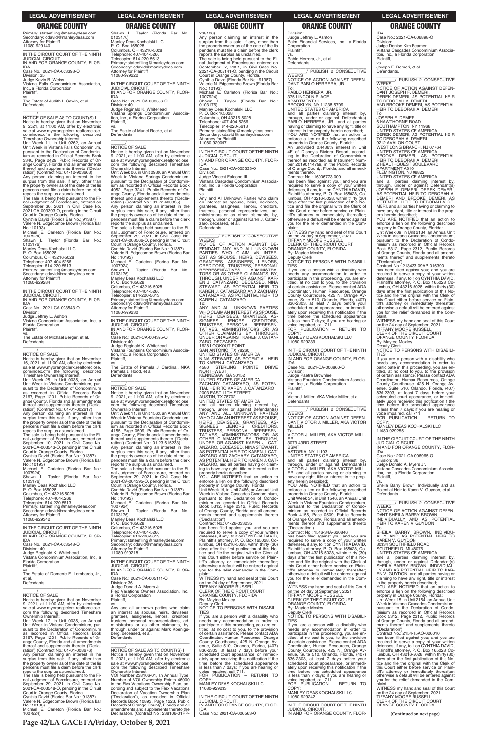## ORANGE COUNTY

Primary: stateefiling@manleydeas.com
Secondary: cdavid@manleydeas.com
Attorney for Plaintiff
11080-929140

IN THE CIRCUIT COURT OF THE NINTH JUDICIAL CIRCUIT, IN AND FOR ORANGE COUNTY, FLORIDA
Case No.: 2021-CA-003393-O
Division: 35
Judge Kevin B. Weiss
Vistana Falls Condominium Association, Inc., a Florida Corporation
Plaintiff,
vs.
The Estate of Judith L. Sawin, et al.
Defendants.

NOTICE OF SALE AS TO COUNT(S) I
Notice is hereby given that on November 9, 2021, at 11:00 AM, offer by electronic sale at www.myorangeclerk.realforeclose.com/index.cfm the following described Timeshare Ownership Interest:
Unit Week 11, in Unit 0262, an Annual Unit Week in Vistana Falls Condominium, pursuant to the Declaration of Condominium as recorded in Official Records Book 3340, Page 2429, Public Records of Orange County, Florida and all amendments thereof and supplements thereto ('Declaration') (Contract No.: 01-12-903663)
Any person claiming an interest in the surplus from this sale, if any, other than the property owner as of the date of the lis pendens must file a claim before the clerk reports the surplus as unclaimed.
The sale is being held pursuant to the Final Judgment of Foreclosure, entered on September 30, 2021, in Civil Case No. 2021-CA-003393-O, pending in the Circuit Court in Orange County, Florida.
Cynthia David (Florida Bar No. 91387)
Valerie N. Edgecombe Brown (Florida Bar No.: 10193)
Michael E. Carleton (Florida Bar No.: 1007924)
Shawn L. Taylor (Florida Bar No.: 0103176)
Manley Deas Kochalski LLC
P. O. Box 165028
Columbus, OH 43216-5028
Telephone: 407-404-5266
Telecopier: 614-220-5613
Primary: stateefiling@manleydeas.com
Secondary: cdavid@manleydeas.com
Attorney for Plaintiff
11080-929284

IN THE CIRCUIT COURT OF THE NINTH JUDICIAL CIRCUIT, IN AND FOR ORANGE COUNTY, FLORIDA
Case No.: 2021-CA-003543-O
Division:
Judge Jeffrey L. Ashton
Vistana Condominium Association, Inc., a Florida Corporation
Plaintiff,
vs.
The Estate of Michael Berger, et al.
Defendants.

NOTICE OF SALE
Notice is hereby given that on November 16, 2021, at 11:00 AM, offer by electronic sale at www.myorangeclerk.realforeclose.com/index.cfm the following described Timeshare Ownership Interest:
Unit Week 25, in Unit 0035, an Annual Unit Week in Vistana Condominium, pursuant to the Declaration of Condominium as recorded in Official Records Book 3167, Page 1201, Public Records of Orange County, Florida and all amendments thereof and supplements thereto ('Declaration') (Contract No.: 01-01-002617)
Any person claiming an interest in the surplus from this sale, if any, other than the property owner as of the date of the lis pendens must file a claim before the clerk reports the surplus as unclaimed.
The sale is being held pursuant to the Final Judgment of Foreclosure, entered on September 10, 2021, in Civil Case No. 2021-CA-003543-O, pending in the Circuit Court in Orange County, Florida.
Cynthia David (Florida Bar No.: 91387)
Valerie N. Edgecombe Brown (Florida Bar No.: 10193)
Michael E. Carleton (Florida Bar No.: 1007924)
Shawn L. Taylor (Florida Bar No.: 0103176)
Manley Deas Kochalski LLC
P. O. Box 165028
Columbus, OH 43216-5028
Telephone: 407-404-5266
Telecopier: 614-220-5613
Primary: stateefiling@manleydeas.com
Secondary: cdavid@manleydeas.com
Attorney for Plaintiff
11080-929342

IN THE CIRCUIT COURT OF THE NINTH JUDICIAL CIRCUIT, IN AND FOR ORANGE COUNTY, FLORIDA
Case No.: 2021-CA-003548-O
Division: 40
Judge Reginald K. Whitehead
Vistana Condominium Association, Inc., a Florida Corporation
Plaintiff,
vs.
The Estate of Domenic F. Lombardo, Jr., et al.
Defendants.

NOTICE OF SALE
Notice is hereby given that on November 9, 2021, at 11:00 AM, offer by electronic sale at www.myorangeclerk.realforeclose.com the following described Timeshare Ownership Interest:
Unit Week 17, in Unit 0035, an Annual Unit Week in Vistana Condominium, pursuant to the Declaration of Condominium as recorded in Official Records Book 3167, Page 1201, Public Records of Orange County, Florida and all amendments thereof and supplements thereto ('Declaration') (Contract No.: 01-01-008676)
Any person claiming an interest in the surplus from this sale, if any, other than the property owner as of the date of the lis pendens must file a claim before the clerk reports the surplus as unclaimed.
The sale is being held pursuant to the Final Judgment of Foreclosure, entered on September 29, 2021, in Civil Case No. 2021-CA-003548-O, pending in the Circuit Court in Orange County, Florida.
Cynthia David (Florida Bar No.: 91387)
Valerie N. Edgecombe Brown (Florida Bar No.: 10193)
Michael E. Carleton (Florida Bar No.: 1007924)
Shawn L. Taylor (Florida Bar No.: 0103176)
Manley Deas Kochalski LLC
P. O. Box 165028
Columbus, OH 43216-5028
Telephone: 407-404-5266
Telecopier: 614-220-5613
Primary: stateefiling@manleydeas.com
Secondary: cdavid@manleydeas.com
Attorney for Plaintiff
11080-929222

IN THE CIRCUIT COURT OF THE NINTH JUDICIAL CIRCUIT, IN AND FOR ORANGE COUNTY, FLORIDA
Case No.: 2021-CA-003566-O
Division: 40
Judge Reginald K. Whitehead
Vistana Springs Condominium Association, Inc., a Florida Corporation
Plaintiff,
vs.
The Estate of Muriel Roche, et al.
Defendants.

NOTICE OF SALE
Notice is hereby given that on November 9, 2021, at 11:00 AM, offer by electronic sale at www.myorangeclerk.realforeclose.com the following described Timeshare Ownership Interest:
Unit Week 06, in Unit 0930, an Annual Unit Week in Vistana Springs Condominium, pursuant to the Declaration of Condominium as recorded in Official Records Book 4052, Page 3241, Public Records of Orange County, Florida and all amendments thereof and supplements thereto ('Declaration') (Contract No.: 01-22-400335)
Any person claiming an interest in the surplus from this sale, if any, other than the property owner as of the date of the lis pendens must file a claim before the clerk reports the surplus as unclaimed.
The sale is being held pursuant to the Final Judgment of Foreclosure, entered on September 29, 2021, in Civil Case No. 2021-CA-003566-O, pending in the Circuit Court in Orange County, Florida.
Cynthia David (Florida Bar No.: 91387)
Valerie N. Edgecombe Brown (Florida Bar No.: 10193)
Michael E. Carleton (Florida Bar No.: 1007924)
Shawn L. Taylor (Florida Bar No.: 0103176)
Manley Deas Kochalski LLC
P. O. Box 165028
Columbus, OH 43216-5028
Telephone: 407-404-5266
Telecopier: 614-220-5613
Primary: stateefiling@manleydeas.com
Secondary: cdavid@manleydeas.com
Attorney for Plaintiff
11080-929230

IN THE CIRCUIT COURT OF THE NINTH JUDICIAL CIRCUIT, IN AND FOR ORANGE COUNTY, FLORIDA
Case No.: 2021-CA-004395-O
Division: 40
Judge Reginald K. Whitehead
Vistana Fountains Condominium Association, Inc., a Florida Corporation
Plaintiff,
vs.
The Estate of Pamela J. Cardinal, NKA Pamela J. Hood, et al.
Defendants.

NOTICE OF SALE
Notice is hereby given that on November 9, 2021, at 11:00 AM, offer by electronic sale at www.myorangeclerk.realforeclose.com the following described Timeshare Ownership Interest:
Unit Week 11, in Unit 1563, an Annual Unit Week in Vistana Fountains Condominium, pursuant to the Declaration of Condominium as recorded in Official Records Book 4155, Page 0509, Public Records of Orange County, Florida and all amendments thereof and supplements thereto ('Declaration') (Contract No.: 01-23-615233)
Any person claiming an interest in the surplus from this sale, if any, other than the property owner as of the date of the lis pendens must file a claim before the clerk reports the surplus as unclaimed.
The sale is being held pursuant to the Final Judgment of Foreclosure, entered on September 29, 2021, in Civil Case No. 2021-CA-004395-O, pending in the Circuit Court in Orange County, Florida.
Cynthia David (Florida Bar No.: 91387)
Valerie N. Edgecombe Brown (Florida Bar No.: 10193)
Michael E. Carleton (Florida Bar No.: 1007924)
Shawn L. Taylor (Florida Bar No.: 0103176)
Manley Deas Kochalski LLC
P. O. Box 165028
Columbus, OH 43216-5028
Telephone: 407-404-5266
Telecopier: 614-220-5613
Primary: stateefiling@manleydeas.com
Secondary: cdavid@manleydeas.com
Attorney for Plaintiff
11080-929218

IN THE CIRCUIT COURT OF THE NINTH JUDICIAL CIRCUIT, IN AND FOR ORANGE COUNTY, FLORIDA
Case No.: 2021-CA-005141-O
Division: 36
Judge Donald A. Myers Jr.
Flex Vacations Owners Association, Inc., a Florida Corporation
Plaintiff,
vs.
Any and all unknown parties who claim an interest as spouse, heirs, devisees, grantees, assignees, lienors, creditors, trustees, personal representatives, administrators or as other claimants, by, through, under or against Mark Koenigsberg, deceased, et al.
Defendants.

NOTICE OF SALE AS TO COUNT(S) I
Notice is hereby given that on November 9, 2021, at 11:00 AM, offer by electronic sale at www.myorangeclerk.realforeclose.com the following described Timeshare Ownership Interest:
VOI Number 238106-01, an Annual Type, Number of VOI Ownership Points 46000 in the Flex Vacations Ownership Plan, according and subject to the Flex Vacations Declaration of Vacation Ownership Plan ("Declaration"), as recorded in Official Records Book 10893, Page 1223, Public Records of Orange County, Florida and all amendments and supplements thereto the Declaration. (Contract No.: 238106-01PP-238106)
Any person claiming an interest in the surplus from this sale, if any, other than the property owner as of the date of the lis pendens must file a claim before the clerk reports the surplus as unclaimed.
The sale is being held pursuant to the Final Judgment of Foreclosure, entered on September 27, 2021, in Civil Case No. 2021-CA-005141-O, pending in the Circuit Court in Orange County, Florida.
Cynthia David (Florida Bar No.: 91387)
Valerie N. Edgecombe Brown (Florida Bar No.: 10193)
Michael E. Carleton (Florida Bar No.: 1007924)
Shawn L. Taylor (Florida Bar No.: 0103176)
Manley Deas Kochalski LLC
P. O. Box 165028
Columbus, OH 43216-5028
Telephone: 407-404-5266
Telecopier: 614-220-5613
Primary: stateefiling@manleydeas.com
Secondary: cdavid@manleydeas.com
Attorney for Plaintiff
11080-929097

IN THE CIRCUIT COURT OF THE NINTH JUDICIAL CIRCUIT, IN AND FOR ORANGE COUNTY, FLORIDA
Case No.: 2021-CA-005333-O
Division:
Judge Vincent Falcone III
Vistana Cascades Condominium Association, Inc., a Florida Corporation
Plaintiff,
vs.
Any and All Unknown Parties who claim an interest as spouse, heirs, devisees, grantees, assignees, lienors, creditors, trustees, personal representatives, administrators or as other claimants, by, through, under or against Karen J. Catanzaro, deceased, et al.
Defendants.

PUBLISH 2 CONSECUTIVE WEEKS
NOTICE OF ACTION AGAINST DEFENDANT ANY AND ALL UNKNOWN PARTIES WHO CLAIM AN INTEREST AS SPOUSE, HEIRS, DEVISEES, GRANTEES, ASSIGNEES, LIENORS, CREDITORS, TRUSTEES, PERSONAL REPRESENTATIVES, ADMINISTRATORS OR AS OTHER CLAIMANTS, BY, THROUGH, UNDER OR AGAINST KAREN J. CATANZARO, DECEASED, NINA STEWART, AS POTENTIAL HEIR TO KAREN J. CATANZARO AND ZACHARY CATANZARO, AS POTENTIAL HEIR TO KAREN J. CATANZARO
To:
ANY AND ALL UNKNOWN PARTIES WHO CLAIM AN INTEREST AS SPOUSE, HEIRS, DEVISEES, GRANTEES, ASSIGNEES, LIENORS, CREDITORS, TRUSTEES, PERSONAL REPRESENTATIVES, ADMINISTRATORS OR AS OTHER CLAIMANTS, BY, THROUGH, UNDER OR AGAINST KAREN J. CATANZARO, DECEASED
1628 LOOKOUT POINT
SAN ANTONIO, TX 78260
UNITED STATES OF AMERICA
NINA STEWART, AS POTENTIAL HEIR TO KAREN J. CATANZARO
4580 STERLING POINTE DRIVE NORTHWEST
KENNESAW, GA 30152
UNITED STATES OF AMERICA
ZACHARY CATANZARO, AS POTENTIAL HEIR TO KAREN J. CATANZARO
2003 EAST 11TH STREET
AUSTIN, TX 78702
UNITED STATES OF AMERICA
and all parties claiming interest by, through, under or against Defendant(s) ANY AND ALL UNKNOWN PARTIES WHO CLAIM AN INTEREST AS SPOUSE, HEIRS, DEVISEES, GRANTEES, ASSIGNEES, LIENORS, CREDITORS, TRUSTEES, PERSONAL REPRESENTATIVES, ADMINISTRATORS OR AS OTHER CLAIMANTS, BY, THROUGH, UNDER OR AGAINST KAREN J. CATANZARO, DECEASED, NINA STEWART, AS POTENTIAL HEIR TO KAREN J. CATANZARO AND ZACHARY CATANZARO, AS POTENTIAL HEIR TO KAREN J. CATANZARO, and all parties having or claiming to have any right, title or interest in the property herein described;
YOU ARE NOTIFIED that an action to enforce a lien on the following described property in Orange County, Florida:
Unit Week 19, in Unit 2466, an Annual Unit Week in Vistana Cascades Condominium, pursuant to the Declaration of Condominium as recorded in Official Records Book 5312, Page 2312, Public Records of Orange County, Florida and all amendments thereof and supplements thereto ('Declaration')
Contract No.: 01-26-033235
has been filed against you; and you are required to serve a copy of your written defenses, if any, to it on CYNTHIA DAVID, Plaintiff's attorney, P. O. Box 165028, Columbus, OH 43216-5028, within thirty (30) days after the first publication of this Notice and file the original with the Clerk of this Court either before service on Plaintiff's attorney or immediately thereafter; otherwise a default will be entered against you for the relief demanded in the Complaint.
WITNESS my hand and seal of this Court on the 24 day of September, 2021.
TIFFANY MOORE RUSSELL
CLERK OF THE CIRCUIT COURT
ORANGE COUNTY, FLORIDA
By: Maytee Moxley
Deputy Clerk
NOTICE TO PERSONS WITH DISABILITIES
If you are a person with a disability who needs any accommodation in order to participate in this proceeding, you are entitled, at no cost to you, to the provision of certain assistance. Please contact ADA Coordinator, Human Resources, Orange County Courthouse, 425 N. Orange Avenue, Suite 510, Orlando, Florida, (407) 836-2303, at least 7 days before your scheduled court appearance, or immediately upon receiving this notification if the time before the scheduled appearance is less than 7 days; if you are hearing or voice impaired, call 711.
FOR PUBLICATION – RETURN TO COPY:
MANLEY DEAS KOCHALSKI LLC
11080-929233

IN THE CIRCUIT COURT OF THE NINTH JUDICIAL CIRCUIT, IN AND FOR ORANGE COUNTY, FLORIDA
Case No.: 2021-CA-006563-O
Division:
Judge Jeffrey L. Ashton
Palm Financial Services, Inc., a Florida Corporation
Plaintiff,
vs.
Pablo Herrera, Jr., et al.
Defendants.

PUBLISH 2 CONSECUTIVE WEEKS
NOTICE OF ACTION AGAINST DEFENDANT PABLO HERRERA, JR.
To:
PABLO HERRERA, JR.
375 LINCOLN PLACE
APARTMENT 2I
BROOKLYN, NY 11238-5709
UNITED STATES OF AMERICA
and all parties claiming interest by, through, under or against Defendant(s) PABLO HERRERA, JR., and all parties having or claiming to have any right, title or interest in the property herein described;
YOU ARE NOTIFIED that an action to enforce a lien on the following described property in Orange County, Florida:
An undivided 0.4436% interest in Unit 4F of Disney's Riviera Resort, according to the Declaration of Condominium thereof as recorded as Instrument Number 20190114799, in the Public Records of Orange County, Florida, and all amendments thereto.
Contract No.: 16006773.000
has been filed against you; and you are required to serve a copy of your written defenses, if any, to it on CYNTHIA DAVID, Plaintiff's attorney, P. O. Box 165028, Columbus, OH 43216-5028, within thirty (30) days after the first publication of this Notice and file the original with the Clerk of this Court either before service on Plaintiff's attorney or immediately thereafter; otherwise a default will be entered against you for the relief demanded in the Complaint.
WITNESS my hand and seal of this Court on the 24 day of September, 2021.
TIFFANY MOORE RUSSELL
CLERK OF THE CIRCUIT COURT
ORANGE COUNTY, FLORIDA
By: Maytee Moxley
Deputy Clerk
NOTICE TO PERSONS WITH DISABILITIES
If you are a person with a disability who needs any accommodation in order to participate in this proceeding, you are entitled, at no cost to you, to the provision of certain assistance. Please contact ADA Coordinator, Human Resources, Orange County Courthouse, 425 N. Orange Avenue, Suite 510, Orlando, Florida, (407) 836-2303, at least 7 days before your scheduled court appearance, or immediately upon receiving this notification if the time before the scheduled appearance is less than 7 days; if you are hearing or voice impaired, call 711.
FOR PUBLICATION – RETURN TO COPY:
MANLEY DEAS KOCHALSKI LLC
11080-929239

IN THE CIRCUIT COURT OF THE NINTH JUDICIAL CIRCUIT, IN AND FOR ORANGE COUNTY, FLORIDA
Case No.: 2021-CA-006860-O
Division:
Judge Paetra Brownlee
Vistana Fountains Condominium Association, Inc., a Florida Corporation
Plaintiff,
vs.
Victor J. Miller, AKA Victor Miller, et al.
Defendants.

PUBLISH 2 CONSECUTIVE WEEKS
NOTICE OF ACTION AGAINST DEFENDANT VICTOR J. MILLER, AKA VICTOR MILLER
To:
VICTOR J. MILLER, AKA VICTOR MILLER
3073 43RD STREET
BSMT
ASTORIA, NY 11103
UNITED STATES OF AMERICA
and all parties claiming interest by, through, under or against Defendant(s) VICTOR J. MILLER, AKA VICTOR MILLER, and all parties having or claiming to have any right, title or interest in the property herein described;
YOU ARE NOTIFIED that an action to enforce a lien on the following described property in Orange County, Florida:
Unit Week 34, in Unit 1546, an Annual Unit Week in Vistana Fountains Condominium, pursuant to the Declaration of Condominium as recorded in Official Records Book 4155, Page 0509, Public Records of Orange County, Florida and all amendments thereof and supplements thereto ('Declaration')
Contract No.: 1546-34A-620846
has been filed against you; and you are required to serve a copy of your written defenses, if any, to it on CYNTHIA DAVID, Plaintiff's attorney, P. O. Box 165028, Columbus, OH 43216-5028, within thirty (30) days after the first publication of this Notice and file the original with the Clerk of this Court either before service on Plaintiff's attorney or immediately thereafter; otherwise a default will be entered against you for the relief demanded in the Complaint.
WITNESS my hand and seal of this Court on the 24 day of September, 2021.
TIFFANY MOORE RUSSELL
CLERK OF THE CIRCUIT COURT
ORANGE COUNTY, FLORIDA
By: Maytee Moxley
Deputy Clerk
NOTICE TO PERSONS WITH DISABILITIES
If you are a person with a disability who needs any accommodation in order to participate in this proceeding, you are entitled, at no cost to you, to the provision of certain assistance. Please contact ADA Coordinator, Human Resources, Orange County Courthouse, 425 N. Orange Avenue, Suite 510, Orlando, Florida, (407) 836-2303, at least 7 days before your scheduled court appearance, or immediately upon receiving this notification if the time before the scheduled appearance is less than 7 days; if you are hearing or voice impaired, call 711.
FOR PUBLICATION – RETURN TO COPY:
MANLEY DEAS KOCHALSKI LLC
11080-929242

IN THE CIRCUIT COURT OF THE NINTH JUDICIAL CIRCUIT, IN AND FOR ORANGE COUNTY, FLORIDA
Case No.: 2021-CA-006898-O
Division:
Judge Denise Kim Beamer
Vistana Cascades Condominium Association, Inc., a Florida Corporation
Plaintiff,
vs.
Joseph F. Demeri, et al.
Defendants.

PUBLISH 2 CONSECUTIVE WEEKS
NOTICE OF ACTION AGAINST DEFENDANT JOSEPH F. DEMERI, DEREK DEMERI, AS POTENTIAL HEIR TO DEBORAH A. DEMERI AND BROOKE DEMERI, AS POTENTIAL HEIR TO DEBORAH A. DEMERI
To:
JOSEPH F. DEMERI
6 HAWTHORNE ROAD
SOUTHAMPTON, NY 11968
UNITED STATES OF AMERICA
DEREK DEMERI, AS POTENTIAL HEIR TO DEBORAH A. DEMERI
8212 AVALON COURT
WEST LONG BRANCH, NJ 07764
UNITED STATES OF AMERICA
BROOKE DEMERI, AS POTENTIAL HEIR TO DEBORAH A. DEMERI
2 HEALTHQUEST BOULEVARD
APARTMENT A310
FLEMINGTON, NJ 08822
UNITED STATES OF AMERICA
and all parties claiming interest by, through, under or against Defendant(s) JOSEPH F. DEMERI, DEREK DEMERI, AS POTENTIAL HEIR TO DEBORAH A. DEMERI AND BROOKE DEMERI, AS POTENTIAL HEIR TO DEBORAH A. DEMERI, and all parties having or claiming to have any right, title or interest in the property herein described;
YOU ARE NOTIFIED that an action to enforce a lien on the following described property in Orange County, Florida:
Unit Week 09, in Unit 2134, an Annual Unit Week in Vistana Cascades Condominium, pursuant to the Declaration of Condominium as recorded in Official Records Book 5312, Page 2312, Public Records of Orange County, Florida and all amendments thereof and supplements thereto ('Declaration')
Contract No.: 213433-09AP-016390
has been filed against you; and you are required to serve a copy of your written defenses, if any, to it on CYNTHIA DAVID, Plaintiff's attorney, P. O. Box 165028, Columbus, OH 43216-5028, within thirty (30) days after the first publication of this Notice and file the original with the Clerk of this Court either before service on Plaintiff's attorney or immediately thereafter; otherwise a default will be entered against you for the relief demanded in the Complaint.
WITNESS my hand and seal of this Court on the 24 day of September, 2021.
TIFFANY MOORE RUSSELL
CLERK OF THE CIRCUIT COURT
ORANGE COUNTY, FLORIDA
By: Maytee Moxley
Deputy Clerk
NOTICE TO PERSONS WITH DISABILITIES
If you are a person with a disability who needs any accommodation in order to participate in this proceeding, you are entitled, at no cost to you, to the provision of certain assistance. Please contact ADA Coordinator, Human Resources, Orange County Courthouse, 425 N. Orange Avenue, Suite 510, Orlando, Florida, (407) 836-2303, at least 7 days before your scheduled court appearance, or immediately upon receiving this notification if the time before the scheduled appearance is less than 7 days; if you are hearing or voice impaired, call 711.
FOR PUBLICATION – RETURN TO COPY:
MANLEY DEAS KOCHALSKI LLC
11080-929255

IN THE CIRCUIT COURT OF THE NINTH JUDICIAL CIRCUIT, IN AND FOR ORANGE COUNTY, FLORIDA
Case No.: 2021-CA-006965-O
Division: 36
Judge Donald A. Myers Jr.
Vistana Cascades Condominium Association, Inc., a Florida Corporation
Plaintiff,
vs.
Sheila Barry Brown, Individually and as Potential Heir to Karen V. Guydon, et al.
Defendants.

PUBLISH 2 CONSECUTIVE WEEKS
NOTICE OF ACTION AGAINST DEFENDANT SHEILA BARRY BROWN, INDIVIDUALLY AND AS POTENTIAL HEIR TO KAREN V. GUYDON
To:
SHEILA BARRY BROWN, INDIVIDUALLY AND AS POTENTIAL HEIR TO KAREN V. GUYDON
30334 SOUTHFIELD ROAD
SOUTHFIELD, MI 48076
UNITED STATES OF AMERICA
and all parties claiming interest by, through, under or against Defendant(s) SHEILA BARRY BROWN, INDIVIDUALLY AND AS POTENTIAL HEIR TO KAREN V. GUYDON, and all parties having or claiming to have any right, title or interest in the property herein described;
YOU ARE NOTIFIED that an action to enforce a lien on the following described property in Orange County, Florida:
Unit Week 15, in Unit 2154, an Annual Unit Week in Vistana Cascades Condominium, pursuant to the Declaration of Condominium as recorded in Official Records Book 5312, Page 2312, Public Records of Orange County, Florida and all amendments thereof and supplements thereto ('Declaration')
Contract No.: 2154-15AO-026010
has been filed against you; and you are required to serve a copy of your written defenses, if any, to it on CYNTHIA DAVID, Plaintiff's attorney, P. O. Box 165028, Columbus, OH 43216-5028, within thirty (30) days after the first publication of this Notice and file the original with the Clerk of this Court either before service on Plaintiff's attorney or immediately thereafter; otherwise a default will be entered against you for the relief demanded in the Complaint.
WITNESS my hand and seal of this Court on the 24 day of September, 2021.
TIFFANY MOORE RUSSELL
CLERK OF THE CIRCUIT COURT
ORANGE COUNTY, FLORIDA

**(Continued on next page)**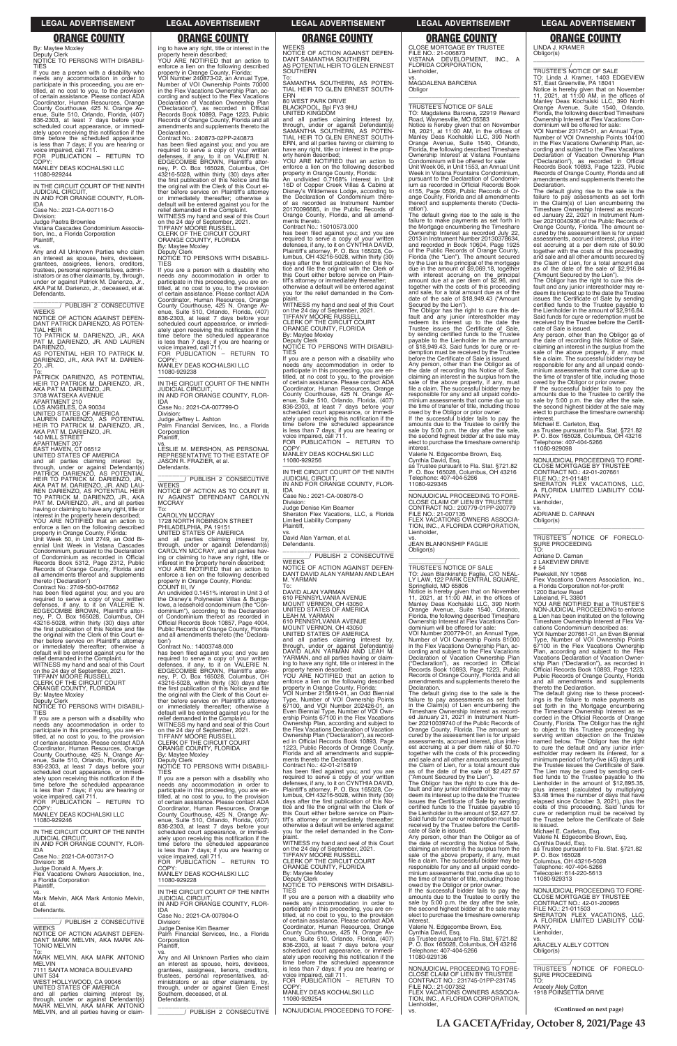By: Maytee Moxley
Deputy Clerk
NOTICE TO PERSONS WITH DISABILITIES
If you are a person with a disability who needs any accommodation in order to participate in this proceeding, you are entitled, at no cost to you, to the provision of certain assistance. Please contact ADA Coordinator, Human Resources, Orange County Courthouse, 425 N. Orange Avenue, Suite 510, Orlando, Florida, (407) 836-2303, at least 7 days before your scheduled court appearance, or immediately upon receiving this notification if the time before the scheduled appearance is less than 7 days; if you are hearing or voice impaired, call 711.
FOR PUBLICATION – RETURN TO COPY:
MANLEY DEAS KOCHALSKI LLC
11080-929244

---

IN THE CIRCUIT COURT OF THE NINTH JUDICIAL CIRCUIT,
IN AND FOR ORANGE COUNTY, FLORIDA
Case No.: 2021-CA-007116-O
Division:
Judge Paetra Brownlee
Vistana Cascades Condominium Association, Inc., a Florida Corporation
Plaintiff,
vs.
Any and All Unknown Parties who claim an interest as spouse, heirs, devisees, grantees, assignees, lienors, creditors, trustees, personal representatives, administrators or as other claimants, by, through, under or against Patrick M. Darienzo, Jr., AKA Pat M. Darienzo, Jr., deceased, et al.
Defendants.
_______/ PUBLISH 2 CONSECUTIVE WEEKS
NOTICE OF ACTION AGAINST DEFENDANT PATRICK DARIENZO, AS POTENTIAL HEIR TO PATRICK M. DARIENZO, JR., AKA PAT M. DARIENZO, JR. AND LAUREN DARIENZO, AS POTENTIAL HEIR TO PATRICK M. DARIENZO, JR., AKA PAT M. DARIENZO, JR.
To:
PATRICK DARIENZO, AS POTENTIAL HEIR TO PATRICK M. DARIENZO, JR., AKA PAT M. DARIENZO, JR.
3708 WATSEKA AVENUE
APARTMENT 210
LOS ANGELES, CA 90034
UNITED STATES OF AMERICA
LAUREN DARIENZO, AS POTENTIAL HEIR TO PATRICK M. DARIENZO, JR., AKA PAT M. DARIENZO, JR.
140 MILL STREET
APARTMENT 207
EAST HAVEN, CT 06512
UNITED STATES OF AMERICA
and all parties claiming interest by, through, under or against Defendant(s) PATRICK DARIENZO, AS POTENTIAL HEIR TO PATRICK M. DARIENZO, JR., AKA PAT M. DARIENZO, JR. AND LAUREN DARIENZO, AS POTENTIAL HEIR TO PATRICK M. DARIENZO, JR., AKA PAT M. DARIENZO, JR., and all parties having or claiming to have any right, title or interest in the property herein described;
YOU ARE NOTIFIED that an action to enforce a lien on the following described property in Orange County, Florida:
Unit Week 50, in Unit 2749, an Odd Biennial Unit Week in Vistana Cascades Condominium, pursuant to the Declaration of Condominium as recorded in Official Records Book 5312, Page 2312, Public Records of Orange County, Florida and all amendments thereof and supplements thereto ('Declaration')
Contract No.: 2749-50O-047662
has been filed against you; and you are required to serve a copy of your written defenses, if any, to it on VALERIE N. EDGECOMBE BROWN, Plaintiff's attorney, P. O. Box 165028, Columbus, OH 43216-5028, within thirty (30) days after the first publication of this Notice and file the original with the Clerk of this Court either before service on Plaintiff's attorney or immediately thereafter; otherwise a default will be entered against you for the relief demanded in the Complaint.
WITNESS my hand and seal of this Court on the 24 day of September, 2021.
TIFFANY MOORE RUSSELL
CLERK OF THE CIRCUIT COURT
ORANGE COUNTY, FLORIDA
By: Maytee Moxley
Deputy Clerk
NOTICE TO PERSONS WITH DISABILITIES
If you are a person with a disability who needs any accommodation in order to participate in this proceeding, you are entitled, at no cost to you, to the provision of certain assistance. Please contact ADA Coordinator, Human Resources, Orange County Courthouse, 425 N. Orange Avenue, Suite 510, Orlando, Florida, (407) 836-2303, at least 7 days before your scheduled court appearance, or immediately upon receiving this notification if the time before the scheduled appearance is less than 7 days; if you are hearing or voice impaired, call 711.
FOR PUBLICATION – RETURN TO COPY:
MANLEY DEAS KOCHALSKI LLC
11080-929246

---

IN THE CIRCUIT COURT OF THE NINTH JUDICIAL CIRCUIT,
IN AND FOR ORANGE COUNTY, FLORIDA
Case No.: 2021-CA-007317-O
Division: 36
Judge Donald A. Myers Jr.
Flex Vacations Owners Association, Inc., a Florida Corporation
Plaintiff,
vs.
Mark Melvin, AKA Mark Antonio Melvin, et al.
Defendants.
_______/ PUBLISH 2 CONSECUTIVE WEEKS
NOTICE OF ACTION AGAINST DEFENDANT MARK MELVIN, AKA MARK ANTONIO MELVIN
To:
MARK MELVIN, AKA MARK ANTONIO MELVIN
7111 SANTA MONICA BOULEVARD
UNIT 534
WEST HOLLYWOOD, CA 90046
UNITED STATES OF AMERICA
and all parties claiming interest by, through, under or against Defendant(s) MARK MELVIN, AKA MARK ANTONIO MELVIN, and all parties having or claiming to have any right, title or interest in the property herein described;
YOU ARE NOTIFIED that an action to enforce a lien on the following described property in Orange County, Florida:
VOI Number 240873-02, an Annual Type, Number of VOI Ownership Points 70000 in the Flex Vacations Ownership Plan, according and subject to the Flex Vacations Declaration of Vacation Ownership Plan ("Declaration"), as recorded in Official Records Book 10893, Page 1223, Public Records of Orange County, Florida and all amendments and supplements thereto the Declaration.
Contract No.: 240873-02PP-240873
has been filed against you; and you are required to serve a copy of your written defenses, if any, to it on VALERIE N. EDGECOMBE BROWN, Plaintiff's attorney, P. O. Box 165028, Columbus, OH 43216-5028, within thirty (30) days after the first publication of this Notice and file the original with the Clerk of this Court either before service on Plaintiff's attorney or immediately thereafter; otherwise a default will be entered against you for the relief demanded in the Complaint.
WITNESS my hand and seal of this Court on the 24 day of September, 2021.
TIFFANY MOORE RUSSELL
CLERK OF THE CIRCUIT COURT
ORANGE COUNTY, FLORIDA
By: Maytee Moxley
Deputy Clerk
NOTICE TO PERSONS WITH DISABILITIES
If you are a person with a disability who needs any accommodation in order to participate in this proceeding, you are entitled, at no cost to you, to the provision of certain assistance. Please contact ADA Coordinator, Human Resources, Orange County Courthouse, 425 N. Orange Avenue, Suite 510, Orlando, Florida, (407) 836-2303, at least 7 days before your scheduled court appearance, or immediately upon receiving this notification if the time before the scheduled appearance is less than 7 days; if you are hearing or voice impaired, call 711.
FOR PUBLICATION – RETURN TO COPY:
MANLEY DEAS KOCHALSKI LLC
11080-929238

---

IN THE CIRCUIT COURT OF THE NINTH JUDICIAL CIRCUIT,
IN AND FOR ORANGE COUNTY, FLORIDA
Case No.: 2021-CA-007799-O
Division:
Judge Jeffrey L. Ashton
Palm Financial Services, Inc., a Florida Corporation
Plaintiff,
vs.
LESLIE M. MERSHON, AS PERSONAL REPRESENTATIVE TO THE ESTATE OF JASON R. FRAZIER, et al.
Defendants.
_______/ PUBLISH 2 CONSECUTIVE WEEKS
NOTICE OF ACTION AS TO COUNT III, IV AGAINST DEFENDANT CAROLYN MCCRAY
To:
CAROLYN MCCRAY
1728 NORTH ROBINSON STREET
PHILADELPHIA, PA 19151
UNITED STATES OF AMERICA
and all parties claiming interest by, through, under or against Defendant(s) CAROLYN MCCRAY, and all parties having or claiming to have any right, title or interest in the property herein described;
YOU ARE NOTIFIED that an action to enforce a lien on the following described property in Orange County, Florida:
COUNT III, IV
An undivided 0.1451% interest in Unit 3 of the Disney's Polynesian Villas & Bungalows, a leasehold condominium (the "Condominium"), according to the Declaration of Condominium thereof as recorded in Official Records Book 10857, Page 4004, Public Records of Orange County, Florida and all amendments thereto (the 'Declaration')
Contract No.: 14003748.000
has been filed against you; and you are required to serve a copy of your written defenses, if any, to it on VALERIE N. EDGECOMBE BROWN, Plaintiff's attorney, P. O. Box 165028, Columbus, OH 43216-5028, within thirty (30) days after the first publication of this Notice and file the original with the Clerk of this Court either before service on Plaintiff's attorney or immediately thereafter; otherwise a default will be entered against you for the relief demanded in the Complaint.
WITNESS my hand and seal of this Court on the 24 day of September, 2021.
TIFFANY MOORE RUSSELL
CLERK OF THE CIRCUIT COURT
ORANGE COUNTY, FLORIDA
By: Maytee Moxley
Deputy Clerk
NOTICE TO PERSONS WITH DISABILITIES
If you are a person with a disability who needs any accommodation in order to participate in this proceeding, you are entitled, at no cost to you, to the provision of certain assistance. Please contact ADA Coordinator, Human Resources, Orange County Courthouse, 425 N. Orange Avenue, Suite 510, Orlando, Florida, (407) 836-2303, at least 7 days before your scheduled court appearance, or immediately upon receiving this notification if the time before the scheduled appearance is less than 7 days; if you are hearing or voice impaired, call 711.
FOR PUBLICATION – RETURN TO COPY:
MANLEY DEAS KOCHALSKI LLC
11080-929228

---

IN THE CIRCUIT COURT OF THE NINTH JUDICIAL CIRCUIT,
IN AND FOR ORANGE COUNTY, FLORIDA
Case No.: 2021-CA-007804-O
Division:
Judge Denise Kim Beamer
Palm Financial Services, Inc., a Florida Corporation
Plaintiff,
vs.
Any and All Unknown Parties who claim an interest as spouse, heirs, devisees, grantees, assignees, lienors, creditors, trustees, personal representatives, administrators or as other claimants, by, through, under or against Glen Ernest Southern, deceased, et al.
Defendants.
_______/ PUBLISH 2 CONSECUTIVE WEEKS
NOTICE OF ACTION AGAINST DEFENDANT SAMANTHA SOUTHERN, AS POTENTIAL HEIR TO GLEN ERNEST SOUTHERN
To:
SAMANTHA SOUTHERN, AS POTENTIAL HEIR TO GLEN ERNEST SOUTHERN
80 WEST PARK DRIVE
BLACKPOOL, Bpl FY3 9HU
UNITED KINGDOM
and all parties claiming interest by, through, under or against Defendant(s) SAMANTHA SOUTHERN, AS POTENTIAL HEIR TO GLEN ERNEST SOUTHERN, and all parties having or claiming to have any right, title or interest in the property herein described;
YOU ARE NOTIFIED that an action to enforce a lien on the following described property in Orange County, Florida:
An undivided 0.7168% interest in Unit 16D of Copper Creek Villas & Cabins at Disney's Wilderness Lodge, according to the Declaration of Condominium thereof as recorded as Instrument Number 20170096685, in the Public Records of Orange County, Florida, and all amendments thereto.
Contract No.: 15010573.000
has been filed against you; and you are required to serve a copy of your written defenses, if any, to it on CYNTHIA DAVID, Plaintiff's attorney, P. O. Box 165028, Columbus, OH 43216-5028, within thirty (30) days after the first publication of this Notice and file the original with the Clerk of this Court either before service on Plaintiff's attorney or immediately thereafter; otherwise a default will be entered against you for the relief demanded in the Complaint.
WITNESS my hand and seal of this Court on the 24 day of September, 2021.
TIFFANY MOORE RUSSELL
CLERK OF THE CIRCUIT COURT
ORANGE COUNTY, FLORIDA
By: Maytee Moxley
Deputy Clerk
NOTICE TO PERSONS WITH DISABILITIES
If you are a person with a disability who needs any accommodation in order to participate in this proceeding, you are entitled, at no cost to you, to the provision of certain assistance. Please contact ADA Coordinator, Human Resources, Orange County Courthouse, 425 N. Orange Avenue, Suite 510, Orlando, Florida, (407) 836-2303, at least 7 days before your scheduled court appearance, or immediately upon receiving this notification if the time before the scheduled appearance is less than 7 days; if you are hearing or voice impaired, call 711.
FOR PUBLICATION – RETURN TO COPY:
MANLEY DEAS KOCHALSKI LLC
11080-929256

---

IN THE CIRCUIT COURT OF THE NINTH JUDICIAL CIRCUIT,
IN AND FOR ORANGE COUNTY, FLORIDA
Case No.: 2021-CA-008078-O
Division:
Judge Denise Kim Beamer
Sheraton Flex Vacations, LLC, a Florida Limited Liability Company
Plaintiff,
vs.
David Alan Yarman, et al.
Defendants.
_______/ PUBLISH 2 CONSECUTIVE WEEKS
NOTICE OF ACTION AGAINST DEFENDANT DAVID ALAN YARMAN AND LEAH M. YARMAN
To:
DAVID ALAN YARMAN
610 PENNSYLVANIA AVENUE
MOUNT VERNON, OH 43050
UNITED STATES OF AMERICA
LEAH M. YARMAN
610 PENNSYLVANIA AVENUE
MOUNT VERNON, OH 43050
UNITED STATES OF AMERICA
and all parties claiming interest by, through, under or against Defendant(s) DAVID ALAN YARMAN AND LEAH M. YARMAN, and all parties having or claiming to have any right, title or interest in the property herein described;
YOU ARE NOTIFIED that an action to enforce a lien on the following described property in Orange County, Florida:
VOI Number 215819-01, an Odd Biennial Type, Number of VOI Ownership Points 67100, and VOI Number 202426-01, an Even Biennial Type, Number of VOI Ownership Points 67100 in the Flex Vacations Ownership Plan, according and subject to the Flex Vacations Declaration of Vacation Ownership Plan ("Declaration"), as recorded in Official Records Book 10893, Page 1223, Public Records of Orange County, Florida and all amendments and supplements thereto the Declaration.
Contract No.: 42-01-215819
has been filed against you; and you are required to serve a copy of your written defenses, if any, to it on CYNTHIA DAVID, Plaintiff's attorney, P. O. Box 165028, Columbus, OH 43216-5028, within thirty (30) days after the first publication of this Notice and file the original with the Clerk of this Court either before service on Plaintiff's attorney or immediately thereafter; otherwise a default will be entered against you for the relief demanded in the Complaint.
WITNESS my hand and seal of this Court on the 24 day of September, 2021.
TIFFANY MOORE RUSSELL
CLERK OF THE CIRCUIT COURT
ORANGE COUNTY, FLORIDA
By: Maytee Moxley
Deputy Clerk
NOTICE TO PERSONS WITH DISABILITIES
If you are a person with a disability who needs any accommodation in order to participate in this proceeding, you are entitled, at no cost to you, to the provision of certain assistance. Please contact ADA Coordinator, Human Resources, Orange County Courthouse, 425 N. Orange Avenue, Suite 510, Orlando, Florida, (407) 836-2303, at least 7 days before your scheduled court appearance, or immediately upon receiving this notification if the time before the scheduled appearance is less than 7 days; if you are hearing or voice impaired, call 711.
FOR PUBLICATION – RETURN TO COPY:
MANLEY DEAS KOCHALSKI LLC
11080-929254

---

NONJUDICIAL PROCEEDING TO FORECLOSE MORTGAGE BY TRUSTEE
FILE NO.: 21-006873
VISTANA DEVELOPMENT, INC., A FLORIDA CORPORATION,
Lienholder,
vs.
MAGDALENA BARCENA
Obligor
_______/
TRUSTEE'S NOTICE OF SALE
TO: Magdalena Barcena, 22919 Reward Road, Waynesville, MO 65583
Notice is hereby given that on November 18, 2021, at 11:00 AM, in the offices of Manley Deas Kochalski LLC, 390 North Orange Avenue, Suite 1540, Orlando, Florida, the following described Timeshare Ownership Interest at Vistana Fountains Condominium will be offered for sale:
Unit Week 06, in Unit 1553, an Annual Unit Week in Vistana Fountains Condominium, pursuant to the Declaration of Condominium as recorded in Official Records Book 4155, Page 0509, Public Records of Orange County, Florida and all amendments thereof and supplements thereto ('Declaration').
The default giving rise to the sale is the failure to make payments as set forth in the Mortgage encumbering the Timeshare Ownership Interest as recorded July 22, 2013 in Instrument Number 20130378634, and recorded in Book 10604, Page 1925 of the Public Records of Orange County, Florida (the "Lien"). The amount secured by the Lien is the principal of the mortgage due in the amount of $9,069.18, together with interest accruing on the principal amount due at a per diem of $2.96, and together with the costs of this proceeding and sale, for a total amount due as of the date of the sale of $18,949.43 ("Amount Secured by the Lien").
The Obligor has the right to cure this default and any junior interestholder may redeem its interest up to the date the Trustee issues the Certificate of Sale, by sending certified funds to the Trustee payable to the Lienholder in the amount of $18,949.43. Said funds for cure or redemption must be received by the Trustee before the Certificate of Sale is issued.
Any person, other than the Obligor as of the date of recording this Notice of Sale, claiming an interest in the surplus from the sale of the above property, if any, must file a claim. The successful bidder may be responsible for any and all unpaid condominium assessments that come due up to the time of transfer of title, including those owed by the Obligor or prior owner.
If the successful bidder fails to pay the amounts due to the Trustee to certify the sale by 5:00 p.m. the day after the sale, the second highest bidder at the sale may elect to purchase the timeshare ownership interest.
Valerie N. Edgecombe Brown, Esq.
Cynthia David, Esq.
as Trustee pursuant to Fla. Stat. §721.82
P. O. Box 165028, Columbus, OH 43216
Telephone: 407-404-5266
11080-929345

---

NONJUDICIAL PROCEEDING TO FORECLOSE CLAIM OF LIEN BY TRUSTEE
CONTRACT NO.: 200779-01PP-200779
FILE NO.: 21-007135
FLEX VACATIONS OWNERS ASSOCIATION, INC., A FLORIDA CORPORATION,
Lienholder,
vs.
JEAN BLANKINSHIP FAGLIE
Obligor(s)
_______/
TRUSTEE'S NOTICE OF SALE
TO: Jean Blankinship Faglie, C/O NEALLY LAW, 122 PARK CENTRAL SQUARE, Springfield, MO 65806
Notice is hereby given that on November 11, 2021, at 11:00 AM, in the offices of Manley Deas Kochalski LLC, 390 North Orange Avenue, Suite 1540, Orlando, Florida, the following described Timeshare Ownership Interest at Flex Vacations Condominium will be offered for sale:
VOI Number 200779-01, an Annual Type, Number of VOI Ownership Points 81000 in the Flex Vacations Ownership Plan, according and subject to the Flex Vacations Declaration of Vacation Ownership Plan ("Declaration"), as recorded in Official Records Book 10893, Page 1223, Public Records of Orange County, Florida and all amendments and supplements thereto the Declaration.
The default giving rise to the sale is the failure to pay assessments as set forth in the Claim(s) of Lien encumbering the Timeshare Ownership Interest as recorded January 21, 2021 in Instrument Number 20210039740 of the Public Records of Orange County, Florida. The amount secured by the assessment lien is for unpaid assessments, accrued interest, plus interest accruing at a per diem rate of $0.70 together with the costs of this proceeding and sale and all other amounts secured by the Claim of Lien, for a total amount due as of the date of the sale of $2,427.57 ("Amount Secured by the Lien").
The Obligor has the right to cure this default and any junior interestholder may redeem its interest up to the date the Trustee issues the Certificate of Sale by sending certified funds to the Trustee payable to the Lienholder in the amount of $2,427.57. Said funds for cure or redemption must be received by the Trustee before the Certificate of Sale is issued.
Any person, other than the Obligor as of the date of recording this Notice of Sale, claiming an interest in the surplus from the sale of the above property, if any, must file a claim. The successful bidder may be responsible for any and all unpaid condominium assessments that come due up to the time of transfer of title, including those owed by the Obligor or prior owner.
If the successful bidder fails to pay the amounts due to the Trustee to certify the sale by 5:00 p.m. the day after the sale, the second highest bidder at the sale may elect to purchase the timeshare ownership interest.
Valerie N. Edgecombe Brown, Esq.
Cynthia David, Esq.
as Trustee pursuant to Fla. Stat. §721.82
P. O. Box 165028, Columbus, OH 43216
Telephone: 407-404-5266
11080-929136

---

NONJUDICIAL PROCEEDING TO FORECLOSE CLAIM OF LIEN BY TRUSTEE
CONTRACT NO.: 231745-01PP-231745
FILE NO.: 21-007352
FLEX VACATIONS OWNERS ASSOCIATION, INC., A FLORIDA CORPORATION,
Lienholder,
vs.
LINDA J. KRAMER
Obligor(s)
_______/
TRUSTEE'S NOTICE OF SALE
TO: Linda J. Kramer, 1403 EDGEVIEW ST, East Greenville, PA 18041
Notice is hereby given that on November 11, 2021, at 11:00 AM, in the offices of Manley Deas Kochalski LLC, 390 North Orange Avenue, Suite 1540, Orlando, Florida, the following described Timeshare Ownership Interest at Flex Vacations Condominium will be offered for sale:
VOI Number 231745-01, an Annual Type, Number of VOI Ownership Points 104100 in the Flex Vacations Ownership Plan, according and subject to the Flex Vacations Declaration of Vacation Ownership Plan ("Declaration"), as recorded in Official Records Book 10893, Page 1223, Public Records of Orange County, Florida and all amendments and supplements thereto the Declaration.
The default giving rise to the sale is the failure to pay assessments as set forth in the Claim(s) of Lien encumbering the Timeshare Ownership Interest as recorded January 22, 2021 in Instrument Number 20210040936 of the Public Records of Orange County, Florida. The amount secured by the assessment lien is for unpaid assessments, accrued interest, plus interest accruing at a per diem rate of $0.90 together with the costs of this proceeding and sale and all other amounts secured by the Claim of Lien, for a total amount due as of the date of the sale of $2,916.84 ("Amount Secured by the Lien").
The Obligor has the right to cure this default and any junior interestholder may redeem its interest up to the date the Trustee issues the Certificate of Sale by sending certified funds to the Trustee payable to the Lienholder in the amount of $2,916.84. Said funds for cure or redemption must be received by the Trustee before the Certificate of Sale is issued.
Any person, other than the Obligor as of the date of recording this Notice of Sale, claiming an interest in the surplus from the sale of the above property, if any, must file a claim. The successful bidder may be responsible for any and all unpaid condominium assessments that come due up to the time of transfer of title, including those owed by the Obligor or prior owner.
If the successful bidder fails to pay the amounts due to the Trustee to certify the sale by 5:00 p.m. the day after the sale, the second highest bidder at the sale may elect to purchase the timeshare ownership interest.
Michael E. Carleton, Esq.
as Trustee pursuant to Fla. Stat. §721.82
P. O. Box 165028, Columbus, OH 43216
Telephone: 407-404-5266
11080-929098

---

NONJUDICIAL PROCEEDING TO FORECLOSE MORTGAGE BY TRUSTEE
CONTRACT NO.: 42-01-207661
FILE NO.: 21-011481
SHERATON FLEX VACATIONS, LLC, A FLORIDA LIMITED LIABILITY COMPANY,
Lienholder,
vs.
ADRIANE D. CARNAN
Obligor(s)
_______/
TRUSTEE'S NOTICE OF FORECLOSURE PROCEEDING
TO:
Adriane D. Carnan
2 LAKEVIEW DRIVE
# 54
Peekskill, NY 10566
Flex Vacations Owners Association, Inc., a Florida Corporation not-for-profit
1200 Bartow Road
Lakeland, FL 33801
YOU ARE NOTIFIED that a TRUSTEE'S NON-JUDICIAL PROCEEDING to enforce a Lien has been instituted on the following Timeshare Ownership Interest at Flex Vacations Condominium described as:
VOI Number 207661-01, an Even Biennial Type, Number of VOI Ownership Points 67100 in the Flex Vacations Ownership Plan, according and subject to the Flex Vacations Declaration of Vacation Ownership Plan ("Declaration"), as recorded in Official Records Book 10893, Page 1223, Public Records of Orange County, Florida and all amendments and supplements thereto the Declaration.
The default giving rise to these proceedings is the failure to make payments as set forth in the Mortgage encumbering the Timeshare Ownership Interest as recorded in the Official Records of Orange County, Florida. The Obligor has the right to object to this Trustee proceeding by serving written objection on the Trustee named below. The Obligor has the right to cure the default and any junior interestholder may redeem its interest, for a minimum period of forty-five (45) days until the Trustee issues the Certificate of Sale. The Lien may be cured by sending certified funds to the Trustee payable to the Lienholder in the amount of $12,895.35, plus interest (calculated by multiplying $3.48 times the number of days that have elapsed since October 3, 2021), plus the costs of this proceeding. Said funds for cure or redemption must be received by the Trustee before the Certificate of Sale is issued.
Michael E. Carleton, Esq.
Valerie N. Edgecombe Brown, Esq.
Cynthia David, Esq.
as Trustee pursuant to Fla. Stat. §721.82
P. O. Box 165028
Columbus, OH 43216-5028
Telephone: 407-404-5266
Telecopier: 614-220-5613
11080-929313

---

NONJUDICIAL PROCEEDING TO FORECLOSE MORTGAGE BY TRUSTEE
CONTRACT NO.: 42-01-200965
FILE NO.: 21-011503
SHERATON FLEX VACATIONS, LLC, A FLORIDA LIMITED LIABILITY COMPANY,
Lienholder,
vs.
ARACELY ALELY COTTON
Obligor(s)
_______/
TRUSTEE'S NOTICE OF FORECLOSURE PROCEEDING
TO:
Aracely Alely Cotton
1918 POINSETTIA DRIVE

**(Continued on next page)**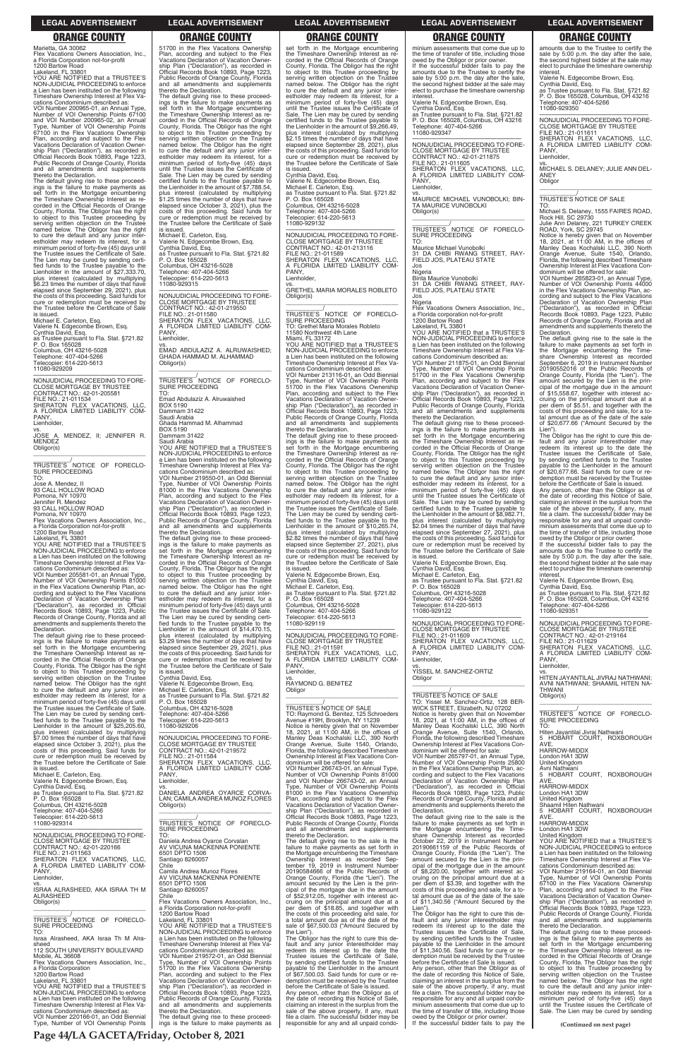Marietta, GA 30062
Flex Vacations Owners Association, Inc., a Florida Corporation not-for-profit
1200 Bartow Road
Lakeland, FL 33801
YOU ARE NOTIFIED that a TRUSTEE'S NON-JUDICIAL PROCEEDING to enforce a Lien has been instituted on the following Timeshare Ownership Interest at Flex Vacations Condominium described as:
VOI Number 200965-01, an Annual Type, Number of VOI Ownership Points 67100 and VOI Number 200965-02, an Annual Type, Number of VOI Ownership Points 67100 in the Flex Vacations Ownership Plan, according and subject to the Flex Vacations Declaration of Vacation Ownership Plan ("Declaration"), as recorded in Official Records Book 10893, Page 1223, Public Records of Orange County, Florida and all amendments and supplements thereto the Declaration.
The default giving rise to these proceedings is the failure to make payments as set forth in the Mortgage encumbering the Timeshare Ownership Interest as recorded in the Official Records of Orange County, Florida. The Obligor has the right to object to this Trustee proceeding by serving written objection on the Trustee named below. The Obligor has the right to cure the default and any junior interestholder may redeem its interest, for a minimum period of forty-five (45) days until the Trustee issues the Certificate of Sale. The Lien may be cured by sending certified funds to the Trustee payable to the Lienholder in the amount of $27,333.70, plus interest (calculated by multiplying $6.23 times the number of days that have elapsed since September 29, 2021), plus the costs of this proceeding. Said funds for cure or redemption must be received by the Trustee before the Certificate of Sale is issued.
Michael E. Carleton, Esq.
Valerie N. Edgecombe Brown, Esq.
Cynthia David, Esq.
as Trustee pursuant to Fla. Stat. §721.82
P. O. Box 165028
Columbus, OH 43216-5028
Telephone: 407-404-5266
Telecopier: 614-220-5613
11080-929209

---

NONJUDICIAL PROCEEDING TO FORECLOSE MORTGAGE BY TRUSTEE
CONTRACT NO.: 42-01-205581
FILE NO.: 21-011534
SHERATON FLEX VACATIONS, LLC, A FLORIDA LIMITED LIABILITY COMPANY,
Lienholder,
vs.
JOSE A. MENDEZ, II; JENNIFER R. MENDEZ
Obligor(s)

_______________/
TRUSTEE'S NOTICE OF FORECLOSURE PROCEEDING
TO:
Jose A. Mendez, II
93 CALL HOLLOW ROAD
Pomona, NY 10970
Jennifer R. Mendez
93 CALL HOLLOW ROAD
Pomona, NY 10970
Flex Vacations Owners Association, Inc., a Florida Corporation not-for-profit
1200 Bartow Road
Lakeland, FL 33801
YOU ARE NOTIFIED that a TRUSTEE'S NON-JUDICIAL PROCEEDING to enforce a Lien has been instituted on the following Timeshare Ownership Interest at Flex Vacations Condominium described as:
VOI Number 205581-01, an Annual Type, Number of VOI Ownership Points 81000 in the Flex Vacations Ownership Plan, according and subject to the Flex Vacations Declaration of Vacation Ownership Plan ("Declaration"), as recorded in Official Records Book 10893, Page 1223, Public Records of Orange County, Florida and all amendments and supplements thereto the Declaration.
The default giving rise to these proceedings is the failure to make payments as set forth in the Mortgage encumbering the Timeshare Ownership Interest as recorded in the Official Records of Orange County, Florida. The Obligor has the right to object to this Trustee proceeding by serving written objection on the Trustee named below. The Obligor has the right to cure the default and any junior interestholder may redeem its interest, for a minimum period of forty-five (45) days until the Trustee issues the Certificate of Sale. The Lien may be cured by sending certified funds to the Trustee payable to the Lienholder in the amount of $25,205.60, plus interest (calculated by multiplying $7.00 times the number of days that have elapsed since October 3, 2021), plus the costs of this proceeding. Said funds for cure or redemption must be received by the Trustee before the Certificate of Sale is issued.
Michael E. Carleton, Esq.
Valerie N. Edgecombe Brown, Esq.
Cynthia David, Esq.
as Trustee pursuant to Fla. Stat. §721.82
P. O. Box 165028
Columbus, OH 43216-5028
Telephone: 407-404-5266
Telecopier: 614-220-5613
11080-929314

---

NONJUDICIAL PROCEEDING TO FORECLOSE MORTGAGE BY TRUSTEE
CONTRACT NO.: 42-01-220166
FILE NO.: 21-011563
SHERATON FLEX VACATIONS, LLC, A FLORIDA LIMITED LIABILITY COMPANY,
Lienholder,
vs.
ISRAA ALRASHEED, AKA ISRAA TH M ALRASHEED
Obligor(s)

_______________/
TRUSTEE'S NOTICE OF FORECLOSURE PROCEEDING
TO:
Israa Alrasheed, AKA Israa Th M Alrasheed
112 SOUTH UNIVERSITY BOULEVARD
Mobile, AL 36608
Flex Vacations Owners Association, Inc., a Florida Corporation
1200 Bartow Road
Lakeland, FL 33801
YOU ARE NOTIFIED that a TRUSTEE'S NON-JUDICIAL PROCEEDING to enforce a Lien has been instituted on the following Timeshare Ownership Interest at Flex Vacations Condominium described as:
VOI Number 220166-01, an Odd Biennial Type, Number of VOI Ownership Points 51700 in the Flex Vacations Ownership Plan, according and subject to the Flex Vacations Declaration of Vacation Ownership Plan ("Declaration"), as recorded in Official Records Book 10893, Page 1223, Public Records of Orange County, Florida and all amendments and supplements thereto the Declaration.
The default giving rise to these proceedings is the failure to make payments as set forth in the Mortgage encumbering the Timeshare Ownership Interest as recorded in the Official Records of Orange County, Florida. The Obligor has the right to object to this Trustee proceeding by serving written objection on the Trustee named below. The Obligor has the right to cure the default and any junior interestholder may redeem its interest, for a minimum period of forty-five (45) days until the Trustee issues the Certificate of Sale. The Lien may be cured by sending certified funds to the Trustee payable to the Lienholder in the amount of $7,788.54, plus interest (calculated by multiplying $1.25 times the number of days that have elapsed since October 3, 2021), plus the costs of this proceeding. Said funds for cure or redemption must be received by the Trustee before the Certificate of Sale is issued.
Michael E. Carleton, Esq.
Valerie N. Edgecombe Brown, Esq.
Cynthia David, Esq.
as Trustee pursuant to Fla. Stat. §721.82
P. O. Box 165028
Columbus, OH 43216-5028
Telephone: 407-404-5266
Telecopier: 614-220-5613
11080-929315

---

NONJUDICIAL PROCEEDING TO FORECLOSE MORTGAGE BY TRUSTEE
CONTRACT NO.: 42-01-219550
FILE NO.: 21-011580
SHERATON FLEX VACATIONS, LLC, A FLORIDA LIMITED LIABILITY COMPANY,
Lienholder,
vs.
EMAD ABDULAZIZ A. ALRUWAISHED; GHADA HAMMAD M. ALHAMMAD
Obligor(s)

_______________/
TRUSTEE'S NOTICE OF FORECLOSURE PROCEEDING
TO:
Emad Abdulaziz A. Alruwaished
BOX 5190
Dammam 31422
Saudi Arabia
Ghada Hammad M. Alhammad
BOX 5190
Dammam 31422
Saudi Arabia
YOU ARE NOTIFIED that a TRUSTEE'S NON-JUDICIAL PROCEEDING to enforce a Lien has been instituted on the following Timeshare Ownership Interest at Flex Vacations Condominium described as:
VOI Number 219550-01, an Odd Biennial Type, Number of VOI Ownership Points 81000 in the Flex Vacations Ownership Plan, according and subject to the Flex Vacations Declaration of Vacation Ownership Plan ("Declaration"), as recorded in Official Records Book 10893, Page 1223, Public Records of Orange County, Florida and all amendments and supplements thereto the Declaration.
The default giving rise to these proceedings is the failure to make payments as set forth in the Mortgage encumbering the Timeshare Ownership Interest as recorded in the Official Records of Orange County, Florida. The Obligor has the right to object to this Trustee proceeding by serving written objection on the Trustee named below. The Obligor has the right to cure the default and any junior interestholder may redeem its interest, for a minimum period of forty-five (45) days until the Trustee issues the Certificate of Sale. The Lien may be cured by sending certified funds to the Trustee payable to the Lienholder in the amount of $14,470.15, plus interest (calculated by multiplying $3.29 times the number of days that have elapsed since September 29, 2021), plus the costs of this proceeding. Said funds for cure or redemption must be received by the Trustee before the Certificate of Sale is issued.
Cynthia David, Esq.
Valerie N. Edgecombe Brown, Esq.
Michael E. Carleton, Esq.
as Trustee pursuant to Fla. Stat. §721.82
P. O. Box 165028
Columbus, OH 43216-5028
Telephone: 407-404-5266
Telecopier: 614-220-5613
11080-929206

---

NONJUDICIAL PROCEEDING TO FORECLOSE MORTGAGE BY TRUSTEE
CONTRACT NO.: 42-01-219572
FILE NO.: 21-011584
SHERATON FLEX VACATIONS, LLC, A FLORIDA LIMITED LIABILITY COMPANY,
Lienholder,
vs.
DANIELA ANDREA OYARCE CORVALAN; CAMILA ANDREA MUNOZ FLORES
Obligor(s)

_______________/
TRUSTEE'S NOTICE OF FORECLOSURE PROCEEDING
TO:
Daniela Andrea Oyarce Corvalan
AV VICUNA MACKENNA PONIENTE
6501 DPTO 1506
Santiago 8260057
Chile
Camila Andrea Munoz Flores
AV VICUNA MACKENNA PONIENTE
6501 DPTO 1506
Santiago 8260057
Chile
Flex Vacations Owners Association, Inc., a Florida Corporation not-for-profit
1200 Bartow Road
Lakeland, FL 33801
YOU ARE NOTIFIED that a TRUSTEE'S NON-JUDICIAL PROCEEDING to enforce a Lien has been instituted on the following Timeshare Ownership Interest at Flex Vacations Condominium described as:
VOI Number 219572-01, an Odd Biennial Type, Number of VOI Ownership Points 51700 in the Flex Vacations Ownership Plan, according and subject to the Flex Vacations Declaration of Vacation Ownership Plan ("Declaration"), as recorded in Official Records Book 10893, Page 1223, Public Records of Orange County, Florida and all amendments and supplements thereto the Declaration.
The default giving rise to these proceedings is the failure to make payments as set forth in the Mortgage encumbering the Timeshare Ownership Interest as recorded in the Official Records of Orange County, Florida. The Obligor has the right to object to this Trustee proceeding by serving written objection on the Trustee named below. The Obligor has the right to cure the default and any junior interestholder may redeem its interest, for a minimum period of forty-five (45) days until the Trustee issues the Certificate of Sale. The Lien may be cured by sending certified funds to the Trustee payable to the Lienholder in the amount of $9,266.48, plus interest (calculated by multiplying $2.15 times the number of days that have elapsed since September 28, 2021), plus the costs of this proceeding. Said funds for cure or redemption must be received by the Trustee before the Certificate of Sale is issued.
Cynthia David, Esq.
Valerie N. Edgecombe Brown, Esq.
Michael E. Carleton, Esq.
as Trustee pursuant to Fla. Stat. §721.82
P. O. Box 165028
Columbus, OH 43216-5028
Telephone: 407-404-5266
Telecopier: 614-220-5613
11080-929132

---

NONJUDICIAL PROCEEDING TO FORECLOSE MORTGAGE BY TRUSTEE
CONTRACT NO.: 42-01-213116
FILE NO.: 21-011589
SHERATON FLEX VACATIONS, LLC, A FLORIDA LIMITED LIABILITY COMPANY,
Lienholder,
vs.
GRETHEL MARIA MORALES ROBLETO
Obligor(s)

_______________/
TRUSTEE'S NOTICE OF FORECLOSURE PROCEEDING
TO: Grethel Maria Morales Robleto
11580 Northwest 4th Lane
Miami, FL 33172
YOU ARE NOTIFIED that a TRUSTEE'S NON-JUDICIAL PROCEEDING to enforce a Lien has been instituted on the following Timeshare Ownership Interest at Flex Vacations Condominium described as:
VOI Number 213116-01, an Odd Biennial Type, Number of VOI Ownership Points 51700 in the Flex Vacations Ownership Plan, according and subject to the Flex Vacations Declaration of Vacation Ownership Plan ("Declaration"), as recorded in Official Records Book 10893, Page 1223, Public Records of Orange County, Florida and all amendments and supplements thereto the Declaration.
The default giving rise to these proceedings is the failure to make payments as set forth in the Mortgage encumbering the Timeshare Ownership Interest as recorded in the Official Records of Orange County, Florida. The Obligor has the right to object to this Trustee proceeding by serving written objection on the Trustee named below. The Obligor has the right to cure the default and any junior interestholder may redeem its interest, for a minimum period of forty-five (45) days until the Trustee issues the Certificate of Sale. The Lien may be cured by sending certified funds to the Trustee payable to the Lienholder in the amount of $10,265.74, plus interest (calculated by multiplying $2.82 times the number of days that have elapsed since September 27, 2021), plus the costs of this proceeding. Said funds for cure or redemption must be received by the Trustee before the Certificate of Sale is issued.
Valerie N. Edgecombe Brown, Esq.
Cynthia David, Esq.
Michael E. Carleton, Esq.
as Trustee pursuant to Fla. Stat. §721.82
P. O. Box 165028
Columbus, OH 43216-5028
Telephone: 407-404-5266
Telecopier: 614-220-5613
11080-929119

---

NONJUDICIAL PROCEEDING TO FORECLOSE MORTGAGE BY TRUSTEE
FILE NO.: 21-011591
SHERATON FLEX VACATIONS, LLC, A FLORIDA LIMITED LIABILITY COMPANY,
Lienholder,
vs.
RAYMOND G. BENITEZ
Obligor

_______________/
TRUSTEE'S NOTICE OF SALE
TO: Raymond G. Benitez, 125 Schroeders Avenue #19H, Brooklyn, NY 11239
Notice is hereby given that on November 18, 2021, at 11:00 AM, in the offices of Manley Deas Kochalski LLC, 390 North Orange Avenue, Suite 1540, Orlando, Florida, the following described Timeshare Ownership Interest at Flex Vacations Condominium will be offered for sale:
VOI Number 266743-01, an Annual Type, Number of VOI Ownership Points 81000 and VOI Number 266743-02, an Annual Type, Number of VOI Ownership Points 81000 in the Flex Vacations Ownership Plan, according and subject to the Flex Vacations Declaration of Vacation Ownership Plan ("Declaration"), as recorded in Official Records Book 10893, Page 1223, Public Records of Orange County, Florida and all amendments and supplements thereto the Declaration.
The default giving rise to the sale is the failure to make payments as set forth in the Mortgage encumbering the Timeshare Ownership Interest as recorded September 19, 2019 in Instrument Number 20190584686 of the Public Records of Orange County, Florida (the "Lien"). The amount secured by the Lien is the principal of the mortgage due in the amount of $52,912.05, together with interest accruing on the principal amount due at a per diem of $18.85, and together with the costs of this proceeding and sale, for a total amount due as of the date of the sale of $67,500.03 ("Amount Secured by the Lien").
The Obligor has the right to cure this default and any junior interestholder may redeem its interest up to the date the Trustee issues the Certificate of Sale, by sending certified funds to the Trustee payable to the Lienholder in the amount of $67,500.03. Said funds for cure or redemption must be received by the Trustee before the Certificate of Sale is issued.
Any person, other than the Obligor as of the date of recording this Notice of Sale, claiming an interest in the surplus from the sale of the above property, if any, must file a claim. The successful bidder may be responsible for any and all unpaid condominium assessments that come due up to the time of transfer of title, including those owed by the Obligor or prior owner.
If the successful bidder fails to pay the amounts due to the Trustee to certify the sale by 5:00 p.m. the day after the sale, the second highest bidder at the sale may elect to purchase the timeshare ownership interest.
Valerie N. Edgecombe Brown, Esq.
Cynthia David, Esq.
as Trustee pursuant to Fla. Stat. §721.82
P. O. Box 165028, Columbus, OH 43216
Telephone: 407-404-5266
11080-929347

---

NONJUDICIAL PROCEEDING TO FORECLOSE MORTGAGE BY TRUSTEE
CONTRACT NO.: 42-01-211875
FILE NO.: 21-011605
SHERATON FLEX VACATIONS, LLC, A FLORIDA LIMITED LIABILITY COMPANY,
Lienholder,
vs.
MAURICE MICHAEL VUNOBOLKI; BINTA MAURICE VUNOBOLKI
Obligor(s)

_______________/
TRUSTEE'S NOTICE OF FORECLOSURE PROCEEDING
TO:
Maurice Michael Vunobolki
31 DA CHIBI RWANG STREET, RAYFIELD JOS, PLATEAU STATE
Jos
Nigeria
Binta Maurice Vunobolki
31 DA CHIBI RWANG STREET, RAYFIELD JOS, PLATEAU STATE
Jos
Nigeria
Flex Vacations Owners Association, Inc., a Florida corporation not-for-profit
1200 Bartow Road
Lakeland, FL 33801
YOU ARE NOTIFIED that a TRUSTEE'S NON-JUDICIAL PROCEEDING to enforce a Lien has been instituted on the following Timeshare Ownership Interest at Flex Vacations Condominium described as:
VOI Number 211875-01, an Odd Biennial Type, Number of VOI Ownership Points 51700 in the Flex Vacations Ownership Plan, according and subject to the Flex Vacations Declaration of Vacation Ownership Plan ("Declaration"), as recorded in Official Records Book 10893, Page 1223, Public Records of Orange County, Florida and all amendments and supplements thereto the Declaration.
The default giving rise to these proceedings is the failure to make payments as set forth in the Mortgage encumbering the Timeshare Ownership Interest as recorded in the Official Records of Orange County, Florida. The Obligor has the right to object to this Trustee proceeding by serving written objection on the Trustee named below. The Obligor has the right to cure the default and any junior interestholder may redeem its interest, for a minimum period of forty-five (45) days until the Trustee issues the Certificate of Sale. The Lien may be cured by sending certified funds to the Trustee payable to the Lienholder in the amount of $8,982.71, plus interest (calculated by multiplying $2.04 times the number of days that have elapsed since September 27, 2021), plus the costs of this proceeding. Said funds for cure or redemption must be received by the Trustee before the Certificate of Sale is issued.
Valerie N. Edgecombe Brown, Esq.
Cynthia David, Esq.
Michael E. Carleton, Esq.
as Trustee pursuant to Fla. Stat. §721.82
P. O. Box 165028
Columbus, OH 43216-5028
Telephone: 407-404-5266
Telecopier: 614-220-5613
11080-929122

---

NONJUDICIAL PROCEEDING TO FORECLOSE MORTGAGE BY TRUSTEE
FILE NO.: 21-011609
SHERATON FLEX VACATIONS, LLC, A FLORIDA LIMITED LIABILITY COMPANY,
Lienholder,
vs.
YISSEL M. SANCHEZ-ORTIZ
Obligor

_______________/
TRUSTEE'S NOTICE OF SALE
TO: Yissel M. Sanchez-Ortiz, 128 BERWICK STREET, Elizabeth, NJ 07202
Notice is hereby given that on November 18, 2021, at 11:00 AM, in the offices of Manley Deas Kochalski LLC, 390 North Orange Avenue, Suite 1540, Orlando, Florida, the following described Timeshare Ownership Interest at Flex Vacations Condominium will be offered for sale:
VOI Number 265797-01, an Annual Type, Number of VOI Ownership Points 25800 in the Flex Vacations Ownership Plan, according and subject to the Flex Vacations Declaration of Vacation Ownership Plan ("Declaration"), as recorded in Official Records Book 10893, Page 1223, Public Records of Orange County, Florida and all amendments and supplements thereto the Declaration.
The default giving rise to the sale is the failure to make payments as set forth in the Mortgage encumbering the Timeshare Ownership Interest as recorded October 22, 2019 in Instrument Number 20190661159 of the Public Records of Orange County, Florida (the "Lien"). The amount secured by the Lien is the principal of the mortgage due in the amount of $8,220.00, together with interest accruing on the principal amount due at a per diem of $3.39, and together with the costs of this proceeding and sale, for a total amount due as of the date of the sale of $11,340.56 ("Amount Secured by the Lien").
The Obligor has the right to cure this default and any junior interestholder may redeem its interest up to the date the Trustee issues the Certificate of Sale, by sending certified funds to the Trustee payable to the Lienholder in the amount of $11,340.56. Said funds for cure or redemption must be received by the Trustee before the Certificate of Sale is issued.
Any person, other than the Obligor as of the date of recording this Notice of Sale, claiming an interest in the surplus from the sale of the above property, if any, must file a claim. The successful bidder may be responsible for any and all unpaid condominium assessments that come due up to the time of transfer of title, including those owed by the Obligor or prior owner.
If the successful bidder fails to pay the amounts due to the Trustee to certify the sale by 5:00 p.m. the day after the sale, the second highest bidder at the sale may elect to purchase the timeshare ownership interest.
Valerie N. Edgecombe Brown, Esq.
Cynthia David, Esq.
as Trustee pursuant to Fla. Stat. §721.82
P. O. Box 165028, Columbus, OH 43216
Telephone: 407-404-5266
11080-929350

---

NONJUDICIAL PROCEEDING TO FORECLOSE MORTGAGE BY TRUSTEE
FILE NO.: 21-011611
SHERATON FLEX VACATIONS, LLC, A FLORIDA LIMITED LIABILITY COMPANY,
Lienholder,
vs.
MICHAEL S. DELANEY; JULIE ANN DELANEY
Obligor

_______________/
TRUSTEE'S NOTICE OF SALE
TO:
Michael S. Delaney, 1555 FAIRES ROAD, Rock Hill, SC 29730
Julie Ann Delaney, 221 TURKEY CREEK ROAD, York, SC 29745
Notice is hereby given that on November 18, 2021, at 11:00 AM, in the offices of Manley Deas Kochalski LLC, 390 North Orange Avenue, Suite 1540, Orlando, Florida, the following described Timeshare Ownership Interest at Flex Vacations Condominium will be offered for sale:
VOI Number 265823-01, an Annual Type, Number of VOI Ownership Points 44000 in the Flex Vacations Ownership Plan, according and subject to the Flex Vacations Declaration of Vacation Ownership Plan ("Declaration"), as recorded in Official Records Book 10893, Page 1223, Public Records of Orange County, Florida and all amendments and supplements thereto the Declaration.
The default giving rise to the sale is the failure to make payments as set forth in the Mortgage encumbering the Timeshare Ownership Interest as recorded September 6, 2019 in Instrument Number 20190556216 of the Public Records of Orange County, Florida (the "Lien"). The amount secured by the Lien is the principal of the mortgage due in the amount of $15,558.67, together with interest accruing on the principal amount due at a per diem of $5.51, and together with the costs of this proceeding and sale, for a total amount due as of the date of the sale of $20,677.66 ("Amount Secured by the Lien").
The Obligor has the right to cure this default and any junior interestholder may redeem its interest up to the date the Trustee issues the Certificate of Sale, by sending certified funds to the Trustee payable to the Lienholder in the amount of $20,677.66. Said funds for cure or redemption must be received by the Trustee before the Certificate of Sale is issued.
Any person, other than the Obligor as of the date of recording this Notice of Sale, claiming an interest in the surplus from the sale of the above property, if any, must file a claim. The successful bidder may be responsible for any and all unpaid condominium assessments that come due up to the time of transfer of title, including those owed by the Obligor or prior owner.
If the successful bidder fails to pay the amounts due to the Trustee to certify the sale by 5:00 p.m. the day after the sale, the second highest bidder at the sale may elect to purchase the timeshare ownership interest.
Valerie N. Edgecombe Brown, Esq.
Cynthia David, Esq.
as Trustee pursuant to Fla. Stat. §721.82
P. O. Box 165028, Columbus, OH 43216
Telephone: 407-404-5266
11080-929351

---

NONJUDICIAL PROCEEDING TO FORECLOSE MORTGAGE BY TRUSTEE
CONTRACT NO.: 42-01-219164
FILE NO.: 21-011629
SHERATON FLEX VACATIONS, LLC, A FLORIDA LIMITED LIABILITY COMPANY,
Lienholder,
vs.
HITEN JAYANTILAL JIVRAJ NATHWANI; AVNI NATHWANI; SHAAMIL HITEN NATHWANI
Obligor(s)

_______________/
TRUSTEE'S NOTICE OF FORECLOSURE PROCEEDING
TO:
Hiten Jayantilal Jivraj Nathwani
5 HOBART COURT, ROXBOROUGH AVE.
HARROW-MIDDX
London HA1 3DW
United Kingdom
Avni Nathwani
5 HOBART COURT, ROXBOROUGH AVE.
HARROW-MIDDX
London HA1 3DW
United Kingdom
Shaamil Hiten Nathwani
5 HOBART COURT, ROXBOROUGH AVE.
HARROW-MIDDX
London HA1 3DW
United Kingdom
YOU ARE NOTIFIED that a TRUSTEE'S NON-JUDICIAL PROCEEDING to enforce a Lien has been instituted on the following Timeshare Ownership Interest at Flex Vacations Condominium described as:
VOI Number 219164-01, an Annual Type, Number of VOI Ownership Points 67100 in the Flex Vacations Ownership Plan, according and subject to the Flex Vacations Declaration of Vacation Ownership Plan ("Declaration"), as recorded in Official Records Book 10893, Page 1223, Public Records of Orange County, Florida and all amendments and supplements thereto the Declaration.
The default giving rise to these proceedings is the failure to make payments as set forth in the Mortgage encumbering the Timeshare Ownership Interest as recorded in the Official Records of Orange County, Florida. The Obligor has the right to object to this Trustee proceeding by serving written objection on the Trustee named below. The Obligor has the right to cure the default and any junior interestholder may redeem its interest, for a minimum period of forty-five (45) days until the Trustee issues the Certificate of Sale. The Lien may be cured by sending

**(Continued on next page)**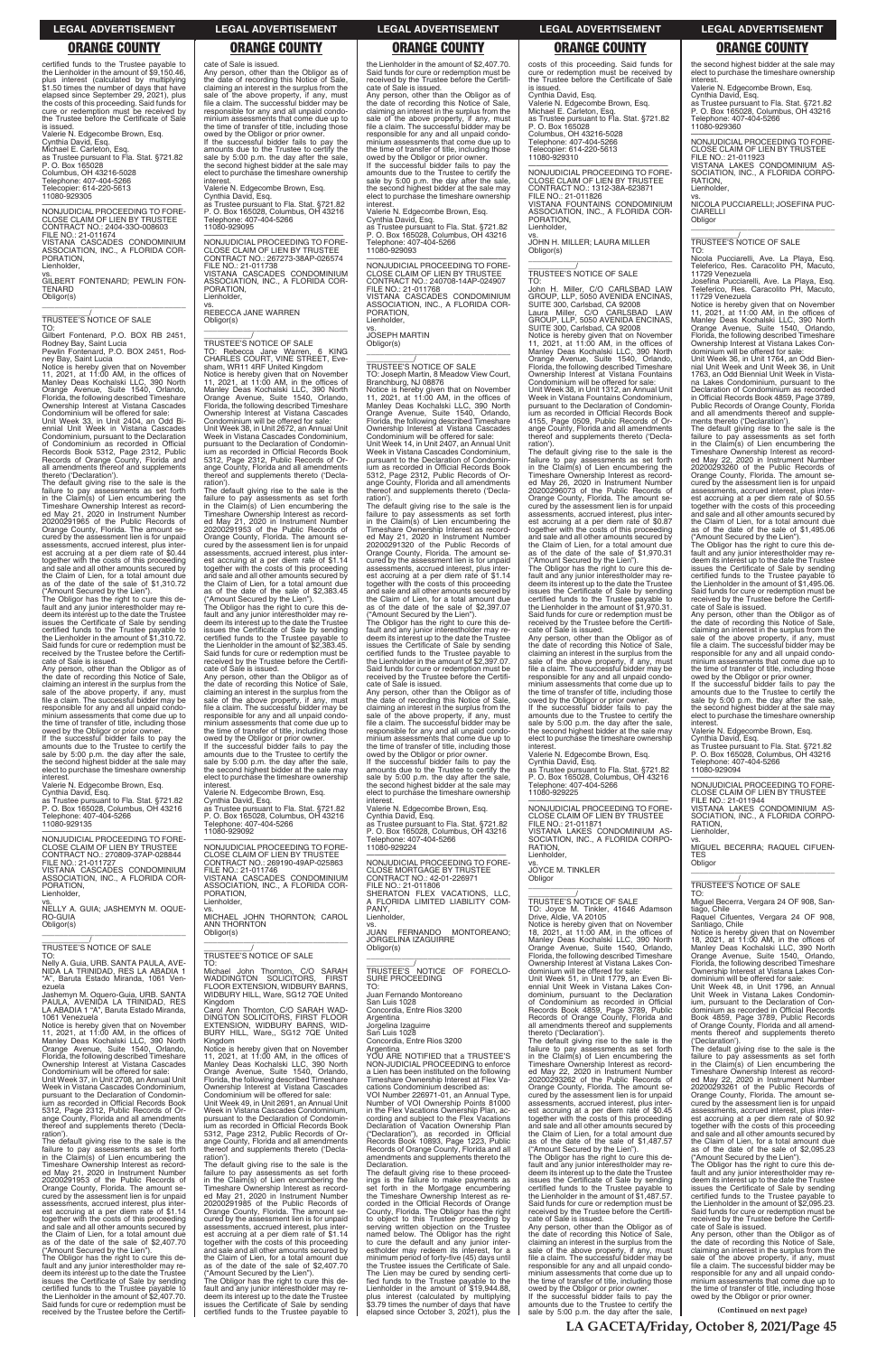## LEGAL ADVERTISEMENT

### ORANGE COUNTY

certified funds to the Trustee payable to the Lienholder in the amount of $9,150.46, plus interest (calculated by multiplying $1.50 times the number of days that have elapsed since September 29, 2021), plus the costs of this proceeding. Said funds for cure or redemption must be received by the Trustee before the Certificate of Sale is issued.
Valerie N. Edgecombe Brown, Esq.
Cynthia David, Esq.
Michael E. Carleton, Esq.
as Trustee pursuant to Fla. Stat. §721.82
P. O. Box 165028
Columbus, OH 43216-5028
Telephone: 407-404-5266
Telecopier: 614-220-5613
11080-929305

---

NONJUDICIAL PROCEEDING TO FORECLOSE CLAIM OF LIEN BY TRUSTEE
CONTRACT NO.: 2404-33O-008603
FILE NO.: 21-011674
VISTANA CASCADES CONDOMINIUM ASSOCIATION, INC., A FLORIDA CORPORATION,
Lienholder,
vs.
GILBERT FONTENARD; PEWLIN FONTENARD
Obligor(s)
\_\_\_\_\_\_\_\_\_\_\_\_\_\_\_\_\_\_\_\_\_\_\_\_\_\_\_\_\_\_\_\_\_\_\_
\_\_\_\_\_\_\_\_\_\_\_/
TRUSTEE'S NOTICE OF SALE
TO:
Gilbert Fontenard, P.O. BOX RB 2451, Rodney Bay, Saint Lucia
Pewlin Fontenard, P.O. BOX 2451, Rodney Bay, Saint Lucia
Notice is hereby given that on November 11, 2021, at 11:00 AM, in the offices of Manley Deas Kochalski LLC, 390 North Orange Avenue, Suite 1540, Orlando, Florida, the following described Timeshare Ownership Interest at Vistana Cascades Condominium will be offered for sale:
Unit Week 33, in Unit 2404, an Odd Biennial Unit Week in Vistana Cascades Condominium, pursuant to the Declaration of Condominium as recorded in Official Records Book 5312, Page 2312, Public Records of Orange County, Florida and all amendments thereof and supplements thereto ('Declaration').
The default giving rise to the sale is the failure to pay assessments as set forth in the Claim(s) of Lien encumbering the Timeshare Ownership Interest as recorded May 21, 2020 in Instrument Number 20200291965 of the Public Records of Orange County, Florida. The amount secured by the assessment lien is for unpaid assessments, accrued interest, plus interest accruing at a per diem rate of $0.44 together with the costs of this proceeding and sale and all other amounts secured by the Claim of Lien, for a total amount due as of the date of the sale of $1,310.72 ("Amount Secured by the Lien").
The Obligor has the right to cure this default and any junior interestholder may redeem its interest up to the date the Trustee issues the Certificate of Sale by sending certified funds to the Trustee payable to the Lienholder in the amount of $1,310.72. Said funds for cure or redemption must be received by the Trustee before the Certificate of Sale is issued.
Any person, other than the Obligor as of the date of recording this Notice of Sale, claiming an interest in the surplus from the sale of the above property, if any, must file a claim. The successful bidder may be responsible for any and all unpaid condominium assessments that come due up to the time of transfer of title, including those owed by the Obligor or prior owner.
If the successful bidder fails to pay the amounts due to the Trustee to certify the sale by 5:00 p.m. the day after the sale, the second highest bidder at the sale may elect to purchase the timeshare ownership interest.
Valerie N. Edgecombe Brown, Esq.
Cynthia David, Esq.
as Trustee pursuant to Fla. Stat. §721.82
P. O. Box 165028, Columbus, OH 43216
Telephone: 407-404-5266
11080-929135

---

NONJUDICIAL PROCEEDING TO FORECLOSE CLAIM OF LIEN BY TRUSTEE
CONTRACT NO.: 270809-37AP-028844
FILE NO.: 21-011727
VISTANA CASCADES CONDOMINIUM ASSOCIATION, INC., A FLORIDA CORPORATION,
Lienholder,
vs.
NELLY A. GUIA; JASHEMYN M. OQUERO-GUIA
Obligor(s)
\_\_\_\_\_\_\_\_\_\_\_\_\_\_\_\_\_\_\_\_\_\_\_\_\_\_\_\_\_\_\_\_\_\_\_
\_\_\_\_\_\_\_\_\_\_\_/
TRUSTEE'S NOTICE OF SALE
TO:
Nelly A. Guia, URB. SANTA PAULA, AVENIDA LA TRINIDAD, RES LA ABADIA 1 "A", Baruta Estado Miranda, 1061 Venezuela
Jashemyn M. Oquero-Guia, URB. SANTA PAULA, AVENIDA LA TRINIDAD, RES LA ABADIA 1 "A", Baruta Estado Miranda, 1061 Venezuela
Notice is hereby given that on November 11, 2021, at 11:00 AM, in the offices of Manley Deas Kochalski LLC, 390 North Orange Avenue, Suite 1540, Orlando, Florida, the following described Timeshare Ownership Interest at Vistana Cascades Condominium will be offered for sale:
Unit Week 37, in Unit 2708, an Annual Unit Week in Vistana Cascades Condominium, pursuant to the Declaration of Condominium as recorded in Official Records Book 5312, Page 2312, Public Records of Orange County, Florida and all amendments thereof and supplements thereto ('Declaration').
The default giving rise to the sale is the failure to pay assessments as set forth in the Claim(s) of Lien encumbering the Timeshare Ownership Interest as recorded May 21, 2020 in Instrument Number 20200291953 of the Public Records of Orange County, Florida. The amount secured by the assessment lien is for unpaid assessments, accrued interest, plus interest accruing at a per diem rate of $1.14 together with the costs of this proceeding and sale and all other amounts secured by the Claim of Lien, for a total amount due as of the date of the sale of $2,407.70 ("Amount Secured by the Lien").
The Obligor has the right to cure this default and any junior interestholder may redeem its interest up to the date the Trustee issues the Certificate of Sale by sending certified funds to the Trustee payable to the Lienholder in the amount of $2,407.70. Said funds for cure or redemption must be received by the Trustee before the Certificate of Sale is issued.
Any person, other than the Obligor as of the date of recording this Notice of Sale, claiming an interest in the surplus from the sale of the above property, if any, must file a claim. The successful bidder may be responsible for any and all unpaid condominium assessments that come due up to the time of transfer of title, including those owed by the Obligor or prior owner.
If the successful bidder fails to pay the amounts due to the Trustee to certify the sale by 5:00 p.m. the day after the sale, the second highest bidder at the sale may elect to purchase the timeshare ownership interest.
Valerie N. Edgecombe Brown, Esq.
Cynthia David, Esq.
as Trustee pursuant to Fla. Stat. §721.82
P. O. Box 165028, Columbus, OH 43216
Telephone: 407-404-5266
11080-929095

---

NONJUDICIAL PROCEEDING TO FORECLOSE CLAIM OF LIEN BY TRUSTEE
CONTRACT NO.: 267273-38AP-026574
FILE NO.: 21-011738
VISTANA CASCADES CONDOMINIUM ASSOCIATION, INC., A FLORIDA CORPORATION,
Lienholder,
vs.
REBECCA JANE WARREN
Obligor(s)
\_\_\_\_\_\_\_\_\_\_\_\_\_\_\_\_\_\_\_\_\_\_\_\_\_\_\_\_\_\_\_\_\_\_\_
\_\_\_\_\_\_\_\_\_\_\_/
TRUSTEE'S NOTICE OF SALE
TO: Rebecca Jane Warren, 6 KING CHARLES COURT, VINE STREET, Evesham, WR11 4RF United Kingdom
Notice is hereby given that on November 11, 2021, at 11:00 AM, in the offices of Manley Deas Kochalski LLC, 390 North Orange Avenue, Suite 1540, Orlando, Florida, the following described Timeshare Ownership Interest at Vistana Cascades Condominium will be offered for sale:
Unit Week 38, in Unit 2672, an Annual Unit Week in Vistana Cascades Condominium, pursuant to the Declaration of Condominium as recorded in Official Records Book 5312, Page 2312, Public Records of Orange County, Florida and all amendments thereof and supplements thereto ('Declaration').
The default giving rise to the sale is the failure to pay assessments as set forth in the Claim(s) of Lien encumbering the Timeshare Ownership Interest as recorded May 21, 2020 in Instrument Number 20200291953 of the Public Records of Orange County, Florida. The amount secured by the assessment lien is for unpaid assessments, accrued interest, plus interest accruing at a per diem rate of $1.14 together with the costs of this proceeding and sale and all other amounts secured by the Claim of Lien, for a total amount due as of the date of the sale of $2,383.45 ("Amount Secured by the Lien").
The Obligor has the right to cure this default and any junior interestholder may redeem its interest up to the date the Trustee issues the Certificate of Sale by sending certified funds to the Trustee payable to the Lienholder in the amount of $2,383.45. Said funds for cure or redemption must be received by the Trustee before the Certificate of Sale is issued.
Any person, other than the Obligor as of the date of recording this Notice of Sale, claiming an interest in the surplus from the sale of the above property, if any, must file a claim. The successful bidder may be responsible for any and all unpaid condominium assessments that come due up to the time of transfer of title, including those owed by the Obligor or prior owner.
If the successful bidder fails to pay the amounts due to the Trustee to certify the sale by 5:00 p.m. the day after the sale, the second highest bidder at the sale may elect to purchase the timeshare ownership interest.
Valerie N. Edgecombe Brown, Esq.
Cynthia David, Esq.
as Trustee pursuant to Fla. Stat. §721.82
P. O. Box 165028, Columbus, OH 43216
Telephone: 407-404-5266
11080-929092

---

NONJUDICIAL PROCEEDING TO FORECLOSE CLAIM OF LIEN BY TRUSTEE
CONTRACT NO.: 269190-49AP-025863
FILE NO.: 21-011746
VISTANA CASCADES CONDOMINIUM ASSOCIATION, INC., A FLORIDA CORPORATION,
Lienholder,
vs.
MICHAEL JOHN THORNTON; CAROL ANN THORNTON
Obligor(s)
\_\_\_\_\_\_\_\_\_\_\_\_\_\_\_\_\_\_\_\_\_\_\_\_\_\_\_\_\_\_\_\_\_\_\_
\_\_\_\_\_\_\_\_\_\_\_/
TRUSTEE'S NOTICE OF SALE
TO:
Michael John Thornton, C/O SARAH WADDINGTON SOLICITORS, FIRST FLOOR EXTENSION, WIDBURY BARNS, WIDBURY HILL, Ware,, SG12 7QE United Kingdom
Carol Ann Thornton, C/O SARAH WADDINGTON SOLICITORS, FIRST FLOOR EXTENSION, WIDBURY BARNS, WIDBURY HILL, Ware,, SG12 7QE United Kingdom
Notice is hereby given that on November 11, 2021, at 11:00 AM, in the offices of Manley Deas Kochalski LLC, 390 North Orange Avenue, Suite 1540, Orlando, Florida, the following described Timeshare Ownership Interest at Vistana Cascades Condominium will be offered for sale:
Unit Week 49, in Unit 2691, an Annual Unit Week in Vistana Cascades Condominium, pursuant to the Declaration of Condominium as recorded in Official Records Book 5312, Page 2312, Public Records of Orange County, Florida and all amendments thereof and supplements thereto ('Declaration').
The default giving rise to the sale is the failure to pay assessments as set forth in the Claim(s) of Lien encumbering the Timeshare Ownership Interest as recorded May 21, 2020 in Instrument Number 20200291985 of the Public Records of Orange County, Florida. The amount secured by the assessment lien is for unpaid assessments, accrued interest, plus interest accruing at a per diem rate of $1.14 together with the costs of this proceeding and sale and all other amounts secured by the Claim of Lien, for a total amount due as of the date of the sale of $2,407.70 ("Amount Secured by the Lien").
The Obligor has the right to cure this default and any junior interestholder may redeem its interest up to the date the Trustee issues the Certificate of Sale by sending certified funds to the Trustee payable to the Lienholder in the amount of $2,407.70. Said funds for cure or redemption must be received by the Trustee before the Certificate of Sale is issued.
Any person, other than the Obligor as of the date of recording this Notice of Sale, claiming an interest in the surplus from the sale of the above property, if any, must file a claim. The successful bidder may be responsible for any and all unpaid condominium assessments that come due up to the time of transfer of title, including those owed by the Obligor or prior owner.
If the successful bidder fails to pay the amounts due to the Trustee to certify the sale by 5:00 p.m. the day after the sale, the second highest bidder at the sale may elect to purchase the timeshare ownership interest.
Valerie N. Edgecombe Brown, Esq.
Cynthia David, Esq.
as Trustee pursuant to Fla. Stat. §721.82
P. O. Box 165028, Columbus, OH 43216
Telephone: 407-404-5266
11080-929093

---

NONJUDICIAL PROCEEDING TO FORECLOSE CLAIM OF LIEN BY TRUSTEE
CONTRACT NO.: 240708-14AP-024907
FILE NO.: 21-011768
VISTANA CASCADES CONDOMINIUM ASSOCIATION, INC., A FLORIDA CORPORATION,
Lienholder,
vs.
JOSEPH MARTIN
Obligor(s)
\_\_\_\_\_\_\_\_\_\_\_\_\_\_\_\_\_\_\_\_\_\_\_\_\_\_\_\_\_\_\_\_\_\_\_
\_\_\_\_\_\_\_\_\_\_\_/
TRUSTEE'S NOTICE OF SALE
TO: Joseph Martin, 8 Meadow View Court, Branchburg, NJ 08876
Notice is hereby given that on November 11, 2021, at 11:00 AM, in the offices of Manley Deas Kochalski LLC, 390 North Orange Avenue, Suite 1540, Orlando, Florida, the following described Timeshare Ownership Interest at Vistana Cascades Condominium will be offered for sale:
Unit Week 14, in Unit 2407, an Annual Unit Week in Vistana Cascades Condominium, pursuant to the Declaration of Condominium as recorded in Official Records Book 5312, Page 2312, Public Records of Orange County, Florida and all amendments thereof and supplements thereto ('Declaration').
The default giving rise to the sale is the failure to pay assessments as set forth in the Claim(s) of Lien encumbering the Timeshare Ownership Interest as recorded May 21, 2020 in Instrument Number 20200291320 of the Public Records of Orange County, Florida. The amount secured by the assessment lien is for unpaid assessments, accrued interest, plus interest accruing at a per diem rate of $1.14 together with the costs of this proceeding and sale and all other amounts secured by the Claim of Lien, for a total amount due as of the date of the sale of $2,397.07 ("Amount Secured by the Lien").
The Obligor has the right to cure this default and any junior interestholder may redeem its interest up to the date the Trustee issues the Certificate of Sale by sending certified funds to the Trustee payable to the Lienholder in the amount of $2,397.07. Said funds for cure or redemption must be received by the Trustee before the Certificate of Sale is issued.
Any person, other than the Obligor as of the date of recording this Notice of Sale, claiming an interest in the surplus from the sale of the above property, if any, must file a claim. The successful bidder may be responsible for any and all unpaid condominium assessments that come due up to the time of transfer of title, including those owed by the Obligor or prior owner.
If the successful bidder fails to pay the amounts due to the Trustee to certify the sale by 5:00 p.m. the day after the sale, the second highest bidder at the sale may elect to purchase the timeshare ownership interest.
Valerie N. Edgecombe Brown, Esq.
Cynthia David, Esq.
as Trustee pursuant to Fla. Stat. §721.82
P. O. Box 165028, Columbus, OH 43216
Telephone: 407-404-5266
11080-929224

---

NONJUDICIAL PROCEEDING TO FORECLOSE MORTGAGE BY TRUSTEE
CONTRACT NO.: 42-01-226971
FILE NO.: 21-011806
SHERATON FLEX VACATIONS, LLC, A FLORIDA LIMITED LIABILITY COMPANY,
Lienholder,
vs.
JUAN FERNANDO MONTOREANO; JORGELINA IZAGUIRRE
Obligor(s)
\_\_\_\_\_\_\_\_\_\_\_\_\_\_\_\_\_\_\_\_\_\_\_\_\_\_\_\_\_\_\_\_\_\_\_
\_\_\_\_\_\_\_\_\_\_\_/
TRUSTEE'S NOTICE OF FORECLOSURE PROCEEDING
TO:
Juan Fernando Montoreano
San Luis 1028
Concordia, Entre Rios 3200
Argentina
Jorgelina Izaguirre
San Luis 1028
Concordia, Entre Rios 3200
Argentina
YOU ARE NOTIFIED that a TRUSTEE'S NON-JUDICIAL PROCEEDING to enforce a Lien has been instituted on the following Timeshare Ownership Interest at Flex Vacations Condominium described as:
VOI Number 226971-01, an Annual Type, Number of VOI Ownership Points 81000 in the Flex Vacations Ownership Plan, according and subject to the Flex Vacations Declaration of Vacation Ownership Plan ("Declaration"), as recorded in Official Records Book 10893, Page 1223, Public Records of Orange County, Florida and all amendments and supplements thereto the Declaration.
The default giving rise to these proceedings is the failure to make payments as set forth in the Mortgage encumbering the Timeshare Ownership Interest as recorded in the Official Records of Orange County, Florida. The Obligor has the right to object to this Trustee proceeding by serving written objection on the Trustee named below. The Obligor has the right to cure the default and any junior interestholder may redeem its interest, for a minimum period of forty-five (45) days until the Trustee issues the Certificate of Sale. The Lien may be cured by sending certified funds to the Trustee payable to the Lienholder in the amount of $19,944.88, plus interest (calculated by multiplying $3.79 times the number of days that have elapsed since October 3, 2021), plus the costs of this proceeding. Said funds for cure or redemption must be received by the Trustee before the Certificate of Sale is issued.
Cynthia David, Esq.
Valerie N. Edgecombe Brown, Esq.
Michael E. Carleton, Esq.
as Trustee pursuant to Fla. Stat. §721.82
P. O. Box 165028
Columbus, OH 43216-5028
Telephone: 407-404-5266
Telecopier: 614-220-5613
11080-929310

---

NONJUDICIAL PROCEEDING TO FORECLOSE CLAIM OF LIEN BY TRUSTEE
CONTRACT NO.: 1312-38A-623871
FILE NO.: 21-011826
VISTANA FOUNTAINS CONDOMINIUM ASSOCIATION, INC., A FLORIDA CORPORATION,
Lienholder,
vs.
JOHN H. MILLER; LAURA MILLER
Obligor(s)
\_\_\_\_\_\_\_\_\_\_\_\_\_\_\_\_\_\_\_\_\_\_\_\_\_\_\_\_\_\_\_\_\_\_\_
\_\_\_\_\_\_\_\_\_\_\_/
TRUSTEE'S NOTICE OF SALE
TO:
John H. Miller, C/O CARLSBAD LAW GROUP, LLP, 5050 AVENIDA ENCINAS, SUITE 300, Carlsbad, CA 92008
Laura Miller, C/O CARLSBAD LAW GROUP, LLP, 5050 AVENIDA ENCINAS, SUITE 300, Carlsbad, CA 92008
Notice is hereby given that on November 11, 2021, at 11:00 AM, in the offices of Manley Deas Kochalski LLC, 390 North Orange Avenue, Suite 1540, Orlando, Florida, the following described Timeshare Ownership Interest at Vistana Fountains Condominium will be offered for sale:
Unit Week 38, in Unit 1312, an Annual Unit Week in Vistana Fountains Condominium, pursuant to the Declaration of Condominium as recorded in Official Records Book 4155, Page 0509, Public Records of Orange County, Florida and all amendments thereof and supplements thereto ('Declaration').
The default giving rise to the sale is the failure to pay assessments as set forth in the Claim(s) of Lien encumbering the Timeshare Ownership Interest as recorded May 26, 2020 in Instrument Number 20200296073 of the Public Records of Orange County, Florida. The amount secured by the assessment lien is for unpaid assessments, accrued interest, plus interest accruing at a per diem rate of $0.87 together with the costs of this proceeding and sale and all other amounts secured by the Claim of Lien, for a total amount due as of the date of the sale of $1,970.31 ("Amount Secured by the Lien").
The Obligor has the right to cure this default and any junior interestholder may redeem its interest up to the date the Trustee issues the Certificate of Sale by sending certified funds to the Trustee payable to the Lienholder in the amount of $1,970.31. Said funds for cure or redemption must be received by the Trustee before the Certificate of Sale is issued.
Any person, other than the Obligor as of the date of recording this Notice of Sale, claiming an interest in the surplus from the sale of the above property, if any, must file a claim. The successful bidder may be responsible for any and all unpaid condominium assessments that come due up to the time of transfer of title, including those owed by the Obligor or prior owner.
If the successful bidder fails to pay the amounts due to the Trustee to certify the sale by 5:00 p.m. the day after the sale, the second highest bidder at the sale may elect to purchase the timeshare ownership interest.
Valerie N. Edgecombe Brown, Esq.
Cynthia David, Esq.
as Trustee pursuant to Fla. Stat. §721.82
P. O. Box 165028, Columbus, OH 43216
Telephone: 407-404-5266
11080-929225

---

NONJUDICIAL PROCEEDING TO FORECLOSE CLAIM OF LIEN BY TRUSTEE
FILE NO.: 21-011871
VISTANA LAKES CONDOMINIUM ASSOCIATION, INC., A FLORIDA CORPORATION,
Lienholder,
vs.
JOYCE M. TINKLER
Obligor
\_\_\_\_\_\_\_\_\_\_\_\_\_\_\_\_\_\_\_\_\_\_\_\_\_\_\_\_\_\_\_\_\_\_\_
\_\_\_\_\_\_\_\_\_\_\_/
TRUSTEE'S NOTICE OF SALE
TO: Joyce M. Tinkler, 41646 Adamson Drive, Aldie, VA 20105
Notice is hereby given that on November 18, 2021, at 11:00 AM, in the offices of Manley Deas Kochalski LLC, 390 North Orange Avenue, Suite 1540, Orlando, Florida, the following described Timeshare Ownership Interest at Vistana Lakes Condominium will be offered for sale:
Unit Week 51, in Unit 1779, an Even Biennial Unit Week in Vistana Lakes Condominium, pursuant to the Declaration of Condominium as recorded in Official Records Book 4859, Page 3789, Public Records of Orange County, Florida and all amendments thereof and supplements thereto ('Declaration').
The default giving rise to the sale is the failure to pay assessments as set forth in the Claim(s) of Lien encumbering the Timeshare Ownership Interest as recorded May 22, 2020 in Instrument Number 20200293262 of the Public Records of Orange County, Florida. The amount secured by the assessment lien is for unpaid assessments, accrued interest, plus interest accruing at a per diem rate of $0.45 together with the costs of this proceeding and sale and all other amounts secured by the Claim of Lien, for a total amount due as of the date of the sale of $1,487.57 ("Amount Secured by the Lien").
The Obligor has the right to cure this default and any junior interestholder may redeem its interest up to the date the Trustee issues the Certificate of Sale by sending certified funds to the Trustee payable to the Lienholder in the amount of $1,487.57. Said funds for cure or redemption must be received by the Trustee before the Certificate of Sale is issued.
Any person, other than the Obligor as of the date of recording this Notice of Sale, claiming an interest in the surplus from the sale of the above property, if any, must file a claim. The successful bidder may be responsible for any and all unpaid condominium assessments that come due up to the time of transfer of title, including those owed by the Obligor or prior owner.
If the successful bidder fails to pay the amounts due to the Trustee to certify the sale by 5:00 p.m. the day after the sale, the second highest bidder at the sale may elect to purchase the timeshare ownership interest.
Valerie N. Edgecombe Brown, Esq.
Cynthia David, Esq.
as Trustee pursuant to Fla. Stat. §721.82
P. O. Box 165028, Columbus, OH 43216
Telephone: 407-404-5266
11080-929360

---

NONJUDICIAL PROCEEDING TO FORECLOSE CLAIM OF LIEN BY TRUSTEE
FILE NO.: 21-011923
VISTANA LAKES CONDOMINIUM ASSOCIATION, INC., A FLORIDA CORPORATION,
Lienholder,
vs.
NICOLA PUCCIARELLI; JOSEFINA PUCCIARELLI
Obligor
\_\_\_\_\_\_\_\_\_\_\_\_\_\_\_\_\_\_\_\_\_\_\_\_\_\_\_\_\_\_\_\_\_\_\_
\_\_\_\_\_\_\_\_\_\_\_/
TRUSTEE'S NOTICE OF SALE
TO:
Nicola Pucciarelli, Ave. La Playa, Esq. Teleferico, Res. Caracolito PH, Macuto, 11729 Venezuela
Josefina Pucciarelli, Ave. La Playa, Esq. Teleferico, Res. Caracolito PH, Macuto, 11729 Venezuela
Notice is hereby given that on November 11, 2021, at 11:00 AM, in the offices of Manley Deas Kochalski LLC, 390 North Orange Avenue, Suite 1540, Orlando, Florida, the following described Timeshare Ownership Interest at Vistana Lakes Condominium will be offered for sale:
Unit Week 35, in Unit 1764, an Odd Biennial Unit Week and Unit Week 36, in Unit 1763, an Odd Biennial Unit Week in Vistana Lakes Condominium, pursuant to the Declaration of Condominium as recorded in Official Records Book 4859, Page 3789, Public Records of Orange County, Florida and all amendments thereof and supplements thereto ('Declaration').
The default giving rise to the sale is the failure to pay assessments as set forth in the Claim(s) of Lien encumbering the Timeshare Ownership Interest as recorded May 22, 2020 in Instrument Number 20200293260 of the Public Records of Orange County, Florida. The amount secured by the assessment lien is for unpaid assessments, accrued interest, plus interest accruing at a per diem rate of $0.55 together with the costs of this proceeding and sale and all other amounts secured by the Claim of Lien, for a total amount due as of the date of the sale of $1,495.06 ("Amount Secured by the Lien").
The Obligor has the right to cure this default and any junior interestholder may redeem its interest up to the date the Trustee issues the Certificate of Sale by sending certified funds to the Trustee payable to the Lienholder in the amount of $1,495.06. Said funds for cure or redemption must be received by the Trustee before the Certificate of Sale is issued.
Any person, other than the Obligor as of the date of recording this Notice of Sale, claiming an interest in the surplus from the sale of the above property, if any, must file a claim. The successful bidder may be responsible for any and all unpaid condominium assessments that come due up to the time of transfer of title, including those owed by the Obligor or prior owner.
If the successful bidder fails to pay the amounts due to the Trustee to certify the sale by 5:00 p.m. the day after the sale, the second highest bidder at the sale may elect to purchase the timeshare ownership interest.
Valerie N. Edgecombe Brown, Esq.
Cynthia David, Esq.
as Trustee pursuant to Fla. Stat. §721.82
P. O. Box 165028, Columbus, OH 43216
Telephone: 407-404-5266
11080-929094

---

NONJUDICIAL PROCEEDING TO FORECLOSE CLAIM OF LIEN BY TRUSTEE
FILE NO.: 21-011944
VISTANA LAKES CONDOMINIUM ASSOCIATION, INC., A FLORIDA CORPORATION,
Lienholder,
vs.
MIGUEL BECERRA; RAQUEL CIFUENTES
Obligor
\_\_\_\_\_\_\_\_\_\_\_\_\_\_\_\_\_\_\_\_\_\_\_\_\_\_\_\_\_\_\_\_\_\_\_
\_\_\_\_\_\_\_\_\_\_\_/
TRUSTEE'S NOTICE OF SALE
TO:
Miguel Becerra, Vergara 24 OF 908, Santiago, Chile
Raquel Cifuentes, Vergara 24 OF 908, Santiago, Chile
Notice is hereby given that on November 18, 2021, at 11:00 AM, in the offices of Manley Deas Kochalski LLC, 390 North Orange Avenue, Suite 1540, Orlando, Florida, the following described Timeshare Ownership Interest at Vistana Lakes Condominium will be offered for sale:
Unit Week 48, in Unit 1796, an Annual Unit Week in Vistana Lakes Condominium, pursuant to the Declaration of Condominium as recorded in Official Records Book 4859, Page 3789, Public Records of Orange County, Florida and all amendments thereof and supplements thereto ('Declaration').
The default giving rise to the sale is the failure to pay assessments as set forth in the Claim(s) of Lien encumbering the Timeshare Ownership Interest as recorded May 22, 2020 in Instrument Number 20200293261 of the Public Records of Orange County, Florida. The amount secured by the assessment lien is for unpaid assessments, accrued interest, plus interest accruing at a per diem rate of $0.92 together with the costs of this proceeding and sale and all other amounts secured by the Claim of Lien, for a total amount due as of the date of the sale of $2,095.23 ("Amount Secured by the Lien").
The Obligor has the right to cure this default and any junior interestholder may redeem its interest up to the date the Trustee issues the Certificate of Sale by sending certified funds to the Trustee payable to the Lienholder in the amount of $2,095.23. Said funds for cure or redemption must be received by the Trustee before the Certificate of Sale is issued.
Any person, other than the Obligor as of the date of recording this Notice of Sale, claiming an interest in the surplus from the sale of the above property, if any, must file a claim. The successful bidder may be responsible for any and all unpaid condominium assessments that come due up to the time of transfer of title, including those owed by the Obligor or prior owner.

**(Continued on next page)**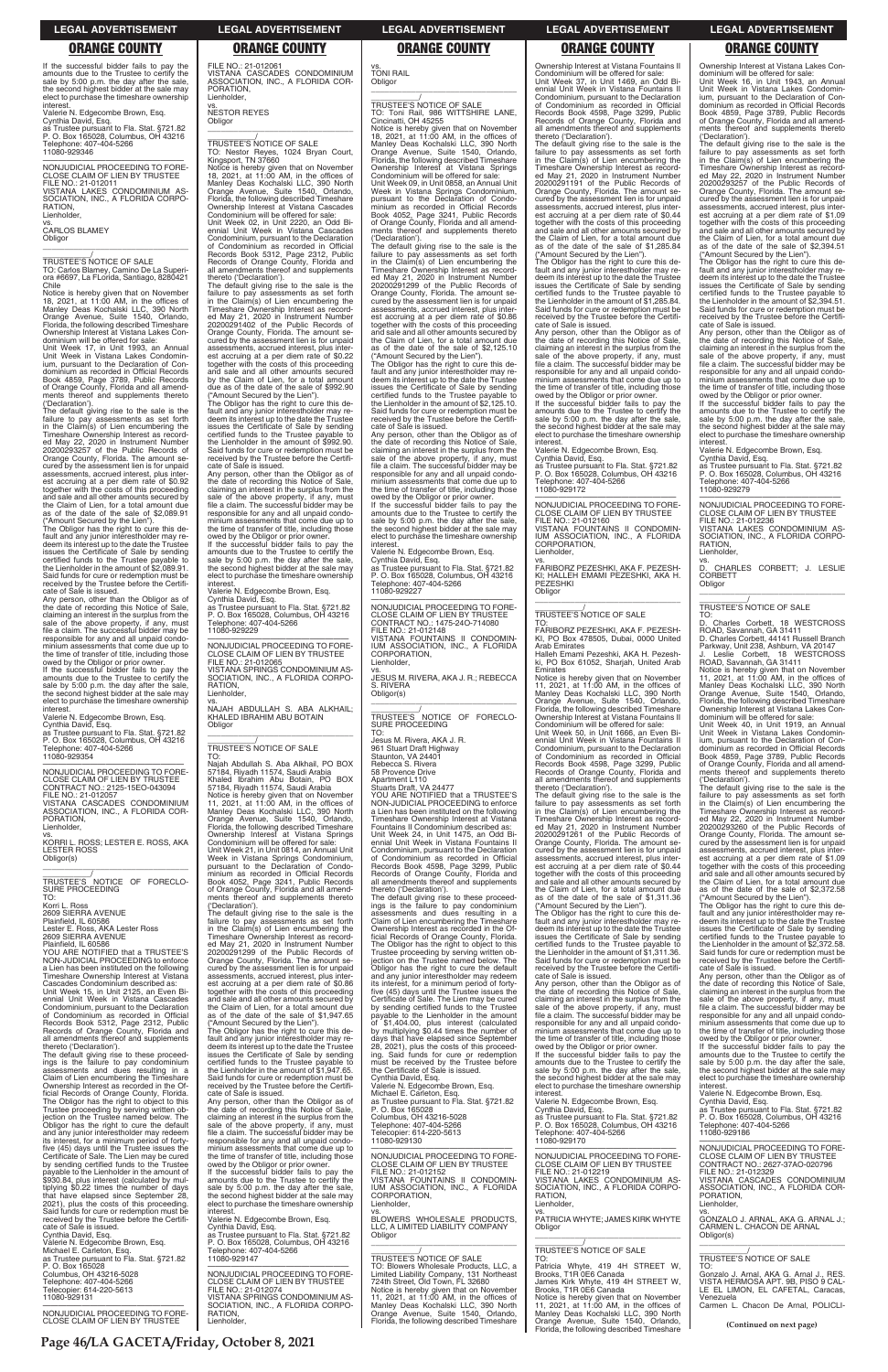If the successful bidder fails to pay the amounts due to the Trustee to certify the sale by 5:00 p.m. the day after the sale, the second highest bidder at the sale may elect to purchase the timeshare ownership interest.
Valerie N. Edgecombe Brown, Esq.
Cynthia David, Esq.
as Trustee pursuant to Fla. Stat. §721.82
P. O. Box 165028, Columbus, OH 43216
Telephone: 407-404-5266
11080-929346

NONJUDICIAL PROCEEDING TO FORECLOSE CLAIM OF LIEN BY TRUSTEE
FILE NO.: 21-012011
VISTANA LAKES CONDOMINIUM ASSOCIATION, INC., A FLORIDA CORPORATION,
Lienholder,
vs.
CARLOS BLAMEY
Obligor

TRUSTEE'S NOTICE OF SALE
TO: Carlos Blamey, Camino De La Superiora #6697, La Florida, Santiago, 8280421 Chile
Notice is hereby given that on November 18, 2021, at 11:00 AM, in the offices of Manley Deas Kochalski LLC, 390 North Orange Avenue, Suite 1540, Orlando, Florida, the following described Timeshare Ownership Interest at Vistana Lakes Condominium will be offered for sale:
Unit Week 17, in Unit 1993, an Annual Unit Week in Vistana Lakes Condominium, pursuant to the Declaration of Condominium as recorded in Official Records Book 4859, Page 3789, Public Records of Orange County, Florida and all amendments thereof and supplements thereto ('Declaration').
The default giving rise to the sale is the failure to pay assessments as set forth in the Claim(s) of Lien encumbering the Timeshare Ownership Interest as recorded May 22, 2020 in Instrument Number 20200293257 of the Public Records of Orange County, Florida. The amount secured by the assessment lien is for unpaid assessments, accrued interest, plus interest accruing at a per diem rate of $0.92 together with the costs of this proceeding and sale and all other amounts secured by the Claim of Lien, for a total amount due as of the date of the sale of $2,089.91 ("Amount Secured by the Lien").
The Obligor has the right to cure this default and any junior interestholder may redeem its interest up to the date the Trustee issues the Certificate of Sale by sending certified funds to the Trustee payable to the Lienholder in the amount of $2,089.91. Said funds for cure or redemption must be received by the Trustee before the Certificate of Sale is issued.
Any person, other than the Obligor as of the date of recording this Notice of Sale, claiming an interest in the surplus from the sale of the above property, if any, must file a claim. The successful bidder may be responsible for any and all unpaid condominium assessments that come due up to the time of transfer of title, including those owed by the Obligor or prior owner.
If the successful bidder fails to pay the amounts due to the Trustee to certify the sale by 5:00 p.m. the day after the sale, the second highest bidder at the sale may elect to purchase the timeshare ownership interest.
Valerie N. Edgecombe Brown, Esq.
Cynthia David, Esq.
as Trustee pursuant to Fla. Stat. §721.82
P. O. Box 165028, Columbus, OH 43216
Telephone: 407-404-5266
11080-929354

NONJUDICIAL PROCEEDING TO FORECLOSE CLAIM OF LIEN BY TRUSTEE
CONTRACT NO.: 2125-15EO-043094
FILE NO.: 21-012057
VISTANA CASCADES CONDOMINIUM ASSOCIATION, INC., A FLORIDA CORPORATION,
Lienholder,
vs.
KORRI L. ROSS; LESTER E. ROSS, AKA LESTER ROSS
Obligor(s)

TRUSTEE'S NOTICE OF FORECLOSURE PROCEEDING
TO:
Korri L. Ross
2609 SIERRA AVENUE
Plainfield, IL 60586
Lester E. Ross, AKA Lester Ross
2609 SIERRA AVENUE
Plainfield, IL 60586
YOU ARE NOTIFIED that a TRUSTEE'S NON-JUDICIAL PROCEEDING to enforce a Lien has been instituted on the following Timeshare Ownership Interest at Vistana Cascades Condominium described as:
Unit Week 15, in Unit 2125, an Even Biennial Unit Week in Vistana Cascades Condominium, pursuant to the Declaration of Condominium as recorded in Official Records Book 5312, Page 2312, Public Records of Orange County, Florida and all amendments thereof and supplements thereto ('Declaration').
The default giving rise to these proceedings is the failure to pay condominium assessments and dues resulting in a Claim of Lien encumbering the Timeshare Ownership Interest as recorded in the Official Records of Orange County, Florida. The Obligor has the right to object to this Trustee proceeding by serving written objection on the Trustee named below. The Obligor has the right to cure the default and any junior interestholder may redeem its interest, for a minimum period of forty-five (45) days until the Trustee issues the Certificate of Sale. The Lien may be cured by sending certified funds to the Trustee payable to the Lienholder in the amount of $930.84, plus interest (calculated by multiplying $0.22 times the number of days that have elapsed since September 28, 2021), plus the costs of this proceeding. Said funds for cure or redemption must be received by the Trustee before the Certificate of Sale is issued.
Cynthia David, Esq.
Valerie N. Edgecombe Brown, Esq.
Michael E. Carleton, Esq.
as Trustee pursuant to Fla. Stat. §721.82
P. O. Box 165028
Columbus, OH 43216-5028
Telephone: 407-404-5266
Telecopier: 614-220-5613
11080-929131

NONJUDICIAL PROCEEDING TO FORECLOSE CLAIM OF LIEN BY TRUSTEE
FILE NO.: 21-012061
VISTANA CASCADES CONDOMINIUM ASSOCIATION, INC., A FLORIDA CORPORATION,
Lienholder,
vs.
NESTOR REYES
Obligor

TRUSTEE'S NOTICE OF SALE
TO: Nestor Reyes, 1024 Bryan Court, Kingsport, TN 37660
Notice is hereby given that on November 18, 2021, at 11:00 AM, in the offices of Manley Deas Kochalski LLC, 390 North Orange Avenue, Suite 1540, Orlando, Florida, the following described Timeshare Ownership Interest at Vistana Cascades Condominium will be offered for sale:
Unit Week 02, in Unit 2220, an Odd Biennial Unit Week in Vistana Cascades Condominium, pursuant to the Declaration of Condominium as recorded in Official Records Book 5312, Page 2312, Public Records of Orange County, Florida and all amendments thereof and supplements thereto ('Declaration').
The default giving rise to the sale is the failure to pay assessments as set forth in the Claim(s) of Lien encumbering the Timeshare Ownership Interest as recorded May 21, 2020 in Instrument Number 20200291402 of the Public Records of Orange County, Florida. The amount secured by the assessment lien is for unpaid assessments, accrued interest, plus interest accruing at a per diem rate of $0.22 together with the costs of this proceeding and sale and all other amounts secured by the Claim of Lien, for a total amount due as of the date of the sale of $992.90 ("Amount Secured by the Lien").
The Obligor has the right to cure this default and any junior interestholder may redeem its interest up to the date the Trustee issues the Certificate of Sale by sending certified funds to the Trustee payable to the Lienholder in the amount of $992.90. Said funds for cure or redemption must be received by the Trustee before the Certificate of Sale is issued.
Any person, other than the Obligor as of the date of recording this Notice of Sale, claiming an interest in the surplus from the sale of the above property, if any, must file a claim. The successful bidder may be responsible for any and all unpaid condominium assessments that come due up to the time of transfer of title, including those owed by the Obligor or prior owner.
If the successful bidder fails to pay the amounts due to the Trustee to certify the sale by 5:00 p.m. the day after the sale, the second highest bidder at the sale may elect to purchase the timeshare ownership interest.
Valerie N. Edgecombe Brown, Esq.
Cynthia David, Esq.
as Trustee pursuant to Fla. Stat. §721.82
P. O. Box 165028, Columbus, OH 43216
Telephone: 407-404-5266
11080-929229

NONJUDICIAL PROCEEDING TO FORECLOSE CLAIM OF LIEN BY TRUSTEE
FILE NO.: 21-012065
VISTANA SPRINGS CONDOMINIUM ASSOCIATION, INC., A FLORIDA CORPORATION,
Lienholder,
vs.
NAJAH ABDULLAH S. ABA ALKHAIL; KHALED IBRAHIM ABU BOTAIN
Obligor

TRUSTEE'S NOTICE OF SALE
TO:
Najah Abdullah S. Aba Alkhail, PO BOX 57184, Riyadh 11574, Saudi Arabia
Khaled Ibrahim Abu Botain, PO BOX 57184, Riyadh 11574, Saudi Arabia
Notice is hereby given that on November 11, 2021, at 11:00 AM, in the offices of Manley Deas Kochalski LLC, 390 North Orange Avenue, Suite 1540, Orlando, Florida, the following described Timeshare Ownership Interest at Vistana Springs Condominium will be offered for sale:
Unit Week 21, in Unit 0814, an Annual Unit Week in Vistana Springs Condominium, pursuant to the Declaration of Condominium as recorded in Official Records Book 4052, Page 3241, Public Records of Orange County, Florida and all amendments thereof and supplements thereto ('Declaration').
The default giving rise to the sale is the failure to pay assessments as set forth in the Claim(s) of Lien encumbering the Timeshare Ownership Interest as recorded May 21, 2020 in Instrument Number 20200291299 of the Public Records of Orange County, Florida. The amount secured by the assessment lien is for unpaid assessments, accrued interest, plus interest accruing at a per diem rate of $0.86 together with the costs of this proceeding and sale and all other amounts secured by the Claim of Lien, for a total amount due as of the date of the sale of $1,947.65 ("Amount Secured by the Lien").
The Obligor has the right to cure this default and any junior interestholder may redeem its interest up to the date the Trustee issues the Certificate of Sale by sending certified funds to the Trustee payable to the Lienholder in the amount of $1,947.65. Said funds for cure or redemption must be received by the Trustee before the Certificate of Sale is issued.
Any person, other than the Obligor as of the date of recording this Notice of Sale, claiming an interest in the surplus from the sale of the above property, if any, must file a claim. The successful bidder may be responsible for any and all unpaid condominium assessments that come due up to the time of transfer of title, including those owed by the Obligor or prior owner.
If the successful bidder fails to pay the amounts due to the Trustee to certify the sale by 5:00 p.m. the day after the sale, the second highest bidder at the sale may elect to purchase the timeshare ownership interest.
Valerie N. Edgecombe Brown, Esq.
Cynthia David, Esq.
as Trustee pursuant to Fla. Stat. §721.82
P. O. Box 165028, Columbus, OH 43216
Telephone: 407-404-5266
11080-929147

NONJUDICIAL PROCEEDING TO FORECLOSE CLAIM OF LIEN BY TRUSTEE
FILE NO.: 21-012074
VISTANA SPRINGS CONDOMINIUM ASSOCIATION, INC., A FLORIDA CORPORATION,
Lienholder,
vs.
TONI RAIL
Obligor

TRUSTEE'S NOTICE OF SALE
TO: Toni Rail, 986 WITTSHIRE LANE, Cincinatti, OH 45255
Notice is hereby given that on November 18, 2021, at 11:00 AM, in the offices of Manley Deas Kochalski LLC, 390 North Orange Avenue, Suite 1540, Orlando, Florida, the following described Timeshare Ownership Interest at Vistana Springs Condominium will be offered for sale:
Unit Week 09, in Unit 0858, an Annual Unit Week in Vistana Springs Condominium, pursuant to the Declaration of Condominium as recorded in Official Records Book 4052, Page 3241, Public Records of Orange County, Florida and all amendments thereof and supplements thereto ('Declaration').
The default giving rise to the sale is the failure to pay assessments as set forth in the Claim(s) of Lien encumbering the Timeshare Ownership Interest as recorded May 21, 2020 in Instrument Number 20200291299 of the Public Records of Orange County, Florida. The amount secured by the assessment lien is for unpaid assessments, accrued interest, plus interest accruing at a per diem rate of $0.86 together with the costs of this proceeding and sale and all other amounts secured by the Claim of Lien, for a total amount due as of the date of the sale of $2,125.10 ("Amount Secured by the Lien").
The Obligor has the right to cure this default and any junior interestholder may redeem its interest up to the date the Trustee issues the Certificate of Sale by sending certified funds to the Trustee payable to the Lienholder in the amount of $2,125.10. Said funds for cure or redemption must be received by the Trustee before the Certificate of Sale is issued.
Any person, other than the Obligor as of the date of recording this Notice of Sale, claiming an interest in the surplus from the sale of the above property, if any, must file a claim. The successful bidder may be responsible for any and all unpaid condominium assessments that come due up to the time of transfer of title, including those owed by the Obligor or prior owner.
If the successful bidder fails to pay the amounts due to the Trustee to certify the sale by 5:00 p.m. the day after the sale, the second highest bidder at the sale may elect to purchase the timeshare ownership interest.
Valerie N. Edgecombe Brown, Esq.
Cynthia David, Esq.
as Trustee pursuant to Fla. Stat. §721.82
P. O. Box 165028, Columbus, OH 43216
Telephone: 407-404-5266
11080-929227

NONJUDICIAL PROCEEDING TO FORECLOSE CLAIM OF LIEN BY TRUSTEE
CONTRACT NO.: 1475-24O-714080
FILE NO.: 21-012148
VISTANA FOUNTAINS II CONDOMINIUM ASSOCIATION, INC., A FLORIDA CORPORATION,
Lienholder,
vs.
JESUS M. RIVERA, AKA J. R.; REBECCA S. RIVERA
Obligor(s)

TRUSTEE'S NOTICE OF FORECLOSURE PROCEEDING
TO:
Jesus M. Rivera, AKA J. R.
961 Stuart Draft Highway
Staunton, VA 24401
Rebecca S. Rivera
58 Provence Drive
Apartment L110
Stuarts Draft, VA 24477
YOU ARE NOTIFIED that a TRUSTEE'S NON-JUDICIAL PROCEEDING to enforce a Lien has been instituted on the following Timeshare Ownership Interest at Vistana Fountains II Condominium described as:
Unit Week 24, in Unit 1475, an Odd Biennial Unit Week in Vistana Fountains II Condominium, pursuant to the Declaration of Condominium as recorded in Official Records Book 4598, Page 3299, Public Records of Orange County, Florida and all amendments thereof and supplements thereto ('Declaration').
The default giving rise to these proceedings is the failure to pay condominium assessments and dues resulting in a Claim of Lien encumbering the Timeshare Ownership Interest as recorded in the Official Records of Orange County, Florida. The Obligor has the right to object to this Trustee proceeding by serving written objection on the Trustee named below. The Obligor has the right to cure the default and any junior interestholder may redeem its interest, for a minimum period of forty-five (45) days until the Trustee issues the Certificate of Sale. The Lien may be cured by sending certified funds to the Trustee payable to the Lienholder in the amount of $1,404.00, plus interest (calculated by multiplying $0.44 times the number of days that have elapsed since September 28, 2021), plus the costs of this proceeding. Said funds for cure or redemption must be received by the Trustee before the Certificate of Sale is issued.
Cynthia David, Esq.
Valerie N. Edgecombe Brown, Esq.
Michael E. Carleton, Esq.
as Trustee pursuant to Fla. Stat. §721.82
P. O. Box 165028
Columbus, OH 43216-5028
Telephone: 407-404-5266
Telecopier: 614-220-5613
11080-929130

NONJUDICIAL PROCEEDING TO FORECLOSE CLAIM OF LIEN BY TRUSTEE
FILE NO.: 21-012152
VISTANA FOUNTAINS II CONDOMINIUM ASSOCIATION, INC., A FLORIDA CORPORATION,
Lienholder,
vs.
BLOWERS WHOLESALE PRODUCTS, LLC, A LIMITED LIABILITY COMPANY
Obligor

TRUSTEE'S NOTICE OF SALE
TO: Blowers Wholesale Products, LLC, a Limited Liability Company, 131 Northeast 724th Street, Old Town, FL 32680
Notice is hereby given that on November 11, 2021, at 11:00 AM, in the offices of Manley Deas Kochalski LLC, 390 North Orange Avenue, Suite 1540, Orlando, Florida, the following described Timeshare Ownership Interest at Vistana Fountains II Condominium will be offered for sale:
Unit Week 37, in Unit 1469, an Odd Biennial Unit Week in Vistana Fountains II Condominium, pursuant to the Declaration of Condominium as recorded in Official Records Book 4598, Page 3299, Public Records of Orange County, Florida and all amendments thereof and supplements thereto ('Declaration').
The default giving rise to the sale is the failure to pay assessments as set forth in the Claim(s) of Lien encumbering the Timeshare Ownership Interest as recorded May 21, 2020 in Instrument Number 20200291191 of the Public Records of Orange County, Florida. The amount secured by the assessment lien is for unpaid assessments, accrued interest, plus interest accruing at a per diem rate of $0.44 together with the costs of this proceeding and sale and all other amounts secured by the Claim of Lien, for a total amount due as of the date of the sale of $1,285.84 ("Amount Secured by the Lien").
The Obligor has the right to cure this default and any junior interestholder may redeem its interest up to the date the Trustee issues the Certificate of Sale by sending certified funds to the Trustee payable to the Lienholder in the amount of $1,285.84. Said funds for cure or redemption must be received by the Trustee before the Certificate of Sale is issued.
Any person, other than the Obligor as of the date of recording this Notice of Sale, claiming an interest in the surplus from the sale of the above property, if any, must file a claim. The successful bidder may be responsible for any and all unpaid condominium assessments that come due up to the time of transfer of title, including those owed by the Obligor or prior owner.
If the successful bidder fails to pay the amounts due to the Trustee to certify the sale by 5:00 p.m. the day after the sale, the second highest bidder at the sale may elect to purchase the timeshare ownership interest.
Valerie N. Edgecombe Brown, Esq.
Cynthia David, Esq.
as Trustee pursuant to Fla. Stat. §721.82
P. O. Box 165028, Columbus, OH 43216
Telephone: 407-404-5266
11080-929172

NONJUDICIAL PROCEEDING TO FORECLOSE CLAIM OF LIEN BY TRUSTEE
FILE NO.: 21-012160
VISTANA FOUNTAINS II CONDOMINIUM ASSOCIATION, INC., A FLORIDA CORPORATION,
Lienholder,
vs.
FARIBORZ PEZESHKI, AKA F. PEZESHKI; HALLEH EMAMI PEZESHKI, AKA H. PEZESHKI
Obligor

TRUSTEE'S NOTICE OF SALE
TO:
FARIBORZ PEZESHKI, AKA F. PEZESHKI, PO Box 478505, Dubai, 0000 United Arab Emirates
Halleh Emami Pezeshki, AKA H. Pezeshki, PO Box 61052, Sharjah, United Arab Emirates
Notice is hereby given that on November 11, 2021, at 11:00 AM, in the offices of Manley Deas Kochalski LLC, 390 North Orange Avenue, Suite 1540, Orlando, Florida, the following described Timeshare Ownership Interest at Vistana Fountains II Condominium will be offered for sale:
Unit Week 50, in Unit 1666, an Even Biennial Unit Week in Vistana Fountains II Condominium, pursuant to the Declaration of Condominium as recorded in Official Records Book 4598, Page 3299, Public Records of Orange County, Florida and all amendments thereof and supplements thereto ('Declaration').
The default giving rise to the sale is the failure to pay assessments as set forth in the Claim(s) of Lien encumbering the Timeshare Ownership Interest as recorded May 21, 2020 in Instrument Number 20200291261 of the Public Records of Orange County, Florida. The amount secured by the assessment lien is for unpaid assessments, accrued interest, plus interest accruing at a per diem rate of $0.44 together with the costs of this proceeding and sale and all other amounts secured by the Claim of Lien, for a total amount due as of the date of the sale of $1,311.36 ("Amount Secured by the Lien").
The Obligor has the right to cure this default and any junior interestholder may redeem its interest up to the date the Trustee issues the Certificate of Sale by sending certified funds to the Trustee payable to the Lienholder in the amount of $1,311.36. Said funds for cure or redemption must be received by the Trustee before the Certificate of Sale is issued.
Any person, other than the Obligor as of the date of recording this Notice of Sale, claiming an interest in the surplus from the sale of the above property, if any, must file a claim. The successful bidder may be responsible for any and all unpaid condominium assessments that come due up to the time of transfer of title, including those owed by the Obligor or prior owner.
If the successful bidder fails to pay the amounts due to the Trustee to certify the sale by 5:00 p.m. the day after the sale, the second highest bidder at the sale may elect to purchase the timeshare ownership interest.
Valerie N. Edgecombe Brown, Esq.
Cynthia David, Esq.
as Trustee pursuant to Fla. Stat. §721.82
P. O. Box 165028, Columbus, OH 43216
Telephone: 407-404-5266
11080-929170

NONJUDICIAL PROCEEDING TO FORECLOSE CLAIM OF LIEN BY TRUSTEE
FILE NO.: 21-012219
VISTANA LAKES CONDOMINIUM ASSOCIATION, INC., A FLORIDA CORPORATION,
Lienholder,
vs.
PATRICIA WHYTE; JAMES KIRK WHYTE
Obligor

TRUSTEE'S NOTICE OF SALE
TO:
Patricia Whyte, 419 4H STREET W, Brooks, T1R 0E6 Canada
James Kirk Whyte, 419 4H STREET W, Brooks, T1R 0E6 Canada
Notice is hereby given that on November 11, 2021, at 11:00 AM, in the offices of Manley Deas Kochalski LLC, 390 North Orange Avenue, Suite 1540, Orlando, Florida, the following described Timeshare Ownership Interest at Vistana Lakes Condominium will be offered for sale:
Unit Week 16, in Unit 1943, an Annual Unit Week in Vistana Lakes Condominium, pursuant to the Declaration of Condominium as recorded in Official Records Book 4859, Page 3789, Public Records of Orange County, Florida and all amendments thereof and supplements thereto ('Declaration').
The default giving rise to the sale is the failure to pay assessments as set forth in the Claim(s) of Lien encumbering the Timeshare Ownership Interest as recorded May 22, 2020 in Instrument Number 20200293257 of the Public Records of Orange County, Florida. The amount secured by the assessment lien is for unpaid assessments, accrued interest, plus interest accruing at a per diem rate of $1.09 together with the costs of this proceeding and sale and all other amounts secured by the Claim of Lien, for a total amount due as of the date of the sale of $2,394.51 ("Amount Secured by the Lien").
The Obligor has the right to cure this default and any junior interestholder may redeem its interest up to the date the Trustee issues the Certificate of Sale by sending certified funds to the Trustee payable to the Lienholder in the amount of $2,394.51. Said funds for cure or redemption must be received by the Trustee before the Certificate of Sale is issued.
Any person, other than the Obligor as of the date of recording this Notice of Sale, claiming an interest in the surplus from the sale of the above property, if any, must file a claim. The successful bidder may be responsible for any and all unpaid condominium assessments that come due up to the time of transfer of title, including those owed by the Obligor or prior owner.
If the successful bidder fails to pay the amounts due to the Trustee to certify the sale by 5:00 p.m. the day after the sale, the second highest bidder at the sale may elect to purchase the timeshare ownership interest.
Valerie N. Edgecombe Brown, Esq.
Cynthia David, Esq.
as Trustee pursuant to Fla. Stat. §721.82
P. O. Box 165028, Columbus, OH 43216
Telephone: 407-404-5266
11080-929279

NONJUDICIAL PROCEEDING TO FORECLOSE CLAIM OF LIEN BY TRUSTEE
FILE NO.: 21-012236
VISTANA LAKES CONDOMINIUM ASSOCIATION, INC., A FLORIDA CORPORATION,
Lienholder,
vs.
D. CHARLES CORBETT; J. LESLIE CORBETT
Obligor

TRUSTEE'S NOTICE OF SALE
TO:
D. Charles Corbett, 18 WESTCROSS ROAD, Savannah, GA 31411
D. Charles Corbett, 44141 Russell Branch Parkway, Unit 238, Ashburn, VA 20147
J. Leslie Corbett, 18 WESTCROSS ROAD, Savannah, GA 31411
Notice is hereby given that on November 11, 2021, at 11:00 AM, in the offices of Manley Deas Kochalski LLC, 390 North Orange Avenue, Suite 1540, Orlando, Florida, the following described Timeshare Ownership Interest at Vistana Lakes Condominium will be offered for sale:
Unit Week 40, in Unit 1919, an Annual Unit Week in Vistana Lakes Condominium, pursuant to the Declaration of Condominium as recorded in Official Records Book 4859, Page 3789, Public Records of Orange County, Florida and all amendments thereof and supplements thereto ('Declaration').
The default giving rise to the sale is the failure to pay assessments as set forth in the Claim(s) of Lien encumbering the Timeshare Ownership Interest as recorded May 22, 2020 in Instrument Number 20200293260 of the Public Records of Orange County, Florida. The amount secured by the assessment lien is for unpaid assessments, accrued interest, plus interest accruing at a per diem rate of $1.09 together with the costs of this proceeding and sale and all other amounts secured by the Claim of Lien, for a total amount due as of the date of the sale of $2,372.58 ("Amount Secured by the Lien").
The Obligor has the right to cure this default and any junior interestholder may redeem its interest up to the date the Trustee issues the Certificate of Sale by sending certified funds to the Trustee payable to the Lienholder in the amount of $2,372.58. Said funds for cure or redemption must be received by the Trustee before the Certificate of Sale is issued.
Any person, other than the Obligor as of the date of recording this Notice of Sale, claiming an interest in the surplus from the sale of the above property, if any, must file a claim. The successful bidder may be responsible for any and all unpaid condominium assessments that come due up to the time of transfer of title, including those owed by the Obligor or prior owner.
If the successful bidder fails to pay the amounts due to the Trustee to certify the sale by 5:00 p.m. the day after the sale, the second highest bidder at the sale may elect to purchase the timeshare ownership interest.
Valerie N. Edgecombe Brown, Esq.
Cynthia David, Esq.
as Trustee pursuant to Fla. Stat. §721.82
P. O. Box 165028, Columbus, OH 43216
Telephone: 407-404-5266
11080-929186

NONJUDICIAL PROCEEDING TO FORECLOSE CLAIM OF LIEN BY TRUSTEE
CONTRACT NO.: 2627-37AO-020796
FILE NO.: 21-012329
VISTANA CASCADES CONDOMINIUM ASSOCIATION, INC., A FLORIDA CORPORATION,
Lienholder,
vs.
GONZALO J. ARNAL, AKA G. ARNAL J.; CARMEN L. CHACON DE ARNAL
Obligor(s)

TRUSTEE'S NOTICE OF SALE
TO:
Gonzalo J. Arnal, AKA G. Arnal J., RES. VISTA HERMOSA APT. 9B, PISO 9 CALLE EL LIMON, EL CAFETAL, Caracas, Venezuela
Carmen L. Chacon De Arnal, POLICLI-

**(Continued on next page)**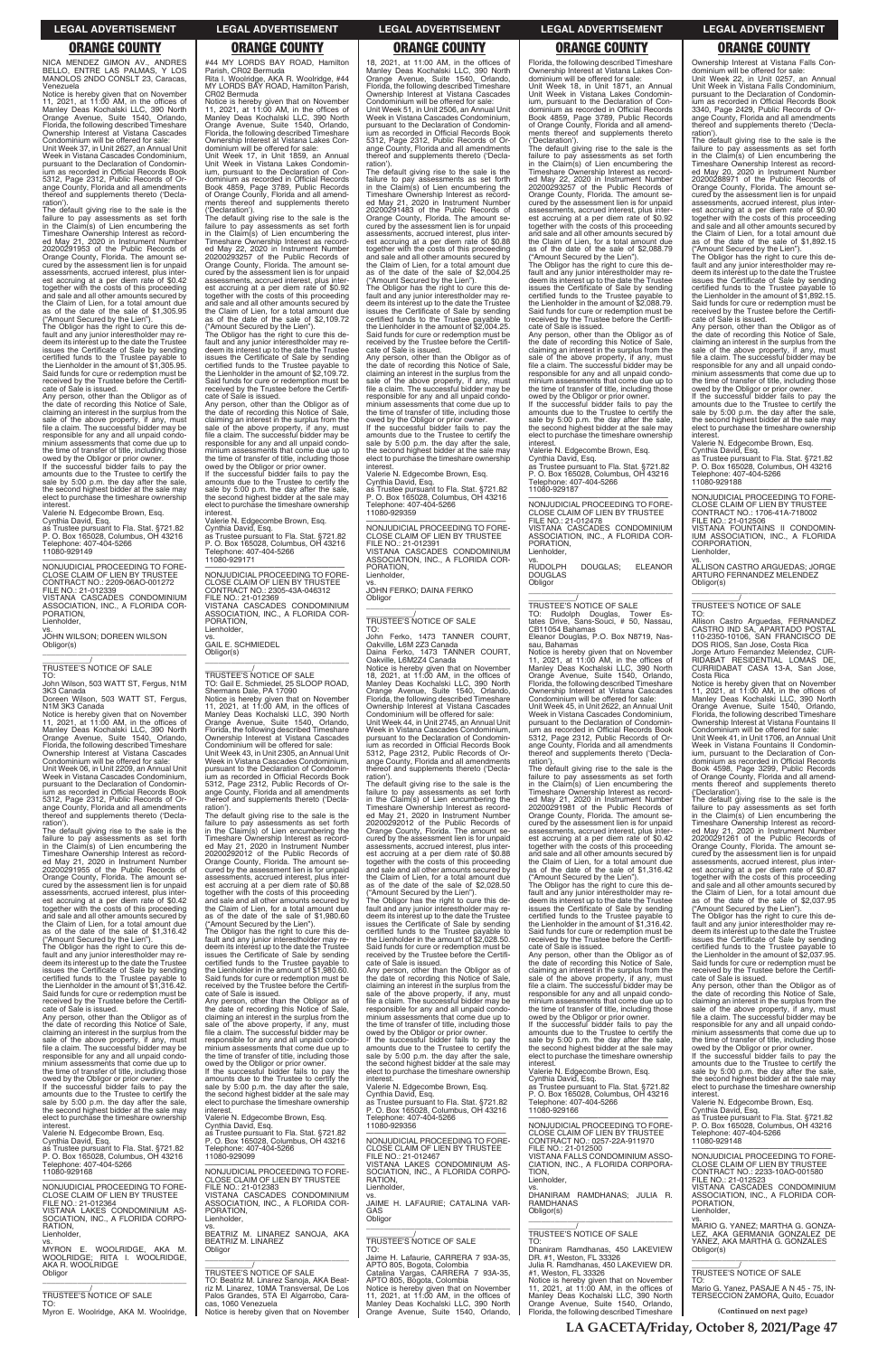NICA MENDEZ GIMON AV., ANDRES BELLO, ENTRE LAS PALMAS, Y LOS MANOLOS 2NDO CONSLT 23, Caracas, Venezuela

Notice is hereby given that on November 11, 2021, at 11:00 AM, in the offices of Manley Deas Kochalski LLC, 390 North Orange Avenue, Suite 1540, Orlando, Florida, the following described Timeshare Ownership Interest at Vistana Cascades Condominium will be offered for sale:

Unit Week 37, in Unit 2627, an Annual Unit Week in Vistana Cascades Condominium, pursuant to the Declaration of Condominium as recorded in Official Records Book 5312, Page 2312, Public Records of Orange County, Florida and all amendments thereof and supplements thereto ('Declaration').

The default giving rise to the sale is the failure to pay assessments as set forth in the Claim(s) of Lien encumbering the Timeshare Ownership Interest as recorded May 21, 2020 in Instrument Number 20200291953 of the Public Records of Orange County, Florida. The amount secured by the assessment lien is for unpaid assessments, accrued interest, plus interest accruing at a per diem rate of $0.42 together with the costs of this proceeding and sale and all other amounts secured by the Claim of Lien, for a total amount due as of the date of the sale of $1,305.95 ("Amount Secured by the Lien").

The Obligor has the right to cure this default and any junior interestholder may redeem its interest up to the date the Trustee issues the Certificate of Sale by sending certified funds to the Trustee payable to the Lienholder in the amount of $1,305.95. Said funds for cure or redemption must be received by the Trustee before the Certificate of Sale is issued.

Any person, other than the Obligor as of the date of recording this Notice of Sale, claiming an interest in the surplus from the sale of the above property, if any, must file a claim. The successful bidder may be responsible for any and all unpaid condominium assessments that come due up to the time of transfer of title, including those owed by the Obligor or prior owner.

If the successful bidder fails to pay the amounts due to the Trustee to certify the sale by 5:00 p.m. the day after the sale, the second highest bidder at the sale may elect to purchase the timeshare ownership interest.

Valerie N. Edgecombe Brown, Esq.
Cynthia David, Esq.
as Trustee pursuant to Fla. Stat. §721.82
P. O. Box 165028, Columbus, OH 43216
Telephone: 407-404-5266
11080-929149

---

NONJUDICIAL PROCEEDING TO FORECLOSE CLAIM OF LIEN BY TRUSTEE
CONTRACT NO.: 2209-06AO-001272
FILE NO.: 21-012339
VISTANA CASCADES CONDOMINIUM ASSOCIATION, INC., A FLORIDA CORPORATION,
Lienholder,
vs.
JOHN WILSON; DOREEN WILSON
Obligor(s)

TRUSTEE'S NOTICE OF SALE
TO:
John Wilson, 503 WATT ST, Fergus, N1M 3K3 Canada
Doreen Wilson, 503 WATT ST, Fergus, N1M 3K3 Canada

Notice is hereby given that on November 11, 2021, at 11:00 AM, in the offices of Manley Deas Kochalski LLC, 390 North Orange Avenue, Suite 1540, Orlando, Florida, the following described Timeshare Ownership Interest at Vistana Cascades Condominium will be offered for sale:

Unit Week 06, in Unit 2209, an Annual Unit Week in Vistana Cascades Condominium, pursuant to the Declaration of Condominium as recorded in Official Records Book 5312, Page 2312, Public Records of Orange County, Florida and all amendments thereof and supplements thereto ('Declaration').

The default giving rise to the sale is the failure to pay assessments as set forth in the Claim(s) of Lien encumbering the Timeshare Ownership Interest as recorded May 21, 2020 in Instrument Number 20200291955 of the Public Records of Orange County, Florida. The amount secured by the assessment lien is for unpaid assessments, accrued interest, plus interest accruing at a per diem rate of $0.42 together with the costs of this proceeding and sale and all other amounts secured by the Claim of Lien, for a total amount due as of the date of the sale of $1,316.42 ("Amount Secured by the Lien").

The Obligor has the right to cure this default and any junior interestholder may redeem its interest up to the date the Trustee issues the Certificate of Sale by sending certified funds to the Trustee payable to the Lienholder in the amount of $1,316.42. Said funds for cure or redemption must be received by the Trustee before the Certificate of Sale is issued.

Any person, other than the Obligor as of the date of recording this Notice of Sale, claiming an interest in the surplus from the sale of the above property, if any, must file a claim. The successful bidder may be responsible for any and all unpaid condominium assessments that come due up to the time of transfer of title, including those owed by the Obligor or prior owner.

If the successful bidder fails to pay the amounts due to the Trustee to certify the sale by 5:00 p.m. the day after the sale, the second highest bidder at the sale may elect to purchase the timeshare ownership interest.

Valerie N. Edgecombe Brown, Esq.
Cynthia David, Esq.
as Trustee pursuant to Fla. Stat. §721.82
P. O. Box 165028, Columbus, OH 43216
Telephone: 407-404-5266
11080-929166

---

NONJUDICIAL PROCEEDING TO FORECLOSE CLAIM OF LIEN BY TRUSTEE
FILE NO.: 21-012364
VISTANA LAKES CONDOMINIUM ASSOCIATION, INC., A FLORIDA CORPORATION,
Lienholder,
vs.
MYRON E. WOOLRIDGE, AKA M. WOOLRIDGE; RITA I. WOOLRIDGE, AKA R. WOOLRIDGE
Obligor

TRUSTEE'S NOTICE OF SALE
TO:
Myron E. Woolridge, AKA M. Woolridge, #44 MY LORDS BAY ROAD, Hamilton Parish, CR02 Bermuda
Rita I. Woolridge, AKA R. Woolridge, #44 MY LORDS BAY ROAD, Hamilton Parish, CR02 Bermuda

Notice is hereby given that on November 11, 2021, at 11:00 AM, in the offices of Manley Deas Kochalski LLC, 390 North Orange Avenue, Suite 1540, Orlando, Florida, the following described Timeshare Ownership Interest at Vistana Lakes Condominium will be offered for sale:

Unit Week 17, in Unit 1859, an Annual Unit Week in Vistana Lakes Condominium, pursuant to the Declaration of Condominium as recorded in Official Records Book 4859, Page 3789, Public Records of Orange County, Florida and all amendments thereof and supplements thereto ('Declaration').

The default giving rise to the sale is the failure to pay assessments as set forth in the Claim(s) of Lien encumbering the Timeshare Ownership Interest as recorded May 22, 2020 in Instrument Number 20200293257 of the Public Records of Orange County, Florida. The amount secured by the assessment lien is for unpaid assessments, accrued interest, plus interest accruing at a per diem rate of $0.92 together with the costs of this proceeding and sale and all other amounts secured by the Claim of Lien, for a total amount due as of the date of the sale of $2,109.72 ("Amount Secured by the Lien").

The Obligor has the right to cure this default and any junior interestholder may redeem its interest up to the date the Trustee issues the Certificate of Sale by sending certified funds to the Trustee payable to the Lienholder in the amount of $2,109.72. Said funds for cure or redemption must be received by the Trustee before the Certificate of Sale is issued.

Any person, other than the Obligor as of the date of recording this Notice of Sale, claiming an interest in the surplus from the sale of the above property, if any, must file a claim. The successful bidder may be responsible for any and all unpaid condominium assessments that come due up to the time of transfer of title, including those owed by the Obligor or prior owner.

If the successful bidder fails to pay the amounts due to the Trustee to certify the sale by 5:00 p.m. the day after the sale, the second highest bidder at the sale may elect to purchase the timeshare ownership interest.

Valerie N. Edgecombe Brown, Esq.
Cynthia David, Esq.
as Trustee pursuant to Fla. Stat. §721.82
P. O. Box 165028, Columbus, OH 43216
Telephone: 407-404-5266
11080-929171

---

NONJUDICIAL PROCEEDING TO FORECLOSE CLAIM OF LIEN BY TRUSTEE
CONTRACT NO.: 2305-43A-046314
FILE NO.: 21-012369
VISTANA CASCADES CONDOMINIUM ASSOCIATION, INC., A FLORIDA CORPORATION,
Lienholder,
vs.
GAIL E. SCHMIEDEL
Obligor(s)

TRUSTEE'S NOTICE OF SALE
TO: Gail E. Schmiedel, 25 SLOOP ROAD, Shermans Dale, PA 17090

Notice is hereby given that on November 11, 2021, at 11:00 AM, in the offices of Manley Deas Kochalski LLC, 390 North Orange Avenue, Suite 1540, Orlando, Florida, the following described Timeshare Ownership Interest at Vistana Cascades Condominium will be offered for sale:

Unit Week 43, in Unit 2305, an Annual Unit Week in Vistana Cascades Condominium, pursuant to the Declaration of Condominium as recorded in Official Records Book 5312, Page 2312, Public Records of Orange County, Florida and all amendments thereof and supplements thereto ('Declaration').

The default giving rise to the sale is the failure to pay assessments as set forth in the Claim(s) of Lien encumbering the Timeshare Ownership Interest as recorded May 21, 2020 in Instrument Number 20200292012 of the Public Records of Orange County, Florida. The amount secured by the assessment lien is for unpaid assessments, accrued interest, plus interest accruing at a per diem rate of $0.88 together with the costs of this proceeding and sale and all other amounts secured by the Claim of Lien, for a total amount due as of the date of the sale of $1,980.60 ("Amount Secured by the Lien").

The Obligor has the right to cure this default and any junior interestholder may redeem its interest up to the date the Trustee issues the Certificate of Sale by sending certified funds to the Trustee payable to the Lienholder in the amount of $1,980.60. Said funds for cure or redemption must be received by the Trustee before the Certificate of Sale is issued.

Any person, other than the Obligor as of the date of recording this Notice of Sale, claiming an interest in the surplus from the sale of the above property, if any, must file a claim. The successful bidder may be responsible for any and all unpaid condominium assessments that come due up to the time of transfer of title, including those owed by the Obligor or prior owner.

If the successful bidder fails to pay the amounts due to the Trustee to certify the sale by 5:00 p.m. the day after the sale, the second highest bidder at the sale may elect to purchase the timeshare ownership interest.

Valerie N. Edgecombe Brown, Esq.
Cynthia David, Esq.
as Trustee pursuant to Fla. Stat. §721.82
P. O. Box 165028, Columbus, OH 43216
Telephone: 407-404-5266
11080-929099

---

NONJUDICIAL PROCEEDING TO FORECLOSE CLAIM OF LIEN BY TRUSTEE
FILE NO.: 21-012383
VISTANA CASCADES CONDOMINIUM ASSOCIATION, INC., A FLORIDA CORPORATION,
Lienholder,
vs.
BEATRIZ M. LINAREZ SANOJA, AKA BEATRIZ M. LINAREZ
Obligor

TRUSTEE'S NOTICE OF SALE
TO: Beatriz M. Linarez Sanoja, AKA Beatriz M. Linarez, 10MA Transversal, De Los Palos Grandes, 5TA El Algarrobo, Caracas, 1060 Venezuela

Notice is hereby given that on November 18, 2021, at 11:00 AM, in the offices of Manley Deas Kochalski LLC, 390 North Orange Avenue, Suite 1540, Orlando, Florida, the following described Timeshare Ownership Interest at Vistana Cascades Condominium will be offered for sale:

Unit Week 51, in Unit 2506, an Annual Unit Week in Vistana Cascades Condominium, pursuant to the Declaration of Condominium as recorded in Official Records Book 5312, Page 2312, Public Records of Orange County, Florida and all amendments thereof and supplements thereto ('Declaration').

The default giving rise to the sale is the failure to pay assessments as set forth in the Claim(s) of Lien encumbering the Timeshare Ownership Interest as recorded May 21, 2020 in Instrument Number 20200291483 of the Public Records of Orange County, Florida. The amount secured by the assessment lien is for unpaid assessments, accrued interest, plus interest accruing at a per diem rate of $0.88 together with the costs of this proceeding and sale and all other amounts secured by the Claim of Lien, for a total amount due as of the date of the sale of $2,004.25 ("Amount Secured by the Lien").

The Obligor has the right to cure this default and any junior interestholder may redeem its interest up to the date the Trustee issues the Certificate of Sale by sending certified funds to the Trustee payable to the Lienholder in the amount of $2,004.25. Said funds for cure or redemption must be received by the Trustee before the Certificate of Sale is issued.

Any person, other than the Obligor as of the date of recording this Notice of Sale, claiming an interest in the surplus from the sale of the above property, if any, must file a claim. The successful bidder may be responsible for any and all unpaid condominium assessments that come due up to the time of transfer of title, including those owed by the Obligor or prior owner.

If the successful bidder fails to pay the amounts due to the Trustee to certify the sale by 5:00 p.m. the day after the sale, the second highest bidder at the sale may elect to purchase the timeshare ownership interest.

Valerie N. Edgecombe Brown, Esq.
Cynthia David, Esq.
as Trustee pursuant to Fla. Stat. §721.82
P. O. Box 165028, Columbus, OH 43216
Telephone: 407-404-5266
11080-929359

---

NONJUDICIAL PROCEEDING TO FORECLOSE CLAIM OF LIEN BY TRUSTEE
FILE NO.: 21-012391
VISTANA CASCADES CONDOMINIUM ASSOCIATION, INC., A FLORIDA CORPORATION,
Lienholder,
vs.
JOHN FERKO; DAINA FERKO
Obligor

TRUSTEE'S NOTICE OF SALE
TO:
John Ferko, 1473 TANNER COURT, Oakville, L6M 2Z3 Canada
Daina Ferko, 1473 TANNER COURT, Oakville, L6M2Z4 Canada

Notice is hereby given that on November 18, 2021, at 11:00 AM, in the offices of Manley Deas Kochalski LLC, 390 North Orange Avenue, Suite 1540, Orlando, Florida, the following described Timeshare Ownership Interest at Vistana Cascades Condominium will be offered for sale:

Unit Week 44, in Unit 2745, an Annual Unit Week in Vistana Cascades Condominium, pursuant to the Declaration of Condominium as recorded in Official Records Book 5312, Page 2312, Public Records of Orange County, Florida and all amendments thereof and supplements thereto ('Declaration').

The default giving rise to the sale is the failure to pay assessments as set forth in the Claim(s) of Lien encumbering the Timeshare Ownership Interest as recorded May 21, 2020 in Instrument Number 20200292012 of the Public Records of Orange County, Florida. The amount secured by the assessment lien is for unpaid assessments, accrued interest, plus interest accruing at a per diem rate of $0.88 together with the costs of this proceeding and sale and all other amounts secured by the Claim of Lien, for a total amount due as of the date of the sale of $2,028.50 ("Amount Secured by the Lien").

The Obligor has the right to cure this default and any junior interestholder may redeem its interest up to the date the Trustee issues the Certificate of Sale by sending certified funds to the Trustee payable to the Lienholder in the amount of $2,028.50. Said funds for cure or redemption must be received by the Trustee before the Certificate of Sale is issued.

Any person, other than the Obligor as of the date of recording this Notice of Sale, claiming an interest in the surplus from the sale of the above property, if any, must file a claim. The successful bidder may be responsible for any and all unpaid condominium assessments that come due up to the time of transfer of title, including those owed by the Obligor or prior owner.

If the successful bidder fails to pay the amounts due to the Trustee to certify the sale by 5:00 p.m. the day after the sale, the second highest bidder at the sale may elect to purchase the timeshare ownership interest.

Valerie N. Edgecombe Brown, Esq.
Cynthia David, Esq.
as Trustee pursuant to Fla. Stat. §721.82
P. O. Box 165028, Columbus, OH 43216
Telephone: 407-404-5266
11080-929356

---

NONJUDICIAL PROCEEDING TO FORECLOSE CLAIM OF LIEN BY TRUSTEE
FILE NO.: 21-012467
VISTANA LAKES CONDOMINIUM ASSOCIATION, INC., A FLORIDA CORPORATION,
Lienholder,
vs.
JAIME H. LAFAURIE; CATALINA VARGAS
Obligor

TRUSTEE'S NOTICE OF SALE
TO:
Jaime H. Lafaurie, CARRERA 7 93A-35, APTO 805, Bogota, Colombia
Catalina Vargas, CARRERA 7 93A-35, APTO 805, Bogota, Colombia

Notice is hereby given that on November 11, 2021, at 11:00 AM, in the offices of Manley Deas Kochalski LLC, 390 North Orange Avenue, Suite 1540, Orlando, Florida, the following described Timeshare Ownership Interest at Vistana Lakes Condominium will be offered for sale:

Unit Week 18, in Unit 1871, an Annual Unit Week in Vistana Lakes Condominium, pursuant to the Declaration of Condominium as recorded in Official Records Book 4859, Page 3789, Public Records of Orange County, Florida and all amendments thereof and supplements thereto ('Declaration').

The default giving rise to the sale is the failure to pay assessments as set forth in the Claim(s) of Lien encumbering the Timeshare Ownership Interest as recorded May 22, 2020 in Instrument Number 20200293257 of the Public Records of Orange County, Florida. The amount secured by the assessment lien is for unpaid assessments, accrued interest, plus interest accruing at a per diem rate of $0.92 together with the costs of this proceeding and sale and all other amounts secured by the Claim of Lien, for a total amount due as of the date of the sale of $2,088.79 ("Amount Secured by the Lien").

The Obligor has the right to cure this default and any junior interestholder may redeem its interest up to the date the Trustee issues the Certificate of Sale by sending certified funds to the Trustee payable to the Lienholder in the amount of $2,088.79. Said funds for cure or redemption must be received by the Trustee before the Certificate of Sale is issued.

Any person, other than the Obligor as of the date of recording this Notice of Sale, claiming an interest in the surplus from the sale of the above property, if any, must file a claim. The successful bidder may be responsible for any and all unpaid condominium assessments that come due up to the time of transfer of title, including those owed by the Obligor or prior owner.

If the successful bidder fails to pay the amounts due to the Trustee to certify the sale by 5:00 p.m. the day after the sale, the second highest bidder at the sale may elect to purchase the timeshare ownership interest.

Valerie N. Edgecombe Brown, Esq.
Cynthia David, Esq.
as Trustee pursuant to Fla. Stat. §721.82
P. O. Box 165028, Columbus, OH 43216
Telephone: 407-404-5266
11080-929187

---

NONJUDICIAL PROCEEDING TO FORECLOSE CLAIM OF LIEN BY TRUSTEE
FILE NO.: 21-012478
VISTANA CASCADES CONDOMINIUM ASSOCIATION, INC., A FLORIDA CORPORATION,
Lienholder,
vs.
RUDOLPH DOUGLAS; ELEANOR DOUGLAS
Obligor

TRUSTEE'S NOTICE OF SALE
TO: Rudolph Douglas, Tower Estates Drive, Sans-Souci, # 50, Nassau, CB11054 Bahamas
Eleanor Douglas, P.O. Box N8719, Nassau, Bahamas

Notice is hereby given that on November 11, 2021, at 11:00 AM, in the offices of Manley Deas Kochalski LLC, 390 North Orange Avenue, Suite 1540, Orlando, Florida, the following described Timeshare Ownership Interest at Vistana Cascades Condominium will be offered for sale:

Unit Week 45, in Unit 2622, an Annual Unit Week in Vistana Cascades Condominium, pursuant to the Declaration of Condominium as recorded in Official Records Book 5312, Page 2312, Public Records of Orange County, Florida and all amendments thereof and supplements thereto ('Declaration').

The default giving rise to the sale is the failure to pay assessments as set forth in the Claim(s) of Lien encumbering the Timeshare Ownership Interest as recorded May 21, 2020 in Instrument Number 20200291981 of the Public Records of Orange County, Florida. The amount secured by the assessment lien is for unpaid assessments, accrued interest, plus interest accruing at a per diem rate of $0.42 together with the costs of this proceeding and sale and all other amounts secured by the Claim of Lien, for a total amount due as of the date of the sale of $1,316.42 ("Amount Secured by the Lien").

The Obligor has the right to cure this default and any junior interestholder may redeem its interest up to the date the Trustee issues the Certificate of Sale by sending certified funds to the Trustee payable to the Lienholder in the amount of $1,316.42. Said funds for cure or redemption must be received by the Trustee before the Certificate of Sale is issued.

Any person, other than the Obligor as of the date of recording this Notice of Sale, claiming an interest in the surplus from the sale of the above property, if any, must file a claim. The successful bidder may be responsible for any and all unpaid condominium assessments that come due up to the time of transfer of title, including those owed by the Obligor or prior owner.

If the successful bidder fails to pay the amounts due to the Trustee to certify the sale by 5:00 p.m. the day after the sale, the second highest bidder at the sale may elect to purchase the timeshare ownership interest.

Valerie N. Edgecombe Brown, Esq.
Cynthia David, Esq.
as Trustee pursuant to Fla. Stat. §721.82
P. O. Box 165028, Columbus, OH 43216
Telephone: 407-404-5266
11080-929166

---

NONJUDICIAL PROCEEDING TO FORECLOSE CLAIM OF LIEN BY TRUSTEE
CONTRACT NO.: 0257-22A-911970
FILE NO.: 21-012500
VISTANA FALLS CONDOMINIUM ASSOCIATION, INC., A FLORIDA CORPORATION,
Lienholder,
vs.
DHANIRAM RAMDHANAS; JULIA R. RAMDHANAS
Obligor(s)

TRUSTEE'S NOTICE OF SALE
TO:
Dhaniram Ramdhanas, 450 LAKEVIEW DR. #1, Weston, FL 33326
Julia R. Ramdhanas, 450 LAKEVIEW DR, #1, Weston, FL 33326

Notice is hereby given that on November 11, 2021, at 11:00 AM, in the offices of Manley Deas Kochalski LLC, 390 North Orange Avenue, Suite 1540, Orlando, Florida, the following described Timeshare Ownership Interest at Vistana Falls Condominium will be offered for sale:

Unit Week 22, in Unit 0257, an Annual Unit Week in Vistana Falls Condominium, pursuant to the Declaration of Condominium as recorded in Official Records Book 3340, Page 2429, Public Records of Orange County, Florida and all amendments thereof and supplements thereto ('Declaration').

The default giving rise to the sale is the failure to pay assessments as set forth in the Claim(s) of Lien encumbering the Timeshare Ownership Interest as recorded May 20, 2020 in Instrument Number 20200288971 of the Public Records of Orange County, Florida. The amount secured by the assessment lien is for unpaid assessments, accrued interest, plus interest accruing at a per diem rate of $0.90 together with the costs of this proceeding and sale and all other amounts secured by the Claim of Lien, for a total amount due as of the date of the sale of $1,892.15 ("Amount Secured by the Lien").

The Obligor has the right to cure this default and any junior interestholder may redeem its interest up to the date the Trustee issues the Certificate of Sale by sending certified funds to the Trustee payable to the Lienholder in the amount of $1,892.15. Said funds for cure or redemption must be received by the Trustee before the Certificate of Sale is issued.

Any person, other than the Obligor as of the date of recording this Notice of Sale, claiming an interest in the surplus from the sale of the above property, if any, must file a claim. The successful bidder may be responsible for any and all unpaid condominium assessments that come due up to the time of transfer of title, including those owed by the Obligor or prior owner.

If the successful bidder fails to pay the amounts due to the Trustee to certify the sale by 5:00 p.m. the day after the sale, the second highest bidder at the sale may elect to purchase the timeshare ownership interest.

Valerie N. Edgecombe Brown, Esq.
Cynthia David, Esq.
as Trustee pursuant to Fla. Stat. §721.82
P. O. Box 165028, Columbus, OH 43216
Telephone: 407-404-5266
11080-929188

---

NONJUDICIAL PROCEEDING TO FORECLOSE CLAIM OF LIEN BY TRUSTEE
CONTRACT NO.: 1706-41A-718002
FILE NO.: 21-012506
VISTANA FOUNTAINS II CONDOMINIUM ASSOCIATION, INC., A FLORIDA CORPORATION,
Lienholder,
vs.
ALLISON CASTRO ARGUEDAS; JORGE ARTURO FERNANDEZ MELENDEZ
Obligor(s)

TRUSTEE'S NOTICE OF SALE
TO:
Allison Castro Arguedas, FERNANDEZ CASTRO IND SA, APARTADO POSTAL 110-2350-10106, SAN FRANCISCO DE DOS RIOS, San Jose, Costa Rica
Jorge Arturo Fernandez Melendez, CURRIDABAT RESIDENTIAL LOMAS DE, CURRIDABAT CASA 13-A, San Jose, Costa Rica

Notice is hereby given that on November 11, 2021, at 11:00 AM, in the offices of Manley Deas Kochalski LLC, 390 North Orange Avenue, Suite 1540, Orlando, Florida, the following described Timeshare Ownership Interest at Vistana Fountains II Condominium will be offered for sale:

Unit Week 41, in Unit 1706, an Annual Unit Week in Vistana Fountains II Condominium, pursuant to the Declaration of Condominium as recorded in Official Records Book 4598, Page 3299, Public Records of Orange County, Florida and all amendments thereof and supplements thereto ('Declaration').

The default giving rise to the sale is the failure to pay assessments as set forth in the Claim(s) of Lien encumbering the Timeshare Ownership Interest as recorded May 21, 2020 in Instrument Number 20200291261 of the Public Records of Orange County, Florida. The amount secured by the assessment lien is for unpaid assessments, accrued interest, plus interest accruing at a per diem rate of $0.87 together with the costs of this proceeding and sale and all other amounts secured by the Claim of Lien, for a total amount due as of the date of the sale of $2,037.95 ("Amount Secured by the Lien").

The Obligor has the right to cure this default and any junior interestholder may redeem its interest up to the date the Trustee issues the Certificate of Sale by sending certified funds to the Trustee payable to the Lienholder in the amount of $2,037.95. Said funds for cure or redemption must be received by the Trustee before the Certificate of Sale is issued.

Any person, other than the Obligor as of the date of recording this Notice of Sale, claiming an interest in the surplus from the sale of the above property, if any, must file a claim. The successful bidder may be responsible for any and all unpaid condominium assessments that come due up to the time of transfer of title, including those owed by the Obligor or prior owner.

If the successful bidder fails to pay the amounts due to the Trustee to certify the sale by 5:00 p.m. the day after the sale, the second highest bidder at the sale may elect to purchase the timeshare ownership interest.

Valerie N. Edgecombe Brown, Esq.
Cynthia David, Esq.
as Trustee pursuant to Fla. Stat. §721.82
P. O. Box 165028, Columbus, OH 43216
Telephone: 407-404-5266
11080-929148

---

NONJUDICIAL PROCEEDING TO FORECLOSE CLAIM OF LIEN BY TRUSTEE
CONTRACT NO.: 2233-10AO-001580
FILE NO.: 21-012523
VISTANA CASCADES CONDOMINIUM ASSOCIATION, INC., A FLORIDA CORPORATION,
Lienholder,
vs.
MARIO G. YANEZ; MARTHA G. GONZALEZ, AKA GERMANIA GONZALEZ DE YANEZ, AKA MARTHA G. GONZALES
Obligor(s)

TRUSTEE'S NOTICE OF SALE
TO:
Mario G. Yanez, PASAJE A N 45 - 75, INTERSECCION ZAMORA, Quito, Ecuador

**(Continued on next page)**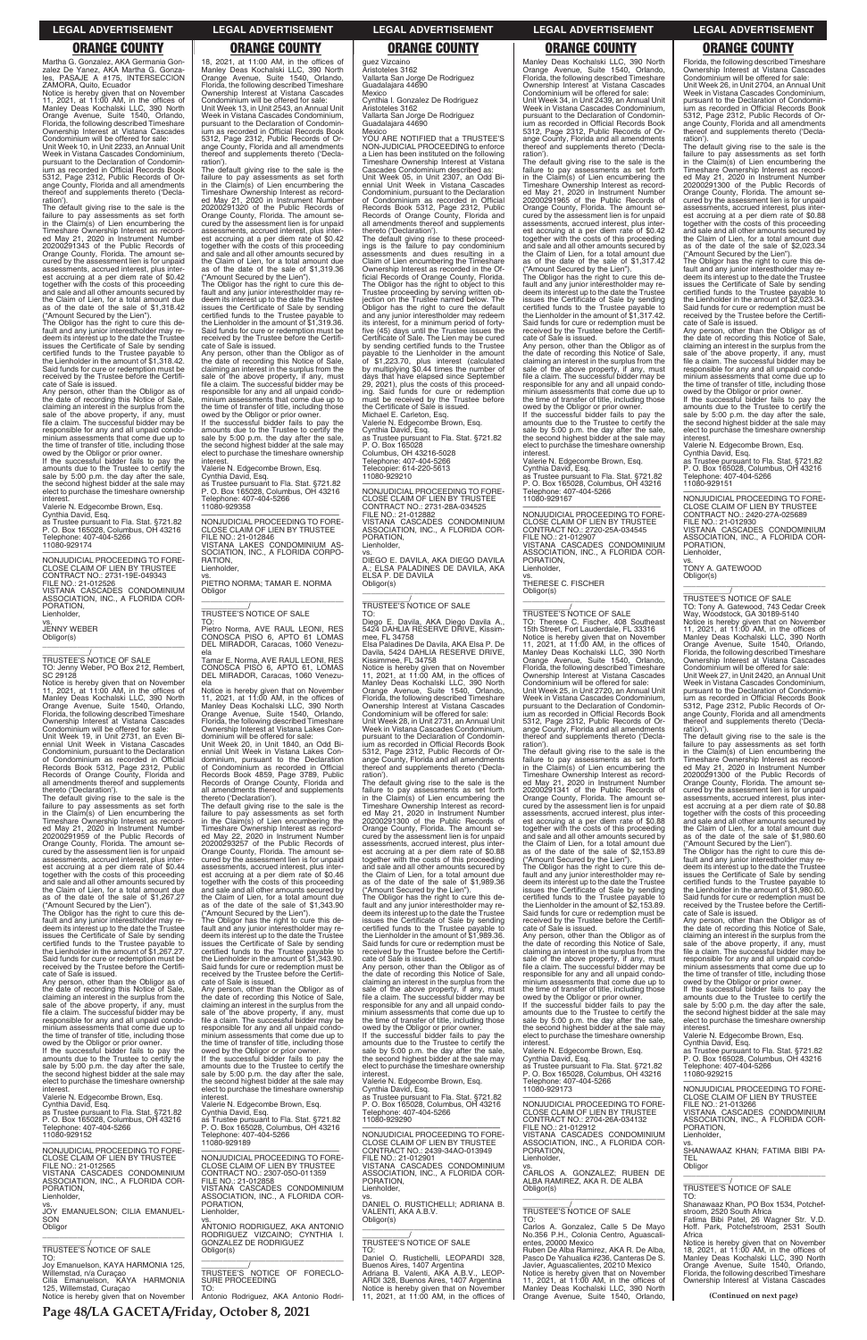## ORANGE COUNTY

Martha G. Gonzalez, AKA Germania Gonzalez De Yanez, AKA Martha G. Gonzales, PASAJE # A175, INTERSECCION ZAMORA, Quito, Ecuador

Notice is hereby given that on November 11, 2021, at 11:00 AM, in the offices of Manley Deas Kochalski LLC, 390 North Orange Avenue, Suite 1540, Orlando, Florida, the following described Timeshare Ownership Interest at Vistana Cascades Condominium will be offered for sale:

Unit Week 10, in Unit 2233, an Annual Unit Week in Vistana Cascades Condominium, pursuant to the Declaration of Condominium as recorded in Official Records Book 5312, Page 2312, Public Records of Orange County, Florida and all amendments thereof and supplements thereto ('Declaration').

The default giving rise to the sale is the failure to pay assessments as set forth in the Claim(s) of Lien encumbering the Timeshare Ownership Interest as recorded May 21, 2020 in Instrument Number 20200291343 of the Public Records of Orange County, Florida. The amount secured by the assessment lien is for unpaid assessments, accrued interest, plus interest accruing at a per diem rate of $0.42 together with the costs of this proceeding and sale and all other amounts secured by the Claim of Lien, for a total amount due as of the date of the sale of $1,318.42 ("Amount Secured by the Lien").

The Obligor has the right to cure this default and any junior interestholder may redeem its interest up to the date the Trustee issues the Certificate of Sale by sending certified funds to the Trustee payable to the Lienholder in the amount of $1,318.42. Said funds for cure or redemption must be received by the Trustee before the Certificate of Sale is issued.

Any person, other than the Obligor as of the date of recording this Notice of Sale, claiming an interest in the surplus from the sale of the above property, if any, must file a claim. The successful bidder may be responsible for any and all unpaid condominium assessments that come due up to the time of transfer of title, including those owed by the Obligor or prior owner.

If the successful bidder fails to pay the amounts due to the Trustee to certify the sale by 5:00 p.m. the day after the sale, the second highest bidder at the sale may elect to purchase the timeshare ownership interest.

Valerie N. Edgecombe Brown, Esq.
Cynthia David, Esq.
as Trustee pursuant to Fla. Stat. §721.82
P. O. Box 165028, Columbus, OH 43216
Telephone: 407-404-5266
11080-929174

---

NONJUDICIAL PROCEEDING TO FORECLOSE CLAIM OF LIEN BY TRUSTEE
CONTRACT NO.: 2731-19E-049343
FILE NO.: 21-012526
VISTANA CASCADES CONDOMINIUM ASSOCIATION, INC., A FLORIDA CORPORATION,
Lienholder,
vs.
JENNY WEBER
Obligor(s)

---

TRUSTEE'S NOTICE OF SALE
TO: Jenny Weber, PO Box 212, Rembert, SC 29128

Notice is hereby given that on November 11, 2021, at 11:00 AM, in the offices of Manley Deas Kochalski LLC, 390 North Orange Avenue, Suite 1540, Orlando, Florida, the following described Timeshare Ownership Interest at Vistana Cascades Condominium will be offered for sale:

Unit Week 19, in Unit 2731, an Even Biennial Unit Week in Vistana Cascades Condominium, pursuant to the Declaration of Condominium as recorded in Official Records Book 5312, Page 2312, Public Records of Orange County, Florida and all amendments thereof and supplements thereto ('Declaration').

The default giving rise to the sale is the failure to pay assessments as set forth in the Claim(s) of Lien encumbering the Timeshare Ownership Interest as recorded May 21, 2020 in Instrument Number 20200291959 of the Public Records of Orange County, Florida. The amount secured by the assessment lien is for unpaid assessments, accrued interest, plus interest accruing at a per diem rate of $0.44 together with the costs of this proceeding and sale and all other amounts secured by the Claim of Lien, for a total amount due as of the date of the sale of $1,267.27 ("Amount Secured by the Lien").

The Obligor has the right to cure this default and any junior interestholder may redeem its interest up to the date the Trustee issues the Certificate of Sale by sending certified funds to the Trustee payable to the Lienholder in the amount of $1,267.27. Said funds for cure or redemption must be received by the Trustee before the Certificate of Sale is issued.

Any person, other than the Obligor as of the date of recording this Notice of Sale, claiming an interest in the surplus from the sale of the above property, if any, must file a claim. The successful bidder may be responsible for any and all unpaid condominium assessments that come due up to the time of transfer of title, including those owed by the Obligor or prior owner.

If the successful bidder fails to pay the amounts due to the Trustee to certify the sale by 5:00 p.m. the day after the sale, the second highest bidder at the sale may elect to purchase the timeshare ownership interest.

Valerie N. Edgecombe Brown, Esq.
Cynthia David, Esq.
as Trustee pursuant to Fla. Stat. §721.82
P. O. Box 165028, Columbus, OH 43216
Telephone: 407-404-5266
11080-929152

---

NONJUDICIAL PROCEEDING TO FORECLOSE CLAIM OF LIEN BY TRUSTEE
FILE NO.: 21-012565
VISTANA CASCADES CONDOMINIUM ASSOCIATION, INC., A FLORIDA CORPORATION,
Lienholder,
vs.
JOY EMANUELSON; CILIA EMANUELSON
Obligor

---

TRUSTEE'S NOTICE OF SALE
TO:
Joy Emanuelson, KAYA HARMONIA 125, Willemstad, n/a Curaçao
Cilia Emanuelson, KAYA HARMONIA 125, Willemstad, Curaçao

Notice is hereby given that on November 18, 2021, at 11:00 AM, in the offices of Manley Deas Kochalski LLC, 390 North Orange Avenue, Suite 1540, Orlando, Florida, the following described Timeshare Ownership Interest at Vistana Cascades Condominium will be offered for sale:

Unit Week 13, in Unit 2543, an Annual Unit Week in Vistana Cascades Condominium, pursuant to the Declaration of Condominium as recorded in Official Records Book 5312, Page 2312, Public Records of Orange County, Florida and all amendments thereof and supplements thereto ('Declaration').

The default giving rise to the sale is the failure to pay assessments as set forth in the Claim(s) of Lien encumbering the Timeshare Ownership Interest as recorded May 21, 2020 in Instrument Number 20200291320 of the Public Records of Orange County, Florida. The amount secured by the assessment lien is for unpaid assessments, accrued interest, plus interest accruing at a per diem rate of $0.42 together with the costs of this proceeding and sale and all other amounts secured by the Claim of Lien, for a total amount due as of the date of the sale of $1,319.36 ("Amount Secured by the Lien").

The Obligor has the right to cure this default and any junior interestholder may redeem its interest up to the date the Trustee issues the Certificate of Sale by sending certified funds to the Trustee payable to the Lienholder in the amount of $1,319.36. Said funds for cure or redemption must be received by the Trustee before the Certificate of Sale is issued.

Any person, other than the Obligor as of the date of recording this Notice of Sale, claiming an interest in the surplus from the sale of the above property, if any, must file a claim. The successful bidder may be responsible for any and all unpaid condominium assessments that come due up to the time of transfer of title, including those owed by the Obligor or prior owner.

If the successful bidder fails to pay the amounts due to the Trustee to certify the sale by 5:00 p.m. the day after the sale, the second highest bidder at the sale may elect to purchase the timeshare ownership interest.

Valerie N. Edgecombe Brown, Esq.
Cynthia David, Esq.
as Trustee pursuant to Fla. Stat. §721.82
P. O. Box 165028, Columbus, OH 43216
Telephone: 407-404-5266
11080-929358

---

NONJUDICIAL PROCEEDING TO FORECLOSE CLAIM OF LIEN BY TRUSTEE
FILE NO.: 21-012846
VISTANA LAKES CONDOMINIUM ASSOCIATION, INC., A FLORIDA CORPORATION,
Lienholder,
vs.
PIETRO NORMA; TAMAR E. NORMA
Obligor

---

TRUSTEE'S NOTICE OF SALE
TO:
Pietro Norma, AVE RAUL LEONI, RES CONOSCA PISO 6, APTO 61 LOMAS DEL MIRADOR, Caracas, 1060 Venezuela
Tamar E. Norma, AVE RAUL LEONI, RES CONOSCA PISO 6, APTO 61, LOMAS DEL MIRADOR, Caracas, 1060 Venezuela

Notice is hereby given that on November 11, 2021, at 11:00 AM, in the offices of Manley Deas Kochalski LLC, 390 North Orange Avenue, Suite 1540, Orlando, Florida, the following described Timeshare Ownership Interest at Vistana Lakes Condominium will be offered for sale:

Unit Week 20, in Unit 1840, an Odd Biennial Unit Week in Vistana Lakes Condominium, pursuant to the Declaration of Condominium as recorded in Official Records Book 4859, Page 3789, Public Records of Orange County, Florida and all amendments thereof and supplements thereto ('Declaration').

The default giving rise to the sale is the failure to pay assessments as set forth in the Claim(s) of Lien encumbering the Timeshare Ownership Interest as recorded May 22, 2020 in Instrument Number 20200293257 of the Public Records of Orange County, Florida. The amount secured by the assessment lien is for unpaid assessments, accrued interest, plus interest accruing at a per diem rate of $0.46 together with the costs of this proceeding and sale and all other amounts secured by the Claim of Lien, for a total amount due as of the date of the sale of $1,343.90 ("Amount Secured by the Lien").

The Obligor has the right to cure this default and any junior interestholder may redeem its interest up to the date the Trustee issues the Certificate of Sale by sending certified funds to the Trustee payable to the Lienholder in the amount of $1,343.90. Said funds for cure or redemption must be received by the Trustee before the Certificate of Sale is issued.

Any person, other than the Obligor as of the date of recording this Notice of Sale, claiming an interest in the surplus from the sale of the above property, if any, must file a claim. The successful bidder may be responsible for any and all unpaid condominium assessments that come due up to the time of transfer of title, including those owed by the Obligor or prior owner.

If the successful bidder fails to pay the amounts due to the Trustee to certify the sale by 5:00 p.m. the day after the sale, the second highest bidder at the sale may elect to purchase the timeshare ownership interest.

Valerie N. Edgecombe Brown, Esq.
Cynthia David, Esq.
as Trustee pursuant to Fla. Stat. §721.82
P. O. Box 165028, Columbus, OH 43216
Telephone: 407-404-5266
11080-929189

---

NONJUDICIAL PROCEEDING TO FORECLOSE CLAIM OF LIEN BY TRUSTEE
CONTRACT NO.: 2307-05O-011359
FILE NO.: 21-012858
VISTANA CASCADES CONDOMINIUM ASSOCIATION, INC., A FLORIDA CORPORATION,
Lienholder,
vs.
ANTONIO RODRIGUEZ, AKA ANTONIO RODRIGUEZ VIZCAINO; CYNTHIA I. GONZALEZ DE RODRIGUEZ
Obligor(s)

---

TRUSTEE'S NOTICE OF FORECLOSURE PROCEEDING
TO:
Antonio Rodriguez, AKA Antonio Rodriguez Vizcaino
Aristoteles 3162
Vallarta San Jorge De Rodriguez
Guadalajara 44690
Mexico
Cynthia I. Gonzalez De Rodriguez
Aristoteles 3162
Vallarta San Jorge De Rodriguez
Guadalajara 44690
Mexico

YOU ARE NOTIFIED that a TRUSTEE'S NON-JUDICIAL PROCEEDING to enforce a Lien has been instituted on the following Timeshare Ownership Interest at Vistana Cascades Condominium described as:

Unit Week 05, in Unit 2307, an Odd Biennial Unit Week in Vistana Cascades Condominium, pursuant to the Declaration of Condominium as recorded in Official Records Book 5312, Page 2312, Public Records of Orange County, Florida and all amendments thereof and supplements thereto ('Declaration').

The default giving rise to these proceedings is the failure to pay condominium assessments and dues resulting in a Claim of Lien encumbering the Timeshare Ownership Interest as recorded in the Official Records of Orange County, Florida. The Obligor has the right to object to this Trustee proceeding by serving written objection on the Trustee named below. The Obligor has the right to cure the default and any junior interestholder may redeem its interest, for a minimum period of forty-five (45) days until the Trustee issues the Certificate of Sale. The Lien may be cured by sending certified funds to the Trustee payable to the Lienholder in the amount of $1,223.70, plus interest (calculated by multiplying $0.44 times the number of days that have elapsed since September 29, 2021), plus the costs of this proceeding. Said funds for cure or redemption must be received by the Trustee before the Certificate of Sale is issued.

Michael E. Carleton, Esq.
Valerie N. Edgecombe Brown, Esq.
Cynthia David, Esq.
as Trustee pursuant to Fla. Stat. §721.82
P. O. Box 165028
Columbus, OH 43216-5028
Telephone: 407-404-5266
Telecopier: 614-220-5613
11080-929210

---

NONJUDICIAL PROCEEDING TO FORECLOSE CLAIM OF LIEN BY TRUSTEE
CONTRACT NO.: 2731-28A-034525
FILE NO.: 21-012882
VISTANA CASCADES CONDOMINIUM ASSOCIATION, INC., A FLORIDA CORPORATION,
Lienholder,
vs.
DIEGO E. DAVILA, AKA DIEGO DAVILA A.; ELSA PALADINES DE DAVILA, AKA ELSA P. DE DAVILA
Obligor(s)

---

TRUSTEE'S NOTICE OF SALE
TO:
Diego E. Davila, AKA Diego Davila A., 5424 DAHLIA RESERVE DRIVE, Kissimmee, FL 34758
Elsa Paladines De Davila, AKA Elsa P. De Davila, 5424 DAHLIA RESERVE DRIVE, Kissimmee, FL 34758

Notice is hereby given that on November 11, 2021, at 11:00 AM, in the offices of Manley Deas Kochalski LLC, 390 North Orange Avenue, Suite 1540, Orlando, Florida, the following described Timeshare Ownership Interest at Vistana Cascades Condominium will be offered for sale:

Unit Week 28, in Unit 2731, an Annual Unit Week in Vistana Cascades Condominium, pursuant to the Declaration of Condominium as recorded in Official Records Book 5312, Page 2312, Public Records of Orange County, Florida and all amendments thereof and supplements thereto ('Declaration').

The default giving rise to the sale is the failure to pay assessments as set forth in the Claim(s) of Lien encumbering the Timeshare Ownership Interest as recorded May 21, 2020 in Instrument Number 20200291300 of the Public Records of Orange County, Florida. The amount secured by the assessment lien is for unpaid assessments, accrued interest, plus interest accruing at a per diem rate of $0.88 together with the costs of this proceeding and sale and all other amounts secured by the Claim of Lien, for a total amount due as of the date of the sale of $1,989.36 ("Amount Secured by the Lien").

The Obligor has the right to cure this default and any junior interestholder may redeem its interest up to the date the Trustee issues the Certificate of Sale by sending certified funds to the Trustee payable to the Lienholder in the amount of $1,989.36. Said funds for cure or redemption must be received by the Trustee before the Certificate of Sale is issued.

Any person, other than the Obligor as of the date of recording this Notice of Sale, claiming an interest in the surplus from the sale of the above property, if any, must file a claim. The successful bidder may be responsible for any and all unpaid condominium assessments that come due up to the time of transfer of title, including those owed by the Obligor or prior owner.

If the successful bidder fails to pay the amounts due to the Trustee to certify the sale by 5:00 p.m. the day after the sale, the second highest bidder at the sale may elect to purchase the timeshare ownership interest.

Valerie N. Edgecombe Brown, Esq.
Cynthia David, Esq.
as Trustee pursuant to Fla. Stat. §721.82
P. O. Box 165028, Columbus, OH 43216
Telephone: 407-404-5266
11080-929290

---

NONJUDICIAL PROCEEDING TO FORECLOSE CLAIM OF LIEN BY TRUSTEE
CONTRACT NO.: 2439-34A0-013949
FILE NO.: 21-012901
VISTANA CASCADES CONDOMINIUM ASSOCIATION, INC., A FLORIDA CORPORATION,
Lienholder,
vs.
DANIEL O. RUSTICHELLI; ADRIANA B. VALENTI, AKA A.B.V.
Obligor(s)

---

TRUSTEE'S NOTICE OF SALE
TO:
Daniel O. Rustichelli, LEOPARDI 328, Buenos Aires, 1407 Argentina
Adriana B. Valenti, AKA A.B.V., LEOPARDI 328, Buenos Aires, 1407 Argentina

Notice is hereby given that on November 11, 2021, at 11:00 AM, in the offices of Manley Deas Kochalski LLC, 390 North Orange Avenue, Suite 1540, Orlando, Florida, the following described Timeshare Ownership Interest at Vistana Cascades Condominium will be offered for sale:

Unit Week 34, in Unit 2439, an Annual Unit Week in Vistana Cascades Condominium, pursuant to the Declaration of Condominium as recorded in Official Records Book 5312, Page 2312, Public Records of Orange County, Florida and all amendments thereof and supplements thereto ('Declaration').

The default giving rise to the sale is the failure to pay assessments as set forth in the Claim(s) of Lien encumbering the Timeshare Ownership Interest as recorded May 21, 2020 in Instrument Number 20200291965 of the Public Records of Orange County, Florida. The amount secured by the assessment lien is for unpaid assessments, accrued interest, plus interest accruing at a per diem rate of $0.42 together with the costs of this proceeding and sale and all other amounts secured by the Claim of Lien, for a total amount due as of the date of the sale of $1,317.42 ("Amount Secured by the Lien").

The Obligor has the right to cure this default and any junior interestholder may redeem its interest up to the date the Trustee issues the Certificate of Sale by sending certified funds to the Trustee payable to the Lienholder in the amount of $1,317.42. Said funds for cure or redemption must be received by the Trustee before the Certificate of Sale is issued.

Any person, other than the Obligor as of the date of recording this Notice of Sale, claiming an interest in the surplus from the sale of the above property, if any, must file a claim. The successful bidder may be responsible for any and all unpaid condominium assessments that come due up to the time of transfer of title, including those owed by the Obligor or prior owner.

If the successful bidder fails to pay the amounts due to the Trustee to certify the sale by 5:00 p.m. the day after the sale, the second highest bidder at the sale may elect to purchase the timeshare ownership interest.

Valerie N. Edgecombe Brown, Esq.
Cynthia David, Esq.
as Trustee pursuant to Fla. Stat. §721.82
P. O. Box 165028, Columbus, OH 43216
Telephone: 407-404-5266
11080-929167

---

NONJUDICIAL PROCEEDING TO FORECLOSE CLAIM OF LIEN BY TRUSTEE
CONTRACT NO.: 2720-25A-034545
FILE NO.: 21-012907
VISTANA CASCADES CONDOMINIUM ASSOCIATION, INC., A FLORIDA CORPORATION,
Lienholder,
vs.
THERESE C. FISCHER
Obligor(s)

---

TRUSTEE'S NOTICE OF SALE
TO: Therese C. Fischer, 408 Southeast 15th Street, Fort Lauderdale, FL 33316

Notice is hereby given that on November 11, 2021, at 11:00 AM, in the offices of Manley Deas Kochalski LLC, 390 North Orange Avenue, Suite 1540, Orlando, Florida, the following described Timeshare Ownership Interest at Vistana Cascades Condominium will be offered for sale:

Unit Week 25, in Unit 2720, an Annual Unit Week in Vistana Cascades Condominium, pursuant to the Declaration of Condominium as recorded in Official Records Book 5312, Page 2312, Public Records of Orange County, Florida and all amendments thereof and supplements thereto ('Declaration').

The default giving rise to the sale is the failure to pay assessments as set forth in the Claim(s) of Lien encumbering the Timeshare Ownership Interest as recorded May 21, 2020 in Instrument Number 20200291341 of the Public Records of Orange County, Florida. The amount secured by the assessment lien is for unpaid assessments, accrued interest, plus interest accruing at a per diem rate of $0.88 together with the costs of this proceeding and sale and all other amounts secured by the Claim of Lien, for a total amount due as of the date of the sale of $2,153.89 ("Amount Secured by the Lien").

The Obligor has the right to cure this default and any junior interestholder may redeem its interest up to the date the Trustee issues the Certificate of Sale by sending certified funds to the Trustee payable to the Lienholder in the amount of $2,153.89. Said funds for cure or redemption must be received by the Trustee before the Certificate of Sale is issued.

Any person, other than the Obligor as of the date of recording this Notice of Sale, claiming an interest in the surplus from the sale of the above property, if any, must file a claim. The successful bidder may be responsible for any and all unpaid condominium assessments that come due up to the time of transfer of title, including those owed by the Obligor or prior owner.

If the successful bidder fails to pay the amounts due to the Trustee to certify the sale by 5:00 p.m. the day after the sale, the second highest bidder at the sale may elect to purchase the timeshare ownership interest.

Valerie N. Edgecombe Brown, Esq.
Cynthia David, Esq.
as Trustee pursuant to Fla. Stat. §721.82
P. O. Box 165028, Columbus, OH 43216
Telephone: 407-404-5266
11080-929173

---

NONJUDICIAL PROCEEDING TO FORECLOSE CLAIM OF LIEN BY TRUSTEE
CONTRACT NO.: 2704-26A-034132
FILE NO.: 21-012912
VISTANA CASCADES CONDOMINIUM ASSOCIATION, INC., A FLORIDA CORPORATION,
Lienholder,
vs.
CARLOS A. GONZALEZ; RUBEN DE ALBA RAMIREZ, AKA R. DE ALBA
Obligor(s)

---

TRUSTEE'S NOTICE OF SALE
TO:
Carlos A. Gonzalez, Calle 5 De Mayo No.356 P.H., Colonia Centro, Aguascalientes, 20000 Mexico
Ruben De Alba Ramirez, AKA R. De Alba, Pasco De Tehuálica #236, Canteras De S. Javier, Aguascalientes, 20210 Mexico

Notice is hereby given that on November 11, 2021, at 11:00 AM, in the offices of Manley Deas Kochalski LLC, 390 North Orange Avenue, Suite 1540, Orlando, Florida, the following described Timeshare Ownership Interest at Vistana Cascades Condominium will be offered for sale:

Unit Week 26, in Unit 2704, an Annual Unit Week in Vistana Cascades Condominium, pursuant to the Declaration of Condominium as recorded in Official Records Book 5312, Page 2312, Public Records of Orange County, Florida and all amendments thereof and supplements thereto ('Declaration').

The default giving rise to the sale is the failure to pay assessments as set forth in the Claim(s) of Lien encumbering the Timeshare Ownership Interest as recorded May 21, 2020 in Instrument Number 20200291330 of the Public Records of Orange County, Florida. The amount secured by the assessment lien is for unpaid assessments, accrued interest, plus interest accruing at a per diem rate of $0.88 together with the costs of this proceeding and sale and all other amounts secured by the Claim of Lien, for a total amount due as of the date of the sale of $2,023.34 ("Amount Secured by the Lien").

The Obligor has the right to cure this default and any junior interestholder may redeem its interest up to the date the Trustee issues the Certificate of Sale by sending certified funds to the Trustee payable to the Lienholder in the amount of $2,023.34. Said funds for cure or redemption must be received by the Trustee before the Certificate of Sale is issued.

Any person, other than the Obligor as of the date of recording this Notice of Sale, claiming an interest in the surplus from the sale of the above property, if any, must file a claim. The successful bidder may be responsible for any and all unpaid condominium assessments that come due up to the time of transfer of title, including those owed by the Obligor or prior owner.

If the successful bidder fails to pay the amounts due to the Trustee to certify the sale by 5:00 p.m. the day after the sale, the second highest bidder at the sale may elect to purchase the timeshare ownership interest.

Valerie N. Edgecombe Brown, Esq.
Cynthia David, Esq.
as Trustee pursuant to Fla. Stat. §721.82
P. O. Box 165028, Columbus, OH 43216
Telephone: 407-404-5266
11080-929151

---

NONJUDICIAL PROCEEDING TO FORECLOSE CLAIM OF LIEN BY TRUSTEE
CONTRACT NO.: 2420-27A-025689
FILE NO.: 21-012930
VISTANA CASCADES CONDOMINIUM ASSOCIATION, INC., A FLORIDA CORPORATION,
Lienholder,
vs.
TONY A. GATEWOOD
Obligor(s)

---

TRUSTEE'S NOTICE OF SALE
TO: Tony A. Gatewood, 743 Cedar Creek Way, Woodstock, GA 30189-5140

Notice is hereby given that on November 11, 2021, at 11:00 AM, in the offices of Manley Deas Kochalski LLC, 390 North Orange Avenue, Suite 1540, Orlando, Florida, the following described Timeshare Ownership Interest at Vistana Cascades Condominium will be offered for sale:

Unit Week 27, in Unit 2420, an Annual Unit Week in Vistana Cascades Condominium, pursuant to the Declaration of Condominium as recorded in Official Records Book 5312, Page 2312, Public Records of Orange County, Florida and all amendments thereof and supplements thereto ('Declaration').

The default giving rise to the sale is the failure to pay assessments as set forth in the Claim(s) of Lien encumbering the Timeshare Ownership Interest as recorded May 21, 2020 in Instrument Number 20200291300 of the Public Records of Orange County, Florida. The amount secured by the assessment lien is for unpaid assessments, accrued interest, plus interest accruing at a per diem rate of $0.88 together with the costs of this proceeding and sale and all other amounts secured by the Claim of Lien, for a total amount due as of the date of the sale of $1,980.60 ("Amount Secured by the Lien").

The Obligor has the right to cure this default and any junior interestholder may redeem its interest up to the date the Trustee issues the Certificate of Sale by sending certified funds to the Trustee payable to the Lienholder in the amount of $1,980.60. Said funds for cure or redemption must be received by the Trustee before the Certificate of Sale is issued.

Any person, other than the Obligor as of the date of recording this Notice of Sale, claiming an interest in the surplus from the sale of the above property, if any, must file a claim. The successful bidder may be responsible for any and all unpaid condominium assessments that come due up to the time of transfer of title, including those owed by the Obligor or prior owner.

If the successful bidder fails to pay the amounts due to the Trustee to certify the sale by 5:00 p.m. the day after the sale, the second highest bidder at the sale may elect to purchase the timeshare ownership interest.

Valerie N. Edgecombe Brown, Esq.
Cynthia David, Esq.
as Trustee pursuant to Fla. Stat. §721.82
P. O. Box 165028, Columbus, OH 43216
Telephone: 407-404-5266
11080-929215

---

NONJUDICIAL PROCEEDING TO FORECLOSE CLAIM OF LIEN BY TRUSTEE
FILE NO.: 21-013266
VISTANA CASCADES CONDOMINIUM ASSOCIATION, INC., A FLORIDA CORPORATION,
Lienholder,
vs.
SHANAWAAZ KHAN; FATIMA BIBI PATEL
Obligor

---

TRUSTEE'S NOTICE OF SALE
TO:
Shanawaaz Khan, PO Box 1534, Potchefstroom, 2520 South Africa
Fatima Bibi Patel, 26 Wagner Str. V.D. Hoff. Park, Potchefstroom, 2531 South Africa

Notice is hereby given that on November 18, 2021, at 11:00 AM, in the offices of Manley Deas Kochalski LLC, 390 North Orange Avenue, Suite 1540, Orlando, Florida, the following described Timeshare Ownership Interest at Vistana Cascades

**(Continued on next page)**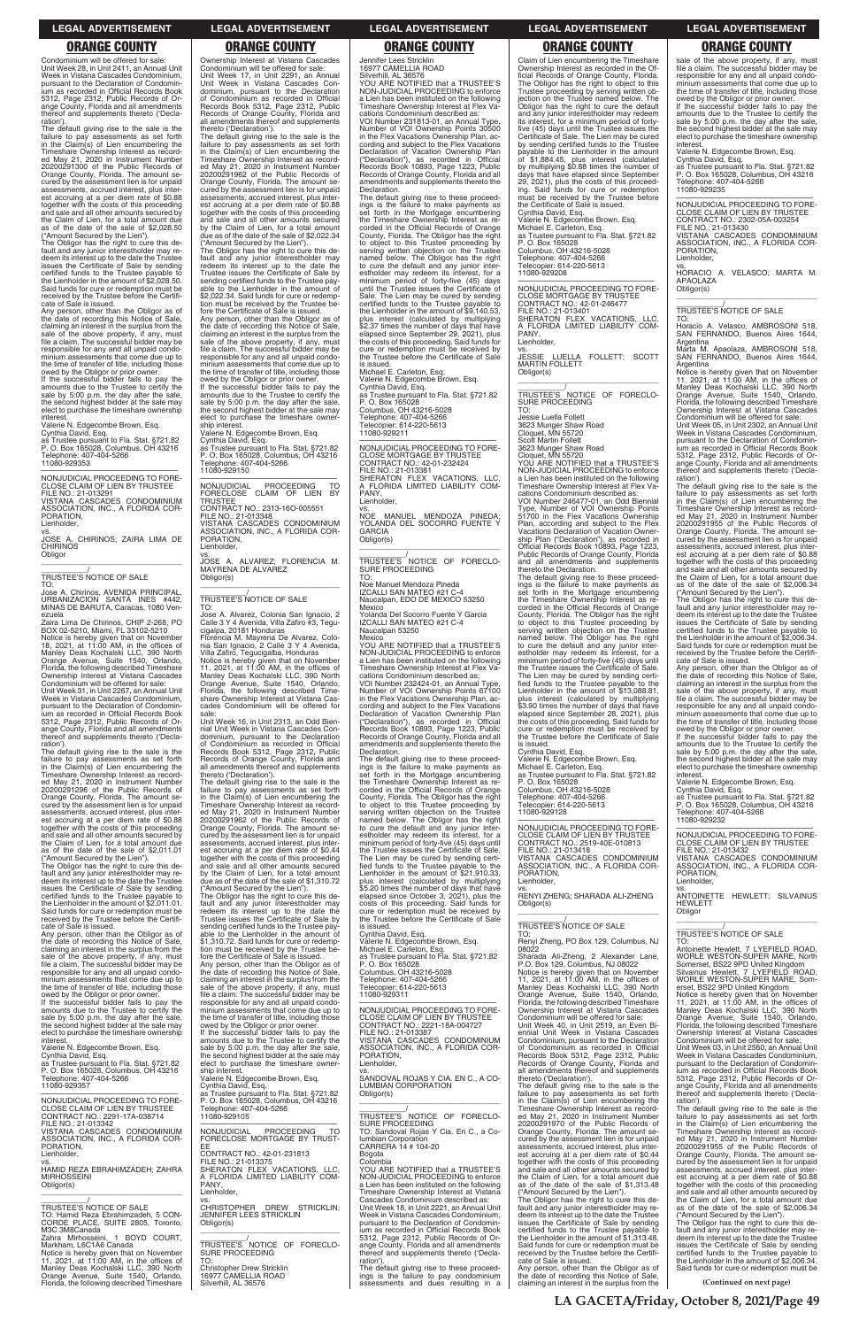## ORANGE COUNTY

Condominium will be offered for sale:
Unit Week 28, in Unit 2411, an Annual Unit Week in Vistana Cascades Condominium, pursuant to the Declaration of Condominium as recorded in Official Records Book 5312, Page 2312, Public Records of Orange County, Florida and all amendments thereof and supplements thereto ('Declaration').

The default giving rise to the sale is the failure to pay assessments as set forth in the Claim(s) of Lien encumbering the Timeshare Ownership Interest as recorded May 21, 2020 in Instrument Number 20200291300 of the Public Records of Orange County, Florida. The amount secured by the assessment lien is for unpaid assessments, accrued interest, plus interest accruing at a per diem rate of $0.88 together with the costs of this proceeding and sale and all other amounts secured by the Claim of Lien, for a total amount due as of the date of the sale of $2,028.50 ("Amount Secured by the Lien").

The Obligor has the right to cure this default and any junior interestholder may redeem its interest up to the date the Trustee issues the Certificate of Sale by sending certified funds to the Trustee payable to the Lienholder in the amount of $2,028.50. Said funds for cure or redemption must be received by the Trustee before the Certificate of Sale is issued.

Any person, other than the Obligor as of the date of recording this Notice of Sale, claiming an interest in the surplus from the sale of the above property, if any, must file a claim. The successful bidder may be responsible for any and all unpaid condominium assessments that come due up to the time of transfer of title, including those owed by the Obligor or prior owner.

If the successful bidder fails to pay the amounts due to the Trustee to certify the sale by 5:00 p.m. the day after the sale, the second highest bidder at the sale may elect to purchase the timeshare ownership interest.

Valerie N. Edgecombe Brown, Esq.
Cynthia David, Esq.
as Trustee pursuant to Fla. Stat. §721.82
P. O. Box 165028, Columbus, OH 43216
Telephone: 407-404-5266
11080-929353

---

NONJUDICIAL PROCEEDING TO FORECLOSE CLAIM OF LIEN BY TRUSTEE
FILE NO.: 21-013291
VISTANA CASCADES CONDOMINIUM ASSOCIATION, INC., A FLORIDA CORPORATION,
Lienholder,
vs.
JOSE A. CHIRINOS; ZAIRA LIMA DE CHIRINOS
Obligor
_______________________________/

TRUSTEE'S NOTICE OF SALE
TO:
Jose A. Chirinos, AVENIDA PRINCIPAL, URBANIZACION SANTA INES #442, MINAS DE BARUTA, Caracas, 1080 Venezuela
Zaira Lima De Chirinos, CHIP 2-268, PO BOX 02-5210, Miami, FL 33102-5210

Notice is hereby given that on November 18, 2021, at 11:00 AM, in the offices of Manley Deas Kochalski LLC, 390 North Orange Avenue, Suite 1540, Orlando, Florida, the following described Timeshare Ownership Interest at Vistana Cascades Condominium will be offered for sale:
Unit Week 31, in Unit 2267, an Annual Unit Week in Vistana Cascades Condominium, pursuant to the Declaration of Condominium as recorded in Official Records Book 5312, Page 2312, Public Records of Orange County, Florida and all amendments thereof and supplements thereto ('Declaration').

The default giving rise to the sale is the failure to pay assessments as set forth in the Claim(s) of Lien encumbering the Timeshare Ownership Interest as recorded May 21, 2020 in Instrument Number 20200291296 of the Public Records of Orange County, Florida. The amount secured by the assessment lien is for unpaid assessments, accrued interest, plus interest accruing at a per diem rate of $0.88 together with the costs of this proceeding and sale and all other amounts secured by the Claim of Lien, for a total amount due as of the date of the sale of $2,011.01 ("Amount Secured by the Lien").

The Obligor has the right to cure this default and any junior interestholder may redeem its interest up to the date the Trustee issues the Certificate of Sale by sending certified funds to the Trustee payable to the Lienholder in the amount of $2,011.01. Said funds for cure or redemption must be received by the Trustee before the Certificate of Sale is issued.

Any person, other than the Obligor as of the date of recording this Notice of Sale, claiming an interest in the surplus from the sale of the above property, if any, must file a claim. The successful bidder may be responsible for any and all unpaid condominium assessments that come due up to the time of transfer of title, including those owed by the Obligor or prior owner.

If the successful bidder fails to pay the amounts due to the Trustee to certify the sale by 5:00 p.m. the day after the sale, the second highest bidder at the sale may elect to purchase the timeshare ownership interest.

Valerie N. Edgecombe Brown, Esq.
Cynthia David, Esq.
as Trustee pursuant to Fla. Stat. §721.82
P. O. Box 165028, Columbus, OH 43216
Telephone: 407-404-5266
11080-929357

---

NONJUDICIAL PROCEEDING TO FORECLOSE CLAIM OF LIEN BY TRUSTEE
CONTRACT NO.: 2291-17A-038714
FILE NO.: 21-013342
VISTANA CASCADES CONDOMINIUM ASSOCIATION, INC., A FLORIDA CORPORATION,
Lienholder,
vs.
HAMID REZA EBRAHIMZADEH; ZAHRA MIRHOSSEINI
Obligor(s)
_______________________________/

TRUSTEE'S NOTICE OF SALE
TO: Hamid Reza Ebrahimzadeh, 5 CONCORDE PLACE, SUITE 2805, Toronto, M3C 3M8Canada
Zahra Mirhosseini, 1 BOYD COURT, Markham, L6C1A6 Canada

Notice is hereby given that on November 11, 2021, at 11:00 AM, in the offices of Manley Deas Kochalski LLC, 390 North Orange Avenue, Suite 1540, Orlando, Florida, the following described Timeshare Ownership Interest at Vistana Cascades Condominium will be offered for sale:
Unit Week 17, in Unit 2291, an Annual Unit Week in Vistana Cascades Condominium, pursuant to the Declaration of Condominium as recorded in Official Records Book 5312, Page 2312, Public Records of Orange County, Florida and all amendments thereof and supplements thereto ('Declaration').

The default giving rise to the sale is the failure to pay assessments as set forth in the Claim(s) of Lien encumbering the Timeshare Ownership Interest as recorded May 21, 2020 in Instrument Number 20200291962 of the Public Records of Orange County, Florida. The amount secured by the assessment lien is for unpaid assessments, accrued interest, plus interest accruing at a per diem rate of $0.88 together with the costs of this proceeding and sale and all other amounts secured by the Claim of Lien, for a total amount due as of the date of the sale of $2,022.34 ("Amount Secured by the Lien").

The Obligor has the right to cure this default and any junior interestholder may redeem its interest up to the date the Trustee issues the Certificate of Sale by sending certified funds to the Trustee payable to the Lienholder in the amount of $2,022.34. Said funds for cure or redemption must be received by the Trustee before the Certificate of Sale is issued.

Any person, other than the Obligor as of the date of recording this Notice of Sale, claiming an interest in the surplus from the sale of the above property, if any, must file a claim. The successful bidder may be responsible for any and all unpaid condominium assessments that come due up to the time of transfer of title, including those owed by the Obligor or prior owner.

If the successful bidder fails to pay the amounts due to the Trustee to certify the sale by 5:00 p.m. the day after the sale, the second highest bidder at the sale may elect to purchase the timeshare ownership interest.

Valerie N. Edgecombe Brown, Esq.
Cynthia David, Esq.
as Trustee pursuant to Fla. Stat. §721.82
P. O. Box 165028, Columbus, OH 43216
Telephone: 407-404-5266
11080-929150

---

NONJUDICIAL PROCEEDING TO FORECLOSE CLAIM OF LIEN BY TRUSTEE
CONTRACT NO.: 2313-16O-005551
FILE NO.: 21-013348
VISTANA CASCADES CONDOMINIUM ASSOCIATION, INC., A FLORIDA CORPORATION,
Lienholder,
vs.
JOSE A. ALVAREZ; FLORENCIA M. MAYRENA DE ALVAREZ
Obligor(s)
_______________________________/

TRUSTEE'S NOTICE OF SALE
TO:
Jose A. Alvarez, Colonia San Ignacio, 2 Calle 3 Y 4 Avenida, Villa Zafiro #3, Tegucigalpa, 20181 Honduras
Florencia M. Mayrena De Alvarez, Colonia San Ignacio, 2 Calle 3 Y 4 Avenida, Villa Zafiro, Tegucigalpa, Honduras

Notice is hereby given that on November 11, 2021, at 11:00 AM, in the offices of Manley Deas Kochalski LLC, 390 North Orange Avenue, Suite 1540, Orlando, Florida, the following described Timeshare Ownership Interest at Vistana Cascades Condominium will be offered for sale:
Unit Week 16, in Unit 2313, an Odd Biennial Unit Week in Vistana Cascades Condominium, pursuant to the Declaration of Condominium as recorded in Official Records Book 5312, Page 2312, Public Records of Orange County, Florida and all amendments thereof and supplements thereto ('Declaration').

The default giving rise to the sale is the failure to pay assessments as set forth in the Claim(s) of Lien encumbering the Timeshare Ownership Interest as recorded May 21, 2020 in Instrument Number 20200291962 of the Public Records of Orange County, Florida. The amount secured by the assessment lien is for unpaid assessments, accrued interest, plus interest accruing at a per diem rate of $0.44 together with the costs of this proceeding and sale and all other amounts secured by the Claim of Lien, for a total amount due as of the date of the sale of $1,310.72 ("Amount Secured by the Lien").

The Obligor has the right to cure this default and any junior interestholder may redeem its interest up to the date the Trustee issues the Certificate of Sale by sending certified funds to the Trustee payable to the Lienholder in the amount of $1,310.72. Said funds for cure or redemption must be received by the Trustee before the Certificate of Sale is issued.

Any person, other than the Obligor as of the date of recording this Notice of Sale, claiming an interest in the surplus from the sale of the above property, if any, must file a claim. The successful bidder may be responsible for any and all unpaid condominium assessments that come due up to the time of transfer of title, including those owed by the Obligor or prior owner.

If the successful bidder fails to pay the amounts due to the Trustee to certify the sale by 5:00 p.m. the day after the sale, the second highest bidder at the sale may elect to purchase the timeshare ownership interest.

Valerie N. Edgecombe Brown, Esq.
Cynthia David, Esq.
as Trustee pursuant to Fla. Stat. §721.82
P. O. Box 165028, Columbus, OH 43216
Telephone: 407-404-5266
11080-929105

---

NONJUDICIAL PROCEEDING TO FORECLOSE MORTGAGE BY TRUSTEE
CONTRACT NO.: 42-01-231813
FILE NO.: 21-013375
SHERATON FLEX VACATIONS, LLC, A FLORIDA LIMITED LIABILITY COMPANY,
Lienholder,
vs.
CHRISTOPHER DREW STRICKLIN; JENNIFER LEES STRICKLIN
Obligor(s)
_______________________________/

TRUSTEE'S NOTICE OF FORECLOSURE PROCEEDING
TO:
Christopher Drew Stricklin
16977 CAMELLIA ROAD
Silverhill, AL 36576
Jennifer Lees Stricklin
16977 CAMELLIA ROAD
Silverhill, AL 36576

YOU ARE NOTIFIED that a TRUSTEE'S NON-JUDICIAL PROCEEDING to enforce a Lien has been instituted on the following Timeshare Ownership Interest at Flex Vacations Condominium described as:
VOI Number 231813-01, an Annual Type, Number of VOI Ownership Points 30500 in the Flex Vacations Ownership Plan, according and subject to the Flex Vacations Declaration of Vacation Ownership Plan ("Declaration"), as recorded in Official Records Book 10893, Page 1223, Public Records of Orange County, Florida and all amendments and supplements thereto the Declaration.

The default giving rise to these proceedings is the failure to make payments as set forth in the Mortgage encumbering the Timeshare Ownership Interest as recorded in the Official Records of Orange County, Florida. The Obligor has the right to object to this Trustee proceeding by serving written objection on the Trustee named below. The Obligor has the right to cure the default and any junior interestholder may redeem its interest, for a minimum period of forty-five (45) days until the Trustee issues the Certificate of Sale. The Lien may be cured by sending certified funds to the Trustee payable to the Lienholder in the amount of $9,140.53, plus interest (calculated by multiplying $2.37 times the number of days that have elapsed since September 29, 2021), plus the costs of this proceeding. Said funds for cure or redemption must be received by the Trustee before the Certificate of Sale is issued.

Michael E. Carleton, Esq.
Valerie N. Edgecombe Brown, Esq.
Cynthia David, Esq.
as Trustee pursuant to Fla. Stat. §721.82
P. O. Box 165028
Columbus, OH 43216-5028
Telephone: 407-404-5266
Telecopier: 614-220-5613
11080-929211

---

NONJUDICIAL PROCEEDING TO FORECLOSE MORTGAGE BY TRUSTEE
CONTRACT NO.: 42-01-232424
FILE NO.: 21-013381
SHERATON FLEX VACATIONS, LLC, A FLORIDA LIMITED LIABILITY COMPANY,
Lienholder,
vs.
NOE MANUEL MENDOZA PINEDA; YOLANDA DEL SOCORRO FUENTE Y GARCIA
Obligor(s)
_______________________________/

TRUSTEE'S NOTICE OF FORECLOSURE PROCEEDING
TO:
Noe Manuel Mendoza Pineda
IZCALLI SAN MATEO #21 C-4
Naucalpan, EDO DE MEXICO 53250
Mexico
Yolanda Del Socorro Fuente Y Garcia
IZCALLI SAN MATEO #21 C-4
Naucalpan 53250
Mexico

YOU ARE NOTIFIED that a TRUSTEE'S NON-JUDICIAL PROCEEDING to enforce a Lien has been instituted on the following Timeshare Ownership Interest at Flex Vacations Condominium described as:
VOI Number 232424-01, an Annual Type, Number of VOI Ownership Points 67100 in the Flex Vacations Ownership Plan, according and subject to the Flex Vacations Declaration of Vacation Ownership Plan ("Declaration"), as recorded in Official Records Book 10893, Page 1223, Public Records of Orange County, Florida and all amendments and supplements thereto the Declaration.

The default giving rise to these proceedings is the failure to make payments as set forth in the Mortgage encumbering the Timeshare Ownership Interest as recorded in the Official Records of Orange County, Florida. The Obligor has the right to object to this Trustee proceeding by serving written objection on the Trustee named below. The Obligor has the right to cure the default and any junior interestholder may redeem its interest, for a minimum period of forty-five (45) days until the Trustee issues the Certificate of Sale. The Lien may be cured by sending certified funds to the Trustee payable to the Lienholder in the amount of $21,910.33, plus interest (calculated by multiplying $5.20 times the number of days that have elapsed since October 3, 2021), plus the costs of this proceeding. Said funds for cure or redemption must be received by the Trustee before the Certificate of Sale is issued.

Cynthia David, Esq.
Valerie N. Edgecombe Brown, Esq.
Michael E. Carleton, Esq.
as Trustee pursuant to Fla. Stat. §721.82
P. O. Box 165028
Columbus, OH 43216-5028
Telephone: 407-404-5266
Telecopier: 614-220-5613
11080-929311

---

NONJUDICIAL PROCEEDING TO FORECLOSE CLAIM OF LIEN BY TRUSTEE
CONTRACT NO.: 2221-18A-004727
FILE NO.: 21-013387
VISTANA CASCADES CONDOMINIUM ASSOCIATION, INC., A FLORIDA CORPORATION,
Lienholder,
vs.
SANDOVAL ROJAS Y CIA. EN C., A COLUMBIAN CORPORATION
Obligor(s)
_______________________________/

TRUSTEE'S NOTICE OF FORECLOSURE PROCEEDING
TO: Sandoval Rojas Y Cia. En C., a Columbian Corporation
CARRERA 14 # 104-20
Bogota
Colombia

YOU ARE NOTIFIED that a TRUSTEE'S NON-JUDICIAL PROCEEDING to enforce a Lien has been instituted on the following Timeshare Ownership Interest at Vistana Cascades Condominium described as:
Unit Week 18, in Unit 2221, an Annual Unit Week in Vistana Cascades Condominium, pursuant to the Declaration of Condominium as recorded in Official Records Book 5312, Page 2312, Public Records of Orange County, Florida and all amendments thereof and supplements thereto ('Declaration').

The default giving rise to these proceedings is the failure to pay condominium assessments and dues resulting in a Claim of Lien encumbering the Timeshare Ownership Interest as recorded in the Official Records of Orange County, Florida. The Obligor has the right to object to this Trustee proceeding by serving written objection on the Trustee named below. The Obligor has the right to cure the default and any junior interestholder may redeem its interest, for a minimum period of forty-five (45) days until the Trustee issues the Certificate of Sale. The Lien may be cured by sending certified funds to the Trustee payable to the Lienholder in the amount of $1,884.45, plus interest (calculated by multiplying $0.88 times the number of days that have elapsed since September 29, 2021), plus the costs of this proceeding. Said funds for cure or redemption must be received by the Trustee before the Certificate of Sale is issued.

Cynthia David, Esq.
Valerie N. Edgecombe Brown, Esq.
Michael E. Carleton, Esq.
as Trustee pursuant to Fla. Stat. §721.82
P. O. Box 165028
Columbus, OH 43216-5028
Telephone: 407-404-5266
Telecopier: 614-220-5613
11080-929208

---

NONJUDICIAL PROCEEDING TO FORECLOSE MORTGAGE BY TRUSTEE
CONTRACT NO.: 42-01-246477
FILE NO.: 21-013401
SHERATON FLEX VACATIONS, LLC, A FLORIDA LIMITED LIABILITY COMPANY,
Lienholder,
vs.
JESSIE LUELLA FOLLETT; SCOTT MARTIN FOLLETT
Obligor(s)
_______________________________/

TRUSTEE'S NOTICE OF FORECLOSURE PROCEEDING
TO:
Jessie Luella Follett
3623 Munger Shaw Road
Cloquet, MN 55720
Scott Martin Follett
3623 Munger Shaw Road
Cloquet, MN 55720

YOU ARE NOTIFIED that a TRUSTEE'S NON-JUDICIAL PROCEEDING to enforce a Lien has been instituted on the following Timeshare Ownership Interest at Flex Vacations Condominium described as:
VOI Number 246477-01, an Odd Biennial Type, Number of VOI Ownership Points 51700 in the Flex Vacations Ownership Plan, according and subject to the Flex Vacations Declaration of Vacation Ownership Plan ("Declaration"), as recorded in Official Records Book 10893, Page 1223, Public Records of Orange County, Florida and all amendments and supplements thereto the Declaration.

The default giving rise to these proceedings is the failure to make payments as set forth in the Mortgage encumbering the Timeshare Ownership Interest as recorded in the Official Records of Orange County, Florida. The Obligor has the right to object to this Trustee proceeding by serving written objection on the Trustee named below. The Obligor has the right to cure the default and any junior interestholder may redeem its interest, for a minimum period of forty-five (45) days until the Trustee issues the Certificate of Sale. The Lien may be cured by sending certified funds to the Trustee payable to the Lienholder in the amount of $13,088.81, plus interest (calculated by multiplying $3.90 times the number of days that have elapsed since September 28, 2021), plus the costs of this proceeding. Said funds for cure or redemption must be received by the Trustee before the Certificate of Sale is issued.

Cynthia David, Esq.
Valerie N. Edgecombe Brown, Esq.
Michael E. Carleton, Esq.
as Trustee pursuant to Fla. Stat. §721.82
P. O. Box 165028
Columbus, OH 43216-5028
Telephone: 407-404-5266
Telecopier: 614-220-5613
11080-929128

---

NONJUDICIAL PROCEEDING TO FORECLOSE CLAIM OF LIEN BY TRUSTEE
CONTRACT NO.: 2519-40E-010813
FILE NO.: 21-013418
VISTANA CASCADES CONDOMINIUM ASSOCIATION, INC., A FLORIDA CORPORATION,
Lienholder,
vs.
RENYI ZHENG; SHARADA ALI-ZHENG
Obligor(s)
_______________________________/

TRUSTEE'S NOTICE OF SALE
TO:
Renyi Zheng, PO Box 129, Columbus, NJ 08022
Sharada Ali-Zheng, 2 Alexander Lane, P.O. Box 129, Columbus, NJ 08022

Notice is hereby given that on November 11, 2021, at 11:00 AM, in the offices of Manley Deas Kochalski LLC, 390 North Orange Avenue, Suite 1540, Orlando, Florida, the following described Timeshare Ownership Interest at Vistana Cascades Condominium will be offered for sale:
Unit Week 40, in Unit 2519, an Even Biennial Unit Week in Vistana Cascades Condominium, pursuant to the Declaration of Condominium as recorded in Official Records Book 5312, Page 2312, Public Records of Orange County, Florida and all amendments and supplements thereto thereof (Declaration').

The default giving rise to the sale is the failure to pay assessments as set forth in the Claim(s) of Lien encumbering the Timeshare Ownership Interest as recorded May 21, 2020 in Instrument Number 20200291970 of the Public Records of Orange County, Florida. The amount secured by the assessment lien is for unpaid assessments, accrued interest, plus interest accruing at a per diem rate of $0.44 together with the costs of this proceeding and sale and all other amounts secured by the Claim of Lien, for a total amount due as of the date of the sale of $1,313.48 ("Amount Secured by the Lien").

The Obligor has the right to cure this default and any junior interestholder may redeem its interest up to the date the Trustee issues the Certificate of Sale by sending certified funds to the Trustee payable to the Lienholder in the amount of $1,313.48. Said funds for cure or redemption must be received by the Trustee before the Certificate of Sale is issued.

Any person, other than the Obligor as of the date of recording this Notice of Sale, claiming an interest in the surplus from the sale of the above property, if any, must file a claim. The successful bidder may be responsible for any and all unpaid condominium assessments that come due up to the time of transfer of title, including those owed by the Obligor or prior owner.

If the successful bidder fails to pay the amounts due to the Trustee to certify the sale by 5:00 p.m. the day after the sale, the second highest bidder at the sale may elect to purchase the timeshare ownership interest.

Valerie N. Edgecombe Brown, Esq.
Cynthia David, Esq.
as Trustee pursuant to Fla. Stat. §721.82
P. O. Box 165028, Columbus, OH 43216
Telephone: 407-404-5266
11080-929235

---

NONJUDICIAL PROCEEDING TO FORECLOSE CLAIM OF LIEN BY TRUSTEE
CONTRACT NO.: 2302-05A-003254
FILE NO.: 21-013430
VISTANA CASCADES CONDOMINIUM ASSOCIATION, INC., A FLORIDA CORPORATION,
Lienholder,
vs.
HORACIO A. VELASCO; MARTA M. APAOLAZA
Obligor(s)
_______________________________/

TRUSTEE'S NOTICE OF SALE
TO:
Horacio A. Velasco, AMBROSONI 518, SAN FERNANDO, Buenos Aires 1644, Argentina
Marta M. Apaolaza, AMBROSONI 518, SAN FERNANDO, Buenos Aires 1644, Argentina

Notice is hereby given that on November 11, 2021, at 11:00 AM, in the offices of Manley Deas Kochalski LLC, 390 North Orange Avenue, Suite 1540, Orlando, Florida, the following described Timeshare Ownership Interest at Vistana Cascades Condominium will be offered for sale:
Unit Week 05, in Unit 2302, an Annual Unit Week in Vistana Cascades Condominium, pursuant to the Declaration of Condominium as recorded in Official Records Book 5312, Page 2312, Public Records of Orange County, Florida and all amendments thereof and supplements thereto ('Declaration').

The default giving rise to the sale is the failure to pay assessments as set forth in the Claim(s) of Lien encumbering the Timeshare Ownership Interest as recorded May 21, 2020 in Instrument Number 20200291955 of the Public Records of Orange County, Florida. The amount secured by the assessment lien is for unpaid assessments, accrued interest, plus interest accruing at a per diem rate of $0.88 together with the costs of this proceeding and sale and all other amounts secured by the Claim of Lien, for a total amount due as of the date of the sale of $2,006.34 ("Amount Secured by the Lien").

The Obligor has the right to cure this default and any junior interestholder may redeem its interest up to the date the Trustee issues the Certificate of Sale by sending certified funds to the Trustee payable to the Lienholder in the amount of $2,006.34. Said funds for cure or redemption must be received by the Trustee before the Certificate of Sale is issued.

Any person, other than the Obligor as of the date of recording this Notice of Sale, claiming an interest in the surplus from the sale of the above property, if any, must file a claim. The successful bidder may be responsible for any and all unpaid condominium assessments that come due up to the time of transfer of title, including those owed by the Obligor or prior owner.

If the successful bidder fails to pay the amounts due to the Trustee to certify the sale by 5:00 p.m. the day after the sale, the second highest bidder at the sale may elect to purchase the timeshare ownership interest.

Valerie N. Edgecombe Brown, Esq.
Cynthia David, Esq.
as Trustee pursuant to Fla. Stat. §721.82
P. O. Box 165028, Columbus, OH 43216
Telephone: 407-404-5266
11080-929232

---

NONJUDICIAL PROCEEDING TO FORECLOSE CLAIM OF LIEN BY TRUSTEE
FILE NO.: 21-013432
VISTANA CASCADES CONDOMINIUM ASSOCIATION, INC., A FLORIDA CORPORATION,
Lienholder,
vs.
ANTOINETTE HEWLETT; SILVAINUS HEWLETT
Obligor
_______________________________/

TRUSTEE'S NOTICE OF SALE
TO:
Antoinette Hewlett, 7 LYEFIELD ROAD, WORLE WESTON-SUPER MARE, North Somerset, BS22 9PD United Kingdom
Silvainus Hewlett, 7 LYEFIELD ROAD, WORLE WESTON-SUPER MARE, Somerset, BS22 9PD United Kingdom

Notice is hereby given that on November 11, 2021, at 11:00 AM, in the offices of Manley Deas Kochalski LLC, 390 North Orange Avenue, Suite 1540, Orlando, Florida, the following described Timeshare Ownership Interest at Vistana Cascades Condominium will be offered for sale:
Unit Week 03, in Unit 2560, an Annual Unit Week in Vistana Cascades Condominium, pursuant to the Declaration of Condominium as recorded in Official Records Book 5312, Page 2312, Public Records of Orange County, Florida and all amendments thereof and supplements thereto ('Declaration').

The default giving rise to the sale is the failure to pay assessments as set forth in the Claim(s) of Lien encumbering the Timeshare Ownership Interest as recorded May 21, 2020 in Instrument Number 20200291955 of the Public Records of Orange County, Florida. The amount secured by the assessment lien is for unpaid assessments, accrued interest, plus interest accruing at a per diem rate of $0.88 together with the costs of this proceeding and sale and all other amounts secured by the Claim of Lien, for a total amount due as of the date of the sale of $2,006.34 ("Amount Secured by the Lien").

The Obligor has the right to cure this default and any junior interestholder may redeem its interest up to the date the Trustee issues the Certificate of Sale by sending certified funds to the Trustee payable to the Lienholder in the amount of $2,006.34. Said funds for cure or redemption must be received

**(Continued on next page)**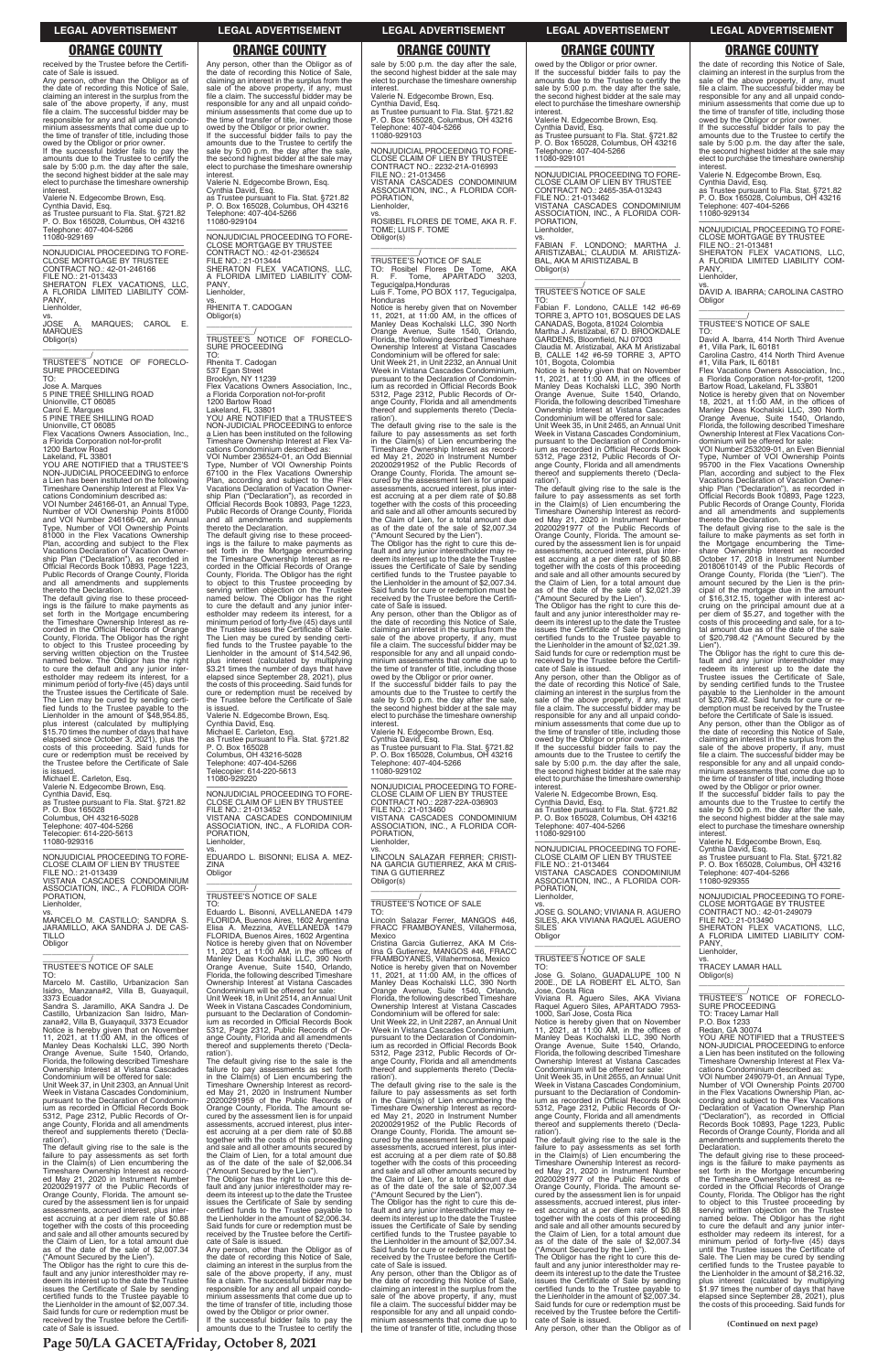received by the Trustee before the Certificate of Sale is issued.

Any person, other than the Obligor as of the date of recording this Notice of Sale, claiming an interest in the surplus from the sale of the above property, if any, must file a claim. The successful bidder may be responsible for any and all unpaid condominium assessments that come due up to the time of transfer of title, including those owed by the Obligor or prior owner.

If the successful bidder fails to pay the amounts due to the Trustee to certify the sale by 5:00 p.m. the day after the sale, the second highest bidder at the sale may elect to purchase the timeshare ownership interest.

Valerie N. Edgecombe Brown, Esq.
Cynthia David, Esq.
as Trustee pursuant to Fla. Stat. §721.82
P. O. Box 165028, Columbus, OH 43216
Telephone: 407-404-5266
11080-929169

---

NONJUDICIAL PROCEEDING TO FORECLOSE MORTGAGE BY TRUSTEE
CONTRACT NO.: 42-01-246166
FILE NO.: 21-013433
SHERATON FLEX VACATIONS, LLC, A FLORIDA LIMITED LIABILITY COMPANY,
Lienholder,
vs.
JOSE A. MARQUES; CAROL E. MARQUES
Obligor(s)

TRUSTEE'S NOTICE OF FORECLOSURE PROCEEDING
TO:
Jose A. Marques
5 PINE TREE SHILLING ROAD
Unionville, CT 06085
Carol E. Marques
5 PINE TREE SHILLING ROAD
Unionville, CT 06085
Flex Vacations Owners Association, Inc., a Florida Corporation not-for-profit
1200 Bartow Road
Lakeland, FL 33801

YOU ARE NOTIFIED that a TRUSTEE'S NON-JUDICIAL PROCEEDING to enforce a Lien has been instituted on the following Timeshare Ownership Interest at Flex Vacations Condominium described as:

VOI Number 246166-01, an Annual Type, Number of VOI Ownership Points 81000 and VOI Number 246166-02, an Annual Type, Number of VOI Ownership Points 81000 in the Flex Vacations Ownership Plan, according and subject to the Flex Vacations Declaration of Vacation Ownership Plan ("Declaration"), as recorded in Official Records Book 10893, Page 1223, Public Records of Orange County, Florida and all amendments and supplements thereto the Declaration.

The default giving rise to these proceedings is the failure to make payments as set forth in the Mortgage encumbering the Timeshare Ownership Interest as recorded in the Official Records of Orange County, Florida. The Obligor has the right to object to this Trustee proceeding by serving written objection on the Trustee named below. The Obligor has the right to cure the default and any junior interestholder may redeem its interest, for a minimum period of forty-five (45) days until the Trustee issues the Certificate of Sale. The Lien may be cured by sending certified funds to the Trustee payable to the Lienholder in the amount of $48,954.85, plus interest (calculated by multiplying $15.70 times the number of days that have elapsed since October 3, 2021), plus the costs of this proceeding. Said funds for cure or redemption must be received by the Trustee before the Certificate of Sale is issued.

Michael E. Carleton, Esq.
Valerie N. Edgecombe Brown, Esq.
Cynthia David, Esq.
as Trustee pursuant to Fla. Stat. §721.82
P. O. Box 165028
Columbus, OH 43216-5028
Telephone: 407-404-5266
Telecopier: 614-220-5613
11080-929316

---

NONJUDICIAL PROCEEDING TO FORECLOSE CLAIM OF LIEN BY TRUSTEE
FILE NO.: 21-013439
VISTANA CASCADES CONDOMINIUM ASSOCIATION, INC., A FLORIDA CORPORATION,
Lienholder,
vs.
MARCELO M. CASTILLO; SANDRA S. JARAMILLO, AKA SANDRA J. DE CASTILLO
Obligor

TRUSTEE'S NOTICE OF SALE
TO:
Marcelo M. Castillo, Urbanizacion San Isidro, Manzana#2, Villa B, Guayaquil, 3373 Ecuador
Sandra S. Jaramillo, AKA Sandra J. De Castillo, Urbanizacion San Isidro, Manzana#2, Villa B, Guayaquil, 3373 Ecuador

Notice is hereby given that on November 11, 2021, at 11:00 AM, in the offices of Manley Deas Kochalski LLC, 390 North Orange Avenue, Suite 1540, Orlando, Florida, the following described Timeshare Ownership Interest at Vistana Cascades Condominium will be offered for sale:

Unit Week 37, in Unit 2303, an Annual Unit Week in Vistana Cascades Condominium, pursuant to the Declaration of Condominium as recorded in Official Records Book 5312, Page 2312, Public Records of Orange County, Florida and all amendments thereof and supplements thereto ('Declaration').

The default giving rise to the sale is the failure to pay assessments as set forth in the Claim(s) of Lien encumbering the Timeshare Ownership Interest as recorded May 21, 2020 in Instrument Number 20200291977 of the Public Records of Orange County, Florida. The amount secured by the assessment lien is for unpaid assessments, accrued interest, plus interest accruing at a per diem rate of $0.88 together with the costs of this proceeding and sale and all other amounts secured by the Claim of Lien, for a total amount due as of the date of the sale of $2,007.34 ("Amount Secured by the Lien").

The Obligor has the right to cure this default and any junior interestholder may redeem its interest up to the date the Trustee issues the Certificate of Sale by sending certified funds to the Trustee payable to the Lienholder in the amount of $2,007.34. Said funds for cure or redemption must be received by the Trustee before the Certificate of Sale is issued.

Any person, other than the Obligor as of the date of recording this Notice of Sale, claiming an interest in the surplus from the sale of the above property, if any, must file a claim. The successful bidder may be responsible for any and all unpaid condominium assessments that come due up to the time of transfer of title, including those owed by the Obligor or prior owner.

If the successful bidder fails to pay the amounts due to the Trustee to certify the sale by 5:00 p.m. the day after the sale, the second highest bidder at the sale may elect to purchase the timeshare ownership interest.

Valerie N. Edgecombe Brown, Esq.
Cynthia David, Esq.
as Trustee pursuant to Fla. Stat. §721.82
P. O. Box 165028, Columbus, OH 43216
Telephone: 407-404-5266
11080-929104

---

NONJUDICIAL PROCEEDING TO FORECLOSE MORTGAGE BY TRUSTEE
CONTRACT NO.: 42-01-236524
FILE NO.: 21-013444
SHERATON FLEX VACATIONS, LLC, A FLORIDA LIMITED LIABILITY COMPANY,
Lienholder,
vs.
RHENITA T. CADOGAN
Obligor(s)

TRUSTEE'S NOTICE OF FORECLOSURE PROCEEDING
TO:
Rhenita T. Cadogan
537 Egan Street
Brooklyn, NY 11239
Flex Vacations Owners Association, Inc., a Florida Corporation not-for-profit
1200 Bartow Road
Lakeland, FL 33801

YOU ARE NOTIFIED that a TRUSTEE'S NON-JUDICIAL PROCEEDING to enforce a Lien has been instituted on the following Timeshare Ownership Interest at Flex Vacations Condominium described as:

VOI Number 236524-01, an Odd Biennial Type, Number of VOI Ownership Points 67100 in the Flex Vacations Ownership Plan, according and subject to the Flex Vacations Declaration of Vacation Ownership Plan ("Declaration"), as recorded in Official Records Book 10893, Page 1223, Public Records of Orange County, Florida and all amendments and supplements thereto the Declaration.

The default giving rise to these proceedings is the failure to make payments as set forth in the Mortgage encumbering the Timeshare Ownership Interest as recorded in the Official Records of Orange County, Florida. The Obligor has the right to object to this Trustee proceeding by serving written objection on the Trustee named below. The Obligor has the right to cure the default and any junior interestholder may redeem its interest, for a minimum period of forty-five (45) days until the Trustee issues the Certificate of Sale. The Lien may be cured by sending certified funds to the Trustee payable to the Lienholder in the amount of $14,542.96, plus interest (calculated by multiplying $3.21 times the number of days that have elapsed since September 28, 2021), plus the costs of this proceeding. Said funds for cure or redemption must be received by the Trustee before the Certificate of Sale is issued.

Valerie N. Edgecombe Brown, Esq.
Cynthia David, Esq.
Michael E. Carleton, Esq.
as Trustee pursuant to Fla. Stat. §721.82
P. O. Box 165028
Columbus, OH 43216-5028
Telephone: 407-404-5266
Telecopier: 614-220-5613
11080-929220

---

NONJUDICIAL PROCEEDING TO FORECLOSE CLAIM OF LIEN BY TRUSTEE
FILE NO.: 21-013452
VISTANA CASCADES CONDOMINIUM ASSOCIATION, INC., A FLORIDA CORPORATION,
Lienholder,
vs.
EDUARDO L. BISONNI; ELISA A. MEZZINA
Obligor

TRUSTEE'S NOTICE OF SALE
TO:
Eduardo L. Bisonni, AVELLANEDA 1479 FLORIDA, Buenos Aires, 1602 Argentina
Elisa A. Mezzina, AVELLANEDA 1479 FLORIDA, Buenos Aires, 1602 Argentina

Notice is hereby given that on November 11, 2021, at 11:00 AM, in the offices of Manley Deas Kochalski LLC, 390 North Orange Avenue, Suite 1540, Orlando, Florida, the following described Timeshare Ownership Interest at Vistana Cascades Condominium will be offered for sale:

Unit Week 18, in Unit 2514, an Annual Unit Week in Vistana Cascades Condominium, pursuant to the Declaration of Condominium as recorded in Official Records Book 5312, Page 2312, Public Records of Orange County, Florida and all amendments thereof and supplements thereto ('Declaration').

The default giving rise to the sale is the failure to pay assessments as set forth in the Claim(s) of Lien encumbering the Timeshare Ownership Interest as recorded May 21, 2020 in Instrument Number 20200291959 of the Public Records of Orange County, Florida. The amount secured by the assessment lien is for unpaid assessments, accrued interest, plus interest accruing at a per diem rate of $0.88 together with the costs of this proceeding and sale and all other amounts secured by the Claim of Lien, for a total amount due as of the date of the sale of $2,006.34 ("Amount Secured by the Lien").

The Obligor has the right to cure this default and any junior interestholder may redeem its interest up to the date the Trustee issues the Certificate of Sale by sending certified funds to the Trustee payable to the Lienholder in the amount of $2,006.34. Said funds for cure or redemption must be received by the Trustee before the Certificate of Sale is issued.

Any person, other than the Obligor as of the date of recording this Notice of Sale, claiming an interest in the surplus from the sale of the above property, if any, must file a claim. The successful bidder may be responsible for any and all unpaid condominium assessments that come due up to the time of transfer of title, including those owed by the Obligor or prior owner.

If the successful bidder fails to pay the amounts due to the Trustee to certify the sale by 5:00 p.m. the day after the sale, the second highest bidder at the sale may elect to purchase the timeshare ownership interest.

Valerie N. Edgecombe Brown, Esq.
Cynthia David, Esq.
as Trustee pursuant to Fla. Stat. §721.82
P. O. Box 165028, Columbus, OH 43216
Telephone: 407-404-5266
11080-929103

---

NONJUDICIAL PROCEEDING TO FORECLOSE CLAIM OF LIEN BY TRUSTEE
CONTRACT NO.: 2232-21A-016993
FILE NO.: 21-013456
VISTANA CASCADES CONDOMINIUM ASSOCIATION, INC., A FLORIDA CORPORATION,
Lienholder,
vs.
ROSIBEL FLORES DE TOME, AKA R. F. TOME; LUIS F. TOME
Obligor(s)

TRUSTEE'S NOTICE OF SALE
TO: Rosibel Flores De Tome, AKA R. F. Tome, APARTADO 3203, Tegucigalpa,Honduras
Luis F. Tome, PO BOX 117, Tegucigalpa, Honduras

Notice is hereby given that on November 11, 2021, at 11:00 AM, in the offices of Manley Deas Kochalski LLC, 390 North Orange Avenue, Suite 1540, Orlando, Florida, the following described Timeshare Ownership Interest at Vistana Cascades Condominium will be offered for sale:

Unit Week 21, in Unit 2232, an Annual Unit Week in Vistana Cascades Condominium, pursuant to the Declaration of Condominium as recorded in Official Records Book 5312, Page 2312, Public Records of Orange County, Florida and all amendments thereof and supplements thereto ('Declaration').

The default giving rise to the sale is the failure to pay assessments as set forth in the Claim(s) of Lien encumbering the Timeshare Ownership Interest as recorded May 21, 2020 in Instrument Number 20200291952 of the Public Records of Orange County, Florida. The amount secured by the assessment lien is for unpaid assessments, accrued interest, plus interest accruing at a per diem rate of $0.88 together with the costs of this proceeding and sale and all other amounts secured by the Claim of Lien, for a total amount due as of the date of the sale of $2,007.34 ("Amount Secured by the Lien").

The Obligor has the right to cure this default and any junior interestholder may redeem its interest up to the date the Trustee issues the Certificate of Sale by sending certified funds to the Trustee payable to the Lienholder in the amount of $2,007.34. Said funds for cure or redemption must be received by the Trustee before the Certificate of Sale is issued.

Any person, other than the Obligor as of the date of recording this Notice of Sale, claiming an interest in the surplus from the sale of the above property, if any, must file a claim. The successful bidder may be responsible for any and all unpaid condominium assessments that come due up to the time of transfer of title, including those owed by the Obligor or prior owner.

If the successful bidder fails to pay the amounts due to the Trustee to certify the sale by 5:00 p.m. the day after the sale, the second highest bidder at the sale may elect to purchase the timeshare ownership interest.

Valerie N. Edgecombe Brown, Esq.
Cynthia David, Esq.
as Trustee pursuant to Fla. Stat. §721.82
P. O. Box 165028, Columbus, OH 43216
Telephone: 407-404-5266
11080-929102

---

NONJUDICIAL PROCEEDING TO FORECLOSE CLAIM OF LIEN BY TRUSTEE
CONTRACT NO.: 2287-22A-036903
FILE NO.: 21-013460
VISTANA CASCADES CONDOMINIUM ASSOCIATION, INC., A FLORIDA CORPORATION,
Lienholder,
vs.
LINCOLN SALAZAR FERRER; CRISTINA GARCIA GUTIERREZ, AKA M CRISTINA G GUTIERREZ
Obligor(s)

TRUSTEE'S NOTICE OF SALE
TO:
Lincoln Salazar Ferrer, MANGOS #46, FRACC FRAMBOYANES, Villahermosa, Mexico
Cristina Garcia Gutierrez, AKA M Cristina G Gutierrez, MANGOS #46, FRACC FRAMBOYANES, Villahermosa, Mexico

Notice is hereby given that on November 11, 2021, at 11:00 AM, in the offices of Manley Deas Kochalski LLC, 390 North Orange Avenue, Suite 1540, Orlando, Florida, the following described Timeshare Ownership Interest at Vistana Cascades Condominium will be offered for sale:

Unit Week 22, in Unit 2287, an Annual Unit Week in Vistana Cascades Condominium, pursuant to the Declaration of Condominium as recorded in Official Records Book 5312, Page 2312, Public Records of Orange County, Florida and all amendments thereof and supplements thereto ('Declaration').

The default giving rise to the sale is the failure to pay assessments as set forth in the Claim(s) of Lien encumbering the Timeshare Ownership Interest as recorded May 21, 2020 in Instrument Number 20200291952 of the Public Records of Orange County, Florida. The amount secured by the assessment lien is for unpaid assessments, accrued interest, plus interest accruing at a per diem rate of $0.88 together with the costs of this proceeding and sale and all other amounts secured by the Claim of Lien, for a total amount due as of the date of the sale of $2,007.34 ("Amount Secured by the Lien").

The Obligor has the right to cure this default and any junior interestholder may redeem its interest up to the date the Trustee issues the Certificate of Sale by sending certified funds to the Trustee payable to the Lienholder in the amount of $2,007.34. Said funds for cure or redemption must be received by the Trustee before the Certificate of Sale is issued.

Any person, other than the Obligor as of the date of recording this Notice of Sale, claiming an interest in the surplus from the sale of the above property, if any, must file a claim. The successful bidder may be responsible for any and all unpaid condominium assessments that come due up to the time of transfer of title, including those owed by the Obligor or prior owner.

If the successful bidder fails to pay the amounts due to the Trustee to certify the sale by 5:00 p.m. the day after the sale, the second highest bidder at the sale may elect to purchase the timeshare ownership interest.

Valerie N. Edgecombe Brown, Esq.
Cynthia David, Esq.
as Trustee pursuant to Fla. Stat. §721.82
P. O. Box 165028, Columbus, OH 43216
Telephone: 407-404-5266
11080-929101

---

NONJUDICIAL PROCEEDING TO FORECLOSE CLAIM OF LIEN BY TRUSTEE
CONTRACT NO.: 2465-35A-013243
FILE NO.: 21-013462
VISTANA CASCADES CONDOMINIUM ASSOCIATION, INC., A FLORIDA CORPORATION,
Lienholder,
vs.
FABIAN F. LONDONO; MARTHA J. ARISTIZABAL; CLAUDIA M. ARISTIZABAL, AKA M ARISTIZABAL B
Obligor(s)

TRUSTEE'S NOTICE OF SALE
TO:
Fabian F. Londono, CALLE 142 #6-69 TORRE 3, APTO 101, BOSQUES DE LAS CANADAS, Bogota, 81024 Colombia
Martha J. Aristizabal, 67 D. BROOKDALE GARDENS, Bloomfield, NJ 07003
Claudia M. Aristizabal, AKA M Aristizabal B, CALLE 142 #6-59 TORRE 3, APTO 101, Bogota, Colombia

Notice is hereby given that on November 11, 2021, at 11:00 AM, in the offices of Manley Deas Kochalski LLC, 390 North Orange Avenue, Suite 1540, Orlando, Florida, the following described Timeshare Ownership Interest at Vistana Cascades Condominium will be offered for sale:

Unit Week 35, in Unit 2465, an Annual Unit Week in Vistana Cascades Condominium, pursuant to the Declaration of Condominium as recorded in Official Records Book 5312, Page 2312, Public Records of Orange County, Florida and all amendments thereof and supplements thereto ('Declaration').

The default giving rise to the sale is the failure to pay assessments as set forth in the Claim(s) of Lien encumbering the Timeshare Ownership Interest as recorded May 21, 2020 in Instrument Number 20200291977 of the Public Records of Orange County, Florida. The amount secured by the assessment lien is for unpaid assessments, accrued interest, plus interest accruing at a per diem rate of $0.88 together with the costs of this proceeding and sale and all other amounts secured by the Claim of Lien, for a total amount due as of the date of the sale of $2,021.39 ("Amount Secured by the Lien").

The Obligor has the right to cure this default and any junior interestholder may redeem its interest up to the date the Trustee issues the Certificate of Sale by sending certified funds to the Trustee payable to the Lienholder in the amount of $2,021.39. Said funds for cure or redemption must be received by the Trustee before the Certificate of Sale is issued.

Any person, other than the Obligor as of the date of recording this Notice of Sale, claiming an interest in the surplus from the sale of the above property, if any, must file a claim. The successful bidder may be responsible for any and all unpaid condominium assessments that come due up to the time of transfer of title, including those owed by the Obligor or prior owner.

If the successful bidder fails to pay the amounts due to the Trustee to certify the sale by 5:00 p.m. the day after the sale, the second highest bidder at the sale may elect to purchase the timeshare ownership interest.

Valerie N. Edgecombe Brown, Esq.
Cynthia David, Esq.
as Trustee pursuant to Fla. Stat. §721.82
P. O. Box 165028, Columbus, OH 43216
Telephone: 407-404-5266
11080-929100

---

NONJUDICIAL PROCEEDING TO FORECLOSE CLAIM OF LIEN BY TRUSTEE
FILE NO.: 21-013464
VISTANA CASCADES CONDOMINIUM ASSOCIATION, INC., A FLORIDA CORPORATION,
Lienholder,
vs.
JOSE G. SOLANO; VIVIANA R. AGUERO SILES, AKA VIVIANA RAQUEL AGUERO SILES
Obligor

TRUSTEE'S NOTICE OF SALE
TO:
Jose G. Solano, GUADALUPE 100 N 200E., DE LA ROBERT EL ALTO, San Jose, Costa Rica
Viviana R. Aguero Siles, AKA Viviana Raquel Aguero Siles, APARTADO 7953-1000, San Jose, Costa Rica

Notice is hereby given that on November 11, 2021, at 11:00 AM, in the offices of Manley Deas Kochalski LLC, 390 North Orange Avenue, Suite 1540, Orlando, Florida, the following described Timeshare Ownership Interest at Vistana Cascades Condominium will be offered for sale:

Unit Week 35, in Unit 2655, an Annual Unit Week in Vistana Cascades Condominium, pursuant to the Declaration of Condominium as recorded in Official Records Book 5312, Page 2312, Public Records of Orange County, Florida and all amendments thereof and supplements thereto ('Declaration').

The default giving rise to the sale is the failure to pay assessments as set forth in the Claim(s) of Lien encumbering the Timeshare Ownership Interest as recorded May 21, 2020 in Instrument Number 20200291977 of the Public Records of Orange County, Florida. The amount secured by the assessment lien is for unpaid assessments, accrued interest, plus interest accruing at a per diem rate of $0.88 together with the costs of this proceeding and sale and all other amounts secured by the Claim of Lien, for a total amount due as of the date of the sale of $2,007.34 ("Amount Secured by the Lien").

The Obligor has the right to cure this default and any junior interestholder may redeem its interest up to the date the Trustee issues the Certificate of Sale by sending certified funds to the Trustee payable to the Lienholder in the amount of $2,007.34. Said funds for cure or redemption must be received by the Trustee before the Certificate of Sale is issued.

Any person, other than the Obligor as of the date of recording this Notice of Sale, claiming an interest in the surplus from the sale of the above property, if any, must file a claim. The successful bidder may be responsible for any and all unpaid condominium assessments that come due up to the time of transfer of title, including those owed by the Obligor or prior owner.

If the successful bidder fails to pay the amounts due to the Trustee to certify the sale by 5:00 p.m. the day after the sale, the second highest bidder at the sale may elect to purchase the timeshare ownership interest.

Valerie N. Edgecombe Brown, Esq.
Cynthia David, Esq.
as Trustee pursuant to Fla. Stat. §721.82
P. O. Box 165028, Columbus, OH 43216
Telephone: 407-404-5266
11080-929134

---

NONJUDICIAL PROCEEDING TO FORECLOSE MORTGAGE BY TRUSTEE
FILE NO.: 21-013481
SHERATON FLEX VACATIONS, LLC, A FLORIDA LIMITED LIABILITY COMPANY,
Lienholder,
vs.
DAVID A. IBARRA; CAROLINA CASTRO
Obligor

TRUSTEE'S NOTICE OF SALE
TO:
David A. Ibarra, 414 North Third Avenue #1, Villa Park, IL 60181
Carolina Castro, 414 North Third Avenue #1, Villa Park, IL 60181
Flex Vacations Owners Association, Inc., a Florida Corporation not-for-profit, 1200 Bartow Road, Lakeland, FL 33801

Notice is hereby given that on November 18, 2021, at 11:00 AM, in the offices of Manley Deas Kochalski LLC, 390 North Orange Avenue, Suite 1540, Orlando, Florida, the following described Timeshare Ownership Interest at Flex Vacations Condominium will be offered for sale:

VOI Number 253209-01, an Even Biennial Type, Number of VOI Ownership Points 95700 in the Flex Vacations Ownership Plan, according and subject to the Flex Vacations Declaration of Vacation Ownership Plan ("Declaration"), as recorded in Official Records Book 10893, Page 1223, Public Records of Orange County, Florida and all amendments and supplements thereto the Declaration.

The default giving rise to the sale is the failure to make payments as set forth in the Mortgage encumbering the Timeshare Ownership Interest as recorded October 17, 2018 in Instrument Number 20180610149 of the Public Records of Orange County, Florida (the "Lien"). The amount secured by the Lien is the principal of the mortgage due in the amount of $16,312.15, together with interest accruing on the principal amount due at a per diem of $5.27, and together with the costs of this proceeding and sale, for a total amount due as of the date of the sale of $20,798.42 ("Amount Secured by the Lien").

The Obligor has the right to cure this default and any junior interestholder may redeem its interest up to the date the Trustee issues the Certificate of Sale, by sending certified funds to the Trustee payable to the Lienholder in the amount of $20,798.42. Said funds for cure or redemption must be received by the Trustee before the Certificate of Sale is issued.

Any person, other than the Obligor as of the date of recording this Notice of Sale, claiming an interest in the surplus from the sale of the above property, if any, must file a claim. The successful bidder may be responsible for any and all unpaid condominium assessments that come due up to the time of transfer of title, including those owed by the Obligor or prior owner.

If the successful bidder fails to pay the amounts due to the Trustee to certify the sale by 5:00 p.m. the day after the sale, the second highest bidder at the sale may elect to purchase the timeshare ownership interest.

Valerie N. Edgecombe Brown, Esq.
Cynthia David, Esq.
as Trustee pursuant to Fla. Stat. §721.82
P. O. Box 165028, Columbus, OH 43216
Telephone: 407-404-5266
11080-929355

---

NONJUDICIAL PROCEEDING TO FORECLOSE MORTGAGE BY TRUSTEE
CONTRACT NO.: 42-01-249079
FILE NO.: 21-013490
SHERATON FLEX VACATIONS, LLC, A FLORIDA LIMITED LIABILITY COMPANY,
Lienholder,
vs.
TRACEY LAMAR HALL
Obligor(s)

TRUSTEE'S NOTICE OF FORECLOSURE PROCEEDING
TO: Tracey Lamar Hall
P. O. Box 1233
Redan, GA 30074

YOU ARE NOTIFIED that a TRUSTEE'S NON-JUDICIAL PROCEEDING to enforce a Lien has been instituted on the following Timeshare Ownership Interest at Flex Vacations Condominium described as:

VOI Number 249079-01, an Annual Type, Number of VOI Ownership Points 20700 in the Flex Vacations Ownership Plan, according and subject to the Flex Vacations Declaration of Vacation Ownership Plan ("Declaration"), as recorded in Official Records Book 10893, Page 1223, Public Records of Orange County, Florida and all amendments and supplements thereto the Declaration.

The default giving rise to these proceedings is the failure to make payments as set forth in the Mortgage encumbering the Timeshare Ownership Interest as recorded in the Official Records of Orange County, Florida. The Obligor has the right to object to this Trustee proceeding by serving written objection on the Trustee named below. The Obligor has the right to cure the default and any junior interestholder may redeem its interest, for a minimum period of forty-five (45) days until the Trustee issues the Certificate of Sale. The Lien may be cured by sending certified funds to the Trustee payable to the Lienholder in the amount of $8,216.32, plus interest (calculated by multiplying $1.97 times the number of days that have elapsed since September 28, 2021), plus the costs of this proceeding. Said funds for

**(Continued on next page)**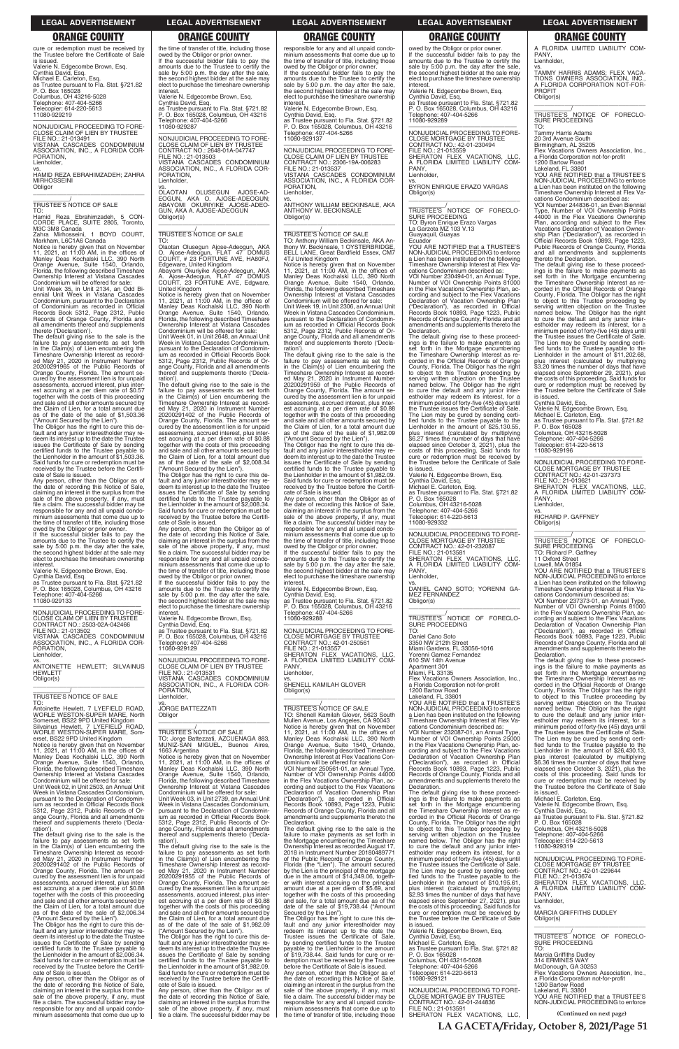cure or redemption must be received by the Trustee before the Certificate of Sale is issued.
Valerie N. Edgecombe Brown, Esq.
Cynthia David, Esq.
Michael E. Carleton, Esq.
as Trustee pursuant to Fla. Stat. §721.82
P. O. Box 165028
Columbus, OH 43216-5028
Telephone: 407-404-5266
Telecopier: 614-220-5613
11080-929219

NONJUDICIAL PROCEEDING TO FORECLOSE CLAIM OF LIEN BY TRUSTEE
FILE NO.: 21-013491
VISTANA CASCADES CONDOMINIUM ASSOCIATION, INC., A FLORIDA CORPORATION,
Lienholder,
vs.
HAMID REZA EBRAHIMZADEH; ZAHRA MIRHOSSEINI
Obligor

TRUSTEE'S NOTICE OF SALE
TO:
Hamid Reza Ebrahimzadeh, 5 CONCORDE PLACE, SUITE 2805, Toronto, M3C 3M8 Canada
Zahra Mirhosseini, 1 BOYD COURT, Markham, L6C1A6 Canada
Notice is hereby given that on November 11, 2021, at 11:00 AM, in the offices of Manley Deas Kochalski LLC, 390 North Orange Avenue, Suite 1540, Orlando, Florida, the following described Timeshare Ownership Interest at Vistana Cascades Condominium will be offered for sale:
Unit Week 35, in Unit 2134, an Odd Biennial Unit Week in Vistana Cascades Condominium, pursuant to the Declaration of Condominium as recorded in Official Records Book 5312, Page 2312, Public Records of Orange County, Florida and all amendments thereof and supplements thereto ('Declaration').
The default giving rise to the sale is the failure to pay assessments as set forth in the Claim(s) of Lien encumbering the Timeshare Ownership Interest as recorded May 21, 2020 in Instrument Number 20200291965 of the Public Records of Orange County, Florida. The amount secured by the assessment lien is for unpaid assessments, accrued interest, plus interest accruing at a per diem rate of $0.57 together with the costs of this proceeding and sale and all other amounts secured by the Claim of Lien, for a total amount due as of the date of the sale of $1,503.36 ("Amount Secured by the Lien").
The Obligor has the right to cure this default and any junior interestholder may redeem its interest up to the date the Trustee issues the Certificate of Sale by sending certified funds to the Trustee payable to the Lienholder in the amount of $1,503.36. Said funds for cure or redemption must be received by the Trustee before the Certificate of Sale is issued.
Any person, other than the Obligor as of the date of recording this Notice of Sale, claiming an interest in the surplus from the sale of the above property, if any, must file a claim. The successful bidder may be responsible for any and all unpaid condominium assessments that come due up to the time of transfer of title, including those owed by the Obligor or prior owner.
If the successful bidder fails to pay the amounts due to the Trustee to certify the sale by 5:00 p.m. the day after the sale, the second highest bidder at the sale may elect to purchase the timeshare ownership interest.
Valerie N. Edgecombe Brown, Esq.
Cynthia David, Esq.
as Trustee pursuant to Fla. Stat. §721.82
P. O. Box 165028, Columbus, OH 43216
Telephone: 407-404-5266
11080-929133

NONJUDICIAL PROCEEDING TO FORECLOSE CLAIM OF LIEN BY TRUSTEE
CONTRACT NO.: 2503-02A-042466
FILE NO.: 21-013502
VISTANA CASCADES CONDOMINIUM ASSOCIATION, INC., A FLORIDA CORPORATION,
Lienholder,
vs.
ANTOINETTE HEWLETT; SILVAINUS HEWLETT
Obligor(s)

TRUSTEE'S NOTICE OF SALE
TO:
Antoinette Hewlett, 7 LYEFIELD ROAD, WORLE WESTON-SUPER MARE, North Somerset, BS22 9PD United Kingdom
Silvainus Hewlett, 7 LYEFIELD ROAD, WORLE WESTON-SUPER MARE, Somerset, BS22 9PD United Kingdom
Notice is hereby given that on November 11, 2021, at 11:00 AM, in the offices of Manley Deas Kochalski LLC, 390 North Orange Avenue, Suite 1540, Orlando, Florida, the following described Timeshare Ownership Interest at Vistana Cascades Condominium will be offered for sale:
Unit Week 02, in Unit 2503, an Annual Unit Week in Vistana Cascades Condominium, pursuant to the Declaration of Condominium as recorded in Official Records Book 5312, Page 2312, Public Records of Orange County, Florida and all amendments thereof and supplements thereto ('Declaration').
The default giving rise to the sale is the failure to pay assessments as set forth in the Claim(s) of Lien encumbering the Timeshare Ownership Interest as recorded May 21, 2020 in Instrument Number 20200291402 of the Public Records of Orange County, Florida. The amount secured by the assessment lien is for unpaid assessments, accrued interest, plus interest accruing at a per diem rate of $0.88 together with the costs of this proceeding and sale and all other amounts secured by the Claim of Lien, for a total amount due as of the date of the sale of $2,006.34 ("Amount Secured by the Lien").
The Obligor has the right to cure this default and any junior interestholder may redeem its interest up to the date the Trustee issues the Certificate of Sale by sending certified funds to the Trustee payable to the Lienholder in the amount of $2,006.34. Said funds for cure or redemption must be received by the Trustee before the Certificate of Sale is issued.
Any person, other than the Obligor as of the date of recording this Notice of Sale, claiming an interest in the surplus from the sale of the above property, if any, must file a claim. The successful bidder may be responsible for any and all unpaid condominium assessments that come due up to the time of transfer of title, including those owed by the Obligor or prior owner.
If the successful bidder fails to pay the amounts due to the Trustee to certify the sale by 5:00 p.m. the day after the sale, the second highest bidder at the sale may elect to purchase the timeshare ownership interest.
Valerie N. Edgecombe Brown, Esq.
Cynthia David, Esq.
as Trustee pursuant to Fla. Stat. §721.82
P. O. Box 165028, Columbus, OH 43216
Telephone: 407-404-5266
11080-929287

NONJUDICIAL PROCEEDING TO FORECLOSE CLAIM OF LIEN BY TRUSTEE
CONTRACT NO.: 2648-01A-047747
FILE NO.: 21-013503
VISTANA CASCADES CONDOMINIUM ASSOCIATION, INC., A FLORIDA CORPORATION,
Lienholder,
vs.
OLAOTAN OLUSEGUN AJOSE-ADEOGUN, AKA O. AJOSE-ADEOGUN; ABAYOMI OKUNYIKE AJOSE-ADEOGUN, AKA A. AJOSE-ADEOGUN
Obligor(s)

TRUSTEE'S NOTICE OF SALE
TO:
Olaotan Olusegun Ajose-Adeogun, AKA O. Ajose-Adeogun, FLAT 47 DOMUS COURT, # 23 FORTUNE AVE, HA80FJ, Edgware, United Kingdom
Abayomi Okunyike Ajose-Adeogun, AKA A. Ajose-Adeogun, FLAT 47 DOMUS COURT, 23 FORTUNE AVE, Edgware, United Kingdom
Notice is hereby given that on November 11, 2021, at 11:00 AM, in the offices of Manley Deas Kochalski LLC, 390 North Orange Avenue, Suite 1540, Orlando, Florida, the following described Timeshare Ownership Interest at Vistana Cascades Condominium will be offered for sale:
Unit Week 01, in Unit 2648, an Annual Unit Week in Vistana Cascades Condominium, pursuant to the Declaration of Condominium as recorded in Official Records Book 5312, Page 2312, Public Records of Orange County, Florida and all amendments thereof and supplements thereto ('Declaration').
The default giving rise to the sale is the failure to pay assessments as set forth in the Claim(s) of Lien encumbering the Timeshare Ownership Interest as recorded May 21, 2020 in Instrument Number 20200291402 of the Public Records of Orange County, Florida. The amount secured by the assessment lien is for unpaid assessments, accrued interest, plus interest accruing at a per diem rate of $0.88 together with the costs of this proceeding and sale and all other amounts secured by the Claim of Lien, for a total amount due as of the date of the sale of $2,008.34 ("Amount Secured by the Lien").
The Obligor has the right to cure this default and any junior interestholder may redeem its interest up to the date the Trustee issues the Certificate of Sale by sending certified funds to the Trustee payable to the Lienholder in the amount of $2,008.34. Said funds for cure or redemption must be received by the Trustee before the Certificate of Sale is issued.
Any person, other than the Obligor as of the date of recording this Notice of Sale, claiming an interest in the surplus from the sale of the above property, if any, must file a claim. The successful bidder may be responsible for any and all unpaid condominium assessments that come due up to the time of transfer of title, including those owed by the Obligor or prior owner.
If the successful bidder fails to pay the amounts due to the Trustee to certify the sale by 5:00 p.m. the day after the sale, the second highest bidder at the sale may elect to purchase the timeshare ownership interest.
Valerie N. Edgecombe Brown, Esq.
Cynthia David, Esq.
as Trustee pursuant to Fla. Stat. §721.82
P. O. Box 165028, Columbus, OH 43216
Telephone: 407-404-5266
11080-929129

NONJUDICIAL PROCEEDING TO FORECLOSE CLAIM OF LIEN BY TRUSTEE
FILE NO.: 21-013531
VISTANA CASCADES CONDOMINIUM ASSOCIATION, INC., A FLORIDA CORPORATION,
Lienholder,
vs.
JORGE BATTEZZATI
Obligor

TRUSTEE'S NOTICE OF SALE
TO: Jorge Battezzati, AZCUENAGA 883, MUNIZ-SAN MIGUEL, Buenos Aires, 1663 Argentina
Notice is hereby given that on November 11, 2021, at 11:00 AM, in the offices of Manley Deas Kochalski LLC, 390 North Orange Avenue, Suite 1540, Orlando, Florida, the following described Timeshare Ownership Interest at Vistana Cascades Condominium will be offered for sale:
Unit Week 03, in Unit 2739, an Annual Unit Week in Vistana Cascades Condominium, pursuant to the Declaration of Condominium as recorded in Official Records Book 5312, Page 2312, Public Records of Orange County, Florida and all amendments thereof and supplements thereto ('Declaration').
The default giving rise to the sale is the failure to pay assessments as set forth in the Claim(s) of Lien encumbering the Timeshare Ownership Interest as recorded May 21, 2020 in Instrument Number 20200291955 of the Public Records of Orange County, Florida. The amount secured by the assessment lien is for unpaid assessments, accrued interest, plus interest accruing at a per diem rate of $0.88 together with the costs of this proceeding and sale and all other amounts secured by the Claim of Lien, for a total amount due as of the date of the sale of $1,982.09 ("Amount Secured by the Lien").
The Obligor has the right to cure this default and any junior interestholder may redeem its interest up to the date the Trustee issues the Certificate of Sale by sending certified funds to the Trustee payable to the Lienholder in the amount of $1,982.09. Said funds for cure or redemption must be received by the Trustee before the Certificate of Sale is issued.
Any person, other than the Obligor as of the date of recording this Notice of Sale, claiming an interest in the surplus from the sale of the above property, if any, must file a claim. The successful bidder may be responsible for any and all unpaid condominium assessments that come due up to the time of transfer of title, including those owed by the Obligor or prior owner.
If the successful bidder fails to pay the amounts due to the Trustee to certify the sale by 5:00 p.m. the day after the sale, the second highest bidder at the sale may elect to purchase the timeshare ownership interest.
Valerie N. Edgecombe Brown, Esq.
Cynthia David, Esq.
as Trustee pursuant to Fla. Stat. §721.82
P. O. Box 165028, Columbus, OH 43216
Telephone: 407-404-5266
11080-929137

NONJUDICIAL PROCEEDING TO FORECLOSE CLAIM OF LIEN BY TRUSTEE
CONTRACT NO.: 2306-19A-006263
FILE NO.: 21-013537
VISTANA CASCADES CONDOMINIUM ASSOCIATION, INC., A FLORIDA CORPORATION,
Lienholder,
vs.
ANTHONY WILLIAM BECKINSALE, AKA ANTHONY W. BECKINSALE
Obligor(s)

TRUSTEE'S NOTICE OF SALE
TO: Anthony William Beckinsale, AKA Anthony W. Beckinsale, 1 OYSTERBRIDGE, BELL LANE, Great Bardfield Essex, CM7 4TJ United Kingdom
Notice is hereby given that on November 11, 2021, at 11:00 AM, in the offices of Manley Deas Kochalski LLC, 390 North Orange Avenue, Suite 1540, Orlando, Florida, the following described Timeshare Ownership Interest at Vistana Cascades Condominium will be offered for sale:
Unit Week 19, in Unit 2306, an Annual Unit Week in Vistana Cascades Condominium, pursuant to the Declaration of Condominium as recorded in Official Records Book 5312, Page 2312, Public Records of Orange County, Florida and all amendments thereof and supplements thereto ('Declaration').
The default giving rise to the sale is the failure to pay assessments as set forth in the Claim(s) of Lien encumbering the Timeshare Ownership Interest as recorded May 21, 2020 in Instrument Number 20200291959 of the Public Records of Orange County, Florida. The amount secured by the assessment lien is for unpaid assessments, accrued interest, plus interest accruing at a per diem rate of $0.88 together with the costs of this proceeding and sale and all other amounts secured by the Claim of Lien, for a total amount due as of the date of the sale of $1,982.09 ("Amount Secured by the Lien").
The Obligor has the right to cure this default and any junior interestholder may redeem its interest up to the date the Trustee issues the Certificate of Sale by sending certified funds to the Trustee payable to the Lienholder in the amount of $1,982.09. Said funds for cure or redemption must be received by the Trustee before the Certificate of Sale is issued.
Any person, other than the Obligor as of the date of recording this Notice of Sale, claiming an interest in the surplus from the sale of the above property, if any, must file a claim. The successful bidder may be responsible for any and all unpaid condominium assessments that come due up to the time of transfer of title, including those owed by the Obligor or prior owner.
If the successful bidder fails to pay the amounts due to the Trustee to certify the sale by 5:00 p.m. the day after the sale, the second highest bidder at the sale may elect to purchase the timeshare ownership interest.
Valerie N. Edgecombe Brown, Esq.
Cynthia David, Esq.
as Trustee pursuant to Fla. Stat. §721.82
P. O. Box 165028, Columbus, OH 43216
Telephone: 407-404-5266
11080-929288

NONJUDICIAL PROCEEDING TO FORECLOSE MORTGAGE BY TRUSTEE
CONTRACT NO.: 42-01-250561
FILE NO.: 21-013557
SHERATON FLEX VACATIONS, LLC, A FLORIDA LIMITED LIABILITY COMPANY,
Lienholder,
vs.
SHENELL KAMILAH GLOVER
Obligor(s)

TRUSTEE'S NOTICE OF SALE
TO: Shenell Kamilah Glover, 5623 South Mullen Avenue, Los Angeles, CA 90043
Notice is hereby given that on November 11, 2021, at 11:00 AM, in the offices of Manley Deas Kochalski LLC, 390 North Orange Avenue, Suite 1540, Orlando, Florida, the following described Timeshare Ownership Interest at Flex Vacations Condominium will be offered for sale:
VOI Number 250561-01, an Annual Type, Number of VOI Ownership Points 44000 in the Flex Vacations Ownership Plan, according and subject to the Flex Vacations Declaration of Vacation Ownership Plan ("Declaration"), as recorded in Official Records Book 10893, Page 1223, Public Records of Orange County, Florida and all amendments and supplements thereto the Declaration.
The default giving rise to the sale is the failure to make payments as set forth in the Mortgage encumbering the Timeshare Ownership Interest as recorded August 17, 2018 in Instrument Number 20180489771 of the Public Records of Orange County, Florida (the "Lien"). The amount secured by the Lien is the principal of the mortgage due in the amount of $14,349.06, together with interest accruing on the principal amount due at a per diem of $5.69, and together with the costs of this proceeding and sale, for a total amount due as of the date of the sale of $19,738.44 ("Amount Secured by the Lien").
The Obligor has the right to cure this default and any junior interestholder may redeem its interest up to the date the Trustee issues the Certificate of Sale, by sending certified funds to the Trustee payable to the Lienholder in the amount of $19,738.44. Said funds for cure or redemption must be received by the Trustee before the Certificate of Sale is issued.
Any person, other than the Obligor as of the date of recording this Notice of Sale, claiming an interest in the surplus from the sale of the above property, if any, must file a claim. The successful bidder may be responsible for any and all unpaid condominium assessments that come due up to the time of transfer of title, including those owed by the Obligor or prior owner.
If the successful bidder fails to pay the amounts due to the Trustee to certify the sale by 5:00 p.m. the day after the sale, the second highest bidder at the sale may elect to purchase the timeshare ownership interest.
Valerie N. Edgecombe Brown, Esq.
Cynthia David, Esq.
as Trustee pursuant to Fla. Stat. §721.82
P. O. Box 165028, Columbus, OH 43216
Telephone: 407-404-5266
11080-929289

NONJUDICIAL PROCEEDING TO FORECLOSE MORTGAGE BY TRUSTEE
CONTRACT NO.: 42-01-230494
FILE NO.: 21-013559
SHERATON FLEX VACATIONS, LLC, A FLORIDA LIMITED LIABILITY COMPANY,
Lienholder,
vs.
BYRON ENRIQUE ERAZO VARGAS
Obligor(s)

TRUSTEE'S NOTICE OF FORECLOSURE PROCEEDING
TO: Byron Enrique Erazo Vargas
La Garzota MZ 103 V.13
Guayaquil, Guayas
Ecuador
YOU ARE NOTIFIED that a TRUSTEE'S NON-JUDICIAL PROCEEDING to enforce a Lien has been instituted on the following Timeshare Ownership Interest at Flex Vacations Condominium described as:
VOI Number 230494-01, an Annual Type, Number of VOI Ownership Points 81000 in the Flex Vacations Ownership Plan, according and subject to the Flex Vacations Declaration of Vacation Ownership Plan ("Declaration"), as recorded in Official Records Book 10893, Page 1223, Public Records of Orange County, Florida and all amendments and supplements thereto the Declaration.
The default giving rise to these proceedings is the failure to make payments as set forth in the Mortgage encumbering the Timeshare Ownership Interest as recorded in the Official Records of Orange County, Florida. The Obligor has the right to object to this Trustee proceeding by serving written objection on the Trustee named below. The Obligor has the right to cure the default and any junior interestholder may redeem its interest, for a minimum period of forty-five (45) days until the Trustee issues the Certificate of Sale. The Lien may be cured by sending certified funds to the Trustee payable to the Lienholder in the amount of $25,130.55, plus interest (calculated by multiplying $6.27 times the number of days that have elapsed since October 3, 2021), plus the costs of this proceeding. Said funds for cure or redemption must be received by the Trustee before the Certificate of Sale is issued.
Valerie N. Edgecombe Brown, Esq.
Cynthia David, Esq.
Michael E. Carleton, Esq.
as Trustee pursuant to Fla. Stat. §721.82
P. O. Box 165028
Columbus, OH 43216-5028
Telephone: 407-404-5266
Telecopier: 614-220-5613
11080-929332

NONJUDICIAL PROCEEDING TO FORECLOSE MORTGAGE BY TRUSTEE
CONTRACT NO.: 42-01-232087
FILE NO.: 21-013581
SHERATON FLEX VACATIONS, LLC, A FLORIDA LIMITED LIABILITY COMPANY,
Lienholder,
vs.
DANIEL CANO SOTO; YORENNI GAMEZ FERNANDEZ
Obligor(s)

TRUSTEE'S NOTICE OF FORECLOSURE PROCEEDING
TO:
Daniel Cano Soto
3350 NW 212th Street
Miami Gardens, FL 33056-1016
Yorenni Gamez Fernandez
610 SW 14th Avenue
Apartment 301
Miami, FL 33135
Flex Vacations Owners Association, Inc., a Florida Corporation not-for-profit
1200 Bartow Road
Lakeland, FL 33801
YOU ARE NOTIFIED that a TRUSTEE'S NON-JUDICIAL PROCEEDING to enforce a Lien has been instituted on the following Timeshare Ownership Interest at Flex Vacations Condominium described as:
VOI Number 232087-01, an Annual Type, Number of VOI Ownership Points 25000 in the Flex Vacations Ownership Plan, according and subject to the Flex Vacations Declaration of Vacation Ownership Plan ("Declaration"), as recorded in Official Records Book 10893, Page 1223, Public Records of Orange County, Florida and all amendments and supplements thereto the Declaration.
The default giving rise to these proceedings is the failure to make payments as set forth in the Mortgage encumbering the Timeshare Ownership Interest as recorded in the Official Records of Orange County, Florida. The Obligor has the right to object to this Trustee proceeding by serving written objection on the Trustee named below. The Obligor has the right to cure the default and any junior interestholder may redeem its interest, for a minimum period of forty-five (45) days until the Trustee issues the Certificate of Sale. The Lien may be cured by sending certified funds to the Trustee payable to the Lienholder in the amount of $10,195.61, plus interest (calculated by multiplying $2.93 times the number of days that have elapsed since September 27, 2021), plus the costs of this proceeding. Said funds for cure or redemption must be received by the Trustee before the Certificate of Sale is issued.
Valerie N. Edgecombe Brown, Esq.
Cynthia David, Esq.
Michael E. Carleton, Esq.
as Trustee pursuant to Fla. Stat. §721.82
P. O. Box 165028
Columbus, OH 43216-5028
Telephone: 407-404-5266
Telecopier: 614-220-5613
11080-929121

NONJUDICIAL PROCEEDING TO FORECLOSE MORTGAGE BY TRUSTEE
CONTRACT NO.: 42-01-244836
FILE NO.: 21-013591
SHERATON FLEX VACATIONS, LLC, A FLORIDA LIMITED LIABILITY COMPANY,
Lienholder,
vs.
TAMMY HARRIS ADAMS; FLEX VACATIONS OWNERS ASSOCIATION, INC., A FLORIDA CORPORATION NOT-FOR-PROFIT
Obligor(s)

TRUSTEE'S NOTICE OF FORECLOSURE PROCEEDING
TO:
Tammy Harris Adams
20 3rd Avenue South
Birmingham, AL 35205
Flex Vacations Owners Association, Inc., a Florida Corporation not-for-profit
1200 Bartow Road
Lakeland, FL 33801
YOU ARE NOTIFIED that a TRUSTEE'S NON-JUDICIAL PROCEEDING to enforce a Lien has been instituted on the following Timeshare Ownership Interest at Flex Vacations Condominium described as:
VOI Number 244836-01, an Even Biennial Type, Number of VOI Ownership Points 44000 in the Flex Vacations Ownership Plan, according and subject to the Flex Vacations Declaration of Vacation Ownership Plan ("Declaration"), as recorded in Official Records Book 10893, Page 1223, Public Records of Orange County, Florida and all amendments and supplements thereto the Declaration.
The default giving rise to these proceedings is the failure to make payments as set forth in the Mortgage encumbering the Timeshare Ownership Interest as recorded in the Official Records of Orange County, Florida. The Obligor has the right to object to this Trustee proceeding by serving written objection on the Trustee named below. The Obligor has the right to cure the default and any junior interestholder may redeem its interest, for a minimum period of forty-five (45) days until the Trustee issues the Certificate of Sale. The Lien may be cured by sending certified funds to the Trustee payable to the Lienholder in the amount of $11,202.68, plus interest (calculated by multiplying $3.20 times the number of days that have elapsed since September 29, 2021), plus the costs of this proceeding. Said funds for cure or redemption must be received by the Trustee before the Certificate of Sale is issued.
Cynthia David, Esq.
Valerie N. Edgecombe Brown, Esq.
Michael E. Carleton, Esq.
as Trustee pursuant to Fla. Stat. §721.82
P. O. Box 165028
Columbus, OH 43216-5028
Telephone: 407-404-5266
Telecopier: 614-220-5613
11080-929196

NONJUDICIAL PROCEEDING TO FORECLOSE MORTGAGE BY TRUSTEE
CONTRACT NO.: 42-01-237373
FILE NO.: 21-013621
SHERATON FLEX VACATIONS, LLC, A FLORIDA LIMITED LIABILITY COMPANY,
Lienholder,
vs.
RICHARD P. GAFFNEY
Obligor(s)

TRUSTEE'S NOTICE OF FORECLOSURE PROCEEDING
TO: Richard P. Gaffney
11 Oxford Street
Lowell, MA 01854
YOU ARE NOTIFIED that a TRUSTEE'S NON-JUDICIAL PROCEEDING to enforce a Lien has been instituted on the following Timeshare Ownership Interest at Flex Vacations Condominium described as:
VOI Number 237373-01, an Annual Type, Number of VOI Ownership Points 81000 in the Flex Vacations Ownership Plan, according and subject to the Flex Vacations Declaration of Vacation Ownership Plan ("Declaration"), as recorded in Official Records Book 10893, Page 1223, Public Records of Orange County, Florida and all amendments and supplements thereto the Declaration.
The default giving rise to these proceedings is the failure to make payments as set forth in the Mortgage encumbering the Timeshare Ownership Interest as recorded in the Official Records of Orange County, Florida. The Obligor has the right to object to this Trustee proceeding by serving written objection on the Trustee named below. The Obligor has the right to cure the default and any junior interestholder may redeem its interest, for a minimum period of forty-five (45) days until the Trustee issues the Certificate of Sale. The Lien may be cured by sending certified funds to the Trustee payable to the Lienholder in the amount of $26,430.13, plus interest (calculated by multiplying $6.36 times the number of days that have elapsed since October 3, 2021), plus the costs of this proceeding. Said funds for cure or redemption must be received by the Trustee before the Certificate of Sale is issued.
Michael E. Carleton, Esq.
Valerie N. Edgecombe Brown, Esq.
Cynthia David, Esq.
as Trustee pursuant to Fla. Stat. §721.82
P. O. Box 165028
Columbus, OH 43216-5028
Telephone: 407-404-5266
Telecopier: 614-220-5613
11080-929319

NONJUDICIAL PROCEEDING TO FORECLOSE MORTGAGE BY TRUSTEE
CONTRACT NO.: 42-01-229644
FILE NO.: 21-013674
SHERATON FLEX VACATIONS, LLC, A FLORIDA LIMITED LIABILITY COMPANY,
Lienholder,
vs.
MARCIA GRIFFITHS DUDLEY
Obligor(s)

TRUSTEE'S NOTICE OF FORECLOSURE PROCEEDING
TO:
Marcia Griffiths Dudley
314 ERMINES WAY
McDonough, GA 30253
Flex Vacations Owners Association, Inc., a Florida Corporation not-for-profit
1200 Bartow Road
Lakeland, FL 33801
YOU ARE NOTIFIED that a TRUSTEE'S NON-JUDICIAL PROCEEDING to enforce

**(Continued on next page)**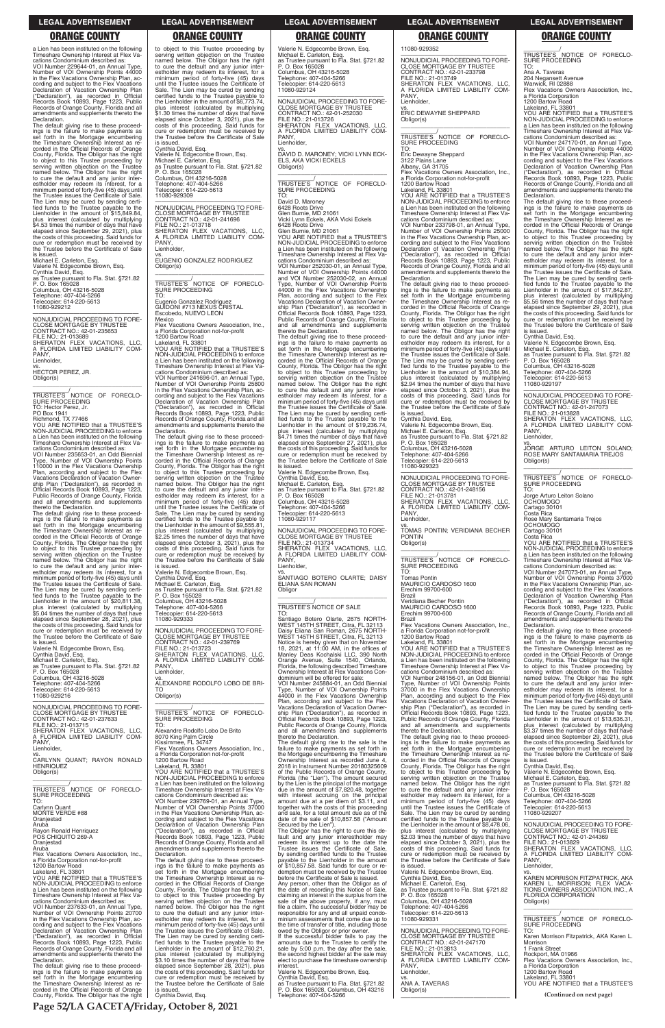a Lien has been instituted on the following Timeshare Ownership Interest at Flex Vacations Condominium described as:
VOI Number 229644-01, an Annual Type, Number of VOI Ownership Points 44000 in the Flex Vacations Ownership Plan, according and subject to the Flex Vacations Declaration of Vacation Ownership Plan ("Declaration"), as recorded in Official Records Book 10893, Page 1223, Public Records of Orange County, Florida and all amendments and supplements thereto the Declaration.
The default giving rise to these proceedings is the failure to make payments as set forth in the Mortgage encumbering the Timeshare Ownership Interest as recorded in the Official Records of Orange County, Florida. The Obligor has the right to object to this Trustee proceeding by serving written objection on the Trustee named below. The Obligor has the right to cure the default and any junior interestholder may redeem its interest, for a minimum period of forty-five (45) days until the Trustee issues the Certificate of Sale. The Lien may be cured by sending certified funds to the Trustee payable to the Lienholder in the amount of $15,849.84, plus interest (calculated by multiplying $4.53 times the number of days that have elapsed since September 29, 2021), plus the costs of this proceeding. Said funds for cure or redemption must be received by the Trustee before the Certificate of Sale is issued.
Michael E. Carleton, Esq.
Valerie N. Edgecombe Brown, Esq.
Cynthia David, Esq.
as Trustee pursuant to Fla. Stat. §721.82
P. O. Box 165028
Columbus, OH 43216-5028
Telephone: 407-404-5266
Telecopier: 614-220-5613
11080-929212

—————————————————

NONJUDICIAL PROCEEDING TO FORECLOSE MORTGAGE BY TRUSTEE
CONTRACT NO.: 42-01-235653
FILE NO.: 21-013689
SHERATON FLEX VACATIONS, LLC, A FLORIDA LIMITED LIABILITY COMPANY,
Lienholder,
vs.
HECTOR PEREZ, JR.
Obligor(s)

_______________________________/

TRUSTEE'S NOTICE OF FORECLOSURE PROCEEDING
TO: Hector Perez, Jr.
PO Box 1941
Richmond, TX 77466
YOU ARE NOTIFIED that a TRUSTEE'S NON-JUDICIAL PROCEEDING to enforce a Lien has been instituted on the following Timeshare Ownership Interest at Flex Vacations Condominium described as:
VOI Number 235653-01, an Odd Biennial Type, Number of VOI Ownership Points 110000 in the Flex Vacations Ownership Plan, according and subject to the Flex Vacations Declaration of Vacation Ownership Plan ("Declaration"), as recorded in Official Records Book 10893, Page 1223, Public Records of Orange County, Florida and all amendments and supplements thereto the Declaration.
The default giving rise to these proceedings is the failure to make payments as set forth in the Mortgage encumbering the Timeshare Ownership Interest as recorded in the Official Records of Orange County, Florida. The Obligor has the right to object to this Trustee proceeding by serving written objection on the Trustee named below. The Obligor has the right to cure the default and any junior interestholder may redeem its interest, for a minimum period of forty-five (45) days until the Trustee issues the Certificate of Sale. The Lien may be cured by sending certified funds to the Trustee payable to the Lienholder in the amount of $20,811.38, plus interest (calculated by multiplying $5.04 times the number of days that have elapsed since September 28, 2021), plus the costs of this proceeding. Said funds for cure or redemption must be received by the Trustee before the Certificate of Sale is issued.
Valerie N. Edgecombe Brown, Esq.
Cynthia David, Esq.
Michael E. Carleton, Esq.
as Trustee pursuant to Fla. Stat. §721.82
P. O. Box 165028
Columbus, OH 43216-5028
Telephone: 407-404-5266
Telecopier: 614-220-5613
11080-929216

—————————————————

NONJUDICIAL PROCEEDING TO FORECLOSE MORTGAGE BY TRUSTEE
CONTRACT NO.: 42-01-237633
FILE NO.: 21-013715
SHERATON FLEX VACATIONS, LLC, A FLORIDA LIMITED LIABILITY COMPANY,
Lienholder,
vs.
CARLYNN QUANT; RAYON RONALD HENRIQUEZ
Obligor(s)

_______________________________/

TRUSTEE'S NOTICE OF FORECLOSURE PROCEEDING
TO:
Carlynn Quant
MONTE VERDE #88
Oranjestad
Aruba
Rayon Ronald Henriquez
POS CHIQUITO 269-A
Oranjestad
Aruba
Flex Vacations Owners Association, Inc., a Florida Corporation not-for-profit
1200 Bartow Road
Lakeland, FL 33801
YOU ARE NOTIFIED that a TRUSTEE'S NON-JUDICIAL PROCEEDING to enforce a Lien has been instituted on the following Timeshare Ownership Interest at Flex Vacations Condominium described as:
VOI Number 237633-01, an Annual Type, Number of VOI Ownership Points 20700 in the Flex Vacations Ownership Plan, according and subject to the Flex Vacations Declaration of Vacation Ownership Plan ("Declaration"), as recorded in Official Records Book 10893, Page 1223, Public Records of Orange County, Florida and all amendments and supplements thereto the Declaration.
The default giving rise to these proceedings is the failure to make payments as set forth in the Mortgage encumbering the Timeshare Ownership Interest as recorded in the Official Records of Orange County, Florida. The Obligor has the right to object to this Trustee proceeding by serving written objection on the Trustee named below. The Obligor has the right to cure the default and any junior interestholder may redeem its interest, for a minimum period of forty-five (45) days until the Trustee issues the Certificate of Sale. The Lien may be cured by sending certified funds to the Trustee payable to the Lienholder in the amount of $6,773.74, plus interest (calculated by multiplying $1.30 times the number of days that have elapsed since October 3, 2021), plus the costs of this proceeding. Said funds for cure or redemption must be received by the Trustee before the Certificate of Sale is issued.
Cynthia David, Esq.
Valerie N. Edgecombe Brown, Esq.
Michael E. Carleton, Esq.
as Trustee pursuant to Fla. Stat. §721.82
P. O. Box 165028
Columbus, OH 43216-5028
Telephone: 407-404-5266
Telecopier: 614-220-5613
11080-929309

—————————————————

NONJUDICIAL PROCEEDING TO FORECLOSE MORTGAGE BY TRUSTEE
CONTRACT NO.: 42-01-241696
FILE NO.: 21-013718
SHERATON FLEX VACATIONS, LLC, A FLORIDA LIMITED LIABILITY COMPANY,
Lienholder,
vs.
EUGENIO GONZALEZ RODRIGUEZ
Obligor(s)

_______________________________/

TRUSTEE'S NOTICE OF FORECLOSURE PROCEEDING
TO:
Eugenio Gonzalez Rodriguez
GUIDONI #713 NEXUS CRISTAL
Escobedo, NUEVO LEON
Mexico
Flex Vacations Owners Association, Inc., a Florida Corporation not-for-profit
1200 Bartow Road
Lakeland, FL 33801
YOU ARE NOTIFIED that a TRUSTEE'S NON-JUDICIAL PROCEEDING to enforce a Lien has been instituted on the following Timeshare Ownership Interest at Flex Vacations Condominium described as:
VOI Number 241696-01, an Annual Type, Number of VOI Ownership Points 25800 in the Flex Vacations Ownership Plan, according and subject to the Flex Vacations Declaration of Vacation Ownership Plan ("Declaration"), as recorded in Official Records Book 10893, Page 1223, Public Records of Orange County, Florida and all amendments and supplements thereto the Declaration.
The default giving rise to these proceedings is the failure to make payments as set forth in the Mortgage encumbering the Timeshare Ownership Interest as recorded in the Official Records of Orange County, Florida. The Obligor has the right to object to this Trustee proceeding by serving written objection on the Trustee named below. The Obligor has the right to cure the default and any junior interestholder may redeem its interest, for a minimum period of forty-five (45) days until the Trustee issues the Certificate of Sale. The Lien may be cured by sending certified funds to the Trustee payable to the Lienholder in the amount of $9,555.81, plus interest (calculated by multiplying $2.25 times the number of days that have elapsed since October 3, 2021), plus the costs of this proceeding. Said funds for cure or redemption must be received by the Trustee before the Certificate of Sale is issued.
Valerie N. Edgecombe Brown, Esq.
Cynthia David, Esq.
Michael E. Carleton, Esq.
as Trustee pursuant to Fla. Stat. §721.82
P. O. Box 165028
Columbus, OH 43216-5028
Telephone: 407-404-5266
Telecopier: 614-220-5613
11080-929333

—————————————————

NONJUDICIAL PROCEEDING TO FORECLOSE MORTGAGE BY TRUSTEE
CONTRACT NO.: 42-01-239769
FILE NO.: 21-013723
SHERATON FLEX VACATIONS, LLC, A FLORIDA LIMITED LIABILITY COMPANY,
Lienholder,
vs.
ALEXANDRE RODOLFO LOBO DE BRITO
Obligor(s)

_______________________________/

TRUSTEE'S NOTICE OF FORECLOSURE PROCEEDING
TO:
Alexandre Rodolfo Lobo De Brito
8070 King Palm Circle
Kissimmee, FL 34747
Flex Vacations Owners Association, Inc., a Florida Corporation not-for-profit
1200 Bartow Road
Lakeland, FL 33801
YOU ARE NOTIFIED that a TRUSTEE'S NON-JUDICIAL PROCEEDING to enforce a Lien has been instituted on the following Timeshare Ownership Interest at Flex Vacations Condominium described as:
VOI Number 239769-01, an Annual Type, Number of VOI Ownership Points 37000 in the Flex Vacations Ownership Plan, according and subject to the Flex Vacations Declaration of Vacation Ownership Plan ("Declaration"), as recorded in Official Records Book 10893, Page 1223, Public Records of Orange County, Florida and all amendments and supplements thereto the Declaration.
The default giving rise to these proceedings is the failure to make payments as set forth in the Mortgage encumbering the Timeshare Ownership Interest as recorded in the Official Records of Orange County, Florida. The Obligor has the right to object to this Trustee proceeding by serving written objection on the Trustee named below. The Obligor has the right to cure the default and any junior interestholder may redeem its interest, for a minimum period of forty-five (45) days until the Trustee issues the Certificate of Sale. The Lien may be cured by sending certified funds to the Trustee payable to the Lienholder in the amount of $12,760.21, plus interest (calculated by multiplying $3.10 times the number of days that have elapsed since September 28, 2021), plus the costs of this proceeding. Said funds for cure or redemption must be received by the Trustee before the Certificate of Sale is issued.
Cynthia David, Esq.
Valerie N. Edgecombe Brown, Esq.
Michael E. Carleton, Esq.
as Trustee pursuant to Fla. Stat. §721.82
P. O. Box 165028
Columbus, OH 43216-5028
Telephone: 407-404-5266
Telecopier: 614-220-5613
11080-929124

—————————————————

NONJUDICIAL PROCEEDING TO FORECLOSE MORTGAGE BY TRUSTEE
CONTRACT NO.: 42-01-252030
FILE NO.: 21-013726
SHERATON FLEX VACATIONS, LLC, A FLORIDA LIMITED LIABILITY COMPANY,
Lienholder,
vs.
DAVID D. MARONEY; VICKI LYNN ECKELS, AKA VICKI ECKELS
Obligor(s)

_______________________________/

TRUSTEE'S NOTICE OF FORECLOSURE PROCEEDING
TO:
David D. Maroney
6428 Roots Drive
Glen Burnie, MD 21061
Vicki Lynn Eckels, AKA Vicki Eckels
6428 Roots Drive
Glen Burnie, MD 21061
YOU ARE NOTIFIED that a TRUSTEE'S NON-JUDICIAL PROCEEDING to enforce a Lien has been instituted on the following Timeshare Ownership Interest at Flex Vacations Condominium described as:
VOI Number 252030-01, an Annual Type, Number of VOI Ownership Points 44000 and VOI Number 252030-02, an Annual Type, Number of VOI Ownership Points 44000 in the Flex Vacations Ownership Plan, according and subject to the Flex Vacations Declaration of Vacation Ownership Plan ("Declaration"), as recorded in Official Records Book 10893, Page 1223, Public Records of Orange County, Florida and all amendments and supplements thereto the Declaration.
The default giving rise to these proceedings is the failure to make payments as set forth in the Mortgage encumbering the Timeshare Ownership Interest as recorded in the Official Records of Orange County, Florida. The Obligor has the right to object to this Trustee proceeding by serving written objection on the Trustee named below. The Obligor has the right to cure the default and any junior interestholder may redeem its interest, for a minimum period of forty-five (45) days until the Trustee issues the Certificate of Sale. The Lien may be cured by sending certified funds to the Trustee payable to the Lienholder in the amount of $19,236.74, plus interest (calculated by multiplying $4.71 times the number of days that have elapsed since September 27, 2021), plus the costs of this proceeding. Said funds for cure or redemption must be received by the Trustee before the Certificate of Sale is issued.
Valerie N. Edgecombe Brown, Esq.
Cynthia David, Esq.
Michael E. Carleton, Esq.
as Trustee pursuant to Fla. Stat. §721.82
P. O. Box 165028
Columbus, OH 43216-5028
Telephone: 407-404-5266
Telecopier: 614-220-5613
11080-929117

—————————————————

NONJUDICIAL PROCEEDING TO FORECLOSE MORTGAGE BY TRUSTEE
FILE NO.: 21-013734
SHERATON FLEX VACATIONS, LLC, A FLORIDA LIMITED LIABILITY COMPANY,
Lienholder,
vs.
SANTIAGO BOTERO OLARTE; DAISY ELIANA SAN ROMAN
Obligor

_______________________________/

TRUSTEE'S NOTICE OF SALE
TO:
Santiago Botero Olarte, 2675 NORTHWEST 145TH STREET, Citra, FL 32113
Daisy Eliana San Roman, 2675 NORTHWEST 145TH STREET, Citra, FL 32113
Notice is hereby given that on November 18, 2021, at 11:00 AM, in the offices of Manley Deas Kochalski LLC, 390 North Orange Avenue, Suite 1540, Orlando, Florida, the following described Timeshare Ownership Interest at Flex Vacations Condominium will be offered for sale:
VOI Number 245884-01, an Odd Biennial Type, Number of VOI Ownership Points 44000 in the Flex Vacations Ownership Plan, according and subject to the Flex Vacations Declaration of Vacation Ownership Plan ("Declaration"), as recorded in Official Records Book 10893, Page 1223, Public Records of Orange County, Florida and all amendments and supplements thereto the Declaration.
The default giving rise to the sale is the failure to make payments as set forth in the Mortgage encumbering the Timeshare Ownership Interest as recorded June 4, 2018 in Instrument Number 20180325609 of the Public Records of Orange County, Florida (the "Lien"). The amount secured by the Lien is the principal of the mortgage due in the amount of $7,820.48, together with interest accruing on the principal amount due at a per diem of $3.11, and together with the costs of this proceeding and sale, for a total amount due as of the date of the sale of $10,857.58 ("Amount Secured by the Lien").
The Obligor has the right to cure this default and any junior interestholder may redeem its interest up to the date the Trustee issues the Certificate of Sale, by sending certified funds to the Trustee payable to the Lienholder in the amount of $10,857.58. Said funds for cure or redemption must be received by the Trustee before the Certificate of Sale is issued.
Any person, other than the Obligor as of the date of recording this Notice of Sale, claiming an interest in the surplus from the sale of the above property, if any, must file a claim. The successful bidder may be responsible for any and all unpaid condominium assessments that come due up to the time of transfer of title, including those owed by the Obligor or prior owner.
If the successful bidder fails to pay the amounts due to the Trustee to certify the sale by 5:00 p.m. the day after the sale, the second highest bidder at the sale may elect to purchase the timeshare ownership interest.
Valerie N. Edgecombe Brown, Esq.
Cynthia David, Esq.
as Trustee pursuant to Fla. Stat. §721.82
P. O. Box 165028, Columbus, OH 43216
Telephone: 407-404-5266
11080-929352

—————————————————

NONJUDICIAL PROCEEDING TO FORECLOSE MORTGAGE BY TRUSTEE
CONTRACT NO.: 42-01-233798
FILE NO.: 21-013749
SHERATON FLEX VACATIONS, LLC, A FLORIDA LIMITED LIABILITY COMPANY,
Lienholder,
vs.
ERIC DEWAYNE SHEPPARD
Obligor(s)

_______________________________/

TRUSTEE'S NOTICE OF FORECLOSURE PROCEEDING
TO:
Eric Dewayne Sheppard
3122 Plains Lane
Albany, GA 31705
Flex Vacations Owners Association, Inc., a Florida Corporation not-for-profit
1200 Bartow Road
Lakeland, FL 33801
YOU ARE NOTIFIED that a TRUSTEE'S NON-JUDICIAL PROCEEDING to enforce a Lien has been instituted on the following Timeshare Ownership Interest at Flex Vacations Condominium described as:
VOI Number 233798-01, an Annual Type, Number of VOI Ownership Points 25000 in the Flex Vacations Ownership Plan, according and subject to the Flex Vacations Declaration of Vacation Ownership Plan ("Declaration"), as recorded in Official Records Book 10893, Page 1223, Public Records of Orange County, Florida and all amendments and supplements thereto the Declaration.
The default giving rise to these proceedings is the failure to make payments as set forth in the Mortgage encumbering the Timeshare Ownership Interest as recorded in the Official Records of Orange County, Florida. The Obligor has the right to object to this Trustee proceeding by serving written objection on the Trustee named below. The Obligor has the right to cure the default and any junior interestholder may redeem its interest, for a minimum period of forty-five (45) days until the Trustee issues the Certificate of Sale. The Lien may be cured by sending certified funds to the Trustee payable to the Lienholder in the amount of $10,384.94, plus interest (calculated by multiplying $2.94 times the number of days that have elapsed since October 3, 2021), plus the costs of this proceeding. Said funds for cure or redemption must be received by the Trustee before the Certificate of Sale is issued.
Cynthia David, Esq.
Valerie N. Edgecombe Brown, Esq.
Michael E. Carleton, Esq.
as Trustee pursuant to Fla. Stat. §721.82
P. O. Box 165028
Columbus, OH 43216-5028
Telephone: 407-404-5266
Telecopier: 614-220-5613
11080-929323

—————————————————

NONJUDICIAL PROCEEDING TO FORECLOSE MORTGAGE BY TRUSTEE
CONTRACT NO.: 42-01-248156
FILE NO.: 21-013781
SHERATON FLEX VACATIONS, LLC, A FLORIDA LIMITED LIABILITY COMPANY,
Lienholder,
vs.
TOMAS PONTIN; VERIDIANA BECHER PONTIN
Obligor(s)

_______________________________/

TRUSTEE'S NOTICE OF FORECLOSURE PROCEEDING
TO:
Tomas Pontin
MAURICIO CARDOSO 1600
Erechim 99700-600
Brazil
Veridiana Becher Pontin
MAURICIO CARDOSO 1600
Erechim 99700-600
Brazil
Flex Vacations Owners Association, Inc., a Florida Corporation not-for-profit
1200 Bartow Road
Lakeland, FL 33801
YOU ARE NOTIFIED that a TRUSTEE'S NON-JUDICIAL PROCEEDING to enforce a Lien has been instituted on the following Timeshare Ownership Interest at Flex Vacations Condominium described as:
VOI Number 248156-01, an Odd Biennial Type, Number of VOI Ownership Points 37000 in the Flex Vacations Ownership Plan, according and subject to the Flex Vacations Declaration of Vacation Ownership Plan ("Declaration"), as recorded in Official Records Book 10893, Page 1223, Public Records of Orange County, Florida and all amendments and supplements thereto the Declaration.
The default giving rise to these proceedings is the failure to make payments as set forth in the Mortgage encumbering the Timeshare Ownership Interest as recorded in the Official Records of Orange County, Florida. The Obligor has the right to object to this Trustee proceeding by serving written objection on the Trustee named below. The Obligor has the right to cure the default and any junior interestholder may redeem its interest, for a minimum period of forty-five (45) days until the Trustee issues the Certificate of Sale. The Lien may be cured by sending certified funds to the Trustee payable to the Lienholder in the amount of $8,478.06, plus interest (calculated by multiplying $2.03 times the number of days that have elapsed since October 3, 2021), plus the costs of this proceeding. Said funds for cure or redemption must be received by the Trustee before the Certificate of Sale is issued.
Valerie N. Edgecombe Brown, Esq.
Cynthia David, Esq.
Michael E. Carleton, Esq.
as Trustee pursuant to Fla. Stat. §721.82
P. O. Box 165028
Columbus, OH 43216-5028
Telephone: 407-404-5266
Telecopier: 614-220-5613
11080-929331

—————————————————

NONJUDICIAL PROCEEDING TO FORECLOSE MORTGAGE BY TRUSTEE
CONTRACT NO.: 42-01-247170
FILE NO.: 21-013813
SHERATON FLEX VACATIONS, LLC, A FLORIDA LIMITED LIABILITY COMPANY,
Lienholder,
vs.
ANA A. TAVERAS
Obligor(s)

_______________________________/

TRUSTEE'S NOTICE OF FORECLOSURE PROCEEDING
TO:
Ana A. Taveras
204 Neganset Avenue
Warwick, RI 02888
Flex Vacations Owners Association, Inc., a Florida Corporation
1200 Bartow Road
Lakeland, FL 33801
YOU ARE NOTIFIED that a TRUSTEE'S NON-JUDICIAL PROCEEDING to enforce a Lien has been instituted on the following Timeshare Ownership Interest at Flex Vacations Condominium described as:
VOI Number 247170-01, an Annual Type, Number of VOI Ownership Points 44000 in the Flex Vacations Ownership Plan, according and subject to the Flex Vacations Declaration of Vacation Ownership Plan ("Declaration"), as recorded in Official Records Book 10893, Page 1223, Public Records of Orange County, Florida and all amendments and supplements thereto the Declaration.
The default giving rise to these proceedings is the failure to make payments as set forth in the Mortgage encumbering the Timeshare Ownership Interest as recorded in the Official Records of Orange County, Florida. The Obligor has the right to object to this Trustee proceeding by serving written objection on the Trustee named below. The Obligor has the right to cure the default and any junior interestholder may redeem its interest, for a minimum period of forty-five (45) days until the Trustee issues the Certificate of Sale. The Lien may be cured by sending certified funds to the Trustee payable to the Lienholder in the amount of $17,842.87, plus interest (calculated by multiplying $5.56 times the number of days that have elapsed since September 29, 2021), plus the costs of this proceeding. Said funds for cure or redemption must be received by the Trustee before the Certificate of Sale is issued.
Cynthia David, Esq.
Valerie N. Edgecombe Brown, Esq.
Michael E. Carleton, Esq.
as Trustee pursuant to Fla. Stat. §721.82
P. O. Box 165028
Columbus, OH 43216-5028
Telephone: 407-404-5266
Telecopier: 614-220-5613
11080-929197

—————————————————

NONJUDICIAL PROCEEDING TO FORECLOSE MORTGAGE BY TRUSTEE
CONTRACT NO.: 42-01-247073
FILE NO.: 21-013828
SHERATON FLEX VACATIONS, LLC, A FLORIDA LIMITED LIABILITY COMPANY,
Lienholder,
vs.
JORGE ARTURO LEITON SOLANO; ROSE MARY SANTAMARIA TREJOS
Obligor(s)

_______________________________/

TRUSTEE'S NOTICE OF FORECLOSURE PROCEEDING
TO:
Jorge Arturo Leiton Solano
OCHOMOGO
Cartago 30101
Costa Rica
Rose Mary Santamaria Trejos
OCHOMOGO
Cartago 30101
Costa Rica
YOU ARE NOTIFIED that a TRUSTEE'S NON-JUDICIAL PROCEEDING to enforce a Lien has been instituted on the following Timeshare Ownership Interest at Flex Vacations Condominium described as:
VOI Number 247073-01, an Annual Type, Number of VOI Ownership Points 37000 in the Flex Vacations Ownership Plan, according and subject to the Flex Vacations Declaration of Vacation Ownership Plan ("Declaration"), as recorded in Official Records Book 10893, Page 1223, Public Records of Orange County, Florida and all amendments and supplements thereto the Declaration.
The default giving rise to these proceedings is the failure to make payments as set forth in the Mortgage encumbering the Timeshare Ownership Interest as recorded in the Official Records of Orange County, Florida. The Obligor has the right to object to this Trustee proceeding by serving written objection on the Trustee named below. The Obligor has the right to cure the default and any junior interestholder may redeem its interest, for a minimum period of forty-five (45) days until the Trustee issues the Certificate of Sale. The Lien may be cured by sending certified funds to the Trustee payable to the Lienholder in the amount of $13,836.31, plus interest (calculated by multiplying $3.37 times the number of days that have elapsed since September 29, 2021), plus the costs of this proceeding. Said funds for cure or redemption must be received by the Trustee before the Certificate of Sale is issued.
Cynthia David, Esq.
Valerie N. Edgecombe Brown, Esq.
Michael E. Carleton, Esq.
as Trustee pursuant to Fla. Stat. §721.82
P. O. Box 165028
Columbus, OH 43216-5028
Telephone: 407-404-5266
Telecopier: 614-220-5613
11080-929207

—————————————————

NONJUDICIAL PROCEEDING TO FORECLOSE MORTGAGE BY TRUSTEE
CONTRACT NO.: 42-01-244369
FILE NO.: 21-013829
SHERATON FLEX VACATIONS, LLC, A FLORIDA LIMITED LIABILITY COMPANY,
Lienholder,
vs.
KAREN MORRISON FITZPATRICK, AKA KAREN L. MORRISON; FLEX VACATIONS OWNERS ASSOCIATION, INC., A FLORIDA CORPORATION
Obligor(s)

_______________________________/

TRUSTEE'S NOTICE OF FORECLOSURE PROCEEDING
TO:
Karen Morrison Fitzpatrick, AKA Karen L. Morrison
1 Frank Street
Rockport, MA 01966
Flex Vacations Owners Association, Inc., a Florida Corporation
1200 Bartow Road
Lakeland, FL 33801
YOU ARE NOTIFIED that a TRUSTEE'S

**(Continued on next page)**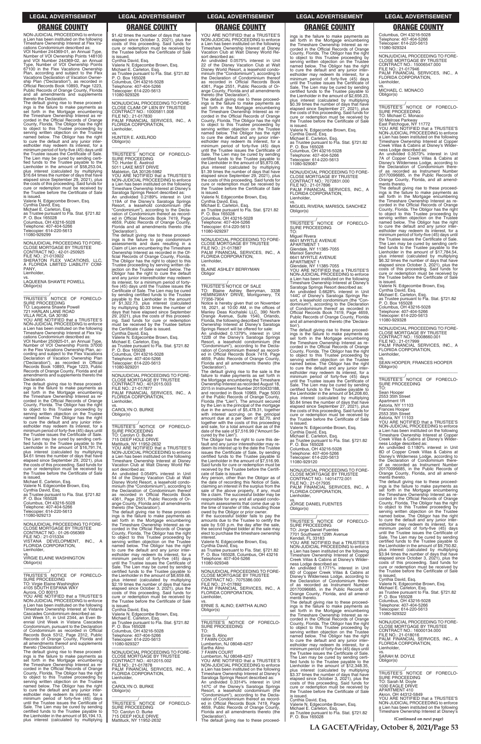NON-JUDICIAL PROCEEDING to enforce a Lien has been instituted on the following Timeshare Ownership Interest at Flex Vacations Condominium described as:

VOI Number 244369-01, an Annual Type, Number of VOI Ownership Points 148100 and VOI Number 244369-02, an Annual Type, Number of VOI Ownership Points 67100 in the Flex Vacations Ownership Plan, according and subject to the Flex Vacations Declaration of Vacation Ownership Plan ("Declaration"), as recorded in Official Records Book 10893, Page 1223, Public Records of Orange County, Florida and all amendments and supplements thereto the Declaration.

The default giving rise to these proceedings is the failure to make payments as set forth in the Mortgage encumbering the Timeshare Ownership Interest as recorded in the Official Records of Orange County, Florida. The Obligor has the right to object to this Trustee proceeding by serving written objection on the Trustee named below. The Obligor has the right to cure the default and any junior interestholder may redeem its interest, for a minimum period of forty-five (45) days until the Trustee issues the Certificate of Sale. The Lien may be cured by sending certified funds to the Trustee payable to the Lienholder in the amount of $58,253.04, plus interest (calculated by multiplying $16.64 times the number of days that have elapsed since September 29, 2021), plus the costs of this proceeding. Said funds for cure or redemption must be received by the Trustee before the Certificate of Sale is issued.

Valerie N. Edgecombe Brown, Esq.
Cynthia David, Esq.
Michael E. Carleton, Esq.
as Trustee pursuant to Fla. Stat. §721.82
P. O. Box 165028
Columbus, OH 43216-5028
Telephone: 407-404-5266
Telecopier: 614-220-5613
11080-929299

---

NONJUDICIAL PROCEEDING TO FORECLOSE MORTGAGE BY TRUSTEE
CONTRACT NO.: 42-01-250925
FILE NO.: 21-013922
SHERATON FLEX VACATIONS, LLC, A FLORIDA LIMITED LIABILITY COMPANY,
Lienholder,
vs.
LAQUEENA SHAWTE POWELL
Obligor(s)

_______________________/

TRUSTEE'S NOTICE OF FORECLOSURE PROCEEDING
TO: Laqueena Shawte Powell
721 HARLAN LANE ROAD
VILLA RICA, GA 30180

YOU ARE NOTIFIED that a TRUSTEE'S NON-JUDICIAL PROCEEDING to enforce a Lien has been instituted on the following Timeshare Ownership Interest at Flex Vacations Condominium described as:

VOI Number 250925-01, an Annual Type, Number of VOI Ownership Points 37000 in the Flex Vacations Ownership Plan, according and subject to the Flex Vacations Declaration of Vacation Ownership Plan ("Declaration"), as recorded in Official Records Book 10893, Page 1223, Public Records of Orange County, Florida and all amendments and supplements thereto the Declaration.

The default giving rise to these proceedings is the failure to make payments as set forth in the Mortgage encumbering the Timeshare Ownership Interest as recorded in the Official Records of Orange County, Florida. The Obligor has the right to object to this Trustee proceeding by serving written objection on the Trustee named below. The Obligor has the right to cure the default and any junior interestholder may redeem its interest, for a minimum period of forty-five (45) days until the Trustee issues the Certificate of Sale. The Lien may be cured by sending certified funds to the Trustee payable to the Lienholder in the amount of $16,791.74, plus interest (calculated by multiplying $4.61 times the number of days that have elapsed since September 29, 2021), plus the costs of this proceeding. Said funds for cure or redemption must be received by the Trustee before the Certificate of Sale is issued.

Michael E. Carleton, Esq.
Valerie N. Edgecombe Brown, Esq.
Cynthia David, Esq.
as Trustee pursuant to Fla. Stat. §721.82
P. O. Box 165028
Columbus, OH 43216-5028
Telephone: 407-404-5266
Telecopier: 614-220-5613
11080-929213

---

NONJUDICIAL PROCEEDING TO FORECLOSE MORTGAGE BY TRUSTEE
CONTRACT NO.: 01-26-056369
FILE NO.: 21-015334
VISTANA DEVELOPMENT, INC., A FLORIDA CORPORATION,
Lienholder,
vs.
VIRGIE ELAINE WASHINGTON
Obligor(s)

_______________________/

TRUSTEE'S NOTICE OF FORECLOSURE PROCEEDING
TO: Virgie Elaine Washington
4105 SOUTH ESPANA WAY
Aurora, CO 80013

YOU ARE NOTIFIED that a TRUSTEE'S NON-JUDICIAL PROCEEDING to enforce a Lien has been instituted on the following Timeshare Ownership Interest at Vistana Cascades Condominium described as:

Unit Week 51, in Unit 2344, an Even Biennial Unit Week in Vistana Cascades Condominium, pursuant to the Declaration of Condominium as recorded in Official Records Book 5312, Page 2312, Public Records of Orange County, Florida and all amendments thereof and supplements thereto ('Declaration').

The default giving rise to these proceedings is the failure to make payments as set forth in the Mortgage encumbering the Timeshare Ownership Interest as recorded in the Official Records of Orange County, Florida. The Obligor has the right to object to this Trustee proceeding by serving written objection on the Trustee named below. The Obligor has the right to cure the default and any junior interestholder may redeem its interest, for a minimum period of forty-five (45) days until the Trustee issues the Certificate of Sale. The Lien may be cured by sending certified funds to the Trustee payable to the Lienholder in the amount of $5,194.13, plus interest (calculated by multiplying $1.42 times the number of days that have elapsed since October 3, 2021), plus the costs of this proceeding. Said funds for cure or redemption must be received by the Trustee before the Certificate of Sale is issued.

Cynthia David, Esq.
Valerie N. Edgecombe Brown, Esq.
Michael E. Carleton, Esq.
as Trustee pursuant to Fla. Stat. §721.82
P. O. Box 165028
Columbus, OH 43216-5028
Telephone: 407-404-5266
Telecopier: 614-220-5613
11080-929326

---

NONJUDICIAL PROCEEDING TO FORECLOSE CLAIM OF LIEN BY TRUSTEE
CONTRACT NO.: 10005811.008
FILE NO.: 21-017830
PALM FINANCIAL SERVICES, INC., A FLORIDA CORPORATION,
Lienholder,
vs.
HUNTER E. AXELROD
Obligor(s)

_______________________/

TRUSTEE'S NOTICE OF FORECLOSURE PROCEEDING
TO: Hunter E. Axelrod
5011 LAKE MIST DRIVE
Mableton, GA 30126-5982

YOU ARE NOTIFIED that a TRUSTEE'S NON-JUDICIAL PROCEEDING to enforce a Lien has been instituted on the following Timeshare Ownership Interest at Disney's Saratoga Springs Resort described as:

An undivided 0.2189% interest in Unit 119A of the Disney's Saratoga Springs Resort, a leasehold condominium (the "Condominium"), according to the Declaration of Condominium thereof as recorded in Official Records Book 7419, Page 4659, Public Records of Orange County, Florida and all amendments thereto (the 'Declaration').

The default giving rise to these proceedings is the failure to pay condominium assessments and dues resulting in a Claim of Lien encumbering the Timeshare Ownership Interest as recorded in the Official Records of Orange County, Florida. The Obligor has the right to object to this Trustee proceeding by serving written objection on the Trustee named below. The Obligor has the right to cure the default and any junior interestholder may redeem its interest, for a minimum period of forty-five (45) days until the Trustee issues the Certificate of Sale. The Lien may be cured by sending certified funds to the Trustee payable to the Lienholder in the amount of $1,322.73, plus interest (calculated by multiplying $0.33 times the number of days that have elapsed since September 29, 2021), plus the costs of this proceeding. Said funds for cure or redemption must be received by the Trustee before the Certificate of Sale is issued.

Cynthia David, Esq.
Valerie N. Edgecombe Brown, Esq.
Michael E. Carleton, Esq.
as Trustee pursuant to Fla. Stat. §721.82
P. O. Box 165028
Columbus, OH 43216-5028
Telephone: 407-404-5266
Telecopier: 614-220-5613
11080-929201

---

NONJUDICIAL PROCEEDING TO FORECLOSE MORTGAGE BY TRUSTEE
CONTRACT NO.: 4012015.003
FILE NO.: 21-017877
PALM FINANCIAL SERVICES, INC., A FLORIDA CORPORATION,
Lienholder,
vs.
CAROLYN O. BURKE
Obligor(s)

_______________________/

TRUSTEE'S NOTICE OF FORECLOSURE PROCEEDING
TO: Carolyn O. Burke
715 DEEP HOLE DRIVE
Mattituck, NY 11952-2632

YOU ARE NOTIFIED that a TRUSTEE'S NON-JUDICIAL PROCEEDING to enforce a Lien has been instituted on the following Timeshare Ownership Interest at Disney Vacation Club at Walt Disney World Resort described as:

An undivided 0.0549% interest in Unit 54 of the Disney Vacation Club at Walt Disney World Resort, a leasehold condominium (the "Condominium"), according to the Declaration of Condominium thereof as recorded in Official Records Book 4361, Page 2551, Public Records of Orange County, Florida and all amendments thereto (the 'Declaration').

The default giving rise to these proceedings is the failure to make payments as set forth in the Mortgage encumbering the Timeshare Ownership Interest as recorded in the Official Records of Orange County, Florida. The Obligor has the right to object to this Trustee proceeding by serving written objection on the Trustee named below. The Obligor has the right to cure the default and any junior interestholder may redeem its interest, for a minimum period of forty-five (45) days until the Trustee issues the Certificate of Sale. The Lien may be cured by sending certified funds to the Trustee payable to the Lienholder in the amount of $8,659.68, plus interest (calculated by multiplying $2.19 times the number of days that have elapsed since October 3, 2021), plus the costs of this proceeding. Said funds for cure or redemption must be received by the Trustee before the Certificate of Sale is issued.

Cynthia David, Esq.
Valerie N. Edgecombe Brown, Esq.
Michael E. Carleton, Esq.
as Trustee pursuant to Fla. Stat. §721.82
P. O. Box 165028
Columbus, OH 43216-5028
Telephone: 407-404-5266
Telecopier: 614-220-5613
11080-929327

---

NONJUDICIAL PROCEEDING TO FORECLOSE MORTGAGE BY TRUSTEE
CONTRACT NO.: 4012015.002
FILE NO.: 21-017878
PALM FINANCIAL SERVICES, INC., A FLORIDA CORPORATION,
Lienholder,
vs.
CAROLYN O. BURKE
Obligor(s)

_______________________/

TRUSTEE'S NOTICE OF FORECLOSURE PROCEEDING
TO: Carolyn O. Burke
715 DEEP HOLE DRIVE
Mattituck, NY 11952-2632

YOU ARE NOTIFIED that a TRUSTEE'S NON-JUDICIAL PROCEEDING to enforce a Lien has been instituted on the following Timeshare Ownership Interest at Disney Vacation Club at Walt Disney World Resort described as:

An undivided 0.0575% interest in Unit 22 of the Disney Vacation Club at Walt Disney World Resort, a leasehold condominium (the "Condominium"), according to the Declaration of Condominium thereof as recorded in Official Records Book 4361, Page 2551, Public Records of Orange County, Florida and all amendments thereto (the 'Declaration').

The default giving rise to these proceedings is the failure to make payments as set forth in the Mortgage encumbering the Timeshare Ownership Interest as recorded in the Official Records of Orange County, Florida. The Obligor has the right to object to this Trustee proceeding by serving written objection on the Trustee named below. The Obligor has the right to cure the default and any junior interestholder may redeem its interest, for a minimum period of forty-five (45) days until the Trustee issues the Certificate of Sale. The Lien may be cured by sending certified funds to the Trustee payable to the Lienholder in the amount of $5,870.08, plus interest (calculated by multiplying $1.39 times the number of days that have elapsed since September 29, 2021), plus the costs of this proceeding. Said funds for cure or redemption must be received by the Trustee before the Certificate of Sale is issued.

Valerie N. Edgecombe Brown, Esq.
Cynthia David, Esq.
Michael E. Carleton, Esq.
as Trustee pursuant to Fla. Stat. §721.82
P. O. Box 165028
Columbus, OH 43216-5028
Telephone: 407-404-5266
Telecopier: 614-220-5613
11080-929297

---

NONJUDICIAL PROCEEDING TO FORECLOSE MORTGAGE BY TRUSTEE
FILE NO.: 21-017887
PALM FINANCIAL SERVICES, INC., A FLORIDA CORPORATION,
Lienholder,
vs.
BLAINE ASHLEY BERRYMAN
Obligor

_______________________/

TRUSTEE'S NOTICE OF SALE
TO: Blaine Ashley Berryman, 3338 HEMINGWAY DRIVE, Montgomery, TX 77356-7904

Notice is hereby given that on November 18, 2021, at 10:00 AM, in the offices of Manley Deas Kochalski LLC, 390 North Orange Avenue, Suite 1540, Orlando, Florida, the following described Timeshare Ownership Interest at Disney's Saratoga Springs Resort will be offered for sale:

An undivided 0.1379% interest in Unit 122B of the Disney's Saratoga Springs Resort, a leasehold condominium (the "Condominium"), according to the Declaration of Condominium thereof as recorded in Official Records Book 7419, Page 4659, Public Records of Orange County, Florida and all amendments thereto (the 'Declaration').

The default giving rise to the sale is the failure to make payments as set forth in the Mortgage encumbering the Timeshare Ownership Interest recorded August 18, 2015 in Instrument Number 20150431188, and recorded in Book 10969, Page 5003 of the Public Records of Orange County, Florida (the "Lien"). The amount secured by the Lien is the principal of the mortgage due in the amount of $5,478.31, together with interest accruing on the principal amount due at a per diem of $2.70, and together with the costs of this proceeding and sale, for a total amount due as of the date of the sale of $7,516.99 ("Amount Secured by the Lien").

The Obligor has the right to cure this default and any junior interestholder may redeem its interest up to the date the Trustee issues the Certificate of Sale, by sending certified funds to the Trustee payable to the Lienholder in the amount of $7,516.99. Said funds for cure or redemption must be received by the Trustee before the Certificate of Sale is issued.

Any person, other than the Obligor as of the date of recording this Notice of Sale, claiming an interest in the surplus from the sale of the above property, if any, must file a claim. The successful bidder may be responsible for any and all unpaid condominium assessments that come due up to the time of transfer of title, including those owed by the Obligor or prior owner.

If the successful bidder fails to pay the amounts due to the Trustee to certify the sale by 5:00 p.m. the day after the sale, the second highest bidder at the sale may elect to purchase the timeshare ownership interest.

Valerie N. Edgecombe Brown, Esq.
Cynthia David, Esq.
as Trustee pursuant to Fla. Stat. §721.82
P. O. Box 165028, Columbus, OH 43216
Telephone: 407-404-5266
11080-929348

---

NONJUDICIAL PROCEEDING TO FORECLOSE MORTGAGE BY TRUSTEE
CONTRACT NO.: 7075386.000
FILE NO.: 21-017892
PALM FINANCIAL SERVICES, INC., A FLORIDA CORPORATION,
Lienholder,
vs.
ERNIE S. ALINO; EARTHA ALINO
Obligor(s)

_______________________/

TRUSTEE'S NOTICE OF FORECLOSURE PROCEEDING
TO:
Ernie S. Alino
7 FAWN COURT
Lumberton, NJ 08048-4257
Eartha Alino
7 FAWN COURT
Lumberton, NJ 08048-4257

YOU ARE NOTIFIED that a TRUSTEE'S NON-JUDICIAL PROCEEDING to enforce a Lien has been instituted on the following Timeshare Ownership Interest at Disney's Saratoga Springs Resort described as:

An undivided 0.3314% interest in Unit 147C of the Disney's Saratoga Springs Resort, a leasehold condominium (the "Condominium"), according to the Declaration of Condominium thereof as recorded in Official Records Book 7419, Page 4659, Public Records of Orange County, Florida and all amendments thereto (the 'Declaration').

The default giving rise to these proceedings is the failure to make payments as set forth in the Mortgage encumbering the Timeshare Ownership Interest as recorded in the Official Records of Orange County, Florida. The Obligor has the right to object to this Trustee proceeding by serving written objection on the Trustee named below. The Obligor has the right to cure the default and any junior interestholder may redeem its interest, for a minimum period of forty-five (45) days until the Trustee issues the Certificate of Sale. The Lien may be cured by sending certified funds to the Trustee payable to the Lienholder in the amount of $2,656.23, plus interest (calculated by multiplying $0.39 times the number of days that have elapsed since September 27, 2021), plus the costs of this proceeding. Said funds for cure or redemption must be received by the Trustee before the Certificate of Sale is issued.

Valerie N. Edgecombe Brown, Esq.
Cynthia David, Esq.
Michael E. Carleton, Esq.
as Trustee pursuant to Fla. Stat. §721.82
P. O. Box 165028
Columbus, OH 43216-5028
Telephone: 407-404-5266
Telecopier: 614-220-5613
11080-929087

---

NONJUDICIAL PROCEEDING TO FORECLOSE MORTGAGE BY TRUSTEE
CONTRACT NO.: 7072831.000
FILE NO.: 21-017896
PALM FINANCIAL SERVICES, INC., A FLORIDA CORPORATION,
Lienholder,
vs.
MIGUEL RIVERA; MARISOL SANCHEZ
Obligor(s)

_______________________/

TRUSTEE'S NOTICE OF FORECLOSURE PROCEEDING
TO:
Miguel Rivera
6641 MYRTLE AVENUE
APARTMENT 1
Glendale, NY 11385-7055
Marisol Sanchez
6641 MYRTLE AVENUE
APARTMENT 1
Glendale, NY 11385-7055

YOU ARE NOTIFIED that a TRUSTEE'S NON-JUDICIAL PROCEEDING to enforce a Lien has been instituted on the following Timeshare Ownership Interest at Disney's Saratoga Springs Resort described as:

An undivided 0.6628% interest in Unit 144C of Disney's Saratoga Springs Resort, a leasehold condominium (the "Condominium"), according to the Declaration of Condominium thereof as recorded in Official Records Book 7419, Page 4659, Public Records of Orange County, Florida and all amendments thereto (the 'Declaration').

The default giving rise to these proceedings is the failure to make payments as set forth in the Mortgage encumbering the Timeshare Ownership Interest as recorded in the Official Records of Orange County, Florida. The Obligor has the right to object to this Trustee proceeding by serving written objection on the Trustee named below. The Obligor has the right to cure the default and any junior interestholder may redeem its interest, for a minimum period of forty-five (45) days until the Trustee issues the Certificate of Sale. The Lien may be cured by sending certified funds to the Trustee payable to the Lienholder in the amount of $4,208.60, plus interest (calculated by multiplying $0.84 times the number of days that have elapsed since September 27, 2021), plus the costs of this proceeding. Said funds for cure or redemption must be received by the Trustee before the Certificate of Sale is issued.

Valerie N. Edgecombe Brown, Esq.
Cynthia David, Esq.
Michael E. Carleton, Esq.
as Trustee pursuant to Fla. Stat. §721.82
P. O. Box 165028
Columbus, OH 43216-5028
Telephone: 407-404-5266
Telecopier: 614-220-5613
11080-929120

---

NONJUDICIAL PROCEEDING TO FORECLOSE MORTGAGE BY TRUSTEE
CONTRACT NO.: 14014772.001
FILE NO.: 21-017935
PALM FINANCIAL SERVICES, INC., A FLORIDA CORPORATION,
Lienholder,
vs.
JORGE DANIEL FUENTES
Obligor(s)

_______________________/

TRUSTEE'S NOTICE OF FORECLOSURE PROCEEDING
TO: Jorge Daniel Fuentes
7701 Southwest 129th Avenue
Kendall, FL 33183

YOU ARE NOTIFIED that a TRUSTEE'S NON-JUDICIAL PROCEEDING to enforce a Lien has been instituted on the following Timeshare Ownership Interest at Copper Creek Villas & Cabins at Disney's Wilderness Lodge described as:

An undivided 0.1771% interest in Unit 6D of Copper Creek Villas & Cabins at Disney's Wilderness Lodge, according to the Declaration of Condominium thereof as recorded as Instrument Number 20170096685, in the Public Records of Orange County, Florida, and all amendments thereto.

The default giving rise to these proceedings is the failure to make payments as set forth in the Mortgage encumbering the Timeshare Ownership Interest as recorded in the Official Records of Orange County, Florida. The Obligor has the right to object to this Trustee proceeding by serving written objection on the Trustee named below. The Obligor has the right to cure the default and any junior interestholder may redeem its interest, for a minimum period of forty-five (45) days until the Trustee issues the Certificate of Sale. The Lien may be cured by sending certified funds to the Trustee payable to the Lienholder in the amount of $12,348.35, plus interest (calculated by multiplying $3.37 times the number of days that have elapsed since October 3, 2021), plus the costs of this proceeding. Said funds for cure or redemption must be received by the Trustee before the Certificate of Sale is issued.

Cynthia David, Esq.
Valerie N. Edgecombe Brown, Esq.
Michael E. Carleton, Esq.
as Trustee pursuant to Fla. Stat. §721.82
P. O. Box 165028
Columbus, OH 43216-5028
Telephone: 407-404-5266
Telecopier: 614-220-5613
11080-929324

---

NONJUDICIAL PROCEEDING TO FORECLOSE MORTGAGE BY TRUSTEE
CONTRACT NO.: 15006547.000
FILE NO.: 21-017946
PALM FINANCIAL SERVICES, INC., A FLORIDA CORPORATION,
Lienholder,
vs.
MICHAEL C. MONACO
Obligor(s)

_______________________/

TRUSTEE'S NOTICE OF FORECLOSURE PROCEEDING
TO: Michael C. Monaco
50 Melrose Parkway
East Patchogue, NY 11772

YOU ARE NOTIFIED that a TRUSTEE'S NON-JUDICIAL PROCEEDING to enforce a Lien has been instituted on the following Timeshare Ownership Interest at Copper Creek Villas & Cabins at Disney's Wilderness Lodge described as:

An undivided 0.3573% interest in Unit 7A of Copper Creek Villas & Cabins at Disney's Wilderness Lodge, according to the Declaration of Condominium thereof as recorded as Instrument Number 20170096685, in the Public Records of Orange County, Florida, and all amendments thereto.

The default giving rise to these proceedings is the failure to make payments as set forth in the Mortgage encumbering the Timeshare Ownership Interest as recorded in the Official Records of Orange County, Florida. The Obligor has the right to object to this Trustee proceeding by serving written objection on the Trustee named below. The Obligor has the right to cure the default and any junior interestholder may redeem its interest, for a minimum period of forty-five (45) days until the Trustee issues the Certificate of Sale. The Lien may be cured by sending certified funds to the Trustee payable to the Lienholder in the amount of $17,784.54, plus interest (calculated by multiplying $6.32 times the number of days that have elapsed since October 3, 2021), plus the costs of this proceeding. Said funds for cure or redemption must be received by the Trustee before the Certificate of Sale is issued.

Valerie N. Edgecombe Brown, Esq.
Cynthia David, Esq.
Michael E. Carleton, Esq.
as Trustee pursuant to Fla. Stat. §721.82
P. O. Box 165028
Columbus, OH 43216-5028
Telephone: 407-404-5266
Telecopier: 614-220-5613
11080-929328

---

NONJUDICIAL PROCEEDING TO FORECLOSE MORTGAGE BY TRUSTEE
CONTRACT NO.: 15008660.001
FILE NO.: 21-017999
PALM FINANCIAL SERVICES, INC., A FLORIDA CORPORATION,
Lienholder,
vs.
SEAN HOOPER; FRANCES HOOPER
Obligor(s)

_______________________/

TRUSTEE'S NOTICE OF FORECLOSURE PROCEEDING
TO:
Sean Hooper
2553 35th Street
Apartment 1R
Astoria, NY 11103
Frances Hooper
2553 35th Street
Astoria, NY 11103

YOU ARE NOTIFIED that a TRUSTEE'S NON-JUDICIAL PROCEEDING to enforce a Lien has been instituted on the following Timeshare Ownership Interest at Copper Creek Villas & Cabins at Disney's Wilderness Lodge described as:

An undivided 0.1180% interest in Unit 8D of Copper Creek Villas & Cabins at Disney's Wilderness Lodge, according to the Declaration of Condominium thereof as recorded as Instrument Number 20170096685, in the Public Records of Orange County, Florida, and all amendments thereto.

The default giving rise to these proceedings is the failure to make payments as set forth in the Mortgage encumbering the Timeshare Ownership Interest as recorded in the Official Records of Orange County, Florida. The Obligor has the right to object to this Trustee proceeding by serving written objection on the Trustee named below. The Obligor has the right to cure the default and any junior interestholder may redeem its interest, for a minimum period of forty-five (45) days until the Trustee issues the Certificate of Sale. The Lien may be cured by sending certified funds to the Trustee payable to the Lienholder in the amount of $9,750.82, plus interest (calculated by multiplying $3.94 times the number of days that have elapsed since October 3, 2021), plus the costs of this proceeding. Said funds for cure or redemption must be received by the Trustee before the Certificate of Sale is issued.

Cynthia David, Esq.
Valerie N. Edgecombe Brown, Esq.
Michael E. Carleton, Esq.
as Trustee pursuant to Fla. Stat. §721.82
P. O. Box 165028
Columbus, OH 43216-5028
Telephone: 407-404-5266
Telecopier: 614-220-5613
11080-929322

---

NONJUDICIAL PROCEEDING TO FORECLOSE MORTGAGE BY TRUSTEE
CONTRACT NO.: 16000134.000
FILE NO.: 21-018016
PALM FINANCIAL SERVICES, INC., A FLORIDA CORPORATION,
Lienholder,
vs.
SARAH M. DOYLE
Obligor(s)

_______________________/

TRUSTEE'S NOTICE OF FORECLOSURE PROCEEDING
TO: Sarah M. Doyle
1030 EAGLE DRIVE
APARTMENT 410
Akron, OH 44312-5849

YOU ARE NOTIFIED that a TRUSTEE'S NON-JUDICIAL PROCEEDING to enforce a Lien has been instituted on the following Timeshare Ownership Interest at Disney's

(Continued on next page)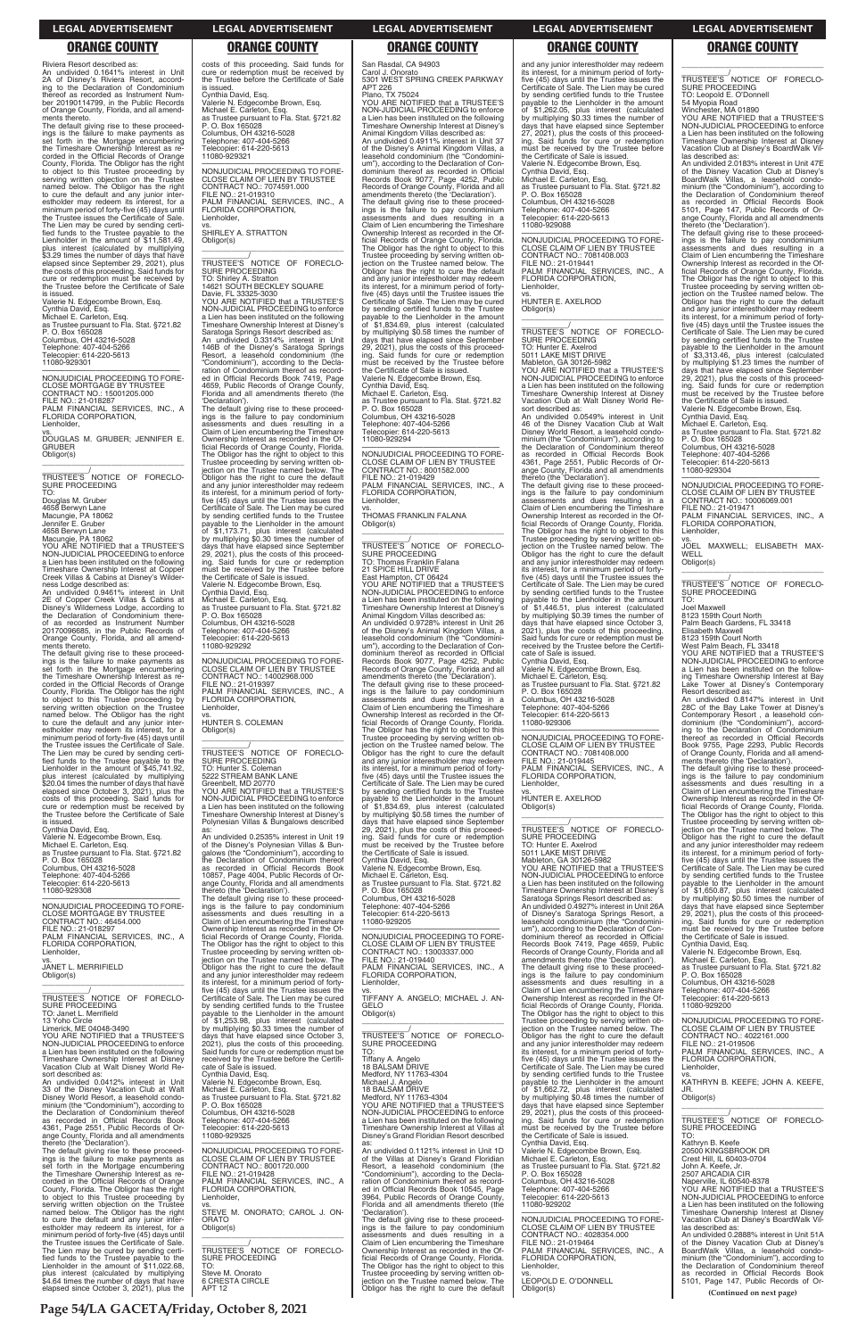Riviera Resort described as:
An undivided 0.1641% interest in Unit 2A of Disney's Riviera Resort, according to the Declaration of Condominium thereof as recorded as Instrument Number 20190114799, in the Public Records of Orange County, Florida, and all amendments thereto.
The default giving rise to these proceedings is the failure to make payments as set forth in the Mortgage encumbering the Timeshare Ownership Interest as recorded in the Official Records of Orange County, Florida. The Obligor has the right to object to this Trustee proceeding by serving written objection on the Trustee named below. The Obligor has the right to cure the default and any junior interestholder may redeem its interest, for a minimum period of forty-five (45) days until the Trustee issues the Certificate of Sale. The Lien may be cured by sending certified funds to the Trustee payable to the Lienholder in the amount of $11,581.49, plus interest (calculated by multiplying $3.29 times the number of days that have elapsed since September 29, 2021), plus the costs of this proceeding. Said funds for cure or redemption must be received by the Trustee before the Certificate of Sale is issued.
Valerie N. Edgecombe Brown, Esq.
Cynthia David, Esq.
Michael E. Carleton, Esq.
as Trustee pursuant to Fla. Stat. §721.82
P. O. Box 165028
Columbus, OH 43216-5028
Telephone: 407-404-5266
Telecopier: 614-220-5613
11080-929301

NONJUDICIAL PROCEEDING TO FORECLOSE MORTGAGE BY TRUSTEE
CONTRACT NO.: 15001205.000
FILE NO.: 21-018287
PALM FINANCIAL SERVICES, INC., A FLORIDA CORPORATION,
Lienholder,
vs.
DOUGLAS M. GRUBER; JENNIFER E. GRUBER
Obligor(s)
_______________________________/
TRUSTEE'S NOTICE OF FORECLOSURE PROCEEDING
TO:
Douglas M. Gruber
4658 Berwyn Lane
Macungie, PA 18062
Jennifer E. Gruber
4658 Berwyn Lane
Macungie, PA 18062
YOU ARE NOTIFIED that a TRUSTEE'S NON-JUDICIAL PROCEEDING to enforce a Lien has been instituted on the following Timeshare Ownership Interest at Copper Creek Villas & Cabins at Disney's Wilderness Lodge described as:
An undivided 0.9461% interest in Unit 2E of Copper Creek Villas & Cabins at Disney's Wilderness Lodge, according to the Declaration of Condominium thereof as recorded as Instrument Number 20170096685, in the Public Records of Orange County, Florida, and all amendments thereto.
The default giving rise to these proceedings is the failure to make payments as set forth in the Mortgage encumbering the Timeshare Ownership Interest as recorded in the Official Records of Orange County, Florida. The Obligor has the right to object to this Trustee proceeding by serving written objection on the Trustee named below. The Obligor has the right to cure the default and any junior interestholder may redeem its interest, for a minimum period of forty-five (45) days until the Trustee issues the Certificate of Sale. The Lien may be cured by sending certified funds to the Trustee payable to the Lienholder in the amount of $45,741.92, plus interest (calculated by multiplying $20.04 times the number of days that have elapsed since October 3, 2021), plus the costs of this proceeding. Said funds for cure or redemption must be received by the Trustee before the Certificate of Sale is issued.
Cynthia David, Esq.
Valerie N. Edgecombe Brown, Esq.
Michael E. Carleton, Esq.
as Trustee pursuant to Fla. Stat. §721.82
P. O. Box 165028
Columbus, OH 43216-5028
Telephone: 407-404-5266
Telecopier: 614-220-5613
11080-929308

NONJUDICIAL PROCEEDING TO FORECLOSE MORTGAGE BY TRUSTEE
CONTRACT NO.: 46454.000
FILE NO.: 21-018297
PALM FINANCIAL SERVICES, INC., A FLORIDA CORPORATION,
Lienholder,
vs.
JANET L. MERRIFIELD
Obligor(s)
_______________________________/
TRUSTEE'S NOTICE OF FORECLOSURE PROCEEDING
TO: Janet L. Merrifield
13 Yoho Circle
Limerick, ME 04048-3490
YOU ARE NOTIFIED that a TRUSTEE'S NON-JUDICIAL PROCEEDING to enforce a Lien has been instituted on the following Timeshare Ownership Interest at Disney Vacation Club at Walt Disney World Resort described as:
An undivided 0.0412% interest in Unit 33 of the Disney Vacation Club at Walt Disney World Resort, a leasehold condominium (the "Condominium"), according to the Declaration of Condominium thereof as recorded in Official Records Book 4361, Page 2551, Public Records of Orange County, Florida and all amendments thereto (the 'Declaration').
The default giving rise to these proceedings is the failure to make payments as set forth in the Mortgage encumbering the Timeshare Ownership Interest as recorded in the Official Records of Orange County, Florida. The Obligor has the right to object to this Trustee proceeding by serving written objection on the Trustee named below. The Obligor has the right to cure the default and any junior interestholder may redeem its interest, for a minimum period of forty-five (45) days until the Trustee issues the Certificate of Sale. The Lien may be cured by sending certified funds to the Trustee payable to the Lienholder in the amount of $11,022.68, plus interest (calculated by multiplying $4.64 times the number of days that have elapsed since October 3, 2021), plus the costs of this proceeding. Said funds for cure or redemption must be received by the Trustee before the Certificate of Sale is issued.
Cynthia David, Esq.
Valerie N. Edgecombe Brown, Esq.
Michael E. Carleton, Esq.
as Trustee pursuant to Fla. Stat. §721.82
P. O. Box 165028
Columbus, OH 43216-5028
Telephone: 407-404-5266
Telecopier: 614-220-5613
11080-929321

NONJUDICIAL PROCEEDING TO FORECLOSE CLAIM OF LIEN BY TRUSTEE
CONTRACT NO.: 7074591.000
FILE NO.: 21-019310
PALM FINANCIAL SERVICES, INC., A FLORIDA CORPORATION,
Lienholder,
vs.
SHIRLEY A. STRATTON
Obligor(s)
_______________________________/
TRUSTEE'S NOTICE OF FORECLOSURE PROCEEDING
TO: Shirley A. Stratton
14621 SOUTH BECKLEY SQUARE
Davie, FL 33325-3030
YOU ARE NOTIFIED that a TRUSTEE'S NON-JUDICIAL PROCEEDING to enforce a Lien has been instituted on the following Timeshare Ownership Interest at Disney's Saratoga Springs Resort described as:
An undivided 0.3314% interest in Unit 146B of the Disney's Saratoga Springs Resort, a leasehold condominium (the "Condominium"), according to the Declaration of Condominium thereof as recorded in Official Records Book 7419, Page 4659, Public Records of Orange County, Florida and all amendments thereto (the 'Declaration').
The default giving rise to these proceedings is the failure to pay condominium assessments and dues resulting in a Claim of Lien encumbering the Timeshare Ownership Interest as recorded in the Official Records of Orange County, Florida. The Obligor has the right to object to this Trustee proceeding by serving written objection on the Trustee named below. The Obligor has the right to cure the default and any junior interestholder may redeem its interest, for a minimum period of forty-five (45) days until the Trustee issues the Certificate of Sale. The Lien may be cured by sending certified funds to the Trustee payable to the Lienholder in the amount of $1,173.71, plus interest (calculated by multiplying $0.30 times the number of days that have elapsed since September 29, 2021), plus the costs of this proceeding. Said funds for cure or redemption must be received by the Trustee before the Certificate of Sale is issued.
Valerie N. Edgecombe Brown, Esq.
Cynthia David, Esq.
Michael E. Carleton, Esq.
as Trustee pursuant to Fla. Stat. §721.82
P. O. Box 165028
Columbus, OH 43216-5028
Telephone: 407-404-5266
Telecopier: 614-220-5613
11080-929292

NONJUDICIAL PROCEEDING TO FORECLOSE CLAIM OF LIEN BY TRUSTEE
CONTRACT NO.: 14002968.000
FILE NO.: 21-019397
PALM FINANCIAL SERVICES, INC., A FLORIDA CORPORATION,
Lienholder,
vs.
HUNTER S. COLEMAN
Obligor(s)
_______________________________/
TRUSTEE'S NOTICE OF FORECLOSURE PROCEEDING
TO: Hunter S. Coleman
5222 STREAM BANK LANE
Greenbelt, MD 20770
YOU ARE NOTIFIED that a TRUSTEE'S NON-JUDICIAL PROCEEDING to enforce a Lien has been instituted on the following Timeshare Ownership Interest at Disney's Polynesian Villas & Bungalows described as:
An undivided 0.2535% interest in Unit 19 of the Disney's Polynesian Villas & Bungalows (the "Condominium"), according to the Declaration of Condominium thereof as recorded in Official Records Book 10857, Page 4004, Public Records of Orange County, Florida and all amendments thereto (the 'Declaration').
The default giving rise to these proceedings is the failure to pay condominium assessments and dues resulting in a Claim of Lien encumbering the Timeshare Ownership Interest as recorded in the Official Records of Orange County, Florida. The Obligor has the right to object to this Trustee proceeding by serving written objection on the Trustee named below. The Obligor has the right to cure the default and any junior interestholder may redeem its interest, for a minimum period of forty-five (45) days until the Trustee issues the Certificate of Sale. The Lien may be cured by sending certified funds to the Trustee payable to the Lienholder in the amount of $1,253.98, plus interest (calculated by multiplying $0.33 times the number of days that have elapsed since October 3, 2021), plus the costs of this proceeding. Said funds for cure or redemption must be received by the Trustee before the Certificate of Sale is issued.
Cynthia David, Esq.
Valerie N. Edgecombe Brown, Esq.
Michael E. Carleton, Esq.
as Trustee pursuant to Fla. Stat. §721.82
P. O. Box 165028
Columbus, OH 43216-5028
Telephone: 407-404-5266
Telecopier: 614-220-5613
11080-929325

NONJUDICIAL PROCEEDING TO FORECLOSE CLAIM OF LIEN BY TRUSTEE
CONTRACT NO.: 8001720.000
FILE NO.: 21-019428
PALM FINANCIAL SERVICES, INC., A FLORIDA CORPORATION,
Lienholder,
vs.
STEVE M. ONORATO; CAROL J. ONORATO
Obligor(s)
_______________________________/
TRUSTEE'S NOTICE OF FORECLOSURE PROCEEDING
TO:
Steve M. Onorato
6 CRESTA CIRCLE
APT 12
San Rasdal, CA 94903
Carol J. Onorato
5301 WEST SPRING CREEK PARKWAY
APT 226
Plano, TX 75024
YOU ARE NOTIFIED that a TRUSTEE'S NON-JUDICIAL PROCEEDING to enforce a Lien has been instituted on the following Timeshare Ownership Interest at Disney's Animal Kingdom Villas described as:
An undivided 0.4911% interest in Unit 37 of the Disney's Animal Kingdom Villas, a leasehold condominium (the "Condominium"), according to the Declaration of Condominium thereof as recorded in Official Records Book 9077, Page 4252, Public Records of Orange County, Florida and all amendments thereto (the 'Declaration').
The default giving rise to these proceedings is the failure to pay condominium assessments and dues resulting in a Claim of Lien encumbering the Timeshare Ownership Interest as recorded in the Official Records of Orange County, Florida. The Obligor has the right to object to this Trustee proceeding by serving written objection on the Trustee named below. The Obligor has the right to cure the default and any junior interestholder may redeem its interest, for a minimum period of forty-five (45) days until the Trustee issues the Certificate of Sale. The Lien may be cured by sending certified funds to the Trustee payable to the Lienholder in the amount of $1,834.69, plus interest (calculated by multiplying $0.58 times the number of days that have elapsed since September 29, 2021), plus the costs of this proceeding. Said funds for cure or redemption must be received by the Trustee before the Certificate of Sale is issued.
Valerie N. Edgecombe Brown, Esq.
Cynthia David, Esq.
Michael E. Carleton, Esq.
as Trustee pursuant to Fla. Stat. §721.82
P. O. Box 165028
Columbus, OH 43216-5028
Telephone: 407-404-5266
Telecopier: 614-220-5613
11080-929294

NONJUDICIAL PROCEEDING TO FORECLOSE CLAIM OF LIEN BY TRUSTEE
CONTRACT NO.: 8001582.000
FILE NO.: 21-019429
PALM FINANCIAL SERVICES, INC., A FLORIDA CORPORATION,
Lienholder,
vs.
THOMAS FRANKLIN FALANA
Obligor(s)
_______________________________/
TRUSTEE'S NOTICE OF FORECLOSURE PROCEEDING
TO: Thomas Franklin Falana
21 SPICE HILL DRIVE
East Hampton, CT 06424
YOU ARE NOTIFIED that a TRUSTEE'S NON-JUDICIAL PROCEEDING to enforce a Lien has been instituted on the following Timeshare Ownership Interest at Disney's Animal Kingdom Villas described as:
An undivided 0.9728% interest in Unit 26 of the Disney's Animal Kingdom Villas, a leasehold condominium (the "Condominium"), according to the Declaration of Condominium thereof as recorded in Official Records Book 9077, Page 4252, Public Records of Orange County, Florida and all amendments thereto (the 'Declaration').
The default giving rise to these proceedings is the failure to pay condominium assessments and dues resulting in a Claim of Lien encumbering the Timeshare Ownership Interest as recorded in the Official Records of Orange County, Florida. The Obligor has the right to object to this Trustee proceeding by serving written objection on the Trustee named below. The Obligor has the right to cure the default and any junior interestholder may redeem its interest, for a minimum period of forty-five (45) days until the Trustee issues the Certificate of Sale. The Lien may be cured by sending certified funds to the Trustee payable to the Lienholder in the amount of $1,834.69, plus interest (calculated by multiplying $0.58 times the number of days that have elapsed since September 29, 2021), plus the costs of this proceeding. Said funds for cure or redemption must be received by the Trustee before the Certificate of Sale is issued.
Cynthia David, Esq.
Valerie N. Edgecombe Brown, Esq.
Michael E. Carleton, Esq.
as Trustee pursuant to Fla. Stat. §721.82
P. O. Box 165028
Columbus, OH 43216-5028
Telephone: 407-404-5266
Telecopier: 614-220-5613
11080-929205

NONJUDICIAL PROCEEDING TO FORECLOSE CLAIM OF LIEN BY TRUSTEE
CONTRACT NO.: 13003337.000
FILE NO.: 21-019440
PALM FINANCIAL SERVICES, INC., A FLORIDA CORPORATION,
Lienholder,
vs.
TIFFANY A. ANGELO; MICHAEL J. ANGELO
Obligor(s)
_______________________________/
TRUSTEE'S NOTICE OF FORECLOSURE PROCEEDING
TO:
Tiffany A. Angelo
18 BALSAM DRIVE
Medford, NY 11763-4304
Michael J. Angelo
18 BALSAM DRIVE
Medford, NY 11763-4304
YOU ARE NOTIFIED that a TRUSTEE'S NON-JUDICIAL PROCEEDING to enforce a Lien has been instituted on the following Timeshare Ownership Interest at Villas at Disney's Grand Floridian Resort described as:
An undivided 0.1121% interest in Unit 1D of the Villas at Disney's Grand Floridian Resort, a leasehold condominium (the "Condominium"), according to the Declaration of Condominium thereof as recorded in Official Records Book 10545, Page 3964, Public Records of Orange County, Florida and all amendments thereto (the 'Declaration').
The default giving rise to these proceedings is the failure to pay condominium assessments and dues resulting in a Claim of Lien encumbering the Timeshare Ownership Interest as recorded in the Official Records of Orange County, Florida. The Obligor has the right to object to this Trustee proceeding by serving written objection on the Trustee named below. The Obligor has the right to cure the default and any junior interestholder may redeem its interest, for a minimum period of forty-five (45) days until the Trustee issues the Certificate of Sale. The Lien may be cured by sending certified funds to the Trustee payable to the Lienholder in the amount of $1,262.05, plus interest (calculated by multiplying $0.33 times the number of days that have elapsed since September 27, 2021), plus the costs of this proceeding. Said funds for cure or redemption must be received by the Trustee before the Certificate of Sale is issued.
Valerie N. Edgecombe Brown, Esq.
Cynthia David, Esq.
Michael E. Carleton, Esq.
as Trustee pursuant to Fla. Stat. §721.82
P. O. Box 165028
Columbus, OH 43216-5028
Telephone: 407-404-5266
Telecopier: 614-220-5613
11080-929088

NONJUDICIAL PROCEEDING TO FORECLOSE CLAIM OF LIEN BY TRUSTEE
CONTRACT NO.: 7081408.003
FILE NO.: 21-019441
PALM FINANCIAL SERVICES, INC., A FLORIDA CORPORATION,
Lienholder,
vs.
HUNTER E. AXELROD
Obligor(s)
_______________________________/
TRUSTEE'S NOTICE OF FORECLOSURE PROCEEDING
TO: Hunter E. Axelrod
5011 LAKE MIST DRIVE
Mableton, GA 30126-5982
YOU ARE NOTIFIED that a TRUSTEE'S NON-JUDICIAL PROCEEDING to enforce a Lien has been instituted on the following Timeshare Ownership Interest at Disney Vacation Club at Walt Disney World Resort described as:
An undivided 0.0549% interest in Unit 46 of the Disney Vacation Club at Walt Disney World Resort, a leasehold condominium (the "Condominium"), according to the Declaration of Condominium thereof as recorded in Official Records Book 4361, Page 2551, Public Records of Orange County, Florida and all amendments thereto (the 'Declaration').
The default giving rise to these proceedings is the failure to pay condominium assessments and dues resulting in a Claim of Lien encumbering the Timeshare Ownership Interest as recorded in the Official Records of Orange County, Florida. The Obligor has the right to object to this Trustee proceeding by serving written objection on the Trustee named below. The Obligor has the right to cure the default and any junior interestholder may redeem its interest, for a minimum period of forty-five (45) days until the Trustee issues the Certificate of Sale. The Lien may be cured by sending certified funds to the Trustee payable to the Lienholder in the amount of $1,446.51, plus interest (calculated by multiplying $0.39 times the number of days that have elapsed since October 3, 2021), plus the costs of this proceeding. Said funds for cure or redemption must be received by the Trustee before the Certificate of Sale is issued.
Cynthia David, Esq.
Valerie N. Edgecombe Brown, Esq.
Michael E. Carleton, Esq.
as Trustee pursuant to Fla. Stat. §721.82
P. O. Box 165028
Columbus, OH 43216-5028
Telephone: 407-404-5266
Telecopier: 614-220-5613
11080-929306

NONJUDICIAL PROCEEDING TO FORECLOSE CLAIM OF LIEN BY TRUSTEE
CONTRACT NO.: 7081408.000
FILE NO.: 21-019445
PALM FINANCIAL SERVICES, INC., A FLORIDA CORPORATION,
Lienholder,
vs.
HUNTER E. AXELROD
Obligor(s)
_______________________________/
TRUSTEE'S NOTICE OF FORECLOSURE PROCEEDING
TO: Hunter E. Axelrod
5011 LAKE MIST DRIVE
Mableton, GA 30126-5982
YOU ARE NOTIFIED that a TRUSTEE'S NON-JUDICIAL PROCEEDING to enforce a Lien has been instituted on the following Timeshare Ownership Interest at Disney's Saratoga Springs Resort described as:
An undivided 0.4927% interest in Unit 26A of Disney's Saratoga Springs Resort, a leasehold condominium (the "Condominium"), according to the Declaration of Condominium thereof as recorded in Official Records Book 7419, Page 4659, Public Records of Orange County, Florida and all amendments thereto (the 'Declaration').
The default giving rise to these proceedings is the failure to pay condominium assessments and dues resulting in a Claim of Lien encumbering the Timeshare Ownership Interest as recorded in the Official Records of Orange County, Florida. The Obligor has the right to object to this Trustee proceeding by serving written objection on the Trustee named below. The Obligor has the right to cure the default and any junior interestholder may redeem its interest, for a minimum period of forty-five (45) days until the Trustee issues the Certificate of Sale. The Lien may be cured by sending certified funds to the Trustee payable to the Lienholder in the amount of $1,662.72, plus interest (calculated by multiplying $0.48 times the number of days that have elapsed since September 29, 2021), plus the costs of this proceeding. Said funds for cure or redemption must be received by the Trustee before the Certificate of Sale is issued.
Cynthia David, Esq.
Valerie N. Edgecombe Brown, Esq.
Michael E. Carleton, Esq.
as Trustee pursuant to Fla. Stat. §721.82
P. O. Box 165028
Columbus, OH 43216-5028
Telephone: 407-404-5266
Telecopier: 614-220-5613
11080-929202

NONJUDICIAL PROCEEDING TO FORECLOSE CLAIM OF LIEN BY TRUSTEE
CONTRACT NO.: 4028354.000
FILE NO.: 21-019464
PALM FINANCIAL SERVICES, INC., A FLORIDA CORPORATION,
Lienholder,
vs.
LEOPOLD E. O'DONNELL
Obligor(s)
_______________________________/
TRUSTEE'S NOTICE OF FORECLOSURE PROCEEDING
TO: Leopold E. O'Donnell
54 Myopia Road
Winchester, MA 01890
YOU ARE NOTIFIED that a TRUSTEE'S NON-JUDICIAL PROCEEDING to enforce a Lien has been instituted on the following Timeshare Ownership Interest at Disney Vacation Club at Disney's BoardWalk Villas described as:
An undivided 2.0183% interest in Unit 47E of the Disney Vacation Club at Disney's BoardWalk Villas, a leasehold condominium (the "Condominium"), according to the Declaration of Condominium thereof as recorded in Official Records Book 5101, Page 147, Public Records of Orange County, Florida and all amendments thereto (the 'Declaration').
The default giving rise to these proceedings is the failure to pay condominium assessments and dues resulting in a Claim of Lien encumbering the Timeshare Ownership Interest as recorded in the Official Records of Orange County, Florida. The Obligor has the right to object to this Trustee proceeding by serving written objection on the Trustee named below. The Obligor has the right to cure the default and any junior interestholder may redeem its interest, for a minimum period of forty-five (45) days until the Trustee issues the Certificate of Sale. The Lien may be cured by sending certified funds to the Trustee payable to the Lienholder in the amount of $3,313.46, plus interest (calculated by multiplying $1.23 times the number of days that have elapsed since September 29, 2021), plus the costs of this proceeding. Said funds for cure or redemption must be received by the Trustee before the Certificate of Sale is issued.
Valerie N. Edgecombe Brown, Esq.
Cynthia David, Esq.
Michael E. Carleton, Esq.
as Trustee pursuant to Fla. Stat. §721.82
P. O. Box 165028
Columbus, OH 43216-5028
Telephone: 407-404-5266
Telecopier: 614-220-5613
11080-929304

NONJUDICIAL PROCEEDING TO FORECLOSE CLAIM OF LIEN BY TRUSTEE
CONTRACT NO.: 10006069.001
FILE NO.: 21-019471
PALM FINANCIAL SERVICES, INC., A FLORIDA CORPORATION,
Lienholder,
vs.
JOEL MAXWELL; ELISABETH MAXWELL
Obligor(s)
_______________________________/
TRUSTEE'S NOTICE OF FORECLOSURE PROCEEDING
TO:
Joel Maxwell
8123 159th Court North
Palm Beach Gardens, FL 33418
Elisabeth Maxwell
8123 159th Court North
West Palm Beach, FL 33418
YOU ARE NOTIFIED that a TRUSTEE'S NON-JUDICIAL PROCEEDING to enforce a Lien has been instituted on the following Timeshare Ownership Interest at Bay Lake Tower at Disney's Contemporary Resort described as:
An undivided 0.8147% interest in Unit 22C of the Bay Lake Tower at Disney's Contemporary Resort , a leasehold condominium (the "Condominium"), according to the Declaration of Condominium thereof as recorded in Official Records Book 9755, Page 2293, Public Records of Orange County, Florida and all amendments thereto (the 'Declaration').
The default giving rise to these proceedings is the failure to pay condominium assessments and dues resulting in a Claim of Lien encumbering the Timeshare Ownership Interest as recorded in the Official Records of Orange County, Florida. The Obligor has the right to object to this Trustee proceeding by serving written objection on the Trustee named below. The Obligor has the right to cure the default and any junior interestholder may redeem its interest, for a minimum period of forty-five (45) days until the Trustee issues the Certificate of Sale. The Lien may be cured by sending certified funds to the Trustee payable to the Lienholder in the amount of $1,650.87, plus interest (calculated by multiplying $0.50 times the number of days that have elapsed since September 29, 2021), plus the costs of this proceeding. Said funds for cure or redemption must be received by the Trustee before the Certificate of Sale is issued.
Cynthia David, Esq.
Valerie N. Edgecombe Brown, Esq.
Michael E. Carleton, Esq.
as Trustee pursuant to Fla. Stat. §721.82
P. O. Box 165028
Columbus, OH 43216-5028
Telephone: 407-404-5266
Telecopier: 614-220-5613
11080-929200

NONJUDICIAL PROCEEDING TO FORECLOSE CLAIM OF LIEN BY TRUSTEE
CONTRACT NO.: 4022161.000
FILE NO.: 21-019506
PALM FINANCIAL SERVICES, INC., A FLORIDA CORPORATION,
Lienholder,
vs.
KATHRYN B. KEEFE; JOHN A. KEEFE, JR.
Obligor(s)
_______________________________/
TRUSTEE'S NOTICE OF FORECLOSURE PROCEEDING
TO:
Kathryn B. Keefe
20500 KINGSBROOK DR
Crest Hill, IL 60403-0704
John A. Keefe, Jr.
2507 ARCADIA CIR
Naperville, IL 60540-8378
YOU ARE NOTIFIED that a TRUSTEE'S NON-JUDICIAL PROCEEDING to enforce a Lien has been instituted on the following Timeshare Ownership Interest at Disney Vacation Club at Disney's BoardWalk Villas described as:
An undivided 0.2888% interest in Unit 51A of the Disney Vacation Club at Disney's BoardWalk Villas, a leasehold condominium (the "Condominium"), according to the Declaration of Condominium thereof as recorded in Official Records Book 5101, Page 147, Public Records of Or-

(Continued on next page)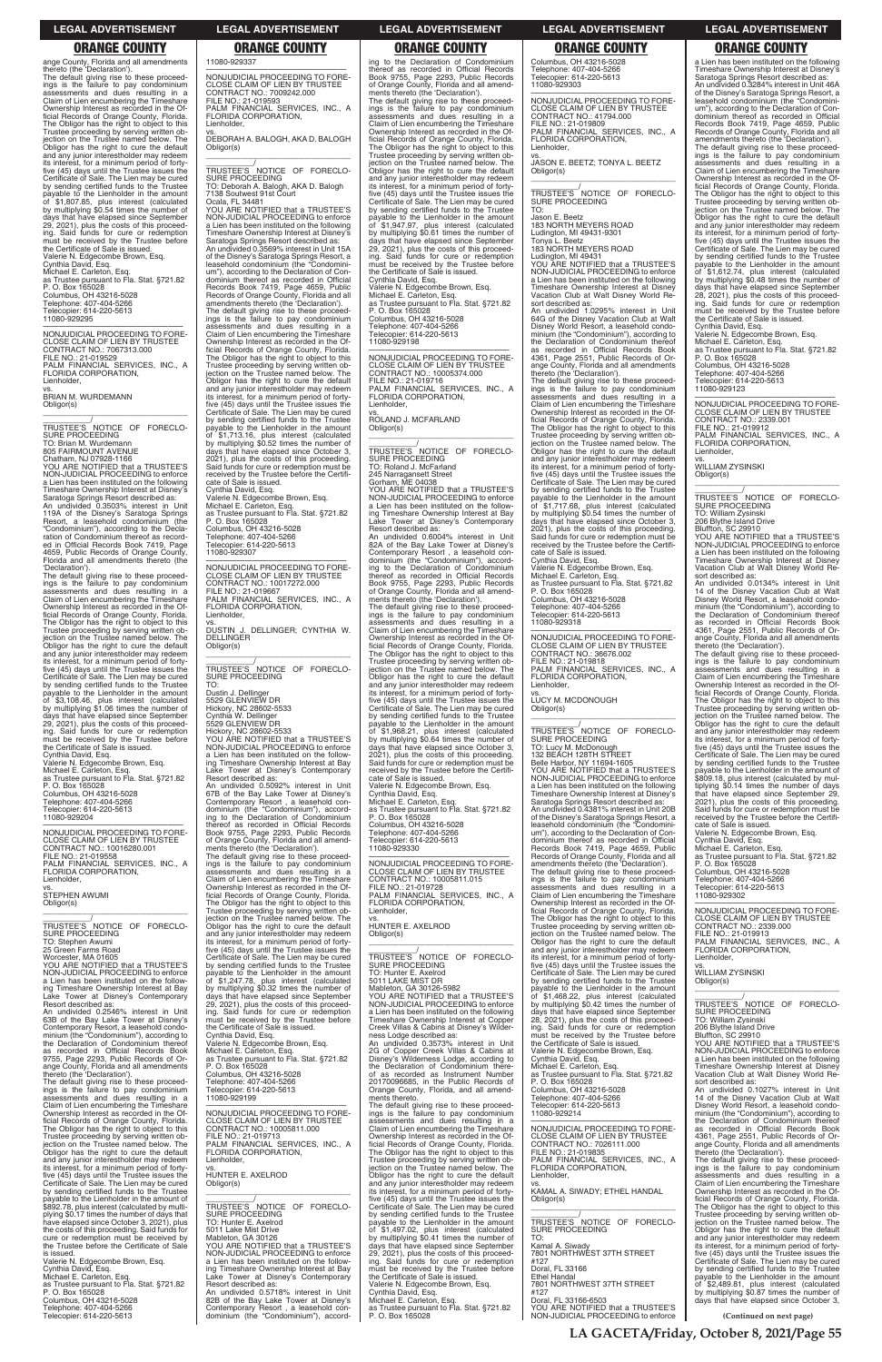ange County, Florida and all amendments thereto (the 'Declaration').

The default giving rise to these proceedings is the failure to pay condominium assessments and dues resulting in a Claim of Lien encumbering the Timeshare Ownership Interest as recorded in the Official Records of Orange County, Florida. The Obligor has the right to object to this Trustee proceeding by serving written objection on the Trustee named below. The Obligor has the right to cure the default and any junior interestholder may redeem its interest, for a minimum period of forty-five (45) days until the Trustee issues the Certificate of Sale. The Lien may be cured by sending certified funds to the Trustee payable to the Lienholder in the amount of $1,807.85, plus interest (calculated by multiplying $0.54 times the number of days that have elapsed since September 29, 2021), plus the costs of this proceeding. Said funds for cure or redemption must be received by the Trustee before the Certificate of Sale is issued.

Valerie N. Edgecombe Brown, Esq.
Cynthia David, Esq.
Michael E. Carleton, Esq.
as Trustee pursuant to Fla. Stat. §721.82
P. O. Box 165028
Columbus, OH 43216-5028
Telephone: 407-404-5266
Telecopier: 614-220-5613
11080-929295

---

NONJUDICIAL PROCEEDING TO FORECLOSE CLAIM OF LIEN BY TRUSTEE
CONTRACT NO.: 7067313.000
FILE NO.: 21-019529
PALM FINANCIAL SERVICES, INC., A FLORIDA CORPORATION,
Lienholder,
vs.
BRIAN M. WURDEMANN
Obligor(s)

_______________/

TRUSTEE'S NOTICE OF FORECLOSURE PROCEEDING
TO: Brian M. Wurdemann
805 FAIRMOUNT AVENUE
Chatham, NJ 07928-1166

YOU ARE NOTIFIED that a TRUSTEE'S NON-JUDICIAL PROCEEDING to enforce a Lien has been instituted on the following Timeshare Ownership Interest at Disney's Saratoga Springs Resort described as:

An undivided 0.3503% interest in Unit 119A of the Disney's Saratoga Springs Resort, a leasehold condominium (the "Condominium"), according to the Declaration of Condominium thereof as recorded in Official Records Book 7419, Page 4659, Public Records of Orange County, Florida and all amendments thereto (the 'Declaration').

The default giving rise to these proceedings is the failure to pay condominium assessments and dues resulting in a Claim of Lien encumbering the Timeshare Ownership Interest as recorded in the Official Records of Orange County, Florida. The Obligor has the right to object to this Trustee proceeding by serving written objection on the Trustee named below. The Obligor has the right to cure the default and any junior interestholder may redeem its interest, for a minimum period of forty-five (45) days until the Trustee issues the Certificate of Sale. The Lien may be cured by sending certified funds to the Trustee payable to the Lienholder in the amount of $3,108.46, plus interest (calculated by multiplying $1.06 times the number of days that have elapsed since September 29, 2021), plus the costs of this proceeding. Said funds for cure or redemption must be received by the Trustee before the Certificate of Sale is issued.

Cynthia David, Esq.
Valerie N. Edgecombe Brown, Esq.
Michael E. Carleton, Esq.
as Trustee pursuant to Fla. Stat. §721.82
P. O. Box 165028
Columbus, OH 43216-5028
Telephone: 407-404-5266
Telecopier: 614-220-5613
11080-929204

---

NONJUDICIAL PROCEEDING TO FORECLOSE CLAIM OF LIEN BY TRUSTEE
CONTRACT NO.: 10016280.001
FILE NO.: 21-019558
PALM FINANCIAL SERVICES, INC., A FLORIDA CORPORATION,
Lienholder,
vs.
STEPHEN AWUMI
Obligor(s)

_______________/

TRUSTEE'S NOTICE OF FORECLOSURE PROCEEDING
TO: Stephen Awumi
25 Green Farms Road
Worcester, MA 01605

YOU ARE NOTIFIED that a TRUSTEE'S NON-JUDICIAL PROCEEDING to enforce a Lien has been instituted on the following Timeshare Ownership Interest at Bay Lake Tower at Disney's Contemporary Resort described as:

An undivided 0.2546% interest in Unit 63B of the Bay Lake Tower at Disney's Contemporary Resort, a leasehold condominium (the "Condominium"), according to the Declaration of Condominium thereof as recorded in Official Records Book 9755, Page 2293, Public Records of Orange County, Florida and all amendments thereto (the 'Declaration').

The default giving rise to these proceedings is the failure to pay condominium assessments and dues resulting in a Claim of Lien encumbering the Timeshare Ownership Interest as recorded in the Official Records of Orange County, Florida. The Obligor has the right to object to this Trustee proceeding by serving written objection on the Trustee named below. The Obligor has the right to cure the default and any junior interestholder may redeem its interest, for a minimum period of forty-five (45) days until the Trustee issues the Certificate of Sale. The Lien may be cured by sending certified funds to the Trustee payable to the Lienholder in the amount of $892.78, plus interest (calculated by multiplying $0.17 times the number of days that have elapsed since October 3, 2021), plus the costs of this proceeding. Said funds for cure or redemption must be received by the Trustee before the Certificate of Sale is issued.

Valerie N. Edgecombe Brown, Esq.
Cynthia David, Esq.
Michael E. Carleton, Esq.
as Trustee pursuant to Fla. Stat. §721.82
P. O. Box 165028
Columbus, OH 43216-5028
Telephone: 407-404-5266
Telecopier: 614-220-5613
11080-929337

---

NONJUDICIAL PROCEEDING TO FORECLOSE CLAIM OF LIEN BY TRUSTEE
CONTRACT NO.: 7009242.000
FILE NO.: 21-019593
PALM FINANCIAL SERVICES, INC., A FLORIDA CORPORATION,
Lienholder,
vs.
DEBORAH A. BALOGH, AKA D. BALOGH
Obligor(s)

_______________/

TRUSTEE'S NOTICE OF FORECLOSURE PROCEEDING
TO: Deborah A. Balogh, AKA D. Balogh
7138 Southwest 91st Court
Ocala, FL 34481

YOU ARE NOTIFIED that a TRUSTEE'S NON-JUDICIAL PROCEEDING to enforce a Lien has been instituted on the following Timeshare Ownership Interest at Disney's Saratoga Springs Resort described as:

An undivided 0.3569% interest in Unit 15A of the Disney's Saratoga Springs Resort, a leasehold condominium (the "Condominium"), according to the Declaration of Condominium thereof as recorded in Official Records Book 7419, Page 4659, Public Records of Orange County, Florida and all amendments thereto (the 'Declaration').

The default giving rise to these proceedings is the failure to pay condominium assessments and dues resulting in a Claim of Lien encumbering the Timeshare Ownership Interest as recorded in the Official Records of Orange County, Florida. The Obligor has the right to object to this Trustee proceeding by serving written objection on the Trustee named below. The Obligor has the right to cure the default and any junior interestholder may redeem its interest, for a minimum period of forty-five (45) days until the Trustee issues the Certificate of Sale. The Lien may be cured by sending certified funds to the Trustee payable to the Lienholder in the amount of $1,713.16, plus interest (calculated by multiplying $0.52 times the number of days that have elapsed since October 3, 2021), plus the costs of this proceeding. Said funds for cure or redemption must be received by the Trustee before the Certificate of Sale is issued.

Cynthia David, Esq.
Valerie N. Edgecombe Brown, Esq.
Michael E. Carleton, Esq.
as Trustee pursuant to Fla. Stat. §721.82
P. O. Box 165028
Columbus, OH 43216-5028
Telephone: 407-404-5266
Telecopier: 614-220-5613
11080-929307

---

NONJUDICIAL PROCEEDING TO FORECLOSE CLAIM OF LIEN BY TRUSTEE
CONTRACT NO.: 10017272.000
FILE NO.: 21-019667
PALM FINANCIAL SERVICES, INC., A FLORIDA CORPORATION,
Lienholder,
vs.
DUSTIN J. DELLINGER; CYNTHIA W. DELLINGER
Obligor(s)

_______________/

TRUSTEE'S NOTICE OF FORECLOSURE PROCEEDING
TO:
Dustin J. Dellinger
5529 GLENVIEW DR
Hickory, NC 28602-5533
Cynthia W. Dellinger
5529 GLENVIEW DR
Hickory, NC 28602-5533

YOU ARE NOTIFIED that a TRUSTEE'S NON-JUDICIAL PROCEEDING to enforce a Lien has been instituted on the following Timeshare Ownership Interest at Bay Lake Tower at Disney's Contemporary Resort described as:

An undivided 0.5092% interest in Unit 67B of the Bay Lake Tower at Disney's Contemporary Resort , a leasehold condominium (the "Condominium"), according to the Declaration of Condominium thereof as recorded in Official Records Book 9755, Page 2293, Public Records of Orange County, Florida and all amendments thereto (the 'Declaration').

The default giving rise to these proceedings is the failure to pay condominium assessments and dues resulting in a Claim of Lien encumbering the Timeshare Ownership Interest as recorded in the Official Records of Orange County, Florida. The Obligor has the right to object to this Trustee proceeding by serving written objection on the Trustee named below. The Obligor has the right to cure the default and any junior interestholder may redeem its interest, for a minimum period of forty-five (45) days until the Trustee issues the Certificate of Sale. The Lien may be cured by sending certified funds to the Trustee payable to the Lienholder in the amount of $1,247.78, plus interest (calculated by multiplying $0.32 times the number of days that have elapsed since September 29, 2021), plus the costs of this proceeding. Said funds for cure or redemption must be received by the Trustee before the Certificate of Sale is issued.

Cynthia David, Esq.
Valerie N. Edgecombe Brown, Esq.
Michael E. Carleton, Esq.
as Trustee pursuant to Fla. Stat. §721.82
P. O. Box 165028
Columbus, OH 43216-5028
Telephone: 407-404-5266
Telecopier: 614-220-5613
11080-929199

---

NONJUDICIAL PROCEEDING TO FORECLOSE CLAIM OF LIEN BY TRUSTEE
CONTRACT NO.: 10005811.000
FILE NO.: 21-019713
PALM FINANCIAL SERVICES, INC., A FLORIDA CORPORATION,
Lienholder,
vs.
HUNTER E. AXELROD
Obligor(s)

_______________/

TRUSTEE'S NOTICE OF FORECLOSURE PROCEEDING
TO: Hunter E. Axelrod
5011 Lake Mist Drive
Mableton, GA 30126

YOU ARE NOTIFIED that a TRUSTEE'S NON-JUDICIAL PROCEEDING to enforce a Lien has been instituted on the following Timeshare Ownership Interest at Bay Lake Tower at Disney's Contemporary Resort described as:

An undivided 0.5718% interest in Unit 82B of the Bay Lake Tower at Disney's Contemporary Resort , a leasehold condominium (the "Condominium"), according to the Declaration of Condominium thereof as recorded in Official Records Book 9755, Page 2293, Public Records of Orange County, Florida and all amendments thereto (the 'Declaration').

The default giving rise to these proceedings is the failure to pay condominium assessments and dues resulting in a Claim of Lien encumbering the Timeshare Ownership Interest as recorded in the Official Records of Orange County, Florida. The Obligor has the right to object to this Trustee proceeding by serving written objection on the Trustee named below. The Obligor has the right to cure the default and any junior interestholder may redeem its interest, for a minimum period of forty-five (45) days until the Trustee issues the Certificate of Sale. The Lien may be cured by sending certified funds to the Trustee payable to the Lienholder in the amount of $1,947.97, plus interest (calculated by multiplying $0.61 times the number of days that have elapsed since September 29, 2021), plus the costs of this proceeding. Said funds for cure or redemption must be received by the Trustee before the Certificate of Sale is issued.

Cynthia David, Esq.
Valerie N. Edgecombe Brown, Esq.
Michael E. Carleton, Esq.
as Trustee pursuant to Fla. Stat. §721.82
P. O. Box 165028
Columbus, OH 43216-5028
Telephone: 407-404-5266
Telecopier: 614-220-5613
11080-929198

---

NONJUDICIAL PROCEEDING TO FORECLOSE CLAIM OF LIEN BY TRUSTEE
CONTRACT NO.: 10005374.000
FILE NO.: 21-019716
PALM FINANCIAL SERVICES, INC., A FLORIDA CORPORATION,
Lienholder,
vs.
ROLAND J. MCFARLAND
Obligor(s)

_______________/

TRUSTEE'S NOTICE OF FORECLOSURE PROCEEDING
TO: Roland J. McFarland
245 Narragansett Street
Gorham, ME 04038

YOU ARE NOTIFIED that a TRUSTEE'S NON-JUDICIAL PROCEEDING to enforce a Lien has been instituted on the following Timeshare Ownership Interest at Bay Lake Tower at Disney's Contemporary Resort described as:

An undivided 0.6004% interest in Unit 82A of the Bay Lake Tower at Disney's Contemporary Resort , a leasehold condominium (the "Condominium"), according to the Declaration of Condominium thereof as recorded in Official Records Book 9755, Page 2293, Public Records of Orange County, Florida and all amendments thereto (the 'Declaration').

The default giving rise to these proceedings is the failure to pay condominium assessments and dues resulting in a Claim of Lien encumbering the Timeshare Ownership Interest as recorded in the Official Records of Orange County, Florida. The Obligor has the right to object to this Trustee proceeding by serving written objection on the Trustee named below. The Obligor has the right to cure the default and any junior interestholder may redeem its interest, for a minimum period of forty-five (45) days until the Trustee issues the Certificate of Sale. The Lien may be cured by sending certified funds to the Trustee payable to the Lienholder in the amount of $1,968.21, plus interest (calculated by multiplying $0.64 times the number of days that have elapsed since October 3, 2021), plus the costs of this proceeding. Said funds for cure or redemption must be received by the Trustee before the Certificate of Sale is issued.

Valerie N. Edgecombe Brown, Esq.
Cynthia David, Esq.
Michael E. Carleton, Esq.
as Trustee pursuant to Fla. Stat. §721.82
P. O. Box 165028
Columbus, OH 43216-5028
Telephone: 407-404-5266
Telecopier: 614-220-5613
11080-929330

---

NONJUDICIAL PROCEEDING TO FORECLOSE CLAIM OF LIEN BY TRUSTEE
CONTRACT NO.: 10005811.015
FILE NO.: 21-019728
PALM FINANCIAL SERVICES, INC., A FLORIDA CORPORATION,
Lienholder,
vs.
HUNTER E. AXELROD
Obligor(s)

_______________/

TRUSTEE'S NOTICE OF FORECLOSURE PROCEEDING
TO: Hunter E. Axelrod
5011 LAKE MIST DR
Mableton, GA 30126-5982

YOU ARE NOTIFIED that a TRUSTEE'S NON-JUDICIAL PROCEEDING to enforce a Lien has been instituted on the following Timeshare Ownership Interest at Copper Creek Villas & Cabins at Disney's Wilderness Lodge described as:

An undivided 0.3573% interest in Unit 2G of Copper Creek Villas & Cabins at Disney's Wilderness Lodge, according to the Declaration of Condominium thereof as recorded as Instrument Number 20170096685, in the Public Records of Orange County, Florida, and all amendments thereto.

The default giving rise to these proceedings is the failure to pay condominium assessments and dues resulting in a Claim of Lien encumbering the Timeshare Ownership Interest as recorded in the Official Records of Orange County, Florida. The Obligor has the right to object to this Trustee proceeding by serving written objection on the Trustee named below. The Obligor has the right to cure the default and any junior interestholder may redeem its interest, for a minimum period of forty-five (45) days until the Trustee issues the Certificate of Sale. The Lien may be cured by sending certified funds to the Trustee payable to the Lienholder in the amount of $1,497.02, plus interest (calculated by multiplying $0.41 times the number of days that have elapsed since September 29, 2021), plus the costs of this proceeding. Said funds for cure or redemption must be received by the Trustee before the Certificate of Sale is issued.

Valerie N. Edgecombe Brown, Esq.
Cynthia David, Esq.
Michael E. Carleton, Esq.
as Trustee pursuant to Fla. Stat. §721.82
P. O. Box 165028
Columbus, OH 43216-5028
Telephone: 407-404-5266
Telecopier: 614-220-5613
11080-929303

---

NONJUDICIAL PROCEEDING TO FORECLOSE CLAIM OF LIEN BY TRUSTEE
CONTRACT NO.: 41794.000
FILE NO.: 21-019809
PALM FINANCIAL SERVICES, INC., A FLORIDA CORPORATION,
Lienholder,
vs.
JASON E. BEETZ; TONYA L. BEETZ
Obligor(s)

_______________/

TRUSTEE'S NOTICE OF FORECLOSURE PROCEEDING
TO:
Jason E. Beetz
183 NORTH MEYERS ROAD
Ludington, MI 49431-9301
Tonya L. Beetz
183 NORTH MEYERS ROAD
Ludington, MI 49431

YOU ARE NOTIFIED that a TRUSTEE'S NON-JUDICIAL PROCEEDING to enforce a Lien has been instituted on the following Timeshare Ownership Interest at Disney Vacation Club at Walt Disney World Resort described as:

An undivided 1.0295% interest in Unit 64G of the Disney Vacation Club at Walt Disney World Resort, a leasehold condominium (the "Condominium"), according to the Declaration of Condominium thereof as recorded in Official Records Book 4361, Page 2551, Public Records of Orange County, Florida and all amendments thereto (the 'Declaration').

The default giving rise to these proceedings is the failure to pay condominium assessments and dues resulting in a Claim of Lien encumbering the Timeshare Ownership Interest as recorded in the Official Records of Orange County, Florida. The Obligor has the right to object to this Trustee proceeding by serving written objection on the Trustee named below. The Obligor has the right to cure the default and any junior interestholder may redeem its interest, for a minimum period of forty-five (45) days until the Trustee issues the Certificate of Sale. The Lien may be cured by sending certified funds to the Trustee payable to the Lienholder in the amount of $1,717.68, plus interest (calculated by multiplying $0.54 times the number of days that have elapsed since October 3, 2021), plus the costs of this proceeding. Said funds for cure or redemption must be received by the Trustee before the Certificate of Sale is issued.

Cynthia David, Esq.
Valerie N. Edgecombe Brown, Esq.
Michael E. Carleton, Esq.
as Trustee pursuant to Fla. Stat. §721.82
P. O. Box 165028
Columbus, OH 43216-5028
Telephone: 407-404-5266
Telecopier: 614-220-5613
11080-929318

---

NONJUDICIAL PROCEEDING TO FORECLOSE CLAIM OF LIEN BY TRUSTEE
CONTRACT NO.: 36676.002
FILE NO.: 21-019818
PALM FINANCIAL SERVICES, INC., A FLORIDA CORPORATION,
Lienholder,
vs.
LUCY M. MCDONOUGH
Obligor(s)

_______________/

TRUSTEE'S NOTICE OF FORECLOSURE PROCEEDING
TO: Lucy M. McDonough
132 BEACH 128TH STREET
Belle Harbor, NY 11694-1605

YOU ARE NOTIFIED that a TRUSTEE'S NON-JUDICIAL PROCEEDING to enforce a Lien has been instituted on the following Timeshare Ownership Interest at Disney's Saratoga Springs Resort described as:

An undivided 0.4381% interest in Unit 20B of the Disney's Saratoga Springs Resort, a leasehold condominium (the "Condominium"), according to the Declaration of Condominium thereof as recorded in Official Records Book 7419, Page 4659, Public Records of Orange County, Florida and all amendments thereto (the 'Declaration').

The default giving rise to these proceedings is the failure to pay condominium assessments and dues resulting in a Claim of Lien encumbering the Timeshare Ownership Interest as recorded in the Official Records of Orange County, Florida. The Obligor has the right to object to this Trustee proceeding by serving written objection on the Trustee named below. The Obligor has the right to cure the default and any junior interestholder may redeem its interest, for a minimum period of forty-five (45) days until the Trustee issues the Certificate of Sale. The Lien may be cured by sending certified funds to the Trustee payable to the Lienholder in the amount of $1,468.22, plus interest (calculated by multiplying $0.42 times the number of days that have elapsed since September 28, 2021), plus the costs of this proceeding. Said funds for cure or redemption must be received by the Trustee before the Certificate of Sale is issued.

Valerie N. Edgecombe Brown, Esq.
Cynthia David, Esq.
Michael E. Carleton, Esq.
as Trustee pursuant to Fla. Stat. §721.82
P. O. Box 165028
Columbus, OH 43216-5028
Telephone: 407-404-5266
Telecopier: 614-220-5613
11080-929214

---

NONJUDICIAL PROCEEDING TO FORECLOSE CLAIM OF LIEN BY TRUSTEE
CONTRACT NO.: 7026111.000
FILE NO.: 21-019835
PALM FINANCIAL SERVICES, INC., A FLORIDA CORPORATION,
Lienholder,
vs.
KAMAL A. SIWADY; ETHEL HANDAL
Obligor(s)

_______________/

TRUSTEE'S NOTICE OF FORECLOSURE PROCEEDING
TO:
Kamal A. Siwady
7801 NORTHWEST 37TH STREET
#127
Doral, FL 33166
Ethel Handal
7801 NORTHWEST 37TH STREET
#127
Doral, FL 33166-6503

YOU ARE NOTIFIED that a TRUSTEE'S NON-JUDICIAL PROCEEDING to enforce a Lien has been instituted on the following Timeshare Ownership Interest at Disney's Saratoga Springs Resort described as:

An undivided 0.3284% interest in Unit 46A of the Disney's Saratoga Springs Resort, a leasehold condominium (the "Condominium"), according to the Declaration of Condominium thereof as recorded in Official Records Book 7419, Page 4659, Public Records of Orange County, Florida and all amendments thereto (the 'Declaration').

The default giving rise to these proceedings is the failure to pay condominium assessments and dues resulting in a Claim of Lien encumbering the Timeshare Ownership Interest as recorded in the Official Records of Orange County, Florida. The Obligor has the right to object to this Trustee proceeding by serving written objection on the Trustee named below. The Obligor has the right to cure the default and any junior interestholder may redeem its interest, for a minimum period of forty-five (45) days until the Trustee issues the Certificate of Sale. The Lien may be cured by sending certified funds to the Trustee payable to the Lienholder in the amount of $1,612.74, plus interest (calculated by multiplying $0.48 times the number of days that have elapsed since September 28, 2021), plus the costs of this proceeding. Said funds for cure or redemption must be received by the Trustee before the Certificate of Sale is issued.

Cynthia David, Esq.
Valerie N. Edgecombe Brown, Esq.
Michael E. Carleton, Esq.
as Trustee pursuant to Fla. Stat. §721.82
P. O. Box 165028
Columbus, OH 43216-5028
Telephone: 407-404-5266
Telecopier: 614-220-5613
11080-929123

---

NONJUDICIAL PROCEEDING TO FORECLOSE CLAIM OF LIEN BY TRUSTEE
CONTRACT NO.: 2339.001
FILE NO.: 21-019912
PALM FINANCIAL SERVICES, INC., A FLORIDA CORPORATION,
Lienholder,
vs.
WILLIAM ZYSINSKI
Obligor(s)

_______________/

TRUSTEE'S NOTICE OF FORECLOSURE PROCEEDING
TO: William Zysinski
206 Blythe Island Drive
Bluffton, SC 29910

YOU ARE NOTIFIED that a TRUSTEE'S NON-JUDICIAL PROCEEDING to enforce a Lien has been instituted on the following Timeshare Ownership Interest at Disney Vacation Club at Walt Disney World Resort described as:

An undivided 0.0134% interest in Unit 14 of the Disney Vacation Club at Walt Disney World Resort, a leasehold condominium (the "Condominium"), according to the Declaration of Condominium thereof as recorded in Official Records Book 4361, Page 2551, Public Records of Orange County, Florida and all amendments thereto (the 'Declaration').

The default giving rise to these proceedings is the failure to pay condominium assessments and dues resulting in a Claim of Lien encumbering the Timeshare Ownership Interest as recorded in the Official Records of Orange County, Florida. The Obligor has the right to object to this Trustee proceeding by serving written objection on the Trustee named below. The Obligor has the right to cure the default and any junior interestholder may redeem its interest, for a minimum period of forty-five (45) days until the Trustee issues the Certificate of Sale. The Lien may be cured by sending certified funds to the Trustee payable to the Lienholder in the amount of $809.18, plus interest (calculated by multiplying $0.14 times the number of days that have elapsed since September 29, 2021), plus the costs of this proceeding. Said funds for cure or redemption must be received by the Trustee before the Certificate of Sale is issued.

Valerie N. Edgecombe Brown, Esq.
Cynthia David, Esq.
Michael E. Carleton, Esq.
as Trustee pursuant to Fla. Stat. §721.82
P. O. Box 165028
Columbus, OH 43216-5028
Telephone: 407-404-5266
Telecopier: 614-220-5613
11080-929302

---

NONJUDICIAL PROCEEDING TO FORECLOSE CLAIM OF LIEN BY TRUSTEE
CONTRACT NO.: 2339.000
FILE NO.: 21-019913
PALM FINANCIAL SERVICES, INC., A FLORIDA CORPORATION,
Lienholder,
vs.
WILLIAM ZYSINSKI
Obligor(s)

_______________/

TRUSTEE'S NOTICE OF FORECLOSURE PROCEEDING
TO: William Zysinski
206 Blythe Island Drive
Bluffton, SC 29910

YOU ARE NOTIFIED that a TRUSTEE'S NON-JUDICIAL PROCEEDING to enforce a Lien has been instituted on the following Timeshare Ownership Interest at Disney Vacation Club at Walt Disney World Resort described as:

An undivided 0.1027% interest in Unit 14 of the Disney Vacation Club at Walt Disney World Resort, a leasehold condominium (the "Condominium"), according to the Declaration of Condominium thereof as recorded in Official Records Book 4361, Page 2551, Public Records of Orange County, Florida and all amendments thereto (the 'Declaration').

The default giving rise to these proceedings is the failure to pay condominium assessments and dues resulting in a Claim of Lien encumbering the Timeshare Ownership Interest as recorded in the Official Records of Orange County, Florida. The Obligor has the right to object to this Trustee proceeding by serving written objection on the Trustee named below. The Obligor has the right to cure the default and any junior interestholder may redeem its interest, for a minimum period of forty-five (45) days until the Trustee issues the Certificate of Sale. The Lien may be cured by sending certified funds to the Trustee payable to the Lienholder in the amount of $2,489.81, plus interest (calculated by multiplying $0.87 times the number of days that have elapsed since October 3,

**(Continued on next page)**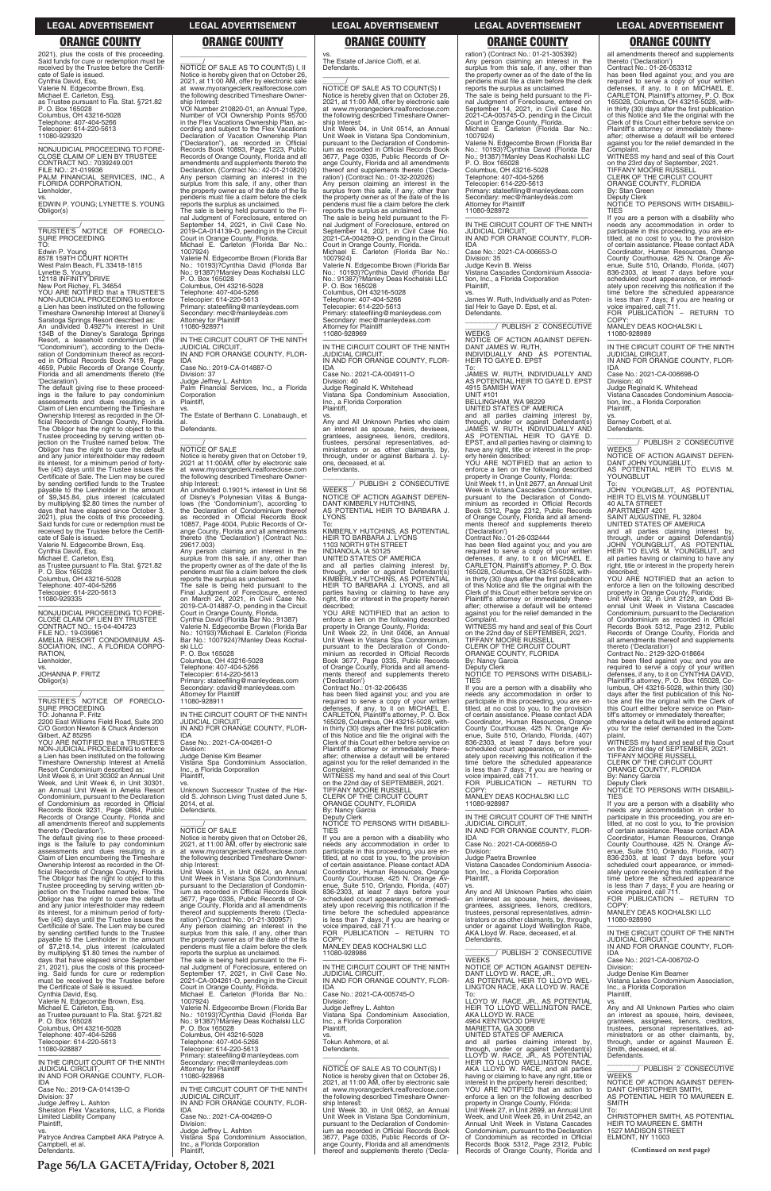2021), plus the costs of this proceeding. Said funds for cure or redemption must be received by the Trustee before the Certificate of Sale is issued.
Cynthia David, Esq.
Valerie N. Edgecombe Brown, Esq.
Michael E. Carleton, Esq.
as Trustee pursuant to Fla. Stat. §721.82
P. O. Box 165028
Columbus, OH 43216-5028
Telephone: 407-404-5266
Telecopier: 614-220-5613
11080-929320

---

NONJUDICIAL PROCEEDING TO FORECLOSE CLAIM OF LIEN BY TRUSTEE
CONTRACT NO.: 7039249.001
FILE NO.: 21-019936
PALM FINANCIAL SERVICES, INC., A FLORIDA CORPORATION,
Lienholder,
vs.
EDWIN P. YOUNG; LYNETTE S. YOUNG
Obligor(s)
_______________/

TRUSTEE'S NOTICE OF FORECLOSURE PROCEEDING
TO:
Edwin P. Young
8578 159TH COURT NORTH
West Palm Beach, FL 33418-1815
Lynette S. Young
12118 INFINITY DRIVE
New Port Richey, FL 34654
YOU ARE NOTIFIED that a TRUSTEE'S NON-JUDICIAL PROCEEDING to enforce a Lien has been instituted on the following Timeshare Ownership Interest at Disney's Saratoga Springs Resort described as:
An undivided 0.4927% interest in Unit 134B of the Disney's Saratoga Springs Resort, a leasehold condominium (the "Condominium"), according to the Declaration of Condominium thereof as recorded in Official Records Book 7419, Page 4659, Public Records of Orange County, Florida and all amendments thereto (the 'Declaration').
The default giving rise to these proceedings is the failure to pay condominium assessments and dues resulting in a Claim of Lien encumbering the Timeshare Ownership Interest as recorded in the Official Records of Orange County, Florida. The Obligor has the right to object to this Trustee proceeding by serving written objection on the Trustee named below. The Obligor has the right to cure the default and any junior interestholder may redeem its interest, for a minimum period of forty-five (45) days until the Trustee issues the Certificate of Sale. The Lien may be cured by sending certified funds to the Trustee payable to the Lienholder in the amount of $9,345.84, plus interest (calculated by multiplying $2.80 times the number of days that have elapsed since October 3, 2021), plus the costs of this proceeding. Said funds for cure or redemption must be received by the Trustee before the Certificate of Sale is issued.
Valerie N. Edgecombe Brown, Esq.
Cynthia David, Esq.
Michael E. Carleton, Esq.
as Trustee pursuant to Fla. Stat. §721.82
P. O. Box 165028
Columbus, OH 43216-5028
Telephone: 407-404-5266
Telecopier: 614-220-5613
11080-929335

---

NONJUDICIAL PROCEEDING TO FORECLOSE CLAIM OF LIEN BY TRUSTEE
CONTRACT NO.: 15-04-404723
FILE NO.: 19-039961
AMELIA RESORT CONDOMINIUM ASSOCIATION, INC., A FLORIDA CORPORATION,
Lienholder,
vs.
JOHANNA P. FRITZ
Obligor(s)
_______________/

TRUSTEE'S NOTICE OF FORECLOSURE PROCEEDING
TO: Johanna P. Fritz
2200 East Williams Field Road, Suite 200
C/O Gordon Newton & Chuck Anderson
Gilbert, AZ 85295
YOU ARE NOTIFIED that a TRUSTEE'S NON-JUDICIAL PROCEEDING to enforce a Lien has been instituted on the following Timeshare Ownership Interest at Amelia Resort Condominium described as:
Unit Week 6, in Unit 30302 an Annual Unit Week, and Unit Week 6, in Unit 30301, an Annual Unit Week in Amelia Resort Condominium, pursuant to the Declaration of Condominium as recorded in Official Records Book 9231, Page 0884, Public Records of Orange County, Florida and all amendments thereof and supplements thereto ('Declaration').
The default giving rise to these proceedings is the failure to pay condominium assessments and dues resulting in a Claim of Lien encumbering the Timeshare Ownership Interest as recorded in the Official Records of Orange County, Florida. The Obligor has the right to object to this Trustee proceeding by serving written objection on the Trustee named below. The Obligor has the right to cure the default and any junior interestholder may redeem its interest, for a minimum period of forty-five (45) days until the Trustee issues the Certificate of Sale. The Lien may be cured by sending certified funds to the Trustee payable to the Lienholder in the amount of $7,218.14, plus interest (calculated by multiplying $1.80 times the number of days that have elapsed since September 21, 2021), plus the costs of this proceeding. Said funds for cure or redemption must be received by the Trustee before the Certificate of Sale is issued.
Cynthia David, Esq.
Valerie N. Edgecombe Brown, Esq.
Michael E. Carleton, Esq.
as Trustee pursuant to Fla. Stat. §721.82
P. O. Box 165028
Columbus, OH 43216-5028
Telephone: 407-404-5266
Telecopier: 614-220-5613
11080-928887

---

IN THE CIRCUIT COURT OF THE NINTH JUDICIAL CIRCUIT,
IN AND FOR ORANGE COUNTY, FLORIDA
Case No.: 2019-CA-014139-O
Division: 37
Judge Jeffrey L. Ashton
Sheraton Flex Vacations, LLC, a Florida Limited Liability Company
Plaintiff,
vs.
Patryce Andrea Campbell AKA Patryce A. Campbell, et al.
Defendants.
_______________/

NOTICE OF SALE AS TO COUNT(S) I, II
Notice is hereby given that on October 26, 2021, at 11:00 AM, offer by electronic sale at www.myorangeclerk.realforeclose.com the following described Timeshare Ownership Interest:
VOI Number 210820-01, an Annual Type, Number of VOI Ownership Points 95700 in the Flex Vacations Ownership Plan, according and subject to the Flex Vacations Declaration of Vacation Ownership Plan ("Declaration"), as recorded in Official Records Book 10893, Page 1223, Public Records of Orange County, Florida and all amendments and supplements thereto the Declaration. (Contract No.: 42-01-210820)
Any person claiming an interest in the surplus from this sale, if any, other than the property owner as of the date of the lis pendens must file a claim before the clerk reports the surplus as unclaimed.
The sale is being held pursuant to the Final Judgment of Foreclosure, entered on September 14, 2021, in Civil Case No. 2019-CA-014139-O, pending in the Circuit Court in Orange County, Florida.
Michael E. Carleton (Florida Bar No.: 1007924)
Valerie N. Edgecombe Brown (Florida Bar No.: 10193)?Cynthia David (Florida Bar No.: 91387)?Manley Deas Kochalski LLC
P. O. Box 165028
Columbus, OH 43216-5028
Telephone: 407-404-5266
Telecopier: 614-220-5613
Primary: stateefiling@manleydeas.com
Secondary: mec@manleydeas.com
Attorney for Plaintiff
11080-928971

---

IN THE CIRCUIT COURT OF THE NINTH JUDICIAL CIRCUIT,
IN AND FOR ORANGE COUNTY, FLORIDA
Case No.: 2019-CA-014887-O
Division: 37
Judge Jeffrey L. Ashton
Palm Financial Services, Inc., a Florida Corporation
Plaintiff,
vs.
The Estate of Berthann C. Lonabaugh, et al.
Defendants.
_______________/

NOTICE OF SALE
Notice is hereby given that on October 19, 2021 at 11:00AM, offer by electronic sale at www.myorangeclerk.realforeclose.com the following described Timeshare Ownership Interest:
An undivided 0.1901% interest in Unit 56 of Disney's Polynesian Villas & Bungalows (the 'Condominium'), according to the Declaration of Condominium thereof as recorded in Official Records Book 10857, Page 4004, Public Records of Orange County, Florida and all amendments thereto (the 'Declaration') (Contract No.: 29617.003)
Any person claiming an interest in the surplus from this sale, if any, other than the property owner as of the date of the lis pendens must file a claim before the clerk reports the surplus as unclaimed.
The sale is being held pursuant to the Final Judgment of Foreclosure, entered on March 24, 2021, in Civil Case No. 2019-CA-014887-O, pending in the Circuit Court in Orange County, Florida.
Cynthia David (Florida Bar No.: 91387)
Valerie N. Edgecombe Brown (Florida Bar No.: 10193)?Michael E. Carleton (Florida Bar No.: 1007924)?Manley Deas Kochalski LLC
P. O. Box 165028
Columbus, OH 43216-5028
Telephone: 407-404-5266
Telecopier: 614-220-5613
Primary: stateefiling@manleydeas.com
Secondary: cdavid@manleydeas.com
Attorney for Plaintiff
11080-928911

---

IN THE CIRCUIT COURT OF THE NINTH JUDICIAL CIRCUIT,
IN AND FOR ORANGE COUNTY, FLORIDA
Case No.: 2021-CA-004261-O
Division:
Judge Denise Kim Beamer
Vistana Spa Condominium Association, Inc., a Florida Corporation
Plaintiff,
vs.
Unknown Successor Trustee of the Harold S. Johnson Living Trust dated June 5, 2014, et al.
Defendants.
_______________/

NOTICE OF SALE
Notice is hereby given that on October 26, 2021, at 11:00 AM, offer by electronic sale at www.myorangeclerk.realforeclose.com the following described Timeshare Ownership Interest:
Unit Week 51, in Unit 0624, an Annual Unit Week in Vistana Spa Condominium, pursuant to the Declaration of Condominium as recorded in Official Records Book 3677, Page 0335, Public Records of Orange County, Florida and all amendments thereof and supplements thereto ('Declaration') (Contract No.: 01-21-300957)
Any person claiming an interest in the surplus from this sale, if any, other than the property owner as of the date of the lis pendens must file a claim before the clerk reports the surplus as unclaimed.
The sale is being held pursuant to the Final Judgment of Foreclosure, entered on September 17, 2021, in Civil Case No. 2021-CA-004261-O, pending in the Circuit Court in Orange County, Florida.
Michael E. Carleton (Florida Bar No.: 1007924)
Valerie N. Edgecombe Brown (Florida Bar No.: 10193)?Cynthia David (Florida Bar No.: 91387)?Manley Deas Kochalski LLC
P. O. Box 165028
Columbus, OH 43216-5028
Telephone: 407-404-5266
Telecopier: 614-220-5613
Primary: stateefiling@manleydeas.com
Secondary: mec@manleydeas.com
Attorney for Plaintiff
11080-928968

---

IN THE CIRCUIT COURT OF THE NINTH JUDICIAL CIRCUIT,
IN AND FOR ORANGE COUNTY, FLORIDA
Case No.: 2021-CA-004269-O
Division:
Judge Jeffrey L. Ashton
Vistana Spa Condominium Association, Inc., a Florida Corporation
Plaintiff,
vs.
The Estate of Janice Cioffi, et al.
Defendants.
_______________/

NOTICE OF SALE AS TO COUNT(S) I
Notice is hereby given that on October 26, 2021, at 11:00 AM, offer by electronic sale at www.myorangeclerk.realforeclose.com the following described Timeshare Ownership Interest:
Unit Week 04, in Unit 0514, an Annual Unit Week in Vistana Spa Condominium, pursuant to the Declaration of Condominium as recorded in Official Records Book 3677, Page 0335, Public Records of Orange County, Florida and all amendments thereof and supplements thereto ('Declaration') (Contract No.: 01-32-202026)
Any person claiming an interest in the surplus from this sale, if any, other than the property owner as of the date of the lis pendens must file a claim before the clerk reports the surplus as unclaimed.
The sale is being held pursuant to the Final Judgment of Foreclosure, entered on September 14, 2021, in Civil Case No. 2021-CA-004269-O, pending in the Circuit Court in Orange County, Florida.
Michael E. Carleton (Florida Bar No.: 1007924)
Valerie N. Edgecombe Brown (Florida Bar No.: 10193)?Cynthia David (Florida Bar No.: 91387)?Manley Deas Kochalski LLC
P. O. Box 165028
Columbus, OH 43216-5028
Telephone: 407-404-5266
Telecopier: 614-220-5613
Primary: stateefiling@manleydeas.com
Secondary: mec@manleydeas.com
Attorney for Plaintiff
11080-928969

---

IN THE CIRCUIT COURT OF THE NINTH JUDICIAL CIRCUIT,
IN AND FOR ORANGE COUNTY, FLORIDA
Case No.: 2021-CA-004911-O
Division: 40
Judge Reginald K. Whitehead
Vistana Spa Condominium Association, Inc., a Florida Corporation
Plaintiff,
vs.
Any and All Unknown Parties who claim an interest as spouse, heirs, devisees, grantees, assignees, lienors, creditors, trustees, personal representatives, administrators or as other claimants, by, through, under or against Barbara J. Lyons, deceased, et al.
Defendants.
_______________/ PUBLISH 2 CONSECUTIVE WEEKS

NOTICE OF ACTION AGAINST DEFENDANT KIMBERLY HUTCHINS, AS POTENTIAL HEIR TO BARBARA J. LYONS
To:
KIMBERLY HUTCHINS, AS POTENTIAL HEIR TO BARBARA J. LYONS
1103 NORTH 9TH STREET
INDIANOLA, IA 50125
UNITED STATES OF AMERICA
and all parties claiming interest by, through, under or against Defendant(s) KIMBERLY HUTCHINS, AS POTENTIAL HEIR TO BARBARA J. LYONS, and all parties having or claiming to have any right, title or interest in the property herein described;
YOU ARE NOTIFIED that an action to enforce a lien on the following described property in Orange County, Florida:
Unit Week 22, in Unit 0406, an Annual Unit Week in Vistana Spa Condominium, pursuant to the Declaration of Condominium as recorded in Official Records Book 3677, Page 0335, Public Records of Orange County, Florida and all amendments thereof and supplements thereto ('Declaration')
Contract No.: 01-32-206435
has been filed against you; and you are required to serve a copy of your written defenses, if any, to it on MICHAEL E. CARLETON, Plaintiff's attorney, P. O. Box 165028, Columbus, OH 43216-5028, within thirty (30) days after the first publication of this Notice and file the original with the Clerk of this Court either before service on Plaintiff's attorney or immediately thereafter; otherwise a default will be entered against you for the relief demanded in the Complaint.
WITNESS my hand and seal of this Court on the 22nd day of SEPTEMBER, 2021.
TIFFANY MOORE RUSSELL
CLERK OF THE CIRCUIT COURT
ORANGE COUNTY, FLORIDA
By: Nancy Garcia
Deputy Clerk
NOTICE TO PERSONS WITH DISABILITIES
If you are a person with a disability who needs any accommodation in order to participate in this proceeding, you are entitled, at no cost to you, to the provision of certain assistance. Please contact ADA Coordinator, Human Resources, Orange County Courthouse, 425 N. Orange Avenue, Suite 510, Orlando, Florida, (407) 836-2303, at least 7 days before your scheduled court appearance, or immediately upon receiving this notification if the time before the scheduled appearance is less than 7 days; if you are hearing or voice impaired, call 711.
FOR PUBLICATION – RETURN TO COPY:
MANLEY DEAS KOCHALSKI LLC
11080-928986

---

IN THE CIRCUIT COURT OF THE NINTH JUDICIAL CIRCUIT,
IN AND FOR ORANGE COUNTY, FLORIDA
Case No.: 2021-CA-005745-O
Division:
Judge Jeffrey L. Ashton
Vistana Spa Condominium Association, Inc., a Florida Corporation
Plaintiff,
vs.
Tokun Ashmore, et al.
Defendants.
_______________/

NOTICE OF SALE AS TO COUNT(S) I
Notice is hereby given that on October 26, 2021, at 11:00 AM, offer by electronic sale at www.myorangeclerk.realforeclose.com the following described Timeshare Ownership Interest:
Unit Week 30, in Unit 0652, an Annual Unit Week in Vistana Spa Condominium, pursuant to the Declaration of Condominium as recorded in Official Records Book 3677, Page 0335, Public Records of Orange County, Florida and all amendments thereof and supplements thereto ('Declaration') (Contract No.: 01-21-305392)
Any person claiming an interest in the surplus from this sale, if any, other than the property owner as of the date of the lis pendens must file a claim before the clerk reports the surplus as unclaimed.
The sale is being held pursuant to the Final Judgment of Foreclosure, entered on September 14, 2021, in Civil Case No. 2021-CA-005745-O, pending in the Circuit Court in Orange County, Florida.
Michael E. Carleton (Florida Bar No.: 1007924)
Valerie N. Edgecombe Brown (Florida Bar No.: 10193)?Cynthia David (Florida Bar No.: 91387)?Manley Deas Kochalski LLC
P. O. Box 165028
Columbus, OH 43216-5028
Telephone: 407-404-5266
Telecopier: 614-220-5613
Primary: stateefiling@manleydeas.com
Secondary: mec@manleydeas.com
Attorney for Plaintiff
11080-928972

---

IN THE CIRCUIT COURT OF THE NINTH JUDICIAL CIRCUIT,
IN AND FOR ORANGE COUNTY, FLORIDA
Case No.: 2021-CA-006653-O
Division: 35
Judge Kevin B. Weiss
Vistana Cascades Condominium Association, Inc., a Florida Corporation
Plaintiff,
vs.
James W. Ruth, Individually and as Potential Heir to Gaye D. Epst, et al.
Defendants.
_______________/ PUBLISH 2 CONSECUTIVE WEEKS

NOTICE OF ACTION AGAINST DEFENDANT JAMES W. RUTH, INDIVIDUALLY AND AS POTENTIAL HEIR TO GAYE D. EPST
To:
JAMES W. RUTH, INDIVIDUALLY AND AS POTENTIAL HEIR TO GAYE D. EPST
4915 SAMISH WAY
UNIT #101
BELLINGHAM, WA 98229
UNITED STATES OF AMERICA
and all parties claiming interest by, through, under or against Defendant(s) JAMES W. RUTH, INDIVIDUALLY AND AS POTENTIAL HEIR TO GAYE D. EPST, and all parties having or claiming to have any right, title or interest in the property herein described;
YOU ARE NOTIFIED that an action to enforce a lien on the following described property in Orange County, Florida:
Unit Week 11, in Unit 2677, an Annual Unit Week in Vistana Cascades Condominium, pursuant to the Declaration of Condominium as recorded in Official Records Book 5312, Page 2312, Public Records of Orange County, Florida and all amendments thereof and supplements thereto ('Declaration')
Contract No.: 01-26-032444
has been filed against you; and you are required to serve a copy of your written defenses, if any, to it on MICHAEL E. CARLETON, Plaintiff's attorney, P. O. Box 165028, Columbus, OH 43216-5028, within thirty (30) days after the first publication of this Notice and file the original with the Clerk of this Court either before service on Plaintiff's attorney or immediately thereafter; otherwise a default will be entered against you for the relief demanded in the Complaint.
WITNESS my hand and seal of this Court on the 22nd day of SEPTEMBER, 2021.
TIFFANY MOORE RUSSELL
CLERK OF THE CIRCUIT COURT
ORANGE COUNTY, FLORIDA
By: Nancy Garcia
Deputy Clerk
NOTICE TO PERSONS WITH DISABILITIES
If you are a person with a disability who needs any accommodation in order to participate in this proceeding, you are entitled, at no cost to you, to the provision of certain assistance. Please contact ADA Coordinator, Human Resources, Orange County Courthouse, 425 N. Orange Avenue, Suite 510, Orlando, Florida, (407) 836-2303, at least 7 days before your scheduled court appearance, or immediately upon receiving this notification if the time before the scheduled appearance is less than 7 days; if you are hearing or voice impaired, call 711.
FOR PUBLICATION – RETURN TO COPY:
MANLEY DEAS KOCHALSKI LLC
11080-928987

---

IN THE CIRCUIT COURT OF THE NINTH JUDICIAL CIRCUIT,
IN AND FOR ORANGE COUNTY, FLORIDA
Case No.: 2021-CA-006659-O
Division:
Judge Paetra Brownlee
Vistana Cascades Condominium Association, Inc., a Florida Corporation
Plaintiff,
vs.
Any and All Unknown Parties who claim an interest as spouse, heirs, devisees, grantees, assignees, lienors, creditors, trustees, personal representatives, administrators or as other claimants, by, through, under or against Lloyd Wellington Race, AKA Lloyd W. Race, deceased, et al.
Defendants.
_______________/ PUBLISH 2 CONSECUTIVE WEEKS

NOTICE OF ACTION AGAINST DEFENDANT LLOYD W. RACE, JR., AS POTENTIAL HEIR TO LLOYD WELLINGTON RACE, AKA LLOYD W. RACE
To:
LLOYD W. RACE, JR., AS POTENTIAL HEIR TO LLOYD WELLINGTON RACE, AKA LLOYD W. RACE
4964 KENTWOOD DRIVE
MARIETTA, GA 30068
UNITED STATES OF AMERICA
and all parties claiming interest by, through, under or against Defendant(s) LLOYD W. RACE, JR., AS POTENTIAL HEIR TO LLOYD WELLINGTON RACE, AKA LLOYD W. RACE, and all parties having or claiming to have any right, title or interest in the property herein described;
YOU ARE NOTIFIED that an action to enforce a lien on the following described property in Orange County, Florida:
Unit Week 27, in Unit 2699, an Annual Unit Week, and Unit Week 26, in Unit 2542, an Annual Unit Week in Vistana Cascades Condominium, pursuant to the Declaration of Condominium as recorded in Official Records Book 5312, Page 2312, Public Records of Orange County, Florida and all amendments thereof and supplements thereto ('Declaration')
Contract No.: 01-26-053312
has been filed against you; and you are required to serve a copy of your written defenses, if any, to it on MICHAEL E. CARLETON, Plaintiff's attorney, P. O. Box 165028, Columbus, OH 43216-5028, within thirty (30) days after the first publication of this Notice and file the original with the Clerk of this Court either before service on Plaintiff's attorney or immediately thereafter; otherwise a default will be entered against you for the relief demanded in the Complaint.
WITNESS my hand and seal of this Court on the 22nd day of September, 2021.
TIFFANY MOORE RUSSELL
CLERK OF THE CIRCUIT COURT
ORANGE COUNTY, FLORIDA
By: Stan Green
Deputy Clerk
NOTICE TO PERSONS WITH DISABILITIES
If you are a person with a disability who needs any accommodation in order to participate in this proceeding, you are entitled, at no cost to you, to the provision of certain assistance. Please contact ADA Coordinator, Human Resources, Orange County Courthouse, 425 N. Orange Avenue, Suite 510, Orlando, Florida, (407) 836-2303, at least 7 days before your scheduled court appearance, or immediately upon receiving this notification if the time before the scheduled appearance is less than 7 days; if you are hearing or voice impaired, call 711.
FOR PUBLICATION – RETURN TO COPY:
MANLEY DEAS KOCHALSKI LLC
11080-928989

---

IN THE CIRCUIT COURT OF THE NINTH JUDICIAL CIRCUIT,
IN AND FOR ORANGE COUNTY, FLORIDA
Case No.: 2021-CA-006698-O
Division: 40
Judge Reginald K. Whitehead
Vistana Cascades Condominium Association, Inc., a Florida Corporation
Plaintiff,
vs.
Barney Corbett, et al.
Defendants.
_______________/ PUBLISH 2 CONSECUTIVE WEEKS

NOTICE OF ACTION AGAINST DEFENDANT JOHN YOUNGBLUT, AS POTENTIAL HEIR TO ELVIS M. YOUNGBLUT
To:
JOHN YOUNGBLUT, AS POTENTIAL HEIR TO ELVIS M. YOUNGBLUT
40 ALTA STREET
APARTMENT 4201
SAINT AUGUSTINE, FL 32804
UNITED STATES OF AMERICA
and all parties claiming interest by, through, under or against Defendant(s) JOHN YOUNGBLUT, AS POTENTIAL HEIR TO ELVIS M. YOUNGBLUT, and all parties having or claiming to have any right, title or interest in the property herein described;
YOU ARE NOTIFIED that an action to enforce a lien on the following described property in Orange County, Florida:
Unit Week 32, in Unit 2129, an Odd Biennial Unit Week in Vistana Cascades Condominium, pursuant to the Declaration of Condominium as recorded in Official Records Book 5312, Page 2312, Public Records of Orange County, Florida and all amendments thereof and supplements thereto ('Declaration')
Contract No.: 2129-32O-018664
has been filed against you; and you are required to serve a copy of your written defenses, if any, to it on CYNTHIA DAVID, Plaintiff's attorney, P. O. Box 165028, Columbus, OH 43216-5028, within thirty (30) days after the first publication of this Notice and file the original with the Clerk of this Court either before service on Plaintiff's attorney or immediately thereafter; otherwise a default will be entered against you for the relief demanded in the Complaint.
WITNESS my hand and seal of this Court on the 22nd day of SEPTEMBER, 2021.
TIFFANY MOORE RUSSELL
CLERK OF THE CIRCUIT COURT
ORANGE COUNTY, FLORIDA
By: Nancy Garcia
Deputy Clerk
NOTICE TO PERSONS WITH DISABILITIES
If you are a person with a disability who needs any accommodation in order to participate in this proceeding, you are entitled, at no cost to you, to the provision of certain assistance. Please contact ADA Coordinator, Human Resources, Orange County Courthouse, 425 N. Orange Avenue, Suite 510, Orlando, Florida, (407) 836-2303, at least 7 days before your scheduled court appearance, or immediately upon receiving this notification if the time before the scheduled appearance is less than 7 days; if you are hearing or voice impaired, call 711.
FOR PUBLICATION – RETURN TO COPY:
MANLEY DEAS KOCHALSKI LLC
11080-928990

---

IN THE CIRCUIT COURT OF THE NINTH JUDICIAL CIRCUIT,
IN AND FOR ORANGE COUNTY, FLORIDA
Case No.: 2021-CA-006702-O
Division:
Judge Denise Kim Beamer
Vistana Lakes Condominium Association, Inc., a Florida Corporation
Plaintiff,
vs.
Any and All Unknown Parties who claim an interest as spouse, heirs, devisees, grantees, assignees, lienors, creditors, trustees, personal representatives, administrators or as other claimants, by, through, under or against Maureen E. Smith, deceased, et al.
Defendants.
_______________/ PUBLISH 2 CONSECUTIVE WEEKS

NOTICE OF ACTION AGAINST DEFENDANT CHRISTOPHER SMITH, AS POTENTIAL HEIR TO MAUREEN E. SMITH
To:
CHRISTOPHER SMITH, AS POTENTIAL HEIR TO MAUREEN E. SMITH
1527 MADISON STREET
ELMONT, NY 11003

(Continued on next page)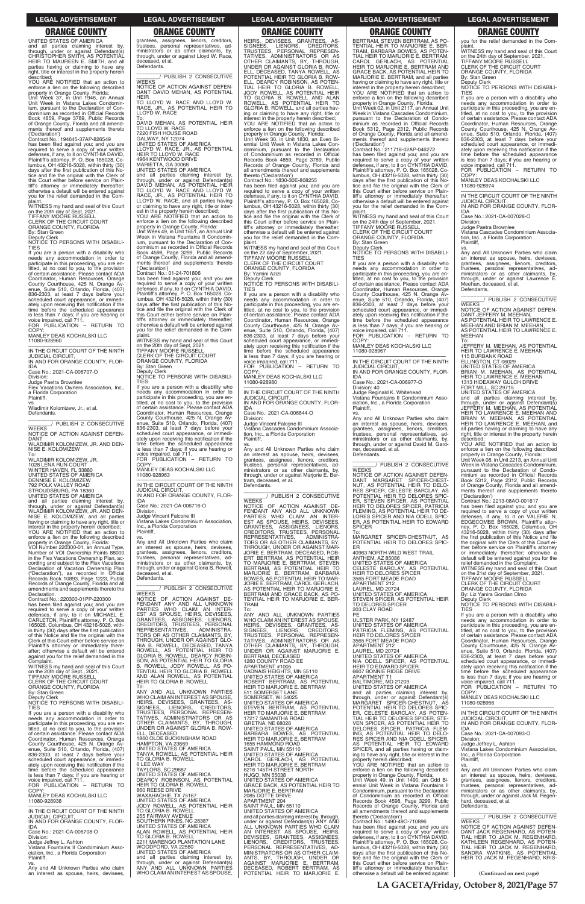## LEGAL ADVERTISEMENT

# ORANGE COUNTY

UNITED STATES OF AMERICA
and all parties claiming interest by, through, under or against Defendant(s) CHRISTOPHER SMITH, AS POTENTIAL HEIR TO MAUREEN E. SMITH, and all parties having or claiming to have any right, title or interest in the property herein described;
YOU ARE NOTIFIED that an action to enforce a lien on the following described property in Orange County, Florida:
Unit Week 37, in Unit 1946, an Annual Unit Week in Vistana Lakes Condominium, pursuant to the Declaration of Condominium as recorded in Official Records Book 4859, Page 3789, Public Records of Orange County, Florida and all amendments thereof and supplements thereto ('Declaration')
Contract No.: 194645-37AP-826549
has been filed against you; and you are required to serve a copy of your written defenses, if any, to it on CYNTHIA DAVID, Plaintiff's attorney, P. O. Box 165028, Columbus, OH 43216-5028, within thirty (30) days after the first publication of this Notice and file the original with the Clerk of this Court either before service on Plaintiff's attorney or immediately thereafter; otherwise a default will be entered against you for the relief demanded in the Complaint.
WITNESS my hand and seal of this Court on the 20th day of Sept, 2021.
TIFFANY MOORE RUSSELL
CLERK OF THE CIRCUIT COURT
ORANGE COUNTY, FLORIDA
By: Stan Green
Deputy Clerk
NOTICE TO PERSONS WITH DISABILITIES
If you are a person with a disability who needs any accommodation in order to participate in this proceeding, you are entitled, at no cost to you, to the provision of certain assistance. Please contact ADA Coordinator, Human Resources, Orange County Courthouse, 425 N. Orange Avenue, Suite 510, Orlando, Florida, (407) 836-2303, at least 7 days before your scheduled court appearance, or immediately upon receiving this notification if the time before the scheduled appearance is less than 7 days; if you are hearing or voice impaired, call 711.
FOR PUBLICATION – RETURN TO COPY:
MANLEY DEAS KOCHALSKI LLC
11080-928960

IN THE CIRCUIT COURT OF THE NINTH JUDICIAL CIRCUIT,
IN AND FOR ORANGE COUNTY, FLORIDA
Case No.: 2021-CA-006707-O
Division:
Judge Paetra Brownlee
Flex Vacations Owners Association, Inc., a Florida Corporation
Plaintiff,
vs.
Wladimir Kolomizew, Jr., et al.
Defendants.
_____________/ PUBLISH 2 CONSECUTIVE WEEKS
NOTICE OF ACTION AGAINST DEFENDANT
WLADIMIR KOLOMIZEW, JR. AND DENISE E. KOLOMIZEW
To:
WLADIMIR KOLOMIZEW, JR.
1028 LENA RUN COURT
WINTER HAVEN, FL 33880
UNITED STATES OF AMERICA
DENNISE E. KOLOMIZEW
792 POLK VALLEY ROAD
STROUDSBURG, PA 18360
UNITED STATES OF AMERICA
and all parties claiming interest by, through, under or against Defendant(s) WLADIMIR KOLOMIZEW, JR. AND DENISE E. KOLOMIZEW, and all parties having or claiming to have any right, title or interest in the property herein described;
YOU ARE NOTIFIED that an action to enforce a lien on the following described property in Orange County, Florida:
VOI Number 220300-01, an Annual Type, Number of VOI Ownership Points 88000 in the Flex Vacations Ownership Plan, according and subject to the Flex Vacations Declaration of Vacation Ownership Plan ("Declaration"), as recorded in Official Records Book 10893, Page 1223, Public Records of Orange County, Florida and all amendments and supplements thereto the Declaration.
Contract No.: 220300-01PP-220300
has been filed against you; and you are required to serve a copy of your written defenses, if any, to it on MICHAEL E. CARLETON, Plaintiff's attorney, P. O. Box 165028, Columbus, OH 43216-5028, within thirty (30) days after the first publication of this Notice and file the original with the Clerk of this Court either before service on Plaintiff's attorney or immediately thereafter; otherwise a default will be entered against you for the relief demanded in the Complaint.
WITNESS my hand and seal of this Court on the 20th day of Sept., 2021.
TIFFANY MOORE RUSSELL
CLERK OF THE CIRCUIT COURT
ORANGE COUNTY, FLORIDA
By: Stan Green
Deputy Clerk
NOTICE TO PERSONS WITH DISABILITIES
If you are a person with a disability who needs any accommodation in order to participate in this proceeding, you are entitled, at no cost to you, to the provision of certain assistance. Please contact ADA Coordinator, Human Resources, Orange County Courthouse, 425 N. Orange Avenue, Suite 510, Orlando, Florida, (407) 836-2303, at least 7 days before your scheduled court appearance, or immediately upon receiving this notification if the time before the scheduled appearance is less than 7 days; if you are hearing or voice impaired, call 711.
FOR PUBLICATION – RETURN TO COPY:
MANLEY DEAS KOCHALSKI LLC
11080-928938

IN THE CIRCUIT COURT OF THE NINTH JUDICIAL CIRCUIT,
IN AND FOR ORANGE COUNTY, FLORIDA
Case No.: 2021-CA-006708-O
Division:
Judge Jeffrey L. Ashton
Vistana Fountains II Condominium Association, Inc., a Florida Corporation
Plaintiff,
vs.
Any and All Unknown Parties who claim an interest as spouse, heirs, devisees, grantees, assignees, lienors, creditors, trustees, personal representatives, administrators or as other claimants, by, through, under or against Lloyd W. Race, deceased, et al.
Defendants.
_____________/ PUBLISH 2 CONSECUTIVE WEEKS
NOTICE OF ACTION AGAINST DEFENDANT DAVID MEHAN, AS POTENTIAL HEIR TO LLOYD W. RACE AND LLOYD W. RACE, JR., AS POTENTIAL HEIR TO LLOYD W. RACE
To:
DAVID MEHAN, AS POTENTIAL HEIR TO LLOYD W. RACE
7220 FISH HOUSE ROAD
GALWAY, NY 12074
UNITED STATES OF AMERICA
LLOYD W. RACE, JR., AS POTENTIAL HEIR TO LLOYD W. RACE
4964 KENTWOOD DRIVE
MARIETTA, GA 30068
UNITED STATES OF AMERICA
and all parties claiming interest by, through, under or against Defendant(s) DAVID MEHAN, AS POTENTIAL HEIR TO LLOYD W. RACE AND LLOYD W. RACE, JR., AS POTENTIAL HEIR TO LLOYD W. RACE, and all parties having or claiming to have any right, title or interest in the property herein described;
YOU ARE NOTIFIED that an action to enforce a lien on the following described property in Orange County, Florida:
Unit Week 49, in Unit 1651, an Annual Unit Week in Vistana Fountains II Condominium, pursuant to the Declaration of Condominium as recorded in Official Records Book 4598, Page 3299, Public Records of Orange County, Florida and all amendments thereof and supplements thereto ('Declaration')
Contract No.: 01-24-701806
has been filed against you; and you are required to serve a copy of your written defenses, if any, to it on CYNTHIA DAVID, Plaintiff's attorney, P. O. Box 165028, Columbus, OH 43216-5028, within thirty (30) days after the first publication of this Notice and file the original with the Clerk of this Court either before service on Plaintiff's attorney or immediately thereafter; otherwise a default will be entered against you for the relief demanded in the Complaint.
WITNESS my hand and seal of this Court on the 20th day of Sept, 2021.
TIFFANY MOORE RUSSELL
CLERK OF THE CIRCUIT COURT
ORANGE COUNTY, FLORIDA
By: Stan Green
Deputy Clerk
NOTICE TO PERSONS WITH DISABILITIES
If you are a person with a disability who needs any accommodation in order to participate in this proceeding, you are entitled, at no cost to you, to the provision of certain assistance. Please contact ADA Coordinator, Human Resources, Orange County Courthouse, 425 N. Orange Avenue, Suite 510, Orlando, Florida, (407) 836-2303, at least 7 days before your scheduled court appearance, or immediately upon receiving this notification if the time before the scheduled appearance is less than 7 days; if you are hearing or voice impaired, call 711.
FOR PUBLICATION – RETURN TO COPY:
MANLEY DEAS KOCHALSKI LLC
11080-928963

IN THE CIRCUIT COURT OF THE NINTH JUDICIAL CIRCUIT,
IN AND FOR ORANGE COUNTY, FLORIDA
Case No.: 2021-CA-006716-O
Division:
Judge Vincent Falcone III
Vistana Lakes Condominium Association, Inc., a Florida Corporation
Plaintiff,
vs.
Any and All Unknown Parties who claim an interest as spouse, heirs, devisees, grantees, assignees, lienors, creditors, trustees, personal representatives, administrators or as other claimants, by, through, under or against Gloria B. Rowell, deceased, et al.
Defendants.
_____________/ PUBLISH 2 CONSECUTIVE WEEKS
NOTICE OF ACTION AGAINST DEFENDANT ANY AND ALL UNKNOWN PARTIES WHO CLAIM AN INTEREST AS SPOUSE, HEIRS, DEVISEES, GRANTEES, ASSIGNEES, LIENORS, CREDITORS, TRUSTEES, PERSONAL REPRESENTATIVES, ADMINISTRATORS OR AS OTHER CLAIMANTS, BY, THROUGH, UNDER OR AGAINST GLORIA B. ROWELL, DECEASED, TANYA ROWELL, AS POTENTIAL HEIR TO GLORIA B. ROWELL, DEARCY ROBINSON, AS POTENTIAL HEIR TO GLORIA B. ROWELL, JODY ROWELL, AS POTENTIAL HEIR TO GLORIA B. ROWELL AND ALAN ROWELL, AS POTENTIAL HEIR TO GLORIA B. ROWELL
To:
ANY AND ALL UNKNOWN PARTIES WHO CLAIM AN INTEREST AS SPOUSE, HEIRS, DEVISEES, GRANTEES, ASSIGNEES, LIENORS, CREDITORS, TRUSTEES, PERSONAL REPRESENTATIVES, ADMINISTRATORS OR AS OTHER CLAIMANTS, BY, THROUGH, UNDER OR AGAINST GLORIA B. ROWELL, DECEASED
1860 OLDE BUCKINGHAM ROAD
HAMPTON, VA 23669
UNITED STATES OF AMERICA
TANYA ROWELL, AS POTENTIAL HEIR TO GLORIA B. ROWELL
6 LEE WAY
TAYLORS, SC 29687
UNITED STATES OF AMERICA
DEARCY ROBINSON, AS POTENTIAL HEIR TO GLORIA B. ROWELL
860 REESE DRIVE
WAXAHACHIE, TX 75167
UNITED STATES OF AMERICA
JODY ROWELL, AS POTENTIAL HEIR TO GLORIA B. ROWELL
255 FAIRWAY AVENUE
SOUTHERN PINES, NC 28387
UNITED STATES OF AMERICA
ALAN ROWELL, AS POTENTIAL HEIR TO GLORIA B. ROWELL
2211 MARENGO PLANTATION LANE
WOODFORD, VA 22580
UNITED STATES OF AMERICA
and all parties claiming interest by, through, under or against Defendant(s) ANY AND ALL UNKNOWN PARTIES WHO CLAIM AN INTEREST AS SPOUSE, HEIRS, DEVISEES, GRANTEES, ASSIGNEES, LIENORS, CREDITORS, TRUSTEES, PERSONAL REPRESENTATIVES, ADMINISTRATORS OR AS OTHER CLAIMANTS, BY, THROUGH, UNDER OR AGAINST GLORIA B. ROWELL, DECEASED, TANYA ROWELL, AS POTENTIAL HEIR TO GLORIA B. ROWELL, DEARCY ROBINSON, AS POTENTIAL HEIR TO GLORIA B. ROWELL, JODY ROWELL, AS POTENTIAL HEIR TO GLORIA B. ROWELL AND ALAN ROWELL, AS POTENTIAL HEIR TO GLORIA B. ROWELL, and all parties having or claiming to have any right, title or interest in the property herein described;
YOU ARE NOTIFIED that an action to enforce a lien on the following described property in Orange County, Florida:
Unit Week 30, in Unit 1830, an Even Biennial Unit Week in Vistana Lakes Condominium, pursuant to the Declaration of Condominium as recorded in Official Records Book 4859, Page 3789, Public Records of Orange County, Florida and all amendments thereof and supplements thereto ('Declaration')
Contract No.: 1830-30E-808255
has been filed against you; and you are required to serve a copy of your written defenses, if any, to it on CYNTHIA DAVID, Plaintiff's attorney, P. O. Box 165028, Columbus, OH 43216-5028, within thirty (30) days after the first publication of this Notice and file the original with the Clerk of this Court either before service on Plaintiff's attorney or immediately thereafter; otherwise a default will be entered against you for the relief demanded in the Complaint.
WITNESS my hand and seal of this Court on the 22 day of September, 2021.
TIFFANY MOORE RUSSELL
CLERK OF THE CIRCUIT COURT
ORANGE COUNTY, FLORIDA
By: Yamini Azizi
Deputy Clerk
NOTICE TO PERSONS WITH DISABILITIES
If you are a person with a disability who needs any accommodation in order to participate in this proceeding, you are entitled, at no cost to you, to the provision of certain assistance. Please contact ADA Coordinator, Human Resources, Orange County Courthouse, 425 N. Orange Avenue, Suite 510, Orlando, Florida, (407) 836-2303, at least 7 days before your scheduled court appearance, or immediately upon receiving this notification if the time before the scheduled appearance is less than 7 days; if you are hearing or voice impaired, call 711.
FOR PUBLICATION – RETURN TO COPY:
MANLEY DEAS KOCHALSKI LLC
11080-928980

IN THE CIRCUIT COURT OF THE NINTH JUDICIAL CIRCUIT,
IN AND FOR ORANGE COUNTY, FLORIDA
Case No.: 2021-CA-006844-O
Division:
Judge Vincent Falcone III
Vistana Cascades Condominium Association, Inc., a Florida Corporation
Plaintiff,
vs.
Any and All Unknown Parties who claim an interest as spouse, heirs, devisees, grantees, assignees, lienors, creditors, trustees, personal representatives, administrators or as other claimants, by, through, under or against Marjorie E. Bertram, deceased, et al.
Defendants.
_____________/ PUBLISH 2 CONSECUTIVE WEEKS
NOTICE OF ACTION AGAINST DEFENDANT ANY AND ALL UNKNOWN PARTIES WHO CLAIM AN INTEREST AS SPOUSE, HEIRS, DEVISEES, GRANTEES, ASSIGNEES, LIENORS, CREDITORS, TRUSTEES, PERSONAL REPRESENTATIVES, ADMINISTRATORS OR AS OTHER CLAIMANTS, BY, THROUGH, UNDER OR AGAINST MARJORIE E. BERTRAM, DECEASED, ROBERT BERTRAM, AS POTENTIAL HEIR TO MARJORIE E. BERTRAM, STEVEN BERTRAM, AS POTENTIAL HEIR TO MARJORIE E. BERTRAM, BARBARA BOWES, AS POTENTIAL HEIR TO MARJORIE E. BERTRAM, CAROL GERLACH, AS POTENTIAL HEIR TO MARJORIE E. BERTRAM AND GRACE BACK, AS POTENTIAL HEIR TO MARJORIE E. BERTRAM
To:
ANY AND ALL UNKNOWN PARTIES WHO CLAIM AN INTEREST AS SPOUSE, HEIRS, DEVISEES, GRANTEES, ASSIGNEES, LIENORS, CREDITORS, TRUSTEES, PERSONAL REPRESENTATIVES, ADMINISTRATORS OR AS OTHER CLAIMANTS, BY, THROUGH, UNDER OR AGAINST MARJORIE E. BERTRAM, DECEASED
1260 COUNTY ROAD EE
APARTMENT #1005
VADNAIS HEIGHTS, MN 55110
UNITED STATES OF AMERICA
ROBERT BERTRAM, AS POTENTIAL HEIR TO MARJORIE E. BERTRAM
511 SOMERSET LANE
SOMERSET, WI 54025
UNITED STATES OF AMERICA
STEVEN BERTRAM, AS POTENTIAL HEIR TO MARJORIE E. BERTRAM
17217 SAMANTHA ROAD
GRETNA, NE 68028
UNITED STATES OF AMERICA
BARBARA BOWES, AS POTENTIAL HEIR TO MARJORIE E. BERTRAM
1655 HAMMOND ROAD
SAINT PAUL, MN 55110
UNITED STATES OF AMERICA
CAROL GERLACH, AS POTENTIAL HEIR TO MARJORIE E. BERTRAM
6216 145TH STREET NORTH
HUGO, MN 55038
UNITED STATES OF AMERICA
GRACE BACK, AS POTENTIAL HEIR TO MARJORIE E. BERTRAM
2085 DOTTE DRIVE
APARTMENT 204
SAINT PAUL, MN 55110
UNITED STATES OF AMERICA
and all parties claiming interest by, through, under or against Defendant(s) ANY AND ALL UNKNOWN PARTIES WHO CLAIM AN INTEREST AS SPOUSE, HEIRS, DEVISEES, GRANTEES, ASSIGNEES, LIENORS, CREDITORS, TRUSTEES, PERSONAL REPRESENTATIVES, ADMINISTRATORS OR AS OTHER CLAIMANTS, BY, THROUGH, UNDER OR AGAINST MARJORIE E. BERTRAM, DECEASED, ROBERT BERTRAM, AS POTENTIAL HEIR TO MARJORIE E. BERTRAM, STEVEN BERTRAM, AS POTENTIAL HEIR TO MARJORIE E. BERTRAM, BARBARA BOWES, AS POTENTIAL HEIR TO MARJORIE E. BERTRAM, CAROL GERLACH, AS POTENTIAL HEIR TO MARJORIE E. BERTRAM AND GRACE BACK, AS POTENTIAL HEIR TO MARJORIE E. BERTRAM, and all parties having or claiming to have any right, title or interest in the property herein described;
YOU ARE NOTIFIED that an action to enforce a lien on the following described property in Orange County, Florida:
Unit Week 02, in Unit 2117, an Annual Unit Week in Vistana Cascades Condominium, pursuant to the Declaration of Condominium as recorded in Official Records Book 5312, Page 2312, Public Records of Orange County, Florida and all amendments thereof and supplements thereto ('Declaration')
Contract No.: 211718-02AP-046272
has been filed against you; and you are required to serve a copy of your written defenses, if any, to it on CYNTHIA DAVID, Plaintiff's attorney, P. O. Box 165028, Columbus, OH 43216-5028, within thirty (30) days after the first publication of this Notice and file the original with the Clerk of this Court either before service on Plaintiff's attorney or immediately thereafter; otherwise a default will be entered against you for the relief demanded in the Complaint.
WITNESS my hand and seal of this Court on the 24th day of September, 2021.
TIFFANY MOORE RUSSELL
CLERK OF THE CIRCUIT COURT
ORANGE COUNTY, FLORIDA
By: Stan Green
Deputy Clerk
NOTICE TO PERSONS WITH DISABILITIES
If you are a person with a disability who needs any accommodation in order to participate in this proceeding, you are entitled, at no cost to you, to the provision of certain assistance. Please contact ADA Coordinator, Human Resources, Orange County Courthouse, 425 N. Orange Avenue, Suite 510, Orlando, Florida, (407) 836-2303, at least 7 days before your scheduled court appearance, or immediately upon receiving this notification if the time before the scheduled appearance is less than 7 days; if you are hearing or voice impaired, call 711.
FOR PUBLICATION – RETURN TO COPY:
MANLEY DEAS KOCHALSKI LLC
11080-928967

IN THE CIRCUIT COURT OF THE NINTH JUDICIAL CIRCUIT,
IN AND FOR ORANGE COUNTY, FLORIDA
Case No.: 2021-CA-006977-O
Division: 40
Judge Reginald K. Whitehead
Vistana Fountains II Condominium Association, Inc., a Florida Corporation
Plaintiff,
vs.
Any and All Unknown Parties who claim an interest as spouse, heirs, devisees, grantees, assignees, lienors, creditors, trustees, personal representatives, administrators or as other claimants, by, through, under or against David M. Gardner, deceased, et al.
Defendants.
_____________/ PUBLISH 2 CONSECUTIVE WEEKS
NOTICE OF ACTION AGAINST DEFENDANT MARGARET SPICER-CHESTNUT, AS POTENTIAL HEIR TO DELORES SPICER, CELESTE BARCLAY, AS POTENTIAL HEIR TO DELORES SPICER, STEVEN SPICER, AS POTENTIAL HEIR TO DELORES SPICER, PATRICIA FLEMING, AS POTENTIAL HEIR TO DELORES SPICER AND NIA ODELL SPICER, AS POTENTIAL HEIR TO EDWARD SPICER
To:
MARGARET SPICER-CHESTNUT, AS POTENTIAL HEIR TO DELORES SPICER
40963 NORTH WILD WEST TRAIL
ANTHEM, AZ 85086
UNITED STATES OF AMERICA
CELESTE BARCLAY, AS POTENTIAL HEIR TO DELORES SPICER
3565 FORT MEADE ROAD
APARTMENT 212
LAUREL, MD 20724
UNITED STATES OF AMERICA
STEVEN SPICER, AS POTENTIAL HEIR TO DELORES SPICER
203 CLAY ROAD
PE
ULSTER PARK, NY 12487
UNITED STATES OF AMERICA
PATRICIA FLEMING, AS POTENTIAL HEIR TO DELORES SPICER
3565 FORT MEADE ROAD
APARTMENT 212
LAUREL, MD 20724
UNITED STATES OF AMERICA
NIA ODELL SPICER, AS POTENTIAL HEIR TO EDWARD SPICER
6607 BONNIE RIDGE DRIVE
APARTMENT T1
BALTIMORE, MD 21209
UNITED STATES OF AMERICA
and all parties claiming interest by, through, under or against Defendant(s) MARGARET SPICER-CHESTNUT, AS POTENTIAL HEIR TO DELORES SPICER, CELESTE BARCLAY, AS POTENTIAL HEIR TO DELORES SPICER, STEVEN SPICER, AS POTENTIAL HEIR TO DELORES SPICER, PATRICIA FLEMING, AS POTENTIAL HEIR TO DELORES SPICER AND NIA ODELL SPICER, AS POTENTIAL HEIR TO EDWARD SPICER, and all parties having or claiming to have any right, title or interest in the property herein described;
YOU ARE NOTIFIED that an action to enforce a lien on the following described property in Orange County, Florida:
Unit Week 49, in Unit 1490, an Odd Biennial Unit Week in Vistana Fountains II Condominium, pursuant to the Declaration of Condominium as recorded in Official Records Book 4598, Page 3299, Public Records of Orange County, Florida and all amendments thereof and supplements thereto ('Declaration')
Contract No.: 1490-49O-710896
has been filed against you; and you are required to serve a copy of your written defenses, if any, to it on CYNTHIA DAVID, Plaintiff's attorney, P. O. Box 165028, Columbus, OH 43216-5028, within thirty (30) days after the first publication of this Notice and file the original with the Clerk of this Court either before service on Plaintiff's attorney or immediately thereafter; otherwise a default will be entered against you for the relief demanded in the Complaint.
WITNESS my hand and seal of this Court on the 24th day of September, 2021.
TIFFANY MOORE RUSSELL
CLERK OF THE CIRCUIT COURT
ORANGE COUNTY, FLORIDA
By: Stan Green
Deputy Clerk
NOTICE TO PERSONS WITH DISABILITIES
If you are a person with a disability who needs any accommodation in order to participate in this proceeding, you are entitled, at no cost to you, to the provision of certain assistance. Please contact ADA Coordinator, Human Resources, Orange County Courthouse, 425 N. Orange Avenue, Suite 510, Orlando, Florida, (407) 836-2303, at least 7 days before your scheduled court appearance, or immediately upon receiving this notification if the time before the scheduled appearance is less than 7 days; if you are hearing or voice impaired, call 711.
FOR PUBLICATION – RETURN TO COPY:
MANLEY DEAS KOCHALSKI LLC
11080-928974

IN THE CIRCUIT COURT OF THE NINTH JUDICIAL CIRCUIT,
IN AND FOR ORANGE COUNTY, FLORIDA
Case No.: 2021-CA-007028-O
Division:
Judge Paetra Brownlee
Vistana Cascades Condominium Association, Inc., a Florida Corporation
Plaintiff,
vs.
Any and All Unknown Parties who claim an interest as spouse, heirs, devisees, grantees, assignees, lienors, creditors, trustees, personal representatives, administrators or as other claimants, by, through, under or against Lawrence E. Meehan, deceased, et al.
Defendants.
_____________/ PUBLISH 2 CONSECUTIVE WEEKS
NOTICE OF ACTION AGAINST DEFENDANT JEFFERY M. MEEHAN, AS POTENTIAL HEIR TO LAWRENCE E. MEEHAN AND BRIAN M. MEEHAN, AS POTENTIAL HEIR TO LAWRENCE E. MEEHAN
To:
JEFFERY M. MEEHAN, AS POTENTIAL HEIR TO LAWRENCE E. MEEHAN
115 BURBANK ROAD
ELLINGTON, CT 06029
UNITED STATES OF AMERICA
BRIAN M. MEEHAN, AS POTENTIAL HEIR TO LAWRENCE E. MEEHAN
1313 HIDEAWAY GULCH DRIVE
FORT MILL, SC 29715
UNITED STATES OF AMERICA
and all parties claiming interest by, through, under or against Defendant(s) JEFFERY M. MEEHAN, AS POTENTIAL HEIR TO LAWRENCE E. MEEHAN AND BRIAN M. MEEHAN, AS POTENTIAL HEIR TO LAWRENCE E. MEEHAN, and all parties having or claiming to have any right, title or interest in the property herein described;
YOU ARE NOTIFIED that an action to enforce a lien on the following described property in Orange County, Florida:
Unit Week 08, in Unit 2213, an Annual Unit Week in Vistana Cascades Condominium, pursuant to the Declaration of Condominium as recorded in Official Records Book 5312, Page 2312, Public Records of Orange County, Florida and all amendments thereof and supplements thereto ('Declaration')
Contract No.: 2213-08AO-001617
has been filed against you; and you are required to serve a copy of your written defenses, if any, to it on VALERIE N. EDGECOMBE BROWN, Plaintiff's attorney, P. O. Box 165028, Columbus, OH 43216-5028, within thirty (30) days after the first publication of this Notice and file the original with the Clerk of this Court either before service on Plaintiff's attorney or immediately thereafter; otherwise a default will be entered against you for the relief demanded in the Complaint.
WITNESS my hand and seal of this Court on the 21st day of September, 2021.
TIFFANY MOORE RUSSELL
CLERK OF THE CIRCUIT COURT
ORANGE COUNTY, FLORIDA
By: Liz Yania Gordian Olmo
Deputy Clerk
NOTICE TO PERSONS WITH DISABILITIES
If you are a person with a disability who needs any accommodation in order to participate in this proceeding, you are entitled, at no cost to you, to the provision of certain assistance. Please contact ADA Coordinator, Human Resources, Orange County Courthouse, 425 N. Orange Avenue, Suite 510, Orlando, Florida, (407) 836-2303, at least 7 days before your scheduled court appearance, or immediately upon receiving this notification if the time before the scheduled appearance is less than 7 days; if you are hearing or voice impaired, call 711.
FOR PUBLICATION – RETURN TO COPY:
MANLEY DEAS KOCHALSKI LLC
11080-928956

IN THE CIRCUIT COURT OF THE NINTH JUDICIAL CIRCUIT,
IN AND FOR ORANGE COUNTY, FLORIDA
Case No.: 2021-CA-007093-O
Division:
Judge Jeffrey L. Ashton
Vistana Lakes Condominium Association, Inc., a Florida Corporation
Plaintiff,
vs.
Any and All Unknown Parties who claim an interest as spouse, heirs, devisees, grantees, assignees, lienors, creditors, trustees, personal representatives, administrators or as other claimants, by, through, under or against Jack M. Regenhard, deceased, et al.
Defendants.
_____________/ PUBLISH 2 CONSECUTIVE WEEKS
NOTICE OF ACTION AGAINST DEFENDANT JACK REGENHARD, AS POTENTIAL HEIR TO JACK M. REGENHARD, KATHLEEN REGENHARD, AS POTENTIAL HEIR TO JACK M. REGENHARD, SANDRA WATKINS, AS POTENTIAL HEIR TO JACK M. REGENHARD, KRIS-

**(Continued on next page)**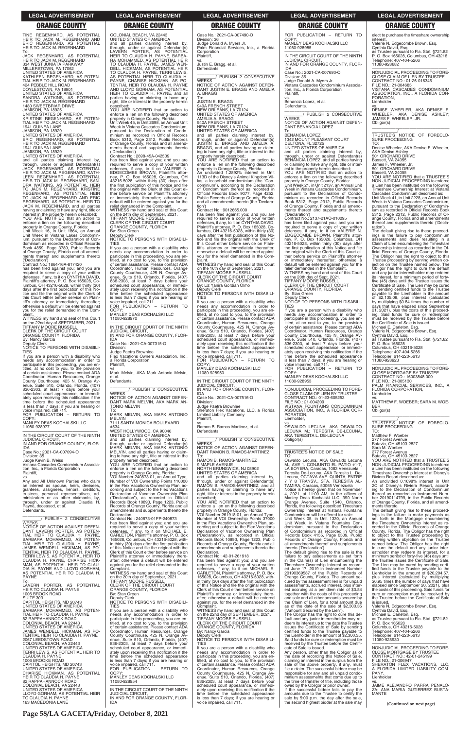TINE REGENHARD, AS POTENTIAL HEIR TO JACK M. REGENHARD AND ERIC REGENHARD, AS POTENTIAL HEIR TO JACK M. REGENHARD

To:

JACK REGENHARD, AS POTENTIAL HEIR TO JACK M. REGENHARD
334 WEST JUNIATA PARKWAY
MILLERSTOWN, PA 17062
UNITED STATES OF AMERICA
KATHLEEN REGENHARD, AS POTENTIAL HEIR TO JACK M. REGENHARD
424 PEBBLE HILL ROAD
DOYLESTOWN, PA 18901
UNITED STATES OF AMERICA
SANDRA WATKINS, AS POTENTIAL HEIR TO JACK M. REGENHARD
1480 SWEETBRIAR DRIVE
JAMISON, PA 18925
UNITED STATES OF AMERICA
KRISTINE REGENHARD, AS POTENTIAL HEIR TO JACK M. REGENHARD
1941 GUINEA LANE
JAMISON, PA 18929
UNITED STATES OF AMERICA
ERIC REGENHARD, AS POTENTIAL HEIR TO JACK M. REGENHARD
1941 GUINEA LANE
JAMISON, PA 18929
UNITED STATES OF AMERICA

and all parties claiming interest by, through, under or against Defendant(s) JACK REGENHARD, AS POTENTIAL HEIR TO JACK M. REGENHARD, KATHLEEN REGENHARD, AS POTENTIAL HEIR TO JACK M. REGENHARD, SANDRA WATKINS, AS POTENTIAL HEIR TO JACK M. REGENHARD, KRISTINE REGENHARD, AS POTENTIAL HEIR TO JACK M. REGENHARD AND ERIC REGENHARD, AS POTENTIAL HEIR TO JACK M. REGENHARD, and all parties having or claiming to have any right, title or interest in the property herein described;

YOU ARE NOTIFIED that an action to enforce a lien on the following described property in Orange County, Florida:

Unit Week 16, in Unit 1864, an Annual Unit Week in Vistana Lakes Condominium, pursuant to the Declaration of Condominium as recorded in Official Records Book 4859, Page 3789, Public Records of Orange County, Florida and all amendments thereof and supplements thereto ('Declaration')

Contract No.: 1864-16A-817420

has been filed against you; and you are required to serve a copy of your written defenses, if any, to it on CYNTHIA DAVID, Plaintiff's attorney, P. O. Box 165028, Columbus, OH 43216-5028, within thirty (30) days after the first publication of this Notice and file the original with the Clerk of this Court either before service on Plaintiff's attorney or immediately thereafter; otherwise a default will be entered against you for the relief demanded in the Complaint.

WITNESS my hand and seal of this Court on the 22nd day of SEPTEMBER, 2021.
TIFFANY MOORE RUSSELL
CLERK OF THE CIRCUIT COURT
ORANGE COUNTY, FLORIDA
By: Nancy Garcia
Deputy Clerk

NOTICE TO PERSONS WITH DISABILITIES

If you are a person with a disability who needs any accommodation in order to participate in this proceeding, you are entitled, at no cost to you, to the provision of certain assistance. Please contact ADA Coordinator, Human Resources, Orange County Courthouse, 425 N. Orange Avenue, Suite 510, Orlando, Florida, (407) 836-2303, at least 7 days before your scheduled court appearance, or immediately upon receiving this notification if the time before the scheduled appearance is less than 7 days; if you are hearing or voice impaired, call 711.

FOR PUBLICATION – RETURN TO COPY:
MANLEY DEAS KOCHALSKI LLC
11080-928977

---

IN THE CIRCUIT COURT OF THE NINTH JUDICIAL CIRCUIT,
IN AND FOR ORANGE COUNTY, FLORIDA
Case No.: 2021-CA-007094-O
Division: 35
Judge Kevin B. Weiss
Vistana Cascades Condominium Association, Inc., a Florida Corporation
Plaintiff,
vs.
Any and All Unknown Parties who claim an interest as spouse, heirs, devisees, grantees, assignees, lienors, creditors, trustees, personal representatives, administrators or as other claimants, by, through, under or against Claudia H. Payne, deceased, et al.
Defendants.

_______/ PUBLISH 2 CONSECUTIVE WEEKS

NOTICE OF ACTION AGAINST DEFENDANT LAVERN PORTER, AS POTENTIAL HEIR TO CLAUDIA H. PAYNE, BARBARA MOHAMMED, AS POTENTIAL HEIR TO CLAUDIA H. PAYNE, JAMES WENDELL HICKMAN, AS POTENTIAL HEIR TO CLAUDIA H. PAYNE, TERRI LEWIS, AS POTENTIAL HEIR TO CLAUDIA H. PAYNE, CHARISE HICKMAN, AS POTENTIAL HEIR TO CLAUDIA H. PAYNE AND LLOYD GORHAM, AS POTENTIAL HEIR TO CLAUDIA H. PAYNE

To:

LAVERN PORTER, AS POTENTIAL HEIR TO CLAUDIA H. PAYNE
1006 BROOK ROAD
SUITE 303
CAPITOL HEIGHTS, MD 20743
UNITED STATES OF AMERICA
BARBARA MOHAMMED, AS POTENTIAL HEIR TO CLAUDIA H. PAYNE
82 RAPPAHANNOCK ROAD
COLONIAL BEACH, VA 22443
UNITED STATES OF AMERICA
JAMES WENDELL HICKMAN, AS POTENTIAL HEIR TO CLAUDIA H. PAYNE
2067 LEEDSTOWN ROAD
COLONIAL BEACH, VA 22443
UNITED STATES OF AMERICA
TERRI LEWIS, AS POTENTIAL HEIR TO CLAUDIA H. PAYNE
1006 BROOKE ROAD
CAPITOL HEIGHTS, MD 20743
UNITED STATES OF AMERICA
CHARISE HICKMAN, AS POTENTIAL HEIR TO CLAUDIA H. PAYNE
82 RAPPAHANNOCK ROAD
COLONIAL BEACH, VA 22443
UNITED STATES OF AMERICA
LLOYD GORHAM, AS POTENTIAL HEIR TO CLAUDIA H. PAYNE
163 MACEDONIA LANE
COLONIAL BEACH, VA 22443
UNITED STATES OF AMERICA

and all parties claiming interest by, through, under or against Defendant(s) LAVERN PORTER, AS POTENTIAL HEIR TO CLAUDIA H. PAYNE, BARBARA MOHAMMED, AS POTENTIAL HEIR TO CLAUDIA H. PAYNE, JAMES WENDELL HICKMAN, AS POTENTIAL HEIR TO CLAUDIA H. PAYNE, TERRI LEWIS, AS POTENTIAL HEIR TO CLAUDIA H. PAYNE, CHARISE HICKMAN, AS POTENTIAL HEIR TO CLAUDIA H. PAYNE AND LLOYD GORHAM, AS POTENTIAL HEIR TO CLAUDIA H. PAYNE, and all parties having or claiming to have any right, title or interest in the property herein described;

YOU ARE NOTIFIED that an action to enforce a lien on the following described property in Orange County, Florida:

Unit Week 45, in Unit 2698, an Annual Unit Week in Vistana Cascades Condominium, pursuant to the Declaration of Condominium as recorded in Official Records Book 5312, Page 2312, Public Records of Orange County, Florida and all amendments thereof and supplements thereto ('Declaration')

Contract No.: 2698-45A-042509

has been filed against you; and you are required to serve a copy of your written defenses, if any, to it on VALERIE N. EDGECOMBE BROWN, Plaintiff's attorney, P. O. Box 165028, Columbus, OH 43216-5028, within thirty (30) days after the first publication of this Notice and file the original with the Clerk of this Court either before service on Plaintiff's attorney or immediately thereafter; otherwise a default will be entered against you for the relief demanded in the Complaint.

WITNESS my hand and seal of this Court on the 24th day of September, 2021.
TIFFANY MOORE RUSSELL
CLERK OF THE CIRCUIT COURT
ORANGE COUNTY, FLORIDA
By: Stan Green
Deputy Clerk

NOTICE TO PERSONS WITH DISABILITIES

If you are a person with a disability who needs any accommodation in order to participate in this proceeding, you are entitled, at no cost to you, to the provision of certain assistance. Please contact ADA Coordinator, Human Resources, Orange County Courthouse, 425 N. Orange Avenue, Suite 510, Orlando, Florida, (407) 836-2303, at least 7 days before your scheduled court appearance, or immediately upon receiving this notification if the time before the scheduled appearance is less than 7 days; if you are hearing or voice impaired, call 711.

FOR PUBLICATION – RETURN TO COPY:
MANLEY DEAS KOCHALSKI LLC
11080-928970

---

IN THE CIRCUIT COURT OF THE NINTH JUDICIAL CIRCUIT,
IN AND FOR ORANGE COUNTY, FLORIDA
Case No.: 2021-CA-007315-O
Division:
Judge Paetra Brownlee
Flex Vacations Owners Association, Inc., a Florida Corporation
Plaintiff,
vs.
Mark Melvin, AKA Mark Antonio Melvin, et al.
Defendants.

_______/ PUBLISH 2 CONSECUTIVE WEEKS

NOTICE OF ACTION AGAINST DEFENDANT MARK MELVIN, AKA MARK ANTONIO MELVIN

To:

MARK MELVIN, AKA MARK ANTONIO MELVIN
7111 SANTA MONICA BOULEVARD
#534
WEST HOLLYWOOD, CA 90046
UNITED STATES OF AMERICA

and all parties claiming interest by, through, under or against Defendant(s) MARK MELVIN, AKA MARK ANTONIO MELVIN, and all parties having or claiming to have any right, title or interest in the property herein described;

YOU ARE NOTIFIED that an action to enforce a lien on the following described property in Orange County, Florida:

VOI Number 240873-01, an Annual Type, Number of VOI Ownership Points 110000 in the Flex Vacations Ownership Plan, according and subject to the Flex Vacations Declaration of Vacation Ownership Plan ("Declaration"), as recorded in Official Records Book 10893, Page 1223, Public Records of Orange County, Florida and all amendments and supplements thereto the Declaration.

Contract No.: 240873-01PP-240873

has been filed against you; and you are required to serve a copy of your written defenses, if any, to it on MICHAEL E. CARLETON, Plaintiff's attorney, P. O. Box 165028, Columbus, OH 43216-5028, within thirty (30) days after the first publication of this Notice and file the original with the Clerk of this Court either before service on Plaintiff's attorney or immediately thereafter; otherwise a default will be entered against you for the relief demanded in the Complaint.

WITNESS my hand and seal of this Court on the 20th day of September, 2021.
TIFFANY MOORE RUSSELL
CLERK OF THE CIRCUIT COURT
ORANGE COUNTY, FLORIDA
By: Stan Green
Deputy Clerk

NOTICE TO PERSONS WITH DISABILITIES

If you are a person with a disability who needs any accommodation in order to participate in this proceeding, you are entitled, at no cost to you, to the provision of certain assistance. Please contact ADA Coordinator, Human Resources, Orange County Courthouse, 425 N. Orange Avenue, Suite 510, Orlando, Florida, (407) 836-2303, at least 7 days before your scheduled court appearance, or immediately upon receiving this notification if the time before the scheduled appearance is less than 7 days; if you are hearing or voice impaired, call 711.

FOR PUBLICATION – RETURN TO COPY:
MANLEY DEAS KOCHALSKI LLC
11080-928954

---

IN THE CIRCUIT COURT OF THE NINTH JUDICIAL CIRCUIT,
IN AND FOR ORANGE COUNTY, FLORIDA
Case No.: 2021-CA-007490-O
Division: 36
Judge Donald A. Myers Jr.
Palm Financial Services, Inc., a Florida Corporation
Plaintiff,
vs.
Justin E. Bragg, et al.
Defendants.

_______/ PUBLISH 2 CONSECUTIVE WEEKS

NOTICE OF ACTION AGAINST DEFENDANT JUSTIN E. BRAGG AND AMELIA A. BRAGG

To:

JUSTIN E. BRAGG
940A FRENCH STREET
NEW ORLEANS, LA 70124
UNITED STATES OF AMERICA
AMELIA A. BRAGG
940A FRENCH STREET
NEW ORLEANS, LA 70124
UNITED STATES OF AMERICA

and all parties claiming interest by, through, under or against Defendant(s) JUSTIN E. BRAGG AND AMELIA A. BRAGG, and all parties having or claiming to have any right, title or interest in the property herein described;

YOU ARE NOTIFIED that an action to enforce a lien on the following described property in Orange County, Florida:

An undivided 1.2892% interest in Unit 113D of the Disney's Animal Kingdom Villas, a leasehold condominium (the "Condominium"), according to the Declaration of Condominium thereof as recorded in Official Records Book 9077, Page 4252, Public Records of Orange County, Florida and all amendments thereto (the 'Declaration')

Contract No.: 9012865.000

has been filed against you; and you are required to serve a copy of your written defenses, if any, to it on CYNTHIA DAVID, Plaintiff's attorney, P. O. Box 165028, Columbus, OH 43216-5028, within thirty (30) days after the first publication of this Notice and file the original with the Clerk of this Court either before service on Plaintiff's attorney or immediately thereafter; otherwise a default will be entered against you for the relief demanded in the Complaint.

WITNESS my hand and seal of this Court on the 16th day of September, 2021.
TIFFANY MOORE RUSSELL
CLERK OF THE CIRCUIT COURT
ORANGE COUNTY, FLORIDA
By: Liz Yanira Gordian Olmo
Deputy Clerk

NOTICE TO PERSONS WITH DISABILITIES

If you are a person with a disability who needs any accommodation in order to participate in this proceeding, you are entitled, at no cost to you, to the provision of certain assistance. Please contact ADA Coordinator, Human Resources, Orange County Courthouse, 425 N. Orange Avenue, Suite 510, Orlando, Florida, (407) 836-2303, at least 7 days before your scheduled court appearance, or immediately upon receiving this notification if the time before the scheduled appearance is less than 7 days; if you are hearing or voice impaired, call 711.

FOR PUBLICATION – RETURN TO COPY:
MANLEY DEAS KOCHALSKI LLC
11080-928950

---

IN THE CIRCUIT COURT OF THE NINTH JUDICIAL CIRCUIT,
IN AND FOR ORANGE COUNTY, FLORIDA
Case No.: 2021-CA-007516-O
Division:
Judge Paetra Brownlee
Sheraton Flex Vacations, LLC, a Florida Limited Liability Company
Plaintiff,
vs.
Ramon B. Ramos-Martinez, et al.
Defendants.

_______/ PUBLISH 2 CONSECUTIVE WEEKS

NOTICE OF ACTION AGAINST DEFENDANT RAMON B. RAMOS-MARTINEZ

To:

RAMON B. RAMOS-MARTINEZ
9 MAPLE AVENUE
NORTH BRUNSWICK, NJ 08902
UNITED STATES OF AMERICA

and all parties claiming interest by, through, under or against Defendant(s) RAMON B. RAMOS-MARTINEZ, and all parties having or claiming to have any right, title or interest in the property herein described;

YOU ARE NOTIFIED that an action to enforce a lien on the following described property in Orange County, Florida:

VOI Number 261918-01, an Annual Type, Number of VOI Ownership Points 37000 in the Flex Vacations Ownership Plan, according and subject to the Flex Vacations Declaration of Vacation Ownership Plan ("Declaration"), as recorded in Official Records Book 10893, Page 1223, Public Records of Orange County, Florida and all amendments and supplements thereto the Declaration.

Contract No.: 42-01-261918

has been filed against you; and you are required to serve a copy of your written defenses, if any, to it on MICHAEL E. CARLETON, Plaintiff's attorney, P. O. Box 165028, Columbus, OH 43216-5028, within thirty (30) days after the first publication of this Notice and file the original with the Clerk of this Court either before service on Plaintiff's attorney or immediately thereafter; otherwise a default will be entered against you for the relief demanded in the Complaint.

WITNESS my hand and seal of this Court on the 22nd day of SEPTEMBER, 2021.
TIFFANY MOORE RUSSELL
CLERK OF THE CIRCUIT COURT
ORANGE COUNTY, FLORIDA
By: Nancy Garcia
Deputy Clerk

NOTICE TO PERSONS WITH DISABILITIES

If you are a person with a disability who needs any accommodation in order to participate in this proceeding, you are entitled, at no cost to you, to the provision of certain assistance. Please contact ADA Coordinator, Human Resources, Orange County Courthouse, 425 N. Orange Avenue, Suite 510, Orlando, Florida, (407) 836-2303, at least 7 days before your scheduled court appearance, or immediately upon receiving this notification if the time before the scheduled appearance is less than 7 days; if you are hearing or voice impaired, call 711.

FOR PUBLICATION – RETURN TO COPY:
MANLEY DEAS KOCHALSKI LLC
11080-928985

---

IN THE CIRCUIT COURT OF THE NINTH JUDICIAL CIRCUIT,
IN AND FOR ORANGE COUNTY, FLORIDA
Case No.: 2021-CA-007693-O
Division: 36
Judge Donald A. Myers Jr.
Vistana Cascades Condominium Association, Inc., a Florida Corporation
Plaintiff,
vs.
Benancia Lopez, et al.
Defendants.

_______/ PUBLISH 2 CONSECUTIVE WEEKS

NOTICE OF ACTION AGAINST DEFENDANT BENANCIA LOPEZ

To:

BENANCIA LOPEZ
1342 MOUNT PLEASANT COURT
DELTONA, FL 32725
UNITED STATES OF AMERICA

and all parties claiming interest by, through, under or against Defendant(s) BENANCIA LOPEZ, and all parties having or claiming to have any right, title or interest in the property herein described;

YOU ARE NOTIFIED that an action to enforce a lien on the following described property in Orange County, Florida:

Unit Week 21, in Unit 2137, an Annual Unit Week in Vistana Cascades Condominium, pursuant to the Declaration of Condominium as recorded in Official Records Book 5312, Page 2312, Public Records of Orange County, Florida and all amendments thereof and supplements thereto ('Declaration')

Contract No.: 2137-21AO-010095

has been filed against you; and you are required to serve a copy of your written defenses, if any, to it on VALERIE N. EDGECOMBE BROWN, Plaintiff's attorney, P. O. Box 165028, Columbus, OH 43216-5028, within thirty (30) days after the first publication of this Notice and file the original with the Clerk of this Court either before service on Plaintiff's attorney or immediately thereafter; otherwise a default will be entered against you for the relief demanded in the Complaint.

WITNESS my hand and seal of this Court on the 20th day of Sept, 2021.
TIFFANY MOORE RUSSELL
CLERK OF THE CIRCUIT COURT
ORANGE COUNTY, FLORIDA
By: Stan Green
Deputy Clerk

NOTICE TO PERSONS WITH DISABILITIES

If you are a person with a disability who needs any accommodation in order to participate in this proceeding, you are entitled, at no cost to you, to the provision of certain assistance. Please contact ADA Coordinator, Human Resources, Orange County Courthouse, 425 N. Orange Avenue, Suite 510, Orlando, Florida, (407) 836-2303, at least 7 days before your scheduled court appearance, or immediately upon receiving this notification if the time before the scheduled appearance is less than 7 days; if you are hearing or voice impaired, call 711.

FOR PUBLICATION – RETURN TO COPY:
MANLEY DEAS KOCHALSKI LLC
11080-928953

---

NONJUDICIAL PROCEEDING TO FORECLOSE CLAIM OF LIEN BY TRUSTEE
CONTRACT NO.: 01-23-605253
FILE NO.: 21-004209
VISTANA FOUNTAINS CONDOMINIUM ASSOCIATION, INC., A FLORIDA CORPORATION,
Lienholder,
vs.
OSWALDO LECUNA, AKA OSWALDO LECUNA M.; TERESITA DE-LECUNA, AKA TERESITA L. DE-LECUNA
Obligor(s)

_______/

TRUSTEE'S NOTICE OF SALE

TO: Oswaldo Lecuna, AKA Oswaldo Lecuna M., AVE 1. CONJUNTO EL PATIO #1-7, LA BOYERA, Caracas, 1083 Venezuela

Teresita De-Lecuna, AKA Teresita L. De-Lecuna, OCTAVA AVE. QUINTA, ENTRE 7 Y 8 TRANSV., STA. TERESITA ALTAMIRA, Caracas, 50065 Venezuela

Notice is hereby given that on November 4, 2021, at 11:00 AM, in the offices of Manley Deas Kochalski LLC, 390 North Orange Avenue, Suite 1540, Orlando, Florida, the following described Timeshare Ownership Interest at Vistana Fountains Condominium will be offered for sale:

Unit Week 05, in Unit 1330, an Annual Unit Week, in Vistana Fountains Condominium, pursuant to the Declaration of Condominium as recorded in Official Records Book 4155, Page 0509, Public Records of Orange County, Florida and all amendments thereof and supplements thereto ('Declaration').

The default giving rise to the sale is the failure to pay assessments as set forth in the Claim(s) of Lien encumbering the Timeshare Ownership Interest as recorded June 17, 2019 in Instrument Number 20190366987 of the Public Records of Orange County, Florida. The amount secured by the assessment lien is for unpaid assessments, accrued interest, plus interest accruing at a per diem rate of $0.84 together with the costs of this proceeding and sale and all other amounts secured by the Claim of Lien, for a total amount due as of the date of the sale of $2,300.35 ("Amount Secured by the Lien").

The Obligor has the right to cure this default and any junior interestholder may redeem its interest up to the date the Trustee issues the Certificate of Sale by sending certified funds to the Trustee payable to the Lienholder in the amount of $2,300.35. Said funds for cure or redemption must be received by the Trustee before the Certificate of Sale is issued.

Any person, other than the Obligor as of the date of recording this Notice of Sale, claiming an interest in the surplus from the sale of the above property, if any, must file a claim. The successful bidder may be responsible for any and all unpaid condominium assessments that come due up to the time of transfer of title, including those owed by the Obligor or prior owner.

If the successful bidder fails to pay the amounts due to the Trustee to certify the sale by 5:00 p.m. the day after the sale, the second highest bidder at the sale may elect to purchase the timeshare ownership interest.

Valerie N. Edgecombe Brown, Esq.
Cynthia David, Esq.
as Trustee pursuant to Fla. Stat. §721.82
P. O. Box 165028, Columbus, OH 43216
Telephone: 407-404-5266
11080-928682

---

NONJUDICIAL PROCEEDING TO FORECLOSE CLAIM OF LIEN BY TRUSTEE
CONTRACT NO.: 01-26-016346
FILE NO.: 21-004685
VISTANA CASCADES CONDOMINIUM ASSOCIATION, INC., A FLORIDA CORPORATION,
Lienholder,
vs.
DENISE WHEELER, AKA DENISE F. WHEELER, AKA DENISE ASHLEY; JAMES F. WHEELER, JR.
Obligor(s)

_______/

TRUSTEE'S NOTICE OF FORECLOSURE PROCEEDING

TO:
Denise Wheeler, AKA Denise F. Wheeler, AKA Denise Ashley
501 ORCHARD DRIVE
Bassett, VA 24055
James F. Wheeler, Jr.
501 ORCHARD DRIVE
Bassett, VA 24055

YOU ARE NOTIFIED that a TRUSTEE'S NON-JUDICIAL PROCEEDING to enforce a Lien has been instituted on the following Timeshare Ownership Interest at Vistana Cascades Condominium described as:

Unit Week 41, in Unit 2228, an Annual Unit Week in Vistana Cascades Condominium, pursuant to the Declaration of Condominium as recorded in Official Records Book 5312, Page 2312, Public Records of Orange County, Florida and all amendments thereof and supplements thereto ('Declaration').

The default giving rise to these proceedings is the failure to pay condominium assessments and dues resulting in a Claim of Lien encumbering the Timeshare Ownership Interest as recorded in the Official Records of Orange County, Florida. The Obligor has the right to object to this Trustee proceeding by serving written objection on the Trustee named below. The Obligor has the right to cure the default and any junior interestholder may redeem its interest, for a minimum period of forty-five (45) days until the Trustee issues the Certificate of Sale. The Lien may be cured by sending certified funds to the Trustee payable to the Lienholder in the amount of $2,135.08, plus interest (calculated by multiplying $0.84 times the number of days that have elapsed since September 21, 2021), plus the costs of this proceeding. Said funds for cure or redemption must be received by the Trustee before the Certificate of Sale is issued.

Michael E. Carleton, Esq.
Valerie N. Edgecombe Brown, Esq.
Cynthia David, Esq.
as Trustee pursuant to Fla. Stat. §721.82
P. O. Box 165028
Columbus, OH 43216-5028
Telephone: 407-404-5266
Telecopier: 614-220-5613
11080-928923

---

NONJUDICIAL PROCEEDING TO FORECLOSE MORTGAGE BY TRUSTEE
CONTRACT NO.: 16003848.000
FILE NO.: 21-005130
PALM FINANCIAL SERVICES, INC., A FLORIDA CORPORATION,
Lienholder,
vs.
MATTHEW F. WOEBER; SARA M. WOEBER
Obligor(s)

_______/

TRUSTEE'S NOTICE OF FORECLOSURE PROCEEDING

TO:
Matthew F. Woeber
277 Forest Avenue
Batavia, OH 45103-2827
Sara M. Woeber
277 Forest Avenue
Batavia, OH 45103-2827

YOU ARE NOTIFIED that a TRUSTEE'S NON-JUDICIAL PROCEEDING to enforce a Lien has been instituted on the following Timeshare Ownership Interest at Disney's Riviera Resort described as:

An undivided 0.1698% interest in Unit 2C of Disney's Riviera Resort, according to the Declaration of Condominium thereof as recorded as Instrument Number 20190114799, in the Public Records of Orange County, Florida, and all amendments thereto.

The default giving rise to these proceedings is the failure to make payments as set forth in the Mortgage encumbering the Timeshare Ownership Interest as recorded in the Official Records of Orange County, Florida. The Obligor has the right to object to this Trustee proceeding by serving written objection on the Trustee named below. The Obligor has the right to cure the default and any junior interestholder may redeem its interest, for a minimum period of forty-five (45) days until the Trustee issues the Certificate of Sale. The Lien may be cured by sending certified funds to the Trustee payable to the Lienholder in the amount of $20,204.57, plus interest (calculated by multiplying $6.95 times the number of days that have elapsed since September 20, 2021), plus the costs of this proceeding. Said funds for cure or redemption must be received by the Trustee before the Certificate of Sale is issued.

Valerie N. Edgecombe Brown, Esq.
Cynthia David, Esq.
Michael E. Carleton, Esq.
as Trustee pursuant to Fla. Stat. §721.82
P. O. Box 165028
Columbus, OH 43216-5028
Telephone: 407-404-5266
Telecopier: 614-220-5613
11080-928930

---

NONJUDICIAL PROCEEDING TO FORECLOSE MORTGAGE BY TRUSTEE
CONTRACT NO.: 42-01-245199
FILE NO.: 21-006947
SHERATON FLEX VACATIONS, LLC, A FLORIDA LIMITED LIABILITY COMPANY,
Lienholder,
vs.
JAIME ALEJANDRO PARRA PENALOZA; ANA MARIA GUTIERREZ BUSTAMANTE

**(Continued on next page)**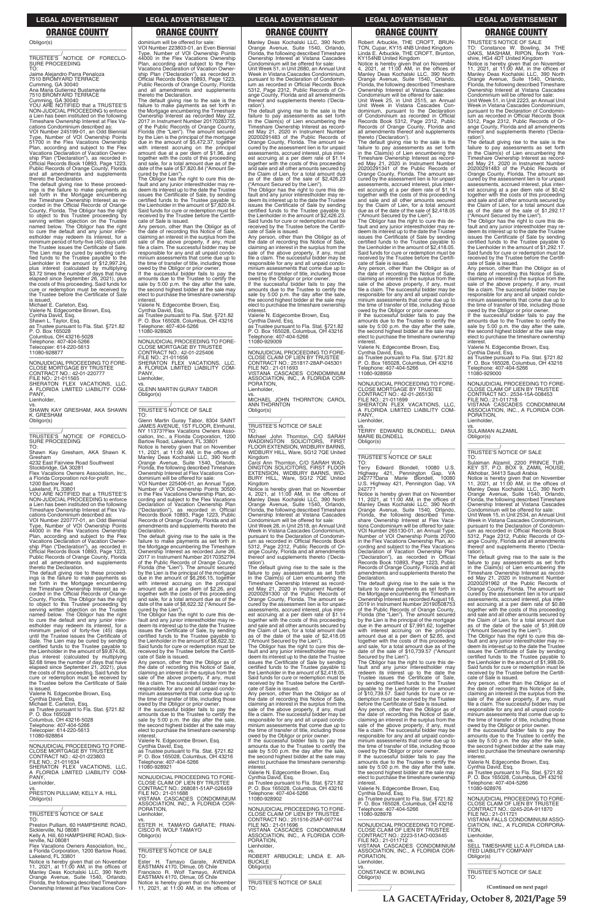Obligor(s)

\_\_\_\_\_\_\_\_\_\_\_\_\_\_\_\_\_\_\_\_\_\_\_\_\_\_\_\_\_\_\_\_\_\_\_/

TRUSTEE'S NOTICE OF FORECLOSURE PROCEEDING

TO:
Jaime Alejandro Parra Penaloza
7510 BROMYARD TERRACE
Cumming, GA 30040
Ana Maria Gutierrez Bustamante
7510 BROMYARD TERRACE
Cumming, GA 30040

YOU ARE NOTIFIED that a TRUSTEE'S NON-JUDICIAL PROCEEDING to enforce a Lien has been instituted on the following Timeshare Ownership Interest at Flex Vacations Condominium described as:

VOI Number 245199-01, an Odd Biennial Type, Number of VOI Ownership Points 51700 in the Flex Vacations Ownership Plan, according and subject to the Flex Vacations Declaration of Vacation Ownership Plan ("Declaration"), as recorded in Official Records Book 10893, Page 1223, Public Records of Orange County, Florida and all amendments and supplements thereto the Declaration.

The default giving rise to these proceedings is the failure to make payments as set forth in the Mortgage encumbering the Timeshare Ownership Interest as recorded in the Official Records of Orange County, Florida. The Obligor has the right to object to this Trustee proceeding by serving written objection on the Trustee named below. The Obligor has the right to cure the default and any junior interestholder may redeem its interest, for a minimum period of forty-five (45) days until the Trustee issues the Certificate of Sale. The Lien may be cured by sending certified funds to the Trustee payable to the Lienholder in the amount of $12,997.24, plus interest (calculated by multiplying $3.72 times the number of days that have elapsed since September 26, 2021), plus the costs of this proceeding. Said funds for cure or redemption must be received by the Trustee before the Certificate of Sale is issued.

Michael E. Carleton, Esq.
Valerie N. Edgecombe Brown, Esq.
Cynthia David, Esq.
Shawn L. Taylor, Esq.
as Trustee pursuant to Fla. Stat. §721.82
P. O. Box 165028
Columbus, OH 43216-5028
Telephone: 407-404-5266
Telecopier: 614-220-5613
11080-928877

\_\_\_\_\_\_\_\_\_\_\_\_\_\_\_\_\_\_\_\_\_\_\_\_\_\_\_\_\_\_\_\_\_\_\_

NONJUDICIAL PROCEEDING TO FORECLOSE MORTGAGE BY TRUSTEE
CONTRACT NO.: 42-01-220777
FILE NO.: 21-011565
SHERATON FLEX VACATIONS, LLC, A FLORIDA LIMITED LIABILITY COMPANY,
Lienholder,
vs.
SHAWN KAY GRESHAM, AKA SHAWN K. GRESHAM
Obligor(s)

\_\_\_\_\_\_\_\_\_\_\_\_\_\_\_\_\_\_\_\_\_\_\_\_\_\_\_\_\_\_\_\_\_\_\_/

TRUSTEE'S NOTICE OF FORECLOSURE PROCEEDING

TO:
Shawn Kay Gresham, AKA Shawn K. Gresham
4232 East Fairview Road Southwest
Stockbridge, GA 30281
Flex Vacations Owners Association, Inc., a Florida Corporation not-for-profit
1200 Bartow Road
Lakeland, FL 33801

YOU ARE NOTIFIED that a TRUSTEE'S NON-JUDICIAL PROCEEDING to enforce a Lien has been instituted on the following Timeshare Ownership Interest at Flex Vacations Condominium described as:

VOI Number 220777-01, an Odd Biennial Type, Number of VOI Ownership Points 44000 in the Flex Vacations Ownership Plan, according and subject to the Flex Vacations Declaration of Vacation Ownership Plan ("Declaration"), as recorded in Official Records Book 10893, Page 1223, Public Records of Orange County, Florida and all amendments and supplements thereto the Declaration.

The default giving rise to these proceedings is the failure to make payments as set forth in the Mortgage encumbering the Timeshare Ownership Interest as recorded in the Official Records of Orange County, Florida. The Obligor has the right to object to this Trustee proceeding by serving written objection on the Trustee named below. The Obligor has the right to cure the default and any junior interestholder may redeem its interest, for a minimum period of forty-five (45) days until the Trustee issues the Certificate of Sale. The Lien may be cured by sending certified funds to the Trustee payable to the Lienholder in the amount of $9,674.06, plus interest (calculated by multiplying $2.68 times the number of days that have elapsed since September 21, 2021), plus the costs of this proceeding. Said funds for cure or redemption must be received by the Trustee before the Certificate of Sale is issued.

Valerie N. Edgecombe Brown, Esq.
Cynthia David, Esq.
Michael E. Carleton, Esq.
as Trustee pursuant to Fla. Stat. §721.82
P. O. Box 165028
Columbus, OH 43216-5028
Telephone: 407-404-5266
Telecopier: 614-220-5613
11080-928864

\_\_\_\_\_\_\_\_\_\_\_\_\_\_\_\_\_\_\_\_\_\_\_\_\_\_\_\_\_\_\_\_\_\_\_

NONJUDICIAL PROCEEDING TO FORECLOSE MORTGAGE BY TRUSTEE
CONTRACT NO.: 42-01-223803
FILE NO.: 21-011634
SHERATON FLEX VACATIONS, LLC, A FLORIDA LIMITED LIABILITY COMPANY,
Lienholder,
vs.
PRESTON PULLIAM; KELLY A. HILL
Obligor(s)

\_\_\_\_\_\_\_\_\_\_\_\_\_\_\_\_\_\_\_\_\_\_\_\_\_\_\_\_\_\_\_\_\_\_\_/

TRUSTEE'S NOTICE OF SALE

TO:
Preston Pulliam, 60 HAMPSHIRE ROAD, Sicklerville, NJ 08081
Kelly A. Hill, 60 HAMPSHIRE ROAD, Sicklerville, NJ 08081
Flex Vacations Owners Association, Inc., a Florida Corporation, 1200 Bartow Road, Lakeland, FL 33801

Notice is hereby given that on November 11, 2021, at 11:00 AM, in the offices of Manley Deas Kochalski LLC, 390 North Orange Avenue, Suite 1540, Orlando, Florida, the following described Timeshare Ownership Interest at Flex Vacations Condominium will be offered for sale:

VOI Number 223803-01, an Even Biennial Type, Number of VOI Ownership Points 44000 in the Flex Vacations Ownership Plan, according and subject to the Flex Vacations Declaration of Vacation Ownership Plan ("Declaration"), as recorded in Official Records Book 10893, Page 1223, Public Records of Orange County, Florida and all amendments and supplements thereto the Declaration.

The default giving rise to the sale is the failure to make payments as set forth in the Mortgage encumbering the Timeshare Ownership Interest as recorded May 22, 2017 in Instrument Number 20170283735 of the Public Records of Orange County, Florida (the "Lien"). The amount secured by the Lien is the principal of the mortgage due in the amount of $5,472.37, together with interest accruing on the principal amount due at a per diem of $1.96, and together with the costs of this proceeding and sale, for a total amount due as of the date of the sale of $7,820.84 ("Amount Secured by the Lien").

The Obligor has the right to cure this default and any junior interestholder may redeem its interest up to the date the Trustee issues the Certificate of Sale, by sending certified funds to the Trustee payable to the Lienholder in the amount of $7,820.84. Said funds for cure or redemption must be received by the Trustee before the Certificate of Sale is issued.

Any person, other than the Obligor as of the date of recording this Notice of Sale, claiming an interest in the surplus from the sale of the above property, if any, must file a claim. The successful bidder may be responsible for any and all unpaid condominium assessments that come due up to the time of transfer of title, including those owed by the Obligor or prior owner.

If the successful bidder fails to pay the amounts due to the Trustee to certify the sale by 5:00 p.m. the day after the sale, the second highest bidder at the sale may elect to purchase the timeshare ownership interest.

Valerie N. Edgecombe Brown, Esq.
Cynthia David, Esq.
as Trustee pursuant to Fla. Stat. §721.82
P. O. Box 165028, Columbus, OH 43216
Telephone: 407-404-5266
11080-928926

\_\_\_\_\_\_\_\_\_\_\_\_\_\_\_\_\_\_\_\_\_\_\_\_\_\_\_\_\_\_\_\_\_\_\_

NONJUDICIAL PROCEEDING TO FORECLOSE MORTGAGE BY TRUSTEE
CONTRACT NO.: 42-01-225406
FILE NO.: 21-011656
SHERATON FLEX VACATIONS, LLC, A FLORIDA LIMITED LIABILITY COMPANY,
Lienholder,
vs.
GLENN MARTIN GURAY TABOR
Obligor(s)

\_\_\_\_\_\_\_\_\_\_\_\_\_\_\_\_\_\_\_\_\_\_\_\_\_\_\_\_\_\_\_\_\_\_\_/

TRUSTEE'S NOTICE OF SALE

TO:
Glenn Martin Guray Tabor, 8304 SAINT JAMES AVENUE, 1ST FLOOR, Elmhurst, NY 11373?Flex Vacations Owners Association, Inc., a Florida Corporation, 1200 Bartow Road, Lakeland, FL 33801

Notice is hereby given that on November 11, 2021, at 11:00 AM, in the offices of Manley Deas Kochalski LLC, 390 North Orange Avenue, Suite 1540, Orlando, Florida, the following described Timeshare Ownership Interest at Flex Vacations Condominium will be offered for sale:

VOI Number 225406-01, an Annual Type, Number of VOI Ownership Points 30500 in the Flex Vacations Ownership Plan, according and subject to the Flex Vacations Declaration of Vacation Ownership Plan ("Declaration"), as recorded in Official Records Book 10893, Page 1223, Public Records of Orange County, Florida and all amendments and supplements thereto the Declaration.

The default giving rise to the sale is the failure to make payments as set forth in the Mortgage encumbering the Timeshare Ownership Interest as recorded June 26, 2017 in Instrument Number 20170352794 of the Public Records of Orange County, Florida (the "Lien"). The amount secured by the Lien is the principal of the mortgage due in the amount of $6,266.15, together with interest accruing on the principal amount due at a per diem of $2.26, and together with the costs of this proceeding and sale, for a total amount due as of the date of the sale of $8,622.32 ("Amount Secured by the Lien").

The Obligor has the right to cure this default and any junior interestholder may redeem its interest up to the date the Trustee issues the Certificate of Sale, by sending certified funds to the Trustee payable to the Lienholder in the amount of $8,622.32. Said funds for cure or redemption must be received by the Trustee before the Certificate of Sale is issued.

Any person, other than the Obligor as of the date of recording this Notice of Sale, claiming an interest in the surplus from the sale of the above property, if any, must file a claim. The successful bidder may be responsible for any and all unpaid condominium assessments that come due up to the time of transfer of title, including those owed by the Obligor or prior owner.

If the successful bidder fails to pay the amounts due to the Trustee to certify the sale by 5:00 p.m. the day after the sale, the second highest bidder at the sale may elect to purchase the timeshare ownership interest.

Valerie N. Edgecombe Brown, Esq.
Cynthia David, Esq.
as Trustee pursuant to Fla. Stat. §721.82
P. O. Box 165028, Columbus, OH 43216
Telephone: 407-404-5266
11080-928921

\_\_\_\_\_\_\_\_\_\_\_\_\_\_\_\_\_\_\_\_\_\_\_\_\_\_\_\_\_\_\_\_\_\_\_

NONJUDICIAL PROCEEDING TO FORECLOSE CLAIM OF LIEN BY TRUSTEE
CONTRACT NO.: 268081-51AP-026459
FILE NO.: 21-011688
VISTANA CASCADES CONDOMINIUM ASSOCIATION, INC., A FLORIDA CORPORATION,
Lienholder,
vs.
ESTER H. TAMAYO GARATE; FRANCISCO R. WOLF TAMAYO
Obligor(s)

\_\_\_\_\_\_\_\_\_\_\_\_\_\_\_\_\_\_\_\_\_\_\_\_\_\_\_\_\_\_\_\_\_\_\_/

TRUSTEE'S NOTICE OF SALE

TO:
Ester H. Tamayo Garate, AVENIDA EASTMAN 4170, Olmue, 05 Chile
Francisco R. Wolf Tamayo, AVENIDA EASTMAN 4170, Olmue, 05 Chile

Notice is hereby given that on November 11, 2021, at 11:00 AM, in the offices of Manley Deas Kochalski LLC, 390 North Orange Avenue, Suite 1540, Orlando, Florida, the following described Timeshare Ownership Interest at Vistana Cascades Condominium will be offered for sale:

Unit Week 51, in Unit 2680, an Annual Unit Week in Vistana Cascades Condominium, pursuant to the Declaration of Condominium as recorded in Official Records Book 5312, Page 2312, Public Records of Orange County, Florida and all amendments thereof and supplements thereto ('Declaration').

The default giving rise to the sale is the failure to pay assessments as set forth in the Claim(s) of Lien encumbering the Timeshare Ownership Interest as recorded May 21, 2020 in Instrument Number 20200291483 of the Public Records of Orange County, Florida. The amount secured by the assessment lien is for unpaid assessments, accrued interest, plus interest accruing at a per diem rate of $1.14 together with the costs of this proceeding and sale and all other amounts secured by the Claim of Lien, for a total amount due as of the date of the sale of $2,426.23 ("Amount Secured by the Lien").

The Obligor has the right to cure this default and any junior interestholder may redeem its interest up to the date the Trustee issues the Certificate of Sale by sending certified funds to the Trustee payable to the Lienholder in the amount of $2,426.23. Said funds for cure or redemption must be received by the Trustee before the Certificate of Sale is issued.

Any person, other than the Obligor as of the date of recording this Notice of Sale, claiming an interest in the surplus from the sale of the above property, if any, must file a claim. The successful bidder may be responsible for any and all unpaid condominium assessments that come due up to the time of transfer of title, including those owed by the Obligor or prior owner.

If the successful bidder fails to pay the amounts due to the Trustee to certify the sale by 5:00 p.m. the day after the sale, the second highest bidder at the sale may elect to purchase the timeshare ownership interest.

Valerie N. Edgecombe Brown, Esq.
Cynthia David, Esq.
as Trustee pursuant to Fla. Stat. §721.82
P. O. Box 165028, Columbus, OH 43216
Telephone: 407-404-5266
11080-929009

\_\_\_\_\_\_\_\_\_\_\_\_\_\_\_\_\_\_\_\_\_\_\_\_\_\_\_\_\_\_\_\_\_\_\_

NONJUDICIAL PROCEEDING TO FORECLOSE CLAIM OF LIEN BY TRUSTEE
CONTRACT NO.: 251817-28AP-045301
FILE NO.: 21-011693
VISTANA CASCADES CONDOMINIUM ASSOCIATION, INC., A FLORIDA CORPORATION,
Lienholder,
vs.
MICHAEL JOHN THORNTON; CAROL ANN THORNTON
Obligor(s)

\_\_\_\_\_\_\_\_\_\_\_\_\_\_\_\_\_\_\_\_\_\_\_\_\_\_\_\_\_\_\_\_\_\_\_/

TRUSTEE'S NOTICE OF SALE

TO:
Michael John Thornton, C/O SARAH WADDINGTON SOLICITORS, FIRST FLOOR EXTENSION, WIDBURY BARNS, WIDBURY HILL, Ware, SG12 7QE United Kingdom
Carol Ann Thornton, C/O SARAH WADDINGTON SOLICITORS, FIRST FLOOR EXTENSION, WIDBURY BARNS, WIDBURY HILL, Ware, SG12 7QE United Kingdom

Notice is hereby given that on November 4, 2021, at 11:00 AM, in the offices of Manley Deas Kochalski LLC, 390 North Orange Avenue, Suite 1540, Orlando, Florida, the following described Timeshare Ownership Interest at Vistana Cascades Condominium will be offered for sale:

Unit Week 28, in Unit 2518, an Annual Unit Week in Vistana Cascades Condominium, pursuant to the Declaration of Condominium as recorded in Official Records Book 5312, Page 2312, Public Records of Orange County, Florida and all amendments thereof and supplements thereto ('Declaration').

The default giving rise to the sale is the failure to pay assessments as set forth in the Claim(s) of Lien encumbering the Timeshare Ownership Interest as recorded May 21, 2020 in Instrument Number 20200291300 of the Public Records of Orange County, Florida. The amount secured by the assessment lien is for unpaid assessments, accrued interest, plus interest accruing at a per diem rate of $1.14 together with the costs of this proceeding and sale and all other amounts secured by the Claim of Lien, for a total amount due as of the date of the sale of $2,418.05 ("Amount Secured by the Lien").

The Obligor has the right to cure this default and any junior interestholder may redeem its interest up to the date the Trustee issues the Certificate of Sale by sending certified funds to the Trustee payable to the Lienholder in the amount of $2,418.05. Said funds for cure or redemption must be received by the Trustee before the Certificate of Sale is issued.

Any person, other than the Obligor as of the date of recording this Notice of Sale, claiming an interest in the surplus from the sale of the above property, if any, must file a claim. The successful bidder may be responsible for any and all unpaid condominium assessments that come due up to the time of transfer of title, including those owed by the Obligor or prior owner.

If the successful bidder fails to pay the amounts due to the Trustee to certify the sale by 5:00 p.m. the day after the sale, the second highest bidder at the sale may elect to purchase the timeshare ownership interest.

Valerie N. Edgecombe Brown, Esq.
Cynthia David, Esq.
as Trustee pursuant to Fla. Stat. §721.82
P. O. Box 165028, Columbus, OH 43216
Telephone: 407-404-5266
11080-928902

\_\_\_\_\_\_\_\_\_\_\_\_\_\_\_\_\_\_\_\_\_\_\_\_\_\_\_\_\_\_\_\_\_\_\_

NONJUDICIAL PROCEEDING TO FORECLOSE CLAIM OF LIEN BY TRUSTEE
CONTRACT NO.: 251516-25AP-007744
FILE NO.: 21-011696
VISTANA CASCADES CONDOMINIUM ASSOCIATION, INC., A FLORIDA CORPORATION,
Lienholder,
vs.
ROBERT ARBUCKLE; LINDA E. ARBUCKLE
Obligor(s)

\_\_\_\_\_\_\_\_\_\_\_\_\_\_\_\_\_\_\_\_\_\_\_\_\_\_\_\_\_\_\_\_\_\_\_/

TRUSTEE'S NOTICE OF SALE

TO:
Robert Arbuckle, THE CROFT, BRUNTON, Cupar, KY15 4NB United Kingdom
Linda E. Arbuckle, THE CROFT, Brunton, KY154NB United Kingdom

Notice is hereby given that on November 4, 2021, at 11:00 AM, in the offices of Manley Deas Kochalski LLC, 390 North Orange Avenue, Suite 1540, Orlando, Florida, the following described Timeshare Ownership Interest at Vistana Cascades Condominium will be offered for sale:

Unit Week 25, in Unit 2515, an Annual Unit Week in Vistana Cascades Condominium, pursuant to the Declaration of Condominium as recorded in Official Records Book 5312, Page 2312, Public Records of Orange County, Florida and all amendments thereof and supplements thereto ('Declaration').

The default giving rise to the sale is the failure to pay assessments as set forth in the Claim(s) of Lien encumbering the Timeshare Ownership Interest as recorded May 21, 2020 in Instrument Number 20200291341 of the Public Records of Orange County, Florida. The amount secured by the assessment lien is for unpaid assessments, accrued interest, plus interest accruing at a per diem rate of $1.14 together with the costs of this proceeding and sale and all other amounts secured by the Claim of Lien, for a total amount due as of the date of the sale of $2,418.05 ("Amount Secured by the Lien").

The Obligor has the right to cure this default and any junior interestholder may redeem its interest up to the date the Trustee issues the Certificate of Sale by sending certified funds to the Trustee payable to the Lienholder in the amount of $2,418.05. Said funds for cure or redemption must be received by the Trustee before the Certificate of Sale is issued.

Any person, other than the Obligor as of the date of recording this Notice of Sale, claiming an interest in the surplus from the sale of the above property, if any, must file a claim. The successful bidder may be responsible for any and all unpaid condominium assessments that come due up to the time of transfer of title, including those owed by the Obligor or prior owner.

If the successful bidder fails to pay the amounts due to the Trustee to certify the sale by 5:00 p.m. the day after the sale, the second highest bidder at the sale may elect to purchase the timeshare ownership interest.

Valerie N. Edgecombe Brown, Esq.
Cynthia David, Esq.
as Trustee pursuant to Fla. Stat. §721.82
P. O. Box 165028, Columbus, OH 43216
Telephone: 407-404-5266
11080-928959

\_\_\_\_\_\_\_\_\_\_\_\_\_\_\_\_\_\_\_\_\_\_\_\_\_\_\_\_\_\_\_\_\_\_\_

NONJUDICIAL PROCEEDING TO FORECLOSE MORTGAGE BY TRUSTEE
CONTRACT NO.: 42-01-265130
FILE NO.: 21-011699
SHERATON FLEX VACATIONS, LLC, A FLORIDA LIMITED LIABILITY COMPANY,
Lienholder,
vs.
TERRY EDWARD BLONDELL; DANA MARIE BLONDELL
Obligor(s)

\_\_\_\_\_\_\_\_\_\_\_\_\_\_\_\_\_\_\_\_\_\_\_\_\_\_\_\_\_\_\_\_\_\_\_/

TRUSTEE'S NOTICE OF SALE

TO:
Terry Edward Blondell, 10080 U.S. Highway 421, Pennington Gap, VA 24277?Dana Marie Blondell, 10080 U.S. Highway 421, Pennington Gap, VA 24277?

Notice is hereby given that on November 11, 2021, at 11:00 AM, in the offices of Manley Deas Kochalski LLC, 390 North Orange Avenue, Suite 1540, Orlando, Florida, the following described Timeshare Ownership Interest at Flex Vacations Condominium will be offered for sale:

VOI Number 265130-01, an Annual Type, Number of VOI Ownership Points 20700 in the Flex Vacations Ownership Plan, according and subject to the Flex Vacations Declaration of Vacation Ownership Plan ("Declaration"), as recorded in Official Records Book 10893, Page 1223, Public Records of Orange County, Florida and all amendments and supplements thereto the Declaration.

The default giving rise to the sale is the failure to make payments as set forth in the Mortgage encumbering the Timeshare Ownership Interest as recorded August 16, 2019 in Instrument Number 20190508753 of the Public Records of Orange County, Florida (the "Lien"). The amount secured by the Lien is the principal of the mortgage due in the amount of $7,991.62, together with interest accruing on the principal amount due at a per diem of $2.85, and together with the costs of this proceeding and sale, for a total amount due as of the date of the sale of $10,739.57 ("Amount Secured by the Lien").

The Obligor has the right to cure this default and any junior interestholder may redeem its interest up to the date the Trustee issues the Certificate of Sale, by sending certified funds to the Trustee payable to the Lienholder in the amount of $10,739.57. Said funds for cure or redemption must be received by the Trustee before the Certificate of Sale is issued.

Any person, other than the Obligor as of the date of recording this Notice of Sale, claiming an interest in the surplus from the sale of the above property, if any, must file a claim. The successful bidder may be responsible for any and all unpaid condominium assessments that come due up to the time of transfer of title, including those owed by the Obligor or prior owner.

If the successful bidder fails to pay the amounts due to the Trustee to certify the sale by 5:00 p.m. the day after the sale, the second highest bidder at the sale may elect to purchase the timeshare ownership interest.

Valerie N. Edgecombe Brown, Esq.
Cynthia David, Esq.
as Trustee pursuant to Fla. Stat. §721.82
P. O. Box 165028, Columbus, OH 43216
Telephone: 407-404-5266
11080-928978

\_\_\_\_\_\_\_\_\_\_\_\_\_\_\_\_\_\_\_\_\_\_\_\_\_\_\_\_\_\_\_\_\_\_\_

NONJUDICIAL PROCEEDING TO FORECLOSE CLAIM OF LIEN BY TRUSTEE
CONTRACT NO.: 2223-51AO-003445
FILE NO.: 21-011712
VISTANA CASCADES CONDOMINIUM ASSOCIATION, INC., A FLORIDA CORPORATION,
Lienholder,
vs.
CONSTANCE W. BOWLING
Obligor(s)

\_\_\_\_\_\_\_\_\_\_\_\_\_\_\_\_\_\_\_\_\_\_\_\_\_\_\_\_\_\_\_\_\_\_\_/

TRUSTEE'S NOTICE OF SALE

TO: Constance W. Bowling, 34 THE OAKS, MASHAM, RIPON, North Yorkshire, HG4 4DT United Kingdom

Notice is hereby given that on November 11, 2021, at 11:00 AM, in the offices of Manley Deas Kochalski LLC, 390 North Orange Avenue, Suite 1540, Orlando, Florida, the following described Timeshare Ownership Interest at Vistana Cascades Condominium will be offered for sale:

Unit Week 51, in Unit 2223, an Annual Unit Week in Vistana Cascades Condominium, pursuant to the Declaration of Condominium as recorded in Official Records Book 5312, Page 2312, Public Records of Orange County, Florida and all amendments thereof and supplements thereto ('Declaration').

The default giving rise to the sale is the failure to pay assessments as set forth in the Claim(s) of Lien encumbering the Timeshare Ownership Interest as recorded May 21, 2020 in Instrument Number 20200291483 of the Public Records of Orange County, Florida. The amount secured by the assessment lien is for unpaid assessments, accrued interest, plus interest accruing at a per diem rate of $0.42 together with the costs of this proceeding and sale and all other amounts secured by the Claim of Lien, for a total amount due as of the date of the sale of $1,292.17 ("Amount Secured by the Lien").

The Obligor has the right to cure this default and any junior interestholder may redeem its interest up to the date the Trustee issues the Certificate of Sale by sending certified funds to the Trustee payable to the Lienholder in the amount of $1,292.17. Said funds for cure or redemption must be received by the Trustee before the Certificate of Sale is issued.

Any person, other than the Obligor as of the date of recording this Notice of Sale, claiming an interest in the surplus from the sale of the above property, if any, must file a claim. The successful bidder may be responsible for any and all unpaid condominium assessments that come due up to the time of transfer of title, including those owed by the Obligor or prior owner.

If the successful bidder fails to pay the amounts due to the Trustee to certify the sale by 5:00 p.m. the day after the sale, the second highest bidder at the sale may elect to purchase the timeshare ownership interest.

Valerie N. Edgecombe Brown, Esq.
Cynthia David, Esq.
as Trustee pursuant to Fla. Stat. §721.82
P. O. Box 165028, Columbus, OH 43216
Telephone: 407-404-5266
11080-929000

\_\_\_\_\_\_\_\_\_\_\_\_\_\_\_\_\_\_\_\_\_\_\_\_\_\_\_\_\_\_\_\_\_\_\_

NONJUDICIAL PROCEEDING TO FORECLOSE CLAIM OF LIEN BY TRUSTEE
CONTRACT NO.: 2534-15A-008453
FILE NO.: 21-011718
VISTANA CASCADES CONDOMINIUM ASSOCIATION, INC., A FLORIDA CORPORATION,
Lienholder,
vs.
SULAIMAN ALZAMIL
Obligor(s)

\_\_\_\_\_\_\_\_\_\_\_\_\_\_\_\_\_\_\_\_\_\_\_\_\_\_\_\_\_\_\_\_\_\_\_/

TRUSTEE'S NOTICE OF SALE

TO:
Sulaiman Alzamil, 2200 PRINCE TURKEY ST, P.O. BOX 9, ZAMIL HOUSE, Alkhobar, 34413 Saudi Arabia

Notice is hereby given that on November 11, 2021, at 11:00 AM, in the offices of Manley Deas Kochalski LLC, 390 North Orange Avenue, Suite 1540, Orlando, Florida, the following described Timeshare Ownership Interest at Vistana Cascades Condominium will be offered for sale:

Unit Week 15, in Unit 2534, an Annual Unit Week in Vistana Cascades Condominium, pursuant to the Declaration of Condominium as recorded in Official Records Book 5312, Page 2312, Public Records of Orange County, Florida and all amendments thereof and supplements thereto ('Declaration').

The default giving rise to the sale is the failure to pay assessments as set forth in the Claim(s) of Lien encumbering the Timeshare Ownership Interest as recorded May 21, 2020 in Instrument Number 20200291962 of the Public Records of Orange County, Florida. The amount secured by the assessment lien is for unpaid assessments, accrued interest, plus interest accruing at a per diem rate of $0.88 together with the costs of this proceeding and sale and all other amounts secured by the Claim of Lien, for a total amount due as of the date of the sale of $1,998.09 ("Amount Secured by the Lien").

The Obligor has the right to cure this default and any junior interestholder may redeem its interest up to the date the Trustee issues the Certificate of Sale by sending certified funds to the Trustee payable to the Lienholder in the amount of $1,998.09. Said funds for cure or redemption must be received by the Trustee before the Certificate of Sale is issued.

Any person, other than the Obligor as of the date of recording this Notice of Sale, claiming an interest in the surplus from the sale of the above property, if any, must file a claim. The successful bidder may be responsible for any and all unpaid condominium assessments that come due up to the time of transfer of title, including those owed by the Obligor or prior owner.

If the successful bidder fails to pay the amounts due to the Trustee to certify the sale by 5:00 p.m. the day after the sale, the second highest bidder at the sale may elect to purchase the timeshare ownership interest.

Valerie N. Edgecombe Brown, Esq.
Cynthia David, Esq.
as Trustee pursuant to Fla. Stat. §721.82
P. O. Box 165028, Columbus, OH 43216
Telephone: 407-404-5266
11080-928976

\_\_\_\_\_\_\_\_\_\_\_\_\_\_\_\_\_\_\_\_\_\_\_\_\_\_\_\_\_\_\_\_\_\_\_

NONJUDICIAL PROCEEDING TO FORECLOSE CLAIM OF LIEN BY TRUSTEE
CONTRACT NO.: 0245-20A-911870
FILE NO.: 21-011721
VISTANA FALLS CONDOMINIUM ASSOCIATION, INC., A FLORIDA CORPORATION,
Lienholder,
vs.
SELL TIMESHARE LLC A FLORIDA LIMITED LIABILITY COMPANY
Obligor(s)

\_\_\_\_\_\_\_\_\_\_\_\_\_\_\_\_\_\_\_\_\_\_\_\_\_\_\_\_\_\_\_\_\_\_\_/

TRUSTEE'S NOTICE OF SALE

TO:

**(Continued on next page)**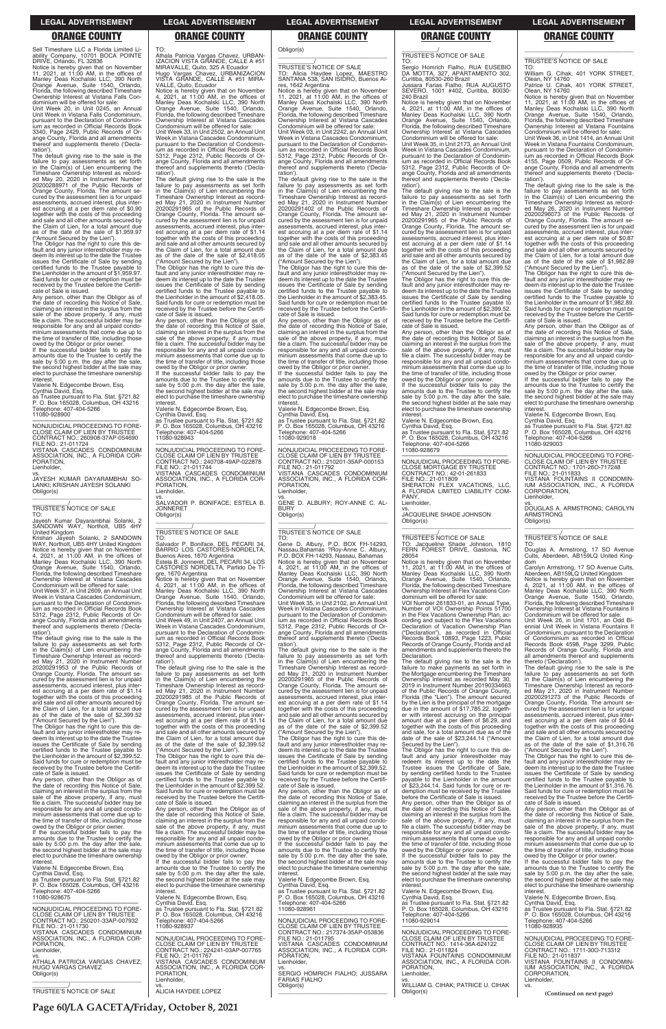Sell Timeshare LLC a Florida Limited Liability Company, 10701 BOCA POINTE DRIVE, Orlando, FL 32836

Notice is hereby given that on November 11, 2021, at 11:00 AM, in the offices of Manley Deas Kochalski LLC, 390 North Orange Avenue, Suite 1540, Orlando, Florida, the following described Timeshare Ownership Interest at Vistana Falls Condominium will be offered for sale:

Unit Week 20, in Unit 0245, an Annual Unit Week in Vistana Falls Condominium, pursuant to the Declaration of Condominium as recorded in Official Records Book 3340, Page 2429, Public Records of Orange County, Florida and all amendments thereof and supplements thereto ('Declaration').

The default giving rise to the sale is the failure to pay assessments as set forth in the Claim(s) of Lien encumbering the Timeshare Ownership Interest as recorded May 20, 2020 in Instrument Number 20200288971 of the Public Records of Orange County, Florida. The amount secured by the assessment lien is for unpaid assessments, accrued interest, plus interest accruing at a per diem rate of $0.90 together with the costs of this proceeding and sale and all other amounts secured by the Claim of Lien, for a total amount due as of the date of the sale of $1,959.97 ("Amount Secured by the Lien").

The Obligor has the right to cure this default and any junior interestholder may redeem its interest up to the date the Trustee issues the Certificate of Sale by sending certified funds to the Trustee payable to the Lienholder in the amount of $1,959.97. Said funds for cure or redemption must be received by the Trustee before the Certificate of Sale is issued.

Any person, other than the Obligor as of the date of recording this Notice of Sale, claiming an interest in the surplus from the sale of the above property, if any, must file a claim. The successful bidder may be responsible for any and all unpaid condominium assessments that come due up to the time of transfer of title, including those owed by the Obligor or prior owner.

If the successful bidder fails to pay the amounts due to the Trustee to certify the sale by 5:00 p.m. the day after the sale, the second highest bidder at the sale may elect to purchase the timeshare ownership interest.

Valerie N. Edgecombe Brown, Esq.
Cynthia David, Esq.
as Trustee pursuant to Fla. Stat. §721.82
P. O. Box 165028, Columbus, OH 43216
Telephone: 407-404-5266
11080-928900

---

NONJUDICIAL PROCEEDING TO FORECLOSE CLAIM OF LIEN BY TRUSTEE
CONTRACT NO.: 260908-37AP-054690
FILE NO.: 21-011724
VISTANA CASCADES CONDOMINIUM ASSOCIATION, INC., A FLORIDA CORPORATION,
Lienholder,
vs.
JAYESH KUMAR DAYARAMBHAI SOLANKI; KRISHAN JAYESH SOLANKI
Obligor(s)

_______________/
TRUSTEE'S NOTICE OF SALE
TO:
Jayesh Kumar Dayarambhai Solanki, 2 SANDOWN WAY, Northolt, UB5 4HY United Kingdom
Krishan Jayesh Solanki, 2 SANDOWN WAY, Northolt, UB5 4HY United Kingdom

Notice is hereby given that on November 4, 2021, at 11:00 AM, in the offices of Manley Deas Kochalski LLC, 390 North Orange Avenue, Suite 1540, Orlando, Florida, the following described Timeshare Ownership Interest at Vistana Cascades Condominium will be offered for sale:

Unit Week 37, in Unit 2609, an Annual Unit Week in Vistana Cascades Condominium, pursuant to the Declaration of Condominium as recorded in Official Records Book 5312, Page 2312, Public Records of Orange County, Florida and all amendments thereof and supplements thereto ('Declaration').

The default giving rise to the sale is the failure to pay assessments as set forth in the Claim(s) of Lien encumbering the Timeshare Ownership Interest as recorded May 21, 2020 in Instrument Number 20200291953 of the Public Records of Orange County, Florida. The amount secured by the assessment lien is for unpaid assessments, accrued interest, plus interest accruing at a per diem rate of $1.14 together with the costs of this proceeding and sale and all other amounts secured by the Claim of Lien, for a total amount due as of the date of the sale of $2,399.52 ("Amount Secured by the Lien").

The Obligor has the right to cure this default and any junior interestholder may redeem its interest up to the date the Trustee issues the Certificate of Sale by sending certified funds to the Trustee payable to the Lienholder in the amount of $2,399.52. Said funds for cure or redemption must be received by the Trustee before the Certificate of Sale is issued.

Any person, other than the Obligor as of the date of recording this Notice of Sale, claiming an interest in the surplus from the sale of the above property, if any, must file a claim. The successful bidder may be responsible for any and all unpaid condominium assessments that come due up to the time of transfer of title, including those owed by the Obligor or prior owner.

If the successful bidder fails to pay the amounts due to the Trustee to certify the sale by 5:00 p.m. the day after the sale, the second highest bidder at the sale may elect to purchase the timeshare ownership interest.

Valerie N. Edgecombe Brown, Esq.
Cynthia David, Esq.
as Trustee pursuant to Fla. Stat. §721.82
P. O. Box 165028, Columbus, OH 43216
Telephone: 407-404-5266
11080-928675

---

NONJUDICIAL PROCEEDING TO FORECLOSE CLAIM OF LIEN BY TRUSTEE
CONTRACT NO.: 250201-33AP-007932
FILE NO.: 21-011730
VISTANA CASCADES CONDOMINIUM ASSOCIATION, INC., A FLORIDA CORPORATION,
Lienholder,
vs.
ATHALA PATRICIA VARGAS CHAVEZ; HUGO VARGAS CHAVEZ
Obligor(s)

_______________/
TRUSTEE'S NOTICE OF SALE
TO:
Athala Patricia Vargas Chavez, URBANIZACION VISTA GRANDE, CALLE A #51 MIRAVALLE, Quito, 325 A Ecuador
Hugo Vargas Chavez, URBANIZACION VISTA GRANDE, CALLE A #51 MIRAVALLE, Quito, Ecuador

Notice is hereby given that on November 4, 2021, at 11:00 AM, in the offices of Manley Deas Kochalski LLC, 390 North Orange Avenue, Suite 1540, Orlando, Florida, the following described Timeshare Ownership Interest at Vistana Cascades Condominium will be offered for sale:

Unit Week 33, in Unit 2502, an Annual Unit Week in Vistana Cascades Condominium, pursuant to the Declaration of Condominium as recorded in Official Records Book 5312, Page 2312, Public Records of Orange County, Florida and all amendments thereof and supplements thereto ('Declaration').

The default giving rise to the sale is the failure to pay assessments as set forth in the Claim(s) of Lien encumbering the Timeshare Ownership Interest as recorded May 21, 2020 in Instrument Number 20200291965 of the Public Records of Orange County, Florida. The amount secured by the assessment lien is for unpaid assessments, accrued interest, plus interest accruing at a per diem rate of $1.14 together with the costs of this proceeding and sale and all other amounts secured by the Claim of Lien, for a total amount due as of the date of the sale of $2,418.05 ("Amount Secured by the Lien").

The Obligor has the right to cure this default and any junior interestholder may redeem its interest up to the date the Trustee issues the Certificate of Sale by sending certified funds to the Trustee payable to the Lienholder in the amount of $2,418.05. Said funds for cure or redemption must be received by the Trustee before the Certificate of Sale is issued.

Any person, other than the Obligor as of the date of recording this Notice of Sale, claiming an interest in the surplus from the sale of the above property, if any, must file a claim. The successful bidder may be responsible for any and all unpaid condominium assessments that come due up to the time of transfer of title, including those owed by the Obligor or prior owner.

If the successful bidder fails to pay the amounts due to the Trustee to certify the sale by 5:00 p.m. the day after the sale, the second highest bidder at the sale may elect to purchase the timeshare ownership interest.

Valerie N. Edgecombe Brown, Esq.
Cynthia David, Esq.
as Trustee pursuant to Fla. Stat. §721.82
P. O. Box 165028, Columbus, OH 43216
Telephone: 407-404-5266
11080-928943

---

NONJUDICIAL PROCEEDING TO FORECLOSE CLAIM OF LIEN BY TRUSTEE
CONTRACT NO.: 240708-49AP-022878
FILE NO.: 21-011744
VISTANA CASCADES CONDOMINIUM ASSOCIATION, INC., A FLORIDA CORPORATION,
Lienholder,
vs.
SALVADOR P. BONIFACE; ESTELA B. JONNERET
Obligor(s)

_______________/
TRUSTEE'S NOTICE OF SALE
TO:
Salvador P. Boniface, DEL PECARI 34, BARRIO LOS CASTORES-NORDELTA, Buenos Aires, 1670 Argentina
Estela B. Jonneret, DEL PECARI 34, LOS CASTORES NORDELTA, Partido De Tigre, 1670 Argentina

Notice is hereby given that on November 4, 2021, at 11:00 AM, in the offices of Manley Deas Kochalski LLC, 390 North Orange Avenue, Suite 1540, Orlando, Florida, the following described Timeshare Ownership Interest at Vistana Cascades Condominium will be offered for sale:

Unit Week 49, in Unit 2407, an Annual Unit Week in Vistana Cascades Condominium, pursuant to the Declaration of Condominium as recorded in Official Records Book 5312, Page 2312, Public Records of Orange County, Florida and all amendments thereof and supplements thereto ('Declaration').

The default giving rise to the sale is the failure to pay assessments as set forth in the Claim(s) of Lien encumbering the Timeshare Ownership Interest as recorded May 21, 2020 in Instrument Number 20200291985 of the Public Records of Orange County, Florida. The amount secured by the assessment lien is for unpaid assessments, accrued interest, plus interest accruing at a per diem rate of $1.14 together with the costs of this proceeding and sale and all other amounts secured by the Claim of Lien, for a total amount due as of the date of the sale of $2,399.52 ("Amount Secured by the Lien").

The Obligor has the right to cure this default and any junior interestholder may redeem its interest up to the date the Trustee issues the Certificate of Sale by sending certified funds to the Trustee payable to the Lienholder in the amount of $2,399.52. Said funds for cure or redemption must be received by the Trustee before the Certificate of Sale is issued.

Any person, other than the Obligor as of the date of recording this Notice of Sale, claiming an interest in the surplus from the sale of the above property, if any, must file a claim. The successful bidder may be responsible for any and all unpaid condominium assessments that come due up to the time of transfer of title, including those owed by the Obligor or prior owner.

If the successful bidder fails to pay the amounts due to the Trustee to certify the sale by 5:00 p.m. the day after the sale, the second highest bidder at the sale may elect to purchase the timeshare ownership interest.

Valerie N. Edgecombe Brown, Esq.
Cynthia David, Esq.
as Trustee pursuant to Fla. Stat. §721.82
P. O. Box 165028, Columbus, OH 43216
Telephone: 407-404-5266
11080-928937

---

NONJUDICIAL PROCEEDING TO FORECLOSE CLAIM OF LIEN BY TRUSTEE
CONTRACT NO.: 224241-03AP-007765
FILE NO.: 21-011767
VISTANA CASCADES CONDOMINIUM ASSOCIATION, INC., A FLORIDA CORPORATION,
Lienholder,
vs.
ALICIA HAYDEE LOPEZ
Obligor(s)

_______________/
TRUSTEE'S NOTICE OF SALE
TO: Alicia Haydee Lopez, MAESTRO SANTANA 538, SAN ISIDRO, Buenos Aires, 1642 Argentina

Notice is hereby given that on November 11, 2021, at 11:00 AM, in the offices of Manley Deas Kochalski LLC, 390 North Orange Avenue, Suite 1540, Orlando, Florida, the following described Timeshare Ownership Interest at Vistana Cascades Condominium will be offered for sale:

Unit Week 03, in Unit 2242, an Annual Unit Week in Vistana Cascades Condominium, pursuant to the Declaration of Condominium as recorded in Official Records Book 5312, Page 2312, Public Records of Orange County, Florida and all amendments thereof and supplements thereto ('Declaration').

The default giving rise to the sale is the failure to pay assessments as set forth in the Claim(s) of Lien encumbering the Timeshare Ownership Interest as recorded May 21, 2020 in Instrument Number 20200291402 of the Public Records of Orange County, Florida. The amount secured by the assessment lien is for unpaid assessments, accrued interest, plus interest accruing at a per diem rate of $1.14 together with the costs of this proceeding and sale and all other amounts secured by the Claim of Lien, for a total amount due as of the date of the sale of $2,383.45 ("Amount Secured by the Lien").

The Obligor has the right to cure this default and any junior interestholder may redeem its interest up to the date the Trustee issues the Certificate of Sale by sending certified funds to the Trustee payable to the Lienholder in the amount of $2,383.45. Said funds for cure or redemption must be received by the Trustee before the Certificate of Sale is issued.

Any person, other than the Obligor as of the date of recording this Notice of Sale, claiming an interest in the surplus from the sale of the above property, if any, must file a claim. The successful bidder may be responsible for any and all unpaid condominium assessments that come due up to the time of transfer of title, including those owed by the Obligor or prior owner.

If the successful bidder fails to pay the amounts due to the Trustee to certify the sale by 5:00 p.m. the day after the sale, the second highest bidder at the sale may elect to purchase the timeshare ownership interest.

Valerie N. Edgecombe Brown, Esq.
Cynthia David, Esq.
as Trustee pursuant to Fla. Stat. §721.82
P. O. Box 165028, Columbus, OH 43216
Telephone: 407-404-5266
11080-929018

---

NONJUDICIAL PROCEEDING TO FORECLOSE CLAIM OF LIEN BY TRUSTEE
CONTRACT NO.: 210201-35AP-000153
FILE NO.: 21-011792
VISTANA CASCADES CONDOMINIUM ASSOCIATION, INC., A FLORIDA CORPORATION,
Lienholder,
vs.
GENE D. ALBURY; ROY-ANNE C. ALBURY
Obligor(s)

_______________/
TRUSTEE'S NOTICE OF SALE
TO:
Gene D. Albury, P.O. BOX FH-14293, Nassau,Bahamas
Roy-Anne C. Albury, P.O. BOX FH-14293, Nassau, Bahamas

Notice is hereby given that on November 4, 2021, at 11:00 AM, in the offices of Manley Deas Kochalski LLC, 390 North Orange Avenue, Suite 1540, Orlando, Florida, the following described Timeshare Ownership Interest at Vistana Cascades Condominium will be offered for sale:

Unit Week 35, in Unit 2102, an Annual Unit Week in Vistana Cascades Condominium, pursuant to the Declaration of Condominium as recorded in Official Records Book 5312, Page 2312, Public Records of Orange County, Florida and all amendments thereof and supplements thereto ('Declaration').

The default giving rise to the sale is the failure to pay assessments as set forth in the Claim(s) of Lien encumbering the Timeshare Ownership Interest as recorded May 21, 2020 in Instrument Number 20200291965 of the Public Records of Orange County, Florida. The amount secured by the assessment lien is for unpaid assessments, accrued interest, plus interest accruing at a per diem rate of $1.14 together with the costs of this proceeding and sale and all other amounts secured by the Claim of Lien, for a total amount due as of the date of the sale of $2,399.52 ("Amount Secured by the Lien").

The Obligor has the right to cure this default and any junior interestholder may redeem its interest up to the date the Trustee issues the Certificate of Sale by sending certified funds to the Trustee payable to the Lienholder in the amount of $2,399.52. Said funds for cure or redemption must be received by the Trustee before the Certificate of Sale is issued.

Any person, other than the Obligor as of the date of recording this Notice of Sale, claiming an interest in the surplus from the sale of the above property, if any, must file a claim. The successful bidder may be responsible for any and all unpaid condominium assessments that come due up to the time of transfer of title, including those owed by the Obligor or prior owner.

If the successful bidder fails to pay the amounts due to the Trustee to certify the sale by 5:00 p.m. the day after the sale, the second highest bidder at the sale may elect to purchase the timeshare ownership interest.

Valerie N. Edgecombe Brown, Esq.
Cynthia David, Esq.
as Trustee pursuant to Fla. Stat. §721.82
P. O. Box 165028, Columbus, OH 43216
Telephone: 407-404-5266
11080-928961

---

NONJUDICIAL PROCEEDING TO FORECLOSE CLAIM OF LIEN BY TRUSTEE
CONTRACT NO.: 217374-35AP-053836
FILE NO.: 21-011795
VISTANA CASCADES CONDOMINIUM ASSOCIATION, INC., A FLORIDA CORPORATION,
Lienholder,
vs.
SERGIO HOMRICH FIALHO; JUSSARA FARIAS FIALHO
Obligor(s)

_______________/
TRUSTEE'S NOTICE OF SALE
TO:
Sergio Homrich Fialho, RUA EUSEBIO DA MOTTA, 327, APARTAMENTO 302, Curitiba, 80530-260 Brazil
Jussara Farias Fialho, RUA AUGUSTO SEVERO, 1001 #402, Curitiba, 80030-240 Brazil

Notice is hereby given that on November 4, 2021, at 11:00 AM, in the offices of Manley Deas Kochalski LLC, 390 North Orange Avenue, Suite 1540, Orlando, Florida, the following described Timeshare Ownership Interest at Vistana Cascades Condominium will be offered for sale:

Unit Week 35, in Unit 2173, an Annual Unit Week in Vistana Cascades Condominium, pursuant to the Declaration of Condominium as recorded in Official Records Book 5312, Page 2312, Public Records of Orange County, Florida and all amendments thereof and supplements thereto ('Declaration').

The default giving rise to the sale is the failure to pay assessments as set forth in the Claim(s) of Lien encumbering the Timeshare Ownership Interest as recorded May 21, 2020 in Instrument Number 20200291965 of the Public Records of Orange County, Florida. The amount secured by the assessment lien is for unpaid assessments, accrued interest, plus interest accruing at a per diem rate of $1.14 together with the costs of this proceeding and sale and all other amounts secured by the Claim of Lien, for a total amount due as of the date of the sale of $2,399.52 ("Amount Secured by the Lien").

The Obligor has the right to cure this default and any junior interestholder may redeem its interest up to the date the Trustee issues the Certificate of Sale by sending certified funds to the Trustee payable to the Lienholder in the amount of $2,399.52. Said funds for cure or redemption must be received by the Trustee before the Certificate of Sale is issued.

Any person, other than the Obligor as of the date of recording this Notice of Sale, claiming an interest in the surplus from the sale of the above property, if any, must file a claim. The successful bidder may be responsible for any and all unpaid condominium assessments that come due up to the time of transfer of title, including those owed by the Obligor or prior owner.

If the successful bidder fails to pay the amounts due to the Trustee to certify the sale by 5:00 p.m. the day after the sale, the second highest bidder at the sale may elect to purchase the timeshare ownership interest.

Valerie N. Edgecombe Brown, Esq.
Cynthia David, Esq.
as Trustee pursuant to Fla. Stat. §721.82
P. O. Box 165028, Columbus, OH 43216
Telephone: 407-404-5266
11080-928679

---

NONJUDICIAL PROCEEDING TO FORECLOSE MORTGAGE BY TRUSTEE
CONTRACT NO.: 42-01-261833
FILE NO.: 21-011809
SHERATON FLEX VACATIONS, LLC, A FLORIDA LIMITED LIABILITY COMPANY,
Lienholder,
vs.
JACQUELINE SHADE JOHNSON
Obligor(s)

_______________/
TRUSTEE'S NOTICE OF SALE
TO: Jacqueline Shade Johnson, 1810 FERN FOREST DRIVE, Gastonia, NC 28054

Notice is hereby given that on November 11, 2021, at 11:00 AM, in the offices of Manley Deas Kochalski LLC, 390 North Orange Avenue, Suite 1540, Orlando, Florida, the following described Timeshare Ownership Interest at Flex Vacations Condominium will be offered for sale:

VOI Number 261833-01, an Annual Type, Number of VOI Ownership Points 51700 in the Flex Vacations Ownership Plan, according and subject to the Flex Vacations Declaration of Vacation Ownership Plan ("Declaration"), as recorded in Official Records Book 10893, Page 1223, Public Records of Orange County, Florida and all amendments and supplements thereto the Declaration.

The default giving rise to the sale is the failure to make payments as set forth in the Mortgage encumbering the Timeshare Ownership Interest as recorded May 30, 2019 in Instrument Number 20190334663 of the Public Records of Orange County, Florida (the "Lien"). The amount secured by the Lien is the principal of the mortgage due in the amount of $17,785.22, together with interest accruing on the principal amount due at a per diem of $6.29, and together with the costs of this proceeding and sale, for a total amount due as of the date of the sale of $23,244.14 ("Amount Secured by the Lien").

The Obligor has the right to cure this default and any junior interestholder may redeem its interest up to the date the Trustee issues the Certificate of Sale, by sending certified funds to the Trustee payable to the Lienholder in the amount of $23,244.14. Said funds for cure or redemption must be received by the Trustee before the Certificate of Sale is issued.

Any person, other than the Obligor as of the date of recording this Notice of Sale, claiming an interest in the surplus from the sale of the above property, if any, must file a claim. The successful bidder may be responsible for any and all unpaid condominium assessments that come due up to the time of transfer of title, including those owed by the Obligor or prior owner.

If the successful bidder fails to pay the amounts due to the Trustee to certify the sale by 5:00 p.m. the day after the sale, the second highest bidder at the sale may elect to purchase the timeshare ownership interest.

Valerie N. Edgecombe Brown, Esq.
Cynthia David, Esq.
as Trustee pursuant to Fla. Stat. §721.82
P. O. Box 165028, Columbus, OH 43216
Telephone: 407-404-5266
11080-929014

---

NONJUDICIAL PROCEEDING TO FORECLOSE CLAIM OF LIEN BY TRUSTEE
CONTRACT NO.: 1414-36A-624122
FILE NO.: 21-011824
VISTANA FOUNTAINS CONDOMINIUM ASSOCIATION, INC., A FLORIDA CORPORATION,
Lienholder,
vs.
WILLIAM G. CIHAK; PATRICE U. CIHAK
Obligor(s)

_______________/
TRUSTEE'S NOTICE OF SALE
TO:
William G. Cihak, 401 YORK STREET, Olean, NY 14760
Patrice U. Cihak, 401 YORK STREET, Olean, NY 14760

Notice is hereby given that on November 11, 2021, at 11:00 AM, in the offices of Manley Deas Kochalski LLC, 390 North Orange Avenue, Suite 1540, Orlando, Florida, the following described Timeshare Ownership Interest at Vistana Fountains Condominium will be offered for sale:

Unit Week 36, in Unit 1414, an Annual Unit Week in Vistana Fountains Condominium, pursuant to the Declaration of Condominium as recorded in Official Records Book 4155, Page 0509, Public Records of Orange County, Florida and all amendments thereof and supplements thereto ('Declaration').

The default giving rise to the sale is the failure to pay assessments as set forth in the Claim(s) of Lien encumbering the Timeshare Ownership Interest as recorded May 26, 2020 in Instrument Number 20200296073 of the Public Records of Orange County, Florida. The amount secured by the assessment lien is for unpaid assessments, accrued interest, plus interest accruing at a per diem rate of $0.87 together with the costs of this proceeding and sale and all other amounts secured by the Claim of Lien, for a total amount due as of the date of the sale of $1,982.89 ("Amount Secured by the Lien").

The Obligor has the right to cure this default and any junior interestholder may redeem its interest up to the date the Trustee issues the Certificate of Sale by sending certified funds to the Trustee payable to the Lienholder in the amount of $1,982.89. Said funds for cure or redemption must be received by the Trustee before the Certificate of Sale is issued.

Any person, other than the Obligor as of the date of recording this Notice of Sale, claiming an interest in the surplus from the sale of the above property, if any, must file a claim. The successful bidder may be responsible for any and all unpaid condominium assessments that come due up to the time of transfer of title, including those owed by the Obligor or prior owner.

If the successful bidder fails to pay the amounts due to the Trustee to certify the sale by 5:00 p.m. the day after the sale, the second highest bidder at the sale may elect to purchase the timeshare ownership interest.

Valerie N. Edgecombe Brown, Esq.
Cynthia David, Esq.
as Trustee pursuant to Fla. Stat. §721.82
P. O. Box 165028, Columbus, OH 43216
Telephone: 407-404-5266
11080-929003

---

NONJUDICIAL PROCEEDING TO FORECLOSE CLAIM OF LIEN BY TRUSTEE
CONTRACT NO.: 1701-26O-717248
FILE NO.: 21-011833
VISTANA FOUNTAINS II CONDOMINIUM ASSOCIATION, INC., A FLORIDA CORPORATION,
Lienholder,
vs.
DOUGLAS A. ARMSTRONG; CAROLYN ARMSTRONG
Obligor(s)

_______________/
TRUSTEE'S NOTICE OF SALE
TO:
Douglas A. Armstrong, 17 SO Avenue Cults, Aberdeen, AB159LQ United Kingdom
Carolyn Armstrong, 17 SO Avenue Cults, Aberdeen, AB159LQ United Kingdom

Notice is hereby given that on November 4, 2021, at 11:00 AM, in the offices of Manley Deas Kochalski LLC, 390 North Orange Avenue, Suite 1540, Orlando, Florida, the following described Timeshare Ownership Interest at Vistana Fountains II Condominium will be offered for sale:

Unit Week 26, in Unit 1701, an Odd Biennial Unit Week in Vistana Fountains II Condominium, pursuant to the Declaration of Condominium as recorded in Official Records Book 4598, Page 3299, Public Records of Orange County, Florida and all amendments thereof and supplements thereto ('Declaration').

The default giving rise to the sale is the failure to pay assessments as set forth in the Claim(s) of Lien encumbering the Timeshare Ownership Interest as recorded May 21, 2020 in Instrument Number 20200291273 of the Public Records of Orange County, Florida. The amount secured by the assessment lien is for unpaid assessments, accrued interest, plus interest accruing at a per diem rate of $0.44 together with the costs of this proceeding and sale and all other amounts secured by the Claim of Lien, for a total amount due as of the date of the sale of $1,316.76 ("Amount Secured by the Lien").

The Obligor has the right to cure this default and any junior interestholder may redeem its interest up to the date the Trustee issues the Certificate of Sale by sending certified funds to the Trustee payable to the Lienholder in the amount of $1,316.76. Said funds for cure or redemption must be received by the Trustee before the Certificate of Sale is issued.

Any person, other than the Obligor as of the date of recording this Notice of Sale, claiming an interest in the surplus from the sale of the above property, if any, must file a claim. The successful bidder may be responsible for any and all unpaid condominium assessments that come due up to the time of transfer of title, including those owed by the Obligor or prior owner.

If the successful bidder fails to pay the amounts due to the Trustee to certify the sale by 5:00 p.m. the day after the sale, the second highest bidder at the sale may elect to purchase the timeshare ownership interest.

Valerie N. Edgecombe Brown, Esq.
Cynthia David, Esq.
as Trustee pursuant to Fla. Stat. §721.82
P. O. Box 165028, Columbus, OH 43216
Telephone: 407-404-5266
11080-928935

---

NONJUDICIAL PROCEEDING TO FORECLOSE CLAIM OF LIEN BY TRUSTEE
CONTRACT NO.: 1711-30O-713312
FILE NO.: 21-011837
VISTANA FOUNTAINS II CONDOMINIUM ASSOCIATION, INC., A FLORIDA CORPORATION,
Lienholder,
vs.

**(Continued on next page)**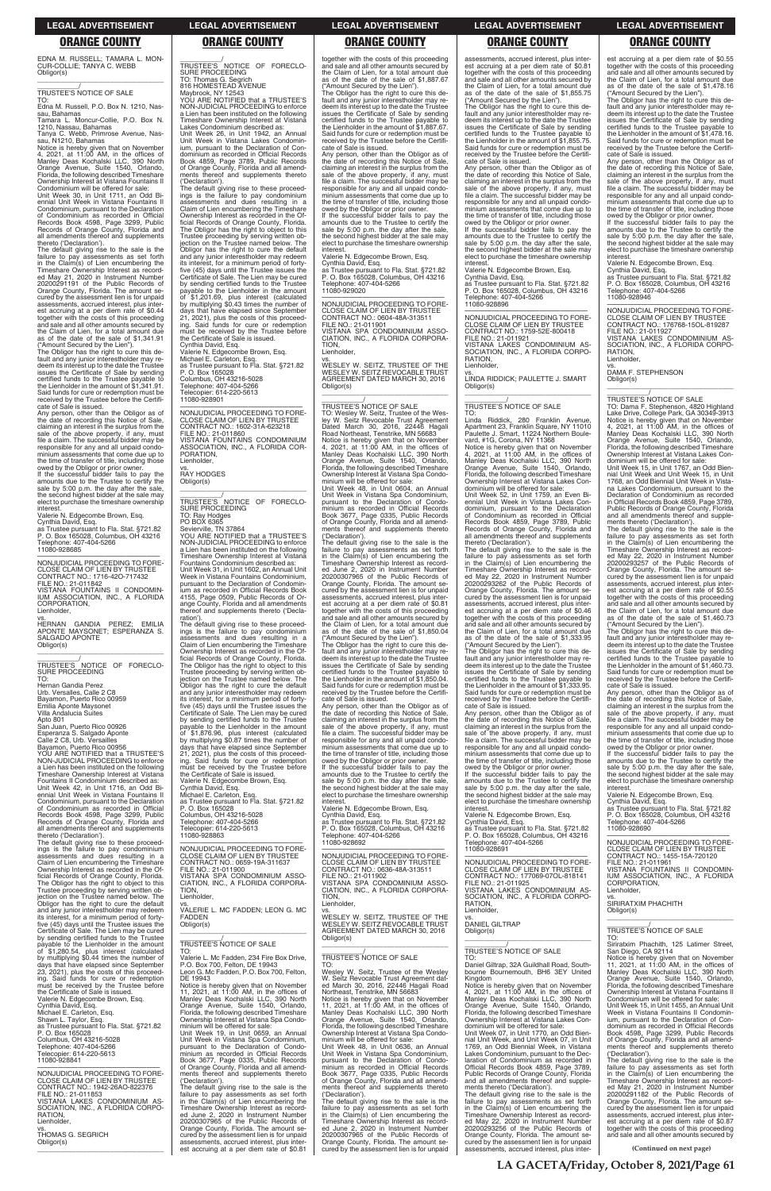EDNA M. RUSSELL; TAMARA L. MONCUR-COLLIE; TANYA C. WEBB
Obligor(s)

\_\_\_\_\_\_\_\_\_\_\_\_\_\_\_\_\_\_\_\_\_\_\_\_\_\_\_\_\_\_\_\_\_/

TRUSTEE'S NOTICE OF SALE

TO:
Edna M. Russell, P.O. Box N. 1210, Nassau, Bahamas
Tamara L. Moncur-Collie, P.O. Box N. 1210, Nassau, Bahamas
Tanya C. Webb, Primrose Avenue, Nassau, N1210, Bahamas

Notice is hereby given that on November 4, 2021, at 11:00 AM, in the offices of Manley Deas Kochalski LLC, 390 North Orange Avenue, Suite 1540, Orlando, Florida, the following described Timeshare Ownership Interest at Vistana Fountains II Condominium will be offered for sale:

Unit Week 30, in Unit 1711, an Odd Biennial Unit Week in Vistana Fountains II Condominium, pursuant to the Declaration of Condominium as recorded in Official Records Book 4598, Page 3299, Public Records of Orange County, Florida and all amendments thereof and supplements thereto ('Declaration').

The default giving rise to the sale is the failure to pay assessments as set forth in the Claim(s) of Lien encumbering the Timeshare Ownership Interest as recorded May 21, 2020 in Instrument Number 20200291191 of the Public Records of Orange County, Florida. The amount secured by the assessment lien is for unpaid assessments, accrued interest, plus interest accruing at a per diem rate of $0.44 together with the costs of this proceeding and sale and all other amounts secured by the Claim of Lien, for a total amount due as of the date of the sale of $1,341.91 ("Amount Secured by the Lien").

The Obligor has the right to cure this default and any junior interestholder may redeem its interest up to the date the Trustee issues the Certificate of Sale by sending certified funds to the Trustee payable to the Lienholder in the amount of $1,341.91. Said funds for cure or redemption must be received by the Trustee before the Certificate of Sale is issued.

Any person, other than the Obligor as of the date of recording this Notice of Sale, claiming an interest in the surplus from the sale of the above property, if any, must file a claim. The successful bidder may be responsible for any and all unpaid condominium assessments that come due up to the time of transfer of title, including those owed by the Obligor or prior owner.

If the successful bidder fails to pay the amounts due to the Trustee to certify the sale by 5:00 p.m. the day after the sale, the second highest bidder at the sale may elect to purchase the timeshare ownership interest.

Valerie N. Edgecombe Brown, Esq.
Cynthia David, Esq.
as Trustee pursuant to Fla. Stat. §721.82
P. O. Box 165028, Columbus, OH 43216
Telephone: 407-404-5266
11080-928685

\_\_\_\_\_\_\_\_\_\_\_\_\_\_\_\_\_\_\_\_\_\_\_\_\_\_\_\_\_\_\_\_\_

NONJUDICIAL PROCEEDING TO FORECLOSE CLAIM OF LIEN BY TRUSTEE
CONTRACT NO.: 1716-42O-717432
FILE NO.: 21-011842
VISTANA FOUNTAINS II CONDOMINIUM ASSOCIATION, INC., A FLORIDA CORPORATION,
Lienholder,

vs.

HERNAN GANDIA PEREZ; EMILIA APONTE MAYSONET; ESPERANZA S. SALGADO APONTE
Obligor(s)

\_\_\_\_\_\_\_\_\_\_\_\_\_\_\_\_\_\_\_\_\_\_\_\_\_\_\_\_\_\_\_\_\_/

TRUSTEE'S NOTICE OF FORECLOSURE PROCEEDING

TO:
Hernan Gandia Perez
Urb. Versalles, Calle 2 C8
Bayamon, Puerto Rico 00959
Emilia Aponte Maysonet
Villa Andalucia Suites
Apto 801
San Juan, Puerto Rico 00926
Esperanza S. Salgado Aponte
Calle 2 C8, Urb. Versailles
Bayamon, Puerto Rico 00956

YOU ARE NOTIFIED that a TRUSTEE'S NON-JUDICIAL PROCEEDING to enforce a Lien has been instituted on the following Timeshare Ownership Interest at Vistana Fountains II Condominium described as:

Unit Week 42, in Unit 1716, an Odd Biennial Unit Week in Vistana Fountains II Condominium, pursuant to the Declaration of Condominium as recorded in Official Records Book 4598, Page 3299, Public Records of Orange County, Florida and all amendments thereof and supplements thereto ('Declaration').

The default giving rise to these proceedings is the failure to pay condominium assessments and dues resulting in a Claim of Lien encumbering the Timeshare Ownership Interest as recorded in the Official Records of Orange County, Florida. The Obligor has the right to object to this Trustee proceeding by serving written objection on the Trustee named below. The Obligor has the right to cure the default and any junior interestholder may redeem its interest, for a minimum period of forty-five (45) days until the Trustee issues the Certificate of Sale. The Lien may be cured by sending certified funds to the Trustee payable to the Lienholder in the amount of $1,280.54, plus interest (calculated by multiplying $0.44 times the number of days that have elapsed since September 23, 2021), plus the costs of this proceeding. Said funds for cure or redemption must be received by the Trustee before the Certificate of Sale is issued.

Valerie N. Edgecombe Brown, Esq.
Cynthia David, Esq.
Michael E. Carleton, Esq.
Shawn L. Taylor, Esq.
as Trustee pursuant to Fla. Stat. §721.82
P. O. Box 165028
Columbus, OH 43216-5028
Telephone: 407-404-5266
Telecopier: 614-220-5613
11080-928841

\_\_\_\_\_\_\_\_\_\_\_\_\_\_\_\_\_\_\_\_\_\_\_\_\_\_\_\_\_\_\_\_\_

NONJUDICIAL PROCEEDING TO FORECLOSE CLAIM OF LIEN BY TRUSTEE
CONTRACT NO.: 1942-26AO-822376
FILE NO.: 21-011853
VISTANA LAKES CONDOMINIUM ASSOCIATION, INC., A FLORIDA CORPORATION,
Lienholder,

vs.

THOMAS G. SEGRICH
Obligor(s)

\_\_\_\_\_\_\_\_\_\_\_\_\_\_\_\_\_\_\_\_\_\_\_\_\_\_\_\_\_\_\_\_\_/

TRUSTEE'S NOTICE OF FORECLOSURE PROCEEDING

TO: Thomas G. Segrich
816 HOMESTEAD AVENUE
Maybrook, NY 12543

YOU ARE NOTIFIED that a TRUSTEE'S NON-JUDICIAL PROCEEDING to enforce a Lien has been instituted on the following Timeshare Ownership Interest at Vistana Lakes Condominium described as:

Unit Week 26, in Unit 1942, an Annual Unit Week in Vistana Lakes Condominium, pursuant to the Declaration of Condominium as recorded in Official Records Book 4859, Page 3789, Public Records of Orange County, Florida and all amendments thereof and supplements thereto ('Declaration').

The default giving rise to these proceedings is the failure to pay condominium assessments and dues resulting in a Claim of Lien encumbering the Timeshare Ownership Interest as recorded in the Official Records of Orange County, Florida. The Obligor has the right to object to this Trustee proceeding by serving written objection on the Trustee named below. The Obligor has the right to cure the default and any junior interestholder may redeem its interest, for a minimum period of forty-five (45) days until the Trustee issues the Certificate of Sale. The Lien may be cured by sending certified funds to the Trustee payable to the Lienholder in the amount of $1,201.69, plus interest (calculated by multiplying $0.43 times the number of days that have elapsed since September 21, 2021), plus the costs of this proceeding. Said funds for cure or redemption must be received by the Trustee before the Certificate of Sale is issued.

Cynthia David, Esq.
Valerie N. Edgecombe Brown, Esq.
Michael E. Carleton, Esq.
as Trustee pursuant to Fla. Stat. §721.82
P. O. Box 165028
Columbus, OH 43216-5028
Telephone: 407-404-5266
Telecopier: 614-220-5613
11080-928901

\_\_\_\_\_\_\_\_\_\_\_\_\_\_\_\_\_\_\_\_\_\_\_\_\_\_\_\_\_\_\_\_\_

NONJUDICIAL PROCEEDING TO FORECLOSE CLAIM OF LIEN BY TRUSTEE
CONTRACT NO.: 1602-31A-623218
FILE NO.: 21-011860
VISTANA FOUNTAINS CONDOMINIUM ASSOCIATION, INC., A FLORIDA CORPORATION,
Lienholder,

vs.

RAY HODGES
Obligor(s)

\_\_\_\_\_\_\_\_\_\_\_\_\_\_\_\_\_\_\_\_\_\_\_\_\_\_\_\_\_\_\_\_\_/

TRUSTEE'S NOTICE OF FORECLOSURE PROCEEDING

TO: Ray Hodges
PO BOX 6365
Sevierville, TN 37864

YOU ARE NOTIFIED that a TRUSTEE'S NON-JUDICIAL PROCEEDING to enforce a Lien has been instituted on the following Timeshare Ownership Interest at Vistana Fountains Condominium described as:

Unit Week 31, in Unit 1602, an Annual Unit Week in Vistana Fountains Condominium, pursuant to the Declaration of Condominium as recorded in Official Records Book 4155, Page 0509, Public Records of Orange County, Florida and all amendments thereof and supplements thereto ('Declaration').

The default giving rise to these proceedings is the failure to pay condominium assessments and dues resulting in a Claim of Lien encumbering the Timeshare Ownership Interest as recorded in the Official Records of Orange County, Florida. The Obligor has the right to object to this Trustee proceeding by serving written objection on the Trustee named below. The Obligor has the right to cure the default and any junior interestholder may redeem its interest, for a minimum period of forty-five (45) days until the Trustee issues the Certificate of Sale. The Lien may be cured by sending certified funds to the Trustee payable to the Lienholder in the amount of $1,876.96, plus interest (calculated by multiplying $0.87 times the number of days that have elapsed since September 21, 2021), plus the costs of this proceeding. Said funds for cure or redemption must be received by the Trustee before the Certificate of Sale is issued.

Valerie N. Edgecombe Brown, Esq.
Cynthia David, Esq.
Michael E. Carleton, Esq.
as Trustee pursuant to Fla. Stat. §721.82
P. O. Box 165028
Columbus, OH 43216-5028
Telephone: 407-404-5266
Telecopier: 614-220-5613
11080-928863

\_\_\_\_\_\_\_\_\_\_\_\_\_\_\_\_\_\_\_\_\_\_\_\_\_\_\_\_\_\_\_\_\_

NONJUDICIAL PROCEEDING TO FORECLOSE CLAIM OF LIEN BY TRUSTEE
CONTRACT NO.: 0659-19A-311637
FILE NO.: 21-011900
VISTANA SPA CONDOMINIUM ASSOCIATION, INC., A FLORIDA CORPORATION,
Lienholder,

vs.

VALERIE L. MC FADDEN; LEON G. MC FADDEN
Obligor(s)

\_\_\_\_\_\_\_\_\_\_\_\_\_\_\_\_\_\_\_\_\_\_\_\_\_\_\_\_\_\_\_\_\_/

TRUSTEE'S NOTICE OF SALE

TO:
Valerie L. Mc Fadden, 234 Fire Box Drive, P.O. Box 700, Felton, DE 19943
Leon G. Mc Fadden, P.O. Box 700, Felton, DE 19943

Notice is hereby given that on November 11, 2021, at 11:00 AM, in the offices of Manley Deas Kochalski LLC, 390 North Orange Avenue, Suite 1540, Orlando, Florida, the following described Timeshare Ownership Interest at Vistana Spa Condominium will be offered for sale:

Unit Week 19, in Unit 0659, an Annual Unit Week in Vistana Spa Condominium, pursuant to the Declaration of Condominium as recorded in Official Records Book 3677, Page 0335, Public Records of Orange County, Florida and all amendments thereof and supplements thereto ('Declaration').

The default giving rise to the sale is the failure to pay assessments as set forth in the Claim(s) of Lien encumbering the Timeshare Ownership Interest as recorded June 2, 2020 in Instrument Number 20200307965 of the Public Records of Orange County, Florida. The amount secured by the assessment lien is for unpaid assessments, accrued interest, plus interest accruing at a per diem rate of $0.81 together with the costs of this proceeding and sale and all other amounts secured by the Claim of Lien, for a total amount due as of the date of the sale of $1,887.67 ("Amount Secured by the Lien").

The Obligor has the right to cure this default and any junior interestholder may redeem its interest up to the date the Trustee issues the Certificate of Sale by sending certified funds to the Trustee payable to the Lienholder in the amount of $1,887.67. Said funds for cure or redemption must be received by the Trustee before the Certificate of Sale is issued.

Any person, other than the Obligor as of the date of recording this Notice of Sale, claiming an interest in the surplus from the sale of the above property, if any, must file a claim. The successful bidder may be responsible for any and all unpaid condominium assessments that come due up to the time of transfer of title, including those owed by the Obligor or prior owner.

If the successful bidder fails to pay the amounts due to the Trustee to certify the sale by 5:00 p.m. the day after the sale, the second highest bidder at the sale may elect to purchase the timeshare ownership interest.

Valerie N. Edgecombe Brown, Esq.
Cynthia David, Esq.
as Trustee pursuant to Fla. Stat. §721.82
P. O. Box 165028, Columbus, OH 43216
Telephone: 407-404-5266
11080-929020

\_\_\_\_\_\_\_\_\_\_\_\_\_\_\_\_\_\_\_\_\_\_\_\_\_\_\_\_\_\_\_\_\_

NONJUDICIAL PROCEEDING TO FORECLOSE CLAIM OF LIEN BY TRUSTEE
CONTRACT NO.: 0604-48A-313511
FILE NO.: 21-011901
VISTANA SPA CONDOMINIUM ASSOCIATION, INC., A FLORIDA CORPORATION,
Lienholder,

vs.

WESLEY W. SEITZ, TRUSTEE OF THE WESLEY W. SEITZ REVOCABLE TRUST AGREEMENT DATED MARCH 30, 2016
Obligor(s)

\_\_\_\_\_\_\_\_\_\_\_\_\_\_\_\_\_\_\_\_\_\_\_\_\_\_\_\_\_\_\_\_\_/

TRUSTEE'S NOTICE OF SALE

TO: Wesley W. Seitz, Trustee of the Wesley W. Seitz Revocable Trust Agreement Dated March 30, 2016, 22446 Hagali Road Northeast, Tenstrike, MN 56683

Notice is hereby given that on November 4, 2021, at 11:00 AM, in the offices of Manley Deas Kochalski LLC, 390 North Orange Avenue, Suite 1540, Orlando, Florida, the following described Timeshare Ownership Interest at Vistana Spa Condominium will be offered for sale:

Unit Week 48, in Unit 0604, an Annual Unit Week in Vistana Spa Condominium, pursuant to the Declaration of Condominium as recorded in Official Records Book 3677, Page 0335, Public Records of Orange County, Florida and all amendments thereof and supplements thereto ('Declaration').

The default giving rise to the sale is the failure to pay assessments as set forth in the Claim(s) of Lien encumbering the Timeshare Ownership Interest as recorded June 2, 2020 in Instrument Number 20200307965 of the Public Records of Orange County, Florida. The amount secured by the assessment lien is for unpaid assessments, accrued interest, plus interest accruing at a per diem rate of $0.81 together with the costs of this proceeding and sale and all other amounts secured by the Claim of Lien, for a total amount due as of the date of the sale of $1,850.04 ("Amount Secured by the Lien").

The Obligor has the right to cure this default and any junior interestholder may redeem its interest up to the date the Trustee issues the Certificate of Sale by sending certified funds to the Trustee payable to the Lienholder in the amount of $1,850.04. Said funds for cure or redemption must be received by the Trustee before the Certificate of Sale is issued.

Any person, other than the Obligor as of the date of recording this Notice of Sale, claiming an interest in the surplus from the sale of the above property, if any, must file a claim. The successful bidder may be responsible for any and all unpaid condominium assessments that come due up to the time of transfer of title, including those owed by the Obligor or prior owner.

If the successful bidder fails to pay the amounts due to the Trustee to certify the sale by 5:00 p.m. the day after the sale, the second highest bidder at the sale may elect to purchase the timeshare ownership interest.

Valerie N. Edgecombe Brown, Esq.
Cynthia David, Esq.
as Trustee pursuant to Fla. Stat. §721.82
P. O. Box 165028, Columbus, OH 43216
Telephone: 407-404-5266
11080-928692

\_\_\_\_\_\_\_\_\_\_\_\_\_\_\_\_\_\_\_\_\_\_\_\_\_\_\_\_\_\_\_\_\_

NONJUDICIAL PROCEEDING TO FORECLOSE CLAIM OF LIEN BY TRUSTEE
CONTRACT NO.: 0636-48A-313511
FILE NO.: 21-011902
VISTANA SPA CONDOMINIUM ASSOCIATION, INC., A FLORIDA CORPORATION,
Lienholder,

vs.

WESLEY W. SEITZ, TRUSTEE OF THE WESLEY W. SEITZ REVOCABLE TRUST AGREEMENT DATED MARCH 30, 2016
Obligor(s)

\_\_\_\_\_\_\_\_\_\_\_\_\_\_\_\_\_\_\_\_\_\_\_\_\_\_\_\_\_\_\_\_\_/

TRUSTEE'S NOTICE OF SALE

TO:
Wesley W. Seitz, Trustee of the Wesley W. Seitz Revocable Trust Agreement dated March 30, 2016, 22446 Hagali Road Northeast, Tenstrike, MN 56683

Notice is hereby given that on November 11, 2021, at 11:00 AM, in the offices of Manley Deas Kochalski LLC, 390 North Orange Avenue, Suite 1540, Orlando, Florida, the following described Timeshare Ownership Interest at Vistana Spa Condominium will be offered for sale:

Unit Week 48, in Unit 0636, an Annual Unit Week in Vistana Spa Condominium, pursuant to the Declaration of Condominium as recorded in Official Records Book 3677, Page 0335, Public Records of Orange County, Florida and all amendments thereof and supplements thereto ('Declaration').

The default giving rise to the sale is the failure to pay assessments as set forth in the Claim(s) of Lien encumbering the Timeshare Ownership Interest as recorded June 2, 2020 in Instrument Number 20200307965 of the Public Records of Orange County, Florida. The amount secured by the assessment lien is for unpaid assessments, accrued interest, plus interest accruing at a per diem rate of $0.81 together with the costs of this proceeding and sale and all other amounts secured by the Claim of Lien, for a total amount due as of the date of the sale of $1,855.75 ("Amount Secured by the Lien").

The Obligor has the right to cure this default and any junior interestholder may redeem its interest up to the date the Trustee issues the Certificate of Sale by sending certified funds to the Trustee payable to the Lienholder in the amount of $1,855.75. Said funds for cure or redemption must be received by the Trustee before the Certificate of Sale is issued.

Any person, other than the Obligor as of the date of recording this Notice of Sale, claiming an interest in the surplus from the sale of the above property, if any, must file a claim. The successful bidder may be responsible for any and all unpaid condominium assessments that come due up to the time of transfer of title, including those owed by the Obligor or prior owner.

If the successful bidder fails to pay the amounts due to the Trustee to certify the sale by 5:00 p.m. the day after the sale, the second highest bidder at the sale may elect to purchase the timeshare ownership interest.

Valerie N. Edgecombe Brown, Esq.
Cynthia David, Esq.
as Trustee pursuant to Fla. Stat. §721.82
P. O. Box 165028, Columbus, OH 43216
Telephone: 407-404-5266
11080-928896

\_\_\_\_\_\_\_\_\_\_\_\_\_\_\_\_\_\_\_\_\_\_\_\_\_\_\_\_\_\_\_\_\_

NONJUDICIAL PROCEEDING TO FORECLOSE CLAIM OF LIEN BY TRUSTEE
CONTRACT NO.: 1759-52E-800418
FILE NO.: 21-011921
VISTANA LAKES CONDOMINIUM ASSOCIATION, INC., A FLORIDA CORPORATION,
Lienholder,

vs.

LINDA RIDDICK; PAULETTE J. SMART
Obligor(s)

\_\_\_\_\_\_\_\_\_\_\_\_\_\_\_\_\_\_\_\_\_\_\_\_\_\_\_\_\_\_\_\_\_/

TRUSTEE'S NOTICE OF SALE

TO:
Linda Riddick, 280 Franklin Avenue, Apartment 23, Franklin Square, NY 11010
Paulette J. Smart, 11224 Northern Boulevard, #1G, Corona, NY 11368

Notice is hereby given that on November 4, 2021, at 11:00 AM, in the offices of Manley Deas Kochalski LLC, 390 North Orange Avenue, Suite 1540, Orlando, Florida, the following described Timeshare Ownership Interest at Vistana Lakes Condominium will be offered for sale:

Unit Week 52, in Unit 1759, an Even Biennial Unit Week in Vistana Lakes Condominium, pursuant to the Declaration of Condominium as recorded in Official Records Book 4859, Page 3789, Public Records of Orange County, Florida and all amendments thereof and supplements thereto ('Declaration').

The default giving rise to the sale is the failure to pay assessments as set forth in the Claim(s) of Lien encumbering the Timeshare Ownership Interest as recorded May 22, 2020 in Instrument Number 20200293262 of the Public Records of Orange County, Florida. The amount secured by the assessment lien is for unpaid assessments, accrued interest, plus interest accruing at a per diem rate of $0.46 together with the costs of this proceeding and sale and all other amounts secured by the Claim of Lien, for a total amount due as of the date of the sale of $1,333.95 ("Amount Secured by the Lien").

The Obligor has the right to cure this default and any junior interestholder may redeem its interest up to the date the Trustee issues the Certificate of Sale by sending certified funds to the Trustee payable to the Lienholder in the amount of $1,333.95. Said funds for cure or redemption must be received by the Trustee before the Certificate of Sale is issued.

Any person, other than the Obligor as of the date of recording this Notice of Sale, claiming an interest in the surplus from the sale of the above property, if any, must file a claim. The successful bidder may be responsible for any and all unpaid condominium assessments that come due up to the time of transfer of title, including those owed by the Obligor or prior owner.

If the successful bidder fails to pay the amounts due to the Trustee to certify the sale by 5:00 p.m. the day after the sale, the second highest bidder at the sale may elect to purchase the timeshare ownership interest.

Valerie N. Edgecombe Brown, Esq.
Cynthia David, Esq.
as Trustee pursuant to Fla. Stat. §721.82
P. O. Box 165028, Columbus, OH 43216
Telephone: 407-404-5266
11080-928691

\_\_\_\_\_\_\_\_\_\_\_\_\_\_\_\_\_\_\_\_\_\_\_\_\_\_\_\_\_\_\_\_\_

NONJUDICIAL PROCEEDING TO FORECLOSE CLAIM OF LIEN BY TRUSTEE
CONTRACT NO.: 177069-07OL-818141
FILE NO.: 21-011925
VISTANA LAKES CONDOMINIUM ASSOCIATION, INC., A FLORIDA CORPORATION,
Lienholder,

vs.

DANIEL GILTRAP
Obligor(s)

\_\_\_\_\_\_\_\_\_\_\_\_\_\_\_\_\_\_\_\_\_\_\_\_\_\_\_\_\_\_\_\_\_/

TRUSTEE'S NOTICE OF SALE

TO:
Daniel Giltrap, 32A Guildhall Road, Southbourne Bournemouth, BH6 3EY United Kingdom

Notice is hereby given that on November 4, 2021, at 11:00 AM, in the offices of Manley Deas Kochalski LLC, 390 North Orange Avenue, Suite 1540, Orlando, Florida, the following described Timeshare Ownership Interest at Vistana Lakes Condominium will be offered for sale:

Unit Week 07, in Unit 1770, an Odd Biennial Unit Week, and Unit Week 07, in Unit 1769, an Odd Biennial Week, in Vistana Lakes Condominium, pursuant to the Declaration of Condominium as recorded in Official Records Book 4859, Page 3789, Public Records of Orange County, Florida and all amendments thereof and supplements thereto ('Declaration').

The default giving rise to the sale is the failure to pay assessments as set forth in the Claim(s) of Lien encumbering the Timeshare Ownership Interest as recorded May 22, 2020 in Instrument Number 20200293256 of the Public Records of Orange County, Florida. The amount secured by the assessment lien is for unpaid assessments, accrued interest, plus interest accruing at a per diem rate of $0.55 together with the costs of this proceeding and sale and all other amounts secured by the Claim of Lien, for a total amount due as of the date of the sale of $1,478.16 ("Amount Secured by the Lien").

The Obligor has the right to cure this default and any junior interestholder may redeem its interest up to the date the Trustee issues the Certificate of Sale by sending certified funds to the Trustee payable to the Lienholder in the amount of $1,478.16. Said funds for cure or redemption must be received by the Trustee before the Certificate of Sale is issued.

Any person, other than the Obligor as of the date of recording this Notice of Sale, claiming an interest in the surplus from the sale of the above property, if any, must file a claim. The successful bidder may be responsible for any and all unpaid condominium assessments that come due up to the time of transfer of title, including those owed by the Obligor or prior owner.

If the successful bidder fails to pay the amounts due to the Trustee to certify the sale by 5:00 p.m. the day after the sale, the second highest bidder at the sale may elect to purchase the timeshare ownership interest.

Valerie N. Edgecombe Brown, Esq.
Cynthia David, Esq.
as Trustee pursuant to Fla. Stat. §721.82
P. O. Box 165028, Columbus, OH 43216
Telephone: 407-404-5266
11080-928946

\_\_\_\_\_\_\_\_\_\_\_\_\_\_\_\_\_\_\_\_\_\_\_\_\_\_\_\_\_\_\_\_\_

NONJUDICIAL PROCEEDING TO FORECLOSE CLAIM OF LIEN BY TRUSTEE
CONTRACT NO.: 176768-15OL-819287
FILE NO.: 21-011927
VISTANA LAKES CONDOMINIUM ASSOCIATION, INC., A FLORIDA CORPORATION,
Lienholder,

vs.

DAMA F. STEPHENSON
Obligor(s)

\_\_\_\_\_\_\_\_\_\_\_\_\_\_\_\_\_\_\_\_\_\_\_\_\_\_\_\_\_\_\_\_\_/

TRUSTEE'S NOTICE OF SALE

TO: Dama F. Stephenson, 4820 Highland Lake Drive, College Park, GA 30349-3913

Notice is hereby given that on November 4, 2021, at 11:00 AM, in the offices of Manley Deas Kochalski LLC, 390 North Orange Avenue, Suite 1540, Orlando, Florida, the following described Timeshare Ownership Interest at Vistana Lakes Condominium will be offered for sale:

Unit Week 15, in Unit 1767, an Odd Biennial Unit Week and Unit Week 15, in Unit 1768, an Odd Biennial Unit Week in Vistana Lakes Condominium, pursuant to the Declaration of Condominium as recorded in Official Records Book 4859, Page 3789, Public Records of Orange County, Florida and all amendments thereof and supplements thereto ('Declaration').

The default giving rise to the sale is the failure to pay assessments as set forth in the Claim(s) of Lien encumbering the Timeshare Ownership Interest as recorded May 22, 2020 in Instrument Number 20200293257 of the Public Records of Orange County, Florida. The amount secured by the assessment lien is for unpaid assessments, accrued interest, plus interest accruing at a per diem rate of $0.55 together with the costs of this proceeding and sale and all other amounts secured by the Claim of Lien, for a total amount due as of the date of the sale of $1,460.73 ("Amount Secured by the Lien").

The Obligor has the right to cure this default and any junior interestholder may redeem its interest up to the date the Trustee issues the Certificate of Sale by sending certified funds to the Trustee payable to the Lienholder in the amount of $1,460.73. Said funds for cure or redemption must be received by the Trustee before the Certificate of Sale is issued.

Any person, other than the Obligor as of the date of recording this Notice of Sale, claiming an interest in the surplus from the sale of the above property, if any, must file a claim. The successful bidder may be responsible for any and all unpaid condominium assessments that come due up to the time of transfer of title, including those owed by the Obligor or prior owner.

If the successful bidder fails to pay the amounts due to the Trustee to certify the sale by 5:00 p.m. the day after the sale, the second highest bidder at the sale may elect to purchase the timeshare ownership interest.

Valerie N. Edgecombe Brown, Esq.
Cynthia David, Esq.
as Trustee pursuant to Fla. Stat. §721.82
P. O. Box 165028, Columbus, OH 43216
Telephone: 407-404-5266
11080-928690

\_\_\_\_\_\_\_\_\_\_\_\_\_\_\_\_\_\_\_\_\_\_\_\_\_\_\_\_\_\_\_\_\_

NONJUDICIAL PROCEEDING TO FORECLOSE CLAIM OF LIEN BY TRUSTEE
CONTRACT NO.: 1455-15A-720120
FILE NO.: 21-011961
VISTANA FOUNTAINS II CONDOMINIUM ASSOCIATION, INC., A FLORIDA CORPORATION,
Lienholder,

vs.

SIRIRATXIM PHACHITH
Obligor(s)

\_\_\_\_\_\_\_\_\_\_\_\_\_\_\_\_\_\_\_\_\_\_\_\_\_\_\_\_\_\_\_\_\_/

TRUSTEE'S NOTICE OF SALE

TO:
Siriratxim Phachith, 125 Latimer Street, San Diego, CA 92114

Notice is hereby given that on November 11, 2021, at 11:00 AM, in the offices of Manley Deas Kochalski LLC, 390 North Orange Avenue, Suite 1540, Orlando, Florida, the following described Timeshare Ownership Interest at Vistana Fountains II Condominium will be offered for sale:

Unit Week 15, in Unit 1455, an Annual Unit Week in Vistana Fountains II Condominium, pursuant to the Declaration of Condominium as recorded in Official Records Book 4598, Page 3299, Public Records of Orange County, Florida and all amendments thereof and supplements thereto ('Declaration').

The default giving rise to the sale is the failure to pay assessments as set forth in the Claim(s) of Lien encumbering the Timeshare Ownership Interest as recorded May 21, 2020 in Instrument Number 20200291182 of the Public Records of Orange County, Florida. The amount secured by the assessment lien is for unpaid assessments, accrued interest, plus interest accruing at a per diem rate of $0.87 together with the costs of this proceeding and sale and all other amounts secured by

**(Continued on next page)**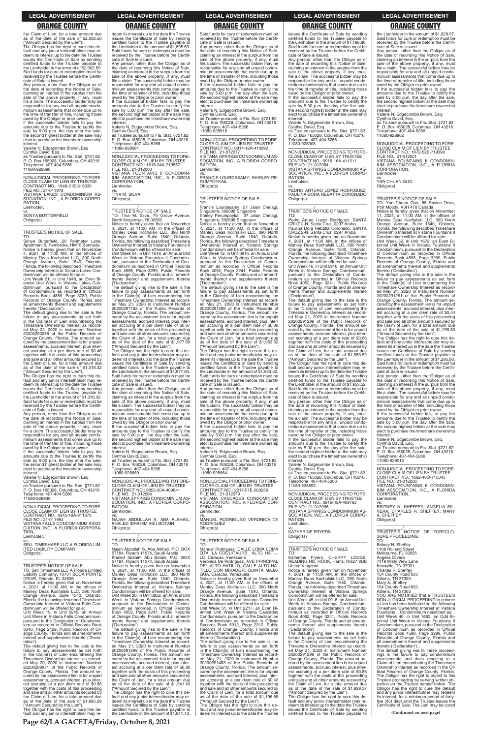the Claim of Lien, for a total amount due as of the date of the sale of $2,002.50 ("Amount Secured by the Lien").

The Obligor has the right to cure this default and any junior interestholder may redeem its interest up to the date the Trustee issues the Certificate of Sale by sending certified funds to the Trustee payable to the Lienholder in the amount of $2,002.50. Said funds for cure or redemption must be received by the Trustee before the Certificate of Sale is issued.

Any person, other than the Obligor as of the date of recording this Notice of Sale, claiming an interest in the surplus from the sale of the above property, if any, must file a claim. The successful bidder may be responsible for any and all unpaid condominium assessments that come due up to the time of transfer of title, including those owed by the Obligor or prior owner.

If the successful bidder fails to pay the amounts due to the Trustee to certify the sale by 5:00 p.m. the day after the sale, the second highest bidder at the sale may elect to purchase the timeshare ownership interest.

Valerie N. Edgecombe Brown, Esq.
Cynthia David, Esq.
as Trustee pursuant to Fla. Stat. §721.82
P. O. Box 165028, Columbus, OH 43216
Telephone: 407-404-5266
11080-928898

NONJUDICIAL PROCEEDING TO FORECLOSE CLAIM OF LIEN BY TRUSTEE
CONTRACT NO.: 1948-21E-813835
FILE NO.: 21-011978
VISTANA LAKES CONDOMINIUM ASSOCIATION, INC., A FLORIDA CORPORATION,
Lienholder,
vs.
SONYA BUTTERFIELD
Obligor(s)

TRUSTEE'S NOTICE OF SALE
TO:
Sonya Butterfield, 20 Perimeter Lane, Apartment 6, Pembroke, HM15 Bermuda
Notice is hereby given that on November 4, 2021, at 11:00 AM, in the offices of Manley Deas Kochalski LLC, 390 North Orange Avenue, Suite 1540, Orlando, Florida, the following described Timeshare Ownership Interest at Vistana Lakes Condominium will be offered for sale:
Unit Week 21, in Unit 1948, an Even Biennial Unit Week in Vistana Lakes Condominium, pursuant to the Declaration of Condominium as recorded in Official Records Book 4859, Page 3789, Public Records of Orange County, Florida and all amendments thereof and supplements thereto ('Declaration').
The default giving rise to the sale is the failure to pay assessments as set forth in the Claim(s) of Lien encumbering the Timeshare Ownership Interest as recorded May 22, 2020 in Instrument Number 20200293258 of the Public Records of Orange County, Florida. The amount secured by the assessment lien is for unpaid assessments, accrued interest, plus interest accruing at a per diem rate of $0.46 together with the costs of this proceeding and sale and all other amounts secured by the Claim of Lien, for a total amount due as of the date of the sale of $1,316.32 ("Amount Secured by the Lien").
The Obligor has the right to cure this default and any junior interestholder may redeem its interest up to the date the Trustee issues the Certificate of Sale by sending certified funds to the Trustee payable to the Lienholder in the amount of $1,316.32. Said funds for cure or redemption must be received by the Trustee before the Certificate of Sale is issued.
Any person, other than the Obligor as of the date of recording this Notice of Sale, claiming an interest in the surplus from the sale of the above property, if any, must file a claim. The successful bidder may be responsible for any and all unpaid condominium assessments that come due up to the time of transfer of title, including those owed by the Obligor or prior owner.
If the successful bidder fails to pay the amounts due to the Trustee to certify the sale by 5:00 p.m. the day after the sale, the second highest bidder at the sale may elect to purchase the timeshare ownership interest.
Valerie N. Edgecombe Brown, Esq.
Cynthia David, Esq.
as Trustee pursuant to Fla. Stat. §721.82
P. O. Box 165028, Columbus, OH 43216
Telephone: 407-404-5266
11080-928939

NONJUDICIAL PROCEEDING TO FORECLOSE CLAIM OF LIEN BY TRUSTEE
CONTRACT NO.: 0245-19A-911870
FILE NO.: 21-011994
VISTANA FALLS CONDOMINIUM ASSOCIATION, INC., A FLORIDA CORPORATION,
Lienholder,
vs.
SELL TIMESHARE LLC A FLORIDA LIMITED LIABILITY COMPANY
Obligor(s)

TRUSTEE'S NOTICE OF SALE
TO: Sell Timeshare LLC A Florida Limited Liability Company, 10701 BOCA POINTE DRIVE, Orlando, FL 32836
Notice is hereby given that on November 4, 2021, at 11:00 AM, in the offices of Manley Deas Kochalski LLC, 390 North Orange Avenue, Suite 1540, Orlando, Florida, the following described Timeshare Ownership Interest at Vistana Falls Condominium will be offered for sale:
Unit Week 19, in Unit 0245, an Annual Unit Week in Vistana Falls Condominium, pursuant to the Declaration of Condominium as recorded in Official Records Book 3340, Page 2429, Public Records of Orange County, Florida and all amendments thereof and supplements thereto ('Declaration').
The default giving rise to the sale is the failure to pay assessments as set forth in the Claim(s) of Lien encumbering the Timeshare Ownership Interest as recorded May 20, 2020 in Instrument Number 20200288971 of the Public Records of Orange County, Florida. The amount secured by the assessment lien is for unpaid assessments, accrued interest, plus interest accruing at a per diem rate of $0.88 together with the costs of this proceeding and sale and all other amounts secured by the Claim of Lien, for a total amount due as of the date of the sale of $1,895.69 ("Amount Secured by the Lien").
The Obligor has the right to cure this default and any junior interestholder may redeem its interest up to the date the Trustee issues the Certificate of Sale by sending certified funds to the Trustee payable to the Lienholder in the amount of $1,895.69. Said funds for cure or redemption must be received by the Trustee before the Certificate of Sale is issued.
Any person, other than the Obligor as of the date of recording this Notice of Sale, claiming an interest in the surplus from the sale of the above property, if any, must file a claim. The successful bidder may be responsible for any and all unpaid condominium assessments that come due up to the time of transfer of title, including those owed by the Obligor or prior owner.
If the successful bidder fails to pay the amounts due to the Trustee to certify the sale by 5:00 p.m. the day after the sale, the second highest bidder at the sale may elect to purchase the timeshare ownership interest.
Valerie N. Edgecombe Brown, Esq.
Cynthia David, Esq.
as Trustee pursuant to Fla. Stat. §721.82
P. O. Box 165028, Columbus, OH 43216
Telephone: 407-404-5266
11080-928681

NONJUDICIAL PROCEEDING TO FORECLOSE CLAIM OF LIEN BY TRUSTEE
CONTRACT NO.: 1618-04A-719557
FILE NO.: 21-012000
VISTANA FOUNTAINS II CONDOMINIUM ASSOCIATION, INC., A FLORIDA CORPORATION,
Lienholder,
vs.
TINA M. SILVA
Obligor(s)

TRUSTEE'S NOTICE OF SALE
TO: Tina M. Silva, 75 Grove Avenue, North Kingstown, RI 02852
Notice is hereby given that on November 4, 2021, at 11:00 AM, in the offices of Manley Deas Kochalski LLC, 390 North Orange Avenue, Suite 1540, Orlando, Florida, the following described Timeshare Ownership Interest at Vistana Fountains II Condominium will be offered for sale:
Unit Week 04, in Unit 1618, an Annual Unit Week in Vistana Fountains II Condominium, pursuant to the Declaration of Condominium as recorded in Official Records Book 4598, Page 3299, Public Records of Orange County, Florida and all amendments thereof and supplements thereto ('Declaration').
The default giving rise to the sale is the failure to pay assessments as set forth in the Claim(s) of Lien encumbering the Timeshare Ownership Interest as recorded May 21, 2020 in Instrument Number 20200291182 of the Public Records of Orange County, Florida. The amount secured by the assessment lien is for unpaid assessments, accrued interest, plus interest accruing at a per diem rate of $0.87 together with the costs of this proceeding and sale and all other amounts secured by the Claim of Lien, for a total amount due as of the date of the sale of $1,977.60 ("Amount Secured by the Lien").
The Obligor has the right to cure this default and any junior interestholder may redeem its interest up to the date the Trustee issues the Certificate of Sale by sending certified funds to the Trustee payable to the Lienholder in the amount of $1,977.60. Said funds for cure or redemption must be received by the Trustee before the Certificate of Sale is issued.
Any person, other than the Obligor as of the date of recording this Notice of Sale, claiming an interest in the surplus from the sale of the above property, if any, must file a claim. The successful bidder may be responsible for any and all unpaid condominium assessments that come due up to the time of transfer of title, including those owed by the Obligor or prior owner.
If the successful bidder fails to pay the amounts due to the Trustee to certify the sale by 5:00 p.m. the day after the sale, the second highest bidder at the sale may elect to purchase the timeshare ownership interest.
Valerie N. Edgecombe Brown, Esq.
Cynthia David, Esq.
as Trustee pursuant to Fla. Stat. §721.82
P. O. Box 165028, Columbus, OH 43216
Telephone: 407-404-5266
11080-928689

NONJUDICIAL PROCEEDING TO FORECLOSE CLAIM OF LIEN BY TRUSTEE
CONTRACT NO.: 0852-20A-409641
FILE NO.: 21-012064
VISTANA SPRINGS CONDOMINIUM ASSOCIATION, INC., A FLORIDA CORPORATION,
Lienholder,
vs.
NAJAH ABDULLAH S. ABA ALKHAIL; KHALED IBRAHIM ABU BOTAIN
Obligor(s)

TRUSTEE'S NOTICE OF SALE
TO:
Najah Abdullah S. Aba Alkhail, P.O. BOX 57184, Riyadh 11574, Saudi Arabia
Khaled Ibrahim Abu Botain, P.O. BOX 57184, Riyadh 11574, Saudi Arabia
Notice is hereby given that on November 4, 2021, at 11:00 AM, in the offices of Manley Deas Kochalski LLC, 390 North Orange Avenue, Suite 1540, Orlando, Florida, the following described Timeshare Ownership Interest at Vistana Springs Condominium will be offered for sale:
Unit Week 20, in Unit 0852, an Annual Unit Week in Vistana Springs Condominium, pursuant to the Declaration of Condominium as recorded in Official Records Book 4052, Page 3241, Public Records of Orange County, Florida and all amendments thereof and supplements thereto ('Declaration').
The default giving rise to the sale is the failure to pay assessments as set forth in the Claim(s) of Lien encumbering the Timeshare Ownership Interest as recorded May 21, 2020 in Instrument Number 20200291299 of the Public Records of Orange County, Florida. The amount secured by the assessment lien is for unpaid assessments, accrued interest, plus interest accruing at a per diem rate of $0.86 together with the costs of this proceeding and sale and all other amounts secured by the Claim of Lien, for a total amount due as of the date of the sale of $1,941.43 ("Amount Secured by the Lien").
The Obligor has the right to cure this default and any junior interestholder may redeem its interest up to the date the Trustee issues the Certificate of Sale by sending certified funds to the Trustee payable to the Lienholder in the amount of $1,941.43. Said funds for cure or redemption must be received by the Trustee before the Certificate of Sale is issued.
Any person, other than the Obligor as of the date of recording this Notice of Sale, claiming an interest in the surplus from the sale of the above property, if any, must file a claim. The successful bidder may be responsible for any and all unpaid condominium assessments that come due up to the time of transfer of title, including those owed by the Obligor or prior owner.
If the successful bidder fails to pay the amounts due to the Trustee to certify the sale by 5:00 p.m. the day after the sale, the second highest bidder at the sale may elect to purchase the timeshare ownership interest.
Valerie N. Edgecombe Brown, Esq.
Cynthia David, Esq.
as Trustee pursuant to Fla. Stat. §721.82
P. O. Box 165028, Columbus, OH 43216
Telephone: 407-404-5266
11080-928918

NONJUDICIAL PROCEEDING TO FORECLOSE CLAIM OF LIEN BY TRUSTEE
CONTRACT NO.: 0914-12A-410092
FILE NO.: 21-012077
VISTANA SPRINGS CONDOMINIUM ASSOCIATION, INC., A FLORIDA CORPORATION,
Lienholder,
vs.
FRANCIS LOURDESAMY; SHIRLEY PERUMPOYKAIL
Obligor(s)

TRUSTEE'S NOTICE OF SALE
TO:
Francis Lourdesamy, 37 Jalan Chelagi, Singapore, 509598 Singapore
Shirley Perumpoykail, 37 Jalan Chelagi, Singapore, 509598 Singapore
Notice is hereby given that on November 4, 2021, at 11:00 AM, in the offices of Manley Deas Kochalski LLC, 390 North Orange Avenue, Suite 1540, Orlando, Florida, the following described Timeshare Ownership Interest at Vistana Springs Condominium will be offered for sale:
Unit Week 12, in Unit 0914, an Annual Unit Week in Vistana Springs Condominium, pursuant to the Declaration of Condominium as recorded in Official Records Book 4052, Page 3241, Public Records of Orange County, Florida and all amendments thereof and supplements thereto ('Declaration').
The default giving rise to the sale is the failure to pay assessments as set forth in the Claim(s) of Lien encumbering the Timeshare Ownership Interest as recorded May 21, 2020 in Instrument Number 20200291299 of the Public Records of Orange County, Florida. The amount secured by the assessment lien is for unpaid assessments, accrued interest, plus interest accruing at a per diem rate of $0.86 together with the costs of this proceeding and sale and all other amounts secured by the Claim of Lien, for a total amount due as of the date of the sale of $1,953.52 ("Amount Secured by the Lien").
The Obligor has the right to cure this default and any junior interestholder may redeem its interest up to the date the Trustee issues the Certificate of Sale by sending certified funds to the Trustee payable to the Lienholder in the amount of $1,953.52. Said funds for cure or redemption must be received by the Trustee before the Certificate of Sale is issued.
Any person, other than the Obligor as of the date of recording this Notice of Sale, claiming an interest in the surplus from the sale of the above property, if any, must file a claim. The successful bidder may be responsible for any and all unpaid condominium assessments that come due up to the time of transfer of title, including those owed by the Obligor or prior owner.
If the successful bidder fails to pay the amounts due to the Trustee to certify the sale by 5:00 p.m. the day after the sale, the second highest bidder at the sale may elect to purchase the timeshare ownership interest.
Valerie N. Edgecombe Brown, Esq.
Cynthia David, Esq.
as Trustee pursuant to Fla. Stat. §721.82
P. O. Box 165028, Columbus, OH 43216
Telephone: 407-404-5266
11080-928984

NONJUDICIAL PROCEEDING TO FORECLOSE CLAIM OF LIEN BY TRUSTEE
CONTRACT NO.: 2217-51E-003256
FILE NO.: 21-012079
VISTANA CASCADES CONDOMINIUM ASSOCIATION, INC., A FLORIDA CORPORATION,
Lienholder,
vs.
MANUEL RODRIGUEZ; VERONICA DE RODRIGUEZ
Obligor(s)

TRUSTEE'S NOTICE OF SALE
TO:
Manuel Rodriguez, CALLE LOMA LOMA QTA. LA COQUITAURB., ALTO HATILLO, Caracas, Venezuela
Veronica De Rodriguez, AVE PRINCIPAL DEL ALTO HATILLO, CALLE ALTO HATILLO CON MIRADOR, QUINTA MAJAGUA, Caracas, Venezuela
Notice is hereby given that on November 4, 2021, at 11:00 AM, in the offices of Manley Deas Kochalski LLC, 390 North Orange Avenue, Suite 1540, Orlando, Florida, the following described Timeshare Ownership Interest at Vistana Cascades Condominium will be offered for sale:
Unit Week 51, in Unit 2217, an Even Biennial Unit Week in Vistana Cascades Condominium, pursuant to the Declaration of Condominium as recorded in Official Records Book 5312, Page 2312, Public Records of Orange County, Florida and all amendments thereof and supplements thereto ('Declaration').
The default giving rise to the sale is the failure to pay assessments as set forth in the Claim(s) of Lien encumbering the Timeshare Ownership Interest as recorded May 21, 2020 in Instrument Number 20200291483 of the Public Records of Orange County, Florida. The amount secured by the assessment lien is for unpaid assessments, accrued interest, plus interest accruing at a per diem rate of $0.42 together with the costs of this proceeding and sale and all other amounts secured by the Claim of Lien, for a total amount due as of the date of the sale of $1,196.86 ("Amount Secured by the Lien").
The Obligor has the right to cure this default and any junior interestholder may redeem its interest up to the date the Trustee issues the Certificate of Sale by sending certified funds to the Trustee payable to the Lienholder in the amount of $1,196.86. Said funds for cure or redemption must be received by the Trustee before the Certificate of Sale is issued.
Any person, other than the Obligor as of the date of recording this Notice of Sale, claiming an interest in the surplus from the sale of the above property, if any, must file a claim. The successful bidder may be responsible for any and all unpaid condominium assessments that come due up to the time of transfer of title, including those owed by the Obligor or prior owner.
If the successful bidder fails to pay the amounts due to the Trustee to certify the sale by 5:00 p.m. the day after the sale, the second highest bidder at the sale may elect to purchase the timeshare ownership interest.
Valerie N. Edgecombe Brown, Esq.
Cynthia David, Esq.
as Trustee pursuant to Fla. Stat. §721.82
P. O. Box 165028, Columbus, OH 43216
Telephone: 407-404-5266
11080-928908

NONJUDICIAL PROCEEDING TO FORECLOSE CLAIM OF LIEN BY TRUSTEE
CONTRACT NO.: 0916-16A-411311
FILE NO.: 21-012084
VISTANA SPRINGS CONDOMINIUM ASSOCIATION, INC., A FLORIDA CORPORATION,
Lienholder,
vs.
PEDRO ARTURO LOPEZ RODRIGUEZ; PAULINA DORA REBATTA CORONADO
Obligor(s)

TRUSTEE'S NOTICE OF SALE
TO:
Pedro Arturo Lopez Rodriguez, SANTA CRUZ 2-N, Santa Cruz, 0297 Aruba
Paulina Dora Rebatta Coronado, SANTA CRUZ 2-N, Santa Cruz, 0297 Aruba
Notice is hereby given that on November 4, 2021, at 11:00 AM, in the offices of Manley Deas Kochalski LLC, 390 North Orange Avenue, Suite 1540, Orlando, Florida, the following described Timeshare Ownership Interest at Vistana Springs Condominium will be offered for sale:
Unit Week 16, in Unit 0916, an Annual Unit Week in Vistana Springs Condominium, pursuant to the Declaration of Condominium as recorded in Official Records Book 4052, Page 3241, Public Records of Orange County, Florida and all amendments thereof and supplements thereto ('Declaration').
The default giving rise to the sale is the failure to pay assessments as set forth in the Claim(s) of Lien encumbering the Timeshare Ownership Interest as recorded May 21, 2020 in Instrument Number 20200291299 of the Public Records of Orange County, Florida. The amount secured by the assessment lien is for unpaid assessments, accrued interest, plus interest accruing at a per diem rate of $0.86 together with the costs of this proceeding and sale and all other amounts secured by the Claim of Lien, for a total amount due as of the date of the sale of $1,953.52 ("Amount Secured by the Lien").
The Obligor has the right to cure this default and any junior interestholder may redeem its interest up to the date the Trustee issues the Certificate of Sale by sending certified funds to the Trustee payable to the Lienholder in the amount of $1,953.52. Said funds for cure or redemption must be received by the Trustee before the Certificate of Sale is issued.
Any person, other than the Obligor as of the date of recording this Notice of Sale, claiming an interest in the surplus from the sale of the above property, if any, must file a claim. The successful bidder may be responsible for any and all unpaid condominium assessments that come due up to the time of transfer of title, including those owed by the Obligor or prior owner.
If the successful bidder fails to pay the amounts due to the Trustee to certify the sale by 5:00 p.m. the day after the sale, the second highest bidder at the sale may elect to purchase the timeshare ownership interest.
Valerie N. Edgecombe Brown, Esq.
Cynthia David, Esq.
as Trustee pursuant to Fla. Stat. §721.82
P. O. Box 165028, Columbus, OH 43216
Telephone: 407-404-5266
11080-928693

NONJUDICIAL PROCEEDING TO FORECLOSE CLAIM OF LIEN BY TRUSTEE
CONTRACT NO.: 0916-45A-409763
FILE NO.: 21-012096
VISTANA SPRINGS CONDOMINIUM ASSOCIATION, INC., A FLORIDA CORPORATION,
Lienholder,
vs.
KATHERINE FRYERS
Obligor(s)

TRUSTEE'S NOTICE OF SALE
TO:
Katherine Fryers, CHERRY LODGE, READING RD, HOOK, Hants, RG27 9DB United Kingdom
Notice is hereby given that on November 4, 2021, at 11:00 AM, in the offices of Manley Deas Kochalski LLC, 390 North Orange Avenue, Suite 1540, Orlando, Florida, the following described Timeshare Ownership Interest at Vistana Springs Condominium will be offered for sale:
Unit Week 45, in Unit 0916, an Annual Unit Week in Vistana Springs Condominium, pursuant to the Declaration of Condominium as recorded in Official Records Book 4052, Page 3241, Public Records of Orange County, Florida and all amendments thereof and supplements thereto ('Declaration').
The default giving rise to the sale is the failure to pay assessments as set forth in the Claim(s) of Lien encumbering the Timeshare Ownership Interest as recorded May 21, 2020 in Instrument Number 20200291299 of the Public Records of Orange County, Florida. The amount secured by the assessment lien is for unpaid assessments, accrued interest, plus interest accruing at a per diem rate of $0.86 together with the costs of this proceeding and sale and all other amounts secured by the Claim of Lien, for a total amount due as of the date of the sale of $1,929.37 ("Amount Secured by the Lien").
The Obligor has the right to cure this default and any junior interestholder may redeem its interest up to the date the Trustee issues the Certificate of Sale by sending certified funds to the Trustee payable to the Lienholder in the amount of $1,929.37. Said funds for cure or redemption must be received by the Trustee before the Certificate of Sale is issued.
Any person, other than the Obligor as of the date of recording this Notice of Sale, claiming an interest in the surplus from the sale of the above property, if any, must file a claim. The successful bidder may be responsible for any and all unpaid condominium assessments that come due up to the time of transfer of title, including those owed by the Obligor or prior owner.
If the successful bidder fails to pay the amounts due to the Trustee to certify the sale by 5:00 p.m. the day after the sale, the second highest bidder at the sale may elect to purchase the timeshare ownership interest.
Valerie N. Edgecombe Brown, Esq.
Cynthia David, Esq.
as Trustee pursuant to Fla. Stat. §721.82
P. O. Box 165028, Columbus, OH 43216
Telephone: 407-404-5266
11080-928962

NONJUDICIAL PROCEEDING TO FORECLOSE CLAIM OF LIEN BY TRUSTEE
CONTRACT NO.: 1672-52E-719390
FILE NO.: 21-012201
VISTANA FOUNTAINS II CONDOMINIUM ASSOCIATION, INC., A FLORIDA CORPORATION,
Lienholder,
vs.
YAN CHUAN GUO
Obligor(s)

TRUSTEE'S NOTICE OF SALE
TO: Yan Chuan Guo, 88 Ravine Drive, Port Moody, V3H 4T8 Canada
Notice is hereby given that on November 11, 2021, at 11:00 AM, in the offices of Manley Deas Kochalski LLC, 390 North Orange Avenue, Suite 1540, Orlando, Florida, the following described Timeshare Ownership Interest at Vistana Fountains II Condominium will be offered for sale:
Unit Week 52, in Unit 1672, an Even Biennial Unit Week in Vistana Fountains II Condominium, pursuant to the Declaration of Condominium as recorded in Official Records Book 4598, Page 3299, Public Records of Orange County, Florida and all amendments thereof and supplements thereto ('Declaration').
The default giving rise to the sale is the failure to pay assessments as set forth in the Claim(s) of Lien encumbering the Timeshare Ownership Interest as recorded May 21, 2020 in Instrument Number 20200291261 of the Public Records of Orange County, Florida. The amount secured by the assessment lien is for unpaid assessments, accrued interest, plus interest accruing at a per diem rate of $0.44 together with the costs of this proceeding and sale and all other amounts secured by the Claim of Lien, for a total amount due as of the date of the sale of $1,295.80 ("Amount Secured by the Lien").
The Obligor has the right to cure this default and any junior interestholder may redeem its interest up to the date the Trustee issues the Certificate of Sale by sending certified funds to the Trustee payable to the Lienholder in the amount of $1,295.80. Said funds for cure or redemption must be received by the Trustee before the Certificate of Sale is issued.
Any person, other than the Obligor as of the date of recording this Notice of Sale, claiming an interest in the surplus from the sale of the above property, if any, must file a claim. The successful bidder may be responsible for any and all unpaid condominium assessments that come due up to the time of transfer of title, including those owed by the Obligor or prior owner.
If the successful bidder fails to pay the amounts due to the Trustee to certify the sale by 5:00 p.m. the day after the sale, the second highest bidder at the sale may elect to purchase the timeshare ownership interest.
Valerie N. Edgecombe Brown, Esq.
Cynthia David, Esq.
as Trustee pursuant to Fla. Stat. §721.82
P. O. Box 165028, Columbus, OH 43216
Telephone: 407-404-5266
11080-929012

NONJUDICIAL PROCEEDING TO FORECLOSE CLAIM OF LIEN BY TRUSTEE
CONTRACT NO.: 1662-40O-715045
FILE NO.: 21-012206
VISTANA FOUNTAINS II CONDOMINIUM ASSOCIATION, INC., A FLORIDA CORPORATION,
Lienholder,
vs.
BRITNEY N. SHEFFEY; ANGELIA SILVERA; CHARLES R. SHEFFEY; MARY A. SHEFFEY
Obligor(s)

TRUSTEE'S NOTICE OF FORECLOSURE PROCEEDING
TO:
Britney N. Sheffey
1108 Holland Street
Melbourne, FL 32935
Angelia Silvera
7419 Misty View Lane
Knoxville, TN 37931
Charles R. Sheffey
154 County Road 653
Athens, TN 37303
Mary A. Sheffey
154 County Road 653
Athens, TN 37303
YOU ARE NOTIFIED that a TRUSTEE'S NON-JUDICIAL PROCEEDING to enforce a Lien has been instituted on the following Timeshare Ownership Interest at Vistana Fountains II Condominium described as:
Unit Week 40, in Unit 1662, an Odd Biennial Unit Week in Vistana Fountains II Condominium, pursuant to the Declaration of Condominium as recorded in Official Records Book 4598, Page 3299, Public Records of Orange County, Florida and all amendments thereof and supplements thereto ('Declaration').
The default giving rise to these proceedings is the failure to pay condominium assessments and dues resulting in a Claim of Lien encumbering the Timeshare Ownership Interest as recorded in the Official Records of Orange County, Florida. The Obligor has the right to object to this Trustee proceeding by serving written objection on the Trustee named below. The Obligor has the right to cure the default and any junior interestholder may redeem its interest, for a minimum period of forty-five (45) days until the Trustee issues the Certificate of Sale. The Lien may be cured

**(Continued on next page)**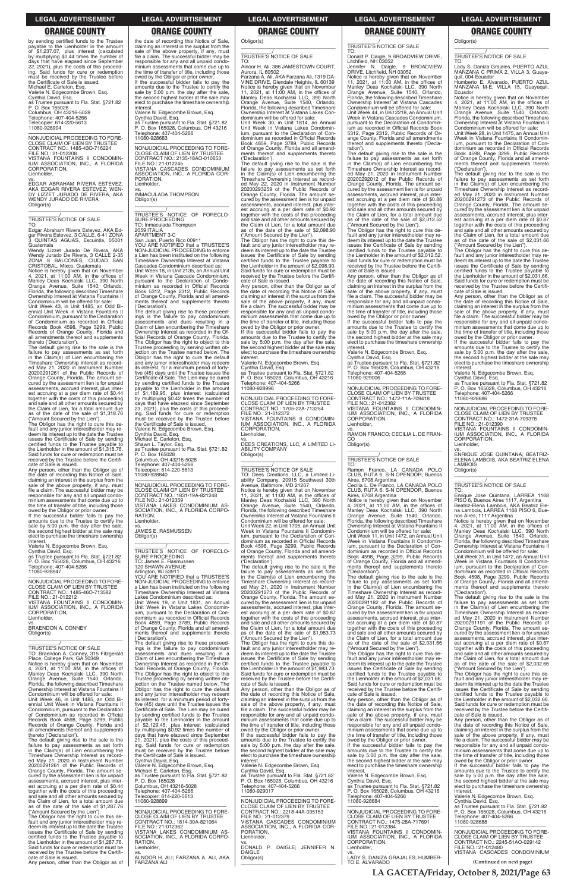## LEGAL ADVERTISEMENT

## ORANGE COUNTY

by sending certified funds to the Trustee payable to the Lienholder in the amount of $1,237.07, plus interest (calculated by multiplying $0.44 times the number of days that have elapsed since September 22, 2021), plus the costs of this proceeding. Said funds for cure or redemption must be received by the Trustee before the Certificate of Sale is issued.
Michael E. Carleton, Esq.
Valerie N. Edgecombe Brown, Esq.
Cynthia David, Esq.
as Trustee pursuant to Fla. Stat. §721.82
P. O. Box 165028
Columbus, OH 43216-5028
Telephone: 407-404-5266
Telecopier: 614-220-5613
11080-928904

---

NONJUDICIAL PROCEEDING TO FORECLOSE CLAIM OF LIEN BY TRUSTEE
CONTRACT NO.: 1485-43O-716224
FILE NO.: 21-012208
VISTANA FOUNTAINS II CONDOMINIUM ASSOCIATION, INC., A FLORIDA CORPORATION,
Lienholder,
vs.
EDGAR ABRAHAM RIVERA ESTEVEZ, AKA EDGAR RIVERA ESTEVEZ; WENDY LIZZET JURADO DE RIVERA, AKA WENDY JURADO DE RIVERA
Obligor(s)
_______________________/

TRUSTEE'S NOTICE OF SALE
TO:
Edgar Abraham Rivera Estevez, AKA Edgar Rivera Estevez, 3 CALLE. 6-41 ZONA 3 QUINTAS AGUAS, Escuintla, 05001 Guatemala
Wendy Lizzet Jurado De Rivera, AKA Wendy Jurado De Rivera, 3 CALLE 2-35 ZONA 8 BALCONES, CIUDAD SAN CRISTOBAL, Mixco, Guatemala
Notice is hereby given that on November 4, 2021, at 11:00 AM, in the offices of Manley Deas Kochalski LLC, 390 North Orange Avenue, Suite 1540, Orlando, Florida, the following described Timeshare Ownership Interest at Vistana Fountains II Condominium will be offered for sale:
Unit Week 43, in Unit 1485, an Odd Biennial Unit Week in Vistana Fountains II Condominium, pursuant to the Declaration of Condominium as recorded in Official Records Book 4598, Page 3299, Public Records of Orange County, Florida and all amendments thereof and supplements thereto ('Declaration').
The default giving rise to the sale is the failure to pay assessments as set forth in the Claim(s) of Lien encumbering the Timeshare Ownership Interest as recorded May 21, 2020 in Instrument Number 20200291261 of the Public Records of Orange County, Florida. The amount secured by the assessment lien is for unpaid assessments, accrued interest, plus interest accruing at a per diem rate of $0.44 together with the costs of this proceeding and sale and all other amounts secured by the Claim of Lien, for a total amount due as of the date of the sale of $1,318.76 ("Amount Secured by the Lien").
The Obligor has the right to cure this default and any junior interestholder may redeem its interest up to the date the Trustee issues the Certificate of Sale by sending certified funds to the Trustee payable to the Lienholder in the amount of $1,318.76. Said funds for cure or redemption must be received by the Trustee before the Certificate of Sale is issued.
Any person, other than the Obligor as of the date of recording this Notice of Sale, claiming an interest in the surplus from the sale of the above property, if any, must file a claim. The successful bidder may be responsible for any and all unpaid condominium assessments that come due up to the time of transfer of title, including those owed by the Obligor or prior owner.
If the successful bidder fails to pay the amounts due to the Trustee to certify the sale by 5:00 p.m. the day after the sale, the second highest bidder at the sale may elect to purchase the timeshare ownership interest.
Valerie N. Edgecombe Brown, Esq.
Cynthia David, Esq.
as Trustee pursuant to Fla. Stat. §721.82
P. O. Box 165028, Columbus, OH 43216
Telephone: 407-404-5266
11080-928947

---

NONJUDICIAL PROCEEDING TO FORECLOSE CLAIM OF LIEN BY TRUSTEE
CONTRACT NO.: 1485-46O-713582
FILE NO.: 21-012212
VISTANA FOUNTAINS II CONDOMINIUM ASSOCIATION, INC., A FLORIDA CORPORATION,
Lienholder,
vs.
BRAENDON A. CONNEY
Obligor(s)
_______________________/

TRUSTEE'S NOTICE OF SALE
TO: Braendon A. Conney, 315 Fitzgerald Place, College Park, GA 30349
Notice is hereby given that on November 4, 2021, at 11:00 AM, in the offices of Manley Deas Kochalski LLC, 390 North Orange Avenue, Suite 1540, Orlando, Florida, the following described Timeshare Ownership Interest at Vistana Fountains II Condominium will be offered for sale:
Unit Week 46, in Unit 1485, an Odd Biennial Unit Week in Vistana Fountains II Condominium, pursuant to the Declaration of Condominium as recorded in Official Records Book 4598, Page 3299, Public Records of Orange County, Florida and all amendments thereof and supplements thereto ('Declaration').
The default giving rise to the sale is the failure to pay assessments as set forth in the Claim(s) of Lien encumbering the Timeshare Ownership Interest as recorded May 21, 2020 in Instrument Number 20200291261 of the Public Records of Orange County, Florida. The amount secured by the assessment lien is for unpaid assessments, accrued interest, plus interest accruing at a per diem rate of $0.44 together with the costs of this proceeding and sale and all other amounts secured by the Claim of Lien, for a total amount due as of the date of the sale of $1,287.76 ("Amount Secured by the Lien").
The Obligor has the right to cure this default and any junior interestholder may redeem its interest up to the date the Trustee issues the Certificate of Sale by sending certified funds to the Trustee payable to the Lienholder in the amount of $1,287.76. Said funds for cure or redemption must be received by the Trustee before the Certificate of Sale is issued.
Any person, other than the Obligor as of the date of recording this Notice of Sale, claiming an interest in the surplus from the sale of the above property, if any, must file a claim. The successful bidder may be responsible for any and all unpaid condominium assessments that come due up to the time of transfer of title, including those owed by the Obligor or prior owner.
If the successful bidder fails to pay the amounts due to the Trustee to certify the sale by 5:00 p.m. the day after the sale, the second highest bidder at the sale may elect to purchase the timeshare ownership interest.
Valerie N. Edgecombe Brown, Esq.
Cynthia David, Esq.
as Trustee pursuant to Fla. Stat. §721.82
P. O. Box 165028, Columbus, OH 43216
Telephone: 407-404-5266
11080-928683

---

NONJUDICIAL PROCEEDING TO FORECLOSE CLAIM OF LIEN BY TRUSTEE
CONTRACT NO.: 2135-18AO-010653
FILE NO.: 21-012245
VISTANA CASCADES CONDOMINIUM ASSOCIATION, INC., A FLORIDA CORPORATION,
Lienholder,
vs.
INMACULADA THOMPSON
Obligor(s)
_______________________/

TRUSTEE'S NOTICE OF FORECLOSURE PROCEEDING
TO: Inmaculada Thompson
2059 ITALIA
APARTMENT 3-C
San Juan, Puerto Rico 00911
YOU ARE NOTIFIED that a TRUSTEE'S NON-JUDICIAL PROCEEDING to enforce a Lien has been instituted on the following Timeshare Ownership Interest at Vistana Cascades Condominium described as:
Unit Week 18, in Unit 2135, an Annual Unit Week in Vistana Cascades Condominium, pursuant to the Declaration of Condominium as recorded in Official Records Book 5312, Page 2312, Public Records of Orange County, Florida and all amendments thereof and supplements thereto ('Declaration').
The default giving rise to these proceedings is the failure to pay condominium assessments and dues resulting in a Claim of Lien encumbering the Timeshare Ownership Interest as recorded in the Official Records of Orange County, Florida. The Obligor has the right to object to this Trustee proceeding by serving written objection on the Trustee named below. The Obligor has the right to cure the default and any junior interestholder may redeem its interest, for a minimum period of forty-five (45) days until the Trustee issues the Certificate of Sale. The Lien may be cured by sending certified funds to the Trustee payable to the Lienholder in the amount of $1,189.95, plus interest (calculated by multiplying $0.42 times the number of days that have elapsed since September 23, 2021), plus the costs of this proceeding. Said funds for cure or redemption must be received by the Trustee before the Certificate of Sale is issued.
Valerie N. Edgecombe Brown, Esq.
Cynthia David, Esq.
Michael E. Carleton, Esq.
Shawn L. Taylor, Esq.
as Trustee pursuant to Fla. Stat. §721.82
P. O. Box 165028
Columbus, OH 43216-5028
Telephone: 407-404-5266
Telecopier: 614-220-5613
11080-928840

---

NONJUDICIAL PROCEEDING TO FORECLOSE CLAIM OF LIEN BY TRUSTEE
CONTRACT NO.: 1831-19A-821248
FILE NO.: 21-012359
VISTANA LAKES CONDOMINIUM ASSOCIATION, INC., A FLORIDA CORPORATION,
Lienholder,
vs.
JAMES E. RASMUSSEN
Obligor(s)
_______________________/

TRUSTEE'S NOTICE OF FORECLOSURE PROCEEDING
TO: James E. Rasmussen
120 SHAWN AVENUE
Arlington, WI 53911
YOU ARE NOTIFIED that a TRUSTEE'S NON-JUDICIAL PROCEEDING to enforce a Lien has been instituted on the following Timeshare Ownership Interest at Vistana Lakes Condominium described as:
Unit Week 19, in Unit 1831, an Annual Unit Week in Vistana Lakes Condominium, pursuant to the Declaration of Condominium as recorded in Official Records Book 4859, Page 3789, Public Records of Orange County, Florida and all amendments thereof and supplements thereto ('Declaration').
The default giving rise to these proceedings is the failure to pay condominium assessments and dues resulting in a Claim of Lien encumbering the Timeshare Ownership Interest as recorded in the Official Records of Orange County, Florida. The Obligor has the right to object to this Trustee proceeding by serving written objection on the Trustee named below. The Obligor has the right to cure the default and any junior interestholder may redeem its interest, for a minimum period of forty-five (45) days until the Trustee issues the Certificate of Sale. The Lien may be cured by sending certified funds to the Trustee payable to the Lienholder in the amount of $2,129.45, plus interest (calculated by multiplying $0.92 times the number of days that have elapsed since September 21, 2021), plus the costs of this proceeding. Said funds for cure or redemption must be received by the Trustee before the Certificate of Sale is issued.
Cynthia David, Esq.
Valerie N. Edgecombe Brown, Esq.
Michael E. Carleton, Esq.
as Trustee pursuant to Fla. Stat. §721.82
P. O. Box 165028
Columbus, OH 43216-5028
Telephone: 407-404-5266
Telecopier: 614-220-5613
11080-928899

---

NONJUDICIAL PROCEEDING TO FORECLOSE CLAIM OF LIEN BY TRUSTEE
CONTRACT NO.: 1814-30A-821064
FILE NO.: 21-012362
VISTANA LAKES CONDOMINIUM ASSOCIATION, INC., A FLORIDA CORPORATION,
Lienholder,
vs.
ALNOOR H. ALI; FARZANA A. ALI, AKA FARZANA ALI
Obligor(s)
_______________________/

TRUSTEE'S NOTICE OF SALE
TO:
Alnoor H. Ali, 386 JAMESTOWN COURT, Aurora, IL 60502
Farzana A. Ali, AKA Farzana Ali, 1319 DAVINE DRIVE, Glendale Heights, IL 60139
Notice is hereby given that on November 11, 2021, at 11:00 AM, in the offices of Manley Deas Kochalski LLC, 390 North Orange Avenue, Suite 1540, Orlando, Florida, the following described Timeshare Ownership Interest at Vistana Lakes Condominium will be offered for sale:
Unit Week 30, in Unit 1814, an Annual Unit Week in Vistana Lakes Condominium, pursuant to the Declaration of Condominium as recorded in Official Records Book 4859, Page 3789, Public Records of Orange County, Florida and all amendments thereof and supplements thereto ('Declaration').
The default giving rise to the sale is the failure to pay assessments as set forth in the Claim(s) of Lien encumbering the Timeshare Ownership Interest as recorded May 22, 2020 in Instrument Number 20200293259 of the Public Records of Orange County, Florida. The amount secured by the assessment lien is for unpaid assessments, accrued interest, plus interest accruing at a per diem rate of $0.92 together with the costs of this proceeding and sale and all other amounts secured by the Claim of Lien, for a total amount due as of the date of the sale of $2,098.90 ("Amount Secured by the Lien").
The Obligor has the right to cure this default and any junior interestholder may redeem its interest up to the date the Trustee issues the Certificate of Sale by sending certified funds to the Trustee payable to the Lienholder in the amount of $2,098.90. Said funds for cure or redemption must be received by the Trustee before the Certificate of Sale is issued.
Any person, other than the Obligor as of the date of recording this Notice of Sale, claiming an interest in the surplus from the sale of the above property, if any, must file a claim. The successful bidder may be responsible for any and all unpaid condominium assessments that come due up to the time of transfer of title, including those owed by the Obligor or prior owner.
If the successful bidder fails to pay the amounts due to the Trustee to certify the sale by 5:00 p.m. the day after the sale, the second highest bidder at the sale may elect to purchase the timeshare ownership interest.
Valerie N. Edgecombe Brown, Esq.
Cynthia David, Esq.
as Trustee pursuant to Fla. Stat. §721.82
P. O. Box 165028, Columbus, OH 43216
Telephone: 407-404-5266
11080-928896

---

NONJUDICIAL PROCEEDING TO FORECLOSE CLAIM OF LIEN BY TRUSTEE
CONTRACT NO.: 1705-22A-713254
FILE NO.: 21-012372
VISTANA FOUNTAINS II CONDOMINIUM ASSOCIATION, INC., A FLORIDA CORPORATION,
Lienholder,
vs.
DEES CREATIONS, LLC, A LIMITED LIABILITY COMPANY
Obligor(s)
_______________________/

TRUSTEE'S NOTICE OF SALE
TO: Dees Creations, LLC, a Limited Liability Company, 20915 Southwest 30th Avenue, Baltimore, MD 21207
Notice is hereby given that on November 11, 2021, at 11:00 AM, in the offices of Manley Deas Kochalski LLC, 390 North Orange Avenue, Suite 1540, Orlando, Florida, the following described Timeshare Ownership Interest at Vistana Fountains II Condominium will be offered for sale:
Unit Week 22, in Unit 1705, an Annual Unit Week in Vistana Fountains II Condominium, pursuant to the Declaration of Condominium as recorded in Official Records Book 4598, Page 3299, Public Records of Orange County, Florida and all amendments thereof and supplements thereto ('Declaration').
The default giving rise to the sale is the failure to pay assessments as set forth in the Claim(s) of Lien encumbering the Timeshare Ownership Interest as recorded May 21, 2020 in Instrument Number 20200291273 of the Public Records of Orange County, Florida. The amount secured by the assessment lien is for unpaid assessments, accrued interest, plus interest accruing at a per diem rate of $0.87 together with the costs of this proceeding and sale and all other amounts secured by the Claim of Lien, for a total amount due as of the date of the sale of $1,983.73 ("Amount Secured by the Lien").
The Obligor has the right to cure this default and any junior interestholder may redeem its interest up to the date the Trustee issues the Certificate of Sale by sending certified funds to the Trustee payable to the Lienholder in the amount of $1,983.73. Said funds for cure or redemption must be received by the Trustee before the Certificate of Sale is issued.
Any person, other than the Obligor as of the date of recording this Notice of Sale, claiming an interest in the surplus from the sale of the above property, if any, must file a claim. The successful bidder may be responsible for any and all unpaid condominium assessments that come due up to the time of transfer of title, including those owed by the Obligor or prior owner.
If the successful bidder fails to pay the amounts due to the Trustee to certify the sale by 5:00 p.m. the day after the sale, the second highest bidder at the sale may elect to purchase the timeshare ownership interest.
Valerie N. Edgecombe Brown, Esq.
Cynthia David, Esq.
as Trustee pursuant to Fla. Stat. §721.82
P. O. Box 165028, Columbus, OH 43216
Telephone: 407-404-5266
11080-929017

---

NONJUDICIAL PROCEEDING TO FORECLOSE CLAIM OF LIEN BY TRUSTEE
CONTRACT NO.: 2218-44A-035153
FILE NO.: 21-012379
VISTANA CASCADES CONDOMINIUM ASSOCIATION, INC., A FLORIDA CORPORATION,
Lienholder,
vs.
DONALD P. DAIGLE; JENNIFER N. DAIGLE
Obligor(s)
_______________________/

TRUSTEE'S NOTICE OF SALE
TO:
Donald P. Daigle, 9 BROADVIEW DRIVE, Litchfield, NH 03052
Jennifer N. Daigle, 9 BROADVIEW DRIVE, Litchfield, NH 03052
Notice is hereby given that on November 11, 2021, at 11:00 AM, in the offices of Manley Deas Kochalski LLC, 390 North Orange Avenue, Suite 1540, Orlando, Florida, the following described Timeshare Ownership Interest at Vistana Cascades Condominium will be offered for sale:
Unit Week 44, in Unit 2218, an Annual Unit Week in Vistana Cascades Condominium, pursuant to the Declaration of Condominium as recorded in Official Records Book 5312, Page 2312, Public Records of Orange County, Florida and all amendments thereof and supplements thereto ('Declaration').
The default giving rise to the sale is the failure to pay assessments as set forth in the Claim(s) of Lien encumbering the Timeshare Ownership Interest as recorded May 21, 2020 in Instrument Number 20200290212 of the Public Records of Orange County, Florida. The amount secured by the assessment lien is for unpaid assessments, accrued interest, plus interest accruing at a per diem rate of $0.88 together with the costs of this proceeding and sale and all other amounts secured by the Claim of Lien, for a total amount due as of the date of the sale of $2,012.52 ("Amount Secured by the Lien").
The Obligor has the right to cure this default and any junior interestholder may redeem its interest up to the date the Trustee issues the Certificate of Sale by sending certified funds to the Trustee payable to the Lienholder in the amount of $2,012.52. Said funds for cure or redemption must be received by the Trustee before the Certificate of Sale is issued.
Any person, other than the Obligor as of the date of recording this Notice of Sale, claiming an interest in the surplus from the sale of the above property, if any, must file a claim. The successful bidder may be responsible for any and all unpaid condominium assessments that come due up to the time of transfer of title, including those owed by the Obligor or prior owner.
If the successful bidder fails to pay the amounts due to the Trustee to certify the sale by 5:00 p.m. the day after the sale, the second highest bidder at the sale may elect to purchase the timeshare ownership interest.
Valerie N. Edgecombe Brown, Esq.
Cynthia David, Esq.
as Trustee pursuant to Fla. Stat. §721.82
P. O. Box 165028, Columbus, OH 43216
Telephone: 407-404-5266
11080-929006

---

NONJUDICIAL PROCEEDING TO FORECLOSE CLAIM OF LIEN BY TRUSTEE
CONTRACT NO.: 1472-11A-709418
FILE NO.: 21-012382
VISTANA FOUNTAINS II CONDOMINIUM ASSOCIATION, INC., A FLORIDA CORPORATION,
Lienholder,
vs.
RAMON FRANCO; CECILIA L. DE FRANCO
Obligor(s)
_______________________/

TRUSTEE'S NOTICE OF SALE
TO:
Ramon Franco, LA CANADA POLO CLUB, RUTA 6, S-N OPENDOR, Buenos Aires, 6708 Argentina
Cecilia L. De Franco, LA CANADA POLO CLUB, RUTA 6, S-N OPENDOR, Buenos Aires, 6708 Argentina
Notice is hereby given that on November 4, 2021, at 11:00 AM, in the offices of Manley Deas Kochalski LLC, 390 North Orange Avenue, Suite 1540, Orlando, Florida, the following described Timeshare Ownership Interest at Vistana Fountains II Condominium will be offered for sale:
Unit Week 11, in Unit 1472, an Annual Unit Week in Vistana Fountains II Condominium, pursuant to the Declaration of Condominium as recorded in Official Records Book 4598, Page 3299, Public Records of Orange County, Florida and all amendments thereof and supplements thereto ('Declaration').
The default giving rise to the sale is the failure to pay assessments as set forth in the Claim(s) of Lien encumbering the Timeshare Ownership Interest as recorded May 21, 2020 in Instrument Number 20200291182 of the Public Records of Orange County, Florida. The amount secured by the assessment lien is for unpaid assessments, accrued interest, plus interest accruing at a per diem rate of $0.87 together with the costs of this proceeding and sale and all other amounts secured by the Claim of Lien, for a total amount due as of the date of the sale of $2,031.66 ("Amount Secured by the Lien").
The Obligor has the right to cure this default and any junior interestholder may redeem its interest up to the date the Trustee issues the Certificate of Sale by sending certified funds to the Trustee payable to the Lienholder in the amount of $2,031.66. Said funds for cure or redemption must be received by the Trustee before the Certificate of Sale is issued.
Any person, other than the Obligor as of the date of recording this Notice of Sale, claiming an interest in the surplus from the sale of the above property, if any, must file a claim. The successful bidder may be responsible for any and all unpaid condominium assessments that come due up to the time of transfer of title, including those owed by the Obligor or prior owner.
If the successful bidder fails to pay the amounts due to the Trustee to certify the sale by 5:00 p.m. the day after the sale, the second highest bidder at the sale may elect to purchase the timeshare ownership interest.
Valerie N. Edgecombe Brown, Esq.
Cynthia David, Esq.
as Trustee pursuant to Fla. Stat. §721.82
P. O. Box 165028, Columbus, OH 43216
Telephone: 407-404-5266
11080-928684

---

NONJUDICIAL PROCEEDING TO FORECLOSE CLAIM OF LIEN BY TRUSTEE
CONTRACT NO.: 1475-28A-717691
FILE NO.: 21-012384
VISTANA FOUNTAINS II CONDOMINIUM ASSOCIATION, INC., A FLORIDA CORPORATION,
Lienholder,
vs.
LADY S. DANIZA GRAJALES; HUMBERTO E. ALVARADO
Obligor(s)
_______________________/

TRUSTEE'S NOTICE OF SALE
TO:
Lady S. Daniza Grajales, PUERTO AZUL MANZANA C PRIMA 2, VILLA 3, Guayaquil, 004 Ecuador
Humberto E. Alvarado, PUERTO AZUL MANZANA M-E, VILLA 15, Guayaquil, Ecuador
Notice is hereby given that on November 4, 2021, at 11:00 AM, in the offices of Manley Deas Kochalski LLC, 390 North Orange Avenue, Suite 1540, Orlando, Florida, the following described Timeshare Ownership Interest at Vistana Fountains II Condominium will be offered for sale:
Unit Week 28, in Unit 1475, an Annual Unit Week in Vistana Fountains II Condominium, pursuant to the Declaration of Condominium as recorded in Official Records Book 4598, Page 3299, Public Records of Orange County, Florida and all amendments thereof and supplements thereto ('Declaration').
The default giving rise to the sale is the failure to pay assessments as set forth in the Claim(s) of Lien encumbering the Timeshare Ownership Interest as recorded May 21, 2020 in Instrument Number 20200291273 of the Public Records of Orange County, Florida. The amount secured by the assessment lien is for unpaid assessments, accrued interest, plus interest accruing at a per diem rate of $0.87 together with the costs of this proceeding and sale and all other amounts secured by the Claim of Lien, for a total amount due as of the date of the sale of $2,031.66 ("Amount Secured by the Lien").
The Obligor has the right to cure this default and any junior interestholder may redeem its interest up to the date the Trustee issues the Certificate of Sale by sending certified funds to the Trustee payable to the Lienholder in the amount of $2,031.66. Said funds for cure or redemption must be received by the Trustee before the Certificate of Sale is issued.
Any person, other than the Obligor as of the date of recording this Notice of Sale, claiming an interest in the surplus from the sale of the above property, if any, must file a claim. The successful bidder may be responsible for any and all unpaid condominium assessments that come due up to the time of transfer of title, including those owed by the Obligor or prior owner.
If the successful bidder fails to pay the amounts due to the Trustee to certify the sale by 5:00 p.m. the day after the sale, the second highest bidder at the sale may elect to purchase the timeshare ownership interest.
Valerie N. Edgecombe Brown, Esq.
Cynthia David, Esq.
as Trustee pursuant to Fla. Stat. §721.82
P. O. Box 165028, Columbus, OH 43216
Telephone: 407-404-5266
11080-928686

---

NONJUDICIAL PROCEEDING TO FORECLOSE CLAIM OF LIEN BY TRUSTEE
CONTRACT NO.: 1472-31A-709378
FILE NO.: 21-012390
VISTANA FOUNTAINS II CONDOMINIUM ASSOCIATION, INC., A FLORIDA CORPORATION,
Lienholder,
vs.
ENRIQUE JOSE QUINTANA; BEATRIZ-ELENA LAMBOIS, AKA BEATRIZ ELENA LAMBOIS
Obligor(s)
_______________________/

TRUSTEE'S NOTICE OF SALE
TO:
Enrique Jose Quintana, LARREA 1168 PISO 6, Buenos Aires 1117, Argentina
Beatriz-Elena Lambois, AKA Beatriz Elena Lambois, LARREA 1168 PISO 6, Buenos Aires, 1117 Argentina
Notice is hereby given that on November 4, 2021, at 11:00 AM, in the offices of Manley Deas Kochalski LLC, 390 North Orange Avenue, Suite 1540, Orlando, Florida, the following described Timeshare Ownership Interest at Vistana Fountains II Condominium will be offered for sale:
Unit Week 31, in Unit 1472, an Annual Unit Week in Vistana Fountains II Condominium, pursuant to the Declaration of Condominium as recorded in Official Records Book 4598, Page 3299, Public Records of Orange County, Florida and all amendments thereof and supplements thereto ('Declaration').
The default giving rise to the sale is the failure to pay assessments as set forth in the Claim(s) of Lien encumbering the Timeshare Ownership Interest as recorded May 21, 2020 in Instrument Number 20200291191 of the Public Records of Orange County, Florida. The amount secured by the assessment lien is for unpaid assessments, accrued interest, plus interest accruing at a per diem rate of $0.87 together with the costs of this proceeding and sale and all other amounts secured by the Claim of Lien, for a total amount due as of the date of the sale of $2,032.66 ("Amount Secured by the Lien").
The Obligor has the right to cure this default and any junior interestholder may redeem its interest up to the date the Trustee issues the Certificate of Sale by sending certified funds to the Trustee payable to the Lienholder in the amount of $2,032.66. Said funds for cure or redemption must be received by the Trustee before the Certificate of Sale is issued.
Any person, other than the Obligor as of the date of recording this Notice of Sale, claiming an interest in the surplus from the sale of the above property, if any, must file a claim. The successful bidder may be responsible for any and all unpaid condominium assessments that come due up to the time of transfer of title, including those owed by the Obligor or prior owner.
If the successful bidder fails to pay the amounts due to the Trustee to certify the sale by 5:00 p.m. the day after the sale, the second highest bidder at the sale may elect to purchase the timeshare ownership interest.
Valerie N. Edgecombe Brown, Esq.
Cynthia David, Esq.
as Trustee pursuant to Fla. Stat. §721.82
P. O. Box 165028, Columbus, OH 43216
Telephone: 407-404-5266
11080-928688

---

NONJUDICIAL PROCEEDING TO FORECLOSE CLAIM OF LIEN BY TRUSTEE
CONTRACT NO.: 2245-51AO-029142
FILE NO.: 21-012480
VISTANA CASCADES CONDOMINIUM

**(Continued on next page)**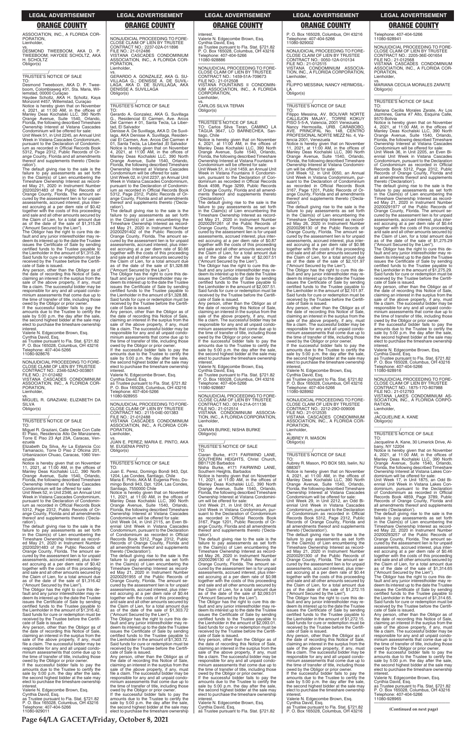ASSOCIATION, INC., A FLORIDA CORPORATION,
Lienholder,
vs.
DESMOND TWEEBOOM, AKA D. P. TWEEBOOM; HAYDEE SCHOLTZ, AKA H. SCHOLTZ
Obligor(s)
\_\_\_\_\_\_\_\_\_\_\_\_\_\_\_\_\_\_\_\_\_\_\_\_\_\_\_\_\_\_\_\_\_\_\_\_\_/

TRUSTEE'S NOTICE OF SALE

TO:
Desmond Tweeboom, AKA D. P. Tweeboom, Colombiaweg #31, Sta. Maria, Willemstad, 00000 Curaçao
Haydee Scholtz, AKA H. Scholtz, Kaya Monzonil #457, Willemstad, Curaçao
Notice is hereby given that on November 4, 2021, at 11:00 AM, in the offices of Manley Deas Kochalski LLC, 390 North Orange Avenue, Suite 1540, Orlando, Florida, the following described Timeshare Ownership Interest at Vistana Cascades Condominium will be offered for sale:
Unit Week 51, in Unit 2245, an Annual Unit Week in Vistana Cascades Condominium, pursuant to the Declaration of Condominium as recorded in Official Records Book 5312, Page 2312, Public Records of Orange County, Florida and all amendments thereof and supplements thereto ('Declaration').
The default giving rise to the sale is the failure to pay assessments as set forth in the Claim(s) of Lien encumbering the Timeshare Ownership Interest as recorded May 21, 2020 in Instrument Number 20200291483 of the Public Records of Orange County, Florida. The amount secured by the assessment lien is for unpaid assessments, accrued interest, plus interest accruing at a per diem rate of $0.42 together with the costs of this proceeding and sale and all other amounts secured by the Claim of Lien, for a total amount due as of the date of the sale of $1,315.28 ("Amount Secured by the Lien").
The Obligor has the right to cure this default and any junior interestholder may redeem its interest up to the date the Trustee issues the Certificate of Sale by sending certified funds to the Trustee payable to the Lienholder in the amount of $1,315.28. Said funds for cure or redemption must be received by the Trustee before the Certificate of Sale is issued.
Any person, other than the Obligor as of the date of recording this Notice of Sale, claiming an interest in the surplus from the sale of the above property, if any, must file a claim. The successful bidder may be responsible for any and all unpaid condominium assessments that come due up to the time of transfer of title, including those owed by the Obligor or prior owner.
If the successful bidder fails to pay the amounts due to the Trustee to certify the sale by 5:00 p.m. the day after the sale, the second highest bidder at the sale may elect to purchase the timeshare ownership interest.
Valerie N. Edgecombe Brown, Esq.
Cynthia David, Esq.
as Trustee pursuant to Fla. Stat. §721.82
P. O. Box 165028, Columbus, OH 43216
Telephone: 407-404-5266
11080-928676

---

NONJUDICIAL PROCEEDING TO FORECLOSE CLAIM OF LIEN BY TRUSTEE
CONTRACT NO.: 2346-52AO-003801
FILE NO.: 21-012482
VISTANA CASCADES CONDOMINIUM ASSOCIATION, INC., A FLORIDA CORPORATION,
Lienholder,
vs.
MIGUEL R. GRAZIANI; ELIZABETH DA SILVA
Obligor(s)
\_\_\_\_\_\_\_\_\_\_\_\_\_\_\_\_\_\_\_\_\_\_\_\_\_\_\_\_\_\_\_\_\_\_\_\_\_/

TRUSTEE'S NOTICE OF SALE

TO:
Miguel R. Graziani, Calle Oeste Con Calle El Paso, Residencia Alto De Manzanere, Torre E Piso 23 Apt 23A, Caracas, Venezuela
Elizabeth Da Silva, Av La Estancia Ccc Tamanacio, Torre D Piso 2 Oficina 201, Urbanizacion Chuao, Caracas, 1060 Venezuela
Notice is hereby given that on November 11, 2021, at 11:00 AM, in the offices of Manley Deas Kochalski LLC, 390 North Orange Avenue, Suite 1540, Orlando, Florida, the following described Timeshare Ownership Interest at Vistana Cascades Condominium will be offered for sale:
Unit Week 52, in Unit 2346, an Annual Unit Week in Vistana Cascades Condominium, pursuant to the Declaration of Condominium as recorded in Official Records Book 5312, Page 2312, Public Records of Orange County, Florida and all amendments thereof and supplements thereto ('Declaration').
The default giving rise to the sale is the failure to pay assessments as set forth in the Claim(s) of Lien encumbering the Timeshare Ownership Interest as recorded May 21, 2020 in Instrument Number 20200291483 of the Public Records of Orange County, Florida. The amount secured by the assessment lien is for unpaid assessments, accrued interest, plus interest accruing at a per diem rate of $0.42 together with the costs of this proceeding and sale and all other amounts secured by the Claim of Lien, for a total amount due as of the date of the sale of $1,316.42 ("Amount Secured by the Lien").
The Obligor has the right to cure this default and any junior interestholder may redeem its interest up to the date the Trustee issues the Certificate of Sale by sending certified funds to the Trustee payable to the Lienholder in the amount of $1,316.42. Said funds for cure or redemption must be received by the Trustee before the Certificate of Sale is issued.
Any person, other than the Obligor as of the date of recording this Notice of Sale, claiming an interest in the surplus from the sale of the above property, if any, must file a claim. The successful bidder may be responsible for any and all unpaid condominium assessments that come due up to the time of transfer of title, including those owed by the Obligor or prior owner.
If the successful bidder fails to pay the amounts due to the Trustee to certify the sale by 5:00 p.m. the day after the sale, the second highest bidder at the sale may elect to purchase the timeshare ownership interest.
Valerie N. Edgecombe Brown, Esq.
Cynthia David, Esq.
as Trustee pursuant to Fla. Stat. §721.82
P. O. Box 165028, Columbus, OH 43216
Telephone: 407-404-5266
11080-929011

---

NONJUDICIAL PROCEEDING TO FORECLOSE CLAIM OF LIEN BY TRUSTEE
CONTRACT NO.: 2237-02A-011896
FILE NO.: 21-012486
VISTANA CASCADES CONDOMINIUM ASSOCIATION, INC., A FLORIDA CORPORATION,
Lienholder,
vs.
GERARDO A. GONZALEZ, AKA G. SUVILLAGA G.; DENISSE A. DE SUVILLAGA, AKA D. DE SUVILLAGA, AKA DENISSE A. SUVILLAGA
Obligor(s)
\_\_\_\_\_\_\_\_\_\_\_\_\_\_\_\_\_\_\_\_\_\_\_\_\_\_\_\_\_\_\_\_\_\_\_\_\_/

TRUSTEE'S NOTICE OF SALE

TO:
Gerardo A. Gonzalez, AKA G. Suvillaga G., Residencial El Carmen, Ave. Arcos Del Carmen # 01, Santa Tecla, La Libertad, El Salvador
Denisse A. De Suvillaga, AKA D. De Suvillaga, AKA Denisse A. Suvillaga, Residencial El Carmen, Ave. Arcos Del Carmen # 01, Santa Tecla, La Libertad, El Salvador
Notice is hereby given that on November 4, 2021, at 11:00 AM, in the offices of Manley Deas Kochalski LLC, 390 North Orange Avenue, Suite 1540, Orlando, Florida, the following described Timeshare Ownership Interest at Vistana Cascades Condominium will be offered for sale:
Unit Week 02, in Unit 2237, an Annual Unit Week in Vistana Cascades Condominium, pursuant to the Declaration of Condominium as recorded in Official Records Book 5312, Page 2312, Public Records of Orange County, Florida and all amendments thereof and supplements thereto ('Declaration').
The default giving rise to the sale is the failure to pay assessments as set forth in the Claim(s) of Lien encumbering the Timeshare Ownership Interest as recorded May 21, 2020 in Instrument Number 20200291402 of the Public Records of Orange County, Florida. The amount secured by the assessment lien is for unpaid assessments, accrued interest, plus interest accruing at a per diem rate of $0.66 together with the costs of this proceeding and sale and all other amounts secured by the Claim of Lien, for a total amount due as of the date of the sale of $1,328.88 ("Amount Secured by the Lien").
The Obligor has the right to cure this default and any junior interestholder may redeem its interest up to the date the Trustee issues the Certificate of Sale by sending certified funds to the Trustee payable to the Lienholder in the amount of $1,328.88. Said funds for cure or redemption must be received by the Trustee before the Certificate of Sale is issued.
Any person, other than the Obligor as of the date of recording this Notice of Sale, claiming an interest in the surplus from the sale of the above property, if any, must file a claim. The successful bidder may be responsible for any and all unpaid condominium assessments that come due up to the time of transfer of title, including those owed by the Obligor or prior owner.
If the successful bidder fails to pay the amounts due to the Trustee to certify the sale by 5:00 p.m. the day after the sale, the second highest bidder at the sale may elect to purchase the timeshare ownership interest.
Valerie N. Edgecombe Brown, Esq.
Cynthia David, Esq.
as Trustee pursuant to Fla. Stat. §721.82
P. O. Box 165028, Columbus, OH 43216
Telephone: 407-404-5266
11080-928955

---

NONJUDICIAL PROCEEDING TO FORECLOSE CLAIM OF LIEN BY TRUSTEE
CONTRACT NO.: 2115-04E-001383
FILE NO.: 21-012488
VISTANA CASCADES CONDOMINIUM ASSOCIATION, INC., A FLORIDA CORPORATION,
Lienholder,
vs.
JUAN E. PEREZ; MARIA E. PINTO, AKA M. EUGENIA PINTO
Obligor(s)
\_\_\_\_\_\_\_\_\_\_\_\_\_\_\_\_\_\_\_\_\_\_\_\_\_\_\_\_\_\_\_\_\_\_\_\_\_/

TRUSTEE'S NOTICE OF SALE

TO:
Juan E. Perez, Domingo Bondi 943, Dpt. 1204, Las Condes, Santiago, Chile
Maria E. Pinto, AKA M. Eugenia Pinto, Domingo Bondi 943, Dpt. 1204, Las Condes, Santiago, 7550000 Chile
Notice is hereby given that on November 11, 2021, at 11:00 AM, in the offices of Manley Deas Kochalski LLC, 390 North Orange Avenue, Suite 1540, Orlando, Florida, the following described Timeshare Ownership Interest at Vistana Cascades Condominium will be offered for sale:
Unit Week 04, in Unit 2115, an Even Biennial Unit Week in Vistana Cascades Condominium, pursuant to the Declaration of Condominium as recorded in Official Records Book 5312, Page 2312, Public Records of Orange County, Florida and all amendments thereof and supplements thereto ('Declaration').
The default giving rise to the sale is the failure to pay assessments as set forth in the Claim(s) of Lien encumbering the Timeshare Ownership Interest as recorded May 21, 2020 in Instrument Number 20200291955 of the Public Records of Orange County, Florida. The amount secured by the assessment lien is for unpaid assessments, accrued interest, plus interest accruing at a per diem rate of $0.44 together with the costs of this proceeding and sale and all other amounts secured by the Claim of Lien, for a total amount due as of the date of the sale of $1,303.72 ("Amount Secured by the Lien").
The Obligor has the right to cure this default and any junior interestholder may redeem its interest up to the date the Trustee issues the Certificate of Sale by sending certified funds to the Trustee payable to the Lienholder in the amount of $1,303.72. Said funds for cure or redemption must be received by the Trustee before the Certificate of Sale is issued.
Any person, other than the Obligor as of the date of recording this Notice of Sale, claiming an interest in the surplus from the sale of the above property, if any, must file a claim. The successful bidder may be responsible for any and all unpaid condominium assessments that come due up to the time of transfer of title, including those owed by the Obligor or prior owner.
If the successful bidder fails to pay the amounts due to the Trustee to certify the sale by 5:00 p.m. the day after the sale, the second highest bidder at the sale may elect to purchase the timeshare ownership interest.
Valerie N. Edgecombe Brown, Esq.
Cynthia David, Esq.
as Trustee pursuant to Fla. Stat. §721.82
P. O. Box 165028, Columbus, OH 43216
Telephone: 407-404-5266
11080-928886

---

NONJUDICIAL PROCEEDING TO FORECLOSE CLAIM OF LIEN BY TRUSTEE
CONTRACT NO.: 1459-51A-709673
FILE NO.: 21-012508
VISTANA FOUNTAINS II CONDOMINIUM ASSOCIATION, INC., A FLORIDA CORPORATION,
Lienholder,
vs.
CARLOS SILVA TERAN
Obligor(s)
\_\_\_\_\_\_\_\_\_\_\_\_\_\_\_\_\_\_\_\_\_\_\_\_\_\_\_\_\_\_\_\_\_\_\_\_\_/

TRUSTEE'S NOTICE OF SALE

TO: Carlos Silva Teran, CAMINO LA TAGUA 3647, LO BARNECHEA, Santiago, Chile
Notice is hereby given that on November 4, 2021, at 11:00 AM, in the offices of Manley Deas Kochalski LLC, 390 North Orange Avenue, Suite 1540, Orlando, Florida, the following described Timeshare Ownership Interest at Vistana Fountains II Condominium will be offered for sale:
Unit Week 51, in Unit 1459, an Annual Unit Week in Vistana Fountains II Condominium, pursuant to the Declaration of Condominium as recorded in Official Records Book 4598, Page 3299, Public Records of Orange County, Florida and all amendments thereof and supplements thereto ('Declaration').
The default giving rise to the sale is the failure to pay assessments as set forth in the Claim(s) of Lien encumbering the Timeshare Ownership Interest as recorded May 21, 2020 in Instrument Number 20200291261 of the Public Records of Orange County, Florida. The amount secured by the assessment lien is for unpaid assessments, accrued interest, plus interest accruing at a per diem rate of $0.87 together with the costs of this proceeding and sale and all other amounts secured by the Claim of Lien, for a total amount due as of the date of the sale of $2,007.51 ("Amount Secured by the Lien").
The Obligor has the right to cure this default and any junior interestholder may redeem its interest up to the date the Trustee issues the Certificate of Sale by sending certified funds to the Trustee payable to the Lienholder in the amount of $2,007.51. Said funds for cure or redemption must be received by the Trustee before the Certificate of Sale is issued.
Any person, other than the Obligor as of the date of recording this Notice of Sale, claiming an interest in the surplus from the sale of the above property, if any, must file a claim. The successful bidder may be responsible for any and all unpaid condominium assessments that come due up to the time of transfer of title, including those owed by the Obligor or prior owner.
If the successful bidder fails to pay the amounts due to the Trustee to certify the sale by 5:00 p.m. the day after the sale, the second highest bidder at the sale may elect to purchase the timeshare ownership interest.
Valerie N. Edgecombe Brown, Esq.
Cynthia David, Esq.
as Trustee pursuant to Fla. Stat. §721.82
P. O. Box 165028, Columbus, OH 43216
Telephone: 407-404-5266
11080-928687

---

NONJUDICIAL PROCEEDING TO FORECLOSE CLAIM OF LIEN BY TRUSTEE
CONTRACT NO.: 0014-21A-011136
FILE NO.: 21-012514
VISTANA CONDOMINIUM ASSOCIATION, INC., A FLORIDA CORPORATION,
Lienholder,
vs.
CIARAN BURKE; NISHA BURKE
Obligor(s)
\_\_\_\_\_\_\_\_\_\_\_\_\_\_\_\_\_\_\_\_\_\_\_\_\_\_\_\_\_\_\_\_\_\_\_\_\_/

TRUSTEE'S NOTICE OF SALE

TO:
Ciaran Burke, #171 FAIRWIND LANE, SOUTHERN HEIGHTS, Christ Church, BB17126 Barbados
Nisha Burke, #171 FAIRWIND LANE, Southern Heights, Barbados
Notice is hereby given that on November 11, 2021, at 11:00 AM, in the offices of Manley Deas Kochalski LLC, 390 North Orange Avenue, Suite 1540, Orlando, Florida, the following described Timeshare Ownership Interest at Vistana Condominium will be offered for sale:
Unit Week 21, in Unit 0014, an Annual Unit Week in Vistana Condominium, pursuant to the Declaration of Condominium as recorded in Official Records Book 3167, Page 1201, Public Records of Orange County, Florida and all amendments thereof and supplements thereto ('Declaration').
The default giving rise to the sale is the failure to pay assessments as set forth in the Claim(s) of Lien encumbering the Timeshare Ownership Interest as recorded May 26, 2020 in Instrument Number 20200296130 of the Public Records of Orange County, Florida. The amount secured by the assessment lien is for unpaid assessments, accrued interest, plus interest accruing at a per diem rate of $0.98 together with the costs of this proceeding and sale and all other amounts secured by the Claim of Lien, for a total amount due as of the date of the sale of $2,093.01 ("Amount Secured by the Lien").
The Obligor has the right to cure this default and any junior interestholder may redeem its interest up to the date the Trustee issues the Certificate of Sale by sending certified funds to the Trustee payable to the Lienholder in the amount of $2,093.01. Said funds for cure or redemption must be received by the Trustee before the Certificate of Sale is issued.
Any person, other than the Obligor as of the date of recording this Notice of Sale, claiming an interest in the surplus from the sale of the above property, if any, must file a claim. The successful bidder may be responsible for any and all unpaid condominium assessments that come due up to the time of transfer of title, including those owed by the Obligor or prior owner.
If the successful bidder fails to pay the amounts due to the Trustee to certify the sale by 5:00 p.m. the day after the sale, the second highest bidder at the sale may elect to purchase the timeshare ownership interest.
Valerie N. Edgecombe Brown, Esq.
Cynthia David, Esq.
as Trustee pursuant to Fla. Stat. §721.82
P. O. Box 165028, Columbus, OH 43216
Telephone: 407-404-5266
11080-929002

---

NONJUDICIAL PROCEEDING TO FORECLOSE CLAIM OF LIEN BY TRUSTEE
CONTRACT NO.: 0050-12A-010134
FILE NO.: 21-012515
VISTANA CONDOMINIUM ASSOCIATION, INC., A FLORIDA CORPORATION,
Lienholder,
vs.
FILIPPO MESSINA; NANCY HERMOSILLA
Obligor(s)
\_\_\_\_\_\_\_\_\_\_\_\_\_\_\_\_\_\_\_\_\_\_\_\_\_\_\_\_\_\_\_\_\_\_\_\_\_/

TRUSTEE'S NOTICE OF SALE

TO:
Filippo Messina, AV. BOLIVAR NORTE CALLEJON MAJAY,, TORRE KOKUY PISO 5-5-A, Valencia, 2001 Venezuela
Nancy Hermosilla, URB. CARABOBO, AVE. PRINCIPAL No. 148, CENTRO PROFESIONAL NORTE MEZZ No. 4, Valencia 2001, Venezuela
Notice is hereby given that on November 11, 2021, at 11:00 AM, in the offices of Manley Deas Kochalski LLC, 390 North Orange Avenue, Suite 1540, Orlando, Florida, the following described Timeshare Ownership Interest at Vistana Condominium will be offered for sale:
Unit Week 12, in Unit 0050, an Annual Unit Week in Vistana Condominium, pursuant to the Declaration of Condominium as recorded in Official Records Book 3167, Page 1201, Public Records of Orange County, Florida and all amendments thereof and supplements thereto ('Declaration').
The default giving rise to the sale is the failure to pay assessments as set forth in the Claim(s) of Lien encumbering the Timeshare Ownership Interest as recorded May 26, 2020 in Instrument Number 20200296130 of the Public Records of Orange County, Florida. The amount secured by the assessment lien is for unpaid assessments, accrued interest, plus interest accruing at a per diem rate of $0.98 together with the costs of this proceeding and sale and all other amounts secured by the Claim of Lien, for a total amount due as of the date of the sale of $2,101.97 ("Amount Secured by the Lien").
The Obligor has the right to cure this default and any junior interestholder may redeem its interest up to the date the Trustee issues the Certificate of Sale by sending certified funds to the Trustee payable to the Lienholder in the amount of $2,101.97. Said funds for cure or redemption must be received by the Trustee before the Certificate of Sale is issued.
Any person, other than the Obligor as of the date of recording this Notice of Sale, claiming an interest in the surplus from the sale of the above property, if any, must file a claim. The successful bidder may be responsible for any and all unpaid condominium assessments that come due up to the time of transfer of title, including those owed by the Obligor or prior owner.
If the successful bidder fails to pay the amounts due to the Trustee to certify the sale by 5:00 p.m. the day after the sale, the second highest bidder at the sale may elect to purchase the timeshare ownership interest.
Valerie N. Edgecombe Brown, Esq.
Cynthia David, Esq.
as Trustee pursuant to Fla. Stat. §721.82
P. O. Box 165028, Columbus, OH 43216
Telephone: 407-404-5266
11080-928992

---

NONJUDICIAL PROCEEDING TO FORECLOSE CLAIM OF LIEN BY TRUSTEE
CONTRACT NO.: 2212-29O-009006
FILE NO.: 21-012535
VISTANA CASCADES CONDOMINIUM ASSOCIATION, INC., A FLORIDA CORPORATION,
Lienholder,
vs.
AUBREY R. MASON
Obligor(s)
\_\_\_\_\_\_\_\_\_\_\_\_\_\_\_\_\_\_\_\_\_\_\_\_\_\_\_\_\_\_\_\_\_\_\_\_\_/

TRUSTEE'S NOTICE OF SALE

TO:
Aubrey R. Mason, PO BOX 583, Iselin, NJ 08830?
Notice is hereby given that on November 4, 2021, at 11:00 AM, in the offices of Manley Deas Kochalski LLC, 390 North Orange Avenue, Suite 1540, Orlando, Florida, the following described Timeshare Ownership Interest at Vistana Cascades Condominium will be offered for sale:
Unit Week 29, in Unit 2212, an Odd Biennial Unit Week in Vistana Cascades Condominium, pursuant to the Declaration of Condominium as recorded in Official Records Book 5312, Page 2312, Public Records of Orange County, Florida and all amendments thereof and supplements thereto ('Declaration').
The default giving rise to the sale is the failure to pay assessments as set forth in the Claim(s) of Lien encumbering the Timeshare Ownership Interest as recorded May 21, 2020 in Instrument Number 20200291300 of the Public Records of Orange County, Florida. The amount secured by the assessment lien is for unpaid assessments, accrued interest, plus interest accruing at a per diem rate of $0.44 together with the costs of this proceeding and sale and all other amounts secured by the Claim of Lien, for a total amount due as of the date of the sale of $1,272.15 ("Amount Secured by the Lien").
The Obligor has the right to cure this default and any junior interestholder may redeem its interest up to the date the Trustee issues the Certificate of Sale by sending certified funds to the Trustee payable to the Lienholder in the amount of $1,272.15. Said funds for cure or redemption must be received by the Trustee before the Certificate of Sale is issued.
Any person, other than the Obligor as of the date of recording this Notice of Sale, claiming an interest in the surplus from the sale of the above property, if any, must file a claim. The successful bidder may be responsible for any and all unpaid condominium assessments that come due up to the time of transfer of title, including those owed by the Obligor or prior owner.
If the successful bidder fails to pay the amounts due to the Trustee to certify the sale by 5:00 p.m. the day after the sale, the second highest bidder at the sale may elect to purchase the timeshare ownership interest.
Valerie N. Edgecombe Brown, Esq.
Cynthia David, Esq.
as Trustee pursuant to Fla. Stat. §721.82
P. O. Box 165028, Columbus, OH 43216
Telephone: 407-404-5266
11080-928941

---

NONJUDICIAL PROCEEDING TO FORECLOSE CLAIM OF LIEN BY TRUSTEE
CONTRACT NO.: 2205-36E-001654
FILE NO.: 21-012568
VISTANA CASCADES CONDOMINIUM ASSOCIATION, INC., A FLORIDA CORPORATION,
Lienholder,
vs.
MARIANA CECILIA MORALES ZARATE
Obligor(s)
\_\_\_\_\_\_\_\_\_\_\_\_\_\_\_\_\_\_\_\_\_\_\_\_\_\_\_\_\_\_\_\_\_\_\_\_\_/

TRUSTEE'S NOTICE OF SALE

TO:
Mariana Cecilia Morales Zarate, Av Los Jazmines, Gama #7 Alto, Esquina Calle, 9570 Bolivia
Notice is hereby given that on November 4, 2021, at 11:00 AM, in the offices of Manley Deas Kochalski LLC, 390 North Orange Avenue, Suite 1540, Orlando, Florida, the following described Timeshare Ownership Interest at Vistana Cascades Condominium will be offered for sale:
Unit Week 36, in Unit 2205, an Even Biennial Unit Week in Vistana Cascades Condominium, pursuant to the Declaration of Condominium as recorded in Official Records Book 5312, Page 2312, Public Records of Orange County, Florida and all amendments thereof and supplements thereto ('Declaration').
The default giving rise to the sale is the failure to pay assessments as set forth in the Claim(s) of Lien encumbering the Timeshare Ownership Interest as recorded May 21, 2020 in Instrument Number 20200291977 of the Public Records of Orange County, Florida. The amount secured by the assessment lien is for unpaid assessments, accrued interest, plus interest accruing at a per diem rate of $0.44 together with the costs of this proceeding and sale and all other amounts secured by the Claim of Lien, for a total amount due as of the date of the sale of $1,275.29 ("Amount Secured by the Lien").
The Obligor has the right to cure this default and any junior interestholder may redeem its interest up to the date the Trustee issues the Certificate of Sale by sending certified funds to the Trustee payable to the Lienholder in the amount of $1,275.29. Said funds for cure or redemption must be received by the Trustee before the Certificate of Sale is issued.
Any person, other than the Obligor as of the date of recording this Notice of Sale, claiming an interest in the surplus from the sale of the above property, if any, must file a claim. The successful bidder may be responsible for any and all unpaid condominium assessments that come due up to the time of transfer of title, including those owed by the Obligor or prior owner.
If the successful bidder fails to pay the amounts due to the Trustee to certify the sale by 5:00 p.m. the day after the sale, the second highest bidder at the sale may elect to purchase the timeshare ownership interest.
Valerie N. Edgecombe Brown, Esq.
Cynthia David, Esq.
as Trustee pursuant to Fla. Stat. §721.82
P. O. Box 165028, Columbus, OH 43216
Telephone: 407-404-5266
11080-928916

---

NONJUDICIAL PROCEEDING TO FORECLOSE CLAIM OF LIEN BY TRUSTEE
CONTRACT NO.: 1875-17O-807988
FILE NO.: 21-012793
VISTANA LAKES CONDOMINIUM ASSOCIATION, INC., A FLORIDA CORPORATION,
Lienholder,
vs.
JACQUELINE A. KANE
Obligor(s)
\_\_\_\_\_\_\_\_\_\_\_\_\_\_\_\_\_\_\_\_\_\_\_\_\_\_\_\_\_\_\_\_\_\_\_\_\_/

TRUSTEE'S NOTICE OF SALE

TO:
Jacqueline A. Kane, 30 Limerick Drive, Albany, NY 12204
Notice is hereby given that on November 4, 2021, at 11:00 AM, in the offices of Manley Deas Kochalski LLC, 390 North Orange Avenue, Suite 1540, Orlando, Florida, the following described Timeshare Ownership Interest at Vistana Lakes Condominium will be offered for sale:
Unit Week 17, in Unit 1875, an Odd Biennial Unit Week in Vistana Lakes Condominium, pursuant to the Declaration of Condominium as recorded in Official Records Book 4859, Page 3789, Public Records of Orange County, Florida and all amendments thereof and supplements thereto ('Declaration').
The default giving rise to the sale is the failure to pay assessments as set forth in the Claim(s) of Lien encumbering the Timeshare Ownership Interest as recorded May 22, 2020 in Instrument Number 20200293257 of the Public Records of Orange County, Florida. The amount secured by the assessment lien is for unpaid assessments, accrued interest, plus interest accruing at a per diem rate of $0.46 together with the costs of this proceeding and sale and all other amounts secured by the Claim of Lien, for a total amount due as of the date of the sale of $1,314.65 ("Amount Secured by the Lien").
The Obligor has the right to cure this default and any junior interestholder may redeem its interest up to the date the Trustee issues the Certificate of Sale by sending certified funds to the Trustee payable to the Lienholder in the amount of $1,314.65. Said funds for cure or redemption must be received by the Trustee before the Certificate of Sale is issued.
Any person, other than the Obligor as of the date of recording this Notice of Sale, claiming an interest in the surplus from the sale of the above property, if any, must file a claim. The successful bidder may be responsible for any and all unpaid condominium assessments that come due up to the time of transfer of title, including those owed by the Obligor or prior owner.
If the successful bidder fails to pay the amounts due to the Trustee to certify the sale by 5:00 p.m. the day after the sale, the second highest bidder at the sale may elect to purchase the timeshare ownership interest.
Valerie N. Edgecombe Brown, Esq.
Cynthia David, Esq.
as Trustee pursuant to Fla. Stat. §721.82
P. O. Box 165028, Columbus, OH 43216
Telephone: 407-404-5266
11080-928965

**(Continued on next page)**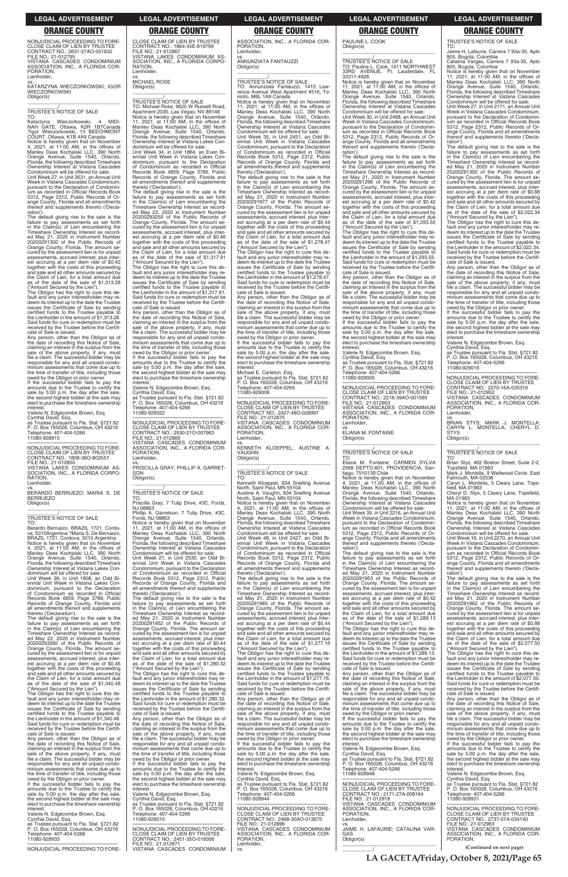## ORANGE COUNTY

NONJUDICIAL PROCEEDING TO FORECLOSE CLAIM OF LIEN BY TRUSTEE
CONTRACT NO.: 2631-27AO-051832
FILE NO.: 21-012795
VISTANA CASCADES CONDOMINIUM ASSOCIATION, INC., A FLORIDA CORPORATION,
Lienholder,
vs.
KATARZYNA WIECZORKOWSKI; IGOR WIECZORKOWSKI
Obligor(s)

TRUSTEE'S NOTICE OF SALE
TO:
Katarzyna Wieczorkowski, 4 MIDINAH GATE, Ottawa, K2R 1B7Canada
?Igor Wieczorkowski, 13 BEECHMONT COURT, Ottawa, K1B 4A3 Canada
Notice is hereby given that on November 4, 2021, at 11:00 AM, in the offices of Manley Deas Kochalski LLC, 390 North Orange Avenue, Suite 1540, Orlando, Florida, the following described Timeshare Ownership Interest at Vistana Cascades Condominium will be offered for sale:
Unit Week 27, in Unit 2631, an Annual Unit Week in Vistana Cascades Condominium, pursuant to the Declaration of Condominium as recorded in Official Records Book 5312, Page 2312, Public Records of Orange County, Florida and all amendments thereof and supplements thereto ('Declaration').
The default giving rise to the sale is the failure to pay assessments as set forth in the Claim(s) of Lien encumbering the Timeshare Ownership Interest as recorded May 21, 2020 in Instrument Number 20200291300 of the Public Records of Orange County, Florida. The amount secured by the assessment lien is for unpaid assessments, accrued interest, plus interest accruing at a per diem rate of $0.42 together with the costs of this proceeding and sale and all other amounts secured by the Claim of Lien, for a total amount due as of the date of the sale of $1,313.28 ("Amount Secured by the Lien").
The Obligor has the right to cure this default and any junior interestholder may redeem its interest up to the date the Trustee issues the Certificate of Sale by sending certified funds to the Trustee payable to the Lienholder in the amount of $1,313.28. Said funds for cure or redemption must be received by the Trustee before the Certificate of Sale is issued.
Any person, other than the Obligor as of the date of recording this Notice of Sale, claiming an interest in the surplus from the sale of the above property, if any, must file a claim. The successful bidder may be responsible for any and all unpaid condominium assessments that come due up to the time of transfer of title, including those owed by the Obligor or prior owner.
If the successful bidder fails to pay the amounts due to the Trustee to certify the sale by 5:00 p.m. the day after the sale, the second highest bidder at the sale may elect to purchase the timeshare ownership interest.
Valerie N. Edgecombe Brown, Esq.
Cynthia David, Esq.
as Trustee pursuant to Fla. Stat. §721.82
P. O. Box 165028, Columbus, OH 43216
Telephone: 407-404-5266
11080-928915

NONJUDICIAL PROCEEDING TO FORECLOSE CLAIM OF LIEN BY TRUSTEE
CONTRACT NO.: 1808-36O-803557
FILE NO.: 21-012850
VISTANA LAKES CONDOMINIUM ASSOCIATION, INC., A FLORIDA CORPORATION,
Lienholder,
vs.
BERARDO BERRUEZO; MARIA S. DE BERRUEZO
Obligor(s)

TRUSTEE'S NOTICE OF SALE
TO:
Berardo Berruezo, BRAZIL 1721, Cordova, 5010Argentina ?Maria S. De Berruezo, BRAZIL 1721, Cordova, 5010 Argentina
Notice is hereby given that on November 4, 2021, at 11:00 AM, in the offices of Manley Deas Kochalski LLC, 390 North Orange Avenue, Suite 1540, Orlando, Florida, the following described Timeshare Ownership Interest at Vistana Lakes Condominium will be offered for sale:
Unit Week 36, in Unit 1808, an Odd Biennial Unit Week in Vistana Lakes Condominium, pursuant to the Declaration of Condominium as recorded in Official Records Book 4859, Page 3789, Public Records of Orange County, Florida and all amendments thereof and supplements thereto ('Declaration').
The default giving rise to the sale is the failure to pay assessments as set forth in the Claim(s) of Lien encumbering the Timeshare Ownership Interest as recorded May 22, 2020 in Instrument Number 20200293260 of the Public Records of Orange County, Florida. The amount secured by the assessment lien is for unpaid assessments, accrued interest, plus interest accruing at a per diem rate of $0.46 together with the costs of this proceeding and sale and all other amounts secured by the Claim of Lien, for a total amount due as of the date of the sale of $1,340.48 ("Amount Secured by the Lien").
The Obligor has the right to cure this default and any junior interestholder may redeem its interest up to the date the Trustee issues the Certificate of Sale by sending certified funds to the Trustee payable to the Lienholder in the amount of $1,340.48. Said funds for cure or redemption must be received by the Trustee before the Certificate of Sale is issued.
Any person, other than the Obligor as of the date of recording this Notice of Sale, claiming an interest in the surplus from the sale of the above property, if any, must file a claim. The successful bidder may be responsible for any and all unpaid condominium assessments that come due up to the time of transfer of title, including those owed by the Obligor or prior owner.
If the successful bidder fails to pay the amounts due to the Trustee to certify the sale by 5:00 p.m. the day after the sale, the second highest bidder at the sale may elect to purchase the timeshare ownership interest.
Valerie N. Edgecombe Brown, Esq.
Cynthia David, Esq.
as Trustee pursuant to Fla. Stat. §721.82
P. O. Box 165028, Columbus, OH 43216
Telephone: 407-404-5266
11080-928933

NONJUDICIAL PROCEEDING TO FORECLOSE CLAIM OF LIEN BY TRUSTEE
CONTRACT NO.: 1864-34E-819799
FILE NO.: 21-012867
VISTANA LAKES CONDOMINIUM ASSOCIATION, INC., A FLORIDA CORPORATION,
Lienholder,
vs.
MICHAEL ROSE
Obligor(s)

TRUSTEE'S NOTICE OF SALE
TO: Michael Rose, 9625 W Russell Road, Apartment 2030, Las Vegas, NV 89148
Notice is hereby given that on November 11, 2021, at 11:00 AM, in the offices of Manley Deas Kochalski LLC, 390 North Orange Avenue, Suite 1540, Orlando, Florida, the following described Timeshare Ownership Interest at Vistana Lakes Condominium will be offered for sale:
Unit Week 34, in Unit 1864, an Even Biennial Unit Week in Vistana Lakes Condominium, pursuant to the Declaration of Condominium as recorded in Official Records Book 4859, Page 3789, Public Records of Orange County, Florida and all amendments thereof and supplements thereto ('Declaration').
The default giving rise to the sale is the failure to pay assessments as set forth in the Claim(s) of Lien encumbering the Timeshare Ownership Interest as recorded May 22, 2020 in Instrument Number 20200293259 of the Public Records of Orange County, Florida. The amount secured by the assessment lien is for unpaid assessments, accrued interest, plus interest accruing at a per diem rate of $0.46 together with the costs of this proceeding and sale and all other amounts secured by the Claim of Lien, for a total amount due as of the date of the sale of $1,317.91 ("Amount Secured by the Lien").
The Obligor has the right to cure this default and any junior interestholder may redeem its interest up to the date the Trustee issues the Certificate of Sale by sending certified funds to the Trustee payable to the Lienholder in the amount of $1,317.91. Said funds for cure or redemption must be received by the Trustee before the Certificate of Sale is issued.
Any person, other than the Obligor as of the date of recording this Notice of Sale, claiming an interest in the surplus from the sale of the above property, if any, must file a claim. The successful bidder may be responsible for any and all unpaid condominium assessments that come due up to the time of transfer of title, including those owed by the Obligor or prior owner.
If the successful bidder fails to pay the amounts due to the Trustee to certify the sale by 5:00 p.m. the day after the sale, the second highest bidder at the sale may elect to purchase the timeshare ownership interest.
Valerie N. Edgecombe Brown, Esq.
Cynthia David, Esq.
as Trustee pursuant to Fla. Stat. §721.82
P. O. Box 165028, Columbus, OH 43216
Telephone: 407-404-5266
11080-929022

NONJUDICIAL PROCEEDING TO FORECLOSE CLAIM OF LIEN BY TRUSTEE
CONTRACT NO.: 2530-21O-007963
FILE NO.: 21-012869
VISTANA CASCADES CONDOMINIUM ASSOCIATION, INC., A FLORIDA CORPORATION,
Lienholder,
vs.
PRISCILLA GRAY; PHILLIP A. GARRETSON
Obligor(s)

TRUSTEE'S NOTICE OF SALE
TO:
Priscilla Gray, 7 Tulip Drive, #3C, Fords, NJ 08863
Phillip A. Garretson, 7 Tulip Drive, #3C, Fords, NJ 08863
Notice is hereby given that on November 11, 2021, at 11:00 AM, in the offices of Manley Deas Kochalski LLC, 390 North Orange Avenue, Suite 1540, Orlando, Florida, the following described Timeshare Ownership Interest at Vistana Cascades Condominium will be offered for sale:
Unit Week 21, in Unit 2530, an Odd Biennial Unit Week in Vistana Cascades Condominium, pursuant to the Declaration of Condominium as recorded in Official Records Book 5312, Page 2312, Public Records of Orange County, Florida and all amendments thereof and supplements thereto ('Declaration').
The default giving rise to the sale is the failure to pay assessments as set forth in the Claim(s) of Lien encumbering the Timeshare Ownership Interest as recorded May 21, 2020 in Instrument Number 20200291952 of the Public Records of Orange County, Florida. The amount secured by the assessment lien is for unpaid assessments, accrued interest, plus interest accruing at a per diem rate of $0.44 together with the costs of this proceeding and sale and all other amounts secured by the Claim of Lien, for a total amount due as of the date of the sale of $1,280.32 ("Amount Secured by the Lien").
The Obligor has the right to cure this default and any junior interestholder may redeem its interest up to the date the Trustee issues the Certificate of Sale by sending certified funds to the Trustee payable to the Lienholder in the amount of $1,280.32. Said funds for cure or redemption must be received by the Trustee before the Certificate of Sale is issued.
Any person, other than the Obligor as of the date of recording this Notice of Sale, claiming an interest in the surplus from the sale of the above property, if any, must file a claim. The successful bidder may be responsible for any and all unpaid condominium assessments that come due up to the time of transfer of title, including those owed by the Obligor or prior owner.
If the successful bidder fails to pay the amounts due to the Trustee to certify the sale by 5:00 p.m. the day after the sale, the second highest bidder at the sale may elect to purchase the timeshare ownership interest.
Valerie N. Edgecombe Brown, Esq.
Cynthia David, Esq.
as Trustee pursuant to Fla. Stat. §721.82
P. O. Box 165028, Columbus, OH 43216
Telephone: 407-404-5266
11080-929010

NONJUDICIAL PROCEEDING TO FORECLOSE CLAIM OF LIEN BY TRUSTEE
CONTRACT NO.: 2451-35O-016006
FILE NO.: 21-012871
VISTANA CASCADES CONDOMINIUM ASSOCIATION, INC., A FLORIDA CORPORATION,
Lienholder,
vs.
ANNUNZIATA FANTAUZZI
Obligor(s)

TRUSTEE'S NOTICE OF SALE
TO: Annunziata Fantauzzi, 1415 Lawrence Avenue West Apartment #516, Toronto, M6L 1A9 Canada
Notice is hereby given that on November 11, 2021, at 11:00 AM, in the offices of Manley Deas Kochalski LLC, 390 North Orange Avenue, Suite 1540, Orlando, Florida, the following described Timeshare Ownership Interest at Vistana Cascades Condominium will be offered for sale:
Unit Week 35, in Unit 2451, an Odd Biennial Unit Week in Vistana Cascades Condominium, pursuant to the Declaration of Condominium as recorded in Official Records Book 5312, Page 2312, Public Records of Orange County, Florida and all amendments thereof and supplements thereto ('Declaration').
The default giving rise to the sale is the failure to pay assessments as set forth in the Claim(s) of Lien encumbering the Timeshare Ownership Interest as recorded May 21, 2020 in Instrument Number 20200291977 of the Public Records of Orange County, Florida. The amount secured by the assessment lien is for unpaid assessments, accrued interest, plus interest accruing at a per diem rate of $0.44 together with the costs of this proceeding and sale and all other amounts secured by the Claim of Lien, for a total amount due as of the date of the sale of $1,278.47 ("Amount Secured by the Lien").
The Obligor has the right to cure this default and any junior interestholder may redeem its interest up to the date the Trustee issues the Certificate of Sale by sending certified funds to the Trustee payable to the Lienholder in the amount of $1,278.47. Said funds for cure or redemption must be received by the Trustee before the Certificate of Sale is issued.
Any person, other than the Obligor as of the date of recording this Notice of Sale, claiming an interest in the surplus from the sale of the above property, if any, must file a claim. The successful bidder may be responsible for any and all unpaid condominium assessments that come due up to the time of transfer of title, including those owed by the Obligor or prior owner.
If the successful bidder fails to pay the amounts due to the Trustee to certify the sale by 5:00 p.m. the day after the sale, the second highest bidder at the sale may elect to purchase the timeshare ownership interest.
Michael E. Carleton, Esq.
as Trustee pursuant to Fla. Stat. §721.82
P. O. Box 165028, Columbus, OH 43216
Telephone: 407-404-5266
11080-929008

NONJUDICIAL PROCEEDING TO FORECLOSE CLAIM OF LIEN BY TRUSTEE
CONTRACT NO.: 2427-48O-028997
FILE NO.: 21-012875
VISTANA CASCADES CONDOMINIUM ASSOCIATION, INC., A FLORIDA CORPORATION,
Lienholder,
vs.
KENNETH KLOEPPEL; AUSTINE A. VAUGHN
Obligor(s)

TRUSTEE'S NOTICE OF SALE
TO:
Kenneth Kloeppel, 634 Snelling Avenue North, Saint Paul, MN 55104
Austine A. Vaughn, 634 Snelling Avenue North, Saint Paul, MN 55104
Notice is hereby given that on November 4, 2021, at 11:00 AM, in the offices of Manley Deas Kochalski LLC, 390 North Orange Avenue, Suite 1540, Orlando, Florida, the following described Timeshare Ownership Interest at Vistana Cascades Condominium will be offered for sale:
Unit Week 48, in Unit 2427, an Odd Biennial Unit Week in Vistana Cascades Condominium, pursuant to the Declaration of Condominium as recorded in Official Records Book 5312, Page 2312, Public Records of Orange County, Florida and all amendments thereof and supplements thereto ('Declaration').
The default giving rise to the sale is the failure to pay assessments as set forth in the Claim(s) of Lien encumbering the Timeshare Ownership Interest as recorded May 21, 2020 in Instrument Number 20200291985 of the Public Records of Orange County, Florida. The amount secured by the assessment lien is for unpaid assessments, accrued interest, plus interest accruing at a per diem rate of $0.44 together with the costs of this proceeding and sale and all other amounts secured by the Claim of Lien, for a total amount due as of the date of the sale of $1,277.16 ("Amount Secured by the Lien").
The Obligor has the right to cure this default and any junior interestholder may redeem its interest up to the date the Trustee issues the Certificate of Sale by sending certified funds to the Trustee payable to the Lienholder in the amount of $1,277.16. Said funds for cure or redemption must be received by the Trustee before the Certificate of Sale is issued.
Any person, other than the Obligor as of the date of recording this Notice of Sale, claiming an interest in the surplus from the sale of the above property, if any, must file a claim. The successful bidder may be responsible for any and all unpaid condominium assessments that come due up to the time of transfer of title, including those owed by the Obligor or prior owner.
If the successful bidder fails to pay the amounts due to the Trustee to certify the sale by 5:00 p.m. the day after the sale, the second highest bidder at the sale may elect to purchase the timeshare ownership interest.
Valerie N. Edgecombe Brown, Esq.
Cynthia David, Esq.
as Trustee pursuant to Fla. Stat. §721.82
P. O. Box 165028, Columbus, OH 43216
Telephone: 407-404-5266
11080-928944

NONJUDICIAL PROCEEDING TO FORECLOSE CLAIM OF LIEN BY TRUSTEE
CONTRACT NO.: 2468-30AO-013675
FILE NO.: 21-012896
VISTANA CASCADES CONDOMINIUM ASSOCIATION, INC., A FLORIDA CORPORATION,
Lienholder,
vs.
PAULINE L. COOK
Obligor(s)

TRUSTEE'S NOTICE OF SALE
TO: Pauline L. Cook, 1411 NORTHWEST 33RD AVENUE, Ft. Lauderdale, FL 33311-4926
Notice is hereby given that on November 11, 2021, at 11:00 AM, in the offices of Manley Deas Kochalski LLC, 390 North Orange Avenue, Suite 1540, Orlando, Florida, the following described Timeshare Ownership Interest at Vistana Cascades Condominium will be offered for sale:
Unit Week 30, in Unit 2468, an Annual Unit Week in Vistana Cascades Condominium, pursuant to the Declaration of Condominium as recorded in Official Records Book 5312, Page 2312, Public Records of Orange County, Florida and all amendments thereof and supplements thereto ('Declaration').
The default giving rise to the sale is the failure to pay assessments as set forth in the Claim(s) of Lien encumbering the Timeshare Ownership Interest as recorded May 21, 2020 in Instrument Number 20200291296 of the Public Records of Orange County, Florida. The amount secured by the assessment lien is for unpaid assessments, accrued interest, plus interest accruing at a per diem rate of $0.42 together with the costs of this proceeding and sale and all other amounts secured by the Claim of Lien, for a total amount due as of the date of the sale of $1,293.55 ("Amount Secured by the Lien").
The Obligor has the right to cure this default and any junior interestholder may redeem its interest up to the date the Trustee issues the Certificate of Sale by sending certified funds to the Trustee payable to the Lienholder in the amount of $1,293.55. Said funds for cure or redemption must be received by the Trustee before the Certificate of Sale is issued.
Any person, other than the Obligor as of the date of recording this Notice of Sale, claiming an interest in the surplus from the sale of the above property, if any, must file a claim. The successful bidder may be responsible for any and all unpaid condominium assessments that come due up to the time of transfer of title, including those owed by the Obligor or prior owner.
If the successful bidder fails to pay the amounts due to the Trustee to certify the sale by 5:00 p.m. the day after the sale, the second highest bidder at the sale may elect to purchase the timeshare ownership interest.
Valerie N. Edgecombe Brown, Esq.
Cynthia David, Esq.
as Trustee pursuant to Fla. Stat. §721.82
P. O. Box 165028, Columbus, OH 43216
Telephone: 407-404-5266
11080-929005

NONJUDICIAL PROCEEDING TO FORECLOSE CLAIM OF LIEN BY TRUSTEE
CONTRACT NO.: 2216-39AO-001560
FILE NO.: 21-012903
VISTANA CASCADES CONDOMINIUM ASSOCIATION, INC., A FLORIDA CORPORATION,
Lienholder,
vs.
ELIANA M. FONTAINE
Obligor(s)

TRUSTEE'S NOTICE OF SALE
TO:
Eliana M. Fontaine, CARMEN SYLVA 2568 DEPTO.601, PROVIDENCIA, Santiago, 7510139 Chile
Notice is hereby given that on November 4, 2021, at 11:00 AM, in the offices of Manley Deas Kochalski LLC, 390 North Orange Avenue, Suite 1540, Orlando, Florida, the following described Timeshare Ownership Interest at Vistana Cascades Condominium will be offered for sale:
Unit Week 39, in Unit 2216, an Annual Unit Week in Vistana Cascades Condominium, pursuant to the Declaration of Condominium as recorded in Official Records Book 5312, Page 2312, Public Records of Orange County, Florida and all amendments thereof and supplements thereto ('Declaration').
The default giving rise to the sale is the failure to pay assessments as set forth in the Claim(s) of Lien encumbering the Timeshare Ownership Interest as recorded May 21, 2020 in Instrument Number 20200291955 of the Public Records of Orange County, Florida. The amount secured by the assessment lien is for unpaid assessments, accrued interest, plus interest accruing at a per diem rate of $0.42 together with the costs of this proceeding and sale and all other amounts secured by the Claim of Lien, for a total amount due as of the date of the sale of $1,289.13 ("Amount Secured by the Lien").
The Obligor has the right to cure this default and any junior interestholder may redeem its interest up to the date the Trustee issues the Certificate of Sale by sending certified funds to the Trustee payable to the Lienholder in the amount of $1,289.13. Said funds for cure or redemption must be received by the Trustee before the Certificate of Sale is issued.
Any person, other than the Obligor as of the date of recording this Notice of Sale, claiming an interest in the surplus from the sale of the above property, if any, must file a claim. The successful bidder may be responsible for any and all unpaid condominium assessments that come due up to the time of transfer of title, including those owed by the Obligor or prior owner.
If the successful bidder fails to pay the amounts due to the Trustee to certify the sale by 5:00 p.m. the day after the sale, the second highest bidder at the sale may elect to purchase the timeshare ownership interest.
Valerie N. Edgecombe Brown, Esq.
Cynthia David, Esq.
as Trustee pursuant to Fla. Stat. §721.82
P. O. Box 165028, Columbus, OH 43216
Telephone: 407-404-5266
11080-928948

NONJUDICIAL PROCEEDING TO FORECLOSE CLAIM OF LIEN BY TRUSTEE
CONTRACT NO.: 2171-27A-008164
FILE NO.: 21-012918
VISTANA CASCADES CONDOMINIUM ASSOCIATION, INC., A FLORIDA CORPORATION,
Lienholder,
vs.
JAIME H. LAFAURIE; CATALINA VARGAS
Obligor(s)

TRUSTEE'S NOTICE OF SALE
TO:
Jaime H. Lafaurie, Carrera 7 93a-35, Apto 805, Bogota, Colombia
Catalina Vargas, Carrera 7 93a-35, Apto 805, Bogota, Colombia
Notice is hereby given that on November 11, 2021, at 11:00 AM, in the offices of Manley Deas Kochalski LLC, 390 North Orange Avenue, Suite 1540, Orlando, Florida, the following described Timeshare Ownership Interest at Vistana Cascades Condominium will be offered for sale:
Unit Week 27, in Unit 2171, an Annual Unit Week in Vistana Cascades Condominium, pursuant to the Declaration of Condominium as recorded in Official Records Book 5312, Page 2312, Public Records of Orange County, Florida and all amendments thereof and supplements thereto ('Declaration').
The default giving rise to the sale is the failure to pay assessments as set forth in the Claim(s) of Lien encumbering the Timeshare Ownership Interest as recorded May 21, 2020 in Instrument Number 20200291300 of the Public Records of Orange County, Florida. The amount secured by the assessment lien is for unpaid assessments, accrued interest, plus interest accruing at a per diem rate of $0.88 together with the costs of this proceeding and sale and all other amounts secured by the Claim of Lien, for a total amount due as of the date of the sale of $2,022.34 ("Amount Secured by the Lien").
The Obligor has the right to cure this default and any junior interestholder may redeem its interest up to the date the Trustee issues the Certificate of Sale by sending certified funds to the Trustee payable to the Lienholder in the amount of $2,022.34. Said funds for cure or redemption must be received by the Trustee before the Certificate of Sale is issued.
Any person, other than the Obligor as of the date of recording this Notice of Sale, claiming an interest in the surplus from the sale of the above property, if any, must file a claim. The successful bidder may be responsible for any and all unpaid condominium assessments that come due up to the time of transfer of title, including those owed by the Obligor or prior owner.
If the successful bidder fails to pay the amounts due to the Trustee to certify the sale by 5:00 p.m. the day after the sale, the second highest bidder at the sale may elect to purchase the timeshare ownership interest.
Valerie N. Edgecombe Brown, Esq.
Cynthia David, Esq.
as Trustee pursuant to Fla. Stat. §721.82
P. O. Box 165028, Columbus, OH 43216
Telephone: 407-404-5266
11080-929016

NONJUDICIAL PROCEEDING TO FORECLOSE CLAIM OF LIEN BY TRUSTEE
CONTRACT NO.: 2270-16A-035316
FILE NO.: 21-012952
VISTANA CASCADES CONDOMINIUM ASSOCIATION, INC., A FLORIDA CORPORATION,
Lienholder,
vs.
BRIAN STYS; MARK J. MONTELLA; CARYN L. MONTELLA; CHERYL D. STYS
Obligor(s)

TRUSTEE'S NOTICE OF SALE
TO:
Brian Stys, 462 Boston Street, Suite 2-2, Topsfield, MA 01983
Mark J. Montella, 9 Wellwood Circle, East Falmouth, MA 02536
Caryn L. Montella, 5 Cleary Lane, Topsfield, MA 01983
Cheryl D. Stys, 5 Cleary Lane, Topsfield, MA 01983
Notice is hereby given that on November 11, 2021, at 11:00 AM, in the offices of Manley Deas Kochalski LLC, 390 North Orange Avenue, Suite 1540, Orlando, Florida, the following described Timeshare Ownership Interest at Vistana Cascades Condominium will be offered for sale:
Unit Week 16, in Unit 2270, an Annual Unit Week in Vistana Cascades Condominium, pursuant to the Declaration of Condominium as recorded in Official Records Book 5312, Page 2312, Public Records of Orange County, Florida and all amendments thereof and supplements thereto ('Declaration').
The default giving rise to the sale is the failure to pay assessments as set forth in the Claim(s) of Lien encumbering the Timeshare Ownership Interest as recorded May 21, 2020 in Instrument Number 20200291962 of the Public Records of Orange County, Florida. The amount secured by the assessment lien is for unpaid assessments, accrued interest, plus interest accruing at a per diem rate of $0.88 together with the costs of this proceeding and sale and all other amounts secured by the Claim of Lien, for a total amount due as of the date of the sale of $2,077.50 ("Amount Secured by the Lien").
The Obligor has the right to cure this default and any junior interestholder may redeem its interest up to the date the Trustee issues the Certificate of Sale by sending certified funds to the Trustee payable to the Lienholder in the amount of $2,077.50. Said funds for cure or redemption must be received by the Trustee before the Certificate of Sale is issued.
Any person, other than the Obligor as of the date of recording this Notice of Sale, claiming an interest in the surplus from the sale of the above property, if any, must file a claim. The successful bidder may be responsible for any and all unpaid condominium assessments that come due up to the time of transfer of title, including those owed by the Obligor or prior owner.
If the successful bidder fails to pay the amounts due to the Trustee to certify the sale by 5:00 p.m. the day after the sale, the second highest bidder at the sale may elect to purchase the timeshare ownership interest.
Valerie N. Edgecombe Brown, Esq.
Cynthia David, Esq.
as Trustee pursuant to Fla. Stat. §721.82
P. O. Box 165028, Columbus, OH 43216
Telephone: 407-404-5266
11080-928931

NONJUDICIAL PROCEEDING TO FORECLOSE CLAIM OF LIEN BY TRUSTEE
CONTRACT NO.: 2737-07A-034140
FILE NO.: 21-012963
VISTANA CASCADES CONDOMINIUM ASSOCIATION, INC., A FLORIDA CORPORATION,

**(Continued on next page)**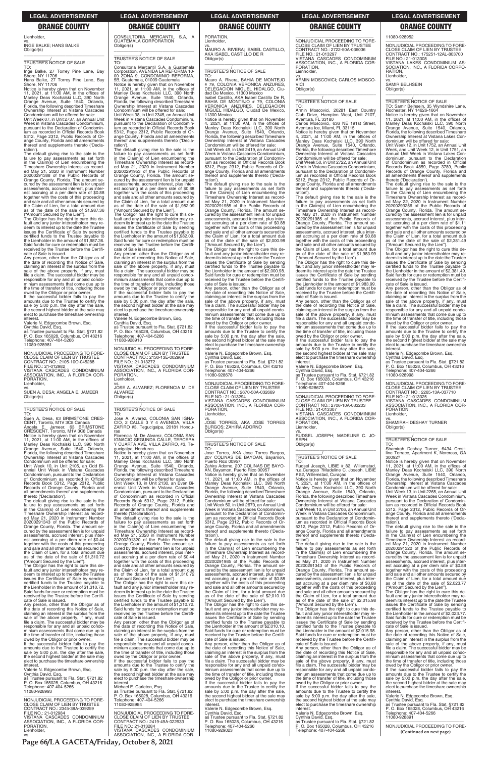Lienholder,

vs.

INGE BALKE; HANS BALKE

Obligor(s)

\_\_\_\_\_\_\_\_\_\_\_\_\_\_\_\_\_\_\_\_\_\_\_\_\_\_\_\_\_\_\_\_\_/

TRUSTEE'S NOTICE OF SALE

TO:

Inge Balke, 27 Torrey Pine Lane, Bay Shore, NY 11706

Hans Balke, 27 Torrey Pine Lane, Bay Shore, NY 11706

Notice is hereby given that on November 11, 2021, at 11:00 AM, in the offices of Manley Deas Kochalski LLC, 390 North Orange Avenue, Suite 1540, Orlando, Florida, the following described Timeshare Ownership Interest at Vistana Cascades Condominium will be offered for sale:

Unit Week 07, in Unit 2737, an Annual Unit Week in Vistana Cascades Condominium, pursuant to the Declaration of Condominium as recorded in Official Records Book 5312, Page 2312, Public Records of Orange County, Florida and all amendments thereof and supplements thereto ('Declaration').

The default giving rise to the sale is the failure to pay assessments as set forth in the Claim(s) of Lien encumbering the Timeshare Ownership Interest as recorded May 21, 2020 in Instrument Number 20200291388 of the Public Records of Orange County, Florida. The amount secured by the assessment lien is for unpaid assessments, accrued interest, plus interest accruing at a per diem rate of $0.88 together with the costs of this proceeding and sale and all other amounts secured by the Claim of Lien, for a total amount due as of the date of the sale of $1,987.36 ("Amount Secured by the Lien").

The Obligor has the right to cure this default and any junior interestholder may redeem its interest up to the date the Trustee issues the Certificate of Sale by sending certified funds to the Trustee payable to the Lienholder in the amount of $1,987.36. Said funds for cure or redemption must be received by the Trustee before the Certificate of Sale is issued.

Any person, other than the Obligor as of the date of recording this Notice of Sale, claiming an interest in the surplus from the sale of the above property, if any, must file a claim. The successful bidder may be responsible for any and all unpaid condominium assessments that come due up to the time of transfer of title, including those owed by the Obligor or prior owner.

If the successful bidder fails to pay the amounts due to the Trustee to certify the sale by 5:00 p.m. the day after the sale, the second highest bidder at the sale may elect to purchase the timeshare ownership interest.

Valerie N. Edgecombe Brown, Esq.
Cynthia David, Esq.
as Trustee pursuant to Fla. Stat. §721.82
P. O. Box 165028, Columbus, OH 43216
Telephone: 407-404-5266
11080-928981

\_\_\_\_\_\_\_\_\_\_\_\_\_\_\_\_\_\_\_\_\_\_\_\_\_\_\_\_\_\_\_\_\_\_\_\_\_\_\_\_\_\_\_\_\_\_\_\_\_\_

NONJUDICIAL PROCEEDING TO FORECLOSE CLAIM OF LIEN BY TRUSTEE
CONTRACT NO.: 2105-10O-045288
FILE NO.: 21-012982
VISTANA CASCADES CONDOMINIUM ASSOCIATION, INC., A FLORIDA CORPORATION,
Lienholder,

vs.

SUEN A. DESA; ANGELA E. JAMEER

Obligor(s)

\_\_\_\_\_\_\_\_\_\_\_\_\_\_\_\_\_\_\_\_\_\_\_\_\_\_\_\_\_\_\_\_\_/

TRUSTEE'S NOTICE OF SALE

TO:

Suen A. Desa, 63 BRIMSTONE CRESCENT, Toronto, M1V 3C8 Canada

Angela E. Jameer, 63 BRIMSTONE CRESCENT, Toronto, M1V 3C8 Canada

Notice is hereby given that on November 11, 2021, at 11:00 AM, in the offices of Manley Deas Kochalski LLC, 390 North Orange Avenue, Suite 1540, Orlando, Florida, the following described Timeshare Ownership Interest at Vistana Cascades Condominium will be offered for sale:

Unit Week 10, in Unit 2105, an Odd Biennial Unit Week in Vistana Cascades Condominium, pursuant to the Declaration of Condominium as recorded in Official Records Book 5312, Page 2312, Public Records of Orange County, Florida and all amendments thereof and supplements thereto ('Declaration').

The default giving rise to the sale is the failure to pay assessments as set forth in the Claim(s) of Lien encumbering the Timeshare Ownership Interest as recorded May 21, 2020 in Instrument Number 20200291343 of the Public Records of Orange County, Florida. The amount secured by the assessment lien is for unpaid assessments, accrued interest, plus interest accruing at a per diem rate of $0.44 together with the costs of this proceeding and sale and all other amounts secured by the Claim of Lien, for a total amount due as of the date of the sale of $1,310.72 ("Amount Secured by the Lien").

The Obligor has the right to cure this default and any junior interestholder may redeem its interest up to the date the Trustee issues the Certificate of Sale by sending certified funds to the Trustee payable to the Lienholder in the amount of $1,310.72. Said funds for cure or redemption must be received by the Trustee before the Certificate of Sale is issued.

Any person, other than the Obligor as of the date of recording this Notice of Sale, claiming an interest in the surplus from the sale of the above property, if any, must file a claim. The successful bidder may be responsible for any and all unpaid condominium assessments that come due up to the time of transfer of title, including those owed by the Obligor or prior owner.

If the successful bidder fails to pay the amounts due to the Trustee to certify the sale by 5:00 p.m. the day after the sale, the second highest bidder at the sale may elect to purchase the timeshare ownership interest.

Valerie N. Edgecombe Brown, Esq.
Cynthia David, Esq.
as Trustee pursuant to Fla. Stat. §721.82
P. O. Box 165028, Columbus, OH 43216
Telephone: 407-404-5266
11080-928993

\_\_\_\_\_\_\_\_\_\_\_\_\_\_\_\_\_\_\_\_\_\_\_\_\_\_\_\_\_\_\_\_\_\_\_\_\_\_\_\_\_\_\_\_\_\_\_\_\_\_

NONJUDICIAL PROCEEDING TO FORECLOSE CLAIM OF LIEN BY TRUSTEE
CONTRACT NO.: 2345-38A-039259
FILE NO.: 21-012984
VISTANA CASCADES CONDOMINIUM ASSOCIATION, INC., A FLORIDA CORPORATION,
Lienholder,

vs.

CONSULTORIA MERCANTIL S.A. A GUATEMALA CORPORATION

Obligor(s)

\_\_\_\_\_\_\_\_\_\_\_\_\_\_\_\_\_\_\_\_\_\_\_\_\_\_\_\_\_\_\_\_\_/

TRUSTEE'S NOTICE OF SALE

TO:

Consultoria Mercantil S.A., a Guatemala Corporation, AVENIDA LA REFORMA 10-00 ZONA 9, CONDOMINIO REFORMA, 5B, Guatemala, 01009 Guatemala

Notice is hereby given that on November 11, 2021, at 11:00 AM, in the offices of Manley Deas Kochalski LLC, 390 North Orange Avenue, Suite 1540, Orlando, Florida, the following described Timeshare Ownership Interest at Vistana Cascades Condominium will be offered for sale:

Unit Week 38, in Unit 2345, an Annual Unit Week in Vistana Cascades Condominium, pursuant to the Declaration of Condominium as recorded in Official Records Book 5312, Page 2312, Public Records of Orange County, Florida and all amendments thereof and supplements thereto ('Declaration').

The default giving rise to the sale is the failure to pay assessments as set forth in the Claim(s) of Lien encumbering the Timeshare Ownership Interest as recorded May 21, 2020 in Instrument Number 20200291953 of the Public Records of Orange County, Florida. The amount secured by the assessment lien is for unpaid assessments, accrued interest, plus interest accruing at a per diem rate of $0.88 together with the costs of this proceeding and sale and all other amounts secured by the Claim of Lien, for a total amount due as of the date of the sale of $1,982.09 ("Amount Secured by the Lien").

The Obligor has the right to cure this default and any junior interestholder may redeem its interest up to the date the Trustee issues the Certificate of Sale by sending certified funds to the Trustee payable to the Lienholder in the amount of $1,982.09. Said funds for cure or redemption must be received by the Trustee before the Certificate of Sale is issued.

Any person, other than the Obligor as of the date of recording this Notice of Sale, claiming an interest in the surplus from the sale of the above property, if any, must file a claim. The successful bidder may be responsible for any and all unpaid condominium assessments that come due up to the time of transfer of title, including those owed by the Obligor or prior owner.

If the successful bidder fails to pay the amounts due to the Trustee to certify the sale by 5:00 p.m. the day after the sale, the second highest bidder at the sale may elect to purchase the timeshare ownership interest.

Valerie N. Edgecombe Brown, Esq.
Cynthia David, Esq.
as Trustee pursuant to Fla. Stat. §721.82
P. O. Box 165028, Columbus, OH 43216
Telephone: 407-404-5266
11080-928910

\_\_\_\_\_\_\_\_\_\_\_\_\_\_\_\_\_\_\_\_\_\_\_\_\_\_\_\_\_\_\_\_\_\_\_\_\_\_\_\_\_\_\_\_\_\_\_\_\_\_

NONJUDICIAL PROCEEDING TO FORECLOSE CLAIM OF LIEN BY TRUSTEE
CONTRACT NO.: 2130-13E-002969
FILE NO.: 21-013272
VISTANA CASCADES CONDOMINIUM ASSOCIATION, INC., A FLORIDA CORPORATION,
Lienholder,

vs.

JOSE A. ALVAREZ; FLORENCIA M. DE ALVAREZ

Obligor(s)

\_\_\_\_\_\_\_\_\_\_\_\_\_\_\_\_\_\_\_\_\_\_\_\_\_\_\_\_\_\_\_\_\_/

TRUSTEE'S NOTICE OF SALE

TO:

Jose A. Alvarez, COLONIA SAN IGNACIO, 2 CALLE 3 Y 4 AVENIDA, VILLA ZAFIRO #3, Tegucigalpa, 20181 Honduras

Florencia M. De Alvarez, COLONIA SAN IGNACIO SEGUNDA CALLE, TERCERA Y CUARTA AVE, VILLA ZAFIRO, #3, Tegucigalpa, Honduras

Notice is hereby given that on November 11, 2021, at 11:00 AM, in the offices of Manley Deas Kochalski LLC, 390 North Orange Avenue, Suite 1540, Orlando, Florida, the following described Timeshare Ownership Interest at Vistana Cascades Condominium will be offered for sale:

Unit Week 13, in Unit 2130, an Even Biennial Unit Week in Vistana Cascades Condominium, pursuant to the Declaration of Condominium as recorded in Official Records Book 5312, Page 2312, Public Records of Orange County, Florida and all amendments thereof and supplements thereto ('Declaration').

The default giving rise to the sale is the failure to pay assessments as set forth in the Claim(s) of Lien encumbering the Timeshare Ownership Interest as recorded May 21, 2020 in Instrument Number 20200291320 of the Public Records of Orange County, Florida. The amount secured by the assessment lien is for unpaid assessments, accrued interest, plus interest accruing at a per diem rate of $0.44 together with the costs of this proceeding and sale and all other amounts secured by the Claim of Lien, for a total amount due as of the date of the sale of $1,310.72 ("Amount Secured by the Lien").

The Obligor has the right to cure this default and any junior interestholder may redeem its interest up to the date the Trustee issues the Certificate of Sale by sending certified funds to the Trustee payable to the Lienholder in the amount of $1,310.72. Said funds for cure or redemption must be received by the Trustee before the Certificate of Sale is issued.

Any person, other than the Obligor as of the date of recording this Notice of Sale, claiming an interest in the surplus from the sale of the above property, if any, must file a claim. The successful bidder may be responsible for any and all unpaid condominium assessments that come due up to the time of transfer of title, including those owed by the Obligor or prior owner.

If the successful bidder fails to pay the amounts due to the Trustee to certify the sale by 5:00 p.m. the day after the sale, the second highest bidder at the sale may elect to purchase the timeshare ownership interest.

Michael E. Carleton, Esq.
as Trustee pursuant to Fla. Stat. §721.82
P. O. Box 165028, Columbus, OH 43216
Telephone: 407-404-5266
11080-928984

\_\_\_\_\_\_\_\_\_\_\_\_\_\_\_\_\_\_\_\_\_\_\_\_\_\_\_\_\_\_\_\_\_\_\_\_\_\_\_\_\_\_\_\_\_\_\_\_\_\_

NONJUDICIAL PROCEEDING TO FORECLOSE CLAIM OF LIEN BY TRUSTEE
CONTRACT NO.: 2419-49A-022933
FILE NO.: 21-013284
VISTANA CASCADES CONDOMINIUM ASSOCIATION, INC., A FLORIDA CORPORATION,
Lienholder,

vs.

MAURO A. RIVERA; ISABEL CASTILLO, AKA ISABEL CASTILLO DE R

Obligor(s)

\_\_\_\_\_\_\_\_\_\_\_\_\_\_\_\_\_\_\_\_\_\_\_\_\_\_\_\_\_\_\_\_\_/

TRUSTEE'S NOTICE OF SALE

TO:

Mauro A. Rivera, BAHIA DE MONTEJO # 79, COLONIA VERONICA ANZURES, DELEGACION MIGUEL HIDALGO, Ciudad De Mexico, 11300 Mexico

Isabel Castillo, AKA Isabel Castillo De R, BAHIA DE MONTEJO # 79, COLONIA VERONICA ANZURES, DELEGACION MIGUEL HIDALGO, Ciudad De Mexico, 11300 Mexico

Notice is hereby given that on November 4, 2021, at 11:00 AM, in the offices of Manley Deas Kochalski LLC, 390 North Orange Avenue, Suite 1540, Orlando, Florida, the following described Timeshare Ownership Interest at Vistana Cascades Condominium will be offered for sale:

Unit Week 49, in Unit 2419, an Annual Unit Week in Vistana Cascades Condominium, pursuant to the Declaration of Condominium as recorded in Official Records Book 5312, Page 2312, Public Records of Orange County, Florida and all amendments thereof and supplements thereto ('Declaration').

The default giving rise to the sale is the failure to pay assessments as set forth in the Claim(s) of Lien encumbering the Timeshare Ownership Interest as recorded May 21, 2020 in Instrument Number 20200291985 of the Public Records of Orange County, Florida. The amount secured by the assessment lien is for unpaid assessments, accrued interest, plus interest accruing at a per diem rate of $0.88 together with the costs of this proceeding and sale and all other amounts secured by the Claim of Lien, for a total amount due as of the date of the sale of $2,000.98 ("Amount Secured by the Lien").

The Obligor has the right to cure this default and any junior interestholder may redeem its interest up to the date the Trustee issues the Certificate of Sale by sending certified funds to the Trustee payable to the Lienholder in the amount of $2,000.98. Said funds for cure or redemption must be received by the Trustee before the Certificate of Sale is issued.

Any person, other than the Obligor as of the date of recording this Notice of Sale, claiming an interest in the surplus from the sale of the above property, if any, must file a claim. The successful bidder may be responsible for any and all unpaid condominium assessments that come due up to the time of transfer of title, including those owed by the Obligor or prior owner.

If the successful bidder fails to pay the amounts due to the Trustee to certify the sale by 5:00 p.m. the day after the sale, the second highest bidder at the sale may elect to purchase the timeshare ownership interest.

Valerie N. Edgecombe Brown, Esq.
Cynthia David, Esq.
as Trustee pursuant to Fla. Stat. §721.82
P. O. Box 165028, Columbus, OH 43216
Telephone: 407-404-5266
11080-928678

\_\_\_\_\_\_\_\_\_\_\_\_\_\_\_\_\_\_\_\_\_\_\_\_\_\_\_\_\_\_\_\_\_\_\_\_\_\_\_\_\_\_\_\_\_\_\_\_\_\_

NONJUDICIAL PROCEEDING TO FORECLOSE CLAIM OF LIEN BY TRUSTEE
CONTRACT NO.: 2670-50A-032669
FILE NO.: 21-013294
VISTANA CASCADES CONDOMINIUM ASSOCIATION, INC., A FLORIDA CORPORATION,
Lienholder,

vs.

JOSE TORRES, AKA JOSE TORRES BURGOS; ZAHIRA ADORNO

Obligor(s)

\_\_\_\_\_\_\_\_\_\_\_\_\_\_\_\_\_\_\_\_\_\_\_\_\_\_\_\_\_\_\_\_\_/

TRUSTEE'S NOTICE OF SALE

TO:

Jose Torres, AKA Jose Torres Burgos, 207 COLINAS DE BAYOAN, Bayamon, Puerto Rico 00957

Zahira Adorno, 207 COLINAS DE BAYOAN, Bayamon, Puerto Rico 00957

Notice is hereby given that on November 11, 2021, at 11:00 AM, in the offices of Manley Deas Kochalski LLC, 390 North Orange Avenue, Suite 1540, Orlando, Florida, the following described Timeshare Ownership Interest at Vistana Cascades Condominium will be offered for sale:

Unit Week 50, in Unit 2670, an Annual Unit Week in Vistana Cascades Condominium, pursuant to the Declaration of Condominium as recorded in Official Records Book 5312, Page 2312, Public Records of Orange County, Florida and all amendments thereof and supplements thereto ('Declaration').

The default giving rise to the sale is the failure to pay assessments as set forth in the Claim(s) of Lien encumbering the Timeshare Ownership Interest as recorded May 21, 2020 in Instrument Number 20200291985 of the Public Records of Orange County, Florida. The amount secured by the assessment lien is for unpaid assessments, accrued interest, plus interest accruing at a per diem rate of $0.88 together with the costs of this proceeding and sale and all other amounts secured by the Claim of Lien, for a total amount due as of the date of the sale of $2,010.10 ("Amount Secured by the Lien").

The Obligor has the right to cure this default and any junior interestholder may redeem its interest up to the date the Trustee issues the Certificate of Sale by sending certified funds to the Trustee payable to the Lienholder in the amount of $2,010.10. Said funds for cure or redemption must be received by the Trustee before the Certificate of Sale is issued.

Any person, other than the Obligor as of the date of recording this Notice of Sale, claiming an interest in the surplus from the sale of the above property, if any, must file a claim. The successful bidder may be responsible for any and all unpaid condominium assessments that come due up to the time of transfer of title, including those owed by the Obligor or prior owner.

If the successful bidder fails to pay the amounts due to the Trustee to certify the sale by 5:00 p.m. the day after the sale, the second highest bidder at the sale may elect to purchase the timeshare ownership interest.

Valerie N. Edgecombe Brown, Esq.
Cynthia David, Esq.
as Trustee pursuant to Fla. Stat. §721.82
P. O. Box 165028, Columbus, OH 43216
Telephone: 407-404-5266
11080-929023

\_\_\_\_\_\_\_\_\_\_\_\_\_\_\_\_\_\_\_\_\_\_\_\_\_\_\_\_\_\_\_\_\_\_\_\_\_\_\_\_\_\_\_\_\_\_\_\_\_\_

NONJUDICIAL PROCEEDING TO FORECLOSE CLAIM OF LIEN BY TRUSTEE
CONTRACT NO.: 2722-50A-036036
FILE NO.: 21-013297
VISTANA CASCADES CONDOMINIUM ASSOCIATION, INC., A FLORIDA CORPORATION,
Lienholder,

vs.

ARMIN MOSCOVICI; CARLOS MOSCOVICI

Obligor(s)

\_\_\_\_\_\_\_\_\_\_\_\_\_\_\_\_\_\_\_\_\_\_\_\_\_\_\_\_\_\_\_\_\_/

TRUSTEE'S NOTICE OF SALE

TO:

Armin Moscovici, 20281 East Country Club Drive, Hampton West, Unit 2107, Aventura, FL 33180

Carlos Moscovici, 636 NE 191st Street, Aventura Ice, Miami, FL 33115

Notice is hereby given that on November 4, 2021, at 11:00 AM, in the offices of Manley Deas Kochalski LLC, 390 North Orange Avenue, Suite 1540, Orlando, Florida, the following described Timeshare Ownership Interest at Vistana Cascades Condominium will be offered for sale:

Unit Week 50, in Unit 2722, an Annual Unit Week in Vistana Cascades Condominium, pursuant to the Declaration of Condominium as recorded in Official Records Book 5312, Page 2312, Public Records of Orange County, Florida and all amendments thereof and supplements thereto ('Declaration').

The default giving rise to the sale is the failure to pay assessments as set forth in the Claim(s) of Lien encumbering the Timeshare Ownership Interest as recorded May 21, 2020 in Instrument Number 20200291985 of the Public Records of Orange County, Florida. The amount secured by the assessment lien is for unpaid assessments, accrued interest, plus interest accruing at a per diem rate of $0.88 together with the costs of this proceeding and sale and all other amounts secured by the Claim of Lien, for a total amount due as of the date of the sale of $1,983.99 ("Amount Secured by the Lien").

The Obligor has the right to cure this default and any junior interestholder may redeem its interest up to the date the Trustee issues the Certificate of Sale by sending certified funds to the Trustee payable to the Lienholder in the amount of $1,983.99. Said funds for cure or redemption must be received by the Trustee before the Certificate of Sale is issued.

Any person, other than the Obligor as of the date of recording this Notice of Sale, claiming an interest in the surplus from the sale of the above property, if any, must file a claim. The successful bidder may be responsible for any and all unpaid condominium assessments that come due up to the time of transfer of title, including those owed by the Obligor or prior owner.

If the successful bidder fails to pay the amounts due to the Trustee to certify the sale by 5:00 p.m. the day after the sale, the second highest bidder at the sale may elect to purchase the timeshare ownership interest.

Valerie N. Edgecombe Brown, Esq.
Cynthia David, Esq.
as Trustee pursuant to Fla. Stat. §721.82
P. O. Box 165028, Columbus, OH 43216
Telephone: 407-404-5266
11080-928673

\_\_\_\_\_\_\_\_\_\_\_\_\_\_\_\_\_\_\_\_\_\_\_\_\_\_\_\_\_\_\_\_\_\_\_\_\_\_\_\_\_\_\_\_\_\_\_\_\_\_

NONJUDICIAL PROCEEDING TO FORECLOSE CLAIM OF LIEN BY TRUSTEE
CONTRACT NO.: 2706-10A-033203
FILE NO.: 21-013307
VISTANA CASCADES CONDOMINIUM ASSOCIATION, INC., A FLORIDA CORPORATION,
Lienholder,

vs.

RUDSEL JOSEPH; MADELINE C. JOSEPH

Obligor(s)

\_\_\_\_\_\_\_\_\_\_\_\_\_\_\_\_\_\_\_\_\_\_\_\_\_\_\_\_\_\_\_\_\_/

TRUSTEE'S NOTICE OF SALE

TO:

Rudsel Joseph, LIBIE # 82, Willemstad, n.a.Curaçao ?Madeline C. Joseph, LIBIE # 82, Willemstad, Curaçao

Notice is hereby given that on November 4, 2021, at 11:00 AM, in the offices of Manley Deas Kochalski LLC, 390 North Orange Avenue, Suite 1540, Orlando, Florida, the following described Timeshare Ownership Interest at Vistana Cascades Condominium will be offered for sale:

Unit Week 10, in Unit 2706, an Annual Unit Week in Vistana Cascades Condominium, pursuant to the Declaration of Condominium as recorded in Official Records Book 5312, Page 2312, Public Records of Orange County, Florida and all amendments thereof and supplements thereto ('Declaration').

The default giving rise to the sale is the failure to pay assessments as set forth in the Claim(s) of Lien encumbering the Timeshare Ownership Interest as recorded May 21, 2020 in Instrument Number 20200291343 of the Public Records of Orange County, Florida. The amount secured by the assessment lien is for unpaid assessments, accrued interest, plus interest accruing at a per diem rate of $0.88 together with the costs of this proceeding and sale and all other amounts secured by the Claim of Lien, for a total amount due as of the date of the sale of $2,015.98 ("Amount Secured by the Lien").

The Obligor has the right to cure this default and any junior interestholder may redeem its interest up to the date the Trustee issues the Certificate of Sale by sending certified funds to the Trustee payable to the Lienholder in the amount of $2,015.98. Said funds for cure or redemption must be received by the Trustee before the Certificate of Sale is issued.

Any person, other than the Obligor as of the date of recording this Notice of Sale, claiming an interest in the surplus from the sale of the above property, if any, must file a claim. The successful bidder may be responsible for any and all unpaid condominium assessments that come due up to the time of transfer of title, including those owed by the Obligor or prior owner.

If the successful bidder fails to pay the amounts due to the Trustee to certify the sale by 5:00 p.m. the day after the sale, the second highest bidder at the sale may elect to purchase the timeshare ownership interest.

Valerie N. Edgecombe Brown, Esq.
Cynthia David, Esq.
as Trustee pursuant to Fla. Stat. §721.82
P. O. Box 165028, Columbus, OH 43216
Telephone: 407-404-5266
11080-928952

\_\_\_\_\_\_\_\_\_\_\_\_\_\_\_\_\_\_\_\_\_\_\_\_\_\_\_\_\_\_\_\_\_\_\_\_\_\_\_\_\_\_\_\_\_\_\_\_\_\_

NONJUDICIAL PROCEEDING TO FORECLOSE CLAIM OF LIEN BY TRUSTEE
CONTRACT NO.: 175251-12AL-803700
FILE NO.: 21-013308
VISTANA LAKES CONDOMINIUM ASSOCIATION, INC., A FLORIDA CORPORATION,
Lienholder,

vs.

SAMIR BELHSEIN

Obligor(s)

\_\_\_\_\_\_\_\_\_\_\_\_\_\_\_\_\_\_\_\_\_\_\_\_\_\_\_\_\_\_\_\_\_/

TRUSTEE'S NOTICE OF SALE

TO: Samir Belhsein, 35 Wyndshire Lane, Rochester, NY 14626-1664

Notice is hereby given that on November 11, 2021, at 11:00 AM, in the offices of Manley Deas Kochalski LLC, 390 North Orange Avenue, Suite 1540, Orlando, Florida, the following described Timeshare Ownership Interest at Vistana Lakes Condominium will be offered for sale:

Unit Week 12, in Unit 1752, an Annual Unit Week, and Unit Week 12, in Unit 1751, an Annual Unit Week in Vistana Lakes Condominium, pursuant to the Declaration of Condominium as recorded in Official Records Book 4859, Page 3789, Public Records of Orange County, Florida and all amendments thereof and supplements thereto ('Declaration').

The default giving rise to the sale is the failure to pay assessments as set forth in the Claim(s) of Lien encumbering the Timeshare Ownership Interest as recorded May 22, 2020 in Instrument Number 20200293256 of the Public Records of Orange County, Florida. The amount secured by the assessment lien is for unpaid assessments, accrued interest, plus interest accruing at a per diem rate of $1.11 together with the costs of this proceeding and sale and all other amounts secured by the Claim of Lien, for a total amount due as of the date of the sale of $2,381.49 ("Amount Secured by the Lien").

The Obligor has the right to cure this default and any junior interestholder may redeem its interest up to the date the Trustee issues the Certificate of Sale by sending certified funds to the Trustee payable to the Lienholder in the amount of $2,381.49. Said funds for cure or redemption must be received by the Trustee before the Certificate of Sale is issued.

Any person, other than the Obligor as of the date of recording this Notice of Sale, claiming an interest in the surplus from the sale of the above property, if any, must file a claim. The successful bidder may be responsible for any and all unpaid condominium assessments that come due up to the time of transfer of title, including those owed by the Obligor or prior owner.

If the successful bidder fails to pay the amounts due to the Trustee to certify the sale by 5:00 p.m. the day after the sale, the second highest bidder at the sale may elect to purchase the timeshare ownership interest.

Valerie N. Edgecombe Brown, Esq.
Cynthia David, Esq.
as Trustee pursuant to Fla. Stat. §721.82
P. O. Box 165028, Columbus, OH 43216
Telephone: 407-404-5266
11080-928998

\_\_\_\_\_\_\_\_\_\_\_\_\_\_\_\_\_\_\_\_\_\_\_\_\_\_\_\_\_\_\_\_\_\_\_\_\_\_\_\_\_\_\_\_\_\_\_\_\_\_

NONJUDICIAL PROCEEDING TO FORECLOSE CLAIM OF LIEN BY TRUSTEE
CONTRACT NO.: 2265-13A-037710
FILE NO.: 21-013325
VISTANA CASCADES CONDOMINIUM ASSOCIATION, INC., A FLORIDA CORPORATION,
Lienholder,

vs.

SHAMIRAH DESHAY TURNER

Obligor(s)

\_\_\_\_\_\_\_\_\_\_\_\_\_\_\_\_\_\_\_\_\_\_\_\_\_\_\_\_\_\_\_\_\_/

TRUSTEE'S NOTICE OF SALE

TO:

Shamirah Deshay Turner, 6434 Crestline Terrace, Apartment K, Norcross, GA 30092

Notice is hereby given that on November 11, 2021, at 11:00 AM, in the offices of Manley Deas Kochalski LLC, 390 North Orange Avenue, Suite 1540, Orlando, Florida, the following described Timeshare Ownership Interest at Vistana Cascades Condominium will be offered for sale:

Unit Week 13, in Unit 2265, an Annual Unit Week in Vistana Cascades Condominium, pursuant to the Declaration of Condominium as recorded in Official Records Book 5312, Page 2312, Public Records of Orange County, Florida and all amendments thereof and supplements thereto ('Declaration').

The default giving rise to the sale is the failure to pay assessments as set forth in the Claim(s) of Lien encumbering the Timeshare Ownership Interest as recorded May 21, 2020 in Instrument Number 20200291320 of the Public Records of Orange County, Florida. The amount secured by the assessment lien is for unpaid assessments, accrued interest, plus interest accruing at a per diem rate of $0.88 together with the costs of this proceeding and sale and all other amounts secured by the Claim of Lien, for a total amount due as of the date of the sale of $2,023.77 ("Amount Secured by the Lien").

The Obligor has the right to cure this default and any junior interestholder may redeem its interest up to the date the Trustee issues the Certificate of Sale by sending certified funds to the Trustee payable to the Lienholder in the amount of $2,023.77. Said funds for cure or redemption must be received by the Trustee before the Certificate of Sale is issued.

Any person, other than the Obligor as of the date of recording this Notice of Sale, claiming an interest in the surplus from the sale of the above property, if any, must file a claim. The successful bidder may be responsible for any and all unpaid condominium assessments that come due up to the time of transfer of title, including those owed by the Obligor or prior owner.

If the successful bidder fails to pay the amounts due to the Trustee to certify the sale by 5:00 p.m. the day after the sale, the second highest bidder at the sale may elect to purchase the timeshare ownership interest.

Valerie N. Edgecombe Brown, Esq.
Cynthia David, Esq.
as Trustee pursuant to Fla. Stat. §721.82
P. O. Box 165028, Columbus, OH 43216
Telephone: 407-404-5266
11080-928891

\_\_\_\_\_\_\_\_\_\_\_\_\_\_\_\_\_\_\_\_\_\_\_\_\_\_\_\_\_\_\_\_\_\_\_\_\_\_\_\_\_\_\_\_\_\_\_\_\_\_

NONJUDICIAL PROCEEDING TO FORE-

**(Continued on next page)**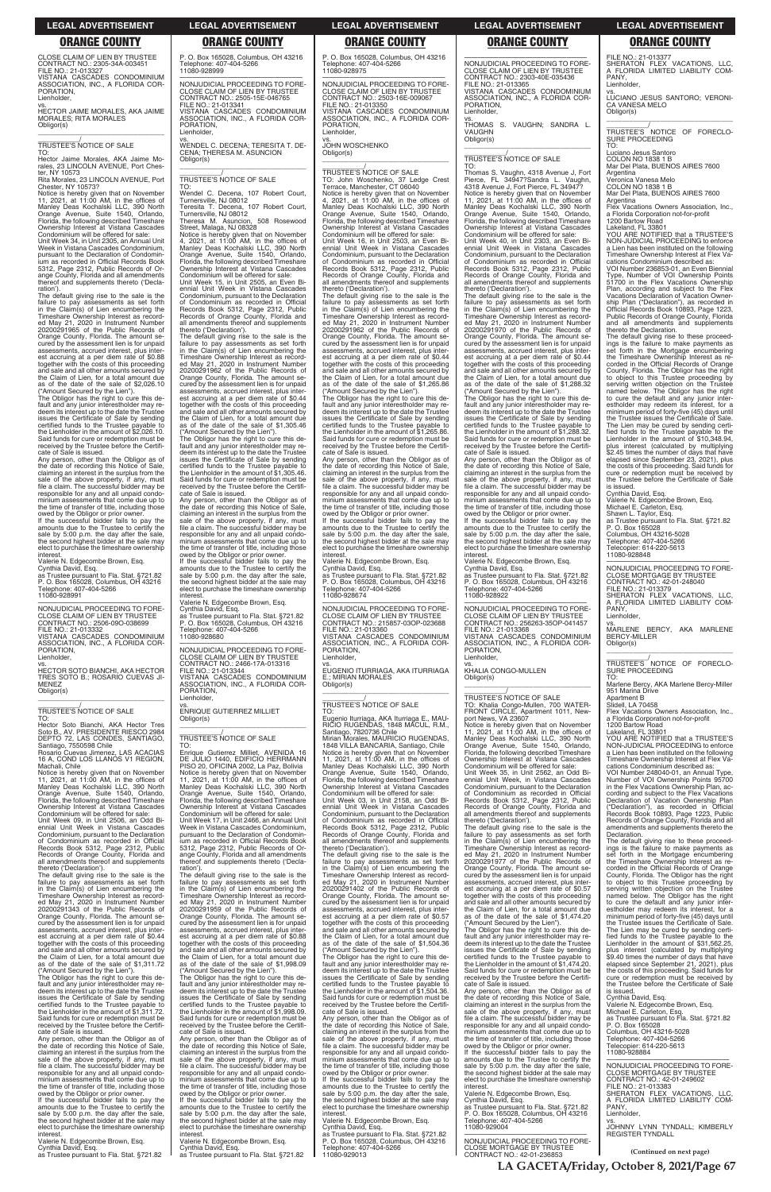## LEGAL ADVERTISEMENT

## ORANGE COUNTY

CLOSE CLAIM OF LIEN BY TRUSTEE
CONTRACT NO.: 2305-34A-003451
FILE NO.: 21-013327
VISTANA CASCADES CONDOMINIUM ASSOCIATION, INC., A FLORIDA CORPORATION,
Lienholder,
vs.
HECTOR JAIME MORALES, AKA JAIME MORALES; RITA MORALES
Obligor(s)
\_\_\_\_\_\_\_\_\_\_\_\_\_\_\_\_\_\_\_\_\_\_\_\_\_\_\_\_\_\_\_\_\_\_\_/

TRUSTEE'S NOTICE OF SALE
TO:
Hector Jaime Morales, AKA Jaime Morales, 23 LINCOLN AVENUE, Port Chester, NY 10573
Rita Morales, 23 LINCOLN AVENUE, Port Chester, NY 10573?
Notice is hereby given that on November 11, 2021, at 11:00 AM, in the offices of Manley Deas Kochalski LLC, 390 North Orange Avenue, Suite 1540, Orlando, Florida, the following described Timeshare Ownership Interest at Vistana Cascades Condominium will be offered for sale:
Unit Week 34, in Unit 2305, an Annual Unit Week in Vistana Cascades Condominium, pursuant to the Declaration of Condominium as recorded in Official Records Book 5312, Page 2312, Public Records of Orange County, Florida and all amendments thereof and supplements thereto ('Declaration').
The default giving rise to the sale is the failure to pay assessments as set forth in the Claim(s) of Lien encumbering the Timeshare Ownership Interest as recorded May 21, 2020 in Instrument Number 20200291965 of the Public Records of Orange County, Florida. The amount secured by the assessment lien is for unpaid assessments, accrued interest, plus interest accruing at a per diem rate of $0.88 together with the costs of this proceeding and sale and all other amounts secured by the Claim of Lien, for a total amount due as of the date of the sale of $2,026.10 ("Amount Secured by the Lien").
The Obligor has the right to cure this default and any junior interestholder may redeem its interest up to the date the Trustee issues the Certificate of Sale by sending certified funds to the Trustee payable to the Lienholder in the amount of $2,026.10. Said funds for cure or redemption must be received by the Trustee before the Certificate of Sale is issued.
Any person, other than the Obligor as of the date of recording this Notice of Sale, claiming an interest in the surplus from the sale of the above property, if any, must file a claim. The successful bidder may be responsible for any and all unpaid condominium assessments that come due up to the time of transfer of title, including those owed by the Obligor or prior owner.
If the successful bidder fails to pay the amounts due to the Trustee to certify the sale by 5:00 p.m. the day after the sale, the second highest bidder at the sale may elect to purchase the timeshare ownership interest.
Valerie N. Edgecombe Brown, Esq.
Cynthia David, Esq.
as Trustee pursuant to Fla. Stat. §721.82
P. O. Box 165028, Columbus, OH 43216
Telephone: 407-404-5266
11080-928991

---

NONJUDICIAL PROCEEDING TO FORECLOSE CLAIM OF LIEN BY TRUSTEE
CONTRACT NO.: 2506-09O-038699
FILE NO.: 21-013332
VISTANA CASCADES CONDOMINIUM ASSOCIATION, INC., A FLORIDA CORPORATION,
Lienholder,
vs.
HECTOR SOTO BIANCHI, AKA HECTOR TRES SOTO B.; ROSARIO CUEVAS JIMENEZ
Obligor(s)
\_\_\_\_\_\_\_\_\_\_\_\_\_\_\_\_\_\_\_\_\_\_\_\_\_\_\_\_\_\_\_\_\_\_\_/

TRUSTEE'S NOTICE OF SALE
TO:
Hector Soto Bianchi, AKA Hector Tres Soto B., AV. PRESIDENTE RIESCO 2984 DEPTO 72, LAS CONDES, SANTIAGO, Santiago, 7550598 Chile
Rosario Cuevas Jimenez, LAS ACACIAS 16 A, COND LOS LLANOS V1 REGION, Machali, Chile
Notice is hereby given that on November 11, 2021, at 11:00 AM, in the offices of Manley Deas Kochalski LLC, 390 North Orange Avenue, Suite 1540, Orlando, Florida, the following described Timeshare Ownership Interest at Vistana Cascades Condominium will be offered for sale:
Unit Week 09, in Unit 2506, an Odd Biennial Unit Week in Vistana Cascades Condominium, pursuant to the Declaration of Condominium as recorded in Official Records Book 5312, Page 2312, Public Records of Orange County, Florida and all amendments thereof and supplements thereto ('Declaration').
The default giving rise to the sale is the failure to pay assessments as set forth in the Claim(s) of Lien encumbering the Timeshare Ownership Interest as recorded May 21, 2020 in Instrument Number 20200291943 of the Public Records of Orange County, Florida. The amount secured by the assessment lien is for unpaid assessments, accrued interest, plus interest accruing at a per diem rate of $0.44 together with the costs of this proceeding and sale and all other amounts secured by the Claim of Lien, for a total amount due as of the date of the sale of $1,311.72 ("Amount Secured by the Lien").
The Obligor has the right to cure this default and any junior interestholder may redeem its interest up to the date the Trustee issues the Certificate of Sale by sending certified funds to the Trustee payable to the Lienholder in the amount of $1,311.72. Said funds for cure or redemption must be received by the Trustee before the Certificate of Sale is issued.
Any person, other than the Obligor as of the date of recording this Notice of Sale, claiming an interest in the surplus from the sale of the above property, if any, must file a claim. The successful bidder may be responsible for any and all unpaid condominium assessments that come due up to the time of transfer of title, including those owed by the Obligor or prior owner.
If the successful bidder fails to pay the amounts due to the Trustee to certify the sale by 5:00 p.m. the day after the sale, the second highest bidder at the sale may elect to purchase the timeshare ownership interest.
Valerie N. Edgecombe Brown, Esq.
Cynthia David, Esq.
as Trustee pursuant to Fla. Stat. §721.82
P. O. Box 165028, Columbus, OH 43216
Telephone: 407-404-5266
11080-928999

---

NONJUDICIAL PROCEEDING TO FORECLOSE CLAIM OF LIEN BY TRUSTEE
CONTRACT NO.: 2505-15E-046765
FILE NO.: 21-013341
VISTANA CASCADES CONDOMINIUM ASSOCIATION, INC., A FLORIDA CORPORATION,
Lienholder,
vs.
WENDEL C. DECENA; TERESITA T. DECENA; THERESA M. ASUNCION
Obligor(s)
\_\_\_\_\_\_\_\_\_\_\_\_\_\_\_\_\_\_\_\_\_\_\_\_\_\_\_\_\_\_\_\_\_\_\_/

TRUSTEE'S NOTICE OF SALE
TO:
Wendel C. Decena, 107 Robert Court, Turnersville, NJ 08012
Teresita T. Decena, 107 Robert Court, Turnersville, NJ 08012
Theresa M. Asuncion, 508 Rosewood Street, Malaga, NJ 08328
Notice is hereby given that on November 4, 2021, at 11:00 AM, in the offices of Manley Deas Kochalski LLC, 390 North Orange Avenue, Suite 1540, Orlando, Florida, the following described Timeshare Ownership Interest at Vistana Cascades Condominium will be offered for sale:
Unit Week 15, in Unit 2505, an Even Biennial Unit Week in Vistana Cascades Condominium, pursuant to the Declaration of Condominium as recorded in Official Records Book 5312, Page 2312, Public Records of Orange County, Florida and all amendments thereof and supplements thereto ('Declaration').
The default giving rise to the sale is the failure to pay assessments as set forth in the Claim(s) of Lien encumbering the Timeshare Ownership Interest as recorded May 21, 2020 in Instrument Number 20200291962 of the Public Records of Orange County, Florida. The amount secured by the assessment lien is for unpaid assessments, accrued interest, plus interest accruing at a per diem rate of $0.44 together with the costs of this proceeding and sale and all other amounts secured by the Claim of Lien, for a total amount due as of the date of the sale of $1,305.46 ("Amount Secured by the Lien").
The Obligor has the right to cure this default and any junior interestholder may redeem its interest up to the date the Trustee issues the Certificate of Sale by sending certified funds to the Trustee payable to the Lienholder in the amount of $1,305.46. Said funds for cure or redemption must be received by the Trustee before the Certificate of Sale is issued.
Any person, other than the Obligor as of the date of recording this Notice of Sale, claiming an interest in the surplus from the sale of the above property, if any, must file a claim. The successful bidder may be responsible for any and all unpaid condominium assessments that come due up to the time of transfer of title, including those owed by the Obligor or prior owner.
If the successful bidder fails to pay the amounts due to the Trustee to certify the sale by 5:00 p.m. the day after the sale, the second highest bidder at the sale may elect to purchase the timeshare ownership interest.
Valerie N. Edgecombe Brown, Esq.
Cynthia David, Esq.
as Trustee pursuant to Fla. Stat. §721.82
P. O. Box 165028, Columbus, OH 43216
Telephone: 407-404-5266
11080-928680

---

NONJUDICIAL PROCEEDING TO FORECLOSE CLAIM OF LIEN BY TRUSTEE
CONTRACT NO.: 2466-17A-013316
FILE NO.: 21-013344
VISTANA CASCADES CONDOMINIUM ASSOCIATION, INC., A FLORIDA CORPORATION,
Lienholder,
vs.
ENRIQUE GUTIERREZ MILLIET
Obligor(s)
\_\_\_\_\_\_\_\_\_\_\_\_\_\_\_\_\_\_\_\_\_\_\_\_\_\_\_\_\_\_\_\_\_\_\_/

TRUSTEE'S NOTICE OF SALE
TO:
Enrique Gutierrez Milliet, AVENIDA 16 DE JULIO 1440, EDIFICIO HERRMANN PISO 20, OFICINA 2002, La Paz, Bolivia
Notice is hereby given that on November 11, 2021, at 11:00 AM, in the offices of Manley Deas Kochalski LLC, 390 North Orange Avenue, Suite 1540, Orlando, Florida, the following described Timeshare Ownership Interest at Vistana Cascades Condominium will be offered for sale:
Unit Week 17, in Unit 2466, an Annual Unit Week in Vistana Cascades Condominium, pursuant to the Declaration of Condominium as recorded in Official Records Book 5312, Page 2312, Public Records of Orange County, Florida and all amendments thereof and supplements thereto ('Declaration').
The default giving rise to the sale is the failure to pay assessments as set forth in the Claim(s) of Lien encumbering the Timeshare Ownership Interest as recorded May 21, 2020 in Instrument Number 20200291959 of the Public Records of Orange County, Florida. The amount secured by the assessment lien is for unpaid assessments, accrued interest, plus interest accruing at a per diem rate of $0.88 together with the costs of this proceeding and sale and all other amounts secured by the Claim of Lien, for a total amount due as of the date of the sale of $1,998.09 ("Amount Secured by the Lien").
The Obligor has the right to cure this default and any junior interestholder may redeem its interest up to the date the Trustee issues the Certificate of Sale by sending certified funds to the Trustee payable to the Lienholder in the amount of $1,998.09. Said funds for cure or redemption must be received by the Trustee before the Certificate of Sale is issued.
Any person, other than the Obligor as of the date of recording this Notice of Sale, claiming an interest in the surplus from the sale of the above property, if any, must file a claim. The successful bidder may be responsible for any and all unpaid condominium assessments that come due up to the time of transfer of title, including those owed by the Obligor or prior owner.
If the successful bidder fails to pay the amounts due to the Trustee to certify the sale by 5:00 p.m. the day after the sale, the second highest bidder at the sale may elect to purchase the timeshare ownership interest.
Valerie N. Edgecombe Brown, Esq.
Cynthia David, Esq.
as Trustee pursuant to Fla. Stat. §721.82
P. O. Box 165028, Columbus, OH 43216
Telephone: 407-404-5266
11080-928975

---

NONJUDICIAL PROCEEDING TO FORECLOSE CLAIM OF LIEN BY TRUSTEE
CONTRACT NO.: 2503-16E-009067
FILE NO.: 21-013350
VISTANA CASCADES CONDOMINIUM ASSOCIATION, INC., A FLORIDA CORPORATION,
Lienholder,
vs.
JOHN WOSCHENKO
Obligor(s)
\_\_\_\_\_\_\_\_\_\_\_\_\_\_\_\_\_\_\_\_\_\_\_\_\_\_\_\_\_\_\_\_\_\_\_/

TRUSTEE'S NOTICE OF SALE
TO: John Woschenko, 37 Ledge Crest Terrace, Manchester, CT 06040
Notice is hereby given that on November 4, 2021, at 11:00 AM, in the offices of Manley Deas Kochalski LLC, 390 North Orange Avenue, Suite 1540, Orlando, Florida, the following described Timeshare Ownership Interest at Vistana Cascades Condominium will be offered for sale:
Unit Week 16, in Unit 2503, an Even Biennial Unit Week in Vistana Cascades Condominium, pursuant to the Declaration of Condominium as recorded in Official Records Book 5312, Page 2312, Public Records of Orange County, Florida and all amendments thereof and supplements thereto ('Declaration').
The default giving rise to the sale is the failure to pay assessments as set forth in the Claim(s) of Lien encumbering the Timeshare Ownership Interest as recorded May 21, 2020 in Instrument Number 20200291962 of the Public Records of Orange County, Florida. The amount secured by the assessment lien is for unpaid assessments, accrued interest, plus interest accruing at a per diem rate of $0.44 together with the costs of this proceeding and sale and all other amounts secured by the Claim of Lien, for a total amount due as of the date of the sale of $1,265.86 ("Amount Secured by the Lien").
The Obligor has the right to cure this default and any junior interestholder may redeem its interest up to the date the Trustee issues the Certificate of Sale by sending certified funds to the Trustee payable to the Lienholder in the amount of $1,265.86. Said funds for cure or redemption must be received by the Trustee before the Certificate of Sale is issued.
Any person, other than the Obligor as of the date of recording this Notice of Sale, claiming an interest in the surplus from the sale of the above property, if any, must file a claim. The successful bidder may be responsible for any and all unpaid condominium assessments that come due up to the time of transfer of title, including those owed by the Obligor or prior owner.
If the successful bidder fails to pay the amounts due to the Trustee to certify the sale by 5:00 p.m. the day after the sale, the second highest bidder at the sale may elect to purchase the timeshare ownership interest.
Valerie N. Edgecombe Brown, Esq.
Cynthia David, Esq.
as Trustee pursuant to Fla. Stat. §721.82
P. O. Box 165028, Columbus, OH 43216
Telephone: 407-404-5266
11080-928674

---

NONJUDICIAL PROCEEDING TO FORECLOSE CLAIM OF LIEN BY TRUSTEE
CONTRACT NO.: 215857-03OP-023688
FILE NO.: 21-013360
VISTANA CASCADES CONDOMINIUM ASSOCIATION, INC., A FLORIDA CORPORATION,
Lienholder,
vs.
EUGENIO ITURRIAGA, AKA ITURRIAGA E.; MIRIAN MORALES
Obligor(s)
\_\_\_\_\_\_\_\_\_\_\_\_\_\_\_\_\_\_\_\_\_\_\_\_\_\_\_\_\_\_\_\_\_\_\_/

TRUSTEE'S NOTICE OF SALE
TO:
Eugenio Iturriaga, AKA Iturriaga E., MAURICIO RUGENDAS, 1848 MACUL, R.M., Santiago, 7820736 Chile
Mirian Morales, MAURICIO RUGENDAS, 1848 VILLA BANCARIA, Santiago, Chile
Notice is hereby given that on November 11, 2021, at 11:00 AM, in the offices of Manley Deas Kochalski LLC, 390 North Orange Avenue, Suite 1540, Orlando, Florida, the following described Timeshare Ownership Interest at Vistana Cascades Condominium will be offered for sale:
Unit Week 03, in Unit 2158, an Odd Biennial Unit Week in Vistana Cascades Condominium, pursuant to the Declaration of Condominium as recorded in Official Records Book 5312, Page 2312, Public Records of Orange County, Florida and all amendments thereof and supplements thereto ('Declaration').
The default giving rise to the sale is the failure to pay assessments as set forth in the Claim(s) of Lien encumbering the Timeshare Ownership Interest as recorded May 21, 2020 in Instrument Number 20200291962 of the Public Records of Orange County, Florida. The amount secured by the assessment lien is for unpaid assessments, accrued interest, plus interest accruing at a per diem rate of $0.57 together with the costs of this proceeding and sale and all other amounts secured by the Claim of Lien, for a total amount due as of the date of the sale of $1,504.36 ("Amount Secured by the Lien").
The Obligor has the right to cure this default and any junior interestholder may redeem its interest up to the date the Trustee issues the Certificate of Sale by sending certified funds to the Trustee payable to the Lienholder in the amount of $1,504.36. Said funds for cure or redemption must be received by the Trustee before the Certificate of Sale is issued.
Any person, other than the Obligor as of the date of recording this Notice of Sale, claiming an interest in the surplus from the sale of the above property, if any, must file a claim. The successful bidder may be responsible for any and all unpaid condominium assessments that come due up to the time of transfer of title, including those owed by the Obligor or prior owner.
If the successful bidder fails to pay the amounts due to the Trustee to certify the sale by 5:00 p.m. the day after the sale, the second highest bidder at the sale may elect to purchase the timeshare ownership interest.
Valerie N. Edgecombe Brown, Esq.
Cynthia David, Esq.
as Trustee pursuant to Fla. Stat. §721.82
P. O. Box 165028, Columbus, OH 43216
Telephone: 407-404-5266
11080-929013

---

NONJUDICIAL PROCEEDING TO FORECLOSE CLAIM OF LIEN BY TRUSTEE
CONTRACT NO.: 2303-40E-035436
FILE NO.: 21-013365
VISTANA CASCADES CONDOMINIUM ASSOCIATION, INC., A FLORIDA CORPORATION,
Lienholder,
vs.
THOMAS S. VAUGHN; SANDRA L. VAUGHN
Obligor(s)
\_\_\_\_\_\_\_\_\_\_\_\_\_\_\_\_\_\_\_\_\_\_\_\_\_\_\_\_\_\_\_\_\_\_\_/

TRUSTEE'S NOTICE OF SALE
TO:
Thomas S. Vaughn, 4318 Avenue J, Fort Pierce, FL 34947?Sandra L. Vaughn, 4318 Avenue J, Fort Pierce, FL 34947?
Notice is hereby given that on November 11, 2021, at 11:00 AM, in the offices of Manley Deas Kochalski LLC, 390 North Orange Avenue, Suite 1540, Orlando, Florida, the following described Timeshare Ownership Interest at Vistana Cascades Condominium will be offered for sale:
Unit Week 40, in Unit 2303, an Even Biennial Unit Week in Vistana Cascades Condominium, pursuant to the Declaration of Condominium as recorded in Official Records Book 5312, Page 2312, Public Records of Orange County, Florida and all amendments thereof and supplements thereto ('Declaration').
The default giving rise to the sale is the failure to pay assessments as set forth in the Claim(s) of Lien encumbering the Timeshare Ownership Interest as recorded May 21, 2020 in Instrument Number 20200291970 of the Public Records of Orange County, Florida. The amount secured by the assessment lien is for unpaid assessments, accrued interest, plus interest accruing at a per diem rate of $0.44 together with the costs of this proceeding and sale and all other amounts secured by the Claim of Lien, for a total amount due as of the date of the sale of $1,288.32 ("Amount Secured by the Lien").
The Obligor has the right to cure this default and any junior interestholder may redeem its interest up to the date the Trustee issues the Certificate of Sale by sending certified funds to the Trustee payable to the Lienholder in the amount of $1,288.32. Said funds for cure or redemption must be received by the Trustee before the Certificate of Sale is issued.
Any person, other than the Obligor as of the date of recording this Notice of Sale, claiming an interest in the surplus from the sale of the above property, if any, must file a claim. The successful bidder may be responsible for any and all unpaid condominium assessments that come due up to the time of transfer of title, including those owed by the Obligor or prior owner.
If the successful bidder fails to pay the amounts due to the Trustee to certify the sale by 5:00 p.m. the day after the sale, the second highest bidder at the sale may elect to purchase the timeshare ownership interest.
Valerie N. Edgecombe Brown, Esq.
Cynthia David, Esq.
as Trustee pursuant to Fla. Stat. §721.82
P. O. Box 165028, Columbus, OH 43216
Telephone: 407-404-5266
11080-928922

---

NONJUDICIAL PROCEEDING TO FORECLOSE CLAIM OF LIEN BY TRUSTEE
CONTRACT NO.: 256263-35OP-041457
FILE NO.: 21-013368
VISTANA CASCADES CONDOMINIUM ASSOCIATION, INC., A FLORIDA CORPORATION,
Lienholder,
vs.
KHALIA CONGO-MULLEN
Obligor(s)
\_\_\_\_\_\_\_\_\_\_\_\_\_\_\_\_\_\_\_\_\_\_\_\_\_\_\_\_\_\_\_\_\_\_\_/

TRUSTEE'S NOTICE OF SALE
TO: Khalia Congo-Mullen, 700 WATERFRONT CIRCLE, Apartment 1011, Newport News, VA 23607
Notice is hereby given that on November 11, 2021, at 11:00 AM, in the offices of Manley Deas Kochalski LLC, 390 North Orange Avenue, Suite 1540, Orlando, Florida, the following described Timeshare Ownership Interest at Vistana Cascades Condominium will be offered for sale:
Unit Week 35, in Unit 2562, an Odd Biennial Unit Week in Vistana Cascades Condominium, pursuant to the Declaration of Condominium as recorded in Official Records Book 5312, Page 2312, Public Records of Orange County, Florida and all amendments thereof and supplements thereto ('Declaration').
The default giving rise to the sale is the failure to pay assessments as set forth in the Claim(s) of Lien encumbering the Timeshare Ownership Interest as recorded May 21, 2020 in Instrument Number 20200291977 of the Public Records of Orange County, Florida. The amount secured by the assessment lien is for unpaid assessments, accrued interest, plus interest accruing at a per diem rate of $0.57 together with the costs of this proceeding and sale and all other amounts secured by the Claim of Lien, for a total amount due as of the date of the sale of $1,474.20 ("Amount Secured by the Lien").
The Obligor has the right to cure this default and any junior interestholder may redeem its interest up to the date the Trustee issues the Certificate of Sale by sending certified funds to the Trustee payable to the Lienholder in the amount of $1,474.20. Said funds for cure or redemption must be received by the Trustee before the Certificate of Sale is issued.
Any person, other than the Obligor as of the date of recording this Notice of Sale, claiming an interest in the surplus from the sale of the above property, if any, must file a claim. The successful bidder may be responsible for any and all unpaid condominium assessments that come due up to the time of transfer of title, including those owed by the Obligor or prior owner.
If the successful bidder fails to pay the amounts due to the Trustee to certify the sale by 5:00 p.m. the day after the sale, the second highest bidder at the sale may elect to purchase the timeshare ownership interest.
Valerie N. Edgecombe Brown, Esq.
Cynthia David, Esq.
as Trustee pursuant to Fla. Stat. §721.82
P. O. Box 165028, Columbus, OH 43216
Telephone: 407-404-5266
11080-929004

---

NONJUDICIAL PROCEEDING TO FORECLOSE MORTGAGE BY TRUSTEE
CONTRACT NO.: 42-01-236853
FILE NO.: 21-013377
SHERATON FLEX VACATIONS, LLC, A FLORIDA LIMITED LIABILITY COMPANY,
Lienholder,
vs.
LUCIANO JESUS SANTORO; VERONICA VANESA MELO
Obligor(s)
\_\_\_\_\_\_\_\_\_\_\_\_\_\_\_\_\_\_\_\_\_\_\_\_\_\_\_\_\_\_\_\_\_\_\_/

TRUSTEE'S NOTICE OF FORECLOSURE PROCEEDING
TO:
Luciano Jesus Santoro
COLON NO 1838 1 B
Mar Del Plata, BUENOS AIRES 7600
Argentina
Veronica Vanesa Melo
COLON NO 1838 1 B
Mar Del Plata, BUENOS AIRES 7600
Argentina
Flex Vacations Owners Association, Inc., a Florida Corporation not-for-profit
1200 Bartow Road
Lakeland, FL 33801
YOU ARE NOTIFIED that a TRUSTEE'S NON-JUDICIAL PROCEEDING to enforce a Lien has been instituted on the following Timeshare Ownership Interest at Flex Vacations Condominium described as:
VOI Number 236853-01, an Even Biennial Type, Number of VOI Ownership Points 51700 in the Flex Vacations Ownership Plan, according and subject to the Flex Vacations Declaration of Vacation Ownership Plan ("Declaration"), as recorded in Official Records Book 10893, Page 1223, Public Records of Orange County, Florida and all amendments and supplements thereto the Declaration.
The default giving rise to these proceedings is the failure to make payments as set forth in the Mortgage encumbering the Timeshare Ownership Interest as recorded in the Official Records of Orange County, Florida. The Obligor has the right to object to this Trustee proceeding by serving written objection on the Trustee named below. The Obligor has the right to cure the default and any junior interestholder may redeem its interest, for a minimum period of forty-five (45) days until the Trustee issues the Certificate of Sale. The Lien may be cured by sending certified funds to the Trustee payable to the Lienholder in the amount of $10,348.94, plus interest (calculated by multiplying $2.45 times the number of days that have elapsed since September 23, 2021), plus the costs of this proceeding. Said funds for cure or redemption must be received by the Trustee before the Certificate of Sale is issued.
Cynthia David, Esq.
Valerie N. Edgecombe Brown, Esq.
Michael E. Carleton, Esq.
Shawn L. Taylor, Esq.
as Trustee pursuant to Fla. Stat. §721.82
P. O. Box 165028
Columbus, OH 43216-5028
Telephone: 407-404-5266
Telecopier: 614-220-5613
11080-928848

---

NONJUDICIAL PROCEEDING TO FORECLOSE MORTGAGE BY TRUSTEE
CONTRACT NO.: 42-01-248040
FILE NO.: 21-013379
SHERATON FLEX VACATIONS, LLC, A FLORIDA LIMITED LIABILITY COMPANY,
Lienholder,
vs.
MARLENE BERCY, AKA MARLENE BERCY-MILLER
Obligor(s)
\_\_\_\_\_\_\_\_\_\_\_\_\_\_\_\_\_\_\_\_\_\_\_\_\_\_\_\_\_\_\_\_\_\_\_/

TRUSTEE'S NOTICE OF FORECLOSURE PROCEEDING
TO:
Marlene Bercy, AKA Marlene Bercy-Miller
951 Marina Drive
Apartment B
Slidell, LA 70458
Flex Vacations Owners Association, Inc., a Florida Corporation not-for-profit
1200 Bartow Road
Lakeland, FL 33801
YOU ARE NOTIFIED that a TRUSTEE'S NON-JUDICIAL PROCEEDING to enforce a Lien has been instituted on the following Timeshare Ownership Interest at Flex Vacations Condominium described as:
VOI Number 248040-01, an Annual Type, Number of VOI Ownership Points 95700 in the Flex Vacations Ownership Plan, according and subject to the Flex Vacations Declaration of Vacation Ownership Plan ("Declaration"), as recorded in Official Records Book 10893, Page 1223, Public Records of Orange County, Florida and all amendments and supplements thereto the Declaration.
The default giving rise to these proceedings is the failure to make payments as set forth in the Mortgage encumbering the Timeshare Ownership Interest as recorded in the Official Records of Orange County, Florida. The Obligor has the right to object to this Trustee proceeding by serving written objection on the Trustee named below. The Obligor has the right to cure the default and any junior interestholder may redeem its interest, for a minimum period of forty-five (45) days until the Trustee issues the Certificate of Sale. The Lien may be cured by sending certified funds to the Trustee payable to the Lienholder in the amount of $31,562.25, plus interest (calculated by multiplying $9.40 times the number of days that have elapsed since September 21, 2021), plus the costs of this proceeding. Said funds for cure or redemption must be received by the Trustee before the Certificate of Sale is issued.
Cynthia David, Esq.
Valerie N. Edgecombe Brown, Esq.
Michael E. Carleton, Esq.
as Trustee pursuant to Fla. Stat. §721.82
P. O. Box 165028
Columbus, OH 43216-5028
Telephone: 407-404-5266
Telecopier: 614-220-5613
11080-928884

---

NONJUDICIAL PROCEEDING TO FORECLOSE MORTGAGE BY TRUSTEE
CONTRACT NO.: 42-01-249602
FILE NO.: 21-013383
SHERATON FLEX VACATIONS, LLC, A FLORIDA LIMITED LIABILITY COMPANY,
Lienholder,
vs.
JOHNNY LYNN TYNDALL; KIMBERLY REGISTER TYNDALL

**(Continued on next page)**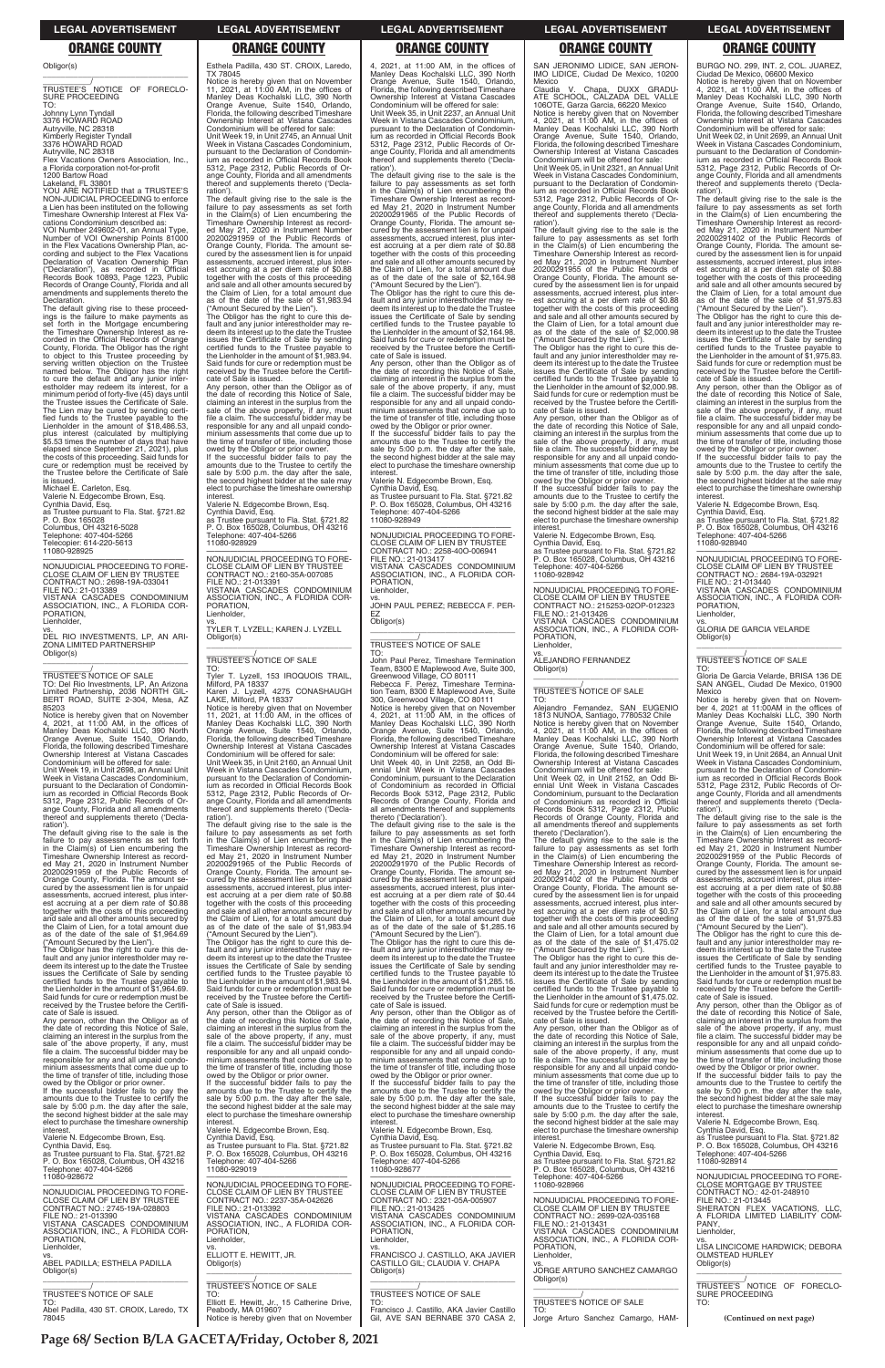## ORANGE COUNTY

Obligor(s)
\_\_\_\_\_\_\_\_\_\_\_\_\_\_\_\_\_\_\_\_\_\_\_\_\_\_\_\_\_\_\_\_\_\_\_\_\_\_\_\_\_\_\_\_\_\_\_\_\_\_\_\_\_\_\_/

TRUSTEE'S NOTICE OF FORECLOSURE PROCEEDING
TO:
Johnny Lynn Tyndall
3376 HOWARD ROAD
Autryville, NC 28318
Kimberly Register Tyndall
3376 HOWARD ROAD
Autryville, NC 28318
Flex Vacations Owners Association, Inc., a Florida corporation not-for-profit
1200 Bartow Road
Lakeland, FL 33801

YOU ARE NOTIFIED that a TRUSTEE'S NON-JUDICIAL PROCEEDING to enforce a Lien has been instituted on the following Timeshare Ownership Interest at Flex Vacations Condominium described as:

VOI Number 249602-01, an Annual Type, Number of VOI Ownership Points 81000 in the Flex Vacations Ownership Plan, according and subject to the Flex Vacations Declaration of Vacation Ownership Plan ("Declaration"), as recorded in Official Records Book 10893, Page 1223, Public Records of Orange County, Florida and all amendments and supplements thereto the Declaration.

The default giving rise to these proceedings is the failure to make payments as set forth in the Mortgage encumbering the Timeshare Ownership Interest as recorded in the Official Records of Orange County, Florida. The Obligor has the right to object to this Trustee proceeding by serving written objection on the Trustee named below. The Obligor has the right to cure the default and any junior interestholder may redeem its interest, for a minimum period of forty-five (45) days until the Trustee issues the Certificate of Sale. The Lien may be cured by sending certified funds to the Trustee payable to the Lienholder in the amount of $18,486.53, plus interest (calculated by multiplying $5.53 times the number of days that have elapsed since September 21, 2021), plus the costs of this proceeding. Said funds for cure or redemption must be received by the Trustee before the Certificate of Sale is issued.

Michael E. Carleton, Esq.
Valerie N. Edgecombe Brown, Esq.
Cynthia David, Esq.
as Trustee pursuant to Fla. Stat. §721.82
P. O. Box 165028
Columbus, OH 43216-5028
Telephone: 407-404-5266
Telecopier: 614-220-5613
11080-928925

NONJUDICIAL PROCEEDING TO FORECLOSE CLAIM OF LIEN BY TRUSTEE
CONTRACT NO.: 2698-19A-033041
FILE NO.: 21-013389
VISTANA CASCADES CONDOMINIUM ASSOCIATION, INC., A FLORIDA CORPORATION,
Lienholder,
vs.
DEL RIO INVESTMENTS, LP, AN ARIZONA LIMITED PARTNERSHIP
Obligor(s)
\_\_\_\_\_\_\_\_\_\_\_\_\_\_\_\_\_\_\_\_\_\_\_\_\_\_\_\_\_\_\_\_\_\_\_\_\_\_\_\_\_\_\_\_\_\_\_\_\_\_\_\_\_\_\_/

TRUSTEE'S NOTICE OF SALE
TO: Del Rio Investments, LP, An Arizona Limited Partnership, 2036 NORTH GILBERT ROAD, SUITE 2-304, Mesa, AZ 85203

Notice is hereby given that on November 4, 2021, at 11:00 AM, in the offices of Manley Deas Kochalski LLC, 390 North Orange Avenue, Suite 1540, Orlando, Florida, the following described Timeshare Ownership Interest at Vistana Cascades Condominium will be offered for sale:

Unit Week 19, in Unit 2698, an Annual Unit Week in Vistana Cascades Condominium, pursuant to the Declaration of Condominium as recorded in Official Records Book 5312, Page 2312, Public Records of Orange County, Florida and all amendments thereof and supplements thereto ('Declaration').

The default giving rise to the sale is the failure to pay assessments as set forth in the Claim(s) of Lien encumbering the Timeshare Ownership Interest as recorded May 21, 2020 in Instrument Number 20200291959 of the Public Records of Orange County, Florida. The amount secured by the assessment lien is for unpaid assessments, accrued interest, plus interest accruing at a per diem rate of $0.88 together with the costs of this proceeding and sale and all other amounts secured by the Claim of Lien, for a total amount due as of the date of the sale of $1,964.69 ("Amount Secured by the Lien").

The Obligor has the right to cure this default and any junior interestholder may redeem its interest up to the date the Trustee issues the Certificate of Sale by sending certified funds to the Trustee payable to the Lienholder in the amount of $1,964.69. Said funds for cure or redemption must be received by the Trustee before the Certificate of Sale is issued.

Any person, other than the Obligor as of the date of recording this Notice of Sale, claiming an interest in the surplus from the sale of the above property, if any, must file a claim. The successful bidder may be responsible for any and all unpaid condominium assessments that come due up to the time of transfer of title, including those owed by the Obligor or prior owner.

If the successful bidder fails to pay the amounts due to the Trustee to certify the sale by 5:00 p.m. the day after the sale, the second highest bidder at the sale may elect to purchase the timeshare ownership interest.

Valerie N. Edgecombe Brown, Esq.
Cynthia David, Esq.
as Trustee pursuant to Fla. Stat. §721.82
P. O. Box 165028, Columbus, OH 43216
Telephone: 407-404-5266
11080-928672

NONJUDICIAL PROCEEDING TO FORECLOSE CLAIM OF LIEN BY TRUSTEE
CONTRACT NO.: 2745-19A-028803
FILE NO.: 21-013390
VISTANA CASCADES CONDOMINIUM ASSOCIATION, INC., A FLORIDA CORPORATION,
Lienholder,
vs.
ABEL PADILLA; ESTHELA PADILLA
Obligor(s)
\_\_\_\_\_\_\_\_\_\_\_\_\_\_\_\_\_\_\_\_\_\_\_\_\_\_\_\_\_\_\_\_\_\_\_\_\_\_\_\_\_\_\_\_\_\_\_\_\_\_\_\_\_\_\_/

TRUSTEE'S NOTICE OF SALE
TO:
Abel Padilla, 430 ST. CROIX, Laredo, TX 78045
Esthela Padilla, 430 ST. CROIX, Laredo, TX 78045

Notice is hereby given that on November 11, 2021, at 11:00 AM, in the offices of Manley Deas Kochalski LLC, 390 North Orange Avenue, Suite 1540, Orlando, Florida, the following described Timeshare Ownership Interest at Vistana Cascades Condominium will be offered for sale:

Unit Week 19, in Unit 2745, an Annual Unit Week in Vistana Cascades Condominium, pursuant to the Declaration of Condominium as recorded in Official Records Book 5312, Page 2312, Public Records of Orange County, Florida and all amendments thereof and supplements thereto ('Declaration').

The default giving rise to the sale is the failure to pay assessments as set forth in the Claim(s) of Lien encumbering the Timeshare Ownership Interest as recorded May 21, 2020 in Instrument Number 20200291959 of the Public Records of Orange County, Florida. The amount secured by the assessment lien is for unpaid assessments, accrued interest, plus interest accruing at a per diem rate of $0.88 together with the costs of this proceeding and sale and all other amounts secured by the Claim of Lien, for a total amount due as of the date of the sale of $1,983.94 ("Amount Secured by the Lien").

The Obligor has the right to cure this default and any junior interestholder may redeem its interest up to the date the Trustee issues the Certificate of Sale by sending certified funds to the Trustee payable to the Lienholder in the amount of $1,983.94. Said funds for cure or redemption must be received by the Trustee before the Certificate of Sale is issued.

Any person, other than the Obligor as of the date of recording this Notice of Sale, claiming an interest in the surplus from the sale of the above property, if any, must file a claim. The successful bidder may be responsible for any and all unpaid condominium assessments that come due up to the time of transfer of title, including those owed by the Obligor or prior owner.

If the successful bidder fails to pay the amounts due to the Trustee to certify the sale by 5:00 p.m. the day after the sale, the second highest bidder at the sale may elect to purchase the timeshare ownership interest.

Valerie N. Edgecombe Brown, Esq.
Cynthia David, Esq.
as Trustee pursuant to Fla. Stat. §721.82
P. O. Box 165028, Columbus, OH 43216
Telephone: 407-404-5266
11080-928929

NONJUDICIAL PROCEEDING TO FORECLOSE CLAIM OF LIEN BY TRUSTEE
CONTRACT NO.: 2160-35A-007085
FILE NO.: 21-013391
VISTANA CASCADES CONDOMINIUM ASSOCIATION, INC., A FLORIDA CORPORATION,
Lienholder,
vs.
TYLER T. LYZELL; KAREN J. LYZELL
Obligor(s)
\_\_\_\_\_\_\_\_\_\_\_\_\_\_\_\_\_\_\_\_\_\_\_\_\_\_\_\_\_\_\_\_\_\_\_\_\_\_\_\_\_\_\_\_\_\_\_\_\_\_\_\_\_\_\_/

TRUSTEE'S NOTICE OF SALE
TO:
Tyler T. Lyzell, 153 IROQUOIS TRAIL, Milford, PA 18337
Karen J. Lyzell, 4275 CONASHAUGH LAKE, Milford, PA 18337

Notice is hereby given that on November 11, 2021, at 11:00 AM, in the offices of Manley Deas Kochalski LLC, 390 North Orange Avenue, Suite 1540, Orlando, Florida, the following described Timeshare Ownership Interest at Vistana Cascades Condominium will be offered for sale:

Unit Week 35, in Unit 2160, an Annual Unit Week in Vistana Cascades Condominium, pursuant to the Declaration of Condominium as recorded in Official Records Book 5312, Page 2312, Public Records of Orange County, Florida and all amendments thereof and supplements thereto ('Declaration').

The default giving rise to the sale is the failure to pay assessments as set forth in the Claim(s) of Lien encumbering the Timeshare Ownership Interest as recorded May 21, 2020 in Instrument Number 20200291965 of the Public Records of Orange County, Florida. The amount secured by the assessment lien is for unpaid assessments, accrued interest, plus interest accruing at a per diem rate of $0.88 together with the costs of this proceeding and sale and all other amounts secured by the Claim of Lien, for a total amount due as of the date of the sale of $1,983.94 ("Amount Secured by the Lien").

The Obligor has the right to cure this default and any junior interestholder may redeem its interest up to the date the Trustee issues the Certificate of Sale by sending certified funds to the Trustee payable to the Lienholder in the amount of $1,983.94. Said funds for cure or redemption must be received by the Trustee before the Certificate of Sale is issued.

Any person, other than the Obligor as of the date of recording this Notice of Sale, claiming an interest in the surplus from the sale of the above property, if any, must file a claim. The successful bidder may be responsible for any and all unpaid condominium assessments that come due up to the time of transfer of title, including those owed by the Obligor or prior owner.

If the successful bidder fails to pay the amounts due to the Trustee to certify the sale by 5:00 p.m. the day after the sale, the second highest bidder at the sale may elect to purchase the timeshare ownership interest.

Valerie N. Edgecombe Brown, Esq.
Cynthia David, Esq.
as Trustee pursuant to Fla. Stat. §721.82
P. O. Box 165028, Columbus, OH 43216
Telephone: 407-404-5266
11080-929019

NONJUDICIAL PROCEEDING TO FORECLOSE CLAIM OF LIEN BY TRUSTEE
CONTRACT NO.: 2237-35A-042626
FILE NO.: 21-013392
VISTANA CASCADES CONDOMINIUM ASSOCIATION, INC., A FLORIDA CORPORATION,
Lienholder,
vs.
ELLIOTT E. HEWITT, JR.
Obligor(s)
\_\_\_\_\_\_\_\_\_\_\_\_\_\_\_\_\_\_\_\_\_\_\_\_\_\_\_\_\_\_\_\_\_\_\_\_\_\_\_\_\_\_\_\_\_\_\_\_\_\_\_\_\_\_\_/

TRUSTEE'S NOTICE OF SALE
TO:
Elliott E. Hewitt, Jr., 15 Catherine Drive, Peabody, MA 01960?

Notice is hereby given that on November 4, 2021, at 11:00 AM, in the offices of Manley Deas Kochalski LLC, 390 North Orange Avenue, Suite 1540, Orlando, Florida, the following described Timeshare Ownership Interest at Vistana Cascades Condominium will be offered for sale:

Unit Week 35, in Unit 2237, an Annual Unit Week in Vistana Cascades Condominium, pursuant to the Declaration of Condominium as recorded in Official Records Book 5312, Page 2312, Public Records of Orange County, Florida and all amendments thereof and supplements thereto ('Declaration').

The default giving rise to the sale is the failure to pay assessments as set forth in the Claim(s) of Lien encumbering the Timeshare Ownership Interest as recorded May 21, 2020 in Instrument Number 20200291965 of the Public Records of Orange County, Florida. The amount secured by the assessment lien is for unpaid assessments, accrued interest, plus interest accruing at a per diem rate of $0.88 together with the costs of this proceeding and sale and all other amounts secured by the Claim of Lien, for a total amount due as of the date of the sale of $2,164.98 ("Amount Secured by the Lien").

The Obligor has the right to cure this default and any junior interestholder may redeem its interest up to the date the Trustee issues the Certificate of Sale by sending certified funds to the Trustee payable to the Lienholder in the amount of $2,164.98. Said funds for cure or redemption must be received by the Trustee before the Certificate of Sale is issued.

Any person, other than the Obligor as of the date of recording this Notice of Sale, claiming an interest in the surplus from the sale of the above property, if any, must file a claim. The successful bidder may be responsible for any and all unpaid condominium assessments that come due up to the time of transfer of title, including those owed by the Obligor or prior owner.

If the successful bidder fails to pay the amounts due to the Trustee to certify the sale by 5:00 p.m. the day after the sale, the second highest bidder at the sale may elect to purchase the timeshare ownership interest.

Valerie N. Edgecombe Brown, Esq.
Cynthia David, Esq.
as Trustee pursuant to Fla. Stat. §721.82
P. O. Box 165028, Columbus, OH 43216
Telephone: 407-404-5266
11080-928949

NONJUDICIAL PROCEEDING TO FORECLOSE CLAIM OF LIEN BY TRUSTEE
CONTRACT NO.: 2258-40O-006941
FILE NO.: 21-013417
VISTANA CASCADES CONDOMINIUM ASSOCIATION, INC., A FLORIDA CORPORATION,
Lienholder,
vs.
JOHN PAUL PEREZ; REBECCA F. PEREZ
Obligor(s)
\_\_\_\_\_\_\_\_\_\_\_\_\_\_\_\_\_\_\_\_\_\_\_\_\_\_\_\_\_\_\_\_\_\_\_\_\_\_\_\_\_\_\_\_\_\_\_\_\_\_\_\_\_\_\_/

TRUSTEE'S NOTICE OF SALE
TO:
John Paul Perez, Timeshare Termination Team, 8300 E Maplewood Ave, Suite 300, Greenwood Village, CO 80111
Rebecca F. Perez, Timeshare Termination Team, 8300 E Maplewood Ave, Suite 300, Greenwood Village, CO 80111

Notice is hereby given that on November 4, 2021, at 11:00 AM, in the offices of Manley Deas Kochalski LLC, 390 North Orange Avenue, Suite 1540, Orlando, Florida, the following described Timeshare Ownership Interest at Vistana Cascades Condominium will be offered for sale:

Unit Week 40, in Unit 2258, an Odd Biennial Unit Week in Vistana Cascades Condominium, pursuant to the Declaration of Condominium as recorded in Official Records Book 5312, Page 2312, Public Records of Orange County, Florida and all amendments thereof and supplements thereto ('Declaration').

The default giving rise to the sale is the failure to pay assessments as set forth in the Claim(s) of Lien encumbering the Timeshare Ownership Interest as recorded May 21, 2020 in Instrument Number 20200291970 of the Public Records of Orange County, Florida. The amount secured by the assessment lien is for unpaid assessments, accrued interest, plus interest accruing at a per diem rate of $0.44 together with the costs of this proceeding and sale and all other amounts secured by the Claim of Lien, for a total amount due as of the date of the sale of $1,285.16 ("Amount Secured by the Lien").

The Obligor has the right to cure this default and any junior interestholder may redeem its interest up to the date the Trustee issues the Certificate of Sale by sending certified funds to the Trustee payable to the Lienholder in the amount of $1,285.16. Said funds for cure or redemption must be received by the Trustee before the Certificate of Sale is issued.

Any person, other than the Obligor as of the date of recording this Notice of Sale, claiming an interest in the surplus from the sale of the above property, if any, must file a claim. The successful bidder may be responsible for any and all unpaid condominium assessments that come due up to the time of transfer of title, including those owed by the Obligor or prior owner.

If the successful bidder fails to pay the amounts due to the Trustee to certify the sale by 5:00 p.m. the day after the sale, the second highest bidder at the sale may elect to purchase the timeshare ownership interest.

Valerie N. Edgecombe Brown, Esq.
Cynthia David, Esq.
as Trustee pursuant to Fla. Stat. §721.82
P. O. Box 165028, Columbus, OH 43216
Telephone: 407-404-5266
11080-928677

NONJUDICIAL PROCEEDING TO FORECLOSE CLAIM OF LIEN BY TRUSTEE
CONTRACT NO.: 2321-05A-005907
FILE NO.: 21-013425
VISTANA CASCADES CONDOMINIUM ASSOCIATION, INC., A FLORIDA CORPORATION,
Lienholder,
vs.
FRANCISCO J. CASTILLO, AKA JAVIER CASTILLO GIL; CLAUDIA V. CHAPA
Obligor(s)
\_\_\_\_\_\_\_\_\_\_\_\_\_\_\_\_\_\_\_\_\_\_\_\_\_\_\_\_\_\_\_\_\_\_\_\_\_\_\_\_\_\_\_\_\_\_\_\_\_\_\_\_\_\_\_/

TRUSTEE'S NOTICE OF SALE
TO:
Francisco J. Castillo, AKA Javier Castillo Gil, AVE SAN BERNABE 370 CASA 2, SAN JERONIMO LIDICE, SAN JERONIMO LIDICE, Ciudad De Mexico, 10200 Mexico
Claudia V. Chapa, DUXX GRADUATE SCHOOL, CALZADA DEL VALLE 106OTE, Garza Garcia, 66220 Mexico

Notice is hereby given that on November 4, 2021, at 11:00 AM, in the offices of Manley Deas Kochalski LLC, 390 North Orange Avenue, Suite 1540, Orlando, Florida, the following described Timeshare Ownership Interest at Vistana Cascades Condominium will be offered for sale:

Unit Week 05, in Unit 2321, an Annual Unit Week in Vistana Cascades Condominium, pursuant to the Declaration of Condominium as recorded in Official Records Book 5312, Page 2312, Public Records of Orange County, Florida and all amendments thereof and supplements thereto ('Declaration').

The default giving rise to the sale is the failure to pay assessments as set forth in the Claim(s) of Lien encumbering the Timeshare Ownership Interest as recorded May 21, 2020 in Instrument Number 20200291955 of the Public Records of Orange County, Florida. The amount secured by the assessment lien is for unpaid assessments, accrued interest, plus interest accruing at a per diem rate of $0.88 together with the costs of this proceeding and sale and all other amounts secured by the Claim of Lien, for a total amount due as of the date of the sale of $2,000.98 ("Amount Secured by the Lien").

The Obligor has the right to cure this default and any junior interestholder may redeem its interest up to the date the Trustee issues the Certificate of Sale by sending certified funds to the Trustee payable to the Lienholder in the amount of $2,000.98. Said funds for cure or redemption must be received by the Trustee before the Certificate of Sale is issued.

Any person, other than the Obligor as of the date of recording this Notice of Sale, claiming an interest in the surplus from the sale of the above property, if any, must file a claim. The successful bidder may be responsible for any and all unpaid condominium assessments that come due up to the time of transfer of title, including those owed by the Obligor or prior owner.

If the successful bidder fails to pay the amounts due to the Trustee to certify the sale by 5:00 p.m. the day after the sale, the second highest bidder at the sale may elect to purchase the timeshare ownership interest.

Valerie N. Edgecombe Brown, Esq.
Cynthia David, Esq.
as Trustee pursuant to Fla. Stat. §721.82
P. O. Box 165028, Columbus, OH 43216
Telephone: 407-404-5266
11080-928942

NONJUDICIAL PROCEEDING TO FORECLOSE CLAIM OF LIEN BY TRUSTEE
CONTRACT NO.: 215253-02OP-012323
FILE NO.: 21-013426
VISTANA CASCADES CONDOMINIUM ASSOCIATION, INC., A FLORIDA CORPORATION,
Lienholder,
vs.
ALEJANDRO FERNANDEZ
Obligor(s)
\_\_\_\_\_\_\_\_\_\_\_\_\_\_\_\_\_\_\_\_\_\_\_\_\_\_\_\_\_\_\_\_\_\_\_\_\_\_\_\_\_\_\_\_\_\_\_\_\_\_\_\_\_\_\_/

TRUSTEE'S NOTICE OF SALE
TO:
Alejandro Fernandez, SAN EUGENIO 1813 NUNOA, Santiago, 7780532 Chile

Notice is hereby given that on November 4, 2021, at 11:00 AM, in the offices of Manley Deas Kochalski LLC, 390 North Orange Avenue, Suite 1540, Orlando, Florida, the following described Timeshare Ownership Interest at Vistana Cascades Condominium will be offered for sale:

Unit Week 02, in Unit 2152, an Odd Biennial Unit Week in Vistana Cascades Condominium, pursuant to the Declaration of Condominium as recorded in Official Records Book 5312, Page 2312, Public Records of Orange County, Florida and all amendments thereof and supplements thereto ('Declaration').

The default giving rise to the sale is the failure to pay assessments as set forth in the Claim(s) of Lien encumbering the Timeshare Ownership Interest as recorded May 21, 2020 in Instrument Number 20200291402 of the Public Records of Orange County, Florida. The amount secured by the assessment lien is for unpaid assessments, accrued interest, plus interest accruing at a per diem rate of $0.57 together with the costs of this proceeding and sale and all other amounts secured by the Claim of Lien, for a total amount due as of the date of the sale of $1,475.02 ("Amount Secured by the Lien").

The Obligor has the right to cure this default and any junior interestholder may redeem its interest up to the date the Trustee issues the Certificate of Sale by sending certified funds to the Trustee payable to the Lienholder in the amount of $1,475.02. Said funds for cure or redemption must be received by the Trustee before the Certificate of Sale is issued.

Any person, other than the Obligor as of the date of recording this Notice of Sale, claiming an interest in the surplus from the sale of the above property, if any, must file a claim. The successful bidder may be responsible for any and all unpaid condominium assessments that come due up to the time of transfer of title, including those owed by the Obligor or prior owner.

If the successful bidder fails to pay the amounts due to the Trustee to certify the sale by 5:00 p.m. the day after the sale, the second highest bidder at the sale may elect to purchase the timeshare ownership interest.

Valerie N. Edgecombe Brown, Esq.
Cynthia David, Esq.
as Trustee pursuant to Fla. Stat. §721.82
P. O. Box 165028, Columbus, OH 43216
Telephone: 407-404-5266
11080-928966

NONJUDICIAL PROCEEDING TO FORECLOSE CLAIM OF LIEN BY TRUSTEE
CONTRACT NO.: 2699-02A-035168
FILE NO.: 21-013431
VISTANA CASCADES CONDOMINIUM ASSOCIATION, INC., A FLORIDA CORPORATION,
Lienholder,
vs.
JORGE ARTURO SANCHEZ CAMARGO
Obligor(s)
\_\_\_\_\_\_\_\_\_\_\_\_\_\_\_\_\_\_\_\_\_\_\_\_\_\_\_\_\_\_\_\_\_\_\_\_\_\_\_\_\_\_\_\_\_\_\_\_\_\_\_\_\_\_\_/

TRUSTEE'S NOTICE OF SALE
TO:
Jorge Arturo Sanchez Camargo, HAMBURGO NO. 299, INT. 2, COL. JUAREZ, Ciudad De Mexico, 06600 Mexico

Notice is hereby given that on November 4, 2021, at 11:00 AM, in the offices of Manley Deas Kochalski LLC, 390 North Orange Avenue, Suite 1540, Orlando, Florida, the following described Timeshare Ownership Interest at Vistana Cascades Condominium will be offered for sale:

Unit Week 02, in Unit 2699, an Annual Unit Week in Vistana Cascades Condominium, pursuant to the Declaration of Condominium as recorded in Official Records Book 5312, Page 2312, Public Records of Orange County, Florida and all amendments thereof and supplements thereto ('Declaration').

The default giving rise to the sale is the failure to pay assessments as set forth in the Claim(s) of Lien encumbering the Timeshare Ownership Interest as recorded May 21, 2020 in Instrument Number 20200291402 of the Public Records of Orange County, Florida. The amount secured by the assessment lien is for unpaid assessments, accrued interest, plus interest accruing at a per diem rate of $0.88 together with the costs of this proceeding and sale and all other amounts secured by the Claim of Lien, for a total amount due as of the date of the sale of $1,975.83 ("Amount Secured by the Lien").

The Obligor has the right to cure this default and any junior interestholder may redeem its interest up to the date the Trustee issues the Certificate of Sale by sending certified funds to the Trustee payable to the Lienholder in the amount of $1,975.83. Said funds for cure or redemption must be received by the Trustee before the Certificate of Sale is issued.

Any person, other than the Obligor as of the date of recording this Notice of Sale, claiming an interest in the surplus from the sale of the above property, if any, must file a claim. The successful bidder may be responsible for any and all unpaid condominium assessments that come due up to the time of transfer of title, including those owed by the Obligor or prior owner.

If the successful bidder fails to pay the amounts due to the Trustee to certify the sale by 5:00 p.m. the day after the sale, the second highest bidder at the sale may elect to purchase the timeshare ownership interest.

Valerie N. Edgecombe Brown, Esq.
Cynthia David, Esq.
as Trustee pursuant to Fla. Stat. §721.82
P. O. Box 165028, Columbus, OH 43216
Telephone: 407-404-5266
11080-928940

NONJUDICIAL PROCEEDING TO FORECLOSE CLAIM OF LIEN BY TRUSTEE
CONTRACT NO.: 2684-19A-032921
FILE NO.: 21-013440
VISTANA CASCADES CONDOMINIUM ASSOCIATION, INC., A FLORIDA CORPORATION,
Lienholder,
vs.
GLORIA DE GARCIA VELARDE
Obligor(s)
\_\_\_\_\_\_\_\_\_\_\_\_\_\_\_\_\_\_\_\_\_\_\_\_\_\_\_\_\_\_\_\_\_\_\_\_\_\_\_\_\_\_\_\_\_\_\_\_\_\_\_\_\_\_\_/

TRUSTEE'S NOTICE OF SALE
TO:
Gloria De Garcia Velarde, BRISA 136 DE SAN ANGEL, Ciudad De Mexico, 01900 Mexico

Notice is hereby given that on November 4, 2021 at 11:00AM in the offices of Manley Deas Kochalski LLC, 390 North Orange Avenue, Suite 1540, Orlando, Florida, the following described Timeshare Ownership Interest at Vistana Cascades Condominium will be offered for sale:

Unit Week 19, in Unit 2684, an Annual Unit Week in Vistana Cascades Condominium, pursuant to the Declaration of Condominium as recorded in Official Records Book 5312, Page 2312, Public Records of Orange County, Florida and all amendments thereof and supplements thereto ('Declaration').

The default giving rise to the sale is the failure to pay assessments as set forth in the Claim(s) of Lien encumbering the Timeshare Ownership Interest as recorded May 21, 2020 in Instrument Number 20200291959 of the Public Records of Orange County, Florida. The amount secured by the assessment lien is for unpaid assessments, accrued interest, plus interest accruing at a per diem rate of $0.88 together with the costs of this proceeding and sale and all other amounts secured by the Claim of Lien, for a total amount due as of the date of the sale of $1,975.83 ("Amount Secured by the Lien").

The Obligor has the right to cure this default and any junior interestholder may redeem its interest up to the date the Trustee issues the Certificate of Sale by sending certified funds to the Trustee payable to the Lienholder in the amount of $1,975.83. Said funds for cure or redemption must be received by the Trustee before the Certificate of Sale is issued.

Any person, other than the Obligor as of the date of recording this Notice of Sale, claiming an interest in the surplus from the sale of the above property, if any, must file a claim. The successful bidder may be responsible for any and all unpaid condominium assessments that come due up to the time of transfer of title, including those owed by the Obligor or prior owner.

If the successful bidder fails to pay the amounts due to the Trustee to certify the sale by 5:00 p.m. the day after the sale, the second highest bidder at the sale may elect to purchase the timeshare ownership interest.

Valerie N. Edgecombe Brown, Esq.
Cynthia David, Esq.
as Trustee pursuant to Fla. Stat. §721.82
P. O. Box 165028, Columbus, OH 43216
Telephone: 407-404-5266
11080-928914

NONJUDICIAL PROCEEDING TO FORECLOSE MORTGAGE BY TRUSTEE
CONTRACT NO.: 42-01-248910
FILE NO.: 21-013445
SHERATON FLEX VACATIONS, LLC, A FLORIDA LIMITED LIABILITY COMPANY,
Lienholder,
vs.
LISA LINCICOME HARDWICK; DEBORA OLMSTEAD HURLEY
Obligor(s)
\_\_\_\_\_\_\_\_\_\_\_\_\_\_\_\_\_\_\_\_\_\_\_\_\_\_\_\_\_\_\_\_\_\_\_\_\_\_\_\_\_\_\_\_\_\_\_\_\_\_\_\_\_\_\_/

TRUSTEE'S NOTICE OF FORECLOSURE PROCEEDING
TO:

**(Continued on next page)**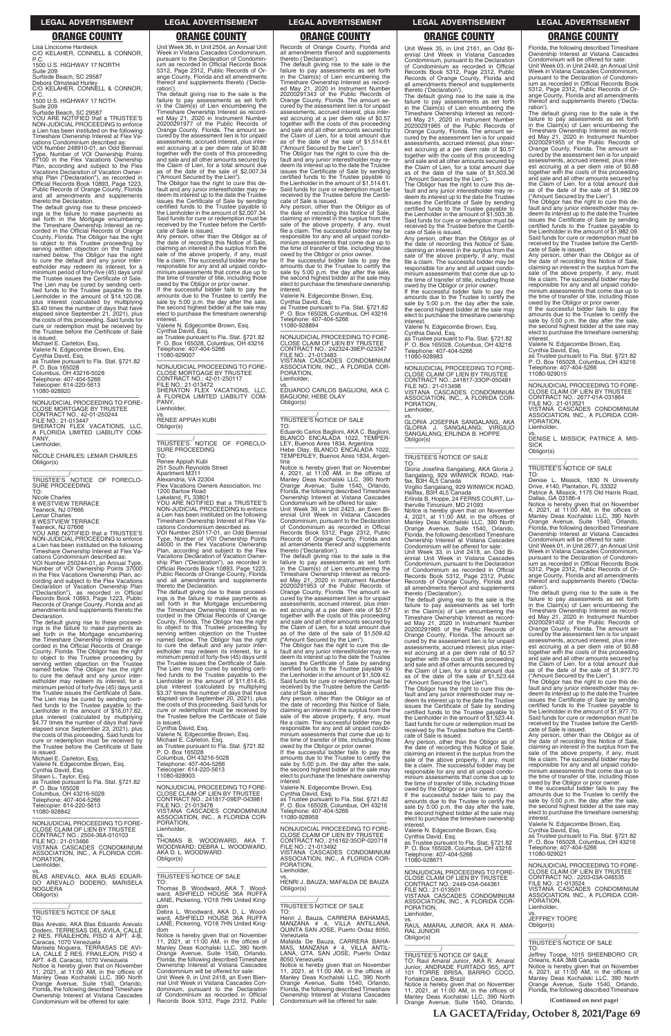## ORANGE COUNTY

Lisa Lincicome Hardwick
C/O KELAHER, CONNELL & CONNOR, P.C.
1500 U.S. HIGHWAY 17 NORTH
Suite 209
Surfside Beach, SC 29587
Debora Olmstead Hurley
C/O KELAHER, CONNELL & CONNOR, P.C.
1500 U.S. HIGHWAY 17 NORTH
Suite 209
Surfside Beach, SC 29587
YOU ARE NOTIFIED that a TRUSTEE'S NON-JUDICIAL PROCEEDING to enforce a Lien has been instituted on the following Timeshare Ownership Interest at Flex Vacations Condominium described as:
VOI Number 248910-01, an Odd Biennial Type, Number of VOI Ownership Points 67100 in the Flex Vacations Ownership Plan, according and subject to the Flex Vacations Declaration of Vacation Ownership Plan ("Declaration"), as recorded in Official Records Book 10893, Page 1223, Public Records of Orange County, Florida and all amendments and supplements thereto the Declaration.
The default giving rise to these proceedings is the failure to make payments as set forth in the Mortgage encumbering the Timeshare Ownership Interest as recorded in the Official Records of Orange County, Florida. The Obligor has the right to object to this Trustee proceeding by serving written objection on the Trustee named below. The Obligor has the right to cure the default and any junior interestholder may redeem its interest, for a minimum period of forty-five (45) days until the Trustee issues the Certificate of Sale. The Lien may be cured by sending certified funds to the Trustee payable to the Lienholder in the amount of $14,120.08, plus interest (calculated by multiplying $3.40 times the number of days that have elapsed since September 21, 2021), plus the costs of this proceeding. Said funds for cure or redemption must be received by the Trustee before the Certificate of Sale is issued.
Michael E. Carleton, Esq.
Valerie N. Edgecombe Brown, Esq.
Cynthia David, Esq.
as Trustee pursuant to Fla. Stat. §721.82
P. O. Box 165028
Columbus, OH 43216-5028
Telephone: 407-404-5266
Telecopier: 614-220-5613
11080-928920

---

NONJUDICIAL PROCEEDING TO FORECLOSE MORTGAGE BY TRUSTEE
CONTRACT NO.: 42-01-250244
FILE NO.: 21-013447
SHERATON FLEX VACATIONS, LLC, A FLORIDA LIMITED LIABILITY COMPANY,
Lienholder,
vs.
NICOLE CHARLES; LEMAR CHARLES
Obligor(s)

TRUSTEE'S NOTICE OF FORECLOSURE PROCEEDING
TO:
Nicole Charles
8 WESTVIEW TERRACE
Teaneck, NJ 07666
Lemar Charles
8 WESTVIEW TERRACE
Teaneck, NJ 07666
YOU ARE NOTIFIED that a TRUSTEE'S NON-JUDICIAL PROCEEDING to enforce a Lien has been instituted on the following Timeshare Ownership Interest at Flex Vacations Condominium described as:
VOI Number 250244-01, an Annual Type, Number of VOI Ownership Points 37000 in the Flex Vacations Ownership Plan, according and subject to the Flex Vacations Declaration of Vacation Ownership Plan ("Declaration"), as recorded in Official Records Book 10893, Page 1223, Public Records of Orange County, Florida and all amendments and supplements thereto the Declaration.
The default giving rise to these proceedings is the failure to make payments as set forth in the Mortgage encumbering the Timeshare Ownership Interest as recorded in the Official Records of Orange County, Florida. The Obligor has the right to object to this Trustee proceeding by serving written objection on the Trustee named below. The Obligor has the right to cure the default and any junior interestholder may redeem its interest, for a minimum period of forty-five (45) days until the Trustee issues the Certificate of Sale. The Lien may be cured by sending certified funds to the Trustee payable to the Lienholder in the amount of $16,017.62, plus interest (calculated by multiplying $4.77 times the number of days that have elapsed since September 23, 2021), plus the costs of this proceeding. Said funds for cure or redemption must be received by the Trustee before the Certificate of Sale is issued.
Michael E. Carleton, Esq.
Valerie N. Edgecombe Brown, Esq.
Cynthia David, Esq.
Shawn L. Taylor, Esq.
as Trustee pursuant to Fla. Stat. §721.82
P. O. Box 165028
Columbus, OH 43216-5028
Telephone: 407-404-5266
Telecopier: 614-220-5613
11080-928842

---

NONJUDICIAL PROCEEDING TO FORECLOSE CLAIM OF LIEN BY TRUSTEE
CONTRACT NO.: 2504-36A-010103
FILE NO.: 21-013466
VISTANA CASCADES CONDOMINIUM ASSOCIATION, INC., A FLORIDA CORPORATION,
Lienholder,
vs.
BLAS AREVALO, AKA BLAS EDUARDO AREVALO DODERO; MARISELA NOGUERA
Obligor(s)

TRUSTEE'S NOTICE OF SALE
TO:
Blas Arevalo, AKA Blas Eduardo Arevalo Dodero, TERRESAS DEL AVILA, CALLE 2 RES. FRAILEHON, PISO 4 APT. 4-B, Caracas, 1070 Venezuela
Marisela Noguera, TERRASAS DE AVILA, CALLE 2 RES. FRAILEJON, PISO 4 APT. 4-B, Caracas, 1070 Venezuela
Notice is hereby given that on November 11, 2021, at 11:00 AM, in the offices of Manley Deas Kochalski LLC, 390 North Orange Avenue, Suite 1540, Orlando, Florida, the following described Timeshare Ownership Interest at Vistana Cascades Condominium will be offered for sale:
Unit Week 36, in Unit 2504, an Annual Unit Week in Vistana Cascades Condominium, pursuant to the Declaration of Condominium as recorded in Official Records Book 5312, Page 2312, Public Records of Orange County, Florida and all amendments thereof and supplements thereto ('Declaration').
The default giving rise to the sale is the failure to pay assessments as set forth in the Claim(s) of Lien encumbering the Timeshare Ownership Interest as recorded May 21, 2020 in Instrument Number 20200291977 of the Public Records of Orange County, Florida. The amount secured by the assessment lien is for unpaid assessments, accrued interest, plus interest accruing at a per diem rate of $0.88 together with the costs of this proceeding and sale and all other amounts secured by the Claim of Lien, for a total amount due as of the date of the sale of $2,007.34 ("Amount Secured by the Lien").
The Obligor has the right to cure this default and any junior interestholder may redeem its interest up to the date the Trustee issues the Certificate of Sale by sending certified funds to the Trustee payable to the Lienholder in the amount of $2,007.34. Said funds for cure or redemption must be received by the Trustee before the Certificate of Sale is issued.
Any person, other than the Obligor as of the date of recording this Notice of Sale, claiming an interest in the surplus from the sale of the above property, if any, must file a claim. The successful bidder may be responsible for any and all unpaid condominium assessments that come due up to the time of transfer of title, including those owed by the Obligor or prior owner.
If the successful bidder fails to pay the amounts due to the Trustee to certify the sale by 5:00 p.m. the day after the sale, the second highest bidder at the sale may elect to purchase the timeshare ownership interest.
Valerie N. Edgecombe Brown, Esq.
Cynthia David, Esq.
as Trustee pursuant to Fla. Stat. §721.82
P. O. Box 165028, Columbus, OH 43216
Telephone: 407-404-5266
11080-929007

---

NONJUDICIAL PROCEEDING TO FORECLOSE MORTGAGE BY TRUSTEE
CONTRACT NO.: 42-01-250117
FILE NO.: 21-013472
SHERATON FLEX VACATIONS, LLC, A FLORIDA LIMITED LIABILITY COMPANY,
Lienholder,
vs.
RENEE APPIAH KUBI
Obligor(s)

TRUSTEE'S NOTICE OF FORECLOSURE PROCEEDING
TO:
Renee Appiah Kubi
251 South Reynolds Street
Apartment M311
Alexandria, VA 22304
Flex Vacations Owners Association, Inc
1200 Bartow Road
Lakeland, FL 33801
YOU ARE NOTIFIED that a TRUSTEE'S NON-JUDICIAL PROCEEDING to enforce a Lien has been instituted on the following Timeshare Ownership Interest at Flex Vacations Condominium described as:
VOI Number 250117-01, an Odd Biennial Type, Number of VOI Ownership Points 44000 in the Flex Vacations Ownership Plan, according and subject to the Flex Vacations Declaration of Vacation Ownership Plan ("Declaration"), as recorded in Official Records Book 10893, Page 1223, Public Records of Orange County, Florida and all amendments and supplements thereto the Declaration.
The default giving rise to these proceedings is the failure to make payments as set forth in the Mortgage encumbering the Timeshare Ownership Interest as recorded in the Official Records of Orange County, Florida. The Obligor has the right to object to this Trustee proceeding by serving written objection on the Trustee named below. The Obligor has the right to cure the default and any junior interestholder may redeem its interest, for a minimum period of forty-five (45) days until the Trustee issues the Certificate of Sale. The Lien may be cured by sending certified funds to the Trustee payable to the Lienholder in the amount of $11,614.45, plus interest (calculated by multiplying $3.37 times the number of days that have elapsed since September 20, 2021), plus the costs of this proceeding. Said funds for cure or redemption must be received by the Trustee before the Certificate of Sale is issued.
Cynthia David, Esq.
Valerie N. Edgecombe Brown, Esq.
Michael E. Carleton, Esq.
as Trustee pursuant to Fla. Stat. §721.82
P. O. Box 165028
Columbus, OH 43216-5028
Telephone: 407-404-5266
Telecopier: 614-220-5613
11080-928903

---

NONJUDICIAL PROCEEDING TO FORECLOSE CLAIM OF LIEN BY TRUSTEE
CONTRACT NO.: 241817-09EP-043981
FILE NO.: 21-013478
VISTANA CASCADES CONDOMINIUM ASSOCIATION, INC., A FLORIDA CORPORATION,
Lienholder,
vs.
THOMAS B. WOODWARD, AKA T. WOODWARD; DEBRA L. WOODWARD, AKA D. L. WOODWARD
Obligor(s)

TRUSTEE'S NOTICE OF SALE
TO:
Thomas B. Woodward, AKA T. Woodward, ASHFIELD HOUSE 36A RUFFA LANE, Pickering, YO18 7HN United Kingdom
Debra L. Woodward, AKA D. L. Woodward, ASHFIELD HOUSE 36A RUFFA LANE, Pickering, YO18 7HN United Kingdom
Notice is hereby given that on November 11, 2021, at 11:00 AM, in the offices of Manley Deas Kochalski LLC, 390 North Orange Avenue, Suite 1540, Orlando, Florida, the following described Timeshare Ownership Interest at Vistana Cascades Condominium will be offered for sale:
Unit Week 9, in Unit 2418, an Even Biennial Unit Week in Vistana Cascades Condominium, pursuant to the Declaration of Condominium as recorded in Official Records Book 5312, Page 2312, Public Records of Orange County, Florida and all amendments thereof and supplements thereto ('Declaration').
The default giving rise to the sale is the failure to pay assessments as set forth in the Claim(s) of Lien encumbering the Timeshare Ownership Interest as recorded May 21, 2020 in Instrument Number 20200291343 of the Public Records of Orange County, Florida. The amount secured by the assessment lien is for unpaid assessments, accrued interest, plus interest accruing at a per diem rate of $0.57 together with the costs of this proceeding and sale and all other amounts secured by the Claim of Lien, for a total amount due as of the date of the sale of $1,514.61 ("Amount Secured by the Lien").
The Obligor has the right to cure this default and any junior interestholder may redeem its interest up to the date the Trustee issues the Certificate of Sale by sending certified funds to the Trustee payable to the Lienholder in the amount of $1,514.61. Said funds for cure or redemption must be received by the Trustee before the Certificate of Sale is issued.
Any person, other than the Obligor as of the date of recording this Notice of Sale, claiming an interest in the surplus from the sale of the above property, if any, must file a claim. The successful bidder may be responsible for any and all unpaid condominium assessments that come due up to the time of transfer of title, including those owed by the Obligor or prior owner.
If the successful bidder fails to pay the amounts due to the Trustee to certify the sale by 5:00 p.m. the day after the sale, the second highest bidder at the sale may elect to purchase the timeshare ownership interest.
Valerie N. Edgecombe Brown, Esq.
Cynthia David, Esq.
as Trustee pursuant to Fla. Stat. §721.82
P. O. Box 165028, Columbus, OH 43216
Telephone: 407-404-5266
11080-928894

---

NONJUDICIAL PROCEEDING TO FORECLOSE CLAIM OF LIEN BY TRUSTEE
CONTRACT NO.: 242324-39EP-023347
FILE NO.: 21-013483
VISTANA CASCADES CONDOMINIUM ASSOCIATION, INC., A FLORIDA CORPORATION,
Lienholder,
vs.
EDUARDO CARLOS BAGLIONI, AKA C. BAGLIONI; HEBE OLAY
Obligor(s)

TRUSTEE'S NOTICE OF SALE
TO:
Eduardo Carlos Baglioni, AKA C. Baglioni, BLANCO ENCALADA 1022, TEMPERLEY, Buenos Aires 1834, Argentina
Hebe Olay, BLANCO ENCALADA 1022, TEMPERLEY, Buenos Aires 1834, Argentina
Notice is hereby given that on November 4, 2021, at 11:00 AM, in the offices of Manley Deas Kochalski LLC, 390 North Orange Avenue, Suite 1540, Orlando, Florida, the following described Timeshare Ownership Interest at Vistana Cascades Condominium will be offered for sale:
Unit Week 39, in Unit 2423, an Even Biennial Unit Week in Vistana Cascades Condominium, pursuant to the Declaration of Condominium as recorded in Official Records Book 5312, Page 2312, Public Records of Orange County, Florida and all amendments thereof and supplements thereto ('Declaration').
The default giving rise to the sale is the failure to pay assessments as set forth in the Claim(s) of Lien encumbering the Timeshare Ownership Interest as recorded May 21, 2020 in Instrument Number 20200291953 of the Public Records of Orange County, Florida. The amount secured by the assessment lien is for unpaid assessments, accrued interest, plus interest accruing at a per diem rate of $0.57 together with the costs of this proceeding and sale and all other amounts secured by the Claim of Lien, for a total amount due as of the date of the sale of $1,509.42 ("Amount Secured by the Lien").
The Obligor has the right to cure this default and any junior interestholder may redeem its interest up to the date the Trustee issues the Certificate of Sale by sending certified funds to the Trustee payable to the Lienholder in the amount of $1,509.42. Said funds for cure or redemption must be received by the Trustee before the Certificate of Sale is issued.
Any person, other than the Obligor as of the date of recording this Notice of Sale, claiming an interest in the surplus from the sale of the above property, if any, must file a claim. The successful bidder may be responsible for any and all unpaid condominium assessments that come due up to the time of transfer of title, including those owed by the Obligor or prior owner.
If the successful bidder fails to pay the amounts due to the Trustee to certify the sale by 5:00 p.m. the day after the sale, the second highest bidder at the sale may elect to purchase the timeshare ownership interest.
Valerie N. Edgecombe Brown, Esq.
Cynthia David, Esq.
as Trustee pursuant to Fla. Stat. §721.82
P. O. Box 165028, Columbus, OH 43216
Telephone: 407-404-5266
11080-928958

---

NONJUDICIAL PROCEEDING TO FORECLOSE CLAIM OF LIEN BY TRUSTEE
CONTRACT NO.: 216162-35OP-020718
FILE NO.: 21-013492
VISTANA CASCADES CONDOMINIUM ASSOCIATION, INC., A FLORIDA CORPORATION,
Lienholder,
vs.
HENRI J. BAUZA; MAFALDA DE BAUZA
Obligor(s)

TRUSTEE'S NOTICE OF SALE
TO:
Henri J. Bauza, CARRERA BAHAMAS, MANZANA # 4, VILLA ANTILLANA, QUINTA SAN JOSE, Puerto Ordaz 8050, Venezuela
Mafalda De Bauza, CARRERA BAHAMAS, MANZANA # 4, VILLA ANTILLANA, QTA. SAN JOSE, Puerto Ordaz 8050, Venezuela
Notice is hereby given that on November 11, 2021, at 11:00 AM, in the offices of Manley Deas Kochalski LLC, 390 North Orange Avenue, Suite 1540, Orlando, Florida, the following described Timeshare Ownership Interest at Vistana Cascades Condominium will be offered for sale:
Unit Week 35, in Unit 2161, an Odd Biennial Unit Week in Vistana Cascades Condominium, pursuant to the Declaration of Condominium as recorded in Official Records Book 5312, Page 2312, Public Records of Orange County, Florida and all amendments thereof and supplements thereto ('Declaration').
The default giving rise to the sale is the failure to pay assessments as set forth in the Claim(s) of Lien encumbering the Timeshare Ownership Interest as recorded May 21, 2020 in Instrument Number 20200291965 of the Public Records of Orange County, Florida. The amount secured by the assessment lien is for unpaid assessments, accrued interest, plus interest accruing at a per diem rate of $0.57 together with the costs of this proceeding and sale and all other amounts secured by the Claim of Lien, for a total amount due as of the date of the sale of $1,503.36 ("Amount Secured by the Lien").
The Obligor has the right to cure this default and any junior interestholder may redeem its interest up to the date the Trustee issues the Certificate of Sale by sending certified funds to the Trustee payable to the Lienholder in the amount of $1,503.36. Said funds for cure or redemption must be received by the Trustee before the Certificate of Sale is issued.
Any person, other than the Obligor as of the date of recording this Notice of Sale, claiming an interest in the surplus from the sale of the above property, if any, must file a claim. The successful bidder may be responsible for any and all unpaid condominium assessments that come due up to the time of transfer of title, including those owed by the Obligor or prior owner.
If the successful bidder fails to pay the amounts due to the Trustee to certify the sale by 5:00 p.m. the day after the sale, the second highest bidder at the sale may elect to purchase the timeshare ownership interest.
Valerie N. Edgecombe Brown, Esq.
Cynthia David, Esq.
as Trustee pursuant to Fla. Stat. §721.82
P. O. Box 165028, Columbus, OH 43216
Telephone: 407-404-5266
11080-928983

---

NONJUDICIAL PROCEEDING TO FORECLOSE CLAIM OF LIEN BY TRUSTEE
CONTRACT NO.: 241817-33OP-050481
FILE NO.: 21-013498
VISTANA CASCADES CONDOMINIUM ASSOCIATION, INC., A FLORIDA CORPORATION,
Lienholder,
vs.
GLORIA JOSEFINA SANGALANG, AKA GLORIA J. SANGALANG; VIRGILIO SANGALANG; ERLINDA B. HOPPE
Obligor(s)

TRUSTEE'S NOTICE OF SALE
TO:
Gloria Josefina Sangalang, AKA Gloria J. Sangalang, 929 WINWICK ROAD, Halifax, B3H 4L5 Canada
Virgilio Sangalang, 929 WINWICK ROAD, Halifax, B3H 4L5 Canada
Erlinda B. Hoppe, 24 FERNS COURT, Lutherville Timonium, MD 21093
Notice is hereby given that on November 4, 2021, at 11:00 AM, in the offices of Manley Deas Kochalski LLC, 390 North Orange Avenue, Suite 1540, Orlando, Florida, the following described Timeshare Ownership Interest at Vistana Cascades Condominium will be offered for sale:
Unit Week 33, in Unit 2418, an Odd Biennial Unit Week in Vistana Cascades Condominium, pursuant to the Declaration of Condominium as recorded in Official Records Book 5312, Page 2312, Public Records of Orange County, Florida and all amendments thereof and supplements thereto ('Declaration').
The default giving rise to the sale is the failure to pay assessments as set forth in the Claim(s) of Lien encumbering the Timeshare Ownership Interest as recorded May 21, 2020 in Instrument Number 20200291965 of the Public Records of Orange County, Florida. The amount secured by the assessment lien is for unpaid assessments, accrued interest, plus interest accruing at a per diem rate of $0.57 together with the costs of this proceeding and sale and all other amounts secured by the Claim of Lien, for a total amount due as of the date of the sale of $1,523.44 ("Amount Secured by the Lien").
The Obligor has the right to cure this default and any junior interestholder may redeem its interest up to the date the Trustee issues the Certificate of Sale by sending certified funds to the Trustee payable to the Lienholder in the amount of $1,523.44. Said funds for cure or redemption must be received by the Trustee before the Certificate of Sale is issued.
Any person, other than the Obligor as of the date of recording this Notice of Sale, claiming an interest in the surplus from the sale of the above property, if any, must file a claim. The successful bidder may be responsible for any and all unpaid condominium assessments that come due up to the time of transfer of title, including those owed by the Obligor or prior owner.
If the successful bidder fails to pay the amounts due to the Trustee to certify the sale by 5:00 p.m. the day after the sale, the second highest bidder at the sale may elect to purchase the timeshare ownership interest.
Valerie N. Edgecombe Brown, Esq.
Cynthia David, Esq.
as Trustee pursuant to Fla. Stat. §721.82
P. O. Box 165028, Columbus, OH 43216
Telephone: 407-404-5266
11080-928671

---

NONJUDICIAL PROCEEDING TO FORECLOSE CLAIM OF LIEN BY TRUSTEE
CONTRACT NO.: 2449-03A-044361
FILE NO.: 21-013501
VISTANA CASCADES CONDOMINIUM ASSOCIATION, INC., A FLORIDA CORPORATION,
Lienholder,
vs.
RAUL AMARAL JUNIOR, AKA R. AMARAL JUNIOR
Obligor(s)

TRUSTEE'S NOTICE OF SALE
TO: Raul Amaral Junior, AKA R. Amaral Junior, ANDRADE FURTADO 955, APT 101 TORRE BRISA, BARRIO COCO, Fortaleza Ceara, Brazil
Notice is hereby given that on November 11, 2021, at 11:00 AM, in the offices of Manley Deas Kochalski LLC, 390 North Orange Avenue, Suite 1540, Orlando, Florida, the following described Timeshare Ownership Interest at Vistana Cascades Condominium will be offered for sale:
Unit Week 03, in Unit 2449, an Annual Unit Week in Vistana Cascades Condominium, pursuant to the Declaration of Condominium as recorded in Official Records Book 5312, Page 2312, Public Records of Orange County, Florida and all amendments thereof and supplements thereto ('Declaration').
The default giving rise to the sale is the failure to pay assessments as set forth in the Claim(s) of Lien encumbering the Timeshare Ownership Interest as recorded May 21, 2020 in Instrument Number 20200291955 of the Public Records of Orange County, Florida. The amount secured by the assessment lien is for unpaid assessments, accrued interest, plus interest accruing at a per diem rate of $0.88 together with the costs of this proceeding and sale and all other amounts secured by the Claim of Lien, for a total amount due as of the date of the sale of $1,982.09 ("Amount Secured by the Lien").
The Obligor has the right to cure this default and any junior interestholder may redeem its interest up to the date the Trustee issues the Certificate of Sale by sending certified funds to the Trustee payable to the Lienholder in the amount of $1,982.09. Said funds for cure or redemption must be received by the Trustee before the Certificate of Sale is issued.
Any person, other than the Obligor as of the date of recording this Notice of Sale, claiming an interest in the surplus from the sale of the above property, if any, must file a claim. The successful bidder may be responsible for any and all unpaid condominium assessments that come due up to the time of transfer of title, including those owed by the Obligor or prior owner.
If the successful bidder fails to pay the amounts due to the Trustee to certify the sale by 5:00 p.m. the day after the sale, the second highest bidder at the sale may elect to purchase the timeshare ownership interest.
Valerie N. Edgecombe Brown, Esq.
Cynthia David, Esq.
as Trustee pursuant to Fla. Stat. §721.82
P. O. Box 165028, Columbus, OH 43216
Telephone: 407-404-5266
11080-929015

---

NONJUDICIAL PROCEEDING TO FORECLOSE CLAIM OF LIEN BY TRUSTEE
CONTRACT NO.: 2677-01A-031864
FILE NO.: 21-013521
VISTANA CASCADES CONDOMINIUM ASSOCIATION, INC., A FLORIDA CORPORATION,
Lienholder,
vs.
DENISE L. MISSICK; PATRICE A. MISSICK
Obligor(s)

TRUSTEE'S NOTICE OF SALE
TO:
Denise L. Missick, 1830 N University Drive, #140, Plantation, FL 33322
Patrice A. Missick, 1175 Old Harris Road, Dallas, GA 03186-4
Notice is hereby given that on November 4, 2021, at 11:00 AM, in the offices of Manley Deas Kochalski LLC, 390 North Orange Avenue, Suite 1540, Orlando, Florida, the following described Timeshare Ownership Interest at Vistana Cascades Condominium will be offered for sale:
Unit Week 01, in Unit 2677, an Annual Unit Week in Vistana Cascades Condominium, pursuant to the Declaration of Condominium as recorded in Official Records Book 5312, Page 2312, Public Records of Orange County, Florida and all amendments thereof and supplements thereto ('Declaration').
The default giving rise to the sale is the failure to pay assessments as set forth in the Claim(s) of Lien encumbering the Timeshare Ownership Interest as recorded May 21, 2020 in Instrument Number 20200291402 of the Public Records of Orange County, Florida. The amount secured by the assessment lien is for unpaid assessments, accrued interest, plus interest accruing at a per diem rate of $0.88 together with the costs of this proceeding and sale and all other amounts secured by the Claim of Lien, for a total amount due as of the date of the sale of $1,977.70 ("Amount Secured by the Lien").
The Obligor has the right to cure this default and any junior interestholder may redeem its interest up to the date the Trustee issues the Certificate of Sale by sending certified funds to the Trustee payable to the Lienholder in the amount of $1,977.70. Said funds for cure or redemption must be received by the Trustee before the Certificate of Sale is issued.
Any person, other than the Obligor as of the date of recording this Notice of Sale, claiming an interest in the surplus from the sale of the above property, if any, must file a claim. The successful bidder may be responsible for any and all unpaid condominium assessments that come due up to the time of transfer of title, including those owed by the Obligor or prior owner.
If the successful bidder fails to pay the amounts due to the Trustee to certify the sale by 5:00 p.m. the day after the sale, the second highest bidder at the sale may elect to purchase the timeshare ownership interest.
Valerie N. Edgecombe Brown, Esq.
Cynthia David, Esq.
as Trustee pursuant to Fla. Stat. §721.82
P. O. Box 165028, Columbus, OH 43216
Telephone: 407-404-5266
11080-929021

---

NONJUDICIAL PROCEEDING TO FORECLOSE CLAIM OF LIEN BY TRUSTEE
CONTRACT NO.: 2203-03A-046535
FILE NO.: 21-013524
VISTANA CASCADES CONDOMINIUM ASSOCIATION, INC., A FLORIDA CORPORATION,
Lienholder,
vs.
JEFFREY TOOPE
Obligor(s)

TRUSTEE'S NOTICE OF SALE
TO:
Jeffrey Toope, 1015 SHEENBORO CR, Orleans, K4A 3M8 Canada
Notice is hereby given that on November 4, 2021, at 11:00 AM, in the offices of Manley Deas Kochalski LLC, 390 North Orange Avenue, Suite 1540, Orlando, Florida, the following described Timeshare

**(Continued on next page)**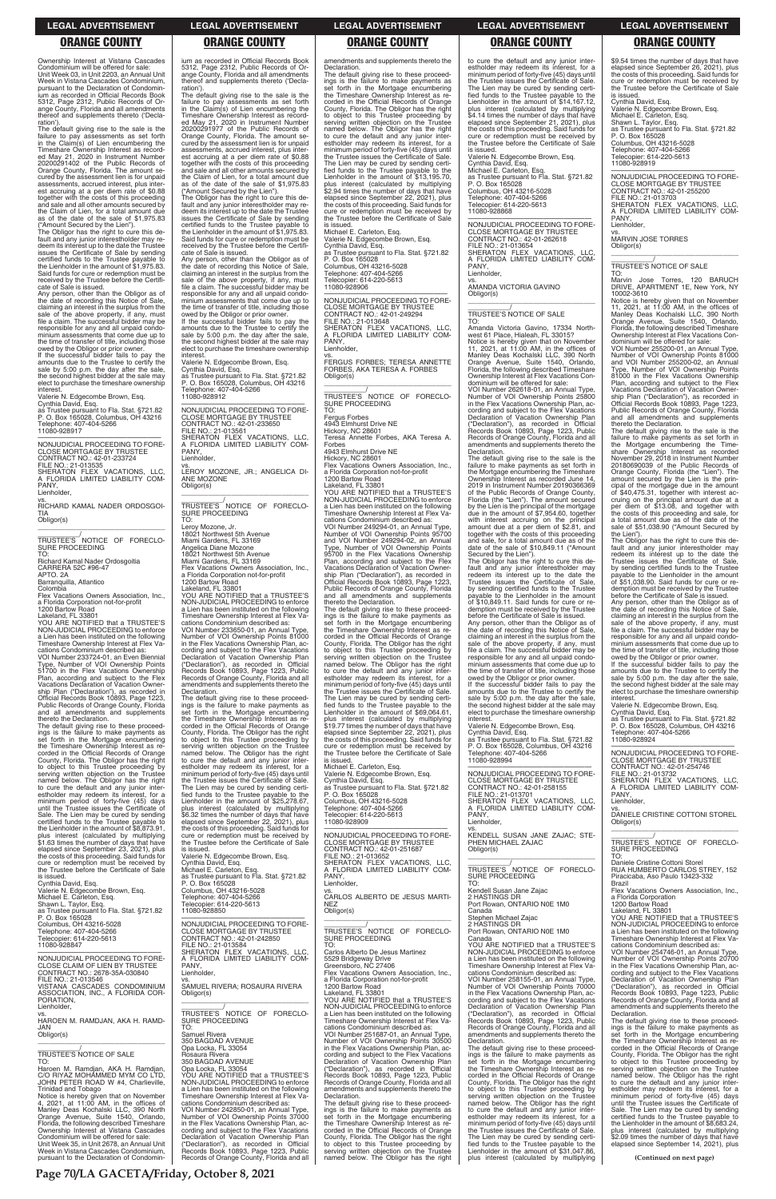## LEGAL ADVERTISEMENT

## ORANGE COUNTY

Ownership Interest at Vistana Cascades Condominium will be offered for sale:
Unit Week 03, in Unit 2203, an Annual Unit Week in Vistana Cascades Condominium, pursuant to the Declaration of Condominium as recorded in Official Records Book 5312, Page 2312, Public Records of Orange County, Florida and all amendments thereof and supplements thereto ('Declaration').
The default giving rise to the sale is the failure to pay assessments as set forth in the Claim(s) of Lien encumbering the Timeshare Ownership Interest as recorded May 21, 2020 in Instrument Number 20200291402 of the Public Records of Orange County, Florida. The amount secured by the assessment lien is for unpaid assessments, accrued interest, plus interest accruing at a per diem rate of $0.88 together with the costs of this proceeding and sale and all other amounts secured by the Claim of Lien, for a total amount due as of the date of the sale of $1,975.83 ("Amount Secured by the Lien").
The Obligor has the right to cure this default and any junior interestholder may redeem its interest up to the date the Trustee issues the Certificate of Sale by sending certified funds to the Trustee payable to the Lienholder in the amount of $1,975.83. Said funds for cure or redemption must be received by the Trustee before the Certificate of Sale is issued.
Any person, other than the Obligor as of the date of recording this Notice of Sale, claiming an interest in the surplus from the sale of the above property, if any, must file a claim. The successful bidder may be responsible for any and all unpaid condominium assessments that come due up to the time of transfer of title, including those owed by the Obligor or prior owner.
If the successful bidder fails to pay the amounts due to the Trustee to certify the sale by 5:00 p.m. the day after the sale, the second highest bidder at the sale may elect to purchase the timeshare ownership interest.
Valerie N. Edgecombe Brown, Esq.
Cynthia David, Esq.
as Trustee pursuant to Fla. Stat. §721.82
P. O. Box 165028, Columbus, OH 43216
Telephone: 407-404-5266
11080-928917

---

NONJUDICIAL PROCEEDING TO FORECLOSE MORTGAGE BY TRUSTEE
CONTRACT NO.: 42-01-233724
FILE NO.: 21-013535
SHERATON FLEX VACATIONS, LLC, A FLORIDA LIMITED LIABILITY COMPANY,
Lienholder,
vs.
RICHARD KAMAL NADER ORDOSGOITIA
Obligor(s)
\_\_\_\_\_\_\_\_\_\_\_\_\_\_\_\_\_\_\_\_\_\_\_\_\_\_\_\_\_\_\_\_\_/
TRUSTEE'S NOTICE OF FORECLOSURE PROCEEDING
TO:
Richard Kamal Nader Ordosgoitia
CARRERA 52C #96-47
APTO. 2A
Barranquilla, Atlantico
Colombia
Flex Vacations Owners Association, Inc., a Florida Corporation not-for-profit
1200 Bartow Road
Lakeland, FL 33801
YOU ARE NOTIFIED that a TRUSTEE'S NON-JUDICIAL PROCEEDING to enforce a Lien has been instituted on the following Timeshare Ownership Interest at Flex Vacations Condominium described as:
VOI Number 233724-01, an Even Biennial Type, Number of VOI Ownership Points 51700 in the Flex Vacations Ownership Plan, according and subject to the Flex Vacations Declaration of Vacation Ownership Plan ("Declaration"), as recorded in Official Records Book 10893, Page 1223, Public Records of Orange County, Florida and all amendments and supplements thereto the Declaration.
The default giving rise to these proceedings is the failure to make payments as set forth in the Mortgage encumbering the Timeshare Ownership Interest as recorded in the Official Records of Orange County, Florida. The Obligor has the right to object to this Trustee proceeding by serving written objection on the Trustee named below. The Obligor has the right to cure the default and any junior interestholder may redeem its interest, for a minimum period of forty-five (45) days until the Trustee issues the Certificate of Sale. The Lien may be cured by sending certified funds to the Trustee payable to the Lienholder in the amount of $8,873.91, plus interest (calculated by multiplying $1.63 times the number of days that have elapsed since September 23, 2021), plus the costs of this proceeding. Said funds for cure or redemption must be received by the Trustee before the Certificate of Sale is issued.
Cynthia David, Esq.
Valerie N. Edgecombe Brown, Esq.
Michael E. Carleton, Esq.
Shawn L. Taylor, Esq.
as Trustee pursuant to Fla. Stat. §721.82
P. O. Box 165028
Columbus, OH 43216-5028
Telephone: 407-404-5266
Telecopier: 614-220-5613
11080-928847

---

NONJUDICIAL PROCEEDING TO FORECLOSE CLAIM OF LIEN BY TRUSTEE
CONTRACT NO.: 2678-35A-030840
FILE NO.: 21-013546
VISTANA CASCADES CONDOMINIUM ASSOCIATION, INC., A FLORIDA CORPORATION,
Lienholder,
vs.
HAROEN M. RAMDJAN, AKA H. RAMDJAN
Obligor(s)
\_\_\_\_\_\_\_\_\_\_\_\_\_\_\_\_\_\_\_\_\_\_\_\_\_\_\_\_\_\_\_\_\_/
TRUSTEE'S NOTICE OF SALE
TO:
Haroen M. Ramdjan, AKA H. Ramdjan, C/O NIYAZ MOHAMMED MYM CO LTD, JOHN PETER ROAD W #4, Charlieville, Trinidad and Tobago
Notice is hereby given that on November 4, 2021, at 11:00 AM, in the offices of Manley Deas Kochalski LLC, 390 North Orange Avenue, Suite 1540, Orlando, Florida, the following described Timeshare Ownership Interest at Vistana Cascades Condominium will be offered for sale:
Unit Week 35, in Unit 2678, an Annual Unit Week in Vistana Cascades Condominium, pursuant to the Declaration of Condominium as recorded in Official Records Book 5312, Page 2312, Public Records of Orange County, Florida and all amendments thereof and supplements thereto ('Declaration').
The default giving rise to the sale is the failure to pay assessments as set forth in the Claim(s) of Lien encumbering the Timeshare Ownership Interest as recorded May 21, 2020 in Instrument Number 20200291977 of the Public Records of Orange County, Florida. The amount secured by the assessment lien is for unpaid assessments, accrued interest, plus interest accruing at a per diem rate of $0.88 together with the costs of this proceeding and sale and all other amounts secured by the Claim of Lien, for a total amount due as of the date of the sale of $1,975.83 ("Amount Secured by the Lien").
The Obligor has the right to cure this default and any junior interestholder may redeem its interest up to the date the Trustee issues the Certificate of Sale by sending certified funds to the Trustee payable to the Lienholder in the amount of $1,975.83. Said funds for cure or redemption must be received by the Trustee before the Certificate of Sale is issued.
Any person, other than the Obligor as of the date of recording this Notice of Sale, claiming an interest in the surplus from the sale of the above property, if any, must file a claim. The successful bidder may be responsible for any and all unpaid condominium assessments that come due up to the time of transfer of title, including those owed by the Obligor or prior owner.
If the successful bidder fails to pay the amounts due to the Trustee to certify the sale by 5:00 p.m. the day after the sale, the second highest bidder at the sale may elect to purchase the timeshare ownership interest.
Valerie N. Edgecombe Brown, Esq.
Cynthia David, Esq.
as Trustee pursuant to Fla. Stat. §721.82
P. O. Box 165028, Columbus, OH 43216
Telephone: 407-404-5266
11080-928912

---

NONJUDICIAL PROCEEDING TO FORECLOSE MORTGAGE BY TRUSTEE
CONTRACT NO.: 42-01-233650
FILE NO.: 21-013561
SHERATON FLEX VACATIONS, LLC, A FLORIDA LIMITED LIABILITY COMPANY,
Lienholder,
vs.
LEROY MOZONE, JR.; ANGELICA DIANE MOZONE
Obligor(s)
\_\_\_\_\_\_\_\_\_\_\_\_\_\_\_\_\_\_\_\_\_\_\_\_\_\_\_\_\_\_\_\_\_/
TRUSTEE'S NOTICE OF FORECLOSURE PROCEEDING
TO:
Leroy Mozone, Jr.
18021 Northwest 5th Avenue
Miami Gardens, FL 33169
Angelica Diane Mozone
18021 Northwest 5th Avenue
Miami Gardens, FL 33169
Flex Vacations Owners Association, Inc., a Florida Corporation not-for-profit
1200 Bartow Road
Lakeland, FL 33801
YOU ARE NOTIFIED that a TRUSTEE'S NON-JUDICIAL PROCEEDING to enforce a Lien has been instituted on the following Timeshare Ownership Interest at Flex Vacations Condominium described as:
VOI Number 233650-01, an Annual Type, Number of VOI Ownership Points 81000 in the Flex Vacations Ownership Plan, according and subject to the Flex Vacations Declaration of Vacation Ownership Plan ("Declaration"), as recorded in Official Records Book 10893, Page 1223, Public Records of Orange County, Florida and all amendments and supplements thereto the Declaration.
The default giving rise to these proceedings is the failure to make payments as set forth in the Mortgage encumbering the Timeshare Ownership Interest as recorded in the Official Records of Orange County, Florida. The Obligor has the right to object to this Trustee proceeding by serving written objection on the Trustee named below. The Obligor has the right to cure the default and any junior interestholder may redeem its interest, for a minimum period of forty-five (45) days until the Trustee issues the Certificate of Sale. The Lien may be cured by sending certified funds to the Trustee payable to the Lienholder in the amount of $25,278.67, plus interest (calculated by multiplying $6.32 times the number of days that have elapsed since September 22, 2021), plus the costs of this proceeding. Said funds for cure or redemption must be received by the Trustee before the Certificate of Sale is issued.
Valerie N. Edgecombe Brown, Esq.
Cynthia David, Esq.
Michael E. Carleton, Esq.
as Trustee pursuant to Fla. Stat. §721.82
P. O. Box 165028
Columbus, OH 43216-5028
Telephone: 407-404-5266
Telecopier: 614-220-5613
11080-928850

---

NONJUDICIAL PROCEEDING TO FORECLOSE MORTGAGE BY TRUSTEE
CONTRACT NO.: 42-01-242850
FILE NO.: 21-013584
SHERATON FLEX VACATIONS, LLC, A FLORIDA LIMITED LIABILITY COMPANY,
Lienholder,
vs.
SAMUEL RIVERA; ROSAURA RIVERA
Obligor(s)
\_\_\_\_\_\_\_\_\_\_\_\_\_\_\_\_\_\_\_\_\_\_\_\_\_\_\_\_\_\_\_\_\_/
TRUSTEE'S NOTICE OF FORECLOSURE PROCEEDING
TO:
Samuel Rivera
350 BAGDAD AVENUE
Opa Locka, FL 33054
Rosaura Rivera
350 BAGDAD AVENUE
Opa Locka, FL 33054
YOU ARE NOTIFIED that a TRUSTEE'S NON-JUDICIAL PROCEEDING to enforce a Lien has been instituted on the following Timeshare Ownership Interest at Flex Vacations Condominium described as:
VOI Number 242850-01, an Annual Type, Number of VOI Ownership Points 37000 in the Flex Vacations Ownership Plan, according and subject to the Flex Vacations Declaration of Vacation Ownership Plan ("Declaration"), as recorded in Official Records Book 10893, Page 1223, Public Records of Orange County, Florida and all amendments and supplements thereto the Declaration.
The default giving rise to these proceedings is the failure to make payments as set forth in the Mortgage encumbering the Timeshare Ownership Interest as recorded in the Official Records of Orange County, Florida. The Obligor has the right to object to this Trustee proceeding by serving written objection on the Trustee named below. The Obligor has the right to cure the default and any junior interestholder may redeem its interest, for a minimum period of forty-five (45) days until the Trustee issues the Certificate of Sale. The Lien may be cured by sending certified funds to the Trustee payable to the Lienholder in the amount of $13,195.70, plus interest (calculated by multiplying $2.94 times the number of days that have elapsed since September 22, 2021), plus the costs of this proceeding. Said funds for cure or redemption must be received by the Trustee before the Certificate of Sale is issued.
Michael E. Carleton, Esq.
Valerie N. Edgecombe Brown, Esq.
Cynthia David, Esq.
as Trustee pursuant to Fla. Stat. §721.82
P. O. Box 165028
Columbus, OH 43216-5028
Telephone: 407-404-5266
Telecopier: 614-220-5613
11080-928906

---

NONJUDICIAL PROCEEDING TO FORECLOSE MORTGAGE BY TRUSTEE
CONTRACT NO.: 42-01-249294
FILE NO.: 21-013648
SHERATON FLEX VACATIONS, LLC, A FLORIDA LIMITED LIABILITY COMPANY,
Lienholder,
vs.
FERGUS FORBES; TERESA ANNETTE FORBES, AKA TERESA A. FORBES
Obligor(s)
\_\_\_\_\_\_\_\_\_\_\_\_\_\_\_\_\_\_\_\_\_\_\_\_\_\_\_\_\_\_\_\_\_/
TRUSTEE'S NOTICE OF FORECLOSURE PROCEEDING
TO:
Fergus Forbes
4943 Elmhurst Drive NE
Hickory, NC 28601
Teresa Annette Forbes, AKA Teresa A. Forbes
4943 Elmhurst Drive NE
Hickory, NC 28601
Flex Vacations Owners Association, Inc., a Florida Corporation not-for-profit
1200 Bartow Road
Lakeland, FL 33801
YOU ARE NOTIFIED that a TRUSTEE'S NON-JUDICIAL PROCEEDING to enforce a Lien has been instituted on the following Timeshare Ownership Interest at Flex Vacations Condominium described as:
VOI Number 249294-01, an Annual Type, Number of VOI Ownership Points 95700 and VOI Number 249294-02, an Annual Type, Number of VOI Ownership Points 95700 in the Flex Vacations Ownership Plan, according and subject to the Flex Vacations Declaration of Vacation Ownership Plan ("Declaration"), as recorded in Official Records Book 10893, Page 1223, Public Records of Orange County, Florida and all amendments and supplements thereto the Declaration.
The default giving rise to these proceedings is the failure to make payments as set forth in the Mortgage encumbering the Timeshare Ownership Interest as recorded in the Official Records of Orange County, Florida. The Obligor has the right to object to this Trustee proceeding by serving written objection on the Trustee named below. The Obligor has the right to cure the default and any junior interestholder may redeem its interest, for a minimum period of forty-five (45) days until the Trustee issues the Certificate of Sale. The Lien may be cured by sending certified funds to the Trustee payable to the Lienholder in the amount of $69,064.61, plus interest (calculated by multiplying $19.77 times the number of days that have elapsed since September 22, 2021), plus the costs of this proceeding. Said funds for cure or redemption must be received by the Trustee before the Certificate of Sale is issued.
Michael E. Carleton, Esq.
Valerie N. Edgecombe Brown, Esq.
Cynthia David, Esq.
as Trustee pursuant to Fla. Stat. §721.82
P. O. Box 165028
Columbus, OH 43216-5028
Telephone: 407-404-5266
Telecopier: 614-220-5613
11080-928909

---

NONJUDICIAL PROCEEDING TO FORECLOSE MORTGAGE BY TRUSTEE
CONTRACT NO.: 42-01-251687
FILE NO.: 21-013652
SHERATON FLEX VACATIONS, LLC, A FLORIDA LIMITED LIABILITY COMPANY,
Lienholder,
vs.
CARLOS ALBERTO DE JESUS MARTINEZ
Obligor(s)
\_\_\_\_\_\_\_\_\_\_\_\_\_\_\_\_\_\_\_\_\_\_\_\_\_\_\_\_\_\_\_\_\_/
TRUSTEE'S NOTICE OF FORECLOSURE PROCEEDING
TO:
Carlos Alberto De Jesus Martinez
5529 Bridgeway Drive
Greensboro, NC 27406
Flex Vacations Owners Association, Inc., a Florida Corporation not-for-profit
1200 Bartow Road
Lakeland, FL 33801
YOU ARE NOTIFIED that a TRUSTEE'S NON-JUDICIAL PROCEEDING to enforce a Lien has been instituted on the following Timeshare Ownership Interest at Flex Vacations Condominium described as:
VOI Number 251687-01, an Annual Type, Number of VOI Ownership Points 30500 in the Flex Vacations Ownership Plan, according and subject to the Flex Vacations Declaration of Vacation Ownership Plan ("Declaration"), as recorded in Official Records Book 10893, Page 1223, Public Records of Orange County, Florida and all amendments and supplements thereto the Declaration.
The default giving rise to these proceedings is the failure to make payments as set forth in the Mortgage encumbering the Timeshare Ownership Interest as recorded in the Official Records of Orange County, Florida. The Obligor has the right to object to this Trustee proceeding by serving written objection on the Trustee named below. The Obligor has the right to cure the default and any junior interestholder may redeem its interest, for a minimum period of forty-five (45) days until the Trustee issues the Certificate of Sale. The Lien may be cured by sending certified funds to the Trustee payable to the Lienholder in the amount of $14,167.12, plus interest (calculated by multiplying $4.14 times the number of days that have elapsed since September 21, 2021), plus the costs of this proceeding. Said funds for cure or redemption must be received by the Trustee before the Certificate of Sale is issued.
Valerie N. Edgecombe Brown, Esq.
Cynthia David, Esq.
Michael E. Carleton, Esq.
as Trustee pursuant to Fla. Stat. §721.82
P. O. Box 165028
Columbus, OH 43216-5028
Telephone: 407-404-5266
Telecopier: 614-220-5613
11080-928868

---

NONJUDICIAL PROCEEDING TO FORECLOSE MORTGAGE BY TRUSTEE
CONTRACT NO.: 42-01-262618
FILE NO.: 21-013654
SHERATON FLEX VACATIONS, LLC, A FLORIDA LIMITED LIABILITY COMPANY,
Lienholder,
vs.
AMANDA VICTORIA GAVINO
Obligor(s)
\_\_\_\_\_\_\_\_\_\_\_\_\_\_\_\_\_\_\_\_\_\_\_\_\_\_\_\_\_\_\_\_\_/
TRUSTEE'S NOTICE OF SALE
TO:
Amanda Victoria Gavino, 17334 Northwest 61 Place, Hialeah, FL 330157
Notice is hereby given that on November 11, 2021, at 11:00 AM, in the offices of Manley Deas Kochalski LLC, 390 North Orange Avenue, Suite 1540, Orlando, Florida, the following described Timeshare Ownership Interest at Flex Vacations Condominium will be offered for sale:
VOI Number 262618-01, an Annual Type, Number of VOI Ownership Points 25800 in the Flex Vacations Ownership Plan, according and subject to the Flex Vacations Declaration of Vacation Ownership Plan ("Declaration"), as recorded in Official Records Book 10893, Page 1223, Public Records of Orange County, Florida and all amendments and supplements thereto the Declaration.
The default giving rise to the sale is the failure to make payments as set forth in the Mortgage encumbering the Timeshare Ownership Interest recorded June 14, 2019 in Instrument Number 20190366369 of the Public Records of Orange County, Florida (the "Lien"). The amount secured by the Lien is the principal of the mortgage due in the amount of $7,954.60, together with interest accruing on the principal amount due at a per diem of $2.81, and together with the costs of this proceeding and sale, for a total amount due as of the date of the sale of $10,849.11 ("Amount Secured by the Lien").
The Obligor has the right to cure this default and any junior interestholder may redeem its interest up to the date the Trustee issues the Certificate of Sale, by sending certified funds to the Trustee payable to the Lienholder in the amount of $10,849.11. Said funds for cure or redemption must be received by the Trustee before the Certificate of Sale is issued.
Any person, other than the Obligor as of the date of recording this Notice of Sale, claiming an interest in the surplus from the sale of the above property, if any, must file a claim. The successful bidder may be responsible for any and all unpaid condominium assessments that come due up to the time of transfer of title, including those owed by the Obligor or prior owner.
If the successful bidder fails to pay the amounts due to the Trustee to certify the sale by 5:00 p.m. the day after the sale, the second highest bidder at the sale may elect to purchase the timeshare ownership interest.
Valerie N. Edgecombe Brown, Esq.
Cynthia David, Esq.
as Trustee pursuant to Fla. Stat. §721.82
P. O. Box 165028, Columbus, OH 43216
Telephone: 407-404-5266
11080-928994

---

NONJUDICIAL PROCEEDING TO FORECLOSE MORTGAGE BY TRUSTEE
CONTRACT NO.: 42-01-258155
FILE NO.: 21-013701
SHERATON FLEX VACATIONS, LLC, A FLORIDA LIMITED LIABILITY COMPANY,
Lienholder,
vs.
KENDELL SUSAN JANE ZAJAC; STEPHEN MICHAEL ZAJAC
Obligor(s)
\_\_\_\_\_\_\_\_\_\_\_\_\_\_\_\_\_\_\_\_\_\_\_\_\_\_\_\_\_\_\_\_\_/
TRUSTEE'S NOTICE OF FORECLOSURE PROCEEDING
TO:
Kendell Susan Jane Zajac
2 HASTINGS DR
Port Rowan, ONTARIO N0E 1M0
Canada
Stephen Michael Zajac
2 HASTINGS DR
Port Rowan, ONTARIO N0E 1M0
Canada
YOU ARE NOTIFIED that a TRUSTEE'S NON-JUDICIAL PROCEEDING to enforce a Lien has been instituted on the following Timeshare Ownership Interest at Flex Vacations Condominium described as:
VOI Number 258155-01, an Annual Type, Number of VOI Ownership Points 70000 in the Flex Vacations Ownership Plan, according and subject to the Flex Vacations Declaration of Vacation Ownership Plan ("Declaration"), as recorded in Official Records Book 10893, Page 1223, Public Records of Orange County, Florida and all amendments and supplements thereto the Declaration.
The default giving rise to these proceedings is the failure to make payments as set forth in the Mortgage encumbering the Timeshare Ownership Interest as recorded in the Official Records of Orange County, Florida. The Obligor has the right to object to this Trustee proceeding by serving written objection on the Trustee named below. The Obligor has the right to cure the default and any junior interestholder may redeem its interest, for a minimum period of forty-five (45) days until the Trustee issues the Certificate of Sale. The Lien may be cured by sending certified funds to the Trustee payable to the Lienholder in the amount of $31,047.86, plus interest (calculated by multiplying $9.54 times the number of days that have elapsed since September 26, 2021), plus the costs of this proceeding. Said funds for cure or redemption must be received by the Trustee before the Certificate of Sale is issued.
Cynthia David, Esq.
Valerie N. Edgecombe Brown, Esq.
Michael E. Carleton, Esq.
Shawn L. Taylor, Esq.
as Trustee pursuant to Fla. Stat. §721.82
P. O. Box 165028
Columbus, OH 43216-5028
Telephone: 407-404-5266
Telecopier: 614-220-5613
11080-928919

---

NONJUDICIAL PROCEEDING TO FORECLOSE MORTGAGE BY TRUSTEE
CONTRACT NO.: 42-01-255200
FILE NO.: 21-013703
SHERATON FLEX VACATIONS, LLC, A FLORIDA LIMITED LIABILITY COMPANY,
Lienholder,
vs.
MARVIN JOSE TORRES
Obligor(s)
\_\_\_\_\_\_\_\_\_\_\_\_\_\_\_\_\_\_\_\_\_\_\_\_\_\_\_\_\_\_\_\_\_/
TRUSTEE'S NOTICE OF SALE
TO:
Marvin Jose Torres, 120 BARUCH DRIVE, APARTMENT 1E, New York, NY 10002-3610
Notice is hereby given that on November 11, 2021, at 11:00 AM, in the offices of Manley Deas Kochalski LLC, 390 North Orange Avenue, Suite 1540, Orlando, Florida, the following described Timeshare Ownership Interest at Flex Vacations Condominium will be offered for sale:
VOI Number 255200-01, an Annual Type, Number of VOI Ownership Points 81000 and VOI Number 255200-02, an Annual Type, Number of VOI Ownership Points 81000 in the Flex Vacations Ownership Plan, according and subject to the Flex Vacations Declaration of Vacation Ownership Plan ("Declaration"), as recorded in Official Records Book 10893, Page 1223, Public Records of Orange County, Florida and all amendments and supplements thereto the Declaration.
The default giving rise to the sale is the failure to make payments as set forth in the Mortgage encumbering the Timeshare Ownership Interest as recorded November 29, 2018 in Instrument Number 20180690039 of the Public Records of Orange County, Florida (the "Lien"). The amount secured by the Lien is the principal of the mortgage due in the amount of $40,475.31, together with interest accruing on the principal amount due at a per diem of $13.08, and together with the costs of this proceeding and sale, for a total amount due as of the date of the sale of $51,038.90 ("Amount Secured by the Lien").
The Obligor has the right to cure this default and any junior interestholder may redeem its interest up to the date the Trustee issues the Certificate of Sale, by sending certified funds to the Trustee payable to the Lienholder in the amount of $51,038.90. Said funds for cure or redemption must be received by the Trustee before the Certificate of Sale is issued.
Any person, other than the Obligor as of the date of recording this Notice of Sale, claiming an interest in the surplus from the sale of the above property, if any, must file a claim. The successful bidder may be responsible for any and all unpaid condominium assessments that come due up to the time of transfer of title, including those owed by the Obligor or prior owner.
If the successful bidder fails to pay the amounts due to the Trustee to certify the sale by 5:00 p.m. the day after the sale, the second highest bidder at the sale may elect to purchase the timeshare ownership interest.
Valerie N. Edgecombe Brown, Esq.
Cynthia David, Esq.
as Trustee pursuant to Fla. Stat. §721.82
P. O. Box 165028, Columbus, OH 43216
Telephone: 407-404-5266
11080-928924

---

NONJUDICIAL PROCEEDING TO FORECLOSE MORTGAGE BY TRUSTEE
CONTRACT NO.: 42-01-254746
FILE NO.: 21-013732
SHERATON FLEX VACATIONS, LLC, A FLORIDA LIMITED LIABILITY COMPANY,
Lienholder,
vs.
DANIELE CRISTINE COTTONI STOREL
Obligor(s)
\_\_\_\_\_\_\_\_\_\_\_\_\_\_\_\_\_\_\_\_\_\_\_\_\_\_\_\_\_\_\_\_\_/
TRUSTEE'S NOTICE OF FORECLOSURE PROCEEDING
TO:
Daniele Cristine Cottoni Storel
RUA HUMBERTO CARLOS STREY, 152
Piracicaba, Aso Paulo 13423-332
Brazil
Flex Vacations Owners Association, Inc., a Florida Corporation
1200 Bartow Road
Lakeland, FL 33801
YOU ARE NOTIFIED that a TRUSTEE'S NON-JUDICIAL PROCEEDING to enforce a Lien has been instituted on the following Timeshare Ownership Interest at Flex Vacations Condominium described as:
VOI Number 254746-01, an Annual Type, Number of VOI Ownership Points 20700 in the Flex Vacations Ownership Plan, according and subject to the Flex Vacations Declaration of Vacation Ownership Plan ("Declaration"), as recorded in Official Records Book 10893, Page 1223, Public Records of Orange County, Florida and all amendments and supplements thereto the Declaration.
The default giving rise to these proceedings is the failure to make payments as set forth in the Mortgage encumbering the Timeshare Ownership Interest as recorded in the Official Records of Orange County, Florida. The Obligor has the right to object to this Trustee proceeding by serving written objection on the Trustee named below. The Obligor has the right to cure the default and any junior interestholder may redeem its interest, for a minimum period of forty-five (45) days until the Trustee issues the Certificate of Sale. The Lien may be cured by sending certified funds to the Trustee payable to the Lienholder in the amount of $8,683.24, plus interest (calculated by multiplying $2.09 times the number of days that have elapsed since September 14, 2021), plus

**(Continued on next page)**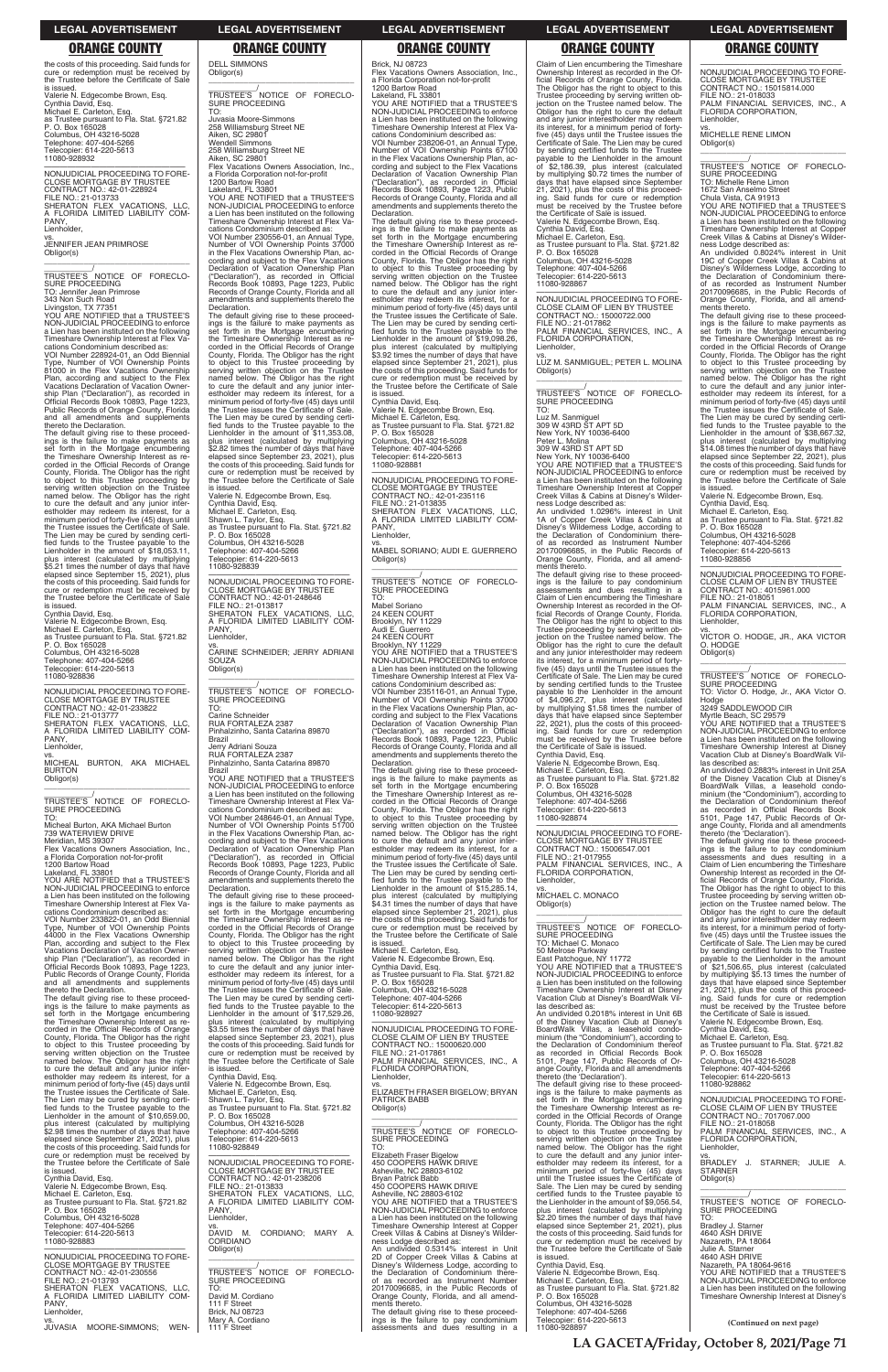the costs of this proceeding. Said funds for cure or redemption must be received by the Trustee before the Certificate of Sale is issued.
Valerie N. Edgecombe Brown, Esq.
Cynthia David, Esq.
Michael E. Carleton, Esq.
as Trustee pursuant to Fla. Stat. §721.82
P. O. Box 165028
Columbus, OH 43216-5028
Telephone: 407-404-5266
Telecopier: 614-220-5613
11080-928932

—————————————————

NONJUDICIAL PROCEEDING TO FORECLOSE MORTGAGE BY TRUSTEE
CONTRACT NO.: 42-01-228924
FILE NO.: 21-013733
SHERATON FLEX VACATIONS, LLC, A FLORIDA LIMITED LIABILITY COMPANY,
Lienholder,
vs.
JENNIFER JEAN PRIMROSE
Obligor(s)

_______________/

TRUSTEE'S NOTICE OF FORECLOSURE PROCEEDING
TO: Jennifer Jean Primrose
343 Non Such Road
Livingston, TX 77351
YOU ARE NOTIFIED that a TRUSTEE'S NON-JUDICIAL PROCEEDING to enforce a Lien has been instituted on the following Timeshare Ownership Interest at Flex Vacations Condominium described as:
VOI Number 228924-01, an Odd Biennial Type, Number of VOI Ownership Points 81000 in the Flex Vacations Ownership Plan, according and subject to the Flex Vacations Declaration of Vacation Ownership Plan ("Declaration"), as recorded in Official Records Book 10893, Page 1223, Public Records of Orange County, Florida and all amendments and supplements thereto the Declaration.
The default giving rise to these proceedings is the failure to make payments as set forth in the Mortgage encumbering the Timeshare Ownership Interest as recorded in the Official Records of Orange County, Florida. The Obligor has the right to object to this Trustee proceeding by serving written objection on the Trustee named below. The Obligor has the right to cure the default and any junior interestholder may redeem its interest, for a minimum period of forty-five (45) days until the Trustee issues the Certificate of Sale. The Lien may be cured by sending certified funds to the Trustee payable to the Lienholder in the amount of $18,053.11, plus interest (calculated by multiplying $5.21 times the number of days that have elapsed since September 15, 2021), plus the costs of this proceeding. Said funds for cure or redemption must be received by the Trustee before the Certificate of Sale is issued.
Cynthia David, Esq.
Valerie N. Edgecombe Brown, Esq.
Michael E. Carleton, Esq.
as Trustee pursuant to Fla. Stat. §721.82
P. O. Box 165028
Columbus, OH 43216-5028
Telephone: 407-404-5266
Telecopier: 614-220-5613
11080-928836

—————————————————

NONJUDICIAL PROCEEDING TO FORECLOSE MORTGAGE BY TRUSTEE
CONTRACT NO.: 42-01-233822
FILE NO.: 21-013777
SHERATON FLEX VACATIONS, LLC, A FLORIDA LIMITED LIABILITY COMPANY,
Lienholder,
vs.
MICHEAL BURTON, AKA MICHAEL BURTON
Obligor(s)

_______________/

TRUSTEE'S NOTICE OF FORECLOSURE PROCEEDING
TO:
Micheal Burton, AKA Michael Burton
739 WATERVIEW DRIVE
Meridian, MS 39307
Flex Vacations Owners Association, Inc., a Florida Corporation not-for-profit
1200 Bartow Road
Lakeland, FL 33801
YOU ARE NOTIFIED that a TRUSTEE'S NON-JUDICIAL PROCEEDING to enforce a Lien has been instituted on the following Timeshare Ownership Interest at Flex Vacations Condominium described as:
VOI Number 233822-01, an Odd Biennial Type, Number of VOI Ownership Points 44000 in the Flex Vacations Ownership Plan, according and subject to the Flex Vacations Declaration of Vacation Ownership Plan ("Declaration"), as recorded in Official Records Book 10893, Page 1223, Public Records of Orange County, Florida and all amendments and supplements thereto the Declaration.
The default giving rise to these proceedings is the failure to make payments as set forth in the Mortgage encumbering the Timeshare Ownership Interest as recorded in the Official Records of Orange County, Florida. The Obligor has the right to object to this Trustee proceeding by serving written objection on the Trustee named below. The Obligor has the right to cure the default and any junior interestholder may redeem its interest, for a minimum period of forty-five (45) days until the Trustee issues the Certificate of Sale. The Lien may be cured by sending certified funds to the Trustee payable to the Lienholder in the amount of $10,659.00, plus interest (calculated by multiplying $2.98 times the number of days that have elapsed since September 21, 2021), plus the costs of this proceeding. Said funds for cure or redemption must be received by the Trustee before the Certificate of Sale is issued.
Cynthia David, Esq.
Valerie N. Edgecombe Brown, Esq.
Michael E. Carleton, Esq.
as Trustee pursuant to Fla. Stat. §721.82
P. O. Box 165028
Columbus, OH 43216-5028
Telephone: 407-404-5266
Telecopier: 614-220-5613
11080-928883

—————————————————

NONJUDICIAL PROCEEDING TO FORECLOSE MORTGAGE BY TRUSTEE
CONTRACT NO.: 42-01-230556
FILE NO.: 21-013793
SHERATON FLEX VACATIONS, LLC, A FLORIDA LIMITED LIABILITY COMPANY,
Lienholder,
vs.
JUVASIA MOORE-SIMMONS; WENDELL SIMMONS
Obligor(s)

_______________/

TRUSTEE'S NOTICE OF FORECLOSURE PROCEEDING
TO:
Juvasia Moore-Simmons
258 Williamsburg Street NE
Aiken, SC 29801
Wendell Simmons
258 Williamsburg Street NE
Aiken, SC 29801
Flex Vacations Owners Association, Inc., a Florida Corporation not-for-profit
1200 Bartow Road
Lakeland, FL 33801
YOU ARE NOTIFIED that a TRUSTEE'S NON-JUDICIAL PROCEEDING to enforce a Lien has been instituted on the following Timeshare Ownership Interest at Flex Vacations Condominium described as:
VOI Number 230556-01, an Annual Type, Number of VOI Ownership Points 37000 in the Flex Vacations Ownership Plan, according and subject to the Flex Vacations Declaration of Vacation Ownership Plan ("Declaration"), as recorded in Official Records Book 10893, Page 1223, Public Records of Orange County, Florida and all amendments and supplements thereto the Declaration.
The default giving rise to these proceedings is the failure to make payments as set forth in the Mortgage encumbering the Timeshare Ownership Interest as recorded in the Official Records of Orange County, Florida. The Obligor has the right to object to this Trustee proceeding by serving written objection on the Trustee named below. The Obligor has the right to cure the default and any junior interestholder may redeem its interest, for a minimum period of forty-five (45) days until the Trustee issues the Certificate of Sale. The Lien may be cured by sending certified funds to the Trustee payable to the Lienholder in the amount of $11,353.08, plus interest (calculated by multiplying $2.82 times the number of days that have elapsed since September 23, 2021), plus the costs of this proceeding. Said funds for cure or redemption must be received by the Trustee before the Certificate of Sale is issued.
Valerie N. Edgecombe Brown, Esq.
Cynthia David, Esq.
Michael E. Carleton, Esq.
Shawn L. Taylor, Esq.
as Trustee pursuant to Fla. Stat. §721.82
P. O. Box 165028
Columbus, OH 43216-5028
Telephone: 407-404-5266
Telecopier: 614-220-5613
11080-928839

—————————————————

NONJUDICIAL PROCEEDING TO FORECLOSE MORTGAGE BY TRUSTEE
CONTRACT NO.: 42-01-248646
FILE NO.: 21-013817
SHERATON FLEX VACATIONS, LLC, A FLORIDA LIMITED LIABILITY COMPANY,
Lienholder,
vs.
CARINE SCHNEIDER; JERRY ADRIANI SOUZA
Obligor(s)

_______________/

TRUSTEE'S NOTICE OF FORECLOSURE PROCEEDING
TO:
Carine Schneider
RUA FORTALEZA 2387
Pinhalzinho, Santa Catarina 89870
Brazil
Jerry Adriani Souza
RUA FORTALEZA 2387
Pinhalzinho, Santa Catarina 89870
Brazil
YOU ARE NOTIFIED that a TRUSTEE'S NON-JUDICIAL PROCEEDING to enforce a Lien has been instituted on the following Timeshare Ownership Interest at Flex Vacations Condominium described as:
VOI Number 248646-01, an Annual Type, Number of VOI Ownership Points 51700 in the Flex Vacations Ownership Plan, according and subject to the Flex Vacations Declaration of Vacation Ownership Plan ("Declaration"), as recorded in Official Records Book 10893, Page 1223, Public Records of Orange County, Florida and all amendments and supplements thereto the Declaration.
The default giving rise to these proceedings is the failure to make payments as set forth in the Mortgage encumbering the Timeshare Ownership Interest as recorded in the Official Records of Orange County, Florida. The Obligor has the right to object to this Trustee proceeding by serving written objection on the Trustee named below. The Obligor has the right to cure the default and any junior interestholder may redeem its interest, for a minimum period of forty-five (45) days until the Trustee issues the Certificate of Sale. The Lien may be cured by sending certified funds to the Trustee payable to the Lienholder in the amount of $17,529.26, plus interest (calculated by multiplying $3.55 times the number of days that have elapsed since September 23, 2021), plus the costs of this proceeding. Said funds for cure or redemption must be received by the Trustee before the Certificate of Sale is issued.
Cynthia David, Esq.
Valerie N. Edgecombe Brown, Esq.
Michael E. Carleton, Esq.
Shawn L. Taylor, Esq.
as Trustee pursuant to Fla. Stat. §721.82
P. O. Box 165028
Columbus, OH 43216-5028
Telephone: 407-404-5266
Telecopier: 614-220-5613
11080-928849

—————————————————

NONJUDICIAL PROCEEDING TO FORECLOSE MORTGAGE BY TRUSTEE
CONTRACT NO.: 42-01-238206
FILE NO.: 21-013833
SHERATON FLEX VACATIONS, LLC, A FLORIDA LIMITED LIABILITY COMPANY,
Lienholder,
vs.
DAVID M. CORDIANO; MARY A. CORDIANO
Obligor(s)

_______________/

TRUSTEE'S NOTICE OF FORECLOSURE PROCEEDING
TO:
David M. Cordiano
111 F Street
Brick, NJ 08723
Mary A. Cordiano
111 F Street
Brick, NJ 08723
Flex Vacations Owners Association, Inc., a Florida Corporation not-for-profit
1200 Bartow Road
Lakeland, FL 33801
YOU ARE NOTIFIED that a TRUSTEE'S NON-JUDICIAL PROCEEDING to enforce a Lien has been instituted on the following Timeshare Ownership Interest at Flex Vacations Condominium described as:
VOI Number 238206-01, an Annual Type, Number of VOI Ownership Points 67100 in the Flex Vacations Ownership Plan, according and subject to the Flex Vacations Declaration of Vacation Ownership Plan ("Declaration"), as recorded in Official Records Book 10893, Page 1223, Public Records of Orange County, Florida and all amendments and supplements thereto the Declaration.
The default giving rise to these proceedings is the failure to make payments as set forth in the Mortgage encumbering the Timeshare Ownership Interest as recorded in the Official Records of Orange County, Florida. The Obligor has the right to object to this Trustee proceeding by serving written objection on the Trustee named below. The Obligor has the right to cure the default and any junior interestholder may redeem its interest, for a minimum period of forty-five (45) days until the Trustee issues the Certificate of Sale. The Lien may be cured by sending certified funds to the Trustee payable to the Lienholder in the amount of $19,098.26, plus interest (calculated by multiplying $3.92 times the number of days that have elapsed since September 21, 2021), plus the costs of this proceeding. Said funds for cure or redemption must be received by the Trustee before the Certificate of Sale is issued.
Cynthia David, Esq.
Valerie N. Edgecombe Brown, Esq.
Michael E. Carleton, Esq.
as Trustee pursuant to Fla. Stat. §721.82
P. O. Box 165028
Columbus, OH 43216-5028
Telephone: 407-404-5266
Telecopier: 614-220-5613
11080-928881

—————————————————

NONJUDICIAL PROCEEDING TO FORECLOSE MORTGAGE BY TRUSTEE
CONTRACT NO.: 42-01-235116
FILE NO.: 21-013835
SHERATON FLEX VACATIONS, LLC, A FLORIDA LIMITED LIABILITY COMPANY,
Lienholder,
vs.
MABEL SORIANO; AUDI E. GUERRERO
Obligor(s)

_______________/

TRUSTEE'S NOTICE OF FORECLOSURE PROCEEDING
TO:
Mabel Soriano
24 KEEN COURT
Brooklyn, NY 11229
Audi E. Guerrero
24 KEEN COURT
Brooklyn, NY 11229
YOU ARE NOTIFIED that a TRUSTEE'S NON-JUDICIAL PROCEEDING to enforce a Lien has been instituted on the following Timeshare Ownership Interest at Flex Vacations Condominium described as:
VOI Number 235116-01, an Annual Type, Number of VOI Ownership Points 37000 in the Flex Vacations Ownership Plan, according and subject to the Flex Vacations Declaration of Vacation Ownership Plan ("Declaration"), as recorded in Official Records Book 10893, Page 1223, Public Records of Orange County, Florida and all amendments and supplements thereto the Declaration.
The default giving rise to these proceedings is the failure to make payments as set forth in the Mortgage encumbering the Timeshare Ownership Interest as recorded in the Official Records of Orange County, Florida. The Obligor has the right to object to this Trustee proceeding by serving written objection on the Trustee named below. The Obligor has the right to cure the default and any junior interestholder may redeem its interest, for a minimum period of forty-five (45) days until the Trustee issues the Certificate of Sale. The Lien may be cured by sending certified funds to the Trustee payable to the Lienholder in the amount of $15,285.14, plus interest (calculated by multiplying $4.31 times the number of days that have elapsed since September 21, 2021), plus the costs of this proceeding. Said funds for cure or redemption must be received by the Trustee before the Certificate of Sale is issued.
Michael E. Carleton, Esq.
Valerie N. Edgecombe Brown, Esq.
Cynthia David, Esq.
as Trustee pursuant to Fla. Stat. §721.82
P. O. Box 165028
Columbus, OH 43216-5028
Telephone: 407-404-5266
Telecopier: 614-220-5613
11080-928927

—————————————————

NONJUDICIAL PROCEEDING TO FORECLOSE CLAIM OF LIEN BY TRUSTEE
CONTRACT NO.: 15000620.000
FILE NO.: 21-017861
PALM FINANCIAL SERVICES, INC., A FLORIDA CORPORATION,
Lienholder,
vs.
ELIZABETH FRASER BIGELOW; BRYAN PATRICK BABB
Obligor(s)

_______________/

TRUSTEE'S NOTICE OF FORECLOSURE PROCEEDING
TO:
Elizabeth Fraser Bigelow
450 COOPERS HAWK DRIVE
Asheville, NC 28803-6102
Bryan Patrick Babb
450 COOPERS HAWK DRIVE
Asheville, NC 28803-6102
YOU ARE NOTIFIED that a TRUSTEE'S NON-JUDICIAL PROCEEDING to enforce a Lien has been instituted on the following Timeshare Ownership Interest at Copper Creek Villas & Cabins at Disney's Wilderness Lodge described as:
An undivided 0.5314% interest in Unit 2D of Copper Creek Villas & Cabins at Disney's Wilderness Lodge, according to the Declaration of Condominium thereof as recorded as Instrument Number 20170096685, in the Public Records of Orange County, Florida, and all amendments thereto.
The default giving rise to these proceedings is the failure to pay condominium assessments and dues resulting in a Claim of Lien encumbering the Timeshare Ownership Interest as recorded in the Official Records of Orange County, Florida. The Obligor has the right to object to this Trustee proceeding by serving written objection on the Trustee named below. The Obligor has the right to cure the default and any junior interestholder may redeem its interest, for a minimum period of forty-five (45) days until the Trustee issues the Certificate of Sale. The Lien may be cured by sending certified funds to the Trustee payable to the Lienholder in the amount of $2,186.39, plus interest (calculated by multiplying $0.72 times the number of days that have elapsed since September 21, 2021), plus the costs of this proceeding. Said funds for cure or redemption must be received by the Trustee before the Certificate of Sale is issued.
Valerie N. Edgecombe Brown, Esq.
Cynthia David, Esq.
Michael E. Carleton, Esq.
as Trustee pursuant to Fla. Stat. §721.82
P. O. Box 165028
Columbus, OH 43216-5028
Telephone: 407-404-5266
Telecopier: 614-220-5613
11080-928867

—————————————————

NONJUDICIAL PROCEEDING TO FORECLOSE CLAIM OF LIEN BY TRUSTEE
CONTRACT NO.: 15000722.000
FILE NO.: 21-017862
PALM FINANCIAL SERVICES, INC., A FLORIDA CORPORATION,
Lienholder,
vs.
LUZ M. SANMIGUEL; PETER L. MOLINA
Obligor(s)

_______________/

TRUSTEE'S NOTICE OF FORECLOSURE PROCEEDING
TO:
Luz M. Sanmiguel
309 W 43RD ST APT 5D
New York, NY 10036-6400
Peter L. Molina
309 W 43RD ST APT 5D
New York, NY 10036-6400
YOU ARE NOTIFIED that a TRUSTEE'S NON-JUDICIAL PROCEEDING to enforce a Lien has been instituted on the following Timeshare Ownership Interest at Copper Creek Villas & Cabins at Disney's Wilderness Lodge described as:
An undivided 1.0296% interest in Unit 1A of Copper Creek Villas & Cabins at Disney's Wilderness Lodge, according to the Declaration of Condominium thereof as recorded as Instrument Number 20170096685, in the Public Records of Orange County, Florida, and all amendments thereto.
The default giving rise to these proceedings is the failure to pay condominium assessments and dues resulting in a Claim of Lien encumbering the Timeshare Ownership Interest as recorded in the Official Records of Orange County, Florida. The Obligor has the right to object to this Trustee proceeding by serving written objection on the Trustee named below. The Obligor has the right to cure the default and any junior interestholder may redeem its interest, for a minimum period of forty-five (45) days until the Trustee issues the Certificate of Sale. The Lien may be cured by sending certified funds to the Trustee payable to the Lienholder in the amount of $4,096.27, plus interest (calculated by multiplying $1.58 times the number of days that have elapsed since September 22, 2021), plus the costs of this proceeding. Said funds for cure or redemption must be received by the Trustee before the Certificate of Sale is issued.
Cynthia David, Esq.
Valerie N. Edgecombe Brown, Esq.
Michael E. Carleton, Esq.
as Trustee pursuant to Fla. Stat. §721.82
P. O. Box 165028
Columbus, OH 43216-5028
Telephone: 407-404-5266
Telecopier: 614-220-5613
11080-928874

—————————————————

NONJUDICIAL PROCEEDING TO FORECLOSE MORTGAGE BY TRUSTEE
CONTRACT NO.: 15006547.001
FILE NO.: 21-017955
PALM FINANCIAL SERVICES, INC., A FLORIDA CORPORATION,
Lienholder,
vs.
MICHAEL C. MONACO
Obligor(s)

_______________/

TRUSTEE'S NOTICE OF FORECLOSURE PROCEEDING
TO: Michael C. Monaco
50 Melrose Parkway
East Patchogue, NY 11772
YOU ARE NOTIFIED that a TRUSTEE'S NON-JUDICIAL PROCEEDING to enforce a Lien has been instituted on the following Timeshare Ownership Interest at Disney Vacation Club at Disney's BoardWalk Villas described as:
An undivided 0.2018% interest in Unit 6B of the Disney Vacation Club at Disney's BoardWalk Villas, a leasehold condominium (the "Condominium"), according to the Declaration of Condominium thereof as recorded in Official Records Book 5101, Page 147, Public Records of Orange County, Florida and all amendments thereto (the 'Declaration').
The default giving rise to these proceedings is the failure to make payments as set forth in the Mortgage encumbering the Timeshare Ownership Interest as recorded in the Official Records of Orange County, Florida. The Obligor has the right to object to this Trustee proceeding by serving written objection on the Trustee named below. The Obligor has the right to cure the default and any junior interestholder may redeem its interest, for a minimum period of forty-five (45) days until the Trustee issues the Certificate of Sale. The Lien may be cured by sending certified funds to the Trustee payable to the Lienholder in the amount of $9,056.54, plus interest (calculated by multiplying $2.20 times the number of days that have elapsed since September 21, 2021), plus the costs of this proceeding. Said funds for cure or redemption must be received by the Trustee before the Certificate of Sale is issued.
Cynthia David, Esq.
Valerie N. Edgecombe Brown, Esq.
Michael E. Carleton, Esq.
as Trustee pursuant to Fla. Stat. §721.82
P. O. Box 165028
Columbus, OH 43216-5028
Telephone: 407-404-5266
Telecopier: 614-220-5613
11080-928897

—————————————————

NONJUDICIAL PROCEEDING TO FORECLOSE MORTGAGE BY TRUSTEE
CONTRACT NO.: 15015814.000
FILE NO.: 21-018033
PALM FINANCIAL SERVICES, INC., A FLORIDA CORPORATION,
Lienholder,
vs.
MICHELLE RENE LIMON
Obligor(s)

_______________/

TRUSTEE'S NOTICE OF FORECLOSURE PROCEEDING
TO: Michelle Rene Limon
1672 San Anselmo Street
Chula Vista, CA 91913
YOU ARE NOTIFIED that a TRUSTEE'S NON-JUDICIAL PROCEEDING to enforce a Lien has been instituted on the following Timeshare Ownership Interest at Copper Creek Villas & Cabins at Disney's Wilderness Lodge described as:
An undivided 0.8024% interest in Unit 19C of Copper Creek Villas & Cabins at Disney's Wilderness Lodge, according to the Declaration of Condominium thereof as recorded as Instrument Number 20170096685, in the Public Records of Orange County, Florida, and all amendments thereto.
The default giving rise to these proceedings is the failure to make payments as set forth in the Mortgage encumbering the Timeshare Ownership Interest as recorded in the Official Records of Orange County, Florida. The Obligor has the right to object to this Trustee proceeding by serving written objection on the Trustee named below. The Obligor has the right to cure the default and any junior interestholder may redeem its interest, for a minimum period of forty-five (45) days until the Trustee issues the Certificate of Sale. The Lien may be cured by sending certified funds to the Trustee payable to the Lienholder in the amount of $38,667.32, plus interest (calculated by multiplying $14.08 times the number of days that have elapsed since September 22, 2021), plus the costs of this proceeding. Said funds for cure or redemption must be received by the Trustee before the Certificate of Sale is issued.
Valerie N. Edgecombe Brown, Esq.
Cynthia David, Esq.
Michael E. Carleton, Esq.
as Trustee pursuant to Fla. Stat. §721.82
P. O. Box 165028
Columbus, OH 43216-5028
Telephone: 407-404-5266
Telecopier: 614-220-5613
11080-928856

—————————————————

NONJUDICIAL PROCEEDING TO FORECLOSE CLAIM OF LIEN BY TRUSTEE
CONTRACT NO.: 4015961.000
FILE NO.: 21-018051
PALM FINANCIAL SERVICES, INC., A FLORIDA CORPORATION,
Lienholder,
vs.
VICTOR O. HODGE, JR., AKA VICTOR O. HODGE
Obligor(s)

_______________/

TRUSTEE'S NOTICE OF FORECLOSURE PROCEEDING
TO: Victor O. Hodge, Jr., AKA Victor O. Hodge
3249 SADDLEWOOD CIR
Myrtle Beach, SC 29579
YOU ARE NOTIFIED that a TRUSTEE'S NON-JUDICIAL PROCEEDING to enforce a Lien has been instituted on the following Timeshare Ownership Interest at Disney Vacation Club at Disney's BoardWalk Villas described as:
An undivided 0.2883% interest in Unit 25A of the Disney Vacation Club at Disney's BoardWalk Villas, a leasehold condominium (the "Condominium"), according to the Declaration of Condominium thereof as recorded in Official Records Book 5101, Page 147, Public Records of Orange County, Florida and all amendments thereto (the 'Declaration').
The default giving rise to these proceedings is the failure to pay condominium assessments and dues resulting in a Claim of Lien encumbering the Timeshare Ownership Interest as recorded in the Official Records of Orange County, Florida. The Obligor has the right to object to this Trustee proceeding by serving written objection on the Trustee named below. The Obligor has the right to cure the default and any junior interestholder may redeem its interest, for a minimum period of forty-five (45) days until the Trustee issues the Certificate of Sale. The Lien may be cured by sending certified funds to the Trustee payable to the Lienholder in the amount of $21,506.65, plus interest (calculated by multiplying $5.13 times the number of days that have elapsed since September 21, 2021), plus the costs of this proceeding. Said funds for cure or redemption must be received by the Trustee before the Certificate of Sale is issued.
Valerie N. Edgecombe Brown, Esq.
Cynthia David, Esq.
Michael E. Carleton, Esq.
as Trustee pursuant to Fla. Stat. §721.82
P. O. Box 165028
Columbus, OH 43216-5028
Telephone: 407-404-5266
Telecopier: 614-220-5613
11080-928862

—————————————————

NONJUDICIAL PROCEEDING TO FORECLOSE CLAIM OF LIEN BY TRUSTEE
CONTRACT NO.: 7017067.000
FILE NO.: 21-018058
PALM FINANCIAL SERVICES, INC., A FLORIDA CORPORATION,
Lienholder,
vs.
BRADLEY J. STARNER; JULIE A. STARNER
Obligor(s)

_______________/

TRUSTEE'S NOTICE OF FORECLOSURE PROCEEDING
TO:
Bradley J. Starner
4640 ASH DRIVE
Nazareth, PA 18064
Julie A. Starner
4640 ASH DRIVE
Nazareth, PA 18064-9616
YOU ARE NOTIFIED that a TRUSTEE'S NON-JUDICIAL PROCEEDING to enforce a Lien has been instituted on the following Timeshare Ownership Interest at Disney's

**(Continued on next page)**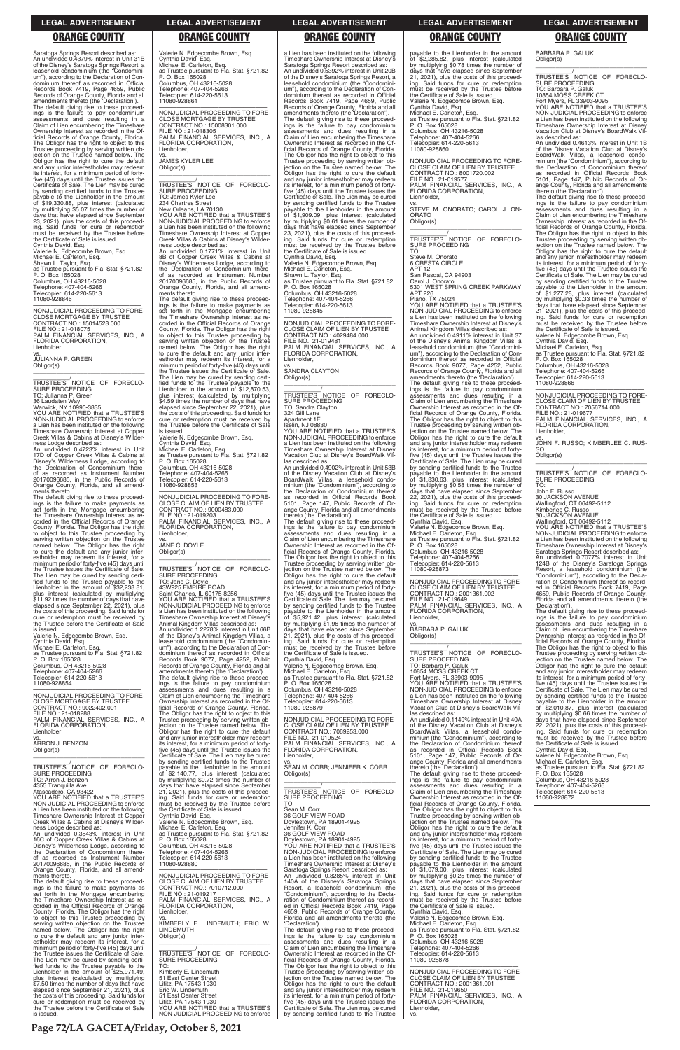Saratoga Springs Resort described as:
An undivided 0.4379% interest in Unit 31B of the Disney's Saratoga Springs Resort, a leasehold condominium (the "Condominium"), according to the Declaration of Condominium thereof as recorded in Official Records Book 7419, Page 4659, Public Records of Orange County, Florida and all amendments thereto (the 'Declaration').
The default giving rise to these proceedings is the failure to pay condominium assessments and dues resulting in a Claim of Lien encumbering the Timeshare Ownership Interest as recorded in the Official Records of Orange County, Florida. The Obligor has the right to object to this Trustee proceeding by serving written objection on the Trustee named below. The Obligor has the right to cure the default and any junior interestholder may redeem its interest, for a minimum period of forty-five (45) days until the Trustee issues the Certificate of Sale. The Lien may be cured by sending certified funds to the Trustee payable to the Lienholder in the amount of $19,330.88, plus interest (calculated by multiplying $5.07 times the number of days that have elapsed since September 23, 2021), plus the costs of this proceeding. Said funds for cure or redemption must be received by the Trustee before the Certificate of Sale is issued.
Cynthia David, Esq.
Valerie N. Edgecombe Brown, Esq.
Michael E. Carleton, Esq.
Shawn L. Taylor, Esq.
as Trustee pursuant to Fla. Stat. §721.82
P. O. Box 165028
Columbus, OH 43216-5028
Telephone: 407-404-5266
Telecopier: 614-220-5613
11080-928846

NONJUDICIAL PROCEEDING TO FORECLOSE MORTGAGE BY TRUSTEE
CONTRACT NO.: 15014528.000
FILE NO.: 21-018075
PALM FINANCIAL SERVICES, INC., A FLORIDA CORPORATION,
Lienholder,
vs.
JULIANNA P. GREEN
Obligor(s)

TRUSTEE'S NOTICE OF FORECLOSURE PROCEEDING
TO: Julianna P. Green
36 Laudaten Way
Warwick, NY 10990-3835
YOU ARE NOTIFIED that a TRUSTEE'S NON-JUDICIAL PROCEEDING to enforce a Lien has been instituted on the following Timeshare Ownership Interest at Copper Creek Villas & Cabins at Disney's Wilderness Lodge described as:
An undivided 0.4723% interest in Unit 17D of Copper Creek Villas & Cabins at Disney's Wilderness Lodge, according to the Declaration of Condominium thereof as recorded as Instrument Number 20170096685, in the Public Records of Orange County, Florida, and all amendments thereto.
The default giving rise to these proceedings is the failure to make payments as set forth in the Mortgage encumbering the Timeshare Ownership Interest as recorded in the Official Records of Orange County, Florida. The Obligor has the right to object to this Trustee proceeding by serving written objection on the Trustee named below. The Obligor has the right to cure the default and any junior interestholder may redeem its interest, for a minimum period of forty-five (45) days until the Trustee issues the Certificate of Sale. The Lien may be cured by sending certified funds to the Trustee payable to the Lienholder in the amount of $32,238.81, plus interest (calculated by multiplying $11.92 times the number of days that have elapsed since September 22, 2021), plus the costs of this proceeding. Said funds for cure or redemption must be received by the Trustee before the Certificate of Sale is issued.
Valerie N. Edgecombe Brown, Esq.
Cynthia David, Esq.
Michael E. Carleton, Esq.
as Trustee pursuant to Fla. Stat. §721.82
P. O. Box 165028
Columbus, OH 43216-5028
Telephone: 407-404-5266
Telecopier: 614-220-5613
11080-928854

NONJUDICIAL PROCEEDING TO FORECLOSE MORTGAGE BY TRUSTEE
CONTRACT NO.: 9022402.001
FILE NO.: 21-018288
PALM FINANCIAL SERVICES, INC., A FLORIDA CORPORATION,
Lienholder,
vs.
ARRON J. BENZON
Obligor(s)

TRUSTEE'S NOTICE OF FORECLOSURE PROCEEDING
TO: Arron J. Benzon
4355 Tranquilla Ave
Atascadero, CA 93422
YOU ARE NOTIFIED that a TRUSTEE'S NON-JUDICIAL PROCEEDING to enforce a Lien has been instituted on the following Timeshare Ownership Interest at Copper Creek Villas & Cabins at Disney's Wilderness Lodge described as:
An undivided 0.3543% interest in Unit 16C of Copper Creek Villas & Cabins at Disney's Wilderness Lodge, according to the Declaration of Condominium thereof as recorded as Instrument Number 20170096685, in the Public Records of Orange County, Florida, and all amendments thereto.
The default giving rise to these proceedings is the failure to make payments as set forth in the Mortgage encumbering the Timeshare Ownership Interest as recorded in the Official Records of Orange County, Florida. The Obligor has the right to object to this Trustee proceeding by serving written objection on the Trustee named below. The Obligor has the right to cure the default and any junior interestholder may redeem its interest, for a minimum period of forty-five (45) days until the Trustee issues the Certificate of Sale. The Lien may be cured by sending certified funds to the Trustee payable to the Lienholder in the amount of $25,971.49, plus interest (calculated by multiplying $7.50 times the number of days that have elapsed since September 21, 2021), plus the costs of this proceeding. Said funds for cure or redemption must be received by the Trustee before the Certificate of Sale is issued.
Valerie N. Edgecombe Brown, Esq.
Cynthia David, Esq.
Michael E. Carleton, Esq.
as Trustee pursuant to Fla. Stat. §721.82
P. O. Box 165028
Columbus, OH 43216-5028
Telephone: 407-404-5266
Telecopier: 614-220-5613
11080-928861

NONJUDICIAL PROCEEDING TO FORECLOSE MORTGAGE BY TRUSTEE
CONTRACT NO.: 15008301.000
FILE NO.: 21-018305
PALM FINANCIAL SERVICES, INC., A FLORIDA CORPORATION,
Lienholder,
vs.
JAMES KYLER LEE
Obligor(s)

TRUSTEE'S NOTICE OF FORECLOSURE PROCEEDING
TO: James Kyler Lee
234 Chartres Street
New Orleans, LA 70130
YOU ARE NOTIFIED that a TRUSTEE'S NON-JUDICIAL PROCEEDING to enforce a Lien has been instituted on the following Timeshare Ownership Interest at Copper Creek Villas & Cabins at Disney's Wilderness Lodge described as:
An undivided 0.1771% interest in Unit 8B of Copper Creek Villas & Cabins at Disney's Wilderness Lodge, according to the Declaration of Condominium thereof as recorded as Instrument Number 20170096685, in the Public Records of Orange County, Florida, and all amendments thereto.
The default giving rise to these proceedings is the failure to make payments as set forth in the Mortgage encumbering the Timeshare Ownership Interest as recorded in the Official Records of Orange County, Florida. The Obligor has the right to object to this Trustee proceeding by serving written objection on the Trustee named below. The Obligor has the right to cure the default and any junior interestholder may redeem its interest, for a minimum period of forty-five (45) days until the Trustee issues the Certificate of Sale. The Lien may be cured by sending certified funds to the Trustee payable to the Lienholder in the amount of $12,870.53, plus interest (calculated by multiplying $4.59 times the number of days that have elapsed since September 22, 2021), plus the costs of this proceeding. Said funds for cure or redemption must be received by the Trustee before the Certificate of Sale is issued.
Valerie N. Edgecombe Brown, Esq.
Cynthia David, Esq.
Michael E. Carleton, Esq.
as Trustee pursuant to Fla. Stat. §721.82
P. O. Box 165028
Columbus, OH 43216-5028
Telephone: 407-404-5266
Telecopier: 614-220-5613
11080-928853

NONJUDICIAL PROCEEDING TO FORECLOSE CLAIM OF LIEN BY TRUSTEE
CONTRACT NO.: 9000483.000
FILE NO.: 21-019203
PALM FINANCIAL SERVICES, INC., A FLORIDA CORPORATION,
Lienholder,
vs.
JANE C. DOYLE
Obligor(s)

TRUSTEE'S NOTICE OF FORECLOSURE PROCEEDING
TO: Jane C. Doyle
43W925 EMPIRE ROAD
Saint Charles, IL 60175-8256
YOU ARE NOTIFIED that a TRUSTEE'S NON-JUDICIAL PROCEEDING to enforce a Lien has been instituted on the following Timeshare Ownership Interest at Disney's Animal Kingdom Villas described as:
An undivided 1.2278% interest in Unit 66B of the Disney's Animal Kingdom Villas, a leasehold condominium (the "Condominium"), according to the Declaration of Condominium thereof as recorded in Official Records Book 9077, Page 4252, Public Records of Orange County, Florida and all amendments thereto (the 'Declaration').
The default giving rise to these proceedings is the failure to pay condominium assessments and dues resulting in a Claim of Lien encumbering the Timeshare Ownership Interest as recorded in the Official Records of Orange County, Florida. The Obligor has the right to object to this Trustee proceeding by serving written objection on the Trustee named below. The Obligor has the right to cure the default and any junior interestholder may redeem its interest, for a minimum period of forty-five (45) days until the Trustee issues the Certificate of Sale. The Lien may be cured by sending certified funds to the Trustee payable to the Lienholder in the amount of $2,140.77, plus interest (calculated by multiplying $0.72 times the number of days that have elapsed since September 21, 2021), plus the costs of this proceeding. Said funds for cure or redemption must be received by the Trustee before the Certificate of Sale is issued.
Cynthia David, Esq.
Valerie N. Edgecombe Brown, Esq.
Michael E. Carleton, Esq.
as Trustee pursuant to Fla. Stat. §721.82
P. O. Box 165028
Columbus, OH 43216-5028
Telephone: 407-404-5266
Telecopier: 614-220-5613
11080-928880

NONJUDICIAL PROCEEDING TO FORECLOSE CLAIM OF LIEN BY TRUSTEE
CONTRACT NO.: 7010712.000
FILE NO.: 21-019217
PALM FINANCIAL SERVICES, INC., A FLORIDA CORPORATION,
Lienholder,
vs.
KIMBERLY E. LINDEMUTH; ERIC W. LINDEMUTH
Obligor(s)

TRUSTEE'S NOTICE OF FORECLOSURE PROCEEDING
TO:
Kimberly E. Lindemuth
51 East Center Street
Lititz, PA 17543-1930
Eric W. Lindemuth
51 East Center Street
Lititz, PA 17543-1930
YOU ARE NOTIFIED that a TRUSTEE'S NON-JUDICIAL PROCEEDING to enforce a Lien has been instituted on the following Timeshare Ownership Interest at Disney's Saratoga Springs Resort described as:
An undivided 0.5392% interest in Unit 20B of the Disney's Saratoga Springs Resort, a leasehold condominium (the "Condominium"), according to the Declaration of Condominium thereof as recorded in Official Records Book 7419, Page 4659, Public Records of Orange County, Florida and all amendments thereto (the 'Declaration').
The default giving rise to these proceedings is the failure to pay condominium assessments and dues resulting in a Claim of Lien encumbering the Timeshare Ownership Interest as recorded in the Official Records of Orange County, Florida. The Obligor has the right to object to this Trustee proceeding by serving written objection on the Trustee named below. The Obligor has the right to cure the default and any junior interestholder may redeem its interest, for a minimum period of forty-five (45) days until the Trustee issues the Certificate of Sale. The Lien may be cured by sending certified funds to the Trustee payable to the Lienholder in the amount of $1,909.09, plus interest (calculated by multiplying $0.61 times the number of days that have elapsed since September 23, 2021), plus the costs of this proceeding. Said funds for cure or redemption must be received by the Trustee before the Certificate of Sale is issued.
Cynthia David, Esq.
Valerie N. Edgecombe Brown, Esq.
Michael E. Carleton, Esq.
Shawn L. Taylor, Esq.
as Trustee pursuant to Fla. Stat. §721.82
P. O. Box 165028
Columbus, OH 43216-5028
Telephone: 407-404-5266
Telecopier: 614-220-5613
11080-928845

NONJUDICIAL PROCEEDING TO FORECLOSE CLAIM OF LIEN BY TRUSTEE
CONTRACT NO.: 4029484.000
FILE NO.: 21-019481
PALM FINANCIAL SERVICES, INC., A FLORIDA CORPORATION,
Lienholder,
vs.
SANDRA CLAYTON
Obligor(s)

TRUSTEE'S NOTICE OF FORECLOSURE PROCEEDING
TO: Sandra Clayton
324 Gill Lane
Apartment 1E
Iselin, NJ 08830
YOU ARE NOTIFIED that a TRUSTEE'S NON-JUDICIAL PROCEEDING to enforce a Lien has been instituted on the following Timeshare Ownership Interest at Disney Vacation Club at Disney's BoardWalk Villas described as:
An undivided 0.4902% interest in Unit 53B of the Disney Vacation Club at Disney's BoardWalk Villas, a leasehold condominium (the "Condominium"), according to the Declaration of Condominium thereof as recorded in Official Records Book 5101, Page 147, Public Records of Orange County, Florida and all amendments thereto (the 'Declaration').
The default giving rise to these proceedings is the failure to pay condominium assessments and dues resulting in a Claim of Lien encumbering the Timeshare Ownership Interest as recorded in the Official Records of Orange County, Florida. The Obligor has the right to object to this Trustee proceeding by serving written objection on the Trustee named below. The Obligor has the right to cure the default and any junior interestholder may redeem its interest, for a minimum period of forty-five (45) days until the Trustee issues the Certificate of Sale. The Lien may be cured by sending certified funds to the Trustee payable to the Lienholder in the amount of $5,921.42, plus interest (calculated by multiplying $1.96 times the number of days that have elapsed since September 21, 2021), plus the costs of this proceeding. Said funds for cure or redemption must be received by the Trustee before the Certificate of Sale is issued.
Cynthia David, Esq.
Valerie N. Edgecombe Brown, Esq.
Michael E. Carleton, Esq.
as Trustee pursuant to Fla. Stat. §721.82
P. O. Box 165028
Columbus, OH 43216-5028
Telephone: 407-404-5266
Telecopier: 614-220-5613
11080-928879

NONJUDICIAL PROCEEDING TO FORECLOSE CLAIM OF LIEN BY TRUSTEE
CONTRACT NO.: 7069253.000
FILE NO.: 21-019524
PALM FINANCIAL SERVICES, INC., A FLORIDA CORPORATION,
Lienholder,
vs.
SEAN M. CORR; JENNIFER K. CORR
Obligor(s)

TRUSTEE'S NOTICE OF FORECLOSURE PROCEEDING
TO:
Sean M. Corr
36 GOLF VIEW ROAD
Doylestown, PA 18901-4925
Jennifer K. Corr
36 GOLF VIEW ROAD
Doylestown, PA 18901-4925
YOU ARE NOTIFIED that a TRUSTEE'S NON-JUDICIAL PROCEEDING to enforce a Lien has been instituted on the following Timeshare Ownership Interest at Disney's Saratoga Springs Resort described as:
An undivided 0.8285% interest in Unit 140A of the Disney's Saratoga Springs Resort, a leasehold condominium (the "Condominium"), according to the Declaration of Condominium thereof as recorded in Official Records Book 7419, Page 4659, Public Records of Orange County, Florida and all amendments thereto (the 'Declaration').
The default giving rise to these proceedings is the failure to pay condominium assessments and dues resulting in a Claim of Lien encumbering the Timeshare Ownership Interest as recorded in the Official Records of Orange County, Florida. The Obligor has the right to object to this Trustee proceeding by serving written objection on the Trustee named below. The Obligor has the right to cure the default and any junior interestholder may redeem its interest, for a minimum period of forty-five (45) days until the Trustee issues the Certificate of Sale. The Lien may be cured by sending certified funds to the Trustee payable to the Lienholder in the amount of $2,285.82, plus interest (calculated by multiplying $0.78 times the number of days that have elapsed since September 21, 2021), plus the costs of this proceeding. Said funds for cure or redemption must be received by the Trustee before the Certificate of Sale is issued.
Valerie N. Edgecombe Brown, Esq.
Cynthia David, Esq.
Michael E. Carleton, Esq.
as Trustee pursuant to Fla. Stat. §721.82
P. O. Box 165028
Columbus, OH 43216-5028
Telephone: 407-404-5266
Telecopier: 614-220-5613
11080-928860

NONJUDICIAL PROCEEDING TO FORECLOSE CLAIM OF LIEN BY TRUSTEE
CONTRACT NO.: 8001720.002
FILE NO.: 21-019577
PALM FINANCIAL SERVICES, INC., A FLORIDA CORPORATION,
Lienholder,
vs.
STEVE M. ONORATO; CAROL J. ONORATO
Obligor(s)

TRUSTEE'S NOTICE OF FORECLOSURE PROCEEDING
TO:
Steve M. Onorato
6 CRESTA CIRCLE
APT 12
San Rafael, CA 94903
Carol J. Onorato
5301 WEST SPRING CREEK PARKWAY
APT 226
Plano, TX 75024
YOU ARE NOTIFIED that a TRUSTEE'S NON-JUDICIAL PROCEEDING to enforce a Lien has been instituted on the following Timeshare Ownership Interest at Disney's Animal Kingdom Villas described as:
An undivided 0.4911% interest in Unit 37 of the Disney's Animal Kingdom Villas, a leasehold condominium (the "Condominium"), according to the Declaration of Condominium thereof as recorded in Official Records Book 9077, Page 4252, Public Records of Orange County, Florida and all amendments thereto (the 'Declaration').
The default giving rise to these proceedings is the failure to pay condominium assessments and dues resulting in a Claim of Lien encumbering the Timeshare Ownership Interest as recorded in the Official Records of Orange County, Florida. The Obligor has the right to object to this Trustee proceeding by serving written objection on the Trustee named below. The Obligor has the right to cure the default and any junior interestholder may redeem its interest, for a minimum period of forty-five (45) days until the Trustee issues the Certificate of Sale. The Lien may be cured by sending certified funds to the Trustee payable to the Lienholder in the amount of $1,830.63, plus interest (calculated by multiplying $0.58 times the number of days that have elapsed since September 22, 2021), plus the costs of this proceeding. Said funds for cure or redemption must be received by the Trustee before the Certificate of Sale is issued.
Cynthia David, Esq.
Valerie N. Edgecombe Brown, Esq.
Michael E. Carleton, Esq.
as Trustee pursuant to Fla. Stat. §721.82
P. O. Box 165028
Columbus, OH 43216-5028
Telephone: 407-404-5266
Telecopier: 614-220-5613
11080-928873

NONJUDICIAL PROCEEDING TO FORECLOSE CLAIM OF LIEN BY TRUSTEE
CONTRACT NO.: 2001361.002
FILE NO.: 21-019649
PALM FINANCIAL SERVICES, INC., A FLORIDA CORPORATION,
Lienholder,
vs.
BARBARA P. GALUK
Obligor(s)

TRUSTEE'S NOTICE OF FORECLOSURE PROCEEDING
TO: Barbara P. Galuk
10854 MOSS CREEK CT
Fort Myers, FL 33903-9095
YOU ARE NOTIFIED that a TRUSTEE'S NON-JUDICIAL PROCEEDING to enforce a Lien has been instituted on the following Timeshare Ownership Interest at Disney Vacation Club at Disney's BoardWalk Villas described as:
An undivided 0.1149% interest in Unit 40A of the Disney Vacation Club at Disney's BoardWalk Villas, a leasehold condominium (the "Condominium"), according to the Declaration of Condominium thereof as recorded in Official Records Book 5101, Page 147, Public Records of Orange County, Florida and all amendments thereto (the 'Declaration').
The default giving rise to these proceedings is the failure to pay condominium assessments and dues resulting in a Claim of Lien encumbering the Timeshare Ownership Interest as recorded in the Official Records of Orange County, Florida. The Obligor has the right to object to this Trustee proceeding by serving written objection on the Trustee named below. The Obligor has the right to cure the default and any junior interestholder may redeem its interest, for a minimum period of forty-five (45) days until the Trustee issues the Certificate of Sale. The Lien may be cured by sending certified funds to the Trustee payable to the Lienholder in the amount of $1,079.00, plus interest (calculated by multiplying $0.25 times the number of days that have elapsed since September 21, 2021), plus the costs of this proceeding. Said funds for cure or redemption must be received by the Trustee before the Certificate of Sale is issued.
Cynthia David, Esq.
Valerie N. Edgecombe Brown, Esq.
Michael E. Carleton, Esq.
as Trustee pursuant to Fla. Stat. §721.82
P. O. Box 165028
Columbus, OH 43216-5028
Telephone: 407-404-5266
Telecopier: 614-220-5613
11080-928878

NONJUDICIAL PROCEEDING TO FORECLOSE CLAIM OF LIEN BY TRUSTEE
CONTRACT NO.: 2001361.001
FILE NO.: 21-019650
PALM FINANCIAL SERVICES, INC., A FLORIDA CORPORATION,
Lienholder,
vs.
BARBARA P. GALUK
Obligor(s)

TRUSTEE'S NOTICE OF FORECLOSURE PROCEEDING
TO: Barbara P. Galuk
10854 MOSS CREEK CT
Fort Myers, FL 33903-9095
YOU ARE NOTIFIED that a TRUSTEE'S NON-JUDICIAL PROCEEDING to enforce a Lien has been instituted on the following Timeshare Ownership Interest at Disney Vacation Club at Disney's BoardWalk Villas described as:
An undivided 0.4613% interest in Unit 1B of the Disney Vacation Club at Disney's BoardWalk Villas, a leasehold condominium (the "Condominium"), according to the Declaration of Condominium thereof as recorded in Official Records Book 5101, Page 147, Public Records of Orange County, Florida and all amendments thereto (the 'Declaration').
The default giving rise to these proceedings is the failure to pay condominium assessments and dues resulting in a Claim of Lien encumbering the Timeshare Ownership Interest as recorded in the Official Records of Orange County, Florida. The Obligor has the right to object to this Trustee proceeding by serving written objection on the Trustee named below. The Obligor has the right to cure the default and any junior interestholder may redeem its interest, for a minimum period of forty-five (45) days until the Trustee issues the Certificate of Sale. The Lien may be cured by sending certified funds to the Trustee payable to the Lienholder in the amount of $1,277.28, plus interest (calculated by multiplying $0.33 times the number of days that have elapsed since September 21, 2021), plus the costs of this proceeding. Said funds for cure or redemption must be received by the Trustee before the Certificate of Sale is issued.
Valerie N. Edgecombe Brown, Esq.
Cynthia David, Esq.
Michael E. Carleton, Esq.
as Trustee pursuant to Fla. Stat. §721.82
P. O. Box 165028
Columbus, OH 43216-5028
Telephone: 407-404-5266
Telecopier: 614-220-5613
11080-928866

NONJUDICIAL PROCEEDING TO FORECLOSE CLAIM OF LIEN BY TRUSTEE
CONTRACT NO.: 7056714.000
FILE NO.: 21-019677
PALM FINANCIAL SERVICES, INC., A FLORIDA CORPORATION,
Lienholder,
vs.
JOHN F. RUSSO; KIMBERLEE C. RUSSO
Obligor(s)

TRUSTEE'S NOTICE OF FORECLOSURE PROCEEDING
TO:
John F. Russo
30 JACKSON AVENUE
Wallingford, CT 06492-5112
Kimberlee C. Russo
30 JACKSON AVENUE
Wallingford, CT 06492-5112
YOU ARE NOTIFIED that a TRUSTEE'S NON-JUDICIAL PROCEEDING to enforce a Lien has been instituted on the following Timeshare Ownership Interest at Disney's Saratoga Springs Resort described as:
An undivided 0.7077% interest in Unit 124B of the Disney's Saratoga Springs Resort, a leasehold condominium (the "Condominium"), according to the Declaration of Condominium thereof as recorded in Official Records Book 7419, Page 4659, Public Records of Orange County, Florida and all amendments thereto (the 'Declaration').
The default giving rise to these proceedings is the failure to pay condominium assessments and dues resulting in a Claim of Lien encumbering the Timeshare Ownership Interest as recorded in the Official Records of Orange County, Florida. The Obligor has the right to object to this Trustee proceeding by serving written objection on the Trustee named below. The Obligor has the right to cure the default and any junior interestholder may redeem its interest, for a minimum period of forty-five (45) days until the Trustee issues the Certificate of Sale. The Lien may be cured by sending certified funds to the Trustee payable to the Lienholder in the amount of $2,010.87, plus interest (calculated by multiplying $0.66 times the number of days that have elapsed since September 22, 2021), plus the costs of this proceeding. Said funds for cure or redemption must be received by the Trustee before the Certificate of Sale is issued.
Cynthia David, Esq.
Valerie N. Edgecombe Brown, Esq.
Michael E. Carleton, Esq.
as Trustee pursuant to Fla. Stat. §721.82
P. O. Box 165028
Columbus, OH 43216-5028
Telephone: 407-404-5266
Telecopier: 614-220-5613
11080-928872